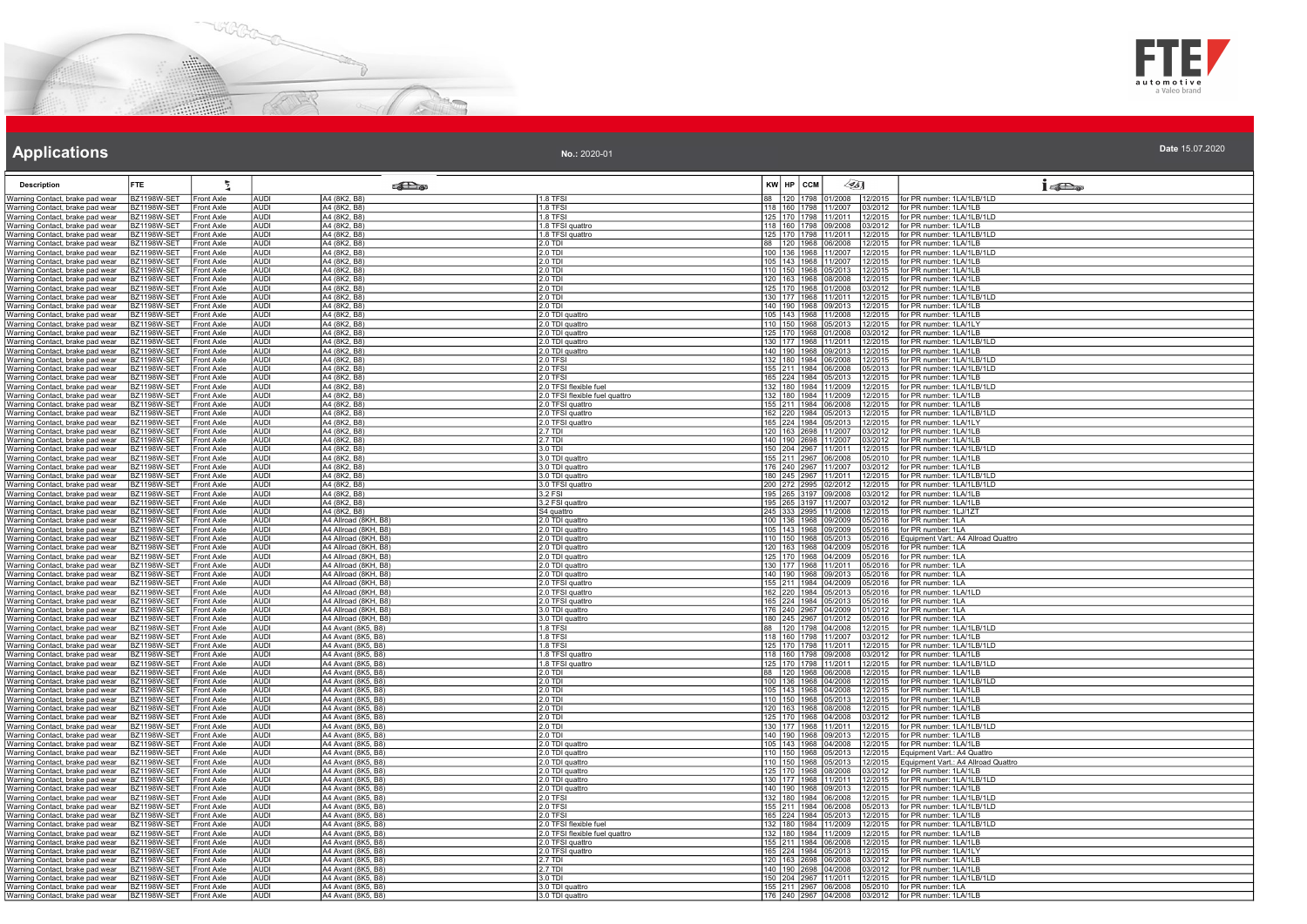# Applications

**No.:** 2020-01

**Date** 15.07.2020

| Description | FTE | | | | | KW | HP | CCM | | | |
|---|---|---|---|---|---|---|---|---|---|---|---|
| Warning Contact, brake pad wear | BZ1198W-SET | Front Axle | AUDI | A4 (8K2, B8) | 1.8 TFSI | 88 | 120 | 1798 | 01/2008 | 12/2015 | for PR number: 1LA/1LB/1LD |
| Warning Contact, brake pad wear | BZ1198W-SET | Front Axle | AUDI | A4 (8K2, B8) | 1.8 TFSI | 118 | 160 | 1798 | 11/2007 | 03/2012 | for PR number: 1LA/1LB |
| Warning Contact, brake pad wear | BZ1198W-SET | Front Axle | AUDI | A4 (8K2, B8) | 1.8 TFSI | 125 | 170 | 1798 | 11/2011 | 12/2015 | for PR number: 1LA/1LB/1LD |
| Warning Contact, brake pad wear | BZ1198W-SET | Front Axle | AUDI | A4 (8K2, B8) | 1.8 TFSI quattro | 118 | 160 | 1798 | 09/2008 | 03/2012 | for PR number: 1LA/1LB |
| Warning Contact, brake pad wear | BZ1198W-SET | Front Axle | AUDI | A4 (8K2, B8) | 1.8 TFSI quattro | 125 | 170 | 1798 | 11/2011 | 12/2015 | for PR number: 1LA/1LB/1LD |
| Warning Contact, brake pad wear | BZ1198W-SET | Front Axle | AUDI | A4 (8K2, B8) | 2.0 TDI | 88 | 120 | 1968 | 06/2008 | 12/2015 | for PR number: 1LA/1LB |
| Warning Contact, brake pad wear | BZ1198W-SET | Front Axle | AUDI | A4 (8K2, B8) | 2.0 TDI | 100 | 136 | 1968 | 11/2007 | 12/2015 | for PR number: 1LA/1LB/1LD |
| Warning Contact, brake pad wear | BZ1198W-SET | Front Axle | AUDI | A4 (8K2, B8) | 2.0 TDI | 105 | 143 | 1968 | 11/2007 | 12/2015 | for PR number: 1LA/1LB |
| Warning Contact, brake pad wear | BZ1198W-SET | Front Axle | AUDI | A4 (8K2, B8) | 2.0 TDI | 110 | 150 | 1968 | 05/2013 | 12/2015 | for PR number: 1LA/1LB |
| Warning Contact, brake pad wear | BZ1198W-SET | Front Axle | AUDI | A4 (8K2, B8) | 2.0 TDI | 120 | 163 | 1968 | 08/2008 | 12/2015 | for PR number: 1LA/1LB |
| Warning Contact, brake pad wear | BZ1198W-SET | Front Axle | AUDI | A4 (8K2, B8) | 2.0 TDI | 125 | 170 | 1968 | 01/2008 | 03/2012 | for PR number: 1LA/1LB |
| Warning Contact, brake pad wear | BZ1198W-SET | Front Axle | AUDI | A4 (8K2, B8) | 2.0 TDI | 130 | 177 | 1968 | 11/2011 | 12/2015 | for PR number: 1LA/1LB/1LD |
| Warning Contact, brake pad wear | BZ1198W-SET | Front Axle | AUDI | A4 (8K2, B8) | 2.0 TDI | 140 | 190 | 1968 | 09/2013 | 12/2015 | for PR number: 1LA/1LB |
| Warning Contact, brake pad wear | BZ1198W-SET | Front Axle | AUDI | A4 (8K2, B8) | 2.0 TDI quattro | 105 | 143 | 1968 | 11/2008 | 12/2015 | for PR number: 1LA/1LB |
| Warning Contact, brake pad wear | BZ1198W-SET | Front Axle | AUDI | A4 (8K2, B8) | 2.0 TDI quattro | 110 | 150 | 1968 | 05/2013 | 12/2015 | for PR number: 1LA/1LY |
| Warning Contact, brake pad wear | BZ1198W-SET | Front Axle | AUDI | A4 (8K2, B8) | 2.0 TDI quattro | 125 | 170 | 1968 | 01/2008 | 03/2012 | for PR number: 1LA/1LB |
| Warning Contact, brake pad wear | BZ1198W-SET | Front Axle | AUDI | A4 (8K2, B8) | 2.0 TDI quattro | 130 | 177 | 1968 | 11/2011 | 12/2015 | for PR number: 1LA/1LB/1LD |
| Warning Contact, brake pad wear | BZ1198W-SET | Front Axle | AUDI | A4 (8K2, B8) | 2.0 TDI quattro | 140 | 190 | 1968 | 09/2013 | 12/2015 | for PR number: 1LA/1LB |
| Warning Contact, brake pad wear | BZ1198W-SET | Front Axle | AUDI | A4 (8K2, B8) | 2.0 TFSI | 132 | 180 | 1984 | 06/2008 | 12/2015 | for PR number: 1LA/1LB/1LD |
| Warning Contact, brake pad wear | BZ1198W-SET | Front Axle | AUDI | A4 (8K2, B8) | 2.0 TFSI | 155 | 211 | 1984 | 06/2008 | 05/2013 | for PR number: 1LA/1LB/1LD |
| Warning Contact, brake pad wear | BZ1198W-SET | Front Axle | AUDI | A4 (8K2, B8) | 2.0 TFSI | 165 | 224 | 1984 | 05/2013 | 12/2015 | for PR number: 1LA/1LB |
| Warning Contact, brake pad wear | BZ1198W-SET | Front Axle | AUDI | A4 (8K2, B8) | 2.0 TFSI flexible fuel | 132 | 180 | 1984 | 11/2009 | 12/2015 | for PR number: 1LA/1LB/1LD |
| Warning Contact, brake pad wear | BZ1198W-SET | Front Axle | AUDI | A4 (8K2, B8) | 2.0 TFSI flexible fuel quattro | 132 | 180 | 1984 | 11/2009 | 12/2015 | for PR number: 1LA/1LB |
| Warning Contact, brake pad wear | BZ1198W-SET | Front Axle | AUDI | A4 (8K2, B8) | 2.0 TFSI quattro | 155 | 211 | 1984 | 06/2008 | 12/2015 | for PR number: 1LA/1LB |
| Warning Contact, brake pad wear | BZ1198W-SET | Front Axle | AUDI | A4 (8K2, B8) | 2.0 TFSI quattro | 162 | 220 | 1984 | 05/2013 | 12/2015 | for PR number: 1LA/1LB/1LD |
| Warning Contact, brake pad wear | BZ1198W-SET | Front Axle | AUDI | A4 (8K2, B8) | 2.0 TFSI quattro | 165 | 224 | 1984 | 05/2013 | 12/2015 | for PR number: 1LA/1LY |
| Warning Contact, brake pad wear | BZ1198W-SET | Front Axle | AUDI | A4 (8K2, B8) | 2.7 TDI | 120 | 163 | 2698 | 11/2007 | 03/2012 | for PR number: 1LA/1LB |
| Warning Contact, brake pad wear | BZ1198W-SET | Front Axle | AUDI | A4 (8K2, B8) | 2.7 TDI | 140 | 190 | 2698 | 11/2007 | 03/2012 | for PR number: 1LA/1LB |
| Warning Contact, brake pad wear | BZ1198W-SET | Front Axle | AUDI | A4 (8K2, B8) | 3.0 TDI | 150 | 204 | 2967 | 11/2011 | 12/2015 | for PR number: 1LA/1LB/1LD |
| Warning Contact, brake pad wear | BZ1198W-SET | Front Axle | AUDI | A4 (8K2, B8) | 3.0 TDI quattro | 155 | 211 | 2967 | 06/2008 | 05/2010 | for PR number: 1LA/1LB |
| Warning Contact, brake pad wear | BZ1198W-SET | Front Axle | AUDI | A4 (8K2, B8) | 3.0 TDI quattro | 176 | 240 | 2967 | 11/2007 | 03/2012 | for PR number: 1LA/1LB |
| Warning Contact, brake pad wear | BZ1198W-SET | Front Axle | AUDI | A4 (8K2, B8) | 3.0 TDI quattro | 180 | 245 | 2967 | 11/2011 | 12/2015 | for PR number: 1LA/1LB/1LD |
| Warning Contact, brake pad wear | BZ1198W-SET | Front Axle | AUDI | A4 (8K2, B8) | 3.0 TFSI quattro | 200 | 272 | 2995 | 02/2012 | 12/2015 | for PR number: 1LA/1LB/1LD |
| Warning Contact, brake pad wear | BZ1198W-SET | Front Axle | AUDI | A4 (8K2, B8) | 3.2 FSI | 195 | 265 | 3197 | 09/2008 | 03/2012 | for PR number: 1LA/1LB |
| Warning Contact, brake pad wear | BZ1198W-SET | Front Axle | AUDI | A4 (8K2, B8) | 3.2 FSI quattro | 195 | 265 | 3197 | 11/2007 | 03/2012 | for PR number: 1LA/1LB |
| Warning Contact, brake pad wear | BZ1198W-SET | Front Axle | AUDI | A4 (8K2, B8) | S4 quattro | 245 | 333 | 2995 | 11/2008 | 12/2015 | for PR number: 1LJ/1ZT |
| Warning Contact, brake pad wear | BZ1198W-SET | Front Axle | AUDI | A4 Allroad (8KH, B8) | 2.0 TDI quattro | 100 | 136 | 1968 | 09/2009 | 05/2016 | for PR number: 1LA |
| Warning Contact, brake pad wear | BZ1198W-SET | Front Axle | AUDI | A4 Allroad (8KH, B8) | 2.0 TDI quattro | 105 | 143 | 1968 | 09/2009 | 05/2016 | for PR number: 1LA |
| Warning Contact, brake pad wear | BZ1198W-SET | Front Axle | AUDI | A4 Allroad (8KH, B8) | 2.0 TDI quattro | 110 | 150 | 1968 | 05/2013 | 05/2016 | Equipment Vart.: A4 Allroad Quattro |
| Warning Contact, brake pad wear | BZ1198W-SET | Front Axle | AUDI | A4 Allroad (8KH, B8) | 2.0 TDI quattro | 120 | 163 | 1968 | 04/2009 | 05/2016 | for PR number: 1LA |
| Warning Contact, brake pad wear | BZ1198W-SET | Front Axle | AUDI | A4 Allroad (8KH, B8) | 2.0 TDI quattro | 125 | 170 | 1968 | 04/2009 | 05/2016 | for PR number: 1LA |
| Warning Contact, brake pad wear | BZ1198W-SET | Front Axle | AUDI | A4 Allroad (8KH, B8) | 2.0 TDI quattro | 130 | 177 | 1968 | 11/2011 | 05/2016 | for PR number: 1LA |
| Warning Contact, brake pad wear | BZ1198W-SET | Front Axle | AUDI | A4 Allroad (8KH, B8) | 2.0 TDI quattro | 140 | 190 | 1968 | 09/2013 | 05/2016 | for PR number: 1LA |
| Warning Contact, brake pad wear | BZ1198W-SET | Front Axle | AUDI | A4 Allroad (8KH, B8) | 2.0 TFSI quattro | 155 | 211 | 1984 | 04/2009 | 05/2016 | for PR number: 1LA |
| Warning Contact, brake pad wear | BZ1198W-SET | Front Axle | AUDI | A4 Allroad (8KH, B8) | 2.0 TFSI quattro | 162 | 220 | 1984 | 05/2013 | 05/2016 | for PR number: 1LA/1LD |
| Warning Contact, brake pad wear | BZ1198W-SET | Front Axle | AUDI | A4 Allroad (8KH, B8) | 2.0 TFSI quattro | 165 | 224 | 1984 | 05/2013 | 05/2016 | for PR number: 1LA |
| Warning Contact, brake pad wear | BZ1198W-SET | Front Axle | AUDI | A4 Allroad (8KH, B8) | 3.0 TDI quattro | 176 | 240 | 2967 | 04/2009 | 01/2012 | for PR number: 1LA |
| Warning Contact, brake pad wear | BZ1198W-SET | Front Axle | AUDI | A4 Allroad (8KH, B8) | 3.0 TDI quattro | 180 | 245 | 2967 | 01/2012 | 05/2016 | for PR number: 1LA |
| Warning Contact, brake pad wear | BZ1198W-SET | Front Axle | AUDI | A4 Avant (8K5, B8) | 1.8 TFSI | 88 | 120 | 1798 | 04/2008 | 12/2015 | for PR number: 1LA/1LB/1LD |
| Warning Contact, brake pad wear | BZ1198W-SET | Front Axle | AUDI | A4 Avant (8K5, B8) | 1.8 TFSI | 118 | 160 | 1798 | 11/2007 | 03/2012 | for PR number: 1LA/1LB |
| Warning Contact, brake pad wear | BZ1198W-SET | Front Axle | AUDI | A4 Avant (8K5, B8) | 1.8 TFSI | 125 | 170 | 1798 | 11/2011 | 12/2015 | for PR number: 1LA/1LB/1LD |
| Warning Contact, brake pad wear | BZ1198W-SET | Front Axle | AUDI | A4 Avant (8K5, B8) | 1.8 TFSI quattro | 118 | 160 | 1798 | 09/2008 | 03/2012 | for PR number: 1LA/1LB |
| Warning Contact, brake pad wear | BZ1198W-SET | Front Axle | AUDI | A4 Avant (8K5, B8) | 1.8 TFSI quattro | 125 | 170 | 1798 | 11/2011 | 12/2015 | for PR number: 1LA/1LB/1LD |
| Warning Contact, brake pad wear | BZ1198W-SET | Front Axle | AUDI | A4 Avant (8K5, B8) | 2.0 TDI | 88 | 120 | 1968 | 06/2008 | 12/2015 | for PR number: 1LA/1LB |
| Warning Contact, brake pad wear | BZ1198W-SET | Front Axle | AUDI | A4 Avant (8K5, B8) | 2.0 TDI | 100 | 136 | 1968 | 04/2008 | 12/2015 | for PR number: 1LA/1LB/1LD |
| Warning Contact, brake pad wear | BZ1198W-SET | Front Axle | AUDI | A4 Avant (8K5, B8) | 2.0 TDI | 105 | 143 | 1968 | 04/2008 | 12/2015 | for PR number: 1LA/1LB |
| Warning Contact, brake pad wear | BZ1198W-SET | Front Axle | AUDI | A4 Avant (8K5, B8) | 2.0 TDI | 110 | 150 | 1968 | 05/2013 | 12/2015 | for PR number: 1LA/1LB |
| Warning Contact, brake pad wear | BZ1198W-SET | Front Axle | AUDI | A4 Avant (8K5, B8) | 2.0 TDI | 120 | 163 | 1968 | 08/2008 | 12/2015 | for PR number: 1LA/1LB |
| Warning Contact, brake pad wear | BZ1198W-SET | Front Axle | AUDI | A4 Avant (8K5, B8) | 2.0 TDI | 125 | 170 | 1968 | 04/2008 | 03/2012 | for PR number: 1LA/1LB |
| Warning Contact, brake pad wear | BZ1198W-SET | Front Axle | AUDI | A4 Avant (8K5, B8) | 2.0 TDI | 130 | 177 | 1968 | 11/2011 | 12/2015 | for PR number: 1LA/1LB/1LD |
| Warning Contact, brake pad wear | BZ1198W-SET | Front Axle | AUDI | A4 Avant (8K5, B8) | 2.0 TDI | 140 | 190 | 1968 | 09/2013 | 12/2015 | for PR number: 1LA/1LB |
| Warning Contact, brake pad wear | BZ1198W-SET | Front Axle | AUDI | A4 Avant (8K5, B8) | 2.0 TDI quattro | 105 | 143 | 1968 | 04/2008 | 12/2015 | for PR number: 1LA/1LB |
| Warning Contact, brake pad wear | BZ1198W-SET | Front Axle | AUDI | A4 Avant (8K5, B8) | 2.0 TDI quattro | 110 | 150 | 1968 | 05/2013 | 12/2015 | Equipment Vart.: A4 Quattro |
| Warning Contact, brake pad wear | BZ1198W-SET | Front Axle | AUDI | A4 Avant (8K5, B8) | 2.0 TDI quattro | 110 | 150 | 1968 | 05/2013 | 12/2015 | Equipment Vart.: A4 Allroad Quattro |
| Warning Contact, brake pad wear | BZ1198W-SET | Front Axle | AUDI | A4 Avant (8K5, B8) | 2.0 TDI quattro | 125 | 170 | 1968 | 08/2008 | 03/2012 | for PR number: 1LA/1LB |
| Warning Contact, brake pad wear | BZ1198W-SET | Front Axle | AUDI | A4 Avant (8K5, B8) | 2.0 TDI quattro | 130 | 177 | 1968 | 11/2011 | 12/2015 | for PR number: 1LA/1LB/1LD |
| Warning Contact, brake pad wear | BZ1198W-SET | Front Axle | AUDI | A4 Avant (8K5, B8) | 2.0 TDI quattro | 140 | 190 | 1968 | 09/2013 | 12/2015 | for PR number: 1LA/1LB |
| Warning Contact, brake pad wear | BZ1198W-SET | Front Axle | AUDI | A4 Avant (8K5, B8) | 2.0 TFSI | 132 | 180 | 1984 | 06/2008 | 12/2015 | for PR number: 1LA/1LB/1LD |
| Warning Contact, brake pad wear | BZ1198W-SET | Front Axle | AUDI | A4 Avant (8K5, B8) | 2.0 TFSI | 155 | 211 | 1984 | 06/2008 | 05/2013 | for PR number: 1LA/1LB/1LD |
| Warning Contact, brake pad wear | BZ1198W-SET | Front Axle | AUDI | A4 Avant (8K5, B8) | 2.0 TFSI | 165 | 224 | 1984 | 05/2013 | 12/2015 | for PR number: 1LA/1LB |
| Warning Contact, brake pad wear | BZ1198W-SET | Front Axle | AUDI | A4 Avant (8K5, B8) | 2.0 TFSI flexible fuel | 132 | 180 | 1984 | 11/2009 | 12/2015 | for PR number: 1LA/1LB/1LD |
| Warning Contact, brake pad wear | BZ1198W-SET | Front Axle | AUDI | A4 Avant (8K5, B8) | 2.0 TFSI flexible fuel quattro | 132 | 180 | 1984 | 11/2009 | 12/2015 | for PR number: 1LA/1LB |
| Warning Contact, brake pad wear | BZ1198W-SET | Front Axle | AUDI | A4 Avant (8K5, B8) | 2.0 TFSI quattro | 155 | 211 | 1984 | 06/2008 | 12/2015 | for PR number: 1LA/1LB |
| Warning Contact, brake pad wear | BZ1198W-SET | Front Axle | AUDI | A4 Avant (8K5, B8) | 2.0 TFSI quattro | 165 | 224 | 1984 | 05/2013 | 12/2015 | for PR number: 1LA/1LY |
| Warning Contact, brake pad wear | BZ1198W-SET | Front Axle | AUDI | A4 Avant (8K5, B8) | 2.7 TDI | 120 | 163 | 2698 | 06/2008 | 03/2012 | for PR number: 1LA/1LB |
| Warning Contact, brake pad wear | BZ1198W-SET | Front Axle | AUDI | A4 Avant (8K5, B8) | 2.7 TDI | 140 | 190 | 2698 | 04/2008 | 03/2012 | for PR number: 1LA/1LB |
| Warning Contact, brake pad wear | BZ1198W-SET | Front Axle | AUDI | A4 Avant (8K5, B8) | 3.0 TDI | 150 | 204 | 2967 | 11/2011 | 12/2015 | for PR number: 1LA/1LB/1LD |
| Warning Contact, brake pad wear | BZ1198W-SET | Front Axle | AUDI | A4 Avant (8K5, B8) | 3.0 TDI quattro | 155 | 211 | 2967 | 06/2008 | 05/2010 | for PR number: 1LA |
| Warning Contact, brake pad wear | BZ1198W-SET | Front Axle | AUDI | A4 Avant (8K5, B8) | 3.0 TDI quattro | 176 | 240 | 2967 | 04/2008 | 03/2012 | for PR number: 1LA/1LB |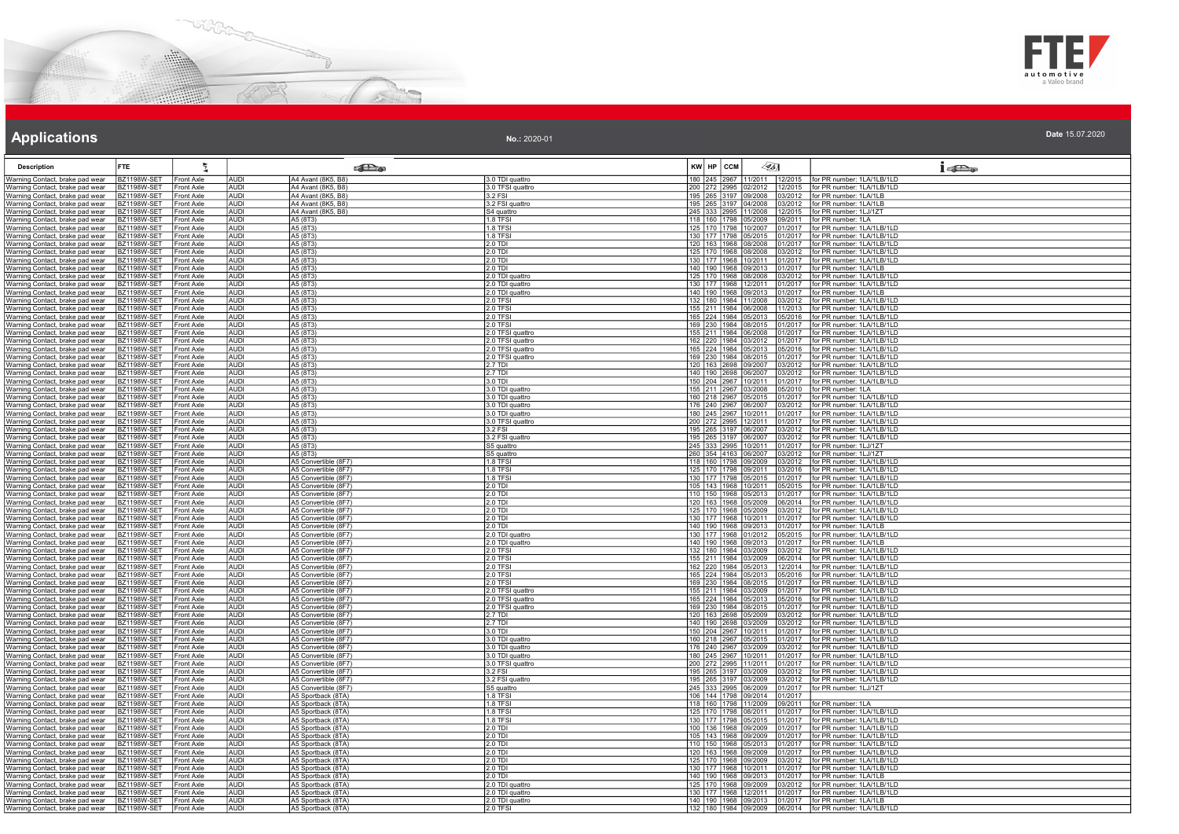# Applications

**No.:** 2020-01

**Date** 15.07.2020

| Description | FTE | | | | | KW | HP | CCM | | | |
|---|---|---|---|---|---|---|---|---|---|---|---|
| Warning Contact, brake pad wear | BZ1198W-SET | Front Axle | AUDI | A4 Avant (8K5, B8) | 3.0 TDI quattro | 180 | 245 | 2967 | 11/2011 | 12/2015 | for PR number: 1LA/1LB/1LD |
| Warning Contact, brake pad wear | BZ1198W-SET | Front Axle | AUDI | A4 Avant (8K5, B8) | 3.0 TFSI quattro | 200 | 272 | 2995 | 02/2012 | 12/2015 | for PR number: 1LA/1LB/1LD |
| Warning Contact, brake pad wear | BZ1198W-SET | Front Axle | AUDI | A4 Avant (8K5, B8) | 3.2 FSI | 195 | 265 | 3197 | 09/2008 | 03/2012 | for PR number: 1LA/1LB |
| Warning Contact, brake pad wear | BZ1198W-SET | Front Axle | AUDI | A4 Avant (8K5, B8) | 3.2 FSI quattro | 195 | 265 | 3197 | 04/2008 | 03/2012 | for PR number: 1LA/1LB |
| Warning Contact, brake pad wear | BZ1198W-SET | Front Axle | AUDI | A4 Avant (8K5, B8) | S4 quattro | 245 | 333 | 2995 | 11/2008 | 12/2015 | for PR number: 1LJ/1ZT |
| Warning Contact, brake pad wear | BZ1198W-SET | Front Axle | AUDI | A5 (8T3) | 1.8 TFSI | 118 | 160 | 1798 | 05/2009 | 09/2011 | for PR number: 1LA |
| Warning Contact, brake pad wear | BZ1198W-SET | Front Axle | AUDI | A5 (8T3) | 1.8 TFSI | 125 | 170 | 1798 | 10/2007 | 01/2017 | for PR number: 1LA/1LB/1LD |
| Warning Contact, brake pad wear | BZ1198W-SET | Front Axle | AUDI | A5 (8T3) | 1.8 TFSI | 130 | 177 | 1798 | 05/2015 | 01/2017 | for PR number: 1LA/1LB/1LD |
| Warning Contact, brake pad wear | BZ1198W-SET | Front Axle | AUDI | A5 (8T3) | 2.0 TDI | 120 | 163 | 1968 | 08/2008 | 01/2017 | for PR number: 1LA/1LB/1LD |
| Warning Contact, brake pad wear | BZ1198W-SET | Front Axle | AUDI | A5 (8T3) | 2.0 TDI | 125 | 170 | 1968 | 08/2008 | 03/2012 | for PR number: 1LA/1LB/1LD |
| Warning Contact, brake pad wear | BZ1198W-SET | Front Axle | AUDI | A5 (8T3) | 2.0 TDI | 130 | 177 | 1968 | 10/2011 | 01/2017 | for PR number: 1LA/1LB/1LD |
| Warning Contact, brake pad wear | BZ1198W-SET | Front Axle | AUDI | A5 (8T3) | 2.0 TDI | 140 | 190 | 1968 | 09/2013 | 01/2017 | for PR number: 1LA/1LB |
| Warning Contact, brake pad wear | BZ1198W-SET | Front Axle | AUDI | A5 (8T3) | 2.0 TDI quattro | 125 | 170 | 1968 | 08/2008 | 03/2012 | for PR number: 1LA/1LB/1LD |
| Warning Contact, brake pad wear | BZ1198W-SET | Front Axle | AUDI | A5 (8T3) | 2.0 TDI quattro | 130 | 177 | 1968 | 12/2011 | 01/2017 | for PR number: 1LA/1LB/1LD |
| Warning Contact, brake pad wear | BZ1198W-SET | Front Axle | AUDI | A5 (8T3) | 2.0 TDI quattro | 140 | 190 | 1968 | 09/2013 | 01/2017 | for PR number: 1LA/1LB |
| Warning Contact, brake pad wear | BZ1198W-SET | Front Axle | AUDI | A5 (8T3) | 2.0 TFSI | 132 | 180 | 1984 | 11/2008 | 03/2012 | for PR number: 1LA/1LB/1LD |
| Warning Contact, brake pad wear | BZ1198W-SET | Front Axle | AUDI | A5 (8T3) | 2.0 TFSI | 155 | 211 | 1984 | 06/2008 | 11/2013 | for PR number: 1LA/1LB/1LD |
| Warning Contact, brake pad wear | BZ1198W-SET | Front Axle | AUDI | A5 (8T3) | 2.0 TFSI | 165 | 224 | 1984 | 05/2013 | 05/2016 | for PR number: 1LA/1LB/1LD |
| Warning Contact, brake pad wear | BZ1198W-SET | Front Axle | AUDI | A5 (8T3) | 2.0 TFSI | 169 | 230 | 1984 | 08/2015 | 01/2017 | for PR number: 1LA/1LB/1LD |
| Warning Contact, brake pad wear | BZ1198W-SET | Front Axle | AUDI | A5 (8T3) | 2.0 TFSI quattro | 155 | 211 | 1984 | 06/2008 | 01/2017 | for PR number: 1LA/1LB/1LD |
| Warning Contact, brake pad wear | BZ1198W-SET | Front Axle | AUDI | A5 (8T3) | 2.0 TFSI quattro | 162 | 220 | 1984 | 03/2012 | 01/2017 | for PR number: 1LA/1LB/1LD |
| Warning Contact, brake pad wear | BZ1198W-SET | Front Axle | AUDI | A5 (8T3) | 2.0 TFSI quattro | 165 | 224 | 1984 | 05/2013 | 05/2016 | for PR number: 1LA/1LB/1LD |
| Warning Contact, brake pad wear | BZ1198W-SET | Front Axle | AUDI | A5 (8T3) | 2.0 TFSI quattro | 169 | 230 | 1984 | 08/2015 | 01/2017 | for PR number: 1LA/1LB/1LD |
| Warning Contact, brake pad wear | BZ1198W-SET | Front Axle | AUDI | A5 (8T3) | 2.7 TDI | 120 | 163 | 2698 | 09/2007 | 03/2012 | for PR number: 1LA/1LB/1LD |
| Warning Contact, brake pad wear | BZ1198W-SET | Front Axle | AUDI | A5 (8T3) | 2.7 TDI | 140 | 190 | 2698 | 06/2007 | 03/2012 | for PR number: 1LA/1LB/1LD |
| Warning Contact, brake pad wear | BZ1198W-SET | Front Axle | AUDI | A5 (8T3) | 3.0 TDI | 150 | 204 | 2967 | 10/2011 | 01/2017 | for PR number: 1LA/1LB/1LD |
| Warning Contact, brake pad wear | BZ1198W-SET | Front Axle | AUDI | A5 (8T3) | 3.0 TDI quattro | 155 | 211 | 2967 | 03/2008 | 05/2010 | for PR number: 1LA |
| Warning Contact, brake pad wear | BZ1198W-SET | Front Axle | AUDI | A5 (8T3) | 3.0 TDI quattro | 160 | 218 | 2967 | 05/2015 | 01/2017 | for PR number: 1LA/1LB/1LD |
| Warning Contact, brake pad wear | BZ1198W-SET | Front Axle | AUDI | A5 (8T3) | 3.0 TDI quattro | 176 | 240 | 2967 | 06/2007 | 03/2012 | for PR number: 1LA/1LB/1LD |
| Warning Contact, brake pad wear | BZ1198W-SET | Front Axle | AUDI | A5 (8T3) | 3.0 TDI quattro | 180 | 245 | 2967 | 10/2011 | 01/2017 | for PR number: 1LA/1LB/1LD |
| Warning Contact, brake pad wear | BZ1198W-SET | Front Axle | AUDI | A5 (8T3) | 3.0 TFSI quattro | 200 | 272 | 2995 | 12/2011 | 01/2017 | for PR number: 1LA/1LB/1LD |
| Warning Contact, brake pad wear | BZ1198W-SET | Front Axle | AUDI | A5 (8T3) | 3.2 FSI | 195 | 265 | 3197 | 06/2007 | 03/2012 | for PR number: 1LA/1LB/1LD |
| Warning Contact, brake pad wear | BZ1198W-SET | Front Axle | AUDI | A5 (8T3) | 3.2 FSI quattro | 195 | 265 | 3197 | 06/2007 | 03/2012 | for PR number: 1LA/1LB/1LD |
| Warning Contact, brake pad wear | BZ1198W-SET | Front Axle | AUDI | A5 (8T3) | S5 quattro | 245 | 333 | 2995 | 10/2011 | 01/2017 | for PR number: 1LJ/1ZT |
| Warning Contact, brake pad wear | BZ1198W-SET | Front Axle | AUDI | A5 (8T3) | S5 quattro | 260 | 354 | 4163 | 06/2007 | 03/2012 | for PR number: 1LJ/1ZT |
| Warning Contact, brake pad wear | BZ1198W-SET | Front Axle | AUDI | A5 Convertible (8F7) | 1.8 TFSI | 118 | 160 | 1798 | 09/2009 | 03/2012 | for PR number: 1LA/1LB/1LD |
| Warning Contact, brake pad wear | BZ1198W-SET | Front Axle | AUDI | A5 Convertible (8F7) | 1.8 TFSI | 125 | 170 | 1798 | 09/2011 | 03/2016 | for PR number: 1LA/1LB/1LD |
| Warning Contact, brake pad wear | BZ1198W-SET | Front Axle | AUDI | A5 Convertible (8F7) | 1.8 TFSI | 130 | 177 | 1798 | 05/2015 | 01/2017 | for PR number: 1LA/1LB/1LD |
| Warning Contact, brake pad wear | BZ1198W-SET | Front Axle | AUDI | A5 Convertible (8F7) | 2.0 TDI | 105 | 143 | 1968 | 10/2011 | 05/2015 | for PR number: 1LA/1LB/1LD |
| Warning Contact, brake pad wear | BZ1198W-SET | Front Axle | AUDI | A5 Convertible (8F7) | 2.0 TDI | 110 | 150 | 1968 | 05/2013 | 01/2017 | for PR number: 1LA/1LB/1LD |
| Warning Contact, brake pad wear | BZ1198W-SET | Front Axle | AUDI | A5 Convertible (8F7) | 2.0 TDI | 120 | 163 | 1968 | 05/2009 | 06/2014 | for PR number: 1LA/1LB/1LD |
| Warning Contact, brake pad wear | BZ1198W-SET | Front Axle | AUDI | A5 Convertible (8F7) | 2.0 TDI | 125 | 170 | 1968 | 05/2009 | 03/2012 | for PR number: 1LA/1LB/1LD |
| Warning Contact, brake pad wear | BZ1198W-SET | Front Axle | AUDI | A5 Convertible (8F7) | 2.0 TDI | 130 | 177 | 1968 | 10/2011 | 01/2017 | for PR number: 1LA/1LB/1LD |
| Warning Contact, brake pad wear | BZ1198W-SET | Front Axle | AUDI | A5 Convertible (8F7) | 2.0 TDI | 140 | 190 | 1968 | 09/2013 | 01/2017 | for PR number: 1LA/1LB |
| Warning Contact, brake pad wear | BZ1198W-SET | Front Axle | AUDI | A5 Convertible (8F7) | 2.0 TDI quattro | 130 | 177 | 1968 | 01/2012 | 05/2015 | for PR number: 1LA/1LB/1LD |
| Warning Contact, brake pad wear | BZ1198W-SET | Front Axle | AUDI | A5 Convertible (8F7) | 2.0 TDI quattro | 140 | 190 | 1968 | 09/2013 | 01/2017 | for PR number: 1LA/1LB |
| Warning Contact, brake pad wear | BZ1198W-SET | Front Axle | AUDI | A5 Convertible (8F7) | 2.0 TFSI | 132 | 180 | 1984 | 03/2009 | 03/2012 | for PR number: 1LA/1LB/1LD |
| Warning Contact, brake pad wear | BZ1198W-SET | Front Axle | AUDI | A5 Convertible (8F7) | 2.0 TFSI | 155 | 211 | 1984 | 03/2009 | 06/2014 | for PR number: 1LA/1LB/1LD |
| Warning Contact, brake pad wear | BZ1198W-SET | Front Axle | AUDI | A5 Convertible (8F7) | 2.0 TFSI | 162 | 220 | 1984 | 05/2013 | 12/2014 | for PR number: 1LA/1LB/1LD |
| Warning Contact, brake pad wear | BZ1198W-SET | Front Axle | AUDI | A5 Convertible (8F7) | 2.0 TFSI | 165 | 224 | 1984 | 05/2013 | 05/2016 | for PR number: 1LA/1LB/1LD |
| Warning Contact, brake pad wear | BZ1198W-SET | Front Axle | AUDI | A5 Convertible (8F7) | 2.0 TFSI | 169 | 230 | 1984 | 08/2015 | 01/2017 | for PR number: 1LA/1LB/1LD |
| Warning Contact, brake pad wear | BZ1198W-SET | Front Axle | AUDI | A5 Convertible (8F7) | 2.0 TFSI quattro | 155 | 211 | 1984 | 03/2009 | 01/2017 | for PR number: 1LA/1LB/1LD |
| Warning Contact, brake pad wear | BZ1198W-SET | Front Axle | AUDI | A5 Convertible (8F7) | 2.0 TFSI quattro | 165 | 224 | 1984 | 05/2013 | 05/2016 | for PR number: 1LA/1LB/1LD |
| Warning Contact, brake pad wear | BZ1198W-SET | Front Axle | AUDI | A5 Convertible (8F7) | 2.0 TFSI quattro | 169 | 230 | 1984 | 08/2015 | 01/2017 | for PR number: 1LA/1LB/1LD |
| Warning Contact, brake pad wear | BZ1198W-SET | Front Axle | AUDI | A5 Convertible (8F7) | 2.7 TDI | 120 | 163 | 2698 | 05/2009 | 03/2012 | for PR number: 1LA/1LB/1LD |
| Warning Contact, brake pad wear | BZ1198W-SET | Front Axle | AUDI | A5 Convertible (8F7) | 2.7 TDI | 140 | 190 | 2698 | 03/2009 | 03/2012 | for PR number: 1LA/1LB/1LD |
| Warning Contact, brake pad wear | BZ1198W-SET | Front Axle | AUDI | A5 Convertible (8F7) | 3.0 TDI | 150 | 204 | 2967 | 10/2011 | 01/2017 | for PR number: 1LA/1LB/1LD |
| Warning Contact, brake pad wear | BZ1198W-SET | Front Axle | AUDI | A5 Convertible (8F7) | 3.0 TDI quattro | 160 | 218 | 2967 | 05/2015 | 01/2017 | for PR number: 1LA/1LB/1LD |
| Warning Contact, brake pad wear | BZ1198W-SET | Front Axle | AUDI | A5 Convertible (8F7) | 3.0 TDI quattro | 176 | 240 | 2967 | 03/2009 | 03/2012 | for PR number: 1LA/1LB/1LD |
| Warning Contact, brake pad wear | BZ1198W-SET | Front Axle | AUDI | A5 Convertible (8F7) | 3.0 TDI quattro | 180 | 245 | 2967 | 10/2011 | 01/2017 | for PR number: 1LA/1LB/1LD |
| Warning Contact, brake pad wear | BZ1198W-SET | Front Axle | AUDI | A5 Convertible (8F7) | 3.0 TFSI quattro | 200 | 272 | 2995 | 11/2011 | 01/2017 | for PR number: 1LA/1LB/1LD |
| Warning Contact, brake pad wear | BZ1198W-SET | Front Axle | AUDI | A5 Convertible (8F7) | 3.2 FSI | 195 | 265 | 3197 | 03/2009 | 03/2012 | for PR number: 1LA/1LB/1LD |
| Warning Contact, brake pad wear | BZ1198W-SET | Front Axle | AUDI | A5 Convertible (8F7) | 3.2 FSI quattro | 195 | 265 | 3197 | 03/2009 | 03/2012 | for PR number: 1LA/1LB/1LD |
| Warning Contact, brake pad wear | BZ1198W-SET | Front Axle | AUDI | A5 Convertible (8F7) | S5 quattro | 245 | 333 | 2995 | 06/2009 | 01/2017 | for PR number: 1LJ/1ZT |
| Warning Contact, brake pad wear | BZ1198W-SET | Front Axle | AUDI | A5 Sportback (8TA) | 1.8 TFSI | 106 | 144 | 1798 | 09/2014 | 01/2017 | |
| Warning Contact, brake pad wear | BZ1198W-SET | Front Axle | AUDI | A5 Sportback (8TA) | 1.8 TFSI | 118 | 160 | 1798 | 11/2009 | 09/2011 | for PR number: 1LA |
| Warning Contact, brake pad wear | BZ1198W-SET | Front Axle | AUDI | A5 Sportback (8TA) | 1.8 TFSI | 125 | 170 | 1798 | 08/2011 | 01/2017 | for PR number: 1LA/1LB/1LD |
| Warning Contact, brake pad wear | BZ1198W-SET | Front Axle | AUDI | A5 Sportback (8TA) | 1.8 TFSI | 130 | 177 | 1798 | 05/2015 | 01/2017 | for PR number: 1LA/1LB/1LD |
| Warning Contact, brake pad wear | BZ1198W-SET | Front Axle | AUDI | A5 Sportback (8TA) | 2.0 TDI | 100 | 136 | 1968 | 09/2009 | 01/2017 | for PR number: 1LA/1LB/1LD |
| Warning Contact, brake pad wear | BZ1198W-SET | Front Axle | AUDI | A5 Sportback (8TA) | 2.0 TDI | 105 | 143 | 1968 | 09/2009 | 01/2017 | for PR number: 1LA/1LB/1LD |
| Warning Contact, brake pad wear | BZ1198W-SET | Front Axle | AUDI | A5 Sportback (8TA) | 2.0 TDI | 110 | 150 | 1968 | 05/2013 | 01/2017 | for PR number: 1LA/1LB/1LD |
| Warning Contact, brake pad wear | BZ1198W-SET | Front Axle | AUDI | A5 Sportback (8TA) | 2.0 TDI | 120 | 163 | 1968 | 09/2009 | 01/2017 | for PR number: 1LA/1LB/1LD |
| Warning Contact, brake pad wear | BZ1198W-SET | Front Axle | AUDI | A5 Sportback (8TA) | 2.0 TDI | 125 | 170 | 1968 | 09/2009 | 03/2012 | for PR number: 1LA/1LB/1LD |
| Warning Contact, brake pad wear | BZ1198W-SET | Front Axle | AUDI | A5 Sportback (8TA) | 2.0 TDI | 130 | 177 | 1968 | 10/2011 | 01/2017 | for PR number: 1LA/1LB/1LD |
| Warning Contact, brake pad wear | BZ1198W-SET | Front Axle | AUDI | A5 Sportback (8TA) | 2.0 TDI | 140 | 190 | 1968 | 09/2013 | 01/2017 | for PR number: 1LA/1LB |
| Warning Contact, brake pad wear | BZ1198W-SET | Front Axle | AUDI | A5 Sportback (8TA) | 2.0 TDI quattro | 125 | 170 | 1968 | 09/2009 | 03/2012 | for PR number: 1LA/1LB/1LD |
| Warning Contact, brake pad wear | BZ1198W-SET | Front Axle | AUDI | A5 Sportback (8TA) | 2.0 TDI quattro | 130 | 177 | 1968 | 12/2011 | 01/2017 | for PR number: 1LA/1LB/1LD |
| Warning Contact, brake pad wear | BZ1198W-SET | Front Axle | AUDI | A5 Sportback (8TA) | 2.0 TDI quattro | 140 | 190 | 1968 | 09/2013 | 01/2017 | for PR number: 1LA/1LB |
| Warning Contact, brake pad wear | BZ1198W-SET | Front Axle | AUDI | A5 Sportback (8TA) | 2.0 TFSI | 132 | 180 | 1984 | 09/2009 | 06/2014 | for PR number: 1LA/1LB/1LD |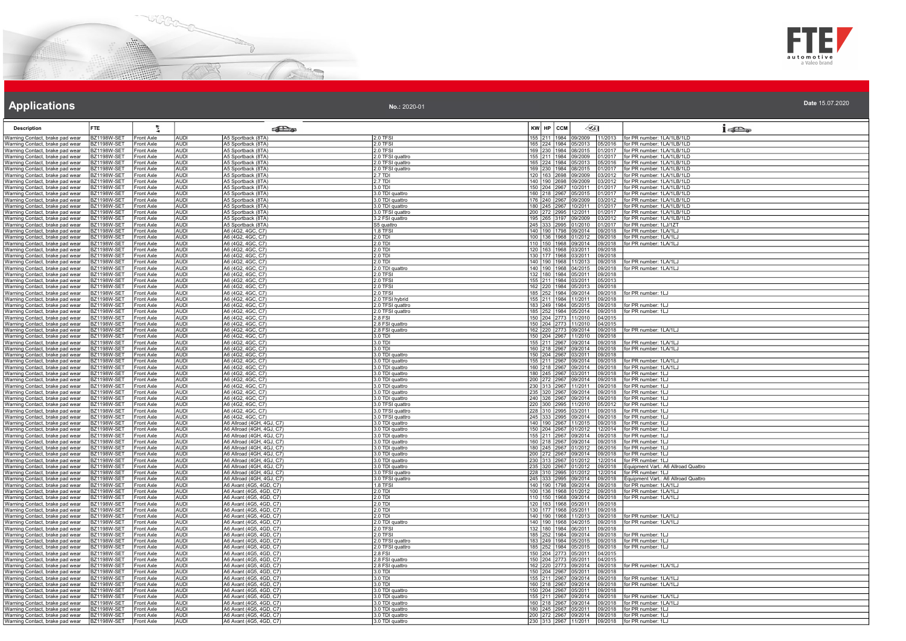# Applications

**No.:** 2020-01

**Date** 15.07.2020

| Description | FTE | | | | | KW | HP | CCM | | | |
|---|---|---|---|---|---|---|---|---|---|---|---|
| Warning Contact, brake pad wear | BZ1198W-SET | Front Axle | AUDI | A5 Sportback (8TA) | 2.0 TFSI | 155 | 211 | 1984 | 09/2009 | 11/2013 | for PR number: 1LA/1LB/1LD |
| Warning Contact, brake pad wear | BZ1198W-SET | Front Axle | AUDI | A5 Sportback (8TA) | 2.0 TFSI | 165 | 224 | 1984 | 05/2013 | 05/2016 | for PR number: 1LA/1LB/1LD |
| Warning Contact, brake pad wear | BZ1198W-SET | Front Axle | AUDI | A5 Sportback (8TA) | 2.0 TFSI | 169 | 230 | 1984 | 08/2015 | 01/2017 | for PR number: 1LA/1LB/1LD |
| Warning Contact, brake pad wear | BZ1198W-SET | Front Axle | AUDI | A5 Sportback (8TA) | 2.0 TFSI quattro | 155 | 211 | 1984 | 09/2009 | 01/2017 | for PR number: 1LA/1LB/1LD |
| Warning Contact, brake pad wear | BZ1198W-SET | Front Axle | AUDI | A5 Sportback (8TA) | 2.0 TFSI quattro | 165 | 224 | 1984 | 05/2013 | 05/2016 | for PR number: 1LA/1LB/1LD |
| Warning Contact, brake pad wear | BZ1198W-SET | Front Axle | AUDI | A5 Sportback (8TA) | 2.0 TFSI quattro | 169 | 230 | 1984 | 08/2015 | 01/2017 | for PR number: 1LA/1LB/1LD |
| Warning Contact, brake pad wear | BZ1198W-SET | Front Axle | AUDI | A5 Sportback (8TA) | 2.7 TDI | 120 | 163 | 2698 | 09/2009 | 03/2012 | for PR number: 1LA/1LB/1LD |
| Warning Contact, brake pad wear | BZ1198W-SET | Front Axle | AUDI | A5 Sportback (8TA) | 2.7 TDI | 140 | 190 | 2698 | 09/2009 | 03/2012 | for PR number: 1LA/1LB/1LD |
| Warning Contact, brake pad wear | BZ1198W-SET | Front Axle | AUDI | A5 Sportback (8TA) | 3.0 TDI | 150 | 204 | 2967 | 10/2011 | 01/2017 | for PR number: 1LA/1LB/1LD |
| Warning Contact, brake pad wear | BZ1198W-SET | Front Axle | AUDI | A5 Sportback (8TA) | 3.0 TDI quattro | 160 | 218 | 2967 | 05/2015 | 01/2017 | for PR number: 1LA/1LB/1LD |
| Warning Contact, brake pad wear | BZ1198W-SET | Front Axle | AUDI | A5 Sportback (8TA) | 3.0 TDI quattro | 176 | 240 | 2967 | 09/2009 | 03/2012 | for PR number: 1LA/1LB/1LD |
| Warning Contact, brake pad wear | BZ1198W-SET | Front Axle | AUDI | A5 Sportback (8TA) | 3.0 TDI quattro | 180 | 245 | 2967 | 10/2011 | 01/2017 | for PR number: 1LA/1LB/1LD |
| Warning Contact, brake pad wear | BZ1198W-SET | Front Axle | AUDI | A5 Sportback (8TA) | 3.0 TFSI quattro | 200 | 272 | 2995 | 12/2011 | 01/2017 | for PR number: 1LA/1LB/1LD |
| Warning Contact, brake pad wear | BZ1198W-SET | Front Axle | AUDI | A5 Sportback (8TA) | 3.2 FSI quattro | 195 | 265 | 3197 | 09/2009 | 03/2012 | for PR number: 1LA/1LB/1LD |
| Warning Contact, brake pad wear | BZ1198W-SET | Front Axle | AUDI | A5 Sportback (8TA) | S5 quattro | 245 | 333 | 2995 | 01/2010 | 01/2017 | for PR number: 1LJ/1ZT |
| Warning Contact, brake pad wear | BZ1198W-SET | Front Axle | AUDI | A6 (4G2, 4GC, C7) | 1.8 TFSI | 140 | 190 | 1798 | 09/2014 | 09/2018 | for PR number: 1LA/1LJ |
| Warning Contact, brake pad wear | BZ1198W-SET | Front Axle | AUDI | A6 (4G2, 4GC, C7) | 2.0 TDI | 100 | 136 | 1968 | 01/2012 | 09/2018 | for PR number: 1LA/1LJ |
| Warning Contact, brake pad wear | BZ1198W-SET | Front Axle | AUDI | A6 (4G2, 4GC, C7) | 2.0 TDI | 110 | 150 | 1968 | 09/2014 | 09/2018 | for PR number: 1LA/1LJ |
| Warning Contact, brake pad wear | BZ1198W-SET | Front Axle | AUDI | A6 (4G2, 4GC, C7) | 2.0 TDI | 120 | 163 | 1968 | 03/2011 | 09/2018 | |
| Warning Contact, brake pad wear | BZ1198W-SET | Front Axle | AUDI | A6 (4G2, 4GC, C7) | 2.0 TDI | 130 | 177 | 1968 | 03/2011 | 09/2018 | |
| Warning Contact, brake pad wear | BZ1198W-SET | Front Axle | AUDI | A6 (4G2, 4GC, C7) | 2.0 TDI | 140 | 190 | 1968 | 11/2013 | 09/2018 | for PR number: 1LA/1LJ |
| Warning Contact, brake pad wear | BZ1198W-SET | Front Axle | AUDI | A6 (4G2, 4GC, C7) | 2.0 TDI quattro | 140 | 190 | 1968 | 04/2015 | 09/2018 | for PR number: 1LA/1LJ |
| Warning Contact, brake pad wear | BZ1198W-SET | Front Axle | AUDI | A6 (4G2, 4GC, C7) | 2.0 TFSI | 132 | 180 | 1984 | 05/2011 | 09/2018 | |
| Warning Contact, brake pad wear | BZ1198W-SET | Front Axle | AUDI | A6 (4G2, 4GC, C7) | 2.0 TFSI | 155 | 211 | 1984 | 03/2011 | 05/2013 | |
| Warning Contact, brake pad wear | BZ1198W-SET | Front Axle | AUDI | A6 (4G2, 4GC, C7) | 2.0 TFSI | 162 | 220 | 1984 | 05/2013 | 09/2018 | |
| Warning Contact, brake pad wear | BZ1198W-SET | Front Axle | AUDI | A6 (4G2, 4GC, C7) | 2.0 TFSI | 185 | 252 | 1984 | 09/2014 | 09/2018 | for PR number: 1LJ |
| Warning Contact, brake pad wear | BZ1198W-SET | Front Axle | AUDI | A6 (4G2, 4GC, C7) | 2.0 TFSI hybrid | 155 | 211 | 1984 | 11/2011 | 09/2018 | |
| Warning Contact, brake pad wear | BZ1198W-SET | Front Axle | AUDI | A6 (4G2, 4GC, C7) | 2.0 TFSI quattro | 183 | 249 | 1984 | 05/2015 | 09/2018 | for PR number: 1LJ |
| Warning Contact, brake pad wear | BZ1198W-SET | Front Axle | AUDI | A6 (4G2, 4GC, C7) | 2.0 TFSI quattro | 185 | 252 | 1984 | 05/2014 | 09/2018 | for PR number: 1LJ |
| Warning Contact, brake pad wear | BZ1198W-SET | Front Axle | AUDI | A6 (4G2, 4GC, C7) | 2.8 FSI | 150 | 204 | 2773 | 11/2010 | 04/2015 | |
| Warning Contact, brake pad wear | BZ1198W-SET | Front Axle | AUDI | A6 (4G2, 4GC, C7) | 2.8 FSI quattro | 150 | 204 | 2773 | 11/2010 | 04/2015 | |
| Warning Contact, brake pad wear | BZ1198W-SET | Front Axle | AUDI | A6 (4G2, 4GC, C7) | 2.8 FSI quattro | 162 | 220 | 2773 | 09/2014 | 09/2018 | for PR number: 1LA/1LJ |
| Warning Contact, brake pad wear | BZ1198W-SET | Front Axle | AUDI | A6 (4G2, 4GC, C7) | 3.0 TDI | 150 | 204 | 2967 | 11/2010 | 09/2018 | |
| Warning Contact, brake pad wear | BZ1198W-SET | Front Axle | AUDI | A6 (4G2, 4GC, C7) | 3.0 TDI | 155 | 211 | 2967 | 09/2014 | 09/2018 | for PR number: 1LA/1LJ |
| Warning Contact, brake pad wear | BZ1198W-SET | Front Axle | AUDI | A6 (4G2, 4GC, C7) | 3.0 TDI | 160 | 218 | 2967 | 09/2014 | 09/2018 | for PR number: 1LA/1LJ |
| Warning Contact, brake pad wear | BZ1198W-SET | Front Axle | AUDI | A6 (4G2, 4GC, C7) | 3.0 TDI quattro | 150 | 204 | 2967 | 03/2011 | 09/2018 | |
| Warning Contact, brake pad wear | BZ1198W-SET | Front Axle | AUDI | A6 (4G2, 4GC, C7) | 3.0 TDI quattro | 155 | 211 | 2967 | 09/2014 | 09/2018 | for PR number: 1LA/1LJ |
| Warning Contact, brake pad wear | BZ1198W-SET | Front Axle | AUDI | A6 (4G2, 4GC, C7) | 3.0 TDI quattro | 160 | 218 | 2967 | 09/2014 | 09/2018 | for PR number: 1LA/1LJ |
| Warning Contact, brake pad wear | BZ1198W-SET | Front Axle | AUDI | A6 (4G2, 4GC, C7) | 3.0 TDI quattro | 180 | 245 | 2967 | 03/2011 | 09/2018 | for PR number: 1LJ |
| Warning Contact, brake pad wear | BZ1198W-SET | Front Axle | AUDI | A6 (4G2, 4GC, C7) | 3.0 TDI quattro | 200 | 272 | 2967 | 09/2014 | 09/2018 | for PR number: 1LJ |
| Warning Contact, brake pad wear | BZ1198W-SET | Front Axle | AUDI | A6 (4G2, 4GC, C7) | 3.0 TDI quattro | 230 | 313 | 2967 | 11/2011 | 09/2018 | for PR number: 1LJ |
| Warning Contact, brake pad wear | BZ1198W-SET | Front Axle | AUDI | A6 (4G2, 4GC, C7) | 3.0 TDI quattro | 235 | 320 | 2967 | 09/2014 | 09/2018 | for PR number: 1LJ |
| Warning Contact, brake pad wear | BZ1198W-SET | Front Axle | AUDI | A6 (4G2, 4GC, C7) | 3.0 TDI quattro | 240 | 326 | 2967 | 09/2014 | 09/2018 | for PR number: 1LJ |
| Warning Contact, brake pad wear | BZ1198W-SET | Front Axle | AUDI | A6 (4G2, 4GC, C7) | 3.0 TFSI quattro | 220 | 300 | 2995 | 11/2010 | 05/2012 | for PR number: 1LJ |
| Warning Contact, brake pad wear | BZ1198W-SET | Front Axle | AUDI | A6 (4G2, 4GC, C7) | 3.0 TFSI quattro | 228 | 310 | 2995 | 03/2011 | 09/2018 | for PR number: 1LJ |
| Warning Contact, brake pad wear | BZ1198W-SET | Front Axle | AUDI | A6 (4G2, 4GC, C7) | 3.0 TFSI quattro | 245 | 333 | 2995 | 09/2014 | 09/2018 | for PR number: 1LJ |
| Warning Contact, brake pad wear | BZ1198W-SET | Front Axle | AUDI | A6 Allroad (4GH, 4GJ, C7) | 3.0 TDI quattro | 140 | 190 | 2967 | 11/2015 | 09/2018 | for PR number: 1LJ |
| Warning Contact, brake pad wear | BZ1198W-SET | Front Axle | AUDI | A6 Allroad (4GH, 4GJ, C7) | 3.0 TDI quattro | 150 | 204 | 2967 | 01/2012 | 12/2014 | for PR number: 1LJ |
| Warning Contact, brake pad wear | BZ1198W-SET | Front Axle | AUDI | A6 Allroad (4GH, 4GJ, C7) | 3.0 TDI quattro | 155 | 211 | 2967 | 09/2014 | 09/2018 | for PR number: 1LJ |
| Warning Contact, brake pad wear | BZ1198W-SET | Front Axle | AUDI | A6 Allroad (4GH, 4GJ, C7) | 3.0 TDI quattro | 160 | 218 | 2967 | 09/2014 | 09/2018 | for PR number: 1LJ |
| Warning Contact, brake pad wear | BZ1198W-SET | Front Axle | AUDI | A6 Allroad (4GH, 4GJ, C7) | 3.0 TDI quattro | 180 | 245 | 2967 | 01/2012 | 06/2016 | for PR number: 1LJ |
| Warning Contact, brake pad wear | BZ1198W-SET | Front Axle | AUDI | A6 Allroad (4GH, 4GJ, C7) | 3.0 TDI quattro | 200 | 272 | 2967 | 09/2014 | 09/2018 | for PR number: 1LJ |
| Warning Contact, brake pad wear | BZ1198W-SET | Front Axle | AUDI | A6 Allroad (4GH, 4GJ, C7) | 3.0 TDI quattro | 230 | 313 | 2967 | 01/2012 | 12/2014 | for PR number: 1LJ |
| Warning Contact, brake pad wear | BZ1198W-SET | Front Axle | AUDI | A6 Allroad (4GH, 4GJ, C7) | 3.0 TDI quattro | 235 | 320 | 2967 | 01/2012 | 09/2018 | Equipment Vart.: A6 Allroad Quattro |
| Warning Contact, brake pad wear | BZ1198W-SET | Front Axle | AUDI | A6 Allroad (4GH, 4GJ, C7) | 3.0 TFSI quattro | 228 | 310 | 2995 | 01/2012 | 12/2014 | for PR number: 1LJ |
| Warning Contact, brake pad wear | BZ1198W-SET | Front Axle | AUDI | A6 Allroad (4GH, 4GJ, C7) | 3.0 TFSI quattro | 245 | 333 | 2995 | 09/2014 | 09/2018 | Equipment Vart.: A6 Allroad Quattro |
| Warning Contact, brake pad wear | BZ1198W-SET | Front Axle | AUDI | A6 Avant (4G5, 4GD, C7) | 1.8 TFSI | 140 | 190 | 1798 | 09/2014 | 09/2018 | for PR number: 1LA/1LJ |
| Warning Contact, brake pad wear | BZ1198W-SET | Front Axle | AUDI | A6 Avant (4G5, 4GD, C7) | 2.0 TDI | 100 | 136 | 1968 | 01/2012 | 09/2018 | for PR number: 1LA/1LJ |
| Warning Contact, brake pad wear | BZ1198W-SET | Front Axle | AUDI | A6 Avant (4G5, 4GD, C7) | 2.0 TDI | 110 | 150 | 1968 | 09/2014 | 09/2018 | for PR number: 1LA/1LJ |
| Warning Contact, brake pad wear | BZ1198W-SET | Front Axle | AUDI | A6 Avant (4G5, 4GD, C7) | 2.0 TDI | 120 | 163 | 1968 | 05/2011 | 09/2018 | |
| Warning Contact, brake pad wear | BZ1198W-SET | Front Axle | AUDI | A6 Avant (4G5, 4GD, C7) | 2.0 TDI | 130 | 177 | 1968 | 05/2011 | 09/2018 | |
| Warning Contact, brake pad wear | BZ1198W-SET | Front Axle | AUDI | A6 Avant (4G5, 4GD, C7) | 2.0 TDI | 140 | 190 | 1968 | 11/2013 | 09/2018 | for PR number: 1LA/1LJ |
| Warning Contact, brake pad wear | BZ1198W-SET | Front Axle | AUDI | A6 Avant (4G5, 4GD, C7) | 2.0 TDI quattro | 140 | 190 | 1968 | 04/2015 | 09/2018 | for PR number: 1LA/1LJ |
| Warning Contact, brake pad wear | BZ1198W-SET | Front Axle | AUDI | A6 Avant (4G5, 4GD, C7) | 2.0 TFSI | 132 | 180 | 1984 | 06/2011 | 09/2018 | |
| Warning Contact, brake pad wear | BZ1198W-SET | Front Axle | AUDI | A6 Avant (4G5, 4GD, C7) | 2.0 TFSI | 185 | 252 | 1984 | 09/2014 | 09/2018 | for PR number: 1LJ |
| Warning Contact, brake pad wear | BZ1198W-SET | Front Axle | AUDI | A6 Avant (4G5, 4GD, C7) | 2.0 TFSI quattro | 183 | 249 | 1984 | 05/2015 | 09/2018 | for PR number: 1LJ |
| Warning Contact, brake pad wear | BZ1198W-SET | Front Axle | AUDI | A6 Avant (4G5, 4GD, C7) | 2.0 TFSI quattro | 185 | 252 | 1984 | 05/2015 | 09/2018 | for PR number: 1LJ |
| Warning Contact, brake pad wear | BZ1198W-SET | Front Axle | AUDI | A6 Avant (4G5, 4GD, C7) | 2.8 FSI | 150 | 204 | 2773 | 05/2011 | 04/2015 | |
| Warning Contact, brake pad wear | BZ1198W-SET | Front Axle | AUDI | A6 Avant (4G5, 4GD, C7) | 2.8 FSI quattro | 150 | 204 | 2773 | 05/2011 | 04/2015 | |
| Warning Contact, brake pad wear | BZ1198W-SET | Front Axle | AUDI | A6 Avant (4G5, 4GD, C7) | 2.8 FSI quattro | 162 | 220 | 2773 | 09/2014 | 09/2018 | for PR number: 1LA/1LJ |
| Warning Contact, brake pad wear | BZ1198W-SET | Front Axle | AUDI | A6 Avant (4G5, 4GD, C7) | 3.0 TDI | 150 | 204 | 2967 | 05/2011 | 09/2018 | |
| Warning Contact, brake pad wear | BZ1198W-SET | Front Axle | AUDI | A6 Avant (4G5, 4GD, C7) | 3.0 TDI | 155 | 211 | 2967 | 09/2014 | 09/2018 | for PR number: 1LA/1LJ |
| Warning Contact, brake pad wear | BZ1198W-SET | Front Axle | AUDI | A6 Avant (4G5, 4GD, C7) | 3.0 TDI | 160 | 218 | 2967 | 09/2014 | 09/2018 | for PR number: 1LA/1LJ |
| Warning Contact, brake pad wear | BZ1198W-SET | Front Axle | AUDI | A6 Avant (4G5, 4GD, C7) | 3.0 TDI quattro | 150 | 204 | 2967 | 05/2011 | 09/2018 | |
| Warning Contact, brake pad wear | BZ1198W-SET | Front Axle | AUDI | A6 Avant (4G5, 4GD, C7) | 3.0 TDI quattro | 155 | 211 | 2967 | 09/2014 | 09/2018 | for PR number: 1LA/1LJ |
| Warning Contact, brake pad wear | BZ1198W-SET | Front Axle | AUDI | A6 Avant (4G5, 4GD, C7) | 3.0 TDI quattro | 160 | 218 | 2967 | 09/2014 | 09/2018 | for PR number: 1LA/1LJ |
| Warning Contact, brake pad wear | BZ1198W-SET | Front Axle | AUDI | A6 Avant (4G5, 4GD, C7) | 3.0 TDI quattro | 180 | 245 | 2967 | 05/2011 | 09/2018 | for PR number: 1LJ |
| Warning Contact, brake pad wear | BZ1198W-SET | Front Axle | AUDI | A6 Avant (4G5, 4GD, C7) | 3.0 TDI quattro | 200 | 272 | 2967 | 09/2014 | 09/2018 | for PR number: 1LJ |
| Warning Contact, brake pad wear | BZ1198W-SET | Front Axle | AUDI | A6 Avant (4G5, 4GD, C7) | 3.0 TDI quattro | 230 | 313 | 2967 | 11/2011 | 09/2018 | for PR number: 1LJ |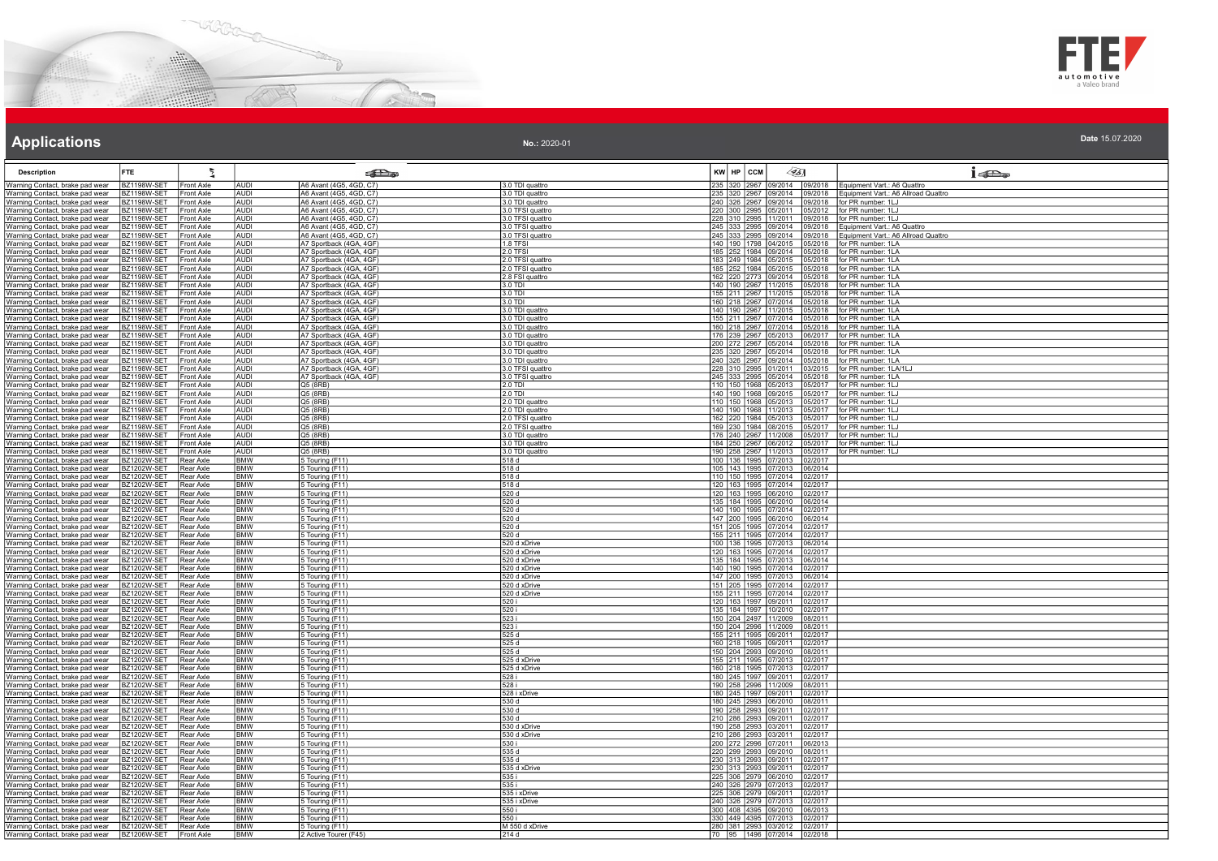# Applications

**No.:** 2020-01

**Date** 15.07.2020

| Description | FTE | | | | | KW | HP | CCM | | | |
|---|---|---|---|---|---|---|---|---|---|---|---|
| Warning Contact, brake pad wear | BZ1198W-SET | Front Axle | AUDI | A6 Avant (4G5, 4GD, C7) | 3.0 TDI quattro | 235 | 320 | 2967 | 09/2014 | 09/2018 | Equipment Vart.: A6 Quattro |
| Warning Contact, brake pad wear | BZ1198W-SET | Front Axle | AUDI | A6 Avant (4G5, 4GD, C7) | 3.0 TDI quattro | 235 | 320 | 2967 | 09/2014 | 09/2018 | Equipment Vart.: A6 Allroad Quattro |
| Warning Contact, brake pad wear | BZ1198W-SET | Front Axle | AUDI | A6 Avant (4G5, 4GD, C7) | 3.0 TDI quattro | 240 | 326 | 2967 | 09/2014 | 09/2018 | for PR number: 1LJ |
| Warning Contact, brake pad wear | BZ1198W-SET | Front Axle | AUDI | A6 Avant (4G5, 4GD, C7) | 3.0 TFSI quattro | 220 | 300 | 2995 | 05/2011 | 05/2012 | for PR number: 1LJ |
| Warning Contact, brake pad wear | BZ1198W-SET | Front Axle | AUDI | A6 Avant (4G5, 4GD, C7) | 3.0 TFSI quattro | 228 | 310 | 2995 | 11/2011 | 09/2018 | for PR number: 1LJ |
| Warning Contact, brake pad wear | BZ1198W-SET | Front Axle | AUDI | A6 Avant (4G5, 4GD, C7) | 3.0 TFSI quattro | 245 | 333 | 2995 | 09/2014 | 09/2018 | Equipment Vart.: A6 Quattro |
| Warning Contact, brake pad wear | BZ1198W-SET | Front Axle | AUDI | A6 Avant (4G5, 4GD, C7) | 3.0 TFSI quattro | 245 | 333 | 2995 | 09/2014 | 09/2018 | Equipment Vart.: A6 Allroad Quattro |
| Warning Contact, brake pad wear | BZ1198W-SET | Front Axle | AUDI | A7 Sportback (4GA, 4GF) | 1.8 TFSI | 140 | 190 | 1798 | 04/2015 | 05/2018 | for PR number: 1LA |
| Warning Contact, brake pad wear | BZ1198W-SET | Front Axle | AUDI | A7 Sportback (4GA, 4GF) | 2.0 TFSI | 185 | 252 | 1984 | 09/2014 | 05/2018 | for PR number: 1LA |
| Warning Contact, brake pad wear | BZ1198W-SET | Front Axle | AUDI | A7 Sportback (4GA, 4GF) | 2.0 TFSI quattro | 183 | 249 | 1984 | 05/2015 | 05/2018 | for PR number: 1LA |
| Warning Contact, brake pad wear | BZ1198W-SET | Front Axle | AUDI | A7 Sportback (4GA, 4GF) | 2.0 TFSI quattro | 185 | 252 | 1984 | 05/2015 | 05/2018 | for PR number: 1LA |
| Warning Contact, brake pad wear | BZ1198W-SET | Front Axle | AUDI | A7 Sportback (4GA, 4GF) | 2.8 FSI quattro | 162 | 220 | 2773 | 09/2014 | 05/2018 | for PR number: 1LA |
| Warning Contact, brake pad wear | BZ1198W-SET | Front Axle | AUDI | A7 Sportback (4GA, 4GF) | 3.0 TDI | 140 | 190 | 2967 | 11/2015 | 05/2018 | for PR number: 1LA |
| Warning Contact, brake pad wear | BZ1198W-SET | Front Axle | AUDI | A7 Sportback (4GA, 4GF) | 3.0 TDI | 155 | 211 | 2967 | 11/2015 | 05/2018 | for PR number: 1LA |
| Warning Contact, brake pad wear | BZ1198W-SET | Front Axle | AUDI | A7 Sportback (4GA, 4GF) | 3.0 TDI | 160 | 218 | 2967 | 07/2014 | 05/2018 | for PR number: 1LA |
| Warning Contact, brake pad wear | BZ1198W-SET | Front Axle | AUDI | A7 Sportback (4GA, 4GF) | 3.0 TDI quattro | 140 | 190 | 2967 | 11/2015 | 05/2018 | for PR number: 1LA |
| Warning Contact, brake pad wear | BZ1198W-SET | Front Axle | AUDI | A7 Sportback (4GA, 4GF) | 3.0 TDI quattro | 155 | 211 | 2967 | 07/2014 | 05/2018 | for PR number: 1LA |
| Warning Contact, brake pad wear | BZ1198W-SET | Front Axle | AUDI | A7 Sportback (4GA, 4GF) | 3.0 TDI quattro | 160 | 218 | 2967 | 07/2014 | 05/2018 | for PR number: 1LA |
| Warning Contact, brake pad wear | BZ1198W-SET | Front Axle | AUDI | A7 Sportback (4GA, 4GF) | 3.0 TDI quattro | 176 | 239 | 2967 | 05/2013 | 06/2017 | for PR number: 1LA |
| Warning Contact, brake pad wear | BZ1198W-SET | Front Axle | AUDI | A7 Sportback (4GA, 4GF) | 3.0 TDI quattro | 200 | 272 | 2967 | 05/2014 | 05/2018 | for PR number: 1LA |
| Warning Contact, brake pad wear | BZ1198W-SET | Front Axle | AUDI | A7 Sportback (4GA, 4GF) | 3.0 TDI quattro | 235 | 320 | 2967 | 05/2014 | 05/2018 | for PR number: 1LA |
| Warning Contact, brake pad wear | BZ1198W-SET | Front Axle | AUDI | A7 Sportback (4GA, 4GF) | 3.0 TDI quattro | 240 | 326 | 2967 | 09/2014 | 05/2018 | for PR number: 1LA |
| Warning Contact, brake pad wear | BZ1198W-SET | Front Axle | AUDI | A7 Sportback (4GA, 4GF) | 3.0 TFSI quattro | 228 | 310 | 2995 | 01/2011 | 03/2015 | for PR number: 1LA/1LJ |
| Warning Contact, brake pad wear | BZ1198W-SET | Front Axle | AUDI | A7 Sportback (4GA, 4GF) | 3.0 TFSI quattro | 245 | 333 | 2995 | 05/2014 | 05/2018 | for PR number: 1LA |
| Warning Contact, brake pad wear | BZ1198W-SET | Front Axle | AUDI | Q5 (8RB) | 2.0 TDI | 110 | 150 | 1968 | 05/2013 | 05/2017 | for PR number: 1LJ |
| Warning Contact, brake pad wear | BZ1198W-SET | Front Axle | AUDI | Q5 (8RB) | 2.0 TDI | 140 | 190 | 1968 | 09/2015 | 05/2017 | for PR number: 1LJ |
| Warning Contact, brake pad wear | BZ1198W-SET | Front Axle | AUDI | Q5 (8RB) | 2.0 TDI quattro | 110 | 150 | 1968 | 05/2013 | 05/2017 | for PR number: 1LJ |
| Warning Contact, brake pad wear | BZ1198W-SET | Front Axle | AUDI | Q5 (8RB) | 2.0 TDI quattro | 140 | 190 | 1968 | 11/2013 | 05/2017 | for PR number: 1LJ |
| Warning Contact, brake pad wear | BZ1198W-SET | Front Axle | AUDI | Q5 (8RB) | 2.0 TFSI quattro | 162 | 220 | 1984 | 05/2013 | 05/2017 | for PR number: 1LJ |
| Warning Contact, brake pad wear | BZ1198W-SET | Front Axle | AUDI | Q5 (8RB) | 2.0 TFSI quattro | 169 | 230 | 1984 | 08/2015 | 05/2017 | for PR number: 1LJ |
| Warning Contact, brake pad wear | BZ1198W-SET | Front Axle | AUDI | Q5 (8RB) | 3.0 TDI quattro | 176 | 240 | 2967 | 11/2008 | 05/2017 | for PR number: 1LJ |
| Warning Contact, brake pad wear | BZ1198W-SET | Front Axle | AUDI | Q5 (8RB) | 3.0 TDI quattro | 184 | 250 | 2967 | 06/2012 | 05/2017 | for PR number: 1LJ |
| Warning Contact, brake pad wear | BZ1198W-SET | Front Axle | AUDI | Q5 (8RB) | 3.0 TDI quattro | 190 | 258 | 2967 | 11/2013 | 05/2017 | for PR number: 1LJ |
| Warning Contact, brake pad wear | BZ1202W-SET | Rear Axle | BMW | 5 Touring (F11) | 518 d | 100 | 136 | 1995 | 07/2013 | 02/2017 | |
| Warning Contact, brake pad wear | BZ1202W-SET | Rear Axle | BMW | 5 Touring (F11) | 518 d | 105 | 143 | 1995 | 07/2013 | 06/2014 | |
| Warning Contact, brake pad wear | BZ1202W-SET | Rear Axle | BMW | 5 Touring (F11) | 518 d | 110 | 150 | 1995 | 07/2014 | 02/2017 | |
| Warning Contact, brake pad wear | BZ1202W-SET | Rear Axle | BMW | 5 Touring (F11) | 518 d | 120 | 163 | 1995 | 07/2014 | 02/2017 | |
| Warning Contact, brake pad wear | BZ1202W-SET | Rear Axle | BMW | 5 Touring (F11) | 520 d | 120 | 163 | 1995 | 06/2010 | 02/2017 | |
| Warning Contact, brake pad wear | BZ1202W-SET | Rear Axle | BMW | 5 Touring (F11) | 520 d | 135 | 184 | 1995 | 06/2010 | 06/2014 | |
| Warning Contact, brake pad wear | BZ1202W-SET | Rear Axle | BMW | 5 Touring (F11) | 520 d | 140 | 190 | 1995 | 07/2014 | 02/2017 | |
| Warning Contact, brake pad wear | BZ1202W-SET | Rear Axle | BMW | 5 Touring (F11) | 520 d | 147 | 200 | 1995 | 06/2010 | 06/2014 | |
| Warning Contact, brake pad wear | BZ1202W-SET | Rear Axle | BMW | 5 Touring (F11) | 520 d | 151 | 205 | 1995 | 07/2014 | 02/2017 | |
| Warning Contact, brake pad wear | BZ1202W-SET | Rear Axle | BMW | 5 Touring (F11) | 520 d | 155 | 211 | 1995 | 07/2014 | 02/2017 | |
| Warning Contact, brake pad wear | BZ1202W-SET | Rear Axle | BMW | 5 Touring (F11) | 520 d xDrive | 100 | 136 | 1995 | 07/2013 | 06/2014 | |
| Warning Contact, brake pad wear | BZ1202W-SET | Rear Axle | BMW | 5 Touring (F11) | 520 d xDrive | 120 | 163 | 1995 | 07/2014 | 02/2017 | |
| Warning Contact, brake pad wear | BZ1202W-SET | Rear Axle | BMW | 5 Touring (F11) | 520 d xDrive | 135 | 184 | 1995 | 07/2013 | 06/2014 | |
| Warning Contact, brake pad wear | BZ1202W-SET | Rear Axle | BMW | 5 Touring (F11) | 520 d xDrive | 140 | 190 | 1995 | 07/2014 | 02/2017 | |
| Warning Contact, brake pad wear | BZ1202W-SET | Rear Axle | BMW | 5 Touring (F11) | 520 d xDrive | 147 | 200 | 1995 | 07/2013 | 06/2014 | |
| Warning Contact, brake pad wear | BZ1202W-SET | Rear Axle | BMW | 5 Touring (F11) | 520 d xDrive | 151 | 205 | 1995 | 07/2014 | 02/2017 | |
| Warning Contact, brake pad wear | BZ1202W-SET | Rear Axle | BMW | 5 Touring (F11) | 520 d xDrive | 155 | 211 | 1995 | 07/2014 | 02/2017 | |
| Warning Contact, brake pad wear | BZ1202W-SET | Rear Axle | BMW | 5 Touring (F11) | 520 i | 120 | 163 | 1997 | 09/2011 | 02/2017 | |
| Warning Contact, brake pad wear | BZ1202W-SET | Rear Axle | BMW | 5 Touring (F11) | 520 i | 135 | 184 | 1997 | 10/2010 | 02/2017 | |
| Warning Contact, brake pad wear | BZ1202W-SET | Rear Axle | BMW | 5 Touring (F11) | 523 i | 150 | 204 | 2497 | 11/2009 | 08/2011 | |
| Warning Contact, brake pad wear | BZ1202W-SET | Rear Axle | BMW | 5 Touring (F11) | 523 i | 150 | 204 | 2996 | 11/2009 | 08/2011 | |
| Warning Contact, brake pad wear | BZ1202W-SET | Rear Axle | BMW | 5 Touring (F11) | 525 d | 155 | 211 | 1995 | 09/2011 | 02/2017 | |
| Warning Contact, brake pad wear | BZ1202W-SET | Rear Axle | BMW | 5 Touring (F11) | 525 d | 160 | 218 | 1995 | 09/2011 | 02/2017 | |
| Warning Contact, brake pad wear | BZ1202W-SET | Rear Axle | BMW | 5 Touring (F11) | 525 d | 150 | 204 | 2993 | 09/2010 | 08/2011 | |
| Warning Contact, brake pad wear | BZ1202W-SET | Rear Axle | BMW | 5 Touring (F11) | 525 d xDrive | 155 | 211 | 1995 | 07/2013 | 02/2017 | |
| Warning Contact, brake pad wear | BZ1202W-SET | Rear Axle | BMW | 5 Touring (F11) | 525 d xDrive | 160 | 218 | 1995 | 07/2013 | 02/2017 | |
| Warning Contact, brake pad wear | BZ1202W-SET | Rear Axle | BMW | 5 Touring (F11) | 528 i | 180 | 245 | 1997 | 09/2011 | 02/2017 | |
| Warning Contact, brake pad wear | BZ1202W-SET | Rear Axle | BMW | 5 Touring (F11) | 528 i | 190 | 258 | 2996 | 11/2009 | 08/2011 | |
| Warning Contact, brake pad wear | BZ1202W-SET | Rear Axle | BMW | 5 Touring (F11) | 528 i xDrive | 180 | 245 | 1997 | 09/2011 | 02/2017 | |
| Warning Contact, brake pad wear | BZ1202W-SET | Rear Axle | BMW | 5 Touring (F11) | 530 d | 180 | 245 | 2993 | 06/2010 | 08/2011 | |
| Warning Contact, brake pad wear | BZ1202W-SET | Rear Axle | BMW | 5 Touring (F11) | 530 d | 190 | 258 | 2993 | 09/2011 | 02/2017 | |
| Warning Contact, brake pad wear | BZ1202W-SET | Rear Axle | BMW | 5 Touring (F11) | 530 d | 210 | 286 | 2993 | 09/2011 | 02/2017 | |
| Warning Contact, brake pad wear | BZ1202W-SET | Rear Axle | BMW | 5 Touring (F11) | 530 d xDrive | 190 | 258 | 2993 | 03/2011 | 02/2017 | |
| Warning Contact, brake pad wear | BZ1202W-SET | Rear Axle | BMW | 5 Touring (F11) | 530 d xDrive | 210 | 286 | 2993 | 03/2011 | 02/2017 | |
| Warning Contact, brake pad wear | BZ1202W-SET | Rear Axle | BMW | 5 Touring (F11) | 530 i | 200 | 272 | 2996 | 07/2011 | 06/2013 | |
| Warning Contact, brake pad wear | BZ1202W-SET | Rear Axle | BMW | 5 Touring (F11) | 535 d | 220 | 299 | 2993 | 09/2010 | 08/2011 | |
| Warning Contact, brake pad wear | BZ1202W-SET | Rear Axle | BMW | 5 Touring (F11) | 535 d | 230 | 313 | 2993 | 09/2011 | 02/2017 | |
| Warning Contact, brake pad wear | BZ1202W-SET | Rear Axle | BMW | 5 Touring (F11) | 535 d xDrive | 230 | 313 | 2993 | 09/2011 | 02/2017 | |
| Warning Contact, brake pad wear | BZ1202W-SET | Rear Axle | BMW | 5 Touring (F11) | 535 i | 225 | 306 | 2979 | 06/2010 | 02/2017 | |
| Warning Contact, brake pad wear | BZ1202W-SET | Rear Axle | BMW | 5 Touring (F11) | 535 i | 240 | 326 | 2979 | 07/2013 | 02/2017 | |
| Warning Contact, brake pad wear | BZ1202W-SET | Rear Axle | BMW | 5 Touring (F11) | 535 i xDrive | 225 | 306 | 2979 | 09/2011 | 02/2017 | |
| Warning Contact, brake pad wear | BZ1202W-SET | Rear Axle | BMW | 5 Touring (F11) | 535 i xDrive | 240 | 326 | 2979 | 07/2013 | 02/2017 | |
| Warning Contact, brake pad wear | BZ1202W-SET | Rear Axle | BMW | 5 Touring (F11) | 550 i | 300 | 408 | 4395 | 09/2010 | 06/2013 | |
| Warning Contact, brake pad wear | BZ1202W-SET | Rear Axle | BMW | 5 Touring (F11) | 550 i | 330 | 449 | 4395 | 07/2013 | 02/2017 | |
| Warning Contact, brake pad wear | BZ1202W-SET | Rear Axle | BMW | 5 Touring (F11) | M 550 d xDrive | 280 | 381 | 2993 | 03/2012 | 02/2017 | |
| Warning Contact, brake pad wear | BZ1206W-SET | Front Axle | BMW | 2 Active Tourer (F45) | 214 d | 70 | 95 | 1496 | 07/2014 | 02/2018 | |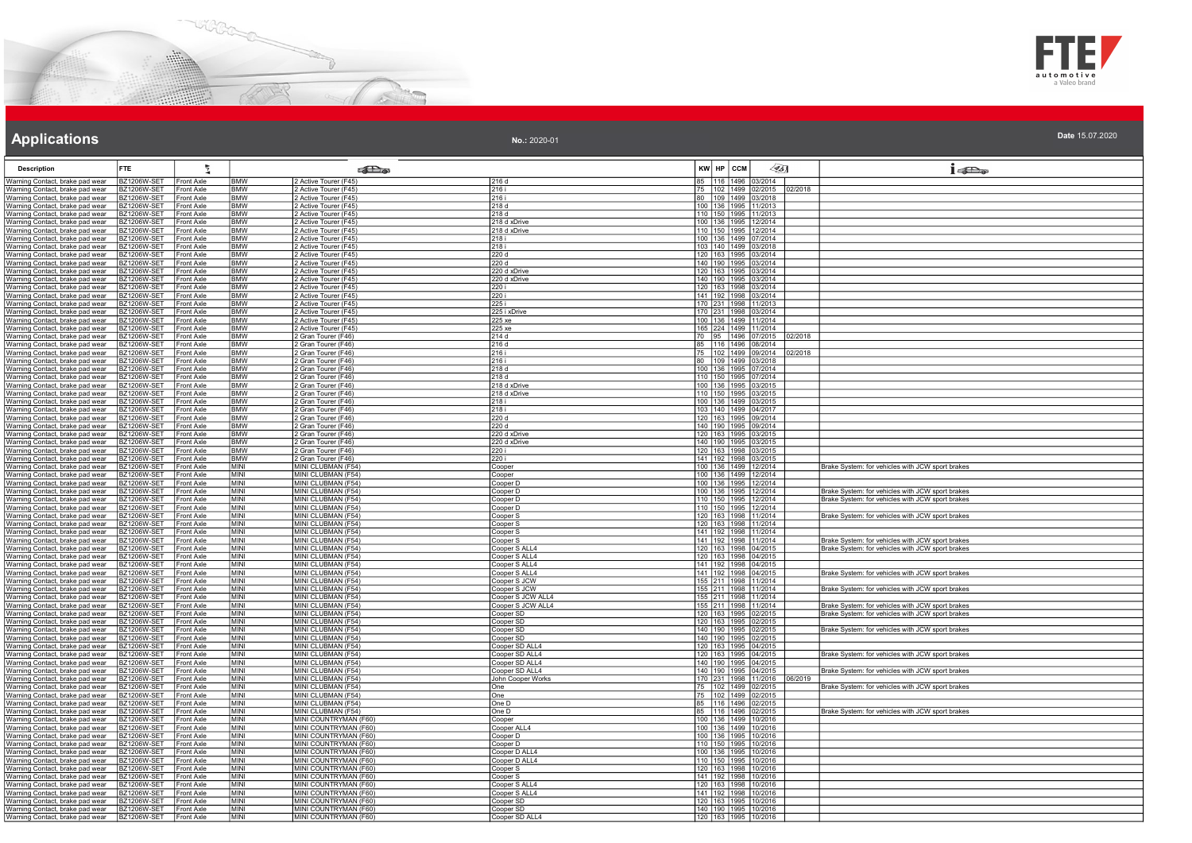# Applications

**No.:** 2020-01

**Date** 15.07.2020

| Description | FTE | | | | | KW | HP | CCM | | | |
|---|---|---|---|---|---|---|---|---|---|---|---|
| Warning Contact, brake pad wear | BZ1206W-SET | Front Axle | BMW | 2 Active Tourer (F45) | 216 d | 85 | 116 | 1496 | 03/2014 | | |
| Warning Contact, brake pad wear | BZ1206W-SET | Front Axle | BMW | 2 Active Tourer (F45) | 216 i | 75 | 102 | 1499 | 02/2015 | 02/2018 | |
| Warning Contact, brake pad wear | BZ1206W-SET | Front Axle | BMW | 2 Active Tourer (F45) | 216 i | 80 | 109 | 1499 | 03/2018 | | |
| Warning Contact, brake pad wear | BZ1206W-SET | Front Axle | BMW | 2 Active Tourer (F45) | 218 d | 100 | 136 | 1995 | 11/2013 | | |
| Warning Contact, brake pad wear | BZ1206W-SET | Front Axle | BMW | 2 Active Tourer (F45) | 218 d | 110 | 150 | 1995 | 11/2013 | | |
| Warning Contact, brake pad wear | BZ1206W-SET | Front Axle | BMW | 2 Active Tourer (F45) | 218 d xDrive | 100 | 136 | 1995 | 12/2014 | | |
| Warning Contact, brake pad wear | BZ1206W-SET | Front Axle | BMW | 2 Active Tourer (F45) | 218 d xDrive | 110 | 150 | 1995 | 12/2014 | | |
| Warning Contact, brake pad wear | BZ1206W-SET | Front Axle | BMW | 2 Active Tourer (F45) | 218 i | 100 | 136 | 1499 | 07/2014 | | |
| Warning Contact, brake pad wear | BZ1206W-SET | Front Axle | BMW | 2 Active Tourer (F45) | 218 i | 103 | 140 | 1499 | 03/2018 | | |
| Warning Contact, brake pad wear | BZ1206W-SET | Front Axle | BMW | 2 Active Tourer (F45) | 220 d | 120 | 163 | 1995 | 03/2014 | | |
| Warning Contact, brake pad wear | BZ1206W-SET | Front Axle | BMW | 2 Active Tourer (F45) | 220 d | 140 | 190 | 1995 | 03/2014 | | |
| Warning Contact, brake pad wear | BZ1206W-SET | Front Axle | BMW | 2 Active Tourer (F45) | 220 d xDrive | 120 | 163 | 1995 | 03/2014 | | |
| Warning Contact, brake pad wear | BZ1206W-SET | Front Axle | BMW | 2 Active Tourer (F45) | 220 d xDrive | 140 | 190 | 1995 | 03/2014 | | |
| Warning Contact, brake pad wear | BZ1206W-SET | Front Axle | BMW | 2 Active Tourer (F45) | 220 i | 120 | 163 | 1998 | 03/2014 | | |
| Warning Contact, brake pad wear | BZ1206W-SET | Front Axle | BMW | 2 Active Tourer (F45) | 220 i | 141 | 192 | 1998 | 03/2014 | | |
| Warning Contact, brake pad wear | BZ1206W-SET | Front Axle | BMW | 2 Active Tourer (F45) | 225 i | 170 | 231 | 1998 | 11/2013 | | |
| Warning Contact, brake pad wear | BZ1206W-SET | Front Axle | BMW | 2 Active Tourer (F45) | 225 i xDrive | 170 | 231 | 1998 | 03/2014 | | |
| Warning Contact, brake pad wear | BZ1206W-SET | Front Axle | BMW | 2 Active Tourer (F45) | 225 xe | 100 | 136 | 1499 | 11/2014 | | |
| Warning Contact, brake pad wear | BZ1206W-SET | Front Axle | BMW | 2 Active Tourer (F45) | 225 xe | 165 | 224 | 1499 | 11/2014 | | |
| Warning Contact, brake pad wear | BZ1206W-SET | Front Axle | BMW | 2 Gran Tourer (F46) | 214 d | 70 | 95 | 1496 | 07/2015 | 02/2018 | |
| Warning Contact, brake pad wear | BZ1206W-SET | Front Axle | BMW | 2 Gran Tourer (F46) | 216 d | 85 | 116 | 1496 | 08/2014 | | |
| Warning Contact, brake pad wear | BZ1206W-SET | Front Axle | BMW | 2 Gran Tourer (F46) | 216 i | 75 | 102 | 1499 | 09/2014 | 02/2018 | |
| Warning Contact, brake pad wear | BZ1206W-SET | Front Axle | BMW | 2 Gran Tourer (F46) | 216 i | 80 | 109 | 1499 | 03/2018 | | |
| Warning Contact, brake pad wear | BZ1206W-SET | Front Axle | BMW | 2 Gran Tourer (F46) | 218 d | 100 | 136 | 1995 | 07/2014 | | |
| Warning Contact, brake pad wear | BZ1206W-SET | Front Axle | BMW | 2 Gran Tourer (F46) | 218 d | 110 | 150 | 1995 | 07/2014 | | |
| Warning Contact, brake pad wear | BZ1206W-SET | Front Axle | BMW | 2 Gran Tourer (F46) | 218 d xDrive | 100 | 136 | 1995 | 03/2015 | | |
| Warning Contact, brake pad wear | BZ1206W-SET | Front Axle | BMW | 2 Gran Tourer (F46) | 218 d xDrive | 110 | 150 | 1995 | 03/2015 | | |
| Warning Contact, brake pad wear | BZ1206W-SET | Front Axle | BMW | 2 Gran Tourer (F46) | 218 i | 100 | 136 | 1499 | 03/2015 | | |
| Warning Contact, brake pad wear | BZ1206W-SET | Front Axle | BMW | 2 Gran Tourer (F46) | 218 i | 103 | 140 | 1499 | 04/2017 | | |
| Warning Contact, brake pad wear | BZ1206W-SET | Front Axle | BMW | 2 Gran Tourer (F46) | 220 d | 120 | 163 | 1995 | 09/2014 | | |
| Warning Contact, brake pad wear | BZ1206W-SET | Front Axle | BMW | 2 Gran Tourer (F46) | 220 d | 140 | 190 | 1995 | 09/2014 | | |
| Warning Contact, brake pad wear | BZ1206W-SET | Front Axle | BMW | 2 Gran Tourer (F46) | 220 d xDrive | 120 | 163 | 1995 | 03/2015 | | |
| Warning Contact, brake pad wear | BZ1206W-SET | Front Axle | BMW | 2 Gran Tourer (F46) | 220 d xDrive | 140 | 190 | 1995 | 03/2015 | | |
| Warning Contact, brake pad wear | BZ1206W-SET | Front Axle | BMW | 2 Gran Tourer (F46) | 220 i | 120 | 163 | 1998 | 03/2015 | | |
| Warning Contact, brake pad wear | BZ1206W-SET | Front Axle | BMW | 2 Gran Tourer (F46) | 220 i | 141 | 192 | 1998 | 03/2015 | | |
| Warning Contact, brake pad wear | BZ1206W-SET | Front Axle | MINI | MINI CLUBMAN (F54) | Cooper | 100 | 136 | 1499 | 12/2014 | | Brake System: for vehicles with JCW sport brakes |
| Warning Contact, brake pad wear | BZ1206W-SET | Front Axle | MINI | MINI CLUBMAN (F54) | Cooper | 100 | 136 | 1499 | 12/2014 | | |
| Warning Contact, brake pad wear | BZ1206W-SET | Front Axle | MINI | MINI CLUBMAN (F54) | Cooper D | 100 | 136 | 1995 | 12/2014 | | |
| Warning Contact, brake pad wear | BZ1206W-SET | Front Axle | MINI | MINI CLUBMAN (F54) | Cooper D | 100 | 136 | 1995 | 12/2014 | | Brake System: for vehicles with JCW sport brakes |
| Warning Contact, brake pad wear | BZ1206W-SET | Front Axle | MINI | MINI CLUBMAN (F54) | Cooper D | 110 | 150 | 1995 | 12/2014 | | Brake System: for vehicles with JCW sport brakes |
| Warning Contact, brake pad wear | BZ1206W-SET | Front Axle | MINI | MINI CLUBMAN (F54) | Cooper D | 110 | 150 | 1995 | 12/2014 | | |
| Warning Contact, brake pad wear | BZ1206W-SET | Front Axle | MINI | MINI CLUBMAN (F54) | Cooper S | 120 | 163 | 1998 | 11/2014 | | Brake System: for vehicles with JCW sport brakes |
| Warning Contact, brake pad wear | BZ1206W-SET | Front Axle | MINI | MINI CLUBMAN (F54) | Cooper S | 120 | 163 | 1998 | 11/2014 | | |
| Warning Contact, brake pad wear | BZ1206W-SET | Front Axle | MINI | MINI CLUBMAN (F54) | Cooper S | 141 | 192 | 1998 | 11/2014 | | |
| Warning Contact, brake pad wear | BZ1206W-SET | Front Axle | MINI | MINI CLUBMAN (F54) | Cooper S | 141 | 192 | 1998 | 11/2014 | | Brake System: for vehicles with JCW sport brakes |
| Warning Contact, brake pad wear | BZ1206W-SET | Front Axle | MINI | MINI CLUBMAN (F54) | Cooper S ALL4 | 120 | 163 | 1998 | 04/2015 | | Brake System: for vehicles with JCW sport brakes |
| Warning Contact, brake pad wear | BZ1206W-SET | Front Axle | MINI | MINI CLUBMAN (F54) | Cooper S ALL4 | 120 | 163 | 1998 | 04/2015 | | |
| Warning Contact, brake pad wear | BZ1206W-SET | Front Axle | MINI | MINI CLUBMAN (F54) | Cooper S ALL4 | 141 | 192 | 1998 | 04/2015 | | |
| Warning Contact, brake pad wear | BZ1206W-SET | Front Axle | MINI | MINI CLUBMAN (F54) | Cooper S ALL4 | 141 | 192 | 1998 | 04/2015 | | Brake System: for vehicles with JCW sport brakes |
| Warning Contact, brake pad wear | BZ1206W-SET | Front Axle | MINI | MINI CLUBMAN (F54) | Cooper S JCW | 155 | 211 | 1998 | 11/2014 | | |
| Warning Contact, brake pad wear | BZ1206W-SET | Front Axle | MINI | MINI CLUBMAN (F54) | Cooper S JCW | 155 | 211 | 1998 | 11/2014 | | Brake System: for vehicles with JCW sport brakes |
| Warning Contact, brake pad wear | BZ1206W-SET | Front Axle | MINI | MINI CLUBMAN (F54) | Cooper S JCW ALL4 | 155 | 211 | 1998 | 11/2014 | | |
| Warning Contact, brake pad wear | BZ1206W-SET | Front Axle | MINI | MINI CLUBMAN (F54) | Cooper S JCW ALL4 | 155 | 211 | 1998 | 11/2014 | | Brake System: for vehicles with JCW sport brakes |
| Warning Contact, brake pad wear | BZ1206W-SET | Front Axle | MINI | MINI CLUBMAN (F54) | Cooper SD | 120 | 163 | 1995 | 02/2015 | | Brake System: for vehicles with JCW sport brakes |
| Warning Contact, brake pad wear | BZ1206W-SET | Front Axle | MINI | MINI CLUBMAN (F54) | Cooper SD | 120 | 163 | 1995 | 02/2015 | | |
| Warning Contact, brake pad wear | BZ1206W-SET | Front Axle | MINI | MINI CLUBMAN (F54) | Cooper SD | 140 | 190 | 1995 | 02/2015 | | Brake System: for vehicles with JCW sport brakes |
| Warning Contact, brake pad wear | BZ1206W-SET | Front Axle | MINI | MINI CLUBMAN (F54) | Cooper SD | 140 | 190 | 1995 | 02/2015 | | |
| Warning Contact, brake pad wear | BZ1206W-SET | Front Axle | MINI | MINI CLUBMAN (F54) | Cooper SD ALL4 | 120 | 163 | 1995 | 04/2015 | | |
| Warning Contact, brake pad wear | BZ1206W-SET | Front Axle | MINI | MINI CLUBMAN (F54) | Cooper SD ALL4 | 120 | 163 | 1995 | 04/2015 | | Brake System: for vehicles with JCW sport brakes |
| Warning Contact, brake pad wear | BZ1206W-SET | Front Axle | MINI | MINI CLUBMAN (F54) | Cooper SD ALL4 | 140 | 190 | 1995 | 04/2015 | | |
| Warning Contact, brake pad wear | BZ1206W-SET | Front Axle | MINI | MINI CLUBMAN (F54) | Cooper SD ALL4 | 140 | 190 | 1995 | 04/2015 | | Brake System: for vehicles with JCW sport brakes |
| Warning Contact, brake pad wear | BZ1206W-SET | Front Axle | MINI | MINI CLUBMAN (F54) | John Cooper Works | 170 | 231 | 1998 | 11/2016 | 06/2019 | |
| Warning Contact, brake pad wear | BZ1206W-SET | Front Axle | MINI | MINI CLUBMAN (F54) | One | 75 | 102 | 1499 | 02/2015 | | Brake System: for vehicles with JCW sport brakes |
| Warning Contact, brake pad wear | BZ1206W-SET | Front Axle | MINI | MINI CLUBMAN (F54) | One | 75 | 102 | 1499 | 02/2015 | | |
| Warning Contact, brake pad wear | BZ1206W-SET | Front Axle | MINI | MINI CLUBMAN (F54) | One D | 85 | 116 | 1496 | 02/2015 | | |
| Warning Contact, brake pad wear | BZ1206W-SET | Front Axle | MINI | MINI CLUBMAN (F54) | One D | 85 | 116 | 1496 | 02/2015 | | Brake System: for vehicles with JCW sport brakes |
| Warning Contact, brake pad wear | BZ1206W-SET | Front Axle | MINI | MINI COUNTRYMAN (F60) | Cooper | 100 | 136 | 1499 | 10/2016 | | |
| Warning Contact, brake pad wear | BZ1206W-SET | Front Axle | MINI | MINI COUNTRYMAN (F60) | Cooper ALL4 | 100 | 136 | 1499 | 10/2016 | | |
| Warning Contact, brake pad wear | BZ1206W-SET | Front Axle | MINI | MINI COUNTRYMAN (F60) | Cooper D | 100 | 136 | 1995 | 10/2016 | | |
| Warning Contact, brake pad wear | BZ1206W-SET | Front Axle | MINI | MINI COUNTRYMAN (F60) | Cooper D | 110 | 150 | 1995 | 10/2016 | | |
| Warning Contact, brake pad wear | BZ1206W-SET | Front Axle | MINI | MINI COUNTRYMAN (F60) | Cooper D ALL4 | 100 | 136 | 1995 | 10/2016 | | |
| Warning Contact, brake pad wear | BZ1206W-SET | Front Axle | MINI | MINI COUNTRYMAN (F60) | Cooper D ALL4 | 110 | 150 | 1995 | 10/2016 | | |
| Warning Contact, brake pad wear | BZ1206W-SET | Front Axle | MINI | MINI COUNTRYMAN (F60) | Cooper S | 120 | 163 | 1998 | 10/2016 | | |
| Warning Contact, brake pad wear | BZ1206W-SET | Front Axle | MINI | MINI COUNTRYMAN (F60) | Cooper S | 141 | 192 | 1998 | 10/2016 | | |
| Warning Contact, brake pad wear | BZ1206W-SET | Front Axle | MINI | MINI COUNTRYMAN (F60) | Cooper S ALL4 | 120 | 163 | 1998 | 10/2016 | | |
| Warning Contact, brake pad wear | BZ1206W-SET | Front Axle | MINI | MINI COUNTRYMAN (F60) | Cooper S ALL4 | 141 | 192 | 1998 | 10/2016 | | |
| Warning Contact, brake pad wear | BZ1206W-SET | Front Axle | MINI | MINI COUNTRYMAN (F60) | Cooper SD | 120 | 163 | 1995 | 10/2016 | | |
| Warning Contact, brake pad wear | BZ1206W-SET | Front Axle | MINI | MINI COUNTRYMAN (F60) | Cooper SD | 140 | 190 | 1995 | 10/2016 | | |
| Warning Contact, brake pad wear | BZ1206W-SET | Front Axle | MINI | MINI COUNTRYMAN (F60) | Cooper SD ALL4 | 120 | 163 | 1995 | 10/2016 | | |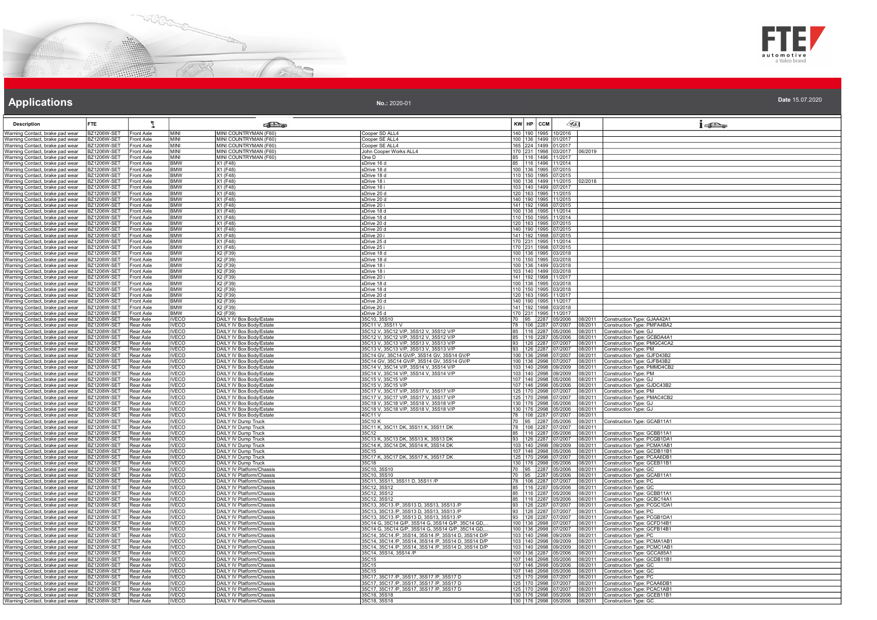## Applications

**No.:** 2020-01

**Date** 15.07.2020

| Description | FTE | | | | | KW | HP | CCM | | | |
|---|---|---|---|---|---|---|---|---|---|---|---|
| Warning Contact, brake pad wear | BZ1206W-SET | Front Axle | MINI | MINI COUNTRYMAN (F60) | Cooper SD ALL4 | 140 | 190 | 1995 | 10/2016 | | |
| Warning Contact, brake pad wear | BZ1206W-SET | Front Axle | MINI | MINI COUNTRYMAN (F60) | Cooper SE ALL4 | 100 | 136 | 1499 | 01/2017 | | |
| Warning Contact, brake pad wear | BZ1206W-SET | Front Axle | MINI | MINI COUNTRYMAN (F60) | Cooper SE ALL4 | 165 | 224 | 1499 | 01/2017 | | |
| Warning Contact, brake pad wear | BZ1206W-SET | Front Axle | MINI | MINI COUNTRYMAN (F60) | John Cooper Works ALL4 | 170 | 231 | 1998 | 03/2017 | 06/2019 | |
| Warning Contact, brake pad wear | BZ1206W-SET | Front Axle | MINI | MINI COUNTRYMAN (F60) | One D | 85 | 116 | 1496 | 11/2017 | | |
| Warning Contact, brake pad wear | BZ1206W-SET | Front Axle | BMW | X1 (F48) | sDrive 16 d | 85 | 116 | 1496 | 11/2014 | | |
| Warning Contact, brake pad wear | BZ1206W-SET | Front Axle | BMW | X1 (F48) | sDrive 18 d | 100 | 136 | 1995 | 07/2015 | | |
| Warning Contact, brake pad wear | BZ1206W-SET | Front Axle | BMW | X1 (F48) | sDrive 18 d | 110 | 150 | 1995 | 07/2015 | | |
| Warning Contact, brake pad wear | BZ1206W-SET | Front Axle | BMW | X1 (F48) | sDrive 18 i | 100 | 136 | 1499 | 11/2015 | 02/2018 | |
| Warning Contact, brake pad wear | BZ1206W-SET | Front Axle | BMW | X1 (F48) | sDrive 18 i | 103 | 140 | 1499 | 07/2017 | | |
| Warning Contact, brake pad wear | BZ1206W-SET | Front Axle | BMW | X1 (F48) | sDrive 20 d | 120 | 163 | 1995 | 11/2015 | | |
| Warning Contact, brake pad wear | BZ1206W-SET | Front Axle | BMW | X1 (F48) | sDrive 20 d | 140 | 190 | 1995 | 11/2015 | | |
| Warning Contact, brake pad wear | BZ1206W-SET | Front Axle | BMW | X1 (F48) | sDrive 20 i | 141 | 192 | 1998 | 07/2015 | | |
| Warning Contact, brake pad wear | BZ1206W-SET | Front Axle | BMW | X1 (F48) | xDrive 18 d | 100 | 136 | 1995 | 11/2014 | | |
| Warning Contact, brake pad wear | BZ1206W-SET | Front Axle | BMW | X1 (F48) | xDrive 18 d | 110 | 150 | 1995 | 11/2014 | | |
| Warning Contact, brake pad wear | BZ1206W-SET | Front Axle | BMW | X1 (F48) | xDrive 20 d | 120 | 163 | 1995 | 07/2015 | | |
| Warning Contact, brake pad wear | BZ1206W-SET | Front Axle | BMW | X1 (F48) | xDrive 20 d | 140 | 190 | 1995 | 07/2015 | | |
| Warning Contact, brake pad wear | BZ1206W-SET | Front Axle | BMW | X1 (F48) | xDrive 20 i | 141 | 192 | 1998 | 07/2015 | | |
| Warning Contact, brake pad wear | BZ1206W-SET | Front Axle | BMW | X1 (F48) | xDrive 25 d | 170 | 231 | 1995 | 11/2014 | | |
| Warning Contact, brake pad wear | BZ1206W-SET | Front Axle | BMW | X1 (F48) | xDrive 25 i | 170 | 231 | 1998 | 07/2015 | | |
| Warning Contact, brake pad wear | BZ1206W-SET | Front Axle | BMW | X2 (F39) | sDrive 18 d | 100 | 136 | 1995 | 03/2018 | | |
| Warning Contact, brake pad wear | BZ1206W-SET | Front Axle | BMW | X2 (F39) | sDrive 18 d | 110 | 150 | 1995 | 03/2018 | | |
| Warning Contact, brake pad wear | BZ1206W-SET | Front Axle | BMW | X2 (F39) | sDrive 18 i | 100 | 136 | 1499 | 03/2018 | | |
| Warning Contact, brake pad wear | BZ1206W-SET | Front Axle | BMW | X2 (F39) | sDrive 18 i | 103 | 140 | 1499 | 03/2018 | | |
| Warning Contact, brake pad wear | BZ1206W-SET | Front Axle | BMW | X2 (F39) | sDrive 20 i | 141 | 192 | 1998 | 11/2017 | | |
| Warning Contact, brake pad wear | BZ1206W-SET | Front Axle | BMW | X2 (F39) | xDrive 18 d | 100 | 136 | 1995 | 03/2018 | | |
| Warning Contact, brake pad wear | BZ1206W-SET | Front Axle | BMW | X2 (F39) | xDrive 18 d | 110 | 150 | 1995 | 03/2018 | | |
| Warning Contact, brake pad wear | BZ1206W-SET | Front Axle | BMW | X2 (F39) | xDrive 20 d | 120 | 163 | 1995 | 11/2017 | | |
| Warning Contact, brake pad wear | BZ1206W-SET | Front Axle | BMW | X2 (F39) | xDrive 20 d | 140 | 190 | 1995 | 11/2017 | | |
| Warning Contact, brake pad wear | BZ1206W-SET | Front Axle | BMW | X2 (F39) | xDrive 20 i | 141 | 192 | 1998 | 03/2018 | | |
| Warning Contact, brake pad wear | BZ1206W-SET | Front Axle | BMW | X2 (F39) | xDrive 25 d | 170 | 231 | 1995 | 11/2017 | | |
| Warning Contact, brake pad wear | BZ1208W-SET | Rear Axle | IVECO | DAILY IV Box Body/Estate | 35C10, 35S10 | 70 | 95 | 2287 | 05/2006 | 08/2011 | Construction Type: GJAA42A1 |
| Warning Contact, brake pad wear | BZ1208W-SET | Rear Axle | IVECO | DAILY IV Box Body/Estate | 35C11 V, 35S11 V | 78 | 106 | 2287 | 07/2007 | 08/2011 | Construction Type: PMFA4BA2 |
| Warning Contact, brake pad wear | BZ1208W-SET | Rear Axle | IVECO | DAILY IV Box Body/Estate | 35C12 V, 35C12 V/P, 35S12 V, 35S12 V/P | 85 | 116 | 2287 | 05/2006 | 08/2011 | Construction Type: GJ |
| Warning Contact, brake pad wear | BZ1208W-SET | Rear Axle | IVECO | DAILY IV Box Body/Estate | 35C12 V, 35C12 V/P, 35S12 V, 35S12 V/P | 85 | 116 | 2287 | 05/2006 | 08/2011 | Construction Type: GCBDA4A1 |
| Warning Contact, brake pad wear | BZ1208W-SET | Rear Axle | IVECO | DAILY IV Box Body/Estate | 35C13 V, 35C13 V/P, 35S13 V, 35S13 V/P | 93 | 126 | 2287 | 07/2007 | 08/2011 | Construction Type: PMGC4CA2 |
| Warning Contact, brake pad wear | BZ1208W-SET | Rear Axle | IVECO | DAILY IV Box Body/Estate | 35C13 V, 35C13 V/P, 35S13 V, 35S13 V/P | 93 | 126 | 2287 | 07/2007 | 08/2011 | Construction Type: PM |
| Warning Contact, brake pad wear | BZ1208W-SET | Rear Axle | IVECO | DAILY IV Box Body/Estate | 35C14 GV, 35C14 GV/P, 35S14 GV, 35S14 GV/P | 100 | 136 | 2998 | 07/2007 | 08/2011 | Construction Type: GJFD43B2 |
| Warning Contact, brake pad wear | BZ1208W-SET | Rear Axle | IVECO | DAILY IV Box Body/Estate | 35C14 GV, 35C14 GV/P, 35S14 GV, 35S14 GV/P | 100 | 136 | 2998 | 07/2007 | 08/2011 | Construction Type: GJFB43B2 |
| Warning Contact, brake pad wear | BZ1208W-SET | Rear Axle | IVECO | DAILY IV Box Body/Estate | 35C14 V, 35C14 V/P, 35S14 V, 35S14 V/P | 103 | 140 | 2998 | 09/2009 | 08/2011 | Construction Type: PMMD4CB2 |
| Warning Contact, brake pad wear | BZ1208W-SET | Rear Axle | IVECO | DAILY IV Box Body/Estate | 35C14 V, 35C14 V/P, 35S14 V, 35S14 V/P | 103 | 140 | 2998 | 09/2009 | 08/2011 | Construction Type: PM |
| Warning Contact, brake pad wear | BZ1208W-SET | Rear Axle | IVECO | DAILY IV Box Body/Estate | 35C15 V, 35C15 V/P | 107 | 146 | 2998 | 05/2006 | 08/2011 | Construction Type: GJ |
| Warning Contact, brake pad wear | BZ1208W-SET | Rear Axle | IVECO | DAILY IV Box Body/Estate | 35C15 V, 35C15 V/P | 107 | 146 | 2998 | 05/2006 | 08/2011 | Construction Type: GJDC43B2 |
| Warning Contact, brake pad wear | BZ1208W-SET | Rear Axle | IVECO | DAILY IV Box Body/Estate | 35C17 V, 35C17 V/P, 35S17 V, 35S17 V/P | 125 | 170 | 2998 | 07/2007 | 08/2011 | Construction Type: PM |
| Warning Contact, brake pad wear | BZ1208W-SET | Rear Axle | IVECO | DAILY IV Box Body/Estate | 35C17 V, 35C17 V/P, 35S17 V, 35S17 V/P | 125 | 170 | 2998 | 07/2007 | 08/2011 | Construction Type: PMAC4CB2 |
| Warning Contact, brake pad wear | BZ1208W-SET | Rear Axle | IVECO | DAILY IV Box Body/Estate | 35C18 V, 35C18 V/P, 35S18 V, 35S18 V/P | 130 | 176 | 2998 | 05/2006 | 08/2011 | Construction Type: GJ |
| Warning Contact, brake pad wear | BZ1208W-SET | Rear Axle | IVECO | DAILY IV Box Body/Estate | 35C18 V, 35C18 V/P, 35S18 V, 35S18 V/P | 130 | 176 | 2998 | 05/2006 | 08/2011 | Construction Type: GJ |
| Warning Contact, brake pad wear | BZ1208W-SET | Rear Axle | IVECO | DAILY IV Box Body/Estate | 40C11 V | 78 | 106 | 2287 | 07/2007 | 08/2011 | |
| Warning Contact, brake pad wear | BZ1208W-SET | Rear Axle | IVECO | DAILY IV Dump Truck | 35C10 K | 70 | 95 | 2287 | 05/2006 | 08/2011 | Construction Type: GCAB11A1 |
| Warning Contact, brake pad wear | BZ1208W-SET | Rear Axle | IVECO | DAILY IV Dump Truck | 35C11 K, 35C11 DK, 35S11 K, 35S11 DK | 78 | 106 | 2287 | 07/2007 | 08/2011 | |
| Warning Contact, brake pad wear | BZ1208W-SET | Rear Axle | IVECO | DAILY IV Dump Truck | 35C12 | 85 | 116 | 2287 | 05/2006 | 08/2011 | Construction Type: GCBB11A1 |
| Warning Contact, brake pad wear | BZ1208W-SET | Rear Axle | IVECO | DAILY IV Dump Truck | 35C13 K, 35C13 DK, 35S13 K, 35S13 DK | 93 | 126 | 2287 | 07/2007 | 08/2011 | Construction Type: PCGB1DA1 |
| Warning Contact, brake pad wear | BZ1208W-SET | Rear Axle | IVECO | DAILY IV Dump Truck | 35C14 K, 35C14 DK, 35S14 K, 35S14 DK | 103 | 140 | 2998 | 09/2009 | 08/2011 | Construction Type: PCMA1AB1 |
| Warning Contact, brake pad wear | BZ1208W-SET | Rear Axle | IVECO | DAILY IV Dump Truck | 35C15 | 107 | 146 | 2998 | 05/2006 | 08/2011 | Construction Type: GCDB11B1 |
| Warning Contact, brake pad wear | BZ1208W-SET | Rear Axle | IVECO | DAILY IV Dump Truck | 35C17 K, 35C17 DK, 35S17 K, 35S17 DK | 125 | 170 | 2998 | 07/2007 | 08/2011 | Construction Type: PCAA6DB1 |
| Warning Contact, brake pad wear | BZ1208W-SET | Rear Axle | IVECO | DAILY IV Dump Truck | 35C18 | 130 | 176 | 2998 | 05/2006 | 08/2011 | Construction Type: GCEB11B1 |
| Warning Contact, brake pad wear | BZ1208W-SET | Rear Axle | IVECO | DAILY IV Platform/Chassis | 35C10, 35S10 | 70 | 95 | 2287 | 05/2006 | 08/2011 | Construction Type: GC |
| Warning Contact, brake pad wear | BZ1208W-SET | Rear Axle | IVECO | DAILY IV Platform/Chassis | 35C10, 35S10 | 70 | 95 | 2287 | 05/2006 | 08/2011 | Construction Type: GCAB11A1 |
| Warning Contact, brake pad wear | BZ1208W-SET | Rear Axle | IVECO | DAILY IV Platform/Chassis | 35C11, 35S11, 35S11 D, 35S11 /P | 78 | 106 | 2287 | 07/2007 | 08/2011 | Construction Type: PC |
| Warning Contact, brake pad wear | BZ1208W-SET | Rear Axle | IVECO | DAILY IV Platform/Chassis | 35C12, 35S12 | 85 | 116 | 2287 | 05/2006 | 08/2011 | Construction Type: GC |
| Warning Contact, brake pad wear | BZ1208W-SET | Rear Axle | IVECO | DAILY IV Platform/Chassis | 35C12, 35S12 | 85 | 116 | 2287 | 05/2006 | 08/2011 | Construction Type: GCBB11A1 |
| Warning Contact, brake pad wear | BZ1208W-SET | Rear Axle | IVECO | DAILY IV Platform/Chassis | 35C12, 35S12 | 85 | 116 | 2287 | 05/2006 | 08/2011 | Construction Type: GCBC14A1 |
| Warning Contact, brake pad wear | BZ1208W-SET | Rear Axle | IVECO | DAILY IV Platform/Chassis | 35C13, 35C13 /P, 35S13 D, 35S13, 35S13 /P | 93 | 126 | 2287 | 07/2007 | 08/2011 | Construction Type: PCGC1DA1 |
| Warning Contact, brake pad wear | BZ1208W-SET | Rear Axle | IVECO | DAILY IV Platform/Chassis | 35C13, 35C13 /P, 35S13 D, 35S13, 35S13 /P | 93 | 126 | 2287 | 07/2007 | 08/2011 | Construction Type: PC |
| Warning Contact, brake pad wear | BZ1208W-SET | Rear Axle | IVECO | DAILY IV Platform/Chassis | 35C13, 35C13 /P, 35S13 D, 35S13, 35S13 /P | 93 | 126 | 2287 | 07/2007 | 08/2011 | Construction Type: PCGB1DA1 |
| Warning Contact, brake pad wear | BZ1208W-SET | Rear Axle | IVECO | DAILY IV Platform/Chassis | 35C14 G, 35C14 G/P, 35S14 G, 35S14 G/P, 35C14 GD,... | 100 | 136 | 2998 | 07/2007 | 08/2011 | Construction Type: GCFD14B1 |
| Warning Contact, brake pad wear | BZ1208W-SET | Rear Axle | IVECO | DAILY IV Platform/Chassis | 35C14 G, 35C14 G/P, 35S14 G, 35S14 G/P, 35C14 GD,... | 100 | 136 | 2998 | 07/2007 | 08/2011 | Construction Type: GCFB14B1 |
| Warning Contact, brake pad wear | BZ1208W-SET | Rear Axle | IVECO | DAILY IV Platform/Chassis | 35C14, 35C14 /P, 35S14, 35S14 /P, 35S14 D, 35S14 D/P | 103 | 140 | 2998 | 09/2009 | 08/2011 | Construction Type: PC |
| Warning Contact, brake pad wear | BZ1208W-SET | Rear Axle | IVECO | DAILY IV Platform/Chassis | 35C14, 35C14 /P, 35S14, 35S14 /P, 35S14 D, 35S14 D/P | 103 | 140 | 2998 | 09/2009 | 08/2011 | Construction Type: PCMA1AB1 |
| Warning Contact, brake pad wear | BZ1208W-SET | Rear Axle | IVECO | DAILY IV Platform/Chassis | 35C14, 35C14 /P, 35S14, 35S14 /P, 35S14 D, 35S14 D/P | 103 | 140 | 2998 | 09/2009 | 08/2011 | Construction Type: PCMC1AB1 |
| Warning Contact, brake pad wear | BZ1208W-SET | Rear Axle | IVECO | DAILY IV Platform/Chassis | 35C14, 35S14, 35S14 /P | 100 | 136 | 2287 | 05/2006 | 08/2011 | Construction Type: GCCA85A1 |
| Warning Contact, brake pad wear | BZ1208W-SET | Rear Axle | IVECO | DAILY IV Platform/Chassis | 35C15 | 107 | 146 | 2998 | 05/2006 | 08/2011 | Construction Type: GCDB11B1 |
| Warning Contact, brake pad wear | BZ1208W-SET | Rear Axle | IVECO | DAILY IV Platform/Chassis | 35C15 | 107 | 146 | 2998 | 05/2006 | 08/2011 | Construction Type: GC |
| Warning Contact, brake pad wear | BZ1208W-SET | Rear Axle | IVECO | DAILY IV Platform/Chassis | 35C15 | 107 | 146 | 2998 | 05/2006 | 08/2011 | Construction Type: GC |
| Warning Contact, brake pad wear | BZ1208W-SET | Rear Axle | IVECO | DAILY IV Platform/Chassis | 35C17, 35C17 /P, 35S17, 35S17 /P, 35S17 D | 125 | 170 | 2998 | 07/2007 | 08/2011 | Construction Type: PC |
| Warning Contact, brake pad wear | BZ1208W-SET | Rear Axle | IVECO | DAILY IV Platform/Chassis | 35C17, 35C17 /P, 35S17, 35S17 /P, 35S17 D | 125 | 170 | 2998 | 07/2007 | 08/2011 | Construction Type: PCAA6DB1 |
| Warning Contact, brake pad wear | BZ1208W-SET | Rear Axle | IVECO | DAILY IV Platform/Chassis | 35C17, 35C17 /P, 35S17, 35S17 /P, 35S17 D | 125 | 170 | 2998 | 07/2007 | 08/2011 | Construction Type: PCAC1AB1 |
| Warning Contact, brake pad wear | BZ1208W-SET | Rear Axle | IVECO | DAILY IV Platform/Chassis | 35C18, 35S18 | 130 | 176 | 2998 | 05/2006 | 08/2011 | Construction Type: GCEB11B1 |
| Warning Contact, brake pad wear | BZ1208W-SET | Rear Axle | IVECO | DAILY IV Platform/Chassis | 35C18, 35S18 | 130 | 176 | 2998 | 05/2006 | 08/2011 | Construction Type: GC |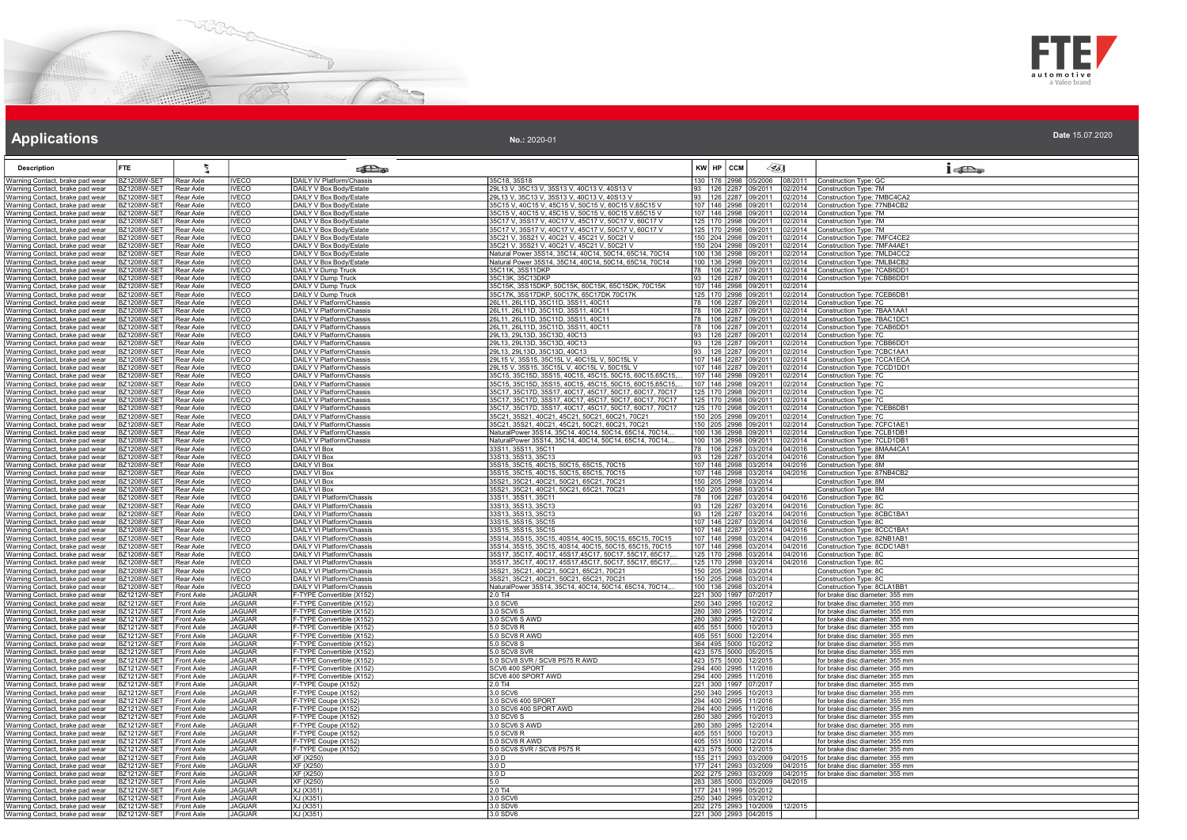# Applications

**No.:** 2020-01

**Date** 15.07.2020

| Description | FTE | | | | | KW | HP | CCM | | | |
|---|---|---|---|---|---|---|---|---|---|---|---|
| Warning Contact, brake pad wear | BZ1208W-SET | Rear Axle | IVECO | DAILY IV Platform/Chassis | 35C18, 35S18 | 130 | 176 | 2998 | 05/2006 | 08/2011 | Construction Type: GC |
| Warning Contact, brake pad wear | BZ1208W-SET | Rear Axle | IVECO | DAILY V Box Body/Estate | 29L13 V, 35C13 V, 35S13 V, 40C13 V, 40S13 V | 93 | 126 | 2287 | 09/2011 | 02/2014 | Construction Type: 7M |
| Warning Contact, brake pad wear | BZ1208W-SET | Rear Axle | IVECO | DAILY V Box Body/Estate | 29L13 V, 35C13 V, 35S13 V, 40C13 V, 40S13 V | 93 | 126 | 2287 | 09/2011 | 02/2014 | Construction Type: 7MBC4CA2 |
| Warning Contact, brake pad wear | BZ1208W-SET | Rear Axle | IVECO | DAILY V Box Body/Estate | 35C15 V, 40C15 V, 45C15 V, 50C15 V, 60C15 V,65C15 V | 107 | 146 | 2998 | 09/2011 | 02/2014 | Construction Type: 77NB4CB2 |
| Warning Contact, brake pad wear | BZ1208W-SET | Rear Axle | IVECO | DAILY V Box Body/Estate | 35C15 V, 40C15 V, 45C15 V, 50C15 V, 60C15 V,65C15 V | 107 | 146 | 2998 | 09/2011 | 02/2014 | Construction Type: 7M |
| Warning Contact, brake pad wear | BZ1208W-SET | Rear Axle | IVECO | DAILY V Box Body/Estate | 35C17 V, 35S17 V, 40C17 V, 45C17 V, 50C17 V, 60C17 V | 125 | 170 | 2998 | 09/2011 | 02/2014 | Construction Type: 7M |
| Warning Contact, brake pad wear | BZ1208W-SET | Rear Axle | IVECO | DAILY V Box Body/Estate | 35C17 V, 35S17 V, 40C17 V, 45C17 V, 50C17 V, 60C17 V | 125 | 170 | 2998 | 09/2011 | 02/2014 | Construction Type: 7M |
| Warning Contact, brake pad wear | BZ1208W-SET | Rear Axle | IVECO | DAILY V Box Body/Estate | 35C21 V, 35S21 V, 40C21 V, 45C21 V, 50C21 V | 150 | 204 | 2998 | 09/2011 | 02/2014 | Construction Type: 7MFC4CE2 |
| Warning Contact, brake pad wear | BZ1208W-SET | Rear Axle | IVECO | DAILY V Box Body/Estate | 35C21 V, 35S21 V, 40C21 V, 45C21 V, 50C21 V | 150 | 204 | 2998 | 09/2011 | 02/2014 | Construction Type: 7MFA4AE1 |
| Warning Contact, brake pad wear | BZ1208W-SET | Rear Axle | IVECO | DAILY V Box Body/Estate | Natural Power 35S14, 35C14, 40C14, 50C14, 65C14, 70C14 | 100 | 136 | 2998 | 09/2011 | 02/2014 | Construction Type: 7MLD4CC2 |
| Warning Contact, brake pad wear | BZ1208W-SET | Rear Axle | IVECO | DAILY V Box Body/Estate | Natural Power 35S14, 35C14, 40C14, 50C14, 65C14, 70C14 | 100 | 136 | 2998 | 09/2011 | 02/2014 | Construction Type: 7MLB4CB2 |
| Warning Contact, brake pad wear | BZ1208W-SET | Rear Axle | IVECO | DAILY V Dump Truck | 35C11K, 35S11DKP | 78 | 106 | 2287 | 09/2011 | 02/2014 | Construction Type: 7CAB6DD1 |
| Warning Contact, brake pad wear | BZ1208W-SET | Rear Axle | IVECO | DAILY V Dump Truck | 35C13K, 35C13DKP | 93 | 126 | 2287 | 09/2011 | 02/2014 | Construction Type: 7CBB6DD1 |
| Warning Contact, brake pad wear | BZ1208W-SET | Rear Axle | IVECO | DAILY V Dump Truck | 35C15K, 35S15DKP, 50C15K, 60C15K, 65C15DK, 70C15K | 107 | 146 | 2998 | 09/2011 | 02/2014 | |
| Warning Contact, brake pad wear | BZ1208W-SET | Rear Axle | IVECO | DAILY V Dump Truck | 35C17K, 35S17DKP, 50C17K, 65C17DK 70C17K | 125 | 170 | 2998 | 09/2011 | 02/2014 | Construction Type: 7CEB6DB1 |
| Warning Contact, brake pad wear | BZ1208W-SET | Rear Axle | IVECO | DAILY V Platform/Chassis | 26L11, 26L11D, 35C11D, 35S11, 40C11 | 78 | 106 | 2287 | 09/2011 | 02/2014 | Construction Type: 7C |
| Warning Contact, brake pad wear | BZ1208W-SET | Rear Axle | IVECO | DAILY V Platform/Chassis | 26L11, 26L11D, 35C11D, 35S11, 40C11 | 78 | 106 | 2287 | 09/2011 | 02/2014 | Construction Type: 7BAA1AA1 |
| Warning Contact, brake pad wear | BZ1208W-SET | Rear Axle | IVECO | DAILY V Platform/Chassis | 26L11, 26L11D, 35C11D, 35S11, 40C11 | 78 | 106 | 2287 | 09/2011 | 02/2014 | Construction Type: 7BAC1DC1 |
| Warning Contact, brake pad wear | BZ1208W-SET | Rear Axle | IVECO | DAILY V Platform/Chassis | 26L11, 26L11D, 35C11D, 35S11, 40C11 | 78 | 106 | 2287 | 09/2011 | 02/2014 | Construction Type: 7CAB6DD1 |
| Warning Contact, brake pad wear | BZ1208W-SET | Rear Axle | IVECO | DAILY V Platform/Chassis | 29L13, 29L13D, 35C13D, 40C13 | 93 | 126 | 2287 | 09/2011 | 02/2014 | Construction Type: 7C |
| Warning Contact, brake pad wear | BZ1208W-SET | Rear Axle | IVECO | DAILY V Platform/Chassis | 29L13, 29L13D, 35C13D, 40C13 | 93 | 126 | 2287 | 09/2011 | 02/2014 | Construction Type: 7CBB6DD1 |
| Warning Contact, brake pad wear | BZ1208W-SET | Rear Axle | IVECO | DAILY V Platform/Chassis | 29L13, 29L13D, 35C13D, 40C13 | 93 | 126 | 2287 | 09/2011 | 02/2014 | Construction Type: 7CBC1AA1 |
| Warning Contact, brake pad wear | BZ1208W-SET | Rear Axle | IVECO | DAILY V Platform/Chassis | 29L15 V, 35S15, 35C15L V, 40C15L V, 50C15L V | 107 | 146 | 2287 | 09/2011 | 02/2014 | Construction Type: 7CCA1ECA |
| Warning Contact, brake pad wear | BZ1208W-SET | Rear Axle | IVECO | DAILY V Platform/Chassis | 29L15 V, 35S15, 35C15L V, 40C15L V, 50C15L V | 107 | 146 | 2287 | 09/2011 | 02/2014 | Construction Type: 7CCD1DD1 |
| Warning Contact, brake pad wear | BZ1208W-SET | Rear Axle | IVECO | DAILY V Platform/Chassis | 35C15, 35C15D, 35S15, 40C15, 45C15, 50C15, 60C15,65C15,... | 107 | 146 | 2998 | 09/2011 | 02/2014 | Construction Type: 7C |
| Warning Contact, brake pad wear | BZ1208W-SET | Rear Axle | IVECO | DAILY V Platform/Chassis | 35C15, 35C15D, 35S15, 40C15, 45C15, 50C15, 60C15,65C15,... | 107 | 146 | 2998 | 09/2011 | 02/2014 | Construction Type: 7C |
| Warning Contact, brake pad wear | BZ1208W-SET | Rear Axle | IVECO | DAILY V Platform/Chassis | 35C17, 35C17D, 35S17, 40C17, 45C17, 50C17, 60C17, 70C17 | 125 | 170 | 2998 | 09/2011 | 02/2014 | Construction Type: 7C |
| Warning Contact, brake pad wear | BZ1208W-SET | Rear Axle | IVECO | DAILY V Platform/Chassis | 35C17, 35C17D, 35S17, 40C17, 45C17, 50C17, 60C17, 70C17 | 125 | 170 | 2998 | 09/2011 | 02/2014 | Construction Type: 7C |
| Warning Contact, brake pad wear | BZ1208W-SET | Rear Axle | IVECO | DAILY V Platform/Chassis | 35C17, 35C17D, 35S17, 40C17, 45C17, 50C17, 60C17, 70C17 | 125 | 170 | 2998 | 09/2011 | 02/2014 | Construction Type: 7CEB6DB1 |
| Warning Contact, brake pad wear | BZ1208W-SET | Rear Axle | IVECO | DAILY V Platform/Chassis | 35C21, 35S21, 40C21, 45C21, 50C21, 60C21, 70C21 | 150 | 205 | 2998 | 09/2011 | 02/2014 | Construction Type: 7C |
| Warning Contact, brake pad wear | BZ1208W-SET | Rear Axle | IVECO | DAILY V Platform/Chassis | 35C21, 35S21, 40C21, 45C21, 50C21, 60C21, 70C21 | 150 | 205 | 2998 | 09/2011 | 02/2014 | Construction Type: 7CFC1AE1 |
| Warning Contact, brake pad wear | BZ1208W-SET | Rear Axle | IVECO | DAILY V Platform/Chassis | NaturalPower 35S14, 35C14, 40C14, 50C14, 65C14, 70C14,... | 100 | 136 | 2998 | 09/2011 | 02/2014 | Construction Type: 7CLB1DB1 |
| Warning Contact, brake pad wear | BZ1208W-SET | Rear Axle | IVECO | DAILY V Platform/Chassis | NaturalPower 35S14, 35C14, 40C14, 50C14, 65C14, 70C14,... | 100 | 136 | 2998 | 09/2011 | 02/2014 | Construction Type: 7CLD1DB1 |
| Warning Contact, brake pad wear | BZ1208W-SET | Rear Axle | IVECO | DAILY VI Box | 33S11, 35S11, 35C11 | 78 | 106 | 2287 | 03/2014 | 04/2016 | Construction Type: 8MAA4CA1 |
| Warning Contact, brake pad wear | BZ1208W-SET | Rear Axle | IVECO | DAILY VI Box | 33S13, 35S13, 35C13 | 93 | 126 | 2287 | 03/2014 | 04/2016 | Construction Type: 8M |
| Warning Contact, brake pad wear | BZ1208W-SET | Rear Axle | IVECO | DAILY VI Box | 35S15, 35C15, 40C15, 50C15, 65C15, 70C15 | 107 | 146 | 2998 | 03/2014 | 04/2016 | Construction Type: 8M |
| Warning Contact, brake pad wear | BZ1208W-SET | Rear Axle | IVECO | DAILY VI Box | 35S15, 35C15, 40C15, 50C15, 65C15, 70C15 | 107 | 146 | 2998 | 03/2014 | 04/2016 | Construction Type: 87NB4CB2 |
| Warning Contact, brake pad wear | BZ1208W-SET | Rear Axle | IVECO | DAILY VI Box | 35S21, 35C21, 40C21, 50C21, 65C21, 70C21 | 150 | 205 | 2998 | 03/2014 | | Construction Type: 8M |
| Warning Contact, brake pad wear | BZ1208W-SET | Rear Axle | IVECO | DAILY VI Box | 35S21, 35C21, 40C21, 50C21, 65C21, 70C21 | 150 | 205 | 2998 | 03/2014 | | Construction Type: 8M |
| Warning Contact, brake pad wear | BZ1208W-SET | Rear Axle | IVECO | DAILY VI Platform/Chassis | 33S11, 35S11, 35C11 | 78 | 106 | 2287 | 03/2014 | 04/2016 | Construction Type: 8C |
| Warning Contact, brake pad wear | BZ1208W-SET | Rear Axle | IVECO | DAILY VI Platform/Chassis | 33S13, 35S13, 35C13 | 93 | 126 | 2287 | 03/2014 | 04/2016 | Construction Type: 8C |
| Warning Contact, brake pad wear | BZ1208W-SET | Rear Axle | IVECO | DAILY VI Platform/Chassis | 33S13, 35S13, 35C13 | 93 | 126 | 2287 | 03/2014 | 04/2016 | Construction Type: 8CBC1BA1 |
| Warning Contact, brake pad wear | BZ1208W-SET | Rear Axle | IVECO | DAILY VI Platform/Chassis | 33S15, 35S15, 35C15 | 107 | 146 | 2287 | 03/2014 | 04/2016 | Construction Type: 8C |
| Warning Contact, brake pad wear | BZ1208W-SET | Rear Axle | IVECO | DAILY VI Platform/Chassis | 33S15, 35S15, 35C15 | 107 | 146 | 2287 | 03/2014 | 04/2016 | Construction Type: 8CCC1BA1 |
| Warning Contact, brake pad wear | BZ1208W-SET | Rear Axle | IVECO | DAILY VI Platform/Chassis | 35S14, 35S15, 35C15, 40S14, 40C15, 50C15, 65C15, 70C15 | 107 | 146 | 2998 | 03/2014 | 04/2016 | Construction Type: 82NB1AB1 |
| Warning Contact, brake pad wear | BZ1208W-SET | Rear Axle | IVECO | DAILY VI Platform/Chassis | 35S14, 35S15, 35C15, 40S14, 40C15, 50C15, 65C15, 70C15 | 107 | 146 | 2998 | 03/2014 | 04/2016 | Construction Type: 8CDC1AB1 |
| Warning Contact, brake pad wear | BZ1208W-SET | Rear Axle | IVECO | DAILY VI Platform/Chassis | 35S17, 35C17, 40C17, 45S17,45C17, 50C17, 55C17, 65C17,... | 125 | 170 | 2998 | 03/2014 | 04/2016 | Construction Type: 8C |
| Warning Contact, brake pad wear | BZ1208W-SET | Rear Axle | IVECO | DAILY VI Platform/Chassis | 35S17, 35C17, 40C17, 45S17,45C17, 50C17, 55C17, 65C17,... | 125 | 170 | 2998 | 03/2014 | 04/2016 | Construction Type: 8C |
| Warning Contact, brake pad wear | BZ1208W-SET | Rear Axle | IVECO | DAILY VI Platform/Chassis | 35S21, 35C21, 40C21, 50C21, 65C21, 70C21 | 150 | 205 | 2998 | 03/2014 | | Construction Type: 8C |
| Warning Contact, brake pad wear | BZ1208W-SET | Rear Axle | IVECO | DAILY VI Platform/Chassis | 35S21, 35C21, 40C21, 50C21, 65C21, 70C21 | 150 | 205 | 2998 | 03/2014 | | Construction Type: 8C |
| Warning Contact, brake pad wear | BZ1208W-SET | Rear Axle | IVECO | DAILY VI Platform/Chassis | NaturalPower 35S14, 35C14, 40C14, 50C14, 65C14, 70C14,... | 100 | 136 | 2998 | 03/2014 | | Construction Type: 8CLA1BB1 |
| Warning Contact, brake pad wear | BZ1212W-SET | Front Axle | JAGUAR | F-TYPE Convertible (X152) | 2.0 Ti4 | 221 | 300 | 1997 | 07/2017 | | for brake disc diameter: 355 mm |
| Warning Contact, brake pad wear | BZ1212W-SET | Front Axle | JAGUAR | F-TYPE Convertible (X152) | 3.0 SCV6 | 250 | 340 | 2995 | 10/2012 | | for brake disc diameter: 355 mm |
| Warning Contact, brake pad wear | BZ1212W-SET | Front Axle | JAGUAR | F-TYPE Convertible (X152) | 3.0 SCV6 S | 280 | 380 | 2995 | 10/2012 | | for brake disc diameter: 355 mm |
| Warning Contact, brake pad wear | BZ1212W-SET | Front Axle | JAGUAR | F-TYPE Convertible (X152) | 3.0 SCV6 S AWD | 280 | 380 | 2995 | 12/2014 | | for brake disc diameter: 355 mm |
| Warning Contact, brake pad wear | BZ1212W-SET | Front Axle | JAGUAR | F-TYPE Convertible (X152) | 5.0 SCV8 R | 405 | 551 | 5000 | 10/2013 | | for brake disc diameter: 355 mm |
| Warning Contact, brake pad wear | BZ1212W-SET | Front Axle | JAGUAR | F-TYPE Convertible (X152) | 5.0 SCV8 R AWD | 405 | 551 | 5000 | 12/2014 | | for brake disc diameter: 355 mm |
| Warning Contact, brake pad wear | BZ1212W-SET | Front Axle | JAGUAR | F-TYPE Convertible (X152) | 5.0 SCV8 S | 364 | 495 | 5000 | 10/2012 | | for brake disc diameter: 355 mm |
| Warning Contact, brake pad wear | BZ1212W-SET | Front Axle | JAGUAR | F-TYPE Convertible (X152) | 5.0 SCV8 SVR | 423 | 575 | 5000 | 05/2015 | | for brake disc diameter: 355 mm |
| Warning Contact, brake pad wear | BZ1212W-SET | Front Axle | JAGUAR | F-TYPE Convertible (X152) | 5.0 SCV8 SVR / SCV8 P575 R AWD | 423 | 575 | 5000 | 12/2015 | | for brake disc diameter: 355 mm |
| Warning Contact, brake pad wear | BZ1212W-SET | Front Axle | JAGUAR | F-TYPE Convertible (X152) | SCV6 400 SPORT | 294 | 400 | 2995 | 11/2016 | | for brake disc diameter: 355 mm |
| Warning Contact, brake pad wear | BZ1212W-SET | Front Axle | JAGUAR | F-TYPE Convertible (X152) | SCV6 400 SPORT AWD | 294 | 400 | 2995 | 11/2016 | | for brake disc diameter: 355 mm |
| Warning Contact, brake pad wear | BZ1212W-SET | Front Axle | JAGUAR | F-TYPE Coupe (X152) | 2.0 Ti4 | 221 | 300 | 1997 | 07/2017 | | for brake disc diameter: 355 mm |
| Warning Contact, brake pad wear | BZ1212W-SET | Front Axle | JAGUAR | F-TYPE Coupe (X152) | 3.0 SCV6 | 250 | 340 | 2995 | 10/2013 | | for brake disc diameter: 355 mm |
| Warning Contact, brake pad wear | BZ1212W-SET | Front Axle | JAGUAR | F-TYPE Coupe (X152) | 3.0 SCV6 400 SPORT | 294 | 400 | 2995 | 11/2016 | | for brake disc diameter: 355 mm |
| Warning Contact, brake pad wear | BZ1212W-SET | Front Axle | JAGUAR | F-TYPE Coupe (X152) | 3.0 SCV6 400 SPORT AWD | 294 | 400 | 2995 | 11/2016 | | for brake disc diameter: 355 mm |
| Warning Contact, brake pad wear | BZ1212W-SET | Front Axle | JAGUAR | F-TYPE Coupe (X152) | 3.0 SCV6 S | 280 | 380 | 2995 | 10/2013 | | for brake disc diameter: 355 mm |
| Warning Contact, brake pad wear | BZ1212W-SET | Front Axle | JAGUAR | F-TYPE Coupe (X152) | 3.0 SCV6 S AWD | 280 | 380 | 2995 | 12/2014 | | for brake disc diameter: 355 mm |
| Warning Contact, brake pad wear | BZ1212W-SET | Front Axle | JAGUAR | F-TYPE Coupe (X152) | 5.0 SCV8 R | 405 | 551 | 5000 | 10/2013 | | for brake disc diameter: 355 mm |
| Warning Contact, brake pad wear | BZ1212W-SET | Front Axle | JAGUAR | F-TYPE Coupe (X152) | 5.0 SCV8 R AWD | 405 | 551 | 5000 | 12/2014 | | for brake disc diameter: 355 mm |
| Warning Contact, brake pad wear | BZ1212W-SET | Front Axle | JAGUAR | F-TYPE Coupe (X152) | 5.0 SCV8 SVR / SCV8 P575 R | 423 | 575 | 5000 | 12/2015 | | for brake disc diameter: 355 mm |
| Warning Contact, brake pad wear | BZ1212W-SET | Front Axle | JAGUAR | XF (X250) | 3.0 D | 155 | 211 | 2993 | 03/2009 | 04/2015 | for brake disc diameter: 355 mm |
| Warning Contact, brake pad wear | BZ1212W-SET | Front Axle | JAGUAR | XF (X250) | 3.0 D | 177 | 241 | 2993 | 03/2009 | 04/2015 | for brake disc diameter: 355 mm |
| Warning Contact, brake pad wear | BZ1212W-SET | Front Axle | JAGUAR | XF (X250) | 3.0 D | 202 | 275 | 2993 | 03/2009 | 04/2015 | for brake disc diameter: 355 mm |
| Warning Contact, brake pad wear | BZ1212W-SET | Front Axle | JAGUAR | XF (X250) | 5.0 | 283 | 385 | 5000 | 03/2009 | 04/2015 | |
| Warning Contact, brake pad wear | BZ1212W-SET | Front Axle | JAGUAR | XJ (X351) | 2.0 Ti4 | 177 | 241 | 1999 | 05/2012 | | |
| Warning Contact, brake pad wear | BZ1212W-SET | Front Axle | JAGUAR | XJ (X351) | 3.0 SCV6 | 250 | 340 | 2995 | 03/2012 | | |
| Warning Contact, brake pad wear | BZ1212W-SET | Front Axle | JAGUAR | XJ (X351) | 3.0 SDV6 | 202 | 275 | 2993 | 10/2009 | 12/2015 | |
| Warning Contact, brake pad wear | BZ1212W-SET | Front Axle | JAGUAR | XJ (X351) | 3.0 SDV6 | 221 | 300 | 2993 | 04/2015 | | |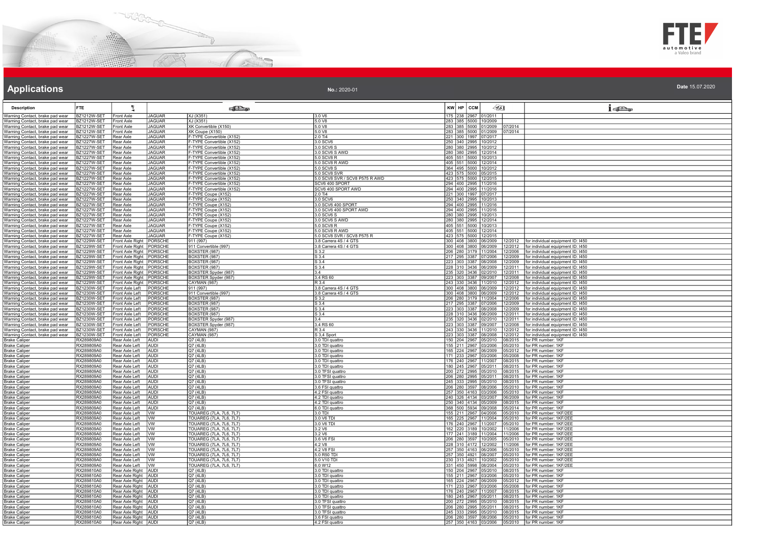# Applications

**No.:** 2020-01

**Date** 15.07.2020

| Description | FTE | | | | | KW | HP | CCM | | | |
|---|---|---|---|---|---|---|---|---|---|---|---|
| Warning Contact, brake pad wear | BZ1212W-SET | Front Axle | JAGUAR | XJ (X351) | 3.0 V6 | 175 | 238 | 2967 | 01/2011 | | |
| Warning Contact, brake pad wear | BZ1212W-SET | Front Axle | JAGUAR | XJ (X351) | 5.0 V8 | 283 | 385 | 5000 | 10/2009 | | |
| Warning Contact, brake pad wear | BZ1212W-SET | Front Axle | JAGUAR | XK Convertible (X150) | 5.0 V8 | 283 | 385 | 5000 | 01/2009 | 07/2014 | |
| Warning Contact, brake pad wear | BZ1212W-SET | Front Axle | JAGUAR | XK Coupe (X150) | 5.0 V8 | 283 | 385 | 5000 | 01/2009 | 07/2014 | |
| Warning Contact, brake pad wear | BZ1227W-SET | Rear Axle | JAGUAR | F-TYPE Convertible (X152) | 2.0 Ti4 | 221 | 300 | 1997 | 07/2017 | | |
| Warning Contact, brake pad wear | BZ1227W-SET | Rear Axle | JAGUAR | F-TYPE Convertible (X152) | 3.0 SCV6 | 250 | 340 | 2995 | 10/2012 | | |
| Warning Contact, brake pad wear | BZ1227W-SET | Rear Axle | JAGUAR | F-TYPE Convertible (X152) | 3.0 SCV6 S | 280 | 380 | 2995 | 10/2012 | | |
| Warning Contact, brake pad wear | BZ1227W-SET | Rear Axle | JAGUAR | F-TYPE Convertible (X152) | 3.0 SCV6 S AWD | 280 | 380 | 2995 | 12/2014 | | |
| Warning Contact, brake pad wear | BZ1227W-SET | Rear Axle | JAGUAR | F-TYPE Convertible (X152) | 5.0 SCV8 R | 405 | 551 | 5000 | 10/2013 | | |
| Warning Contact, brake pad wear | BZ1227W-SET | Rear Axle | JAGUAR | F-TYPE Convertible (X152) | 5.0 SCV8 R AWD | 405 | 551 | 5000 | 12/2014 | | |
| Warning Contact, brake pad wear | BZ1227W-SET | Rear Axle | JAGUAR | F-TYPE Convertible (X152) | 5.0 SCV8 S | 364 | 495 | 5000 | 10/2012 | | |
| Warning Contact, brake pad wear | BZ1227W-SET | Rear Axle | JAGUAR | F-TYPE Convertible (X152) | 5.0 SCV8 SVR | 423 | 575 | 5000 | 05/2015 | | |
| Warning Contact, brake pad wear | BZ1227W-SET | Rear Axle | JAGUAR | F-TYPE Convertible (X152) | 5.0 SCV8 SVR / SCV8 P575 R AWD | 423 | 575 | 5000 | 12/2015 | | |
| Warning Contact, brake pad wear | BZ1227W-SET | Rear Axle | JAGUAR | F-TYPE Convertible (X152) | SCV6 400 SPORT | 294 | 400 | 2995 | 11/2016 | | |
| Warning Contact, brake pad wear | BZ1227W-SET | Rear Axle | JAGUAR | F-TYPE Convertible (X152) | SCV6 400 SPORT AWD | 294 | 400 | 2995 | 11/2016 | | |
| Warning Contact, brake pad wear | BZ1227W-SET | Rear Axle | JAGUAR | F-TYPE Coupe (X152) | 2.0 Ti4 | 221 | 300 | 1997 | 07/2017 | | |
| Warning Contact, brake pad wear | BZ1227W-SET | Rear Axle | JAGUAR | F-TYPE Coupe (X152) | 3.0 SCV6 | 250 | 340 | 2995 | 10/2013 | | |
| Warning Contact, brake pad wear | BZ1227W-SET | Rear Axle | JAGUAR | F-TYPE Coupe (X152) | 3.0 SCV6 400 SPORT | 294 | 400 | 2995 | 11/2016 | | |
| Warning Contact, brake pad wear | BZ1227W-SET | Rear Axle | JAGUAR | F-TYPE Coupe (X152) | 3.0 SCV6 400 SPORT AWD | 294 | 400 | 2995 | 11/2016 | | |
| Warning Contact, brake pad wear | BZ1227W-SET | Rear Axle | JAGUAR | F-TYPE Coupe (X152) | 3.0 SCV6 S | 280 | 380 | 2995 | 10/2013 | | |
| Warning Contact, brake pad wear | BZ1227W-SET | Rear Axle | JAGUAR | F-TYPE Coupe (X152) | 3.0 SCV6 S AWD | 280 | 380 | 2995 | 12/2014 | | |
| Warning Contact, brake pad wear | BZ1227W-SET | Rear Axle | JAGUAR | F-TYPE Coupe (X152) | 5.0 SCV8 R | 405 | 551 | 5000 | 10/2013 | | |
| Warning Contact, brake pad wear | BZ1227W-SET | Rear Axle | JAGUAR | F-TYPE Coupe (X152) | 5.0 SCV8 R AWD | 405 | 551 | 5000 | 12/2014 | | |
| Warning Contact, brake pad wear | BZ1227W-SET | Rear Axle | JAGUAR | F-TYPE Coupe (X152) | 5.0 SCV8 SVR / SCV8 P575 R | 423 | 575 | 5000 | 12/2015 | | |
| Warning Contact, brake pad wear | BZ1229W-SET | Front Axle Right | PORSCHE | 911 (997) | 3.8 Carrera 4S / 4 GTS | 300 | 408 | 3800 | 06/2009 | 12/2012 | for individual equipment ID: I450 |
| Warning Contact, brake pad wear | BZ1229W-SET | Front Axle Right | PORSCHE | 911 Convertible (997) | 3.8 Carrera 4S / 4 GTS | 300 | 408 | 3800 | 06/2009 | 12/2012 | for individual equipment ID: I450 |
| Warning Contact, brake pad wear | BZ1229W-SET | Front Axle Right | PORSCHE | BOXSTER (987) | S 3.2 | 206 | 280 | 3179 | 11/2004 | 12/2006 | for individual equipment ID: I450 |
| Warning Contact, brake pad wear | BZ1229W-SET | Front Axle Right | PORSCHE | BOXSTER (987) | S 3.4 | 217 | 295 | 3387 | 07/2006 | 12/2009 | for individual equipment ID: I450 |
| Warning Contact, brake pad wear | BZ1229W-SET | Front Axle Right | PORSCHE | BOXSTER (987) | S 3.4 | 223 | 303 | 3387 | 08/2008 | 12/2009 | for individual equipment ID: I450 |
| Warning Contact, brake pad wear | BZ1229W-SET | Front Axle Right | PORSCHE | BOXSTER (987) | S 3.4 | 228 | 310 | 3436 | 06/2009 | 12/2011 | for individual equipment ID: I450 |
| Warning Contact, brake pad wear | BZ1229W-SET | Front Axle Right | PORSCHE | BOXSTER Spyder (987) | 3.4 | 235 | 320 | 3436 | 02/2010 | 12/2011 | for individual equipment ID: I450 |
| Warning Contact, brake pad wear | BZ1229W-SET | Front Axle Right | PORSCHE | BOXSTER Spyder (987) | 3.4 RS 60 | 223 | 303 | 3387 | 09/2007 | 12/2008 | for individual equipment ID: I450 |
| Warning Contact, brake pad wear | BZ1229W-SET | Front Axle Right | PORSCHE | CAYMAN (987) | R 3.4 | 243 | 330 | 3436 | 11/2010 | 12/2012 | for individual equipment ID: I450 |
| Warning Contact, brake pad wear | BZ1230W-SET | Front Axle Left | PORSCHE | 911 (997) | 3.8 Carrera 4S / 4 GTS | 300 | 408 | 3800 | 06/2009 | 12/2012 | for individual equipment ID: I450 |
| Warning Contact, brake pad wear | BZ1230W-SET | Front Axle Left | PORSCHE | 911 Convertible (997) | 3.8 Carrera 4S / 4 GTS | 300 | 408 | 3800 | 06/2009 | 12/2012 | for individual equipment ID: I450 |
| Warning Contact, brake pad wear | BZ1230W-SET | Front Axle Left | PORSCHE | BOXSTER (987) | S 3.2 | 206 | 280 | 3179 | 11/2004 | 12/2006 | for individual equipment ID: I450 |
| Warning Contact, brake pad wear | BZ1230W-SET | Front Axle Left | PORSCHE | BOXSTER (987) | S 3.4 | 217 | 295 | 3387 | 07/2006 | 12/2009 | for individual equipment ID: I450 |
| Warning Contact, brake pad wear | BZ1230W-SET | Front Axle Left | PORSCHE | BOXSTER (987) | S 3.4 | 223 | 303 | 3387 | 08/2008 | 12/2009 | for individual equipment ID: I450 |
| Warning Contact, brake pad wear | BZ1230W-SET | Front Axle Left | PORSCHE | BOXSTER (987) | S 3.4 | 228 | 310 | 3436 | 06/2009 | 12/2011 | for individual equipment ID: I450 |
| Warning Contact, brake pad wear | BZ1230W-SET | Front Axle Left | PORSCHE | BOXSTER Spyder (987) | 3.4 | 235 | 320 | 3436 | 02/2010 | 12/2011 | for individual equipment ID: I450 |
| Warning Contact, brake pad wear | BZ1230W-SET | Front Axle Left | PORSCHE | BOXSTER Spyder (987) | 3.4 RS 60 | 223 | 303 | 3387 | 09/2007 | 12/2008 | for individual equipment ID: I450 |
| Warning Contact, brake pad wear | BZ1230W-SET | Front Axle Left | PORSCHE | CAYMAN (987) | R 3.4 | 243 | 330 | 3436 | 11/2010 | 12/2012 | for individual equipment ID: I450 |
| Warning Contact, brake pad wear | BZ1230W-SET | Front Axle Left | PORSCHE | CAYMAN (987) | S 3.4 Sport | 223 | 303 | 3387 | 08/2008 | 12/2012 | for individual equipment ID: I450 |
| Brake Caliper | RX289809A0 | Rear Axle Left | AUDI | Q7 (4LB) | 3.0 TDI quattro | 150 | 204 | 2967 | 05/2010 | 08/2015 | for PR number: 1KF |
| Brake Caliper | RX289809A0 | Rear Axle Left | AUDI | Q7 (4LB) | 3.0 TDI quattro | 155 | 211 | 2967 | 03/2006 | 05/2010 | for PR number: 1KF |
| Brake Caliper | RX289809A0 | Rear Axle Left | AUDI | Q7 (4LB) | 3.0 TDI quattro | 165 | 224 | 2967 | 06/2009 | 05/2012 | for PR number: 1KF |
| Brake Caliper | RX289809A0 | Rear Axle Left | AUDI | Q7 (4LB) | 3.0 TDI quattro | 171 | 233 | 2967 | 03/2006 | 05/2008 | for PR number: 1KF |
| Brake Caliper | RX289809A0 | Rear Axle Left | AUDI | Q7 (4LB) | 3.0 TDI quattro | 176 | 240 | 2967 | 11/2007 | 08/2015 | for PR number: 1KF |
| Brake Caliper | RX289809A0 | Rear Axle Left | AUDI | Q7 (4LB) | 3.0 TDI quattro | 180 | 245 | 2967 | 05/2011 | 08/2015 | for PR number: 1KF |
| Brake Caliper | RX289809A0 | Rear Axle Left | AUDI | Q7 (4LB) | 3.0 TFSI quattro | 200 | 272 | 2995 | 05/2010 | 08/2015 | for PR number: 1KF |
| Brake Caliper | RX289809A0 | Rear Axle Left | AUDI | Q7 (4LB) | 3.0 TFSI quattro | 206 | 280 | 2995 | 05/2011 | 08/2015 | for PR number: 1KF |
| Brake Caliper | RX289809A0 | Rear Axle Left | AUDI | Q7 (4LB) | 3.0 TFSI quattro | 245 | 333 | 2995 | 05/2010 | 08/2015 | for PR number: 1KF |
| Brake Caliper | RX289809A0 | Rear Axle Left | AUDI | Q7 (4LB) | 3.6 FSI quattro | 206 | 280 | 3597 | 08/2006 | 05/2010 | for PR number: 1KF |
| Brake Caliper | RX289809A0 | Rear Axle Left | AUDI | Q7 (4LB) | 4.2 FSI quattro | 257 | 350 | 4163 | 03/2006 | 05/2010 | for PR number: 1KF |
| Brake Caliper | RX289809A0 | Rear Axle Left | AUDI | Q7 (4LB) | 4.2 TDI quattro | 240 | 326 | 4134 | 03/2007 | 06/2009 | for PR number: 1KF |
| Brake Caliper | RX289809A0 | Rear Axle Left | AUDI | Q7 (4LB) | 4.2 TDI quattro | 250 | 340 | 4134 | 05/2009 | 08/2015 | for PR number: 1KF |
| Brake Caliper | RX289809A0 | Rear Axle Left | AUDI | Q7 (4LB) | 6.0 TDI quattro | 368 | 500 | 5934 | 09/2008 | 05/2014 | for PR number: 1KF |
| Brake Caliper | RX289809A0 | Rear Axle Left | VW | TOUAREG (7LA, 7L6, 7L7) | 3.0 TDI | 155 | 211 | 2967 | 04/2006 | 05/2010 | for PR number: 1KF/2EE |
| Brake Caliper | RX289809A0 | Rear Axle Left | VW | TOUAREG (7LA, 7L6, 7L7) | 3.0 V6 TDI | 165 | 225 | 2967 | 11/2004 | 05/2010 | for PR number: 1KF/2EE |
| Brake Caliper | RX289809A0 | Rear Axle Left | VW | TOUAREG (7LA, 7L6, 7L7) | 3.0 V6 TDI | 176 | 240 | 2967 | 11/2007 | 05/2010 | for PR number: 1KF/2EE |
| Brake Caliper | RX289809A0 | Rear Axle Left | VW | TOUAREG (7LA, 7L6, 7L7) | 3.2 V6 | 162 | 220 | 3189 | 10/2002 | 11/2006 | for PR number: 1KF/2EE |
| Brake Caliper | RX289809A0 | Rear Axle Left | VW | TOUAREG (7LA, 7L6, 7L7) | 3.2 V6 | 177 | 241 | 3189 | 11/2004 | 11/2006 | for PR number: 1KF/2EE |
| Brake Caliper | RX289809A0 | Rear Axle Left | VW | TOUAREG (7LA, 7L6, 7L7) | 3.6 V6 FSI | 206 | 280 | 3597 | 10/2005 | 05/2010 | for PR number: 1KF/2EE |
| Brake Caliper | RX289809A0 | Rear Axle Left | VW | TOUAREG (7LA, 7L6, 7L7) | 4.2 V8 | 228 | 310 | 4172 | 12/2002 | 11/2006 | for PR number: 1KF/2EE |
| Brake Caliper | RX289809A0 | Rear Axle Left | VW | TOUAREG (7LA, 7L6, 7L7) | 4.2 V8 FSI | 257 | 350 | 4163 | 06/2006 | 05/2010 | for PR number: 1KF/2EE |
| Brake Caliper | RX289809A0 | Rear Axle Left | VW | TOUAREG (7LA, 7L6, 7L7) | 5.0 R50 TDI | 257 | 350 | 4921 | 08/2007 | 05/2010 | for PR number: 1KF/2EE |
| Brake Caliper | RX289809A0 | Rear Axle Left | VW | TOUAREG (7LA, 7L6, 7L7) | 5.0 V10 TDI | 230 | 313 | 4921 | 10/2002 | 05/2010 | for PR number: 1KF/2EE |
| Brake Caliper | RX289809A0 | Rear Axle Left | VW | TOUAREG (7LA, 7L6, 7L7) | 6.0 W12 | 331 | 450 | 5998 | 08/2004 | 05/2010 | for PR number: 1KF/2EE |
| Brake Caliper | RX289810A0 | Rear Axle Right | AUDI | Q7 (4LB) | 3.0 TDI quattro | 150 | 204 | 2967 | 05/2010 | 08/2015 | for PR number: 1KF |
| Brake Caliper | RX289810A0 | Rear Axle Right | AUDI | Q7 (4LB) | 3.0 TDI quattro | 155 | 211 | 2967 | 03/2006 | 05/2010 | for PR number: 1KF |
| Brake Caliper | RX289810A0 | Rear Axle Right | AUDI | Q7 (4LB) | 3.0 TDI quattro | 165 | 224 | 2967 | 06/2009 | 05/2012 | for PR number: 1KF |
| Brake Caliper | RX289810A0 | Rear Axle Right | AUDI | Q7 (4LB) | 3.0 TDI quattro | 171 | 233 | 2967 | 03/2006 | 05/2008 | for PR number: 1KF |
| Brake Caliper | RX289810A0 | Rear Axle Right | AUDI | Q7 (4LB) | 3.0 TDI quattro | 176 | 240 | 2967 | 11/2007 | 08/2015 | for PR number: 1KF |
| Brake Caliper | RX289810A0 | Rear Axle Right | AUDI | Q7 (4LB) | 3.0 TDI quattro | 180 | 245 | 2967 | 05/2011 | 08/2015 | for PR number: 1KF |
| Brake Caliper | RX289810A0 | Rear Axle Right | AUDI | Q7 (4LB) | 3.0 TFSI quattro | 200 | 272 | 2995 | 05/2010 | 08/2015 | for PR number: 1KF |
| Brake Caliper | RX289810A0 | Rear Axle Right | AUDI | Q7 (4LB) | 3.0 TFSI quattro | 206 | 280 | 2995 | 05/2011 | 08/2015 | for PR number: 1KF |
| Brake Caliper | RX289810A0 | Rear Axle Right | AUDI | Q7 (4LB) | 3.0 TFSI quattro | 245 | 333 | 2995 | 05/2010 | 08/2015 | for PR number: 1KF |
| Brake Caliper | RX289810A0 | Rear Axle Right | AUDI | Q7 (4LB) | 3.6 FSI quattro | 206 | 280 | 3597 | 08/2006 | 05/2010 | for PR number: 1KF |
| Brake Caliper | RX289810A0 | Rear Axle Right | AUDI | Q7 (4LB) | 4.2 FSI quattro | 257 | 350 | 4163 | 03/2006 | 05/2010 | for PR number: 1KF |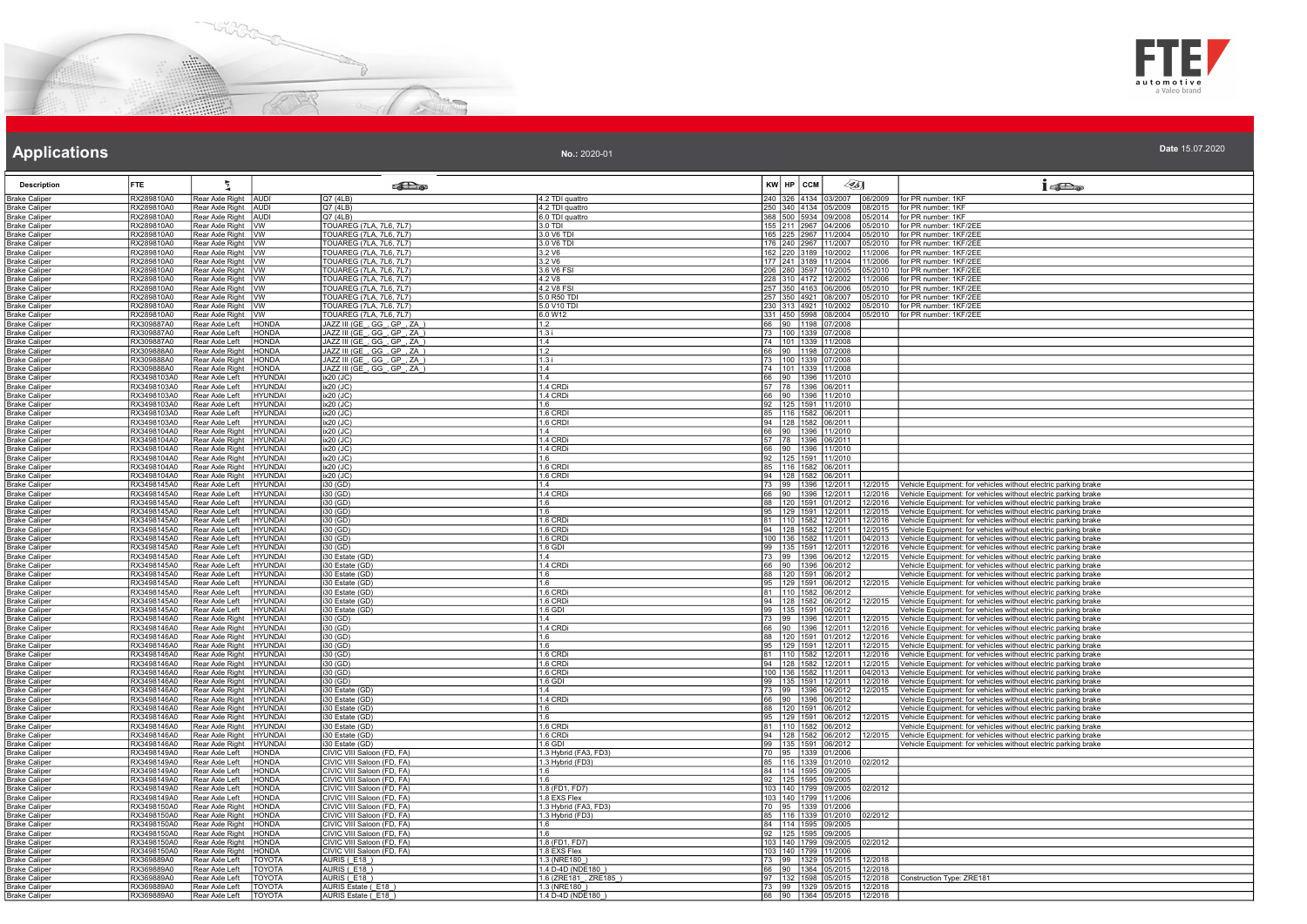# Applications

**No.:** 2020-01

**Date** 15.07.2020

| Description | FTE | | | | | KW | HP | CCM | | | |
|---|---|---|---|---|---|---|---|---|---|---|---|
| Brake Caliper | RX289810A0 | Rear Axle Right | AUDI | Q7 (4LB) | 4.2 TDI quattro | 240 | 326 | 4134 | 03/2007 | 06/2009 | for PR number: 1KF |
| Brake Caliper | RX289810A0 | Rear Axle Right | AUDI | Q7 (4LB) | 4.2 TDI quattro | 250 | 340 | 4134 | 05/2009 | 08/2015 | for PR number: 1KF |
| Brake Caliper | RX289810A0 | Rear Axle Right | AUDI | Q7 (4LB) | 6.0 TDI quattro | 368 | 500 | 5934 | 09/2008 | 05/2014 | for PR number: 1KF |
| Brake Caliper | RX289810A0 | Rear Axle Right | VW | TOUAREG (7LA, 7L6, 7L7) | 3.0 TDI | 155 | 211 | 2967 | 04/2006 | 05/2010 | for PR number: 1KF/2EE |
| Brake Caliper | RX289810A0 | Rear Axle Right | VW | TOUAREG (7LA, 7L6, 7L7) | 3.0 V6 TDI | 165 | 225 | 2967 | 11/2004 | 05/2010 | for PR number: 1KF/2EE |
| Brake Caliper | RX289810A0 | Rear Axle Right | VW | TOUAREG (7LA, 7L6, 7L7) | 3.0 V6 TDI | 176 | 240 | 2967 | 11/2007 | 05/2010 | for PR number: 1KF/2EE |
| Brake Caliper | RX289810A0 | Rear Axle Right | VW | TOUAREG (7LA, 7L6, 7L7) | 3.2 V6 | 162 | 220 | 3189 | 10/2002 | 11/2006 | for PR number: 1KF/2EE |
| Brake Caliper | RX289810A0 | Rear Axle Right | VW | TOUAREG (7LA, 7L6, 7L7) | 3.2 V6 | 177 | 241 | 3189 | 11/2004 | 11/2006 | for PR number: 1KF/2EE |
| Brake Caliper | RX289810A0 | Rear Axle Right | VW | TOUAREG (7LA, 7L6, 7L7) | 3.6 V6 FSI | 206 | 280 | 3597 | 10/2005 | 05/2010 | for PR number: 1KF/2EE |
| Brake Caliper | RX289810A0 | Rear Axle Right | VW | TOUAREG (7LA, 7L6, 7L7) | 4.2 V8 | 228 | 310 | 4172 | 12/2002 | 11/2006 | for PR number: 1KF/2EE |
| Brake Caliper | RX289810A0 | Rear Axle Right | VW | TOUAREG (7LA, 7L6, 7L7) | 4.2 V8 FSI | 257 | 350 | 4163 | 06/2006 | 05/2010 | for PR number: 1KF/2EE |
| Brake Caliper | RX289810A0 | Rear Axle Right | VW | TOUAREG (7LA, 7L6, 7L7) | 5.0 R50 TDI | 257 | 350 | 4921 | 08/2007 | 05/2010 | for PR number: 1KF/2EE |
| Brake Caliper | RX289810A0 | Rear Axle Right | VW | TOUAREG (7LA, 7L6, 7L7) | 5.0 V10 TDI | 230 | 313 | 4921 | 10/2002 | 05/2010 | for PR number: 1KF/2EE |
| Brake Caliper | RX289810A0 | Rear Axle Right | VW | TOUAREG (7LA, 7L6, 7L7) | 6.0 W12 | 331 | 450 | 5998 | 08/2004 | 05/2010 | for PR number: 1KF/2EE |
| Brake Caliper | RX309887A0 | Rear Axle Left | HONDA | JAZZ III (GE_, GG_, GP_, ZA_) | 1.2 | 66 | 90 | 1198 | 07/2008 | | |
| Brake Caliper | RX309887A0 | Rear Axle Left | HONDA | JAZZ III (GE_, GG_, GP_, ZA_) | 1.3 i | 73 | 100 | 1339 | 07/2008 | | |
| Brake Caliper | RX309887A0 | Rear Axle Left | HONDA | JAZZ III (GE_, GG_, GP_, ZA_) | 1.4 | 74 | 101 | 1339 | 11/2008 | | |
| Brake Caliper | RX309888A0 | Rear Axle Right | HONDA | JAZZ III (GE_, GG_, GP_, ZA_) | 1.2 | 66 | 90 | 1198 | 07/2008 | | |
| Brake Caliper | RX309888A0 | Rear Axle Right | HONDA | JAZZ III (GE_, GG_, GP_, ZA_) | 1.3 i | 73 | 100 | 1339 | 07/2008 | | |
| Brake Caliper | RX309888A0 | Rear Axle Right | HONDA | JAZZ III (GE_, GG_, GP_, ZA_) | 1.4 | 74 | 101 | 1339 | 11/2008 | | |
| Brake Caliper | RX3498103A0 | Rear Axle Left | HYUNDAI | ix20 (JC) | 1.4 | 66 | 90 | 1396 | 11/2010 | | |
| Brake Caliper | RX3498103A0 | Rear Axle Left | HYUNDAI | ix20 (JC) | 1.4 CRDi | 57 | 78 | 1396 | 06/2011 | | |
| Brake Caliper | RX3498103A0 | Rear Axle Left | HYUNDAI | ix20 (JC) | 1.4 CRDi | 66 | 90 | 1396 | 11/2010 | | |
| Brake Caliper | RX3498103A0 | Rear Axle Left | HYUNDAI | ix20 (JC) | 1.6 | 92 | 125 | 1591 | 11/2010 | | |
| Brake Caliper | RX3498103A0 | Rear Axle Left | HYUNDAI | ix20 (JC) | 1.6 CRDI | 85 | 116 | 1582 | 06/2011 | | |
| Brake Caliper | RX3498103A0 | Rear Axle Left | HYUNDAI | ix20 (JC) | 1.6 CRDI | 94 | 128 | 1582 | 06/2011 | | |
| Brake Caliper | RX3498104A0 | Rear Axle Right | HYUNDAI | ix20 (JC) | 1.4 | 66 | 90 | 1396 | 11/2010 | | |
| Brake Caliper | RX3498104A0 | Rear Axle Right | HYUNDAI | ix20 (JC) | 1.4 CRDi | 57 | 78 | 1396 | 06/2011 | | |
| Brake Caliper | RX3498104A0 | Rear Axle Right | HYUNDAI | ix20 (JC) | 1.4 CRDi | 66 | 90 | 1396 | 11/2010 | | |
| Brake Caliper | RX3498104A0 | Rear Axle Right | HYUNDAI | ix20 (JC) | 1.6 | 92 | 125 | 1591 | 11/2010 | | |
| Brake Caliper | RX3498104A0 | Rear Axle Right | HYUNDAI | ix20 (JC) | 1.6 CRDI | 85 | 116 | 1582 | 06/2011 | | |
| Brake Caliper | RX3498104A0 | Rear Axle Right | HYUNDAI | ix20 (JC) | 1.6 CRDI | 94 | 128 | 1582 | 06/2011 | | |
| Brake Caliper | RX3498145A0 | Rear Axle Left | HYUNDAI | i30 (GD) | 1.4 | 73 | 99 | 1396 | 12/2011 | 12/2015 | Vehicle Equipment: for vehicles without electric parking brake |
| Brake Caliper | RX3498145A0 | Rear Axle Left | HYUNDAI | i30 (GD) | 1.4 CRDi | 66 | 90 | 1396 | 12/2011 | 12/2016 | Vehicle Equipment: for vehicles without electric parking brake |
| Brake Caliper | RX3498145A0 | Rear Axle Left | HYUNDAI | i30 (GD) | 1.6 | 88 | 120 | 1591 | 01/2012 | 12/2016 | Vehicle Equipment: for vehicles without electric parking brake |
| Brake Caliper | RX3498145A0 | Rear Axle Left | HYUNDAI | i30 (GD) | 1.6 | 95 | 129 | 1591 | 12/2011 | 12/2015 | Vehicle Equipment: for vehicles without electric parking brake |
| Brake Caliper | RX3498145A0 | Rear Axle Left | HYUNDAI | i30 (GD) | 1.6 CRDi | 81 | 110 | 1582 | 12/2011 | 12/2016 | Vehicle Equipment: for vehicles without electric parking brake |
| Brake Caliper | RX3498145A0 | Rear Axle Left | HYUNDAI | i30 (GD) | 1.6 CRDi | 94 | 128 | 1582 | 12/2011 | 12/2015 | Vehicle Equipment: for vehicles without electric parking brake |
| Brake Caliper | RX3498145A0 | Rear Axle Left | HYUNDAI | i30 (GD) | 1.6 CRDi | 100 | 136 | 1582 | 11/2011 | 04/2013 | Vehicle Equipment: for vehicles without electric parking brake |
| Brake Caliper | RX3498145A0 | Rear Axle Left | HYUNDAI | i30 (GD) | 1.6 GDI | 99 | 135 | 1591 | 12/2011 | 12/2016 | Vehicle Equipment: for vehicles without electric parking brake |
| Brake Caliper | RX3498145A0 | Rear Axle Left | HYUNDAI | i30 Estate (GD) | 1.4 | 73 | 99 | 1396 | 06/2012 | 12/2015 | Vehicle Equipment: for vehicles without electric parking brake |
| Brake Caliper | RX3498145A0 | Rear Axle Left | HYUNDAI | i30 Estate (GD) | 1.4 CRDi | 66 | 90 | 1396 | 06/2012 | | Vehicle Equipment: for vehicles without electric parking brake |
| Brake Caliper | RX3498145A0 | Rear Axle Left | HYUNDAI | i30 Estate (GD) | 1.6 | 88 | 120 | 1591 | 06/2012 | | Vehicle Equipment: for vehicles without electric parking brake |
| Brake Caliper | RX3498145A0 | Rear Axle Left | HYUNDAI | i30 Estate (GD) | 1.6 | 95 | 129 | 1591 | 06/2012 | 12/2015 | Vehicle Equipment: for vehicles without electric parking brake |
| Brake Caliper | RX3498145A0 | Rear Axle Left | HYUNDAI | i30 Estate (GD) | 1.6 CRDi | 81 | 110 | 1582 | 06/2012 | | Vehicle Equipment: for vehicles without electric parking brake |
| Brake Caliper | RX3498145A0 | Rear Axle Left | HYUNDAI | i30 Estate (GD) | 1.6 CRDi | 94 | 128 | 1582 | 06/2012 | 12/2015 | Vehicle Equipment: for vehicles without electric parking brake |
| Brake Caliper | RX3498145A0 | Rear Axle Left | HYUNDAI | i30 Estate (GD) | 1.6 GDI | 99 | 135 | 1591 | 06/2012 | | Vehicle Equipment: for vehicles without electric parking brake |
| Brake Caliper | RX3498146A0 | Rear Axle Right | HYUNDAI | i30 (GD) | 1.4 | 73 | 99 | 1396 | 12/2011 | 12/2015 | Vehicle Equipment: for vehicles without electric parking brake |
| Brake Caliper | RX3498146A0 | Rear Axle Right | HYUNDAI | i30 (GD) | 1.4 CRDi | 66 | 90 | 1396 | 12/2011 | 12/2016 | Vehicle Equipment: for vehicles without electric parking brake |
| Brake Caliper | RX3498146A0 | Rear Axle Right | HYUNDAI | i30 (GD) | 1.6 | 88 | 120 | 1591 | 01/2012 | 12/2016 | Vehicle Equipment: for vehicles without electric parking brake |
| Brake Caliper | RX3498146A0 | Rear Axle Right | HYUNDAI | i30 (GD) | 1.6 | 95 | 129 | 1591 | 12/2011 | 12/2015 | Vehicle Equipment: for vehicles without electric parking brake |
| Brake Caliper | RX3498146A0 | Rear Axle Right | HYUNDAI | i30 (GD) | 1.6 CRDi | 81 | 110 | 1582 | 12/2011 | 12/2016 | Vehicle Equipment: for vehicles without electric parking brake |
| Brake Caliper | RX3498146A0 | Rear Axle Right | HYUNDAI | i30 (GD) | 1.6 CRDi | 94 | 128 | 1582 | 12/2011 | 12/2015 | Vehicle Equipment: for vehicles without electric parking brake |
| Brake Caliper | RX3498146A0 | Rear Axle Right | HYUNDAI | i30 (GD) | 1.6 CRDi | 100 | 136 | 1582 | 11/2011 | 04/2013 | Vehicle Equipment: for vehicles without electric parking brake |
| Brake Caliper | RX3498146A0 | Rear Axle Right | HYUNDAI | i30 (GD) | 1.6 GDI | 99 | 135 | 1591 | 12/2011 | 12/2016 | Vehicle Equipment: for vehicles without electric parking brake |
| Brake Caliper | RX3498146A0 | Rear Axle Right | HYUNDAI | i30 Estate (GD) | 1.4 | 73 | 99 | 1396 | 06/2012 | 12/2015 | Vehicle Equipment: for vehicles without electric parking brake |
| Brake Caliper | RX3498146A0 | Rear Axle Right | HYUNDAI | i30 Estate (GD) | 1.4 CRDi | 66 | 90 | 1396 | 06/2012 | | Vehicle Equipment: for vehicles without electric parking brake |
| Brake Caliper | RX3498146A0 | Rear Axle Right | HYUNDAI | i30 Estate (GD) | 1.6 | 88 | 120 | 1591 | 06/2012 | | Vehicle Equipment: for vehicles without electric parking brake |
| Brake Caliper | RX3498146A0 | Rear Axle Right | HYUNDAI | i30 Estate (GD) | 1.6 | 95 | 129 | 1591 | 06/2012 | 12/2015 | Vehicle Equipment: for vehicles without electric parking brake |
| Brake Caliper | RX3498146A0 | Rear Axle Right | HYUNDAI | i30 Estate (GD) | 1.6 CRDi | 81 | 110 | 1582 | 06/2012 | | Vehicle Equipment: for vehicles without electric parking brake |
| Brake Caliper | RX3498146A0 | Rear Axle Right | HYUNDAI | i30 Estate (GD) | 1.6 CRDi | 94 | 128 | 1582 | 06/2012 | 12/2015 | Vehicle Equipment: for vehicles without electric parking brake |
| Brake Caliper | RX3498146A0 | Rear Axle Right | HYUNDAI | i30 Estate (GD) | 1.6 GDI | 99 | 135 | 1591 | 06/2012 | | Vehicle Equipment: for vehicles without electric parking brake |
| Brake Caliper | RX3498149A0 | Rear Axle Left | HONDA | CIVIC VIII Saloon (FD, FA) | 1.3 Hybrid (FA3, FD3) | 70 | 95 | 1339 | 01/2006 | | |
| Brake Caliper | RX3498149A0 | Rear Axle Left | HONDA | CIVIC VIII Saloon (FD, FA) | 1.3 Hybrid (FD3) | 85 | 116 | 1339 | 01/2010 | 02/2012 | |
| Brake Caliper | RX3498149A0 | Rear Axle Left | HONDA | CIVIC VIII Saloon (FD, FA) | 1.6 | 84 | 114 | 1595 | 09/2005 | | |
| Brake Caliper | RX3498149A0 | Rear Axle Left | HONDA | CIVIC VIII Saloon (FD, FA) | 1.6 | 92 | 125 | 1595 | 09/2005 | | |
| Brake Caliper | RX3498149A0 | Rear Axle Left | HONDA | CIVIC VIII Saloon (FD, FA) | 1.8 (FD1, FD7) | 103 | 140 | 1799 | 09/2005 | 02/2012 | |
| Brake Caliper | RX3498149A0 | Rear Axle Left | HONDA | CIVIC VIII Saloon (FD, FA) | 1.8 EXS Flex | 103 | 140 | 1799 | 11/2006 | | |
| Brake Caliper | RX3498150A0 | Rear Axle Right | HONDA | CIVIC VIII Saloon (FD, FA) | 1.3 Hybrid (FA3, FD3) | 70 | 95 | 1339 | 01/2006 | | |
| Brake Caliper | RX3498150A0 | Rear Axle Right | HONDA | CIVIC VIII Saloon (FD, FA) | 1.3 Hybrid (FD3) | 85 | 116 | 1339 | 01/2010 | 02/2012 | |
| Brake Caliper | RX3498150A0 | Rear Axle Right | HONDA | CIVIC VIII Saloon (FD, FA) | 1.6 | 84 | 114 | 1595 | 09/2005 | | |
| Brake Caliper | RX3498150A0 | Rear Axle Right | HONDA | CIVIC VIII Saloon (FD, FA) | 1.6 | 92 | 125 | 1595 | 09/2005 | | |
| Brake Caliper | RX3498150A0 | Rear Axle Right | HONDA | CIVIC VIII Saloon (FD, FA) | 1.8 (FD1, FD7) | 103 | 140 | 1799 | 09/2005 | 02/2012 | |
| Brake Caliper | RX3498150A0 | Rear Axle Right | HONDA | CIVIC VIII Saloon (FD, FA) | 1.8 EXS Flex | 103 | 140 | 1799 | 11/2006 | | |
| Brake Caliper | RX369889A0 | Rear Axle Left | TOYOTA | AURIS (_E18_) | 1.3 (NRE180_) | 73 | 99 | 1329 | 05/2015 | 12/2018 | |
| Brake Caliper | RX369889A0 | Rear Axle Left | TOYOTA | AURIS (_E18_) | 1.4 D-4D (NDE180_) | 66 | 90 | 1364 | 05/2015 | 12/2018 | |
| Brake Caliper | RX369889A0 | Rear Axle Left | TOYOTA | AURIS (_E18_) | 1.6 (ZRE181_, ZRE185_) | 97 | 132 | 1598 | 05/2015 | 12/2018 | Construction Type: ZRE181 |
| Brake Caliper | RX369889A0 | Rear Axle Left | TOYOTA | AURIS Estate (_E18_) | 1.3 (NRE180_) | 73 | 99 | 1329 | 05/2015 | 12/2018 | |
| Brake Caliper | RX369889A0 | Rear Axle Left | TOYOTA | AURIS Estate (_E18_) | 1.4 D-4D (NDE180_) | 66 | 90 | 1364 | 05/2015 | 12/2018 | |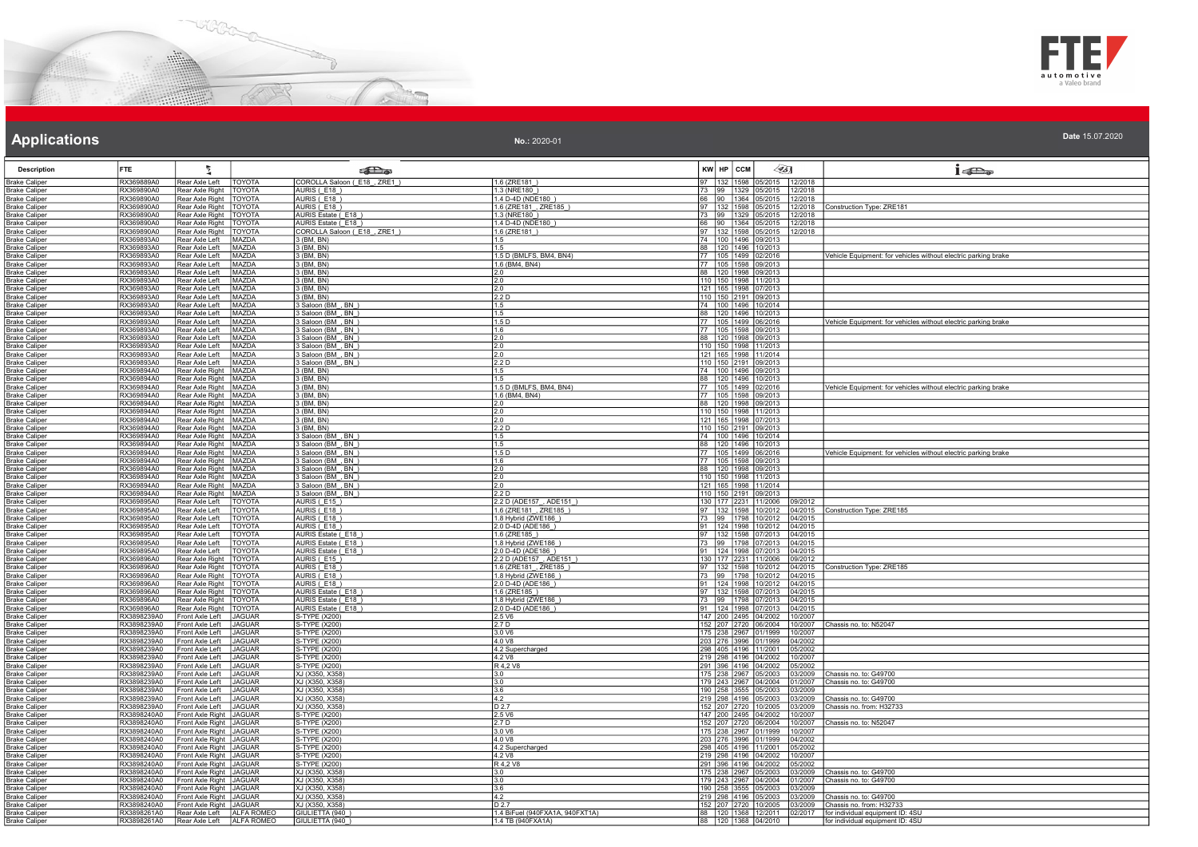# Applications

**No.:** 2020-01

**Date** 15.07.2020

| Description | FTE | | | | | KW | HP | CCM | | | |
|---|---|---|---|---|---|---|---|---|---|---|---|
| Brake Caliper | RX369889A0 | Rear Axle Left | TOYOTA | COROLLA Saloon ( E18_, ZRE1_ ) | 1.6 (ZRE181_) | 97 | 132 | 1598 | 05/2015 | 12/2018 | |
| Brake Caliper | RX369890A0 | Rear Axle Right | TOYOTA | AURIS ( E18_ ) | 1.3 (NRE180_) | 73 | 99 | 1329 | 05/2015 | 12/2018 | |
| Brake Caliper | RX369890A0 | Rear Axle Right | TOYOTA | AURIS ( E18_ ) | 1.4 D-4D (NDE180_) | 66 | 90 | 1364 | 05/2015 | 12/2018 | |
| Brake Caliper | RX369890A0 | Rear Axle Right | TOYOTA | AURIS ( E18_ ) | 1.6 (ZRE181_, ZRE185_) | 97 | 132 | 1598 | 05/2015 | 12/2018 | Construction Type: ZRE181 |
| Brake Caliper | RX369890A0 | Rear Axle Right | TOYOTA | AURIS Estate ( E18_ ) | 1.3 (NRE180_) | 73 | 99 | 1329 | 05/2015 | 12/2018 | |
| Brake Caliper | RX369890A0 | Rear Axle Right | TOYOTA | AURIS Estate ( E18_ ) | 1.4 D-4D (NDE180_) | 66 | 90 | 1364 | 05/2015 | 12/2018 | |
| Brake Caliper | RX369890A0 | Rear Axle Right | TOYOTA | COROLLA Saloon ( E18_, ZRE1_ ) | 1.6 (ZRE181_) | 97 | 132 | 1598 | 05/2015 | 12/2018 | |
| Brake Caliper | RX369893A0 | Rear Axle Left | MAZDA | 3 (BM, BN) | 1.5 | 74 | 100 | 1496 | 09/2013 | | |
| Brake Caliper | RX369893A0 | Rear Axle Left | MAZDA | 3 (BM, BN) | 1.5 | 88 | 120 | 1496 | 10/2013 | | |
| Brake Caliper | RX369893A0 | Rear Axle Left | MAZDA | 3 (BM, BN) | 1.5 D (BMLFS, BM4, BN4) | 77 | 105 | 1499 | 02/2016 | | Vehicle Equipment: for vehicles without electric parking brake |
| Brake Caliper | RX369893A0 | Rear Axle Left | MAZDA | 3 (BM, BN) | 1.6 (BM4, BN4) | 77 | 105 | 1598 | 09/2013 | | |
| Brake Caliper | RX369893A0 | Rear Axle Left | MAZDA | 3 (BM, BN) | 2.0 | 88 | 120 | 1998 | 09/2013 | | |
| Brake Caliper | RX369893A0 | Rear Axle Left | MAZDA | 3 (BM, BN) | 2.0 | 110 | 150 | 1998 | 11/2013 | | |
| Brake Caliper | RX369893A0 | Rear Axle Left | MAZDA | 3 (BM, BN) | 2.0 | 121 | 165 | 1998 | 07/2013 | | |
| Brake Caliper | RX369893A0 | Rear Axle Left | MAZDA | 3 (BM, BN) | 2.2 D | 110 | 150 | 2191 | 09/2013 | | |
| Brake Caliper | RX369893A0 | Rear Axle Left | MAZDA | 3 Saloon (BM_, BN_) | 1.5 | 74 | 100 | 1496 | 10/2014 | | |
| Brake Caliper | RX369893A0 | Rear Axle Left | MAZDA | 3 Saloon (BM_, BN_) | 1.5 | 88 | 120 | 1496 | 10/2013 | | |
| Brake Caliper | RX369893A0 | Rear Axle Left | MAZDA | 3 Saloon (BM_, BN_) | 1.5 D | 77 | 105 | 1499 | 06/2016 | | Vehicle Equipment: for vehicles without electric parking brake |
| Brake Caliper | RX369893A0 | Rear Axle Left | MAZDA | 3 Saloon (BM_, BN_) | 1.6 | 77 | 105 | 1598 | 09/2013 | | |
| Brake Caliper | RX369893A0 | Rear Axle Left | MAZDA | 3 Saloon (BM_, BN_) | 2.0 | 88 | 120 | 1998 | 09/2013 | | |
| Brake Caliper | RX369893A0 | Rear Axle Left | MAZDA | 3 Saloon (BM_, BN_) | 2.0 | 110 | 150 | 1998 | 11/2013 | | |
| Brake Caliper | RX369893A0 | Rear Axle Left | MAZDA | 3 Saloon (BM_, BN_) | 2.0 | 121 | 165 | 1998 | 11/2014 | | |
| Brake Caliper | RX369893A0 | Rear Axle Left | MAZDA | 3 Saloon (BM_, BN_) | 2.2 D | 110 | 150 | 2191 | 09/2013 | | |
| Brake Caliper | RX369894A0 | Rear Axle Right | MAZDA | 3 (BM, BN) | 1.5 | 74 | 100 | 1496 | 09/2013 | | |
| Brake Caliper | RX369894A0 | Rear Axle Right | MAZDA | 3 (BM, BN) | 1.5 | 88 | 120 | 1496 | 10/2013 | | |
| Brake Caliper | RX369894A0 | Rear Axle Right | MAZDA | 3 (BM, BN) | 1.5 D (BMLFS, BM4, BN4) | 77 | 105 | 1499 | 02/2016 | | Vehicle Equipment: for vehicles without electric parking brake |
| Brake Caliper | RX369894A0 | Rear Axle Right | MAZDA | 3 (BM, BN) | 1.6 (BM4, BN4) | 77 | 105 | 1598 | 09/2013 | | |
| Brake Caliper | RX369894A0 | Rear Axle Right | MAZDA | 3 (BM, BN) | 2.0 | 88 | 120 | 1998 | 09/2013 | | |
| Brake Caliper | RX369894A0 | Rear Axle Right | MAZDA | 3 (BM, BN) | 2.0 | 110 | 150 | 1998 | 11/2013 | | |
| Brake Caliper | RX369894A0 | Rear Axle Right | MAZDA | 3 (BM, BN) | 2.0 | 121 | 165 | 1998 | 07/2013 | | |
| Brake Caliper | RX369894A0 | Rear Axle Right | MAZDA | 3 (BM, BN) | 2.2 D | 110 | 150 | 2191 | 09/2013 | | |
| Brake Caliper | RX369894A0 | Rear Axle Right | MAZDA | 3 Saloon (BM_, BN_) | 1.5 | 74 | 100 | 1496 | 10/2014 | | |
| Brake Caliper | RX369894A0 | Rear Axle Right | MAZDA | 3 Saloon (BM_, BN_) | 1.5 | 88 | 120 | 1496 | 10/2013 | | |
| Brake Caliper | RX369894A0 | Rear Axle Right | MAZDA | 3 Saloon (BM_, BN_) | 1.5 D | 77 | 105 | 1499 | 06/2016 | | Vehicle Equipment: for vehicles without electric parking brake |
| Brake Caliper | RX369894A0 | Rear Axle Right | MAZDA | 3 Saloon (BM_, BN_) | 1.6 | 77 | 105 | 1598 | 09/2013 | | |
| Brake Caliper | RX369894A0 | Rear Axle Right | MAZDA | 3 Saloon (BM_, BN_) | 2.0 | 88 | 120 | 1998 | 09/2013 | | |
| Brake Caliper | RX369894A0 | Rear Axle Right | MAZDA | 3 Saloon (BM_, BN_) | 2.0 | 110 | 150 | 1998 | 11/2013 | | |
| Brake Caliper | RX369894A0 | Rear Axle Right | MAZDA | 3 Saloon (BM_, BN_) | 2.0 | 121 | 165 | 1998 | 11/2014 | | |
| Brake Caliper | RX369894A0 | Rear Axle Right | MAZDA | 3 Saloon (BM_, BN_) | 2.2 D | 110 | 150 | 2191 | 09/2013 | | |
| Brake Caliper | RX369895A0 | Rear Axle Left | TOYOTA | AURIS ( E15_ ) | 2.2 D (ADE157_, ADE151_) | 130 | 177 | 2231 | 11/2006 | 09/2012 | |
| Brake Caliper | RX369895A0 | Rear Axle Left | TOYOTA | AURIS ( E18_ ) | 1.6 (ZRE181_, ZRE185_) | 97 | 132 | 1598 | 10/2012 | 04/2015 | Construction Type: ZRE185 |
| Brake Caliper | RX369895A0 | Rear Axle Left | TOYOTA | AURIS ( E18_ ) | 1.8 Hybrid (ZWE186_) | 73 | 99 | 1798 | 10/2012 | 04/2015 | |
| Brake Caliper | RX369895A0 | Rear Axle Left | TOYOTA | AURIS ( E18_ ) | 2.0 D-4D (ADE186_) | 91 | 124 | 1998 | 10/2012 | 04/2015 | |
| Brake Caliper | RX369895A0 | Rear Axle Left | TOYOTA | AURIS Estate ( E18_ ) | 1.6 (ZRE185_) | 97 | 132 | 1598 | 07/2013 | 04/2015 | |
| Brake Caliper | RX369895A0 | Rear Axle Left | TOYOTA | AURIS Estate ( E18_ ) | 1.8 Hybrid (ZWE186_) | 73 | 99 | 1798 | 07/2013 | 04/2015 | |
| Brake Caliper | RX369895A0 | Rear Axle Left | TOYOTA | AURIS Estate ( E18_ ) | 2.0 D-4D (ADE186_) | 91 | 124 | 1998 | 07/2013 | 04/2015 | |
| Brake Caliper | RX369896A0 | Rear Axle Right | TOYOTA | AURIS ( E15_ ) | 2.2 D (ADE157_, ADE151_) | 130 | 177 | 2231 | 11/2006 | 09/2012 | |
| Brake Caliper | RX369896A0 | Rear Axle Right | TOYOTA | AURIS ( E18_ ) | 1.6 (ZRE181_, ZRE185_) | 97 | 132 | 1598 | 10/2012 | 04/2015 | Construction Type: ZRE185 |
| Brake Caliper | RX369896A0 | Rear Axle Right | TOYOTA | AURIS ( E18_ ) | 1.8 Hybrid (ZWE186_) | 73 | 99 | 1798 | 10/2012 | 04/2015 | |
| Brake Caliper | RX369896A0 | Rear Axle Right | TOYOTA | AURIS ( E18_ ) | 2.0 D-4D (ADE186_) | 91 | 124 | 1998 | 10/2012 | 04/2015 | |
| Brake Caliper | RX369896A0 | Rear Axle Right | TOYOTA | AURIS Estate ( E18_ ) | 1.6 (ZRE185_) | 97 | 132 | 1598 | 07/2013 | 04/2015 | |
| Brake Caliper | RX369896A0 | Rear Axle Right | TOYOTA | AURIS Estate ( E18_ ) | 1.8 Hybrid (ZWE186_) | 73 | 99 | 1798 | 07/2013 | 04/2015 | |
| Brake Caliper | RX369896A0 | Rear Axle Right | TOYOTA | AURIS Estate ( E18_ ) | 2.0 D-4D (ADE186_) | 91 | 124 | 1998 | 07/2013 | 04/2015 | |
| Brake Caliper | RX3898239A0 | Front Axle Left | JAGUAR | S-TYPE (X200) | 2.5 V6 | 147 | 200 | 2495 | 04/2002 | 10/2007 | |
| Brake Caliper | RX3898239A0 | Front Axle Left | JAGUAR | S-TYPE (X200) | 2.7 D | 152 | 207 | 2720 | 06/2004 | 10/2007 | Chassis no. to: N52047 |
| Brake Caliper | RX3898239A0 | Front Axle Left | JAGUAR | S-TYPE (X200) | 3.0 V6 | 175 | 238 | 2967 | 01/1999 | 10/2007 | |
| Brake Caliper | RX3898239A0 | Front Axle Left | JAGUAR | S-TYPE (X200) | 4.0 V8 | 203 | 276 | 3996 | 01/1999 | 04/2002 | |
| Brake Caliper | RX3898239A0 | Front Axle Left | JAGUAR | S-TYPE (X200) | 4.2 Supercharged | 298 | 405 | 4196 | 11/2001 | 05/2002 | |
| Brake Caliper | RX3898239A0 | Front Axle Left | JAGUAR | S-TYPE (X200) | 4.2 V8 | 219 | 298 | 4196 | 04/2002 | 10/2007 | |
| Brake Caliper | RX3898239A0 | Front Axle Left | JAGUAR | S-TYPE (X200) | R 4,2 V8 | 291 | 396 | 4196 | 04/2002 | 05/2002 | |
| Brake Caliper | RX3898239A0 | Front Axle Left | JAGUAR | XJ (X350, X358) | 3.0 | 175 | 238 | 2967 | 05/2003 | 03/2009 | Chassis no. to: G49700 |
| Brake Caliper | RX3898239A0 | Front Axle Left | JAGUAR | XJ (X350, X358) | 3.0 | 179 | 243 | 2967 | 04/2004 | 01/2007 | Chassis no. to: G49700 |
| Brake Caliper | RX3898239A0 | Front Axle Left | JAGUAR | XJ (X350, X358) | 3.6 | 190 | 258 | 3555 | 05/2003 | 03/2009 | |
| Brake Caliper | RX3898239A0 | Front Axle Left | JAGUAR | XJ (X350, X358) | 4.2 | 219 | 298 | 4196 | 05/2003 | 03/2009 | Chassis no. to: G49700 |
| Brake Caliper | RX3898239A0 | Front Axle Left | JAGUAR | XJ (X350, X358) | D 2.7 | 152 | 207 | 2720 | 10/2005 | 03/2009 | Chassis no. from: H32733 |
| Brake Caliper | RX3898240A0 | Front Axle Right | JAGUAR | S-TYPE (X200) | 2.5 V6 | 147 | 200 | 2495 | 04/2002 | 10/2007 | |
| Brake Caliper | RX3898240A0 | Front Axle Right | JAGUAR | S-TYPE (X200) | 2.7 D | 152 | 207 | 2720 | 06/2004 | 10/2007 | Chassis no. to: N52047 |
| Brake Caliper | RX3898240A0 | Front Axle Right | JAGUAR | S-TYPE (X200) | 3.0 V6 | 175 | 238 | 2967 | 01/1999 | 10/2007 | |
| Brake Caliper | RX3898240A0 | Front Axle Right | JAGUAR | S-TYPE (X200) | 4.0 V8 | 203 | 276 | 3996 | 01/1999 | 04/2002 | |
| Brake Caliper | RX3898240A0 | Front Axle Right | JAGUAR | S-TYPE (X200) | 4.2 Supercharged | 298 | 405 | 4196 | 11/2001 | 05/2002 | |
| Brake Caliper | RX3898240A0 | Front Axle Right | JAGUAR | S-TYPE (X200) | 4.2 V8 | 219 | 298 | 4196 | 04/2002 | 10/2007 | |
| Brake Caliper | RX3898240A0 | Front Axle Right | JAGUAR | S-TYPE (X200) | R 4,2 V8 | 291 | 396 | 4196 | 04/2002 | 05/2002 | |
| Brake Caliper | RX3898240A0 | Front Axle Right | JAGUAR | XJ (X350, X358) | 3.0 | 175 | 238 | 2967 | 05/2003 | 03/2009 | Chassis no. to: G49700 |
| Brake Caliper | RX3898240A0 | Front Axle Right | JAGUAR | XJ (X350, X358) | 3.0 | 179 | 243 | 2967 | 04/2004 | 01/2007 | Chassis no. to: G49700 |
| Brake Caliper | RX3898240A0 | Front Axle Right | JAGUAR | XJ (X350, X358) | 3.6 | 190 | 258 | 3555 | 05/2003 | 03/2009 | |
| Brake Caliper | RX3898240A0 | Front Axle Right | JAGUAR | XJ (X350, X358) | 4.2 | 219 | 298 | 4196 | 05/2003 | 03/2009 | Chassis no. to: G49700 |
| Brake Caliper | RX3898240A0 | Front Axle Right | JAGUAR | XJ (X350, X358) | D 2.7 | 152 | 207 | 2720 | 10/2005 | 03/2009 | Chassis no. from: H32733 |
| Brake Caliper | RX3898261A0 | Rear Axle Left | ALFA ROMEO | GIULIETTA (940_) | 1.4 BiFuel (940FXA1A, 940FXT1A) | 88 | 120 | 1368 | 12/2011 | 02/2017 | for individual equipment ID: 4SU |
| Brake Caliper | RX3898261A0 | Rear Axle Left | ALFA ROMEO | GIULIETTA (940_) | 1.4 TB (940FXA1A) | 88 | 120 | 1368 | 04/2010 | | for individual equipment ID: 4SU |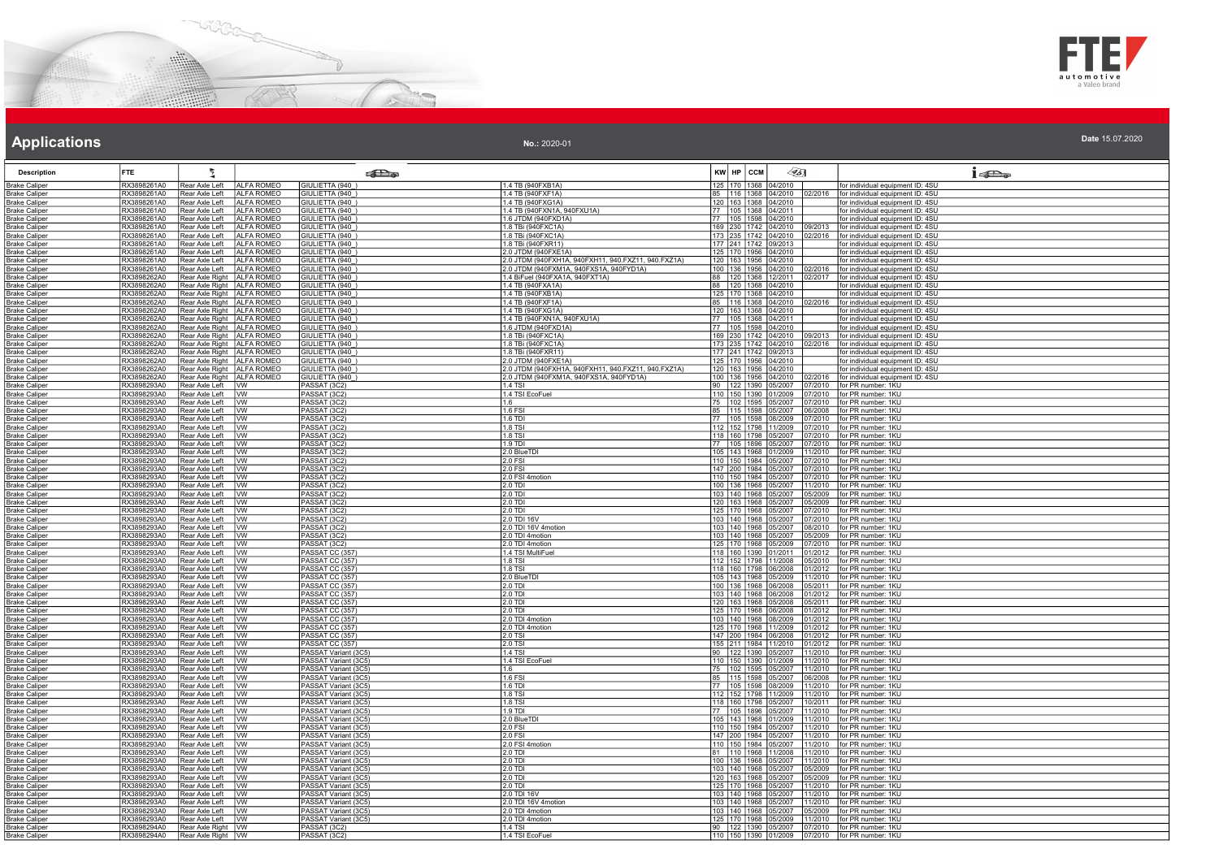# Applications

No.: 2020-01

Date 15.07.2020

| Description | FTE | | | | | KW | HP | CCM | | | |
|---|---|---|---|---|---|---|---|---|---|---|---|
| Brake Caliper | RX3898261A0 | Rear Axle Left | ALFA ROMEO | GIULIETTA (940_) | 1.4 TB (940FXB1A) | 125 | 170 | 1368 | 04/2010 | | for individual equipment ID: 4SU |
| Brake Caliper | RX3898261A0 | Rear Axle Left | ALFA ROMEO | GIULIETTA (940_) | 1.4 TB (940FXF1A) | 85 | 116 | 1368 | 04/2010 | 02/2016 | for individual equipment ID: 4SU |
| Brake Caliper | RX3898261A0 | Rear Axle Left | ALFA ROMEO | GIULIETTA (940_) | 1.4 TB (940FXG1A) | 120 | 163 | 1368 | 04/2010 | | for individual equipment ID: 4SU |
| Brake Caliper | RX3898261A0 | Rear Axle Left | ALFA ROMEO | GIULIETTA (940_) | 1.4 TB (940FXN1A, 940FXU1A) | 77 | 105 | 1368 | 04/2011 | | for individual equipment ID: 4SU |
| Brake Caliper | RX3898261A0 | Rear Axle Left | ALFA ROMEO | GIULIETTA (940_) | 1.6 JTDM (940FXD1A) | 77 | 105 | 1598 | 04/2010 | | for individual equipment ID: 4SU |
| Brake Caliper | RX3898261A0 | Rear Axle Left | ALFA ROMEO | GIULIETTA (940_) | 1.8 TBi (940FXC1A) | 169 | 230 | 1742 | 04/2010 | 09/2013 | for individual equipment ID: 4SU |
| Brake Caliper | RX3898261A0 | Rear Axle Left | ALFA ROMEO | GIULIETTA (940_) | 1.8 TBi (940FXC1A) | 173 | 235 | 1742 | 04/2010 | 02/2016 | for individual equipment ID: 4SU |
| Brake Caliper | RX3898261A0 | Rear Axle Left | ALFA ROMEO | GIULIETTA (940_) | 1.8 TBi (940FXR11) | 177 | 241 | 1742 | 09/2013 | | for individual equipment ID: 4SU |
| Brake Caliper | RX3898261A0 | Rear Axle Left | ALFA ROMEO | GIULIETTA (940_) | 2.0 JTDM (940FXE1A) | 125 | 170 | 1956 | 04/2010 | | for individual equipment ID: 4SU |
| Brake Caliper | RX3898261A0 | Rear Axle Left | ALFA ROMEO | GIULIETTA (940_) | 2.0 JTDM (940FXH1A, 940FXH11, 940.FXZ11, 940.FXZ1A) | 120 | 163 | 1956 | 04/2010 | | for individual equipment ID: 4SU |
| Brake Caliper | RX3898261A0 | Rear Axle Left | ALFA ROMEO | GIULIETTA (940_) | 2.0 JTDM (940FXM1A, 940FXS1A, 940FYD1A) | 100 | 136 | 1956 | 04/2010 | 02/2016 | for individual equipment ID: 4SU |
| Brake Caliper | RX3898262A0 | Rear Axle Right | ALFA ROMEO | GIULIETTA (940_) | 1.4 BiFuel (940FXA1A, 940FXT1A) | 88 | 120 | 1368 | 12/2011 | 02/2017 | for individual equipment ID: 4SU |
| Brake Caliper | RX3898262A0 | Rear Axle Right | ALFA ROMEO | GIULIETTA (940_) | 1.4 TB (940FXA1A) | 88 | 120 | 1368 | 04/2010 | | for individual equipment ID: 4SU |
| Brake Caliper | RX3898262A0 | Rear Axle Right | ALFA ROMEO | GIULIETTA (940_) | 1.4 TB (940FXB1A) | 125 | 170 | 1368 | 04/2010 | | for individual equipment ID: 4SU |
| Brake Caliper | RX3898262A0 | Rear Axle Right | ALFA ROMEO | GIULIETTA (940_) | 1.4 TB (940FXF1A) | 85 | 116 | 1368 | 04/2010 | 02/2016 | for individual equipment ID: 4SU |
| Brake Caliper | RX3898262A0 | Rear Axle Right | ALFA ROMEO | GIULIETTA (940_) | 1.4 TB (940FXG1A) | 120 | 163 | 1368 | 04/2010 | | for individual equipment ID: 4SU |
| Brake Caliper | RX3898262A0 | Rear Axle Right | ALFA ROMEO | GIULIETTA (940_) | 1.4 TB (940FXN1A, 940FXU1A) | 77 | 105 | 1368 | 04/2011 | | for individual equipment ID: 4SU |
| Brake Caliper | RX3898262A0 | Rear Axle Right | ALFA ROMEO | GIULIETTA (940_) | 1.6 JTDM (940FXD1A) | 77 | 105 | 1598 | 04/2010 | | for individual equipment ID: 4SU |
| Brake Caliper | RX3898262A0 | Rear Axle Right | ALFA ROMEO | GIULIETTA (940_) | 1.8 TBi (940FXC1A) | 169 | 230 | 1742 | 04/2010 | 09/2013 | for individual equipment ID: 4SU |
| Brake Caliper | RX3898262A0 | Rear Axle Right | ALFA ROMEO | GIULIETTA (940_) | 1.8 TBi (940FXC1A) | 173 | 235 | 1742 | 04/2010 | 02/2016 | for individual equipment ID: 4SU |
| Brake Caliper | RX3898262A0 | Rear Axle Right | ALFA ROMEO | GIULIETTA (940_) | 1.8 TBi (940FXR11) | 177 | 241 | 1742 | 09/2013 | | for individual equipment ID: 4SU |
| Brake Caliper | RX3898262A0 | Rear Axle Right | ALFA ROMEO | GIULIETTA (940_) | 2.0 JTDM (940FXE1A) | 125 | 170 | 1956 | 04/2010 | | for individual equipment ID: 4SU |
| Brake Caliper | RX3898262A0 | Rear Axle Right | ALFA ROMEO | GIULIETTA (940_) | 2.0 JTDM (940FXH1A, 940FXH11, 940.FXZ11, 940.FXZ1A) | 120 | 163 | 1956 | 04/2010 | | for individual equipment ID: 4SU |
| Brake Caliper | RX3898262A0 | Rear Axle Right | ALFA ROMEO | GIULIETTA (940_) | 2.0 JTDM (940FXM1A, 940FXS1A, 940FYD1A) | 100 | 136 | 1956 | 04/2010 | 02/2016 | for individual equipment ID: 4SU |
| Brake Caliper | RX3898293A0 | Rear Axle Left | VW | PASSAT (3C2) | 1.4 TSI | 90 | 122 | 1390 | 05/2007 | 07/2010 | for PR number: 1KU |
| Brake Caliper | RX3898293A0 | Rear Axle Left | VW | PASSAT (3C2) | 1.4 TSI EcoFuel | 110 | 150 | 1390 | 01/2009 | 07/2010 | for PR number: 1KU |
| Brake Caliper | RX3898293A0 | Rear Axle Left | VW | PASSAT (3C2) | 1.6 | 75 | 102 | 1595 | 05/2007 | 07/2010 | for PR number: 1KU |
| Brake Caliper | RX3898293A0 | Rear Axle Left | VW | PASSAT (3C2) | 1.6 FSI | 85 | 115 | 1598 | 05/2007 | 06/2008 | for PR number: 1KU |
| Brake Caliper | RX3898293A0 | Rear Axle Left | VW | PASSAT (3C2) | 1.6 TDI | 77 | 105 | 1598 | 08/2009 | 07/2010 | for PR number: 1KU |
| Brake Caliper | RX3898293A0 | Rear Axle Left | VW | PASSAT (3C2) | 1.8 TSI | 112 | 152 | 1798 | 11/2009 | 07/2010 | for PR number: 1KU |
| Brake Caliper | RX3898293A0 | Rear Axle Left | VW | PASSAT (3C2) | 1.8 TSI | 118 | 160 | 1798 | 05/2007 | 07/2010 | for PR number: 1KU |
| Brake Caliper | RX3898293A0 | Rear Axle Left | VW | PASSAT (3C2) | 1.9 TDI | 77 | 105 | 1896 | 05/2007 | 07/2010 | for PR number: 1KU |
| Brake Caliper | RX3898293A0 | Rear Axle Left | VW | PASSAT (3C2) | 2.0 BlueTDI | 105 | 143 | 1968 | 01/2009 | 11/2010 | for PR number: 1KU |
| Brake Caliper | RX3898293A0 | Rear Axle Left | VW | PASSAT (3C2) | 2.0 FSI | 110 | 150 | 1984 | 05/2007 | 07/2010 | for PR number: 1KU |
| Brake Caliper | RX3898293A0 | Rear Axle Left | VW | PASSAT (3C2) | 2.0 FSI | 147 | 200 | 1984 | 05/2007 | 07/2010 | for PR number: 1KU |
| Brake Caliper | RX3898293A0 | Rear Axle Left | VW | PASSAT (3C2) | 2.0 FSI 4motion | 110 | 150 | 1984 | 05/2007 | 07/2010 | for PR number: 1KU |
| Brake Caliper | RX3898293A0 | Rear Axle Left | VW | PASSAT (3C2) | 2.0 TDI | 100 | 136 | 1968 | 05/2007 | 11/2010 | for PR number: 1KU |
| Brake Caliper | RX3898293A0 | Rear Axle Left | VW | PASSAT (3C2) | 2.0 TDI | 103 | 140 | 1968 | 05/2007 | 05/2009 | for PR number: 1KU |
| Brake Caliper | RX3898293A0 | Rear Axle Left | VW | PASSAT (3C2) | 2.0 TDI | 120 | 163 | 1968 | 05/2007 | 05/2009 | for PR number: 1KU |
| Brake Caliper | RX3898293A0 | Rear Axle Left | VW | PASSAT (3C2) | 2.0 TDI | 125 | 170 | 1968 | 05/2007 | 07/2010 | for PR number: 1KU |
| Brake Caliper | RX3898293A0 | Rear Axle Left | VW | PASSAT (3C2) | 2.0 TDI 16V | 103 | 140 | 1968 | 05/2007 | 07/2010 | for PR number: 1KU |
| Brake Caliper | RX3898293A0 | Rear Axle Left | VW | PASSAT (3C2) | 2.0 TDI 16V 4motion | 103 | 140 | 1968 | 05/2007 | 08/2010 | for PR number: 1KU |
| Brake Caliper | RX3898293A0 | Rear Axle Left | VW | PASSAT (3C2) | 2.0 TDI 4motion | 103 | 140 | 1968 | 05/2007 | 05/2009 | for PR number: 1KU |
| Brake Caliper | RX3898293A0 | Rear Axle Left | VW | PASSAT (3C2) | 2.0 TDI 4motion | 125 | 170 | 1968 | 05/2009 | 07/2010 | for PR number: 1KU |
| Brake Caliper | RX3898293A0 | Rear Axle Left | VW | PASSAT CC (357) | 1.4 TSI MultiFuel | 118 | 160 | 1390 | 01/2011 | 01/2012 | for PR number: 1KU |
| Brake Caliper | RX3898293A0 | Rear Axle Left | VW | PASSAT CC (357) | 1.8 TSI | 112 | 152 | 1798 | 11/2008 | 05/2010 | for PR number: 1KU |
| Brake Caliper | RX3898293A0 | Rear Axle Left | VW | PASSAT CC (357) | 1.8 TSI | 118 | 160 | 1798 | 06/2008 | 01/2012 | for PR number: 1KU |
| Brake Caliper | RX3898293A0 | Rear Axle Left | VW | PASSAT CC (357) | 2.0 BlueTDI | 105 | 143 | 1968 | 05/2009 | 11/2010 | for PR number: 1KU |
| Brake Caliper | RX3898293A0 | Rear Axle Left | VW | PASSAT CC (357) | 2.0 TDI | 100 | 136 | 1968 | 06/2008 | 05/2011 | for PR number: 1KU |
| Brake Caliper | RX3898293A0 | Rear Axle Left | VW | PASSAT CC (357) | 2.0 TDI | 103 | 140 | 1968 | 06/2008 | 01/2012 | for PR number: 1KU |
| Brake Caliper | RX3898293A0 | Rear Axle Left | VW | PASSAT CC (357) | 2.0 TDI | 120 | 163 | 1968 | 05/2008 | 05/2011 | for PR number: 1KU |
| Brake Caliper | RX3898293A0 | Rear Axle Left | VW | PASSAT CC (357) | 2.0 TDI | 125 | 170 | 1968 | 06/2008 | 01/2012 | for PR number: 1KU |
| Brake Caliper | RX3898293A0 | Rear Axle Left | VW | PASSAT CC (357) | 2.0 TDI 4motion | 103 | 140 | 1968 | 08/2009 | 01/2012 | for PR number: 1KU |
| Brake Caliper | RX3898293A0 | Rear Axle Left | VW | PASSAT CC (357) | 2.0 TDI 4motion | 125 | 170 | 1968 | 11/2009 | 01/2012 | for PR number: 1KU |
| Brake Caliper | RX3898293A0 | Rear Axle Left | VW | PASSAT CC (357) | 2.0 TSI | 147 | 200 | 1984 | 06/2008 | 01/2012 | for PR number: 1KU |
| Brake Caliper | RX3898293A0 | Rear Axle Left | VW | PASSAT CC (357) | 2.0 TSI | 155 | 211 | 1984 | 11/2010 | 01/2012 | for PR number: 1KU |
| Brake Caliper | RX3898293A0 | Rear Axle Left | VW | PASSAT Variant (3C5) | 1.4 TSI | 90 | 122 | 1390 | 05/2007 | 11/2010 | for PR number: 1KU |
| Brake Caliper | RX3898293A0 | Rear Axle Left | VW | PASSAT Variant (3C5) | 1.4 TSI EcoFuel | 110 | 150 | 1390 | 01/2009 | 11/2010 | for PR number: 1KU |
| Brake Caliper | RX3898293A0 | Rear Axle Left | VW | PASSAT Variant (3C5) | 1.6 | 75 | 102 | 1595 | 05/2007 | 11/2010 | for PR number: 1KU |
| Brake Caliper | RX3898293A0 | Rear Axle Left | VW | PASSAT Variant (3C5) | 1.6 FSI | 85 | 115 | 1598 | 05/2007 | 06/2008 | for PR number: 1KU |
| Brake Caliper | RX3898293A0 | Rear Axle Left | VW | PASSAT Variant (3C5) | 1.6 TDI | 77 | 105 | 1598 | 08/2009 | 11/2010 | for PR number: 1KU |
| Brake Caliper | RX3898293A0 | Rear Axle Left | VW | PASSAT Variant (3C5) | 1.8 TSI | 112 | 152 | 1798 | 11/2009 | 11/2010 | for PR number: 1KU |
| Brake Caliper | RX3898293A0 | Rear Axle Left | VW | PASSAT Variant (3C5) | 1.8 TSI | 118 | 160 | 1798 | 05/2007 | 10/2011 | for PR number: 1KU |
| Brake Caliper | RX3898293A0 | Rear Axle Left | VW | PASSAT Variant (3C5) | 1.9 TDI | 77 | 105 | 1896 | 05/2007 | 11/2010 | for PR number: 1KU |
| Brake Caliper | RX3898293A0 | Rear Axle Left | VW | PASSAT Variant (3C5) | 2.0 BlueTDI | 105 | 143 | 1968 | 01/2009 | 11/2010 | for PR number: 1KU |
| Brake Caliper | RX3898293A0 | Rear Axle Left | VW | PASSAT Variant (3C5) | 2.0 FSI | 110 | 150 | 1984 | 05/2007 | 11/2010 | for PR number: 1KU |
| Brake Caliper | RX3898293A0 | Rear Axle Left | VW | PASSAT Variant (3C5) | 2.0 FSI | 147 | 200 | 1984 | 05/2007 | 11/2010 | for PR number: 1KU |
| Brake Caliper | RX3898293A0 | Rear Axle Left | VW | PASSAT Variant (3C5) | 2.0 FSI 4motion | 110 | 150 | 1984 | 05/2007 | 11/2010 | for PR number: 1KU |
| Brake Caliper | RX3898293A0 | Rear Axle Left | VW | PASSAT Variant (3C5) | 2.0 TDI | 81 | 110 | 1968 | 11/2008 | 11/2010 | for PR number: 1KU |
| Brake Caliper | RX3898293A0 | Rear Axle Left | VW | PASSAT Variant (3C5) | 2.0 TDI | 100 | 136 | 1968 | 05/2007 | 11/2010 | for PR number: 1KU |
| Brake Caliper | RX3898293A0 | Rear Axle Left | VW | PASSAT Variant (3C5) | 2.0 TDI | 103 | 140 | 1968 | 05/2007 | 05/2009 | for PR number: 1KU |
| Brake Caliper | RX3898293A0 | Rear Axle Left | VW | PASSAT Variant (3C5) | 2.0 TDI | 120 | 163 | 1968 | 05/2007 | 05/2009 | for PR number: 1KU |
| Brake Caliper | RX3898293A0 | Rear Axle Left | VW | PASSAT Variant (3C5) | 2.0 TDI | 125 | 170 | 1968 | 05/2007 | 11/2010 | for PR number: 1KU |
| Brake Caliper | RX3898293A0 | Rear Axle Left | VW | PASSAT Variant (3C5) | 2.0 TDI 16V | 103 | 140 | 1968 | 05/2007 | 11/2010 | for PR number: 1KU |
| Brake Caliper | RX3898293A0 | Rear Axle Left | VW | PASSAT Variant (3C5) | 2.0 TDI 16V 4motion | 103 | 140 | 1968 | 05/2007 | 11/2010 | for PR number: 1KU |
| Brake Caliper | RX3898293A0 | Rear Axle Left | VW | PASSAT Variant (3C5) | 2.0 TDI 4motion | 103 | 140 | 1968 | 05/2007 | 05/2009 | for PR number: 1KU |
| Brake Caliper | RX3898293A0 | Rear Axle Left | VW | PASSAT Variant (3C5) | 2.0 TDI 4motion | 125 | 170 | 1968 | 05/2009 | 11/2010 | for PR number: 1KU |
| Brake Caliper | RX3898294A0 | Rear Axle Right | VW | PASSAT (3C2) | 1.4 TSI | 90 | 122 | 1390 | 05/2007 | 07/2010 | for PR number: 1KU |
| Brake Caliper | RX3898294A0 | Rear Axle Right | VW | PASSAT (3C2) | 1.4 TSI EcoFuel | 110 | 150 | 1390 | 01/2009 | 07/2010 | for PR number: 1KU |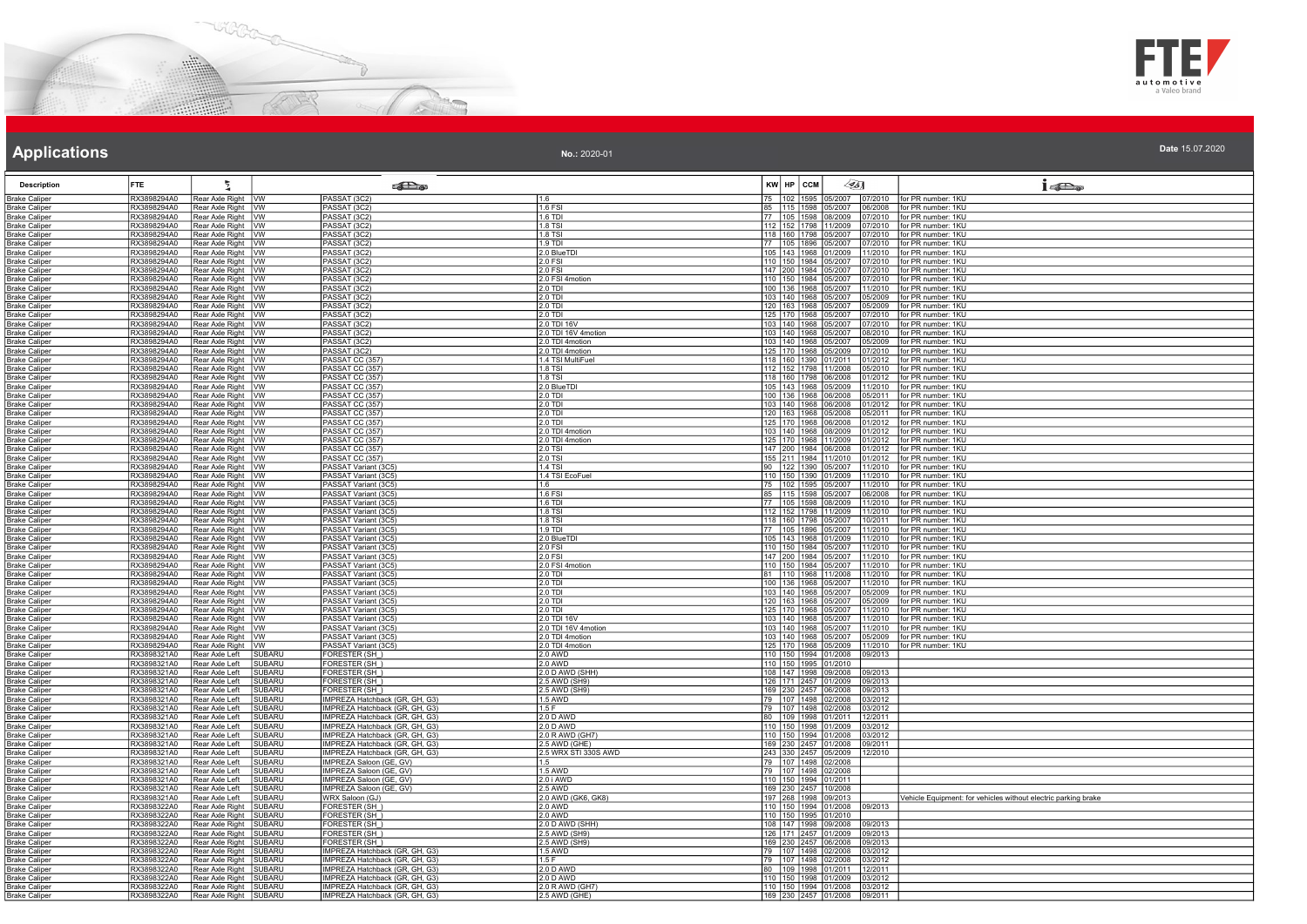# Applications

No.: 2020-01

Date 15.07.2020

| Description | FTE | | | | | KW | HP | CCM | | | |
|---|---|---|---|---|---|---|---|---|---|---|---|
| Brake Caliper | RX3898294A0 | Rear Axle Right | VW | PASSAT (3C2) | 1.6 | 75 | 102 | 1595 | 05/2007 | 07/2010 | for PR number: 1KU |
| Brake Caliper | RX3898294A0 | Rear Axle Right | VW | PASSAT (3C2) | 1.6 FSI | 85 | 115 | 1598 | 05/2007 | 06/2008 | for PR number: 1KU |
| Brake Caliper | RX3898294A0 | Rear Axle Right | VW | PASSAT (3C2) | 1.6 TDI | 77 | 105 | 1598 | 08/2009 | 07/2010 | for PR number: 1KU |
| Brake Caliper | RX3898294A0 | Rear Axle Right | VW | PASSAT (3C2) | 1.8 TSI | 112 | 152 | 1798 | 11/2009 | 07/2010 | for PR number: 1KU |
| Brake Caliper | RX3898294A0 | Rear Axle Right | VW | PASSAT (3C2) | 1.8 TSI | 118 | 160 | 1798 | 05/2007 | 07/2010 | for PR number: 1KU |
| Brake Caliper | RX3898294A0 | Rear Axle Right | VW | PASSAT (3C2) | 1.9 TDI | 77 | 105 | 1896 | 05/2007 | 07/2010 | for PR number: 1KU |
| Brake Caliper | RX3898294A0 | Rear Axle Right | VW | PASSAT (3C2) | 2.0 BlueTDI | 105 | 143 | 1968 | 01/2009 | 11/2010 | for PR number: 1KU |
| Brake Caliper | RX3898294A0 | Rear Axle Right | VW | PASSAT (3C2) | 2.0 FSI | 110 | 150 | 1984 | 05/2007 | 07/2010 | for PR number: 1KU |
| Brake Caliper | RX3898294A0 | Rear Axle Right | VW | PASSAT (3C2) | 2.0 FSI | 147 | 200 | 1984 | 05/2007 | 07/2010 | for PR number: 1KU |
| Brake Caliper | RX3898294A0 | Rear Axle Right | VW | PASSAT (3C2) | 2.0 FSI 4motion | 110 | 150 | 1984 | 05/2007 | 07/2010 | for PR number: 1KU |
| Brake Caliper | RX3898294A0 | Rear Axle Right | VW | PASSAT (3C2) | 2.0 TDI | 100 | 136 | 1968 | 05/2007 | 11/2010 | for PR number: 1KU |
| Brake Caliper | RX3898294A0 | Rear Axle Right | VW | PASSAT (3C2) | 2.0 TDI | 103 | 140 | 1968 | 05/2007 | 05/2009 | for PR number: 1KU |
| Brake Caliper | RX3898294A0 | Rear Axle Right | VW | PASSAT (3C2) | 2.0 TDI | 120 | 163 | 1968 | 05/2007 | 05/2009 | for PR number: 1KU |
| Brake Caliper | RX3898294A0 | Rear Axle Right | VW | PASSAT (3C2) | 2.0 TDI | 125 | 170 | 1968 | 05/2007 | 07/2010 | for PR number: 1KU |
| Brake Caliper | RX3898294A0 | Rear Axle Right | VW | PASSAT (3C2) | 2.0 TDI 16V | 103 | 140 | 1968 | 05/2007 | 07/2010 | for PR number: 1KU |
| Brake Caliper | RX3898294A0 | Rear Axle Right | VW | PASSAT (3C2) | 2.0 TDI 16V 4motion | 103 | 140 | 1968 | 05/2007 | 08/2010 | for PR number: 1KU |
| Brake Caliper | RX3898294A0 | Rear Axle Right | VW | PASSAT (3C2) | 2.0 TDI 4motion | 103 | 140 | 1968 | 05/2007 | 05/2009 | for PR number: 1KU |
| Brake Caliper | RX3898294A0 | Rear Axle Right | VW | PASSAT (3C2) | 2.0 TDI 4motion | 125 | 170 | 1968 | 05/2009 | 07/2010 | for PR number: 1KU |
| Brake Caliper | RX3898294A0 | Rear Axle Right | VW | PASSAT CC (357) | 1.4 TSI MultiFuel | 118 | 160 | 1390 | 01/2011 | 01/2012 | for PR number: 1KU |
| Brake Caliper | RX3898294A0 | Rear Axle Right | VW | PASSAT CC (357) | 1.8 TSI | 112 | 152 | 1798 | 11/2008 | 05/2010 | for PR number: 1KU |
| Brake Caliper | RX3898294A0 | Rear Axle Right | VW | PASSAT CC (357) | 1.8 TSI | 118 | 160 | 1798 | 06/2008 | 01/2012 | for PR number: 1KU |
| Brake Caliper | RX3898294A0 | Rear Axle Right | VW | PASSAT CC (357) | 2.0 BlueTDI | 105 | 143 | 1968 | 05/2009 | 11/2010 | for PR number: 1KU |
| Brake Caliper | RX3898294A0 | Rear Axle Right | VW | PASSAT CC (357) | 2.0 TDI | 100 | 136 | 1968 | 06/2008 | 05/2011 | for PR number: 1KU |
| Brake Caliper | RX3898294A0 | Rear Axle Right | VW | PASSAT CC (357) | 2.0 TDI | 103 | 140 | 1968 | 06/2008 | 01/2012 | for PR number: 1KU |
| Brake Caliper | RX3898294A0 | Rear Axle Right | VW | PASSAT CC (357) | 2.0 TDI | 120 | 163 | 1968 | 05/2008 | 05/2011 | for PR number: 1KU |
| Brake Caliper | RX3898294A0 | Rear Axle Right | VW | PASSAT CC (357) | 2.0 TDI | 125 | 170 | 1968 | 06/2008 | 01/2012 | for PR number: 1KU |
| Brake Caliper | RX3898294A0 | Rear Axle Right | VW | PASSAT CC (357) | 2.0 TDI 4motion | 103 | 140 | 1968 | 08/2009 | 01/2012 | for PR number: 1KU |
| Brake Caliper | RX3898294A0 | Rear Axle Right | VW | PASSAT CC (357) | 2.0 TDI 4motion | 125 | 170 | 1968 | 11/2009 | 01/2012 | for PR number: 1KU |
| Brake Caliper | RX3898294A0 | Rear Axle Right | VW | PASSAT CC (357) | 2.0 TSI | 147 | 200 | 1984 | 06/2008 | 01/2012 | for PR number: 1KU |
| Brake Caliper | RX3898294A0 | Rear Axle Right | VW | PASSAT CC (357) | 2.0 TSI | 155 | 211 | 1984 | 11/2010 | 01/2012 | for PR number: 1KU |
| Brake Caliper | RX3898294A0 | Rear Axle Right | VW | PASSAT Variant (3C5) | 1.4 TSI | 90 | 122 | 1390 | 05/2007 | 11/2010 | for PR number: 1KU |
| Brake Caliper | RX3898294A0 | Rear Axle Right | VW | PASSAT Variant (3C5) | 1.4 TSI EcoFuel | 110 | 150 | 1390 | 01/2009 | 11/2010 | for PR number: 1KU |
| Brake Caliper | RX3898294A0 | Rear Axle Right | VW | PASSAT Variant (3C5) | 1.6 | 75 | 102 | 1595 | 05/2007 | 11/2010 | for PR number: 1KU |
| Brake Caliper | RX3898294A0 | Rear Axle Right | VW | PASSAT Variant (3C5) | 1.6 FSI | 85 | 115 | 1598 | 05/2007 | 06/2008 | for PR number: 1KU |
| Brake Caliper | RX3898294A0 | Rear Axle Right | VW | PASSAT Variant (3C5) | 1.6 TDI | 77 | 105 | 1598 | 08/2009 | 11/2010 | for PR number: 1KU |
| Brake Caliper | RX3898294A0 | Rear Axle Right | VW | PASSAT Variant (3C5) | 1.8 TSI | 112 | 152 | 1798 | 11/2009 | 11/2010 | for PR number: 1KU |
| Brake Caliper | RX3898294A0 | Rear Axle Right | VW | PASSAT Variant (3C5) | 1.8 TSI | 118 | 160 | 1798 | 05/2007 | 10/2011 | for PR number: 1KU |
| Brake Caliper | RX3898294A0 | Rear Axle Right | VW | PASSAT Variant (3C5) | 1.9 TDI | 77 | 105 | 1896 | 05/2007 | 11/2010 | for PR number: 1KU |
| Brake Caliper | RX3898294A0 | Rear Axle Right | VW | PASSAT Variant (3C5) | 2.0 BlueTDI | 105 | 143 | 1968 | 01/2009 | 11/2010 | for PR number: 1KU |
| Brake Caliper | RX3898294A0 | Rear Axle Right | VW | PASSAT Variant (3C5) | 2.0 FSI | 110 | 150 | 1984 | 05/2007 | 11/2010 | for PR number: 1KU |
| Brake Caliper | RX3898294A0 | Rear Axle Right | VW | PASSAT Variant (3C5) | 2.0 FSI | 147 | 200 | 1984 | 05/2007 | 11/2010 | for PR number: 1KU |
| Brake Caliper | RX3898294A0 | Rear Axle Right | VW | PASSAT Variant (3C5) | 2.0 FSI 4motion | 110 | 150 | 1984 | 05/2007 | 11/2010 | for PR number: 1KU |
| Brake Caliper | RX3898294A0 | Rear Axle Right | VW | PASSAT Variant (3C5) | 2.0 TDI | 81 | 110 | 1968 | 11/2008 | 11/2010 | for PR number: 1KU |
| Brake Caliper | RX3898294A0 | Rear Axle Right | VW | PASSAT Variant (3C5) | 2.0 TDI | 100 | 136 | 1968 | 05/2007 | 11/2010 | for PR number: 1KU |
| Brake Caliper | RX3898294A0 | Rear Axle Right | VW | PASSAT Variant (3C5) | 2.0 TDI | 103 | 140 | 1968 | 05/2007 | 05/2009 | for PR number: 1KU |
| Brake Caliper | RX3898294A0 | Rear Axle Right | VW | PASSAT Variant (3C5) | 2.0 TDI | 120 | 163 | 1968 | 05/2007 | 05/2009 | for PR number: 1KU |
| Brake Caliper | RX3898294A0 | Rear Axle Right | VW | PASSAT Variant (3C5) | 2.0 TDI | 125 | 170 | 1968 | 05/2007 | 11/2010 | for PR number: 1KU |
| Brake Caliper | RX3898294A0 | Rear Axle Right | VW | PASSAT Variant (3C5) | 2.0 TDI 16V | 103 | 140 | 1968 | 05/2007 | 11/2010 | for PR number: 1KU |
| Brake Caliper | RX3898294A0 | Rear Axle Right | VW | PASSAT Variant (3C5) | 2.0 TDI 16V 4motion | 103 | 140 | 1968 | 05/2007 | 11/2010 | for PR number: 1KU |
| Brake Caliper | RX3898294A0 | Rear Axle Right | VW | PASSAT Variant (3C5) | 2.0 TDI 4motion | 103 | 140 | 1968 | 05/2007 | 05/2009 | for PR number: 1KU |
| Brake Caliper | RX3898294A0 | Rear Axle Right | VW | PASSAT Variant (3C5) | 2.0 TDI 4motion | 125 | 170 | 1968 | 05/2009 | 11/2010 | for PR number: 1KU |
| Brake Caliper | RX3898321A0 | Rear Axle Left | SUBARU | FORESTER (SH_) | 2.0 AWD | 110 | 150 | 1994 | 01/2008 | 09/2013 | |
| Brake Caliper | RX3898321A0 | Rear Axle Left | SUBARU | FORESTER (SH_) | 2.0 AWD | 110 | 150 | 1995 | 01/2010 | | |
| Brake Caliper | RX3898321A0 | Rear Axle Left | SUBARU | FORESTER (SH_) | 2.0 D AWD (SHH) | 108 | 147 | 1998 | 09/2008 | 09/2013 | |
| Brake Caliper | RX3898321A0 | Rear Axle Left | SUBARU | FORESTER (SH_) | 2.5 AWD (SH9) | 126 | 171 | 2457 | 01/2009 | 09/2013 | |
| Brake Caliper | RX3898321A0 | Rear Axle Left | SUBARU | FORESTER (SH_) | 2.5 AWD (SH9) | 169 | 230 | 2457 | 06/2008 | 09/2013 | |
| Brake Caliper | RX3898321A0 | Rear Axle Left | SUBARU | IMPREZA Hatchback (GR, GH, G3) | 1.5 AWD | 79 | 107 | 1498 | 02/2008 | 03/2012 | |
| Brake Caliper | RX3898321A0 | Rear Axle Left | SUBARU | IMPREZA Hatchback (GR, GH, G3) | 1.5 F | 79 | 107 | 1498 | 02/2008 | 03/2012 | |
| Brake Caliper | RX3898321A0 | Rear Axle Left | SUBARU | IMPREZA Hatchback (GR, GH, G3) | 2.0 D AWD | 80 | 109 | 1998 | 01/2011 | 12/2011 | |
| Brake Caliper | RX3898321A0 | Rear Axle Left | SUBARU | IMPREZA Hatchback (GR, GH, G3) | 2.0 D AWD | 110 | 150 | 1998 | 01/2009 | 03/2012 | |
| Brake Caliper | RX3898321A0 | Rear Axle Left | SUBARU | IMPREZA Hatchback (GR, GH, G3) | 2.0 R AWD (GH7) | 110 | 150 | 1994 | 01/2008 | 03/2012 | |
| Brake Caliper | RX3898321A0 | Rear Axle Left | SUBARU | IMPREZA Hatchback (GR, GH, G3) | 2.5 AWD (GHE) | 169 | 230 | 2457 | 01/2008 | 09/2011 | |
| Brake Caliper | RX3898321A0 | Rear Axle Left | SUBARU | IMPREZA Hatchback (GR, GH, G3) | 2.5 WRX STI 330S AWD | 243 | 330 | 2457 | 05/2009 | 12/2010 | |
| Brake Caliper | RX3898321A0 | Rear Axle Left | SUBARU | IMPREZA Saloon (GE, GV) | 1.5 | 79 | 107 | 1498 | 02/2008 | | |
| Brake Caliper | RX3898321A0 | Rear Axle Left | SUBARU | IMPREZA Saloon (GE, GV) | 1.5 AWD | 79 | 107 | 1498 | 02/2008 | | |
| Brake Caliper | RX3898321A0 | Rear Axle Left | SUBARU | IMPREZA Saloon (GE, GV) | 2.0 i AWD | 110 | 150 | 1994 | 01/2011 | | |
| Brake Caliper | RX3898321A0 | Rear Axle Left | SUBARU | IMPREZA Saloon (GE, GV) | 2.5 AWD | 169 | 230 | 2457 | 10/2008 | | |
| Brake Caliper | RX3898321A0 | Rear Axle Left | SUBARU | WRX Saloon (GJ) | 2.0 AWD (GK6, GK8) | 197 | 268 | 1998 | 09/2013 | | Vehicle Equipment: for vehicles without electric parking brake |
| Brake Caliper | RX3898322A0 | Rear Axle Right | SUBARU | FORESTER (SH_) | 2.0 AWD | 110 | 150 | 1994 | 01/2008 | 09/2013 | |
| Brake Caliper | RX3898322A0 | Rear Axle Right | SUBARU | FORESTER (SH_) | 2.0 AWD | 110 | 150 | 1995 | 01/2010 | | |
| Brake Caliper | RX3898322A0 | Rear Axle Right | SUBARU | FORESTER (SH_) | 2.0 D AWD (SHH) | 108 | 147 | 1998 | 09/2008 | 09/2013 | |
| Brake Caliper | RX3898322A0 | Rear Axle Right | SUBARU | FORESTER (SH_) | 2.5 AWD (SH9) | 126 | 171 | 2457 | 01/2009 | 09/2013 | |
| Brake Caliper | RX3898322A0 | Rear Axle Right | SUBARU | FORESTER (SH_) | 2.5 AWD (SH9) | 169 | 230 | 2457 | 06/2008 | 09/2013 | |
| Brake Caliper | RX3898322A0 | Rear Axle Right | SUBARU | IMPREZA Hatchback (GR, GH, G3) | 1.5 AWD | 79 | 107 | 1498 | 02/2008 | 03/2012 | |
| Brake Caliper | RX3898322A0 | Rear Axle Right | SUBARU | IMPREZA Hatchback (GR, GH, G3) | 1.5 F | 79 | 107 | 1498 | 02/2008 | 03/2012 | |
| Brake Caliper | RX3898322A0 | Rear Axle Right | SUBARU | IMPREZA Hatchback (GR, GH, G3) | 2.0 D AWD | 80 | 109 | 1998 | 01/2011 | 12/2011 | |
| Brake Caliper | RX3898322A0 | Rear Axle Right | SUBARU | IMPREZA Hatchback (GR, GH, G3) | 2.0 D AWD | 110 | 150 | 1998 | 01/2009 | 03/2012 | |
| Brake Caliper | RX3898322A0 | Rear Axle Right | SUBARU | IMPREZA Hatchback (GR, GH, G3) | 2.0 R AWD (GH7) | 110 | 150 | 1994 | 01/2008 | 03/2012 | |
| Brake Caliper | RX3898322A0 | Rear Axle Right | SUBARU | IMPREZA Hatchback (GR, GH, G3) | 2.5 AWD (GHE) | 169 | 230 | 2457 | 01/2008 | 09/2011 | |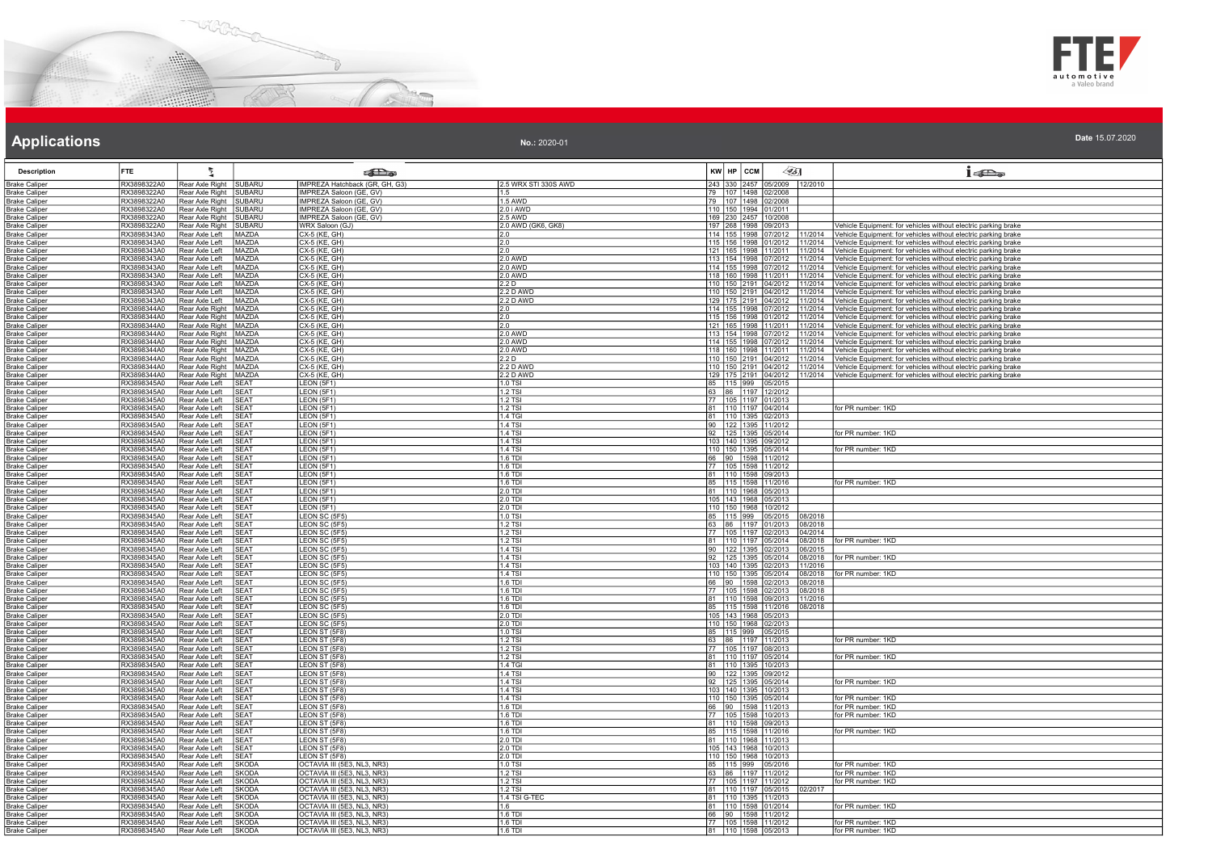# Applications

**No.:** 2020-01

**Date** 15.07.2020

| Description | FTE | | | | | KW | HP | CCM | | | |
|---|---|---|---|---|---|---|---|---|---|---|---|
| Brake Caliper | RX3898322A0 | Rear Axle Right | SUBARU | IMPREZA Hatchback (GR, GH, G3) | 2.5 WRX STI 330S AWD | 243 | 330 | 2457 | 05/2009 | 12/2010 | |
| Brake Caliper | RX3898322A0 | Rear Axle Right | SUBARU | IMPREZA Saloon (GE, GV) | 1.5 | 79 | 107 | 1498 | 02/2008 | | |
| Brake Caliper | RX3898322A0 | Rear Axle Right | SUBARU | IMPREZA Saloon (GE, GV) | 1.5 AWD | 79 | 107 | 1498 | 02/2008 | | |
| Brake Caliper | RX3898322A0 | Rear Axle Right | SUBARU | IMPREZA Saloon (GE, GV) | 2.0 i AWD | 110 | 150 | 1994 | 01/2011 | | |
| Brake Caliper | RX3898322A0 | Rear Axle Right | SUBARU | IMPREZA Saloon (GE, GV) | 2.5 AWD | 169 | 230 | 2457 | 10/2008 | | |
| Brake Caliper | RX3898322A0 | Rear Axle Right | SUBARU | WRX Saloon (GJ) | 2.0 AWD (GK6, GK8) | 197 | 268 | 1998 | 09/2013 | | Vehicle Equipment: for vehicles without electric parking brake |
| Brake Caliper | RX3898343A0 | Rear Axle Left | MAZDA | CX-5 (KE, GH) | 2.0 | 114 | 155 | 1998 | 07/2012 | 11/2014 | Vehicle Equipment: for vehicles without electric parking brake |
| Brake Caliper | RX3898343A0 | Rear Axle Left | MAZDA | CX-5 (KE, GH) | 2.0 | 115 | 156 | 1998 | 01/2012 | 11/2014 | Vehicle Equipment: for vehicles without electric parking brake |
| Brake Caliper | RX3898343A0 | Rear Axle Left | MAZDA | CX-5 (KE, GH) | 2.0 | 121 | 165 | 1998 | 11/2011 | 11/2014 | Vehicle Equipment: for vehicles without electric parking brake |
| Brake Caliper | RX3898343A0 | Rear Axle Left | MAZDA | CX-5 (KE, GH) | 2.0 AWD | 113 | 154 | 1998 | 07/2012 | 11/2014 | Vehicle Equipment: for vehicles without electric parking brake |
| Brake Caliper | RX3898343A0 | Rear Axle Left | MAZDA | CX-5 (KE, GH) | 2.0 AWD | 114 | 155 | 1998 | 07/2012 | 11/2014 | Vehicle Equipment: for vehicles without electric parking brake |
| Brake Caliper | RX3898343A0 | Rear Axle Left | MAZDA | CX-5 (KE, GH) | 2.0 AWD | 118 | 160 | 1998 | 11/2011 | 11/2014 | Vehicle Equipment: for vehicles without electric parking brake |
| Brake Caliper | RX3898343A0 | Rear Axle Left | MAZDA | CX-5 (KE, GH) | 2.2 D | 110 | 150 | 2191 | 04/2012 | 11/2014 | Vehicle Equipment: for vehicles without electric parking brake |
| Brake Caliper | RX3898343A0 | Rear Axle Left | MAZDA | CX-5 (KE, GH) | 2.2 D AWD | 110 | 150 | 2191 | 04/2012 | 11/2014 | Vehicle Equipment: for vehicles without electric parking brake |
| Brake Caliper | RX3898343A0 | Rear Axle Left | MAZDA | CX-5 (KE, GH) | 2.2 D AWD | 129 | 175 | 2191 | 04/2012 | 11/2014 | Vehicle Equipment: for vehicles without electric parking brake |
| Brake Caliper | RX3898344A0 | Rear Axle Right | MAZDA | CX-5 (KE, GH) | 2.0 | 114 | 155 | 1998 | 07/2012 | 11/2014 | Vehicle Equipment: for vehicles without electric parking brake |
| Brake Caliper | RX3898344A0 | Rear Axle Right | MAZDA | CX-5 (KE, GH) | 2.0 | 115 | 156 | 1998 | 01/2012 | 11/2014 | Vehicle Equipment: for vehicles without electric parking brake |
| Brake Caliper | RX3898344A0 | Rear Axle Right | MAZDA | CX-5 (KE, GH) | 2.0 | 121 | 165 | 1998 | 11/2011 | 11/2014 | Vehicle Equipment: for vehicles without electric parking brake |
| Brake Caliper | RX3898344A0 | Rear Axle Right | MAZDA | CX-5 (KE, GH) | 2.0 AWD | 113 | 154 | 1998 | 07/2012 | 11/2014 | Vehicle Equipment: for vehicles without electric parking brake |
| Brake Caliper | RX3898344A0 | Rear Axle Right | MAZDA | CX-5 (KE, GH) | 2.0 AWD | 114 | 155 | 1998 | 07/2012 | 11/2014 | Vehicle Equipment: for vehicles without electric parking brake |
| Brake Caliper | RX3898344A0 | Rear Axle Right | MAZDA | CX-5 (KE, GH) | 2.0 AWD | 118 | 160 | 1998 | 11/2011 | 11/2014 | Vehicle Equipment: for vehicles without electric parking brake |
| Brake Caliper | RX3898344A0 | Rear Axle Right | MAZDA | CX-5 (KE, GH) | 2.2 D | 110 | 150 | 2191 | 04/2012 | 11/2014 | Vehicle Equipment: for vehicles without electric parking brake |
| Brake Caliper | RX3898344A0 | Rear Axle Right | MAZDA | CX-5 (KE, GH) | 2.2 D AWD | 110 | 150 | 2191 | 04/2012 | 11/2014 | Vehicle Equipment: for vehicles without electric parking brake |
| Brake Caliper | RX3898344A0 | Rear Axle Right | MAZDA | CX-5 (KE, GH) | 2.2 D AWD | 129 | 175 | 2191 | 04/2012 | 11/2014 | Vehicle Equipment: for vehicles without electric parking brake |
| Brake Caliper | RX3898345A0 | Rear Axle Left | SEAT | LEON (5F1) | 1.0 TSI | 85 | 115 | 999 | 05/2015 | | |
| Brake Caliper | RX3898345A0 | Rear Axle Left | SEAT | LEON (5F1) | 1.2 TSI | 63 | 86 | 1197 | 12/2012 | | |
| Brake Caliper | RX3898345A0 | Rear Axle Left | SEAT | LEON (5F1) | 1.2 TSI | 77 | 105 | 1197 | 01/2013 | | |
| Brake Caliper | RX3898345A0 | Rear Axle Left | SEAT | LEON (5F1) | 1.2 TSI | 81 | 110 | 1197 | 04/2014 | | for PR number: 1KD |
| Brake Caliper | RX3898345A0 | Rear Axle Left | SEAT | LEON (5F1) | 1.4 TGI | 81 | 110 | 1395 | 02/2013 | | |
| Brake Caliper | RX3898345A0 | Rear Axle Left | SEAT | LEON (5F1) | 1.4 TSI | 90 | 122 | 1395 | 11/2012 | | |
| Brake Caliper | RX3898345A0 | Rear Axle Left | SEAT | LEON (5F1) | 1.4 TSI | 92 | 125 | 1395 | 05/2014 | | for PR number: 1KD |
| Brake Caliper | RX3898345A0 | Rear Axle Left | SEAT | LEON (5F1) | 1.4 TSI | 103 | 140 | 1395 | 09/2012 | | |
| Brake Caliper | RX3898345A0 | Rear Axle Left | SEAT | LEON (5F1) | 1.4 TSI | 110 | 150 | 1395 | 05/2014 | | for PR number: 1KD |
| Brake Caliper | RX3898345A0 | Rear Axle Left | SEAT | LEON (5F1) | 1.6 TDI | 66 | 90 | 1598 | 11/2012 | | |
| Brake Caliper | RX3898345A0 | Rear Axle Left | SEAT | LEON (5F1) | 1.6 TDI | 77 | 105 | 1598 | 11/2012 | | |
| Brake Caliper | RX3898345A0 | Rear Axle Left | SEAT | LEON (5F1) | 1.6 TDI | 81 | 110 | 1598 | 09/2013 | | |
| Brake Caliper | RX3898345A0 | Rear Axle Left | SEAT | LEON (5F1) | 1.6 TDI | 85 | 115 | 1598 | 11/2016 | | for PR number: 1KD |
| Brake Caliper | RX3898345A0 | Rear Axle Left | SEAT | LEON (5F1) | 2.0 TDI | 81 | 110 | 1968 | 05/2013 | | |
| Brake Caliper | RX3898345A0 | Rear Axle Left | SEAT | LEON (5F1) | 2.0 TDI | 105 | 143 | 1968 | 05/2013 | | |
| Brake Caliper | RX3898345A0 | Rear Axle Left | SEAT | LEON (5F1) | 2.0 TDI | 110 | 150 | 1968 | 10/2012 | | |
| Brake Caliper | RX3898345A0 | Rear Axle Left | SEAT | LEON SC (5F5) | 1.0 TSI | 85 | 115 | 999 | 05/2015 | 08/2018 | |
| Brake Caliper | RX3898345A0 | Rear Axle Left | SEAT | LEON SC (5F5) | 1.2 TSI | 63 | 86 | 1197 | 01/2013 | 08/2018 | |
| Brake Caliper | RX3898345A0 | Rear Axle Left | SEAT | LEON SC (5F5) | 1.2 TSI | 77 | 105 | 1197 | 02/2013 | 04/2014 | |
| Brake Caliper | RX3898345A0 | Rear Axle Left | SEAT | LEON SC (5F5) | 1.2 TSI | 81 | 110 | 1197 | 05/2014 | 08/2018 | for PR number: 1KD |
| Brake Caliper | RX3898345A0 | Rear Axle Left | SEAT | LEON SC (5F5) | 1.4 TSI | 90 | 122 | 1395 | 02/2013 | 06/2015 | |
| Brake Caliper | RX3898345A0 | Rear Axle Left | SEAT | LEON SC (5F5) | 1.4 TSI | 92 | 125 | 1395 | 05/2014 | 08/2018 | for PR number: 1KD |
| Brake Caliper | RX3898345A0 | Rear Axle Left | SEAT | LEON SC (5F5) | 1.4 TSI | 103 | 140 | 1395 | 02/2013 | 11/2016 | |
| Brake Caliper | RX3898345A0 | Rear Axle Left | SEAT | LEON SC (5F5) | 1.4 TSI | 110 | 150 | 1395 | 05/2014 | 08/2018 | for PR number: 1KD |
| Brake Caliper | RX3898345A0 | Rear Axle Left | SEAT | LEON SC (5F5) | 1.6 TDI | 66 | 90 | 1598 | 02/2013 | 08/2018 | |
| Brake Caliper | RX3898345A0 | Rear Axle Left | SEAT | LEON SC (5F5) | 1.6 TDI | 77 | 105 | 1598 | 02/2013 | 08/2018 | |
| Brake Caliper | RX3898345A0 | Rear Axle Left | SEAT | LEON SC (5F5) | 1.6 TDI | 81 | 110 | 1598 | 09/2013 | 11/2016 | |
| Brake Caliper | RX3898345A0 | Rear Axle Left | SEAT | LEON SC (5F5) | 1.6 TDI | 85 | 115 | 1598 | 11/2016 | 08/2018 | |
| Brake Caliper | RX3898345A0 | Rear Axle Left | SEAT | LEON SC (5F5) | 2.0 TDI | 105 | 143 | 1968 | 05/2013 | | |
| Brake Caliper | RX3898345A0 | Rear Axle Left | SEAT | LEON SC (5F5) | 2.0 TDI | 110 | 150 | 1968 | 02/2013 | | |
| Brake Caliper | RX3898345A0 | Rear Axle Left | SEAT | LEON ST (5F8) | 1.0 TSI | 85 | 115 | 999 | 05/2015 | | |
| Brake Caliper | RX3898345A0 | Rear Axle Left | SEAT | LEON ST (5F8) | 1.2 TSI | 63 | 86 | 1197 | 11/2013 | | for PR number: 1KD |
| Brake Caliper | RX3898345A0 | Rear Axle Left | SEAT | LEON ST (5F8) | 1.2 TSI | 77 | 105 | 1197 | 08/2013 | | |
| Brake Caliper | RX3898345A0 | Rear Axle Left | SEAT | LEON ST (5F8) | 1.2 TSI | 81 | 110 | 1197 | 05/2014 | | for PR number: 1KD |
| Brake Caliper | RX3898345A0 | Rear Axle Left | SEAT | LEON ST (5F8) | 1.4 TGI | 81 | 110 | 1395 | 10/2013 | | |
| Brake Caliper | RX3898345A0 | Rear Axle Left | SEAT | LEON ST (5F8) | 1.4 TSI | 90 | 122 | 1395 | 09/2012 | | |
| Brake Caliper | RX3898345A0 | Rear Axle Left | SEAT | LEON ST (5F8) | 1.4 TSI | 92 | 125 | 1395 | 05/2014 | | for PR number: 1KD |
| Brake Caliper | RX3898345A0 | Rear Axle Left | SEAT | LEON ST (5F8) | 1.4 TSI | 103 | 140 | 1395 | 10/2013 | | |
| Brake Caliper | RX3898345A0 | Rear Axle Left | SEAT | LEON ST (5F8) | 1.4 TSI | 110 | 150 | 1395 | 05/2014 | | for PR number: 1KD |
| Brake Caliper | RX3898345A0 | Rear Axle Left | SEAT | LEON ST (5F8) | 1.6 TDI | 66 | 90 | 1598 | 11/2013 | | for PR number: 1KD |
| Brake Caliper | RX3898345A0 | Rear Axle Left | SEAT | LEON ST (5F8) | 1.6 TDI | 77 | 105 | 1598 | 10/2013 | | for PR number: 1KD |
| Brake Caliper | RX3898345A0 | Rear Axle Left | SEAT | LEON ST (5F8) | 1.6 TDI | 81 | 110 | 1598 | 09/2013 | | |
| Brake Caliper | RX3898345A0 | Rear Axle Left | SEAT | LEON ST (5F8) | 1.6 TDI | 85 | 115 | 1598 | 11/2016 | | for PR number: 1KD |
| Brake Caliper | RX3898345A0 | Rear Axle Left | SEAT | LEON ST (5F8) | 2.0 TDI | 81 | 110 | 1968 | 11/2013 | | |
| Brake Caliper | RX3898345A0 | Rear Axle Left | SEAT | LEON ST (5F8) | 2.0 TDI | 105 | 143 | 1968 | 10/2013 | | |
| Brake Caliper | RX3898345A0 | Rear Axle Left | SEAT | LEON ST (5F8) | 2.0 TDI | 110 | 150 | 1968 | 10/2013 | | |
| Brake Caliper | RX3898345A0 | Rear Axle Left | SKODA | OCTAVIA III (5E3, NL3, NR3) | 1.0 TSI | 85 | 115 | 999 | 05/2016 | | for PR number: 1KD |
| Brake Caliper | RX3898345A0 | Rear Axle Left | SKODA | OCTAVIA III (5E3, NL3, NR3) | 1.2 TSI | 63 | 86 | 1197 | 11/2012 | | for PR number: 1KD |
| Brake Caliper | RX3898345A0 | Rear Axle Left | SKODA | OCTAVIA III (5E3, NL3, NR3) | 1.2 TSI | 77 | 105 | 1197 | 11/2012 | | for PR number: 1KD |
| Brake Caliper | RX3898345A0 | Rear Axle Left | SKODA | OCTAVIA III (5E3, NL3, NR3) | 1.2 TSI | 81 | 110 | 1197 | 05/2015 | 02/2017 | |
| Brake Caliper | RX3898345A0 | Rear Axle Left | SKODA | OCTAVIA III (5E3, NL3, NR3) | 1.4 TSI G-TEC | 81 | 110 | 1395 | 11/2013 | | |
| Brake Caliper | RX3898345A0 | Rear Axle Left | SKODA | OCTAVIA III (5E3, NL3, NR3) | 1.6 | 81 | 110 | 1598 | 01/2014 | | for PR number: 1KD |
| Brake Caliper | RX3898345A0 | Rear Axle Left | SKODA | OCTAVIA III (5E3, NL3, NR3) | 1.6 TDI | 66 | 90 | 1598 | 11/2012 | | |
| Brake Caliper | RX3898345A0 | Rear Axle Left | SKODA | OCTAVIA III (5E3, NL3, NR3) | 1.6 TDI | 77 | 105 | 1598 | 11/2012 | | for PR number: 1KD |
| Brake Caliper | RX3898345A0 | Rear Axle Left | SKODA | OCTAVIA III (5E3, NL3, NR3) | 1.6 TDI | 81 | 110 | 1598 | 05/2013 | | for PR number: 1KD |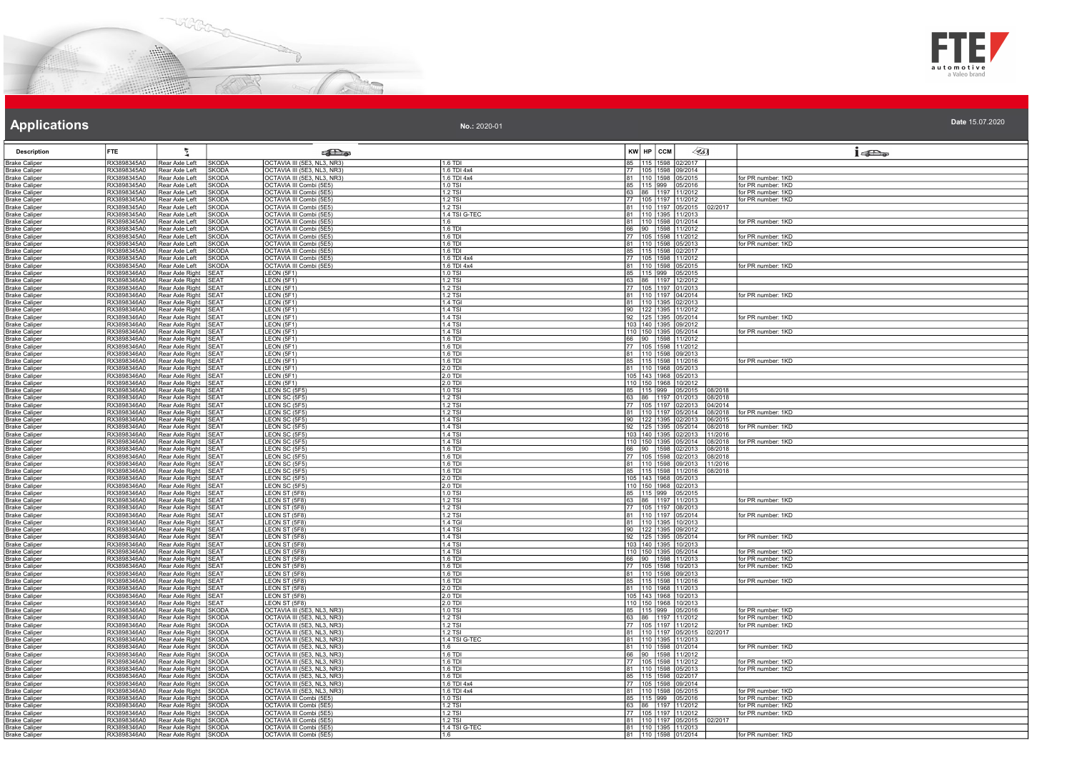# Applications

**No.:** 2020-01

**Date** 15.07.2020

| Description | FTE | | | | | KW | HP | CCM | | | |
|---|---|---|---|---|---|---|---|---|---|---|---|
| Brake Caliper | RX3898345A0 | Rear Axle Left | SKODA | OCTAVIA III (5E3, NL3, NR3) | 1.6 TDI | 85 | 115 | 1598 | 02/2017 | | |
| Brake Caliper | RX3898345A0 | Rear Axle Left | SKODA | OCTAVIA III (5E3, NL3, NR3) | 1.6 TDI 4x4 | 77 | 105 | 1598 | 09/2014 | | |
| Brake Caliper | RX3898345A0 | Rear Axle Left | SKODA | OCTAVIA III (5E3, NL3, NR3) | 1.6 TDI 4x4 | 81 | 110 | 1598 | 05/2015 | | for PR number: 1KD |
| Brake Caliper | RX3898345A0 | Rear Axle Left | SKODA | OCTAVIA III Combi (5E5) | 1.0 TSI | 85 | 115 | 999 | 05/2016 | | for PR number: 1KD |
| Brake Caliper | RX3898345A0 | Rear Axle Left | SKODA | OCTAVIA III Combi (5E5) | 1.2 TSI | 63 | 86 | 1197 | 11/2012 | | for PR number: 1KD |
| Brake Caliper | RX3898345A0 | Rear Axle Left | SKODA | OCTAVIA III Combi (5E5) | 1.2 TSI | 77 | 105 | 1197 | 11/2012 | | for PR number: 1KD |
| Brake Caliper | RX3898345A0 | Rear Axle Left | SKODA | OCTAVIA III Combi (5E5) | 1.2 TSI | 81 | 110 | 1197 | 05/2015 | 02/2017 | |
| Brake Caliper | RX3898345A0 | Rear Axle Left | SKODA | OCTAVIA III Combi (5E5) | 1.4 TSI G-TEC | 81 | 110 | 1395 | 11/2013 | | |
| Brake Caliper | RX3898345A0 | Rear Axle Left | SKODA | OCTAVIA III Combi (5E5) | 1.6 | 81 | 110 | 1598 | 01/2014 | | for PR number: 1KD |
| Brake Caliper | RX3898345A0 | Rear Axle Left | SKODA | OCTAVIA III Combi (5E5) | 1.6 TDI | 66 | 90 | 1598 | 11/2012 | | |
| Brake Caliper | RX3898345A0 | Rear Axle Left | SKODA | OCTAVIA III Combi (5E5) | 1.6 TDI | 77 | 105 | 1598 | 11/2012 | | for PR number: 1KD |
| Brake Caliper | RX3898345A0 | Rear Axle Left | SKODA | OCTAVIA III Combi (5E5) | 1.6 TDI | 81 | 110 | 1598 | 05/2013 | | for PR number: 1KD |
| Brake Caliper | RX3898345A0 | Rear Axle Left | SKODA | OCTAVIA III Combi (5E5) | 1.6 TDI | 85 | 115 | 1598 | 02/2017 | | |
| Brake Caliper | RX3898345A0 | Rear Axle Left | SKODA | OCTAVIA III Combi (5E5) | 1.6 TDI 4x4 | 77 | 105 | 1598 | 11/2012 | | |
| Brake Caliper | RX3898345A0 | Rear Axle Left | SKODA | OCTAVIA III Combi (5E5) | 1.6 TDI 4x4 | 81 | 110 | 1598 | 05/2015 | | for PR number: 1KD |
| Brake Caliper | RX3898346A0 | Rear Axle Right | SEAT | LEON (5F1) | 1.0 TSI | 85 | 115 | 999 | 05/2015 | | |
| Brake Caliper | RX3898346A0 | Rear Axle Right | SEAT | LEON (5F1) | 1.2 TSI | 63 | 86 | 1197 | 12/2012 | | |
| Brake Caliper | RX3898346A0 | Rear Axle Right | SEAT | LEON (5F1) | 1.2 TSI | 77 | 105 | 1197 | 01/2013 | | |
| Brake Caliper | RX3898346A0 | Rear Axle Right | SEAT | LEON (5F1) | 1.2 TSI | 81 | 110 | 1197 | 04/2014 | | for PR number: 1KD |
| Brake Caliper | RX3898346A0 | Rear Axle Right | SEAT | LEON (5F1) | 1.4 TGI | 81 | 110 | 1395 | 02/2013 | | |
| Brake Caliper | RX3898346A0 | Rear Axle Right | SEAT | LEON (5F1) | 1.4 TSI | 90 | 122 | 1395 | 11/2012 | | |
| Brake Caliper | RX3898346A0 | Rear Axle Right | SEAT | LEON (5F1) | 1.4 TSI | 92 | 125 | 1395 | 05/2014 | | for PR number: 1KD |
| Brake Caliper | RX3898346A0 | Rear Axle Right | SEAT | LEON (5F1) | 1.4 TSI | 103 | 140 | 1395 | 09/2012 | | |
| Brake Caliper | RX3898346A0 | Rear Axle Right | SEAT | LEON (5F1) | 1.4 TSI | 110 | 150 | 1395 | 05/2014 | | for PR number: 1KD |
| Brake Caliper | RX3898346A0 | Rear Axle Right | SEAT | LEON (5F1) | 1.6 TDI | 66 | 90 | 1598 | 11/2012 | | |
| Brake Caliper | RX3898346A0 | Rear Axle Right | SEAT | LEON (5F1) | 1.6 TDI | 77 | 105 | 1598 | 11/2012 | | |
| Brake Caliper | RX3898346A0 | Rear Axle Right | SEAT | LEON (5F1) | 1.6 TDI | 81 | 110 | 1598 | 09/2013 | | |
| Brake Caliper | RX3898346A0 | Rear Axle Right | SEAT | LEON (5F1) | 1.6 TDI | 85 | 115 | 1598 | 11/2016 | | for PR number: 1KD |
| Brake Caliper | RX3898346A0 | Rear Axle Right | SEAT | LEON (5F1) | 2.0 TDI | 81 | 110 | 1968 | 05/2013 | | |
| Brake Caliper | RX3898346A0 | Rear Axle Right | SEAT | LEON (5F1) | 2.0 TDI | 105 | 143 | 1968 | 05/2013 | | |
| Brake Caliper | RX3898346A0 | Rear Axle Right | SEAT | LEON (5F1) | 2.0 TDI | 110 | 150 | 1968 | 10/2012 | | |
| Brake Caliper | RX3898346A0 | Rear Axle Right | SEAT | LEON SC (5F5) | 1.0 TSI | 85 | 115 | 999 | 05/2015 | 08/2018 | |
| Brake Caliper | RX3898346A0 | Rear Axle Right | SEAT | LEON SC (5F5) | 1.2 TSI | 63 | 86 | 1197 | 01/2013 | 08/2018 | |
| Brake Caliper | RX3898346A0 | Rear Axle Right | SEAT | LEON SC (5F5) | 1.2 TSI | 77 | 105 | 1197 | 02/2013 | 04/2014 | |
| Brake Caliper | RX3898346A0 | Rear Axle Right | SEAT | LEON SC (5F5) | 1.2 TSI | 81 | 110 | 1197 | 05/2014 | 08/2018 | for PR number: 1KD |
| Brake Caliper | RX3898346A0 | Rear Axle Right | SEAT | LEON SC (5F5) | 1.4 TSI | 90 | 122 | 1395 | 02/2013 | 06/2015 | |
| Brake Caliper | RX3898346A0 | Rear Axle Right | SEAT | LEON SC (5F5) | 1.4 TSI | 92 | 125 | 1395 | 05/2014 | 08/2018 | for PR number: 1KD |
| Brake Caliper | RX3898346A0 | Rear Axle Right | SEAT | LEON SC (5F5) | 1.4 TSI | 103 | 140 | 1395 | 02/2013 | 11/2016 | |
| Brake Caliper | RX3898346A0 | Rear Axle Right | SEAT | LEON SC (5F5) | 1.4 TSI | 110 | 150 | 1395 | 05/2014 | 08/2018 | for PR number: 1KD |
| Brake Caliper | RX3898346A0 | Rear Axle Right | SEAT | LEON SC (5F5) | 1.6 TDI | 66 | 90 | 1598 | 02/2013 | 08/2018 | |
| Brake Caliper | RX3898346A0 | Rear Axle Right | SEAT | LEON SC (5F5) | 1.6 TDI | 77 | 105 | 1598 | 02/2013 | 08/2018 | |
| Brake Caliper | RX3898346A0 | Rear Axle Right | SEAT | LEON SC (5F5) | 1.6 TDI | 81 | 110 | 1598 | 09/2013 | 11/2016 | |
| Brake Caliper | RX3898346A0 | Rear Axle Right | SEAT | LEON SC (5F5) | 1.6 TDI | 85 | 115 | 1598 | 11/2016 | 08/2018 | |
| Brake Caliper | RX3898346A0 | Rear Axle Right | SEAT | LEON SC (5F5) | 2.0 TDI | 105 | 143 | 1968 | 05/2013 | | |
| Brake Caliper | RX3898346A0 | Rear Axle Right | SEAT | LEON SC (5F5) | 2.0 TDI | 110 | 150 | 1968 | 02/2013 | | |
| Brake Caliper | RX3898346A0 | Rear Axle Right | SEAT | LEON ST (5F8) | 1.0 TSI | 85 | 115 | 999 | 05/2015 | | |
| Brake Caliper | RX3898346A0 | Rear Axle Right | SEAT | LEON ST (5F8) | 1.2 TSI | 63 | 86 | 1197 | 11/2013 | | for PR number: 1KD |
| Brake Caliper | RX3898346A0 | Rear Axle Right | SEAT | LEON ST (5F8) | 1.2 TSI | 77 | 105 | 1197 | 08/2013 | | |
| Brake Caliper | RX3898346A0 | Rear Axle Right | SEAT | LEON ST (5F8) | 1.2 TSI | 81 | 110 | 1197 | 05/2014 | | for PR number: 1KD |
| Brake Caliper | RX3898346A0 | Rear Axle Right | SEAT | LEON ST (5F8) | 1.4 TGI | 81 | 110 | 1395 | 10/2013 | | |
| Brake Caliper | RX3898346A0 | Rear Axle Right | SEAT | LEON ST (5F8) | 1.4 TSI | 90 | 122 | 1395 | 09/2012 | | |
| Brake Caliper | RX3898346A0 | Rear Axle Right | SEAT | LEON ST (5F8) | 1.4 TSI | 92 | 125 | 1395 | 05/2014 | | for PR number: 1KD |
| Brake Caliper | RX3898346A0 | Rear Axle Right | SEAT | LEON ST (5F8) | 1.4 TSI | 103 | 140 | 1395 | 10/2013 | | |
| Brake Caliper | RX3898346A0 | Rear Axle Right | SEAT | LEON ST (5F8) | 1.4 TSI | 110 | 150 | 1395 | 05/2014 | | for PR number: 1KD |
| Brake Caliper | RX3898346A0 | Rear Axle Right | SEAT | LEON ST (5F8) | 1.6 TDI | 66 | 90 | 1598 | 11/2013 | | for PR number: 1KD |
| Brake Caliper | RX3898346A0 | Rear Axle Right | SEAT | LEON ST (5F8) | 1.6 TDI | 77 | 105 | 1598 | 10/2013 | | for PR number: 1KD |
| Brake Caliper | RX3898346A0 | Rear Axle Right | SEAT | LEON ST (5F8) | 1.6 TDI | 81 | 110 | 1598 | 09/2013 | | |
| Brake Caliper | RX3898346A0 | Rear Axle Right | SEAT | LEON ST (5F8) | 1.6 TDI | 85 | 115 | 1598 | 11/2016 | | for PR number: 1KD |
| Brake Caliper | RX3898346A0 | Rear Axle Right | SEAT | LEON ST (5F8) | 2.0 TDI | 81 | 110 | 1968 | 11/2013 | | |
| Brake Caliper | RX3898346A0 | Rear Axle Right | SEAT | LEON ST (5F8) | 2.0 TDI | 105 | 143 | 1968 | 10/2013 | | |
| Brake Caliper | RX3898346A0 | Rear Axle Right | SEAT | LEON ST (5F8) | 2.0 TDI | 110 | 150 | 1968 | 10/2013 | | |
| Brake Caliper | RX3898346A0 | Rear Axle Right | SKODA | OCTAVIA III (5E3, NL3, NR3) | 1.0 TSI | 85 | 115 | 999 | 05/2016 | | for PR number: 1KD |
| Brake Caliper | RX3898346A0 | Rear Axle Right | SKODA | OCTAVIA III (5E3, NL3, NR3) | 1.2 TSI | 63 | 86 | 1197 | 11/2012 | | for PR number: 1KD |
| Brake Caliper | RX3898346A0 | Rear Axle Right | SKODA | OCTAVIA III (5E3, NL3, NR3) | 1.2 TSI | 77 | 105 | 1197 | 11/2012 | | for PR number: 1KD |
| Brake Caliper | RX3898346A0 | Rear Axle Right | SKODA | OCTAVIA III (5E3, NL3, NR3) | 1.2 TSI | 81 | 110 | 1197 | 05/2015 | 02/2017 | |
| Brake Caliper | RX3898346A0 | Rear Axle Right | SKODA | OCTAVIA III (5E3, NL3, NR3) | 1.4 TSI G-TEC | 81 | 110 | 1395 | 11/2013 | | |
| Brake Caliper | RX3898346A0 | Rear Axle Right | SKODA | OCTAVIA III (5E3, NL3, NR3) | 1.6 | 81 | 110 | 1598 | 01/2014 | | for PR number: 1KD |
| Brake Caliper | RX3898346A0 | Rear Axle Right | SKODA | OCTAVIA III (5E3, NL3, NR3) | 1.6 TDI | 66 | 90 | 1598 | 11/2012 | | |
| Brake Caliper | RX3898346A0 | Rear Axle Right | SKODA | OCTAVIA III (5E3, NL3, NR3) | 1.6 TDI | 77 | 105 | 1598 | 11/2012 | | for PR number: 1KD |
| Brake Caliper | RX3898346A0 | Rear Axle Right | SKODA | OCTAVIA III (5E3, NL3, NR3) | 1.6 TDI | 81 | 110 | 1598 | 05/2013 | | for PR number: 1KD |
| Brake Caliper | RX3898346A0 | Rear Axle Right | SKODA | OCTAVIA III (5E3, NL3, NR3) | 1.6 TDI | 85 | 115 | 1598 | 02/2017 | | |
| Brake Caliper | RX3898346A0 | Rear Axle Right | SKODA | OCTAVIA III (5E3, NL3, NR3) | 1.6 TDI 4x4 | 77 | 105 | 1598 | 09/2014 | | |
| Brake Caliper | RX3898346A0 | Rear Axle Right | SKODA | OCTAVIA III (5E3, NL3, NR3) | 1.6 TDI 4x4 | 81 | 110 | 1598 | 05/2015 | | for PR number: 1KD |
| Brake Caliper | RX3898346A0 | Rear Axle Right | SKODA | OCTAVIA III Combi (5E5) | 1.0 TSI | 85 | 115 | 999 | 05/2016 | | for PR number: 1KD |
| Brake Caliper | RX3898346A0 | Rear Axle Right | SKODA | OCTAVIA III Combi (5E5) | 1.2 TSI | 63 | 86 | 1197 | 11/2012 | | for PR number: 1KD |
| Brake Caliper | RX3898346A0 | Rear Axle Right | SKODA | OCTAVIA III Combi (5E5) | 1.2 TSI | 77 | 105 | 1197 | 11/2012 | | for PR number: 1KD |
| Brake Caliper | RX3898346A0 | Rear Axle Right | SKODA | OCTAVIA III Combi (5E5) | 1.2 TSI | 81 | 110 | 1197 | 05/2015 | 02/2017 | |
| Brake Caliper | RX3898346A0 | Rear Axle Right | SKODA | OCTAVIA III Combi (5E5) | 1.4 TSI G-TEC | 81 | 110 | 1395 | 11/2013 | | |
| Brake Caliper | RX3898346A0 | Rear Axle Right | SKODA | OCTAVIA III Combi (5E5) | 1.6 | 81 | 110 | 1598 | 01/2014 | | for PR number: 1KD |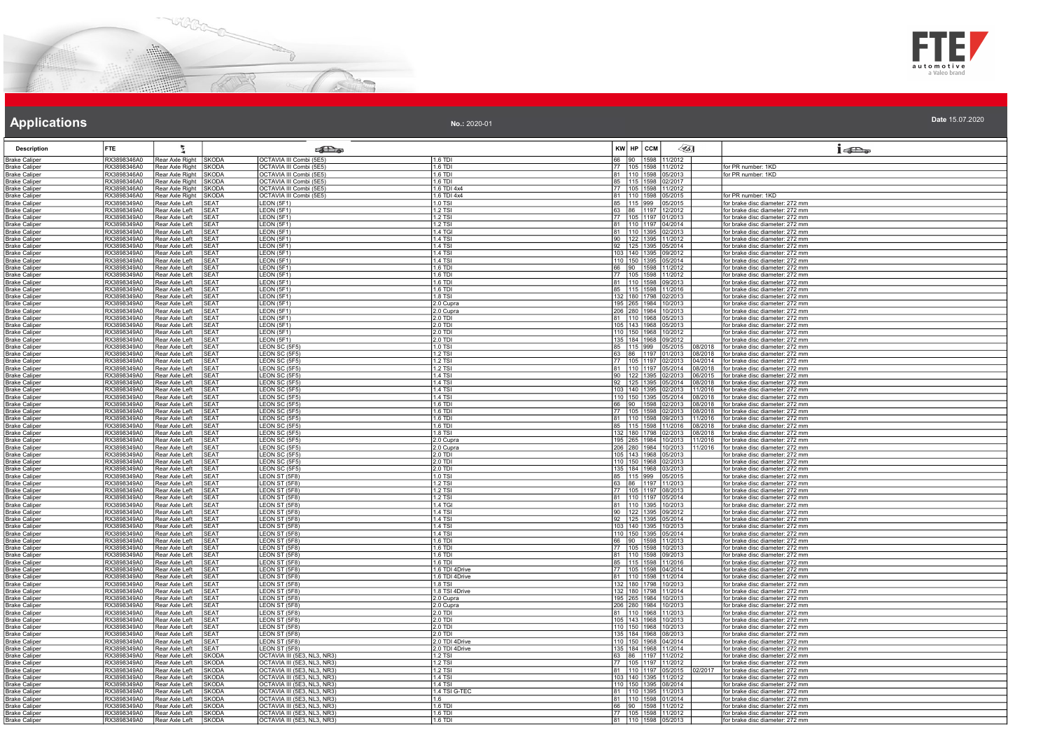# Applications

**No.:** 2020-01

**Date** 15.07.2020

| Description | FTE | | | | | KW | HP | CCM | | | |
|---|---|---|---|---|---|---|---|---|---|---|---|
| Brake Caliper | RX3898346A0 | Rear Axle Right | SKODA | OCTAVIA III Combi (5E5) | 1.6 TDI | 66 | 90 | 1598 | 11/2012 | | |
| Brake Caliper | RX3898346A0 | Rear Axle Right | SKODA | OCTAVIA III Combi (5E5) | 1.6 TDI | 77 | 105 | 1598 | 11/2012 | | for PR number: 1KD |
| Brake Caliper | RX3898346A0 | Rear Axle Right | SKODA | OCTAVIA III Combi (5E5) | 1.6 TDI | 81 | 110 | 1598 | 05/2013 | | for PR number: 1KD |
| Brake Caliper | RX3898346A0 | Rear Axle Right | SKODA | OCTAVIA III Combi (5E5) | 1.6 TDI | 85 | 115 | 1598 | 02/2017 | | |
| Brake Caliper | RX3898346A0 | Rear Axle Right | SKODA | OCTAVIA III Combi (5E5) | 1.6 TDI 4x4 | 77 | 105 | 1598 | 11/2012 | | |
| Brake Caliper | RX3898346A0 | Rear Axle Right | SKODA | OCTAVIA III Combi (5E5) | 1.6 TDI 4x4 | 81 | 110 | 1598 | 05/2015 | | for PR number: 1KD |
| Brake Caliper | RX3898349A0 | Rear Axle Left | SEAT | LEON (5F1) | 1.0 TSI | 85 | 115 | 999 | 05/2015 | | for brake disc diameter: 272 mm |
| Brake Caliper | RX3898349A0 | Rear Axle Left | SEAT | LEON (5F1) | 1.2 TSI | 63 | 86 | 1197 | 12/2012 | | for brake disc diameter: 272 mm |
| Brake Caliper | RX3898349A0 | Rear Axle Left | SEAT | LEON (5F1) | 1.2 TSI | 77 | 105 | 1197 | 01/2013 | | for brake disc diameter: 272 mm |
| Brake Caliper | RX3898349A0 | Rear Axle Left | SEAT | LEON (5F1) | 1.2 TSI | 81 | 110 | 1197 | 04/2014 | | for brake disc diameter: 272 mm |
| Brake Caliper | RX3898349A0 | Rear Axle Left | SEAT | LEON (5F1) | 1.4 TGI | 81 | 110 | 1395 | 02/2013 | | for brake disc diameter: 272 mm |
| Brake Caliper | RX3898349A0 | Rear Axle Left | SEAT | LEON (5F1) | 1.4 TSI | 90 | 122 | 1395 | 11/2012 | | for brake disc diameter: 272 mm |
| Brake Caliper | RX3898349A0 | Rear Axle Left | SEAT | LEON (5F1) | 1.4 TSI | 92 | 125 | 1395 | 05/2014 | | for brake disc diameter: 272 mm |
| Brake Caliper | RX3898349A0 | Rear Axle Left | SEAT | LEON (5F1) | 1.4 TSI | 103 | 140 | 1395 | 09/2012 | | for brake disc diameter: 272 mm |
| Brake Caliper | RX3898349A0 | Rear Axle Left | SEAT | LEON (5F1) | 1.4 TSI | 110 | 150 | 1395 | 05/2014 | | for brake disc diameter: 272 mm |
| Brake Caliper | RX3898349A0 | Rear Axle Left | SEAT | LEON (5F1) | 1.6 TDI | 66 | 90 | 1598 | 11/2012 | | for brake disc diameter: 272 mm |
| Brake Caliper | RX3898349A0 | Rear Axle Left | SEAT | LEON (5F1) | 1.6 TDI | 77 | 105 | 1598 | 11/2012 | | for brake disc diameter: 272 mm |
| Brake Caliper | RX3898349A0 | Rear Axle Left | SEAT | LEON (5F1) | 1.6 TDI | 81 | 110 | 1598 | 09/2013 | | for brake disc diameter: 272 mm |
| Brake Caliper | RX3898349A0 | Rear Axle Left | SEAT | LEON (5F1) | 1.6 TDI | 85 | 115 | 1598 | 11/2016 | | for brake disc diameter: 272 mm |
| Brake Caliper | RX3898349A0 | Rear Axle Left | SEAT | LEON (5F1) | 1.8 TSI | 132 | 180 | 1798 | 02/2013 | | for brake disc diameter: 272 mm |
| Brake Caliper | RX3898349A0 | Rear Axle Left | SEAT | LEON (5F1) | 2.0 Cupra | 195 | 265 | 1984 | 10/2013 | | for brake disc diameter: 272 mm |
| Brake Caliper | RX3898349A0 | Rear Axle Left | SEAT | LEON (5F1) | 2.0 Cupra | 206 | 280 | 1984 | 10/2013 | | for brake disc diameter: 272 mm |
| Brake Caliper | RX3898349A0 | Rear Axle Left | SEAT | LEON (5F1) | 2.0 TDI | 81 | 110 | 1968 | 05/2013 | | for brake disc diameter: 272 mm |
| Brake Caliper | RX3898349A0 | Rear Axle Left | SEAT | LEON (5F1) | 2.0 TDI | 105 | 143 | 1968 | 05/2013 | | for brake disc diameter: 272 mm |
| Brake Caliper | RX3898349A0 | Rear Axle Left | SEAT | LEON (5F1) | 2.0 TDI | 110 | 150 | 1968 | 10/2012 | | for brake disc diameter: 272 mm |
| Brake Caliper | RX3898349A0 | Rear Axle Left | SEAT | LEON (5F1) | 2.0 TDI | 135 | 184 | 1968 | 09/2012 | | for brake disc diameter: 272 mm |
| Brake Caliper | RX3898349A0 | Rear Axle Left | SEAT | LEON SC (5F5) | 1.0 TSI | 85 | 115 | 999 | 05/2015 | 08/2018 | for brake disc diameter: 272 mm |
| Brake Caliper | RX3898349A0 | Rear Axle Left | SEAT | LEON SC (5F5) | 1.2 TSI | 63 | 86 | 1197 | 01/2013 | 08/2018 | for brake disc diameter: 272 mm |
| Brake Caliper | RX3898349A0 | Rear Axle Left | SEAT | LEON SC (5F5) | 1.2 TSI | 77 | 105 | 1197 | 02/2013 | 04/2014 | for brake disc diameter: 272 mm |
| Brake Caliper | RX3898349A0 | Rear Axle Left | SEAT | LEON SC (5F5) | 1.2 TSI | 81 | 110 | 1197 | 05/2014 | 08/2018 | for brake disc diameter: 272 mm |
| Brake Caliper | RX3898349A0 | Rear Axle Left | SEAT | LEON SC (5F5) | 1.4 TSI | 90 | 122 | 1395 | 02/2013 | 06/2015 | for brake disc diameter: 272 mm |
| Brake Caliper | RX3898349A0 | Rear Axle Left | SEAT | LEON SC (5F5) | 1.4 TSI | 92 | 125 | 1395 | 05/2014 | 08/2018 | for brake disc diameter: 272 mm |
| Brake Caliper | RX3898349A0 | Rear Axle Left | SEAT | LEON SC (5F5) | 1.4 TSI | 103 | 140 | 1395 | 02/2013 | 11/2016 | for brake disc diameter: 272 mm |
| Brake Caliper | RX3898349A0 | Rear Axle Left | SEAT | LEON SC (5F5) | 1.4 TSI | 110 | 150 | 1395 | 05/2014 | 08/2018 | for brake disc diameter: 272 mm |
| Brake Caliper | RX3898349A0 | Rear Axle Left | SEAT | LEON SC (5F5) | 1.6 TDI | 66 | 90 | 1598 | 02/2013 | 08/2018 | for brake disc diameter: 272 mm |
| Brake Caliper | RX3898349A0 | Rear Axle Left | SEAT | LEON SC (5F5) | 1.6 TDI | 77 | 105 | 1598 | 02/2013 | 08/2018 | for brake disc diameter: 272 mm |
| Brake Caliper | RX3898349A0 | Rear Axle Left | SEAT | LEON SC (5F5) | 1.6 TDI | 81 | 110 | 1598 | 09/2013 | 11/2016 | for brake disc diameter: 272 mm |
| Brake Caliper | RX3898349A0 | Rear Axle Left | SEAT | LEON SC (5F5) | 1.6 TDI | 85 | 115 | 1598 | 11/2016 | 08/2018 | for brake disc diameter: 272 mm |
| Brake Caliper | RX3898349A0 | Rear Axle Left | SEAT | LEON SC (5F5) | 1.8 TSI | 132 | 180 | 1798 | 02/2013 | 08/2018 | for brake disc diameter: 272 mm |
| Brake Caliper | RX3898349A0 | Rear Axle Left | SEAT | LEON SC (5F5) | 2.0 Cupra | 195 | 265 | 1984 | 10/2013 | 11/2016 | for brake disc diameter: 272 mm |
| Brake Caliper | RX3898349A0 | Rear Axle Left | SEAT | LEON SC (5F5) | 2.0 Cupra | 206 | 280 | 1984 | 10/2013 | 11/2016 | for brake disc diameter: 272 mm |
| Brake Caliper | RX3898349A0 | Rear Axle Left | SEAT | LEON SC (5F5) | 2.0 TDI | 105 | 143 | 1968 | 05/2013 | | for brake disc diameter: 272 mm |
| Brake Caliper | RX3898349A0 | Rear Axle Left | SEAT | LEON SC (5F5) | 2.0 TDI | 110 | 150 | 1968 | 02/2013 | | for brake disc diameter: 272 mm |
| Brake Caliper | RX3898349A0 | Rear Axle Left | SEAT | LEON SC (5F5) | 2.0 TDI | 135 | 184 | 1968 | 03/2013 | | for brake disc diameter: 272 mm |
| Brake Caliper | RX3898349A0 | Rear Axle Left | SEAT | LEON ST (5F8) | 1.0 TSI | 85 | 115 | 999 | 05/2015 | | for brake disc diameter: 272 mm |
| Brake Caliper | RX3898349A0 | Rear Axle Left | SEAT | LEON ST (5F8) | 1.2 TSI | 63 | 86 | 1197 | 11/2013 | | for brake disc diameter: 272 mm |
| Brake Caliper | RX3898349A0 | Rear Axle Left | SEAT | LEON ST (5F8) | 1.2 TSI | 77 | 105 | 1197 | 08/2013 | | for brake disc diameter: 272 mm |
| Brake Caliper | RX3898349A0 | Rear Axle Left | SEAT | LEON ST (5F8) | 1.2 TSI | 81 | 110 | 1197 | 05/2014 | | for brake disc diameter: 272 mm |
| Brake Caliper | RX3898349A0 | Rear Axle Left | SEAT | LEON ST (5F8) | 1.4 TGI | 81 | 110 | 1395 | 10/2013 | | for brake disc diameter: 272 mm |
| Brake Caliper | RX3898349A0 | Rear Axle Left | SEAT | LEON ST (5F8) | 1.4 TSI | 90 | 122 | 1395 | 09/2012 | | for brake disc diameter: 272 mm |
| Brake Caliper | RX3898349A0 | Rear Axle Left | SEAT | LEON ST (5F8) | 1.4 TSI | 92 | 125 | 1395 | 05/2014 | | for brake disc diameter: 272 mm |
| Brake Caliper | RX3898349A0 | Rear Axle Left | SEAT | LEON ST (5F8) | 1.4 TSI | 103 | 140 | 1395 | 10/2013 | | for brake disc diameter: 272 mm |
| Brake Caliper | RX3898349A0 | Rear Axle Left | SEAT | LEON ST (5F8) | 1.4 TSI | 110 | 150 | 1395 | 05/2014 | | for brake disc diameter: 272 mm |
| Brake Caliper | RX3898349A0 | Rear Axle Left | SEAT | LEON ST (5F8) | 1.6 TDI | 66 | 90 | 1598 | 11/2013 | | for brake disc diameter: 272 mm |
| Brake Caliper | RX3898349A0 | Rear Axle Left | SEAT | LEON ST (5F8) | 1.6 TDI | 77 | 105 | 1598 | 10/2013 | | for brake disc diameter: 272 mm |
| Brake Caliper | RX3898349A0 | Rear Axle Left | SEAT | LEON ST (5F8) | 1.6 TDI | 81 | 110 | 1598 | 09/2013 | | for brake disc diameter: 272 mm |
| Brake Caliper | RX3898349A0 | Rear Axle Left | SEAT | LEON ST (5F8) | 1.6 TDI | 85 | 115 | 1598 | 11/2016 | | for brake disc diameter: 272 mm |
| Brake Caliper | RX3898349A0 | Rear Axle Left | SEAT | LEON ST (5F8) | 1.6 TDI 4Drive | 77 | 105 | 1598 | 04/2014 | | for brake disc diameter: 272 mm |
| Brake Caliper | RX3898349A0 | Rear Axle Left | SEAT | LEON ST (5F8) | 1.6 TDI 4Drive | 81 | 110 | 1598 | 11/2014 | | for brake disc diameter: 272 mm |
| Brake Caliper | RX3898349A0 | Rear Axle Left | SEAT | LEON ST (5F8) | 1.8 TSI | 132 | 180 | 1798 | 10/2013 | | for brake disc diameter: 272 mm |
| Brake Caliper | RX3898349A0 | Rear Axle Left | SEAT | LEON ST (5F8) | 1.8 TSI 4Drive | 132 | 180 | 1798 | 11/2014 | | for brake disc diameter: 272 mm |
| Brake Caliper | RX3898349A0 | Rear Axle Left | SEAT | LEON ST (5F8) | 2.0 Cupra | 195 | 265 | 1984 | 10/2013 | | for brake disc diameter: 272 mm |
| Brake Caliper | RX3898349A0 | Rear Axle Left | SEAT | LEON ST (5F8) | 2.0 Cupra | 206 | 280 | 1984 | 10/2013 | | for brake disc diameter: 272 mm |
| Brake Caliper | RX3898349A0 | Rear Axle Left | SEAT | LEON ST (5F8) | 2.0 TDI | 81 | 110 | 1968 | 11/2013 | | for brake disc diameter: 272 mm |
| Brake Caliper | RX3898349A0 | Rear Axle Left | SEAT | LEON ST (5F8) | 2.0 TDI | 105 | 143 | 1968 | 10/2013 | | for brake disc diameter: 272 mm |
| Brake Caliper | RX3898349A0 | Rear Axle Left | SEAT | LEON ST (5F8) | 2.0 TDI | 110 | 150 | 1968 | 10/2013 | | for brake disc diameter: 272 mm |
| Brake Caliper | RX3898349A0 | Rear Axle Left | SEAT | LEON ST (5F8) | 2.0 TDI | 135 | 184 | 1968 | 08/2013 | | for brake disc diameter: 272 mm |
| Brake Caliper | RX3898349A0 | Rear Axle Left | SEAT | LEON ST (5F8) | 2.0 TDI 4Drive | 110 | 150 | 1968 | 04/2014 | | for brake disc diameter: 272 mm |
| Brake Caliper | RX3898349A0 | Rear Axle Left | SEAT | LEON ST (5F8) | 2.0 TDI 4Drive | 135 | 184 | 1968 | 11/2014 | | for brake disc diameter: 272 mm |
| Brake Caliper | RX3898349A0 | Rear Axle Left | SKODA | OCTAVIA III (5E3, NL3, NR3) | 1.2 TSI | 63 | 86 | 1197 | 11/2012 | | for brake disc diameter: 272 mm |
| Brake Caliper | RX3898349A0 | Rear Axle Left | SKODA | OCTAVIA III (5E3, NL3, NR3) | 1.2 TSI | 77 | 105 | 1197 | 11/2012 | | for brake disc diameter: 272 mm |
| Brake Caliper | RX3898349A0 | Rear Axle Left | SKODA | OCTAVIA III (5E3, NL3, NR3) | 1.2 TSI | 81 | 110 | 1197 | 05/2015 | 02/2017 | for brake disc diameter: 272 mm |
| Brake Caliper | RX3898349A0 | Rear Axle Left | SKODA | OCTAVIA III (5E3, NL3, NR3) | 1.4 TSI | 103 | 140 | 1395 | 11/2012 | | for brake disc diameter: 272 mm |
| Brake Caliper | RX3898349A0 | Rear Axle Left | SKODA | OCTAVIA III (5E3, NL3, NR3) | 1.4 TSI | 110 | 150 | 1395 | 08/2014 | | for brake disc diameter: 272 mm |
| Brake Caliper | RX3898349A0 | Rear Axle Left | SKODA | OCTAVIA III (5E3, NL3, NR3) | 1.4 TSI G-TEC | 81 | 110 | 1395 | 11/2013 | | for brake disc diameter: 272 mm |
| Brake Caliper | RX3898349A0 | Rear Axle Left | SKODA | OCTAVIA III (5E3, NL3, NR3) | 1.6 | 81 | 110 | 1598 | 01/2014 | | for brake disc diameter: 272 mm |
| Brake Caliper | RX3898349A0 | Rear Axle Left | SKODA | OCTAVIA III (5E3, NL3, NR3) | 1.6 TDI | 66 | 90 | 1598 | 11/2012 | | for brake disc diameter: 272 mm |
| Brake Caliper | RX3898349A0 | Rear Axle Left | SKODA | OCTAVIA III (5E3, NL3, NR3) | 1.6 TDI | 77 | 105 | 1598 | 11/2012 | | for brake disc diameter: 272 mm |
| Brake Caliper | RX3898349A0 | Rear Axle Left | SKODA | OCTAVIA III (5E3, NL3, NR3) | 1.6 TDI | 81 | 110 | 1598 | 05/2013 | | for brake disc diameter: 272 mm |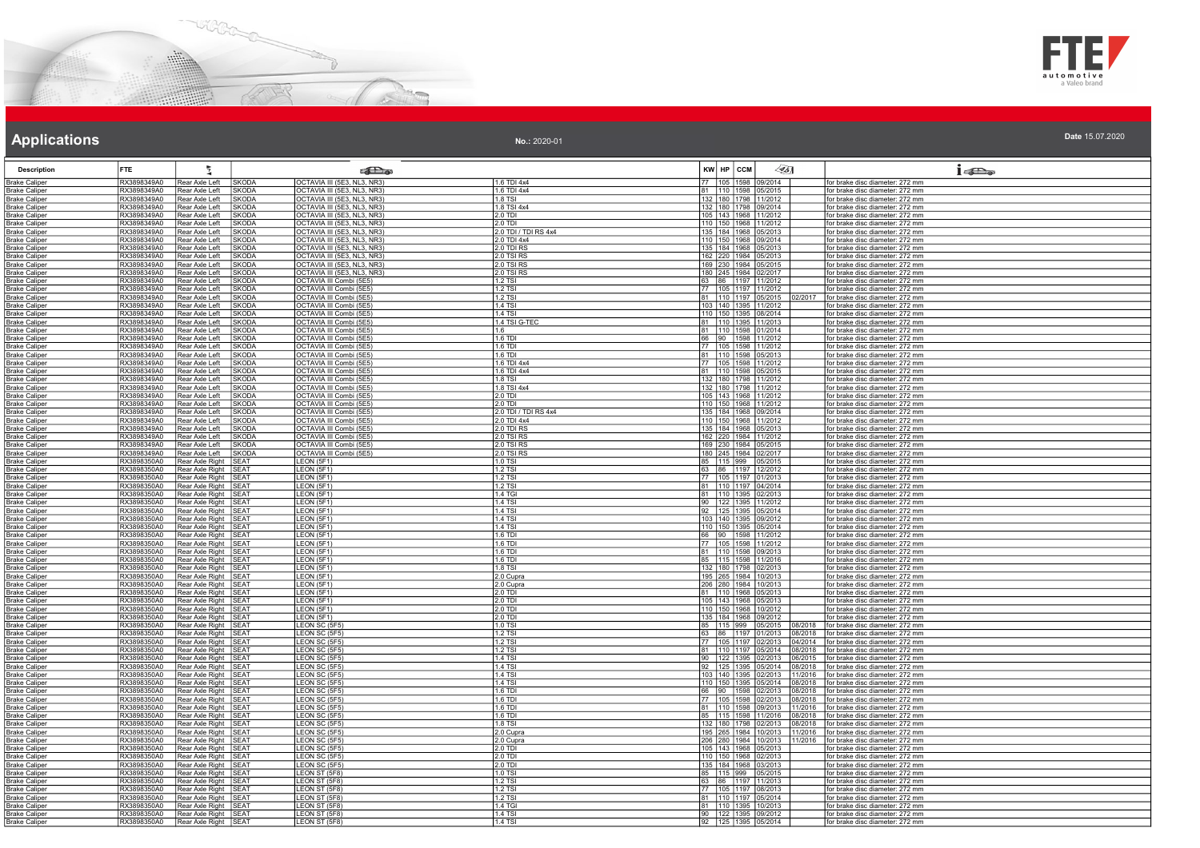# Applications

**No.:** 2020-01

**Date** 15.07.2020

| Description | FTE | | | | | KW | HP | CCM | | | |
|---|---|---|---|---|---|---|---|---|---|---|---|
| Brake Caliper | RX3898349A0 | Rear Axle Left | SKODA | OCTAVIA III (5E3, NL3, NR3) | 1.6 TDI 4x4 | 77 | 105 | 1598 | 09/2014 | | for brake disc diameter: 272 mm |
| Brake Caliper | RX3898349A0 | Rear Axle Left | SKODA | OCTAVIA III (5E3, NL3, NR3) | 1.6 TDI 4x4 | 81 | 110 | 1598 | 05/2015 | | for brake disc diameter: 272 mm |
| Brake Caliper | RX3898349A0 | Rear Axle Left | SKODA | OCTAVIA III (5E3, NL3, NR3) | 1.8 TSI | 132 | 180 | 1798 | 11/2012 | | for brake disc diameter: 272 mm |
| Brake Caliper | RX3898349A0 | Rear Axle Left | SKODA | OCTAVIA III (5E3, NL3, NR3) | 1.8 TSI 4x4 | 132 | 180 | 1798 | 09/2014 | | for brake disc diameter: 272 mm |
| Brake Caliper | RX3898349A0 | Rear Axle Left | SKODA | OCTAVIA III (5E3, NL3, NR3) | 2.0 TDI | 105 | 143 | 1968 | 11/2012 | | for brake disc diameter: 272 mm |
| Brake Caliper | RX3898349A0 | Rear Axle Left | SKODA | OCTAVIA III (5E3, NL3, NR3) | 2.0 TDI | 110 | 150 | 1968 | 11/2012 | | for brake disc diameter: 272 mm |
| Brake Caliper | RX3898349A0 | Rear Axle Left | SKODA | OCTAVIA III (5E3, NL3, NR3) | 2.0 TDI / TDI RS 4x4 | 135 | 184 | 1968 | 05/2013 | | for brake disc diameter: 272 mm |
| Brake Caliper | RX3898349A0 | Rear Axle Left | SKODA | OCTAVIA III (5E3, NL3, NR3) | 2.0 TDI 4x4 | 110 | 150 | 1968 | 09/2014 | | for brake disc diameter: 272 mm |
| Brake Caliper | RX3898349A0 | Rear Axle Left | SKODA | OCTAVIA III (5E3, NL3, NR3) | 2.0 TDI RS | 135 | 184 | 1968 | 05/2013 | | for brake disc diameter: 272 mm |
| Brake Caliper | RX3898349A0 | Rear Axle Left | SKODA | OCTAVIA III (5E3, NL3, NR3) | 2.0 TSI RS | 162 | 220 | 1984 | 05/2013 | | for brake disc diameter: 272 mm |
| Brake Caliper | RX3898349A0 | Rear Axle Left | SKODA | OCTAVIA III (5E3, NL3, NR3) | 2.0 TSI RS | 169 | 230 | 1984 | 05/2015 | | for brake disc diameter: 272 mm |
| Brake Caliper | RX3898349A0 | Rear Axle Left | SKODA | OCTAVIA III (5E3, NL3, NR3) | 2.0 TSI RS | 180 | 245 | 1984 | 02/2017 | | for brake disc diameter: 272 mm |
| Brake Caliper | RX3898349A0 | Rear Axle Left | SKODA | OCTAVIA III Combi (5E5) | 1.2 TSI | 63 | 86 | 1197 | 11/2012 | | for brake disc diameter: 272 mm |
| Brake Caliper | RX3898349A0 | Rear Axle Left | SKODA | OCTAVIA III Combi (5E5) | 1.2 TSI | 77 | 105 | 1197 | 11/2012 | | for brake disc diameter: 272 mm |
| Brake Caliper | RX3898349A0 | Rear Axle Left | SKODA | OCTAVIA III Combi (5E5) | 1.2 TSI | 81 | 110 | 1197 | 05/2015 | 02/2017 | for brake disc diameter: 272 mm |
| Brake Caliper | RX3898349A0 | Rear Axle Left | SKODA | OCTAVIA III Combi (5E5) | 1.4 TSI | 103 | 140 | 1395 | 11/2012 | | for brake disc diameter: 272 mm |
| Brake Caliper | RX3898349A0 | Rear Axle Left | SKODA | OCTAVIA III Combi (5E5) | 1.4 TSI | 110 | 150 | 1395 | 08/2014 | | for brake disc diameter: 272 mm |
| Brake Caliper | RX3898349A0 | Rear Axle Left | SKODA | OCTAVIA III Combi (5E5) | 1.4 TSI G-TEC | 81 | 110 | 1395 | 11/2013 | | for brake disc diameter: 272 mm |
| Brake Caliper | RX3898349A0 | Rear Axle Left | SKODA | OCTAVIA III Combi (5E5) | 1.6 | 81 | 110 | 1598 | 01/2014 | | for brake disc diameter: 272 mm |
| Brake Caliper | RX3898349A0 | Rear Axle Left | SKODA | OCTAVIA III Combi (5E5) | 1.6 TDI | 66 | 90 | 1598 | 11/2012 | | for brake disc diameter: 272 mm |
| Brake Caliper | RX3898349A0 | Rear Axle Left | SKODA | OCTAVIA III Combi (5E5) | 1.6 TDI | 77 | 105 | 1598 | 11/2012 | | for brake disc diameter: 272 mm |
| Brake Caliper | RX3898349A0 | Rear Axle Left | SKODA | OCTAVIA III Combi (5E5) | 1.6 TDI | 81 | 110 | 1598 | 05/2013 | | for brake disc diameter: 272 mm |
| Brake Caliper | RX3898349A0 | Rear Axle Left | SKODA | OCTAVIA III Combi (5E5) | 1.6 TDI 4x4 | 77 | 105 | 1598 | 11/2012 | | for brake disc diameter: 272 mm |
| Brake Caliper | RX3898349A0 | Rear Axle Left | SKODA | OCTAVIA III Combi (5E5) | 1.6 TDI 4x4 | 81 | 110 | 1598 | 05/2015 | | for brake disc diameter: 272 mm |
| Brake Caliper | RX3898349A0 | Rear Axle Left | SKODA | OCTAVIA III Combi (5E5) | 1.8 TSI | 132 | 180 | 1798 | 11/2012 | | for brake disc diameter: 272 mm |
| Brake Caliper | RX3898349A0 | Rear Axle Left | SKODA | OCTAVIA III Combi (5E5) | 1.8 TSI 4x4 | 132 | 180 | 1798 | 11/2012 | | for brake disc diameter: 272 mm |
| Brake Caliper | RX3898349A0 | Rear Axle Left | SKODA | OCTAVIA III Combi (5E5) | 2.0 TDI | 105 | 143 | 1968 | 11/2012 | | for brake disc diameter: 272 mm |
| Brake Caliper | RX3898349A0 | Rear Axle Left | SKODA | OCTAVIA III Combi (5E5) | 2.0 TDI | 110 | 150 | 1968 | 11/2012 | | for brake disc diameter: 272 mm |
| Brake Caliper | RX3898349A0 | Rear Axle Left | SKODA | OCTAVIA III Combi (5E5) | 2.0 TDI / TDI RS 4x4 | 135 | 184 | 1968 | 09/2014 | | for brake disc diameter: 272 mm |
| Brake Caliper | RX3898349A0 | Rear Axle Left | SKODA | OCTAVIA III Combi (5E5) | 2.0 TDI 4x4 | 110 | 150 | 1968 | 11/2012 | | for brake disc diameter: 272 mm |
| Brake Caliper | RX3898349A0 | Rear Axle Left | SKODA | OCTAVIA III Combi (5E5) | 2.0 TDI RS | 135 | 184 | 1968 | 05/2013 | | for brake disc diameter: 272 mm |
| Brake Caliper | RX3898349A0 | Rear Axle Left | SKODA | OCTAVIA III Combi (5E5) | 2.0 TSI RS | 162 | 220 | 1984 | 11/2012 | | for brake disc diameter: 272 mm |
| Brake Caliper | RX3898349A0 | Rear Axle Left | SKODA | OCTAVIA III Combi (5E5) | 2.0 TSI RS | 169 | 230 | 1984 | 05/2015 | | for brake disc diameter: 272 mm |
| Brake Caliper | RX3898349A0 | Rear Axle Left | SKODA | OCTAVIA III Combi (5E5) | 2.0 TSI RS | 180 | 245 | 1984 | 02/2017 | | for brake disc diameter: 272 mm |
| Brake Caliper | RX3898350A0 | Rear Axle Right | SEAT | LEON (5F1) | 1.0 TSI | 85 | 115 | 999 | 05/2015 | | for brake disc diameter: 272 mm |
| Brake Caliper | RX3898350A0 | Rear Axle Right | SEAT | LEON (5F1) | 1.2 TSI | 63 | 86 | 1197 | 12/2012 | | for brake disc diameter: 272 mm |
| Brake Caliper | RX3898350A0 | Rear Axle Right | SEAT | LEON (5F1) | 1.2 TSI | 77 | 105 | 1197 | 01/2013 | | for brake disc diameter: 272 mm |
| Brake Caliper | RX3898350A0 | Rear Axle Right | SEAT | LEON (5F1) | 1.2 TSI | 81 | 110 | 1197 | 04/2014 | | for brake disc diameter: 272 mm |
| Brake Caliper | RX3898350A0 | Rear Axle Right | SEAT | LEON (5F1) | 1.4 TGI | 81 | 110 | 1395 | 02/2013 | | for brake disc diameter: 272 mm |
| Brake Caliper | RX3898350A0 | Rear Axle Right | SEAT | LEON (5F1) | 1.4 TSI | 90 | 122 | 1395 | 11/2012 | | for brake disc diameter: 272 mm |
| Brake Caliper | RX3898350A0 | Rear Axle Right | SEAT | LEON (5F1) | 1.4 TSI | 92 | 125 | 1395 | 05/2014 | | for brake disc diameter: 272 mm |
| Brake Caliper | RX3898350A0 | Rear Axle Right | SEAT | LEON (5F1) | 1.4 TSI | 103 | 140 | 1395 | 09/2012 | | for brake disc diameter: 272 mm |
| Brake Caliper | RX3898350A0 | Rear Axle Right | SEAT | LEON (5F1) | 1.4 TSI | 110 | 150 | 1395 | 05/2014 | | for brake disc diameter: 272 mm |
| Brake Caliper | RX3898350A0 | Rear Axle Right | SEAT | LEON (5F1) | 1.6 TDI | 66 | 90 | 1598 | 11/2012 | | for brake disc diameter: 272 mm |
| Brake Caliper | RX3898350A0 | Rear Axle Right | SEAT | LEON (5F1) | 1.6 TDI | 77 | 105 | 1598 | 11/2012 | | for brake disc diameter: 272 mm |
| Brake Caliper | RX3898350A0 | Rear Axle Right | SEAT | LEON (5F1) | 1.6 TDI | 81 | 110 | 1598 | 09/2013 | | for brake disc diameter: 272 mm |
| Brake Caliper | RX3898350A0 | Rear Axle Right | SEAT | LEON (5F1) | 1.6 TDI | 85 | 115 | 1598 | 11/2016 | | for brake disc diameter: 272 mm |
| Brake Caliper | RX3898350A0 | Rear Axle Right | SEAT | LEON (5F1) | 1.8 TSI | 132 | 180 | 1798 | 02/2013 | | for brake disc diameter: 272 mm |
| Brake Caliper | RX3898350A0 | Rear Axle Right | SEAT | LEON (5F1) | 2.0 Cupra | 195 | 265 | 1984 | 10/2013 | | for brake disc diameter: 272 mm |
| Brake Caliper | RX3898350A0 | Rear Axle Right | SEAT | LEON (5F1) | 2.0 Cupra | 206 | 280 | 1984 | 10/2013 | | for brake disc diameter: 272 mm |
| Brake Caliper | RX3898350A0 | Rear Axle Right | SEAT | LEON (5F1) | 2.0 TDI | 81 | 110 | 1968 | 05/2013 | | for brake disc diameter: 272 mm |
| Brake Caliper | RX3898350A0 | Rear Axle Right | SEAT | LEON (5F1) | 2.0 TDI | 105 | 143 | 1968 | 05/2013 | | for brake disc diameter: 272 mm |
| Brake Caliper | RX3898350A0 | Rear Axle Right | SEAT | LEON (5F1) | 2.0 TDI | 110 | 150 | 1968 | 10/2012 | | for brake disc diameter: 272 mm |
| Brake Caliper | RX3898350A0 | Rear Axle Right | SEAT | LEON (5F1) | 2.0 TDI | 135 | 184 | 1968 | 09/2012 | | for brake disc diameter: 272 mm |
| Brake Caliper | RX3898350A0 | Rear Axle Right | SEAT | LEON SC (5F5) | 1.0 TSI | 85 | 115 | 999 | 05/2015 | 08/2018 | for brake disc diameter: 272 mm |
| Brake Caliper | RX3898350A0 | Rear Axle Right | SEAT | LEON SC (5F5) | 1.2 TSI | 63 | 86 | 1197 | 01/2013 | 08/2018 | for brake disc diameter: 272 mm |
| Brake Caliper | RX3898350A0 | Rear Axle Right | SEAT | LEON SC (5F5) | 1.2 TSI | 77 | 105 | 1197 | 02/2013 | 04/2014 | for brake disc diameter: 272 mm |
| Brake Caliper | RX3898350A0 | Rear Axle Right | SEAT | LEON SC (5F5) | 1.2 TSI | 81 | 110 | 1197 | 05/2014 | 08/2018 | for brake disc diameter: 272 mm |
| Brake Caliper | RX3898350A0 | Rear Axle Right | SEAT | LEON SC (5F5) | 1.4 TSI | 90 | 122 | 1395 | 02/2013 | 06/2015 | for brake disc diameter: 272 mm |
| Brake Caliper | RX3898350A0 | Rear Axle Right | SEAT | LEON SC (5F5) | 1.4 TSI | 92 | 125 | 1395 | 05/2014 | 08/2018 | for brake disc diameter: 272 mm |
| Brake Caliper | RX3898350A0 | Rear Axle Right | SEAT | LEON SC (5F5) | 1.4 TSI | 103 | 140 | 1395 | 02/2013 | 11/2016 | for brake disc diameter: 272 mm |
| Brake Caliper | RX3898350A0 | Rear Axle Right | SEAT | LEON SC (5F5) | 1.4 TSI | 110 | 150 | 1395 | 05/2014 | 08/2018 | for brake disc diameter: 272 mm |
| Brake Caliper | RX3898350A0 | Rear Axle Right | SEAT | LEON SC (5F5) | 1.6 TDI | 66 | 90 | 1598 | 02/2013 | 08/2018 | for brake disc diameter: 272 mm |
| Brake Caliper | RX3898350A0 | Rear Axle Right | SEAT | LEON SC (5F5) | 1.6 TDI | 77 | 105 | 1598 | 02/2013 | 08/2018 | for brake disc diameter: 272 mm |
| Brake Caliper | RX3898350A0 | Rear Axle Right | SEAT | LEON SC (5F5) | 1.6 TDI | 81 | 110 | 1598 | 09/2013 | 11/2016 | for brake disc diameter: 272 mm |
| Brake Caliper | RX3898350A0 | Rear Axle Right | SEAT | LEON SC (5F5) | 1.6 TDI | 85 | 115 | 1598 | 11/2016 | 08/2018 | for brake disc diameter: 272 mm |
| Brake Caliper | RX3898350A0 | Rear Axle Right | SEAT | LEON SC (5F5) | 1.8 TSI | 132 | 180 | 1798 | 02/2013 | 08/2018 | for brake disc diameter: 272 mm |
| Brake Caliper | RX3898350A0 | Rear Axle Right | SEAT | LEON SC (5F5) | 2.0 Cupra | 195 | 265 | 1984 | 10/2013 | 11/2016 | for brake disc diameter: 272 mm |
| Brake Caliper | RX3898350A0 | Rear Axle Right | SEAT | LEON SC (5F5) | 2.0 Cupra | 206 | 280 | 1984 | 10/2013 | 11/2016 | for brake disc diameter: 272 mm |
| Brake Caliper | RX3898350A0 | Rear Axle Right | SEAT | LEON SC (5F5) | 2.0 TDI | 105 | 143 | 1968 | 05/2013 | | for brake disc diameter: 272 mm |
| Brake Caliper | RX3898350A0 | Rear Axle Right | SEAT | LEON SC (5F5) | 2.0 TDI | 110 | 150 | 1968 | 02/2013 | | for brake disc diameter: 272 mm |
| Brake Caliper | RX3898350A0 | Rear Axle Right | SEAT | LEON SC (5F5) | 2.0 TDI | 135 | 184 | 1968 | 03/2013 | | for brake disc diameter: 272 mm |
| Brake Caliper | RX3898350A0 | Rear Axle Right | SEAT | LEON ST (5F8) | 1.0 TSI | 85 | 115 | 999 | 05/2015 | | for brake disc diameter: 272 mm |
| Brake Caliper | RX3898350A0 | Rear Axle Right | SEAT | LEON ST (5F8) | 1.2 TSI | 63 | 86 | 1197 | 11/2013 | | for brake disc diameter: 272 mm |
| Brake Caliper | RX3898350A0 | Rear Axle Right | SEAT | LEON ST (5F8) | 1.2 TSI | 77 | 105 | 1197 | 08/2013 | | for brake disc diameter: 272 mm |
| Brake Caliper | RX3898350A0 | Rear Axle Right | SEAT | LEON ST (5F8) | 1.2 TSI | 81 | 110 | 1197 | 05/2014 | | for brake disc diameter: 272 mm |
| Brake Caliper | RX3898350A0 | Rear Axle Right | SEAT | LEON ST (5F8) | 1.4 TGI | 81 | 110 | 1395 | 10/2013 | | for brake disc diameter: 272 mm |
| Brake Caliper | RX3898350A0 | Rear Axle Right | SEAT | LEON ST (5F8) | 1.4 TSI | 90 | 122 | 1395 | 09/2012 | | for brake disc diameter: 272 mm |
| Brake Caliper | RX3898350A0 | Rear Axle Right | SEAT | LEON ST (5F8) | 1.4 TSI | 92 | 125 | 1395 | 05/2014 | | for brake disc diameter: 272 mm |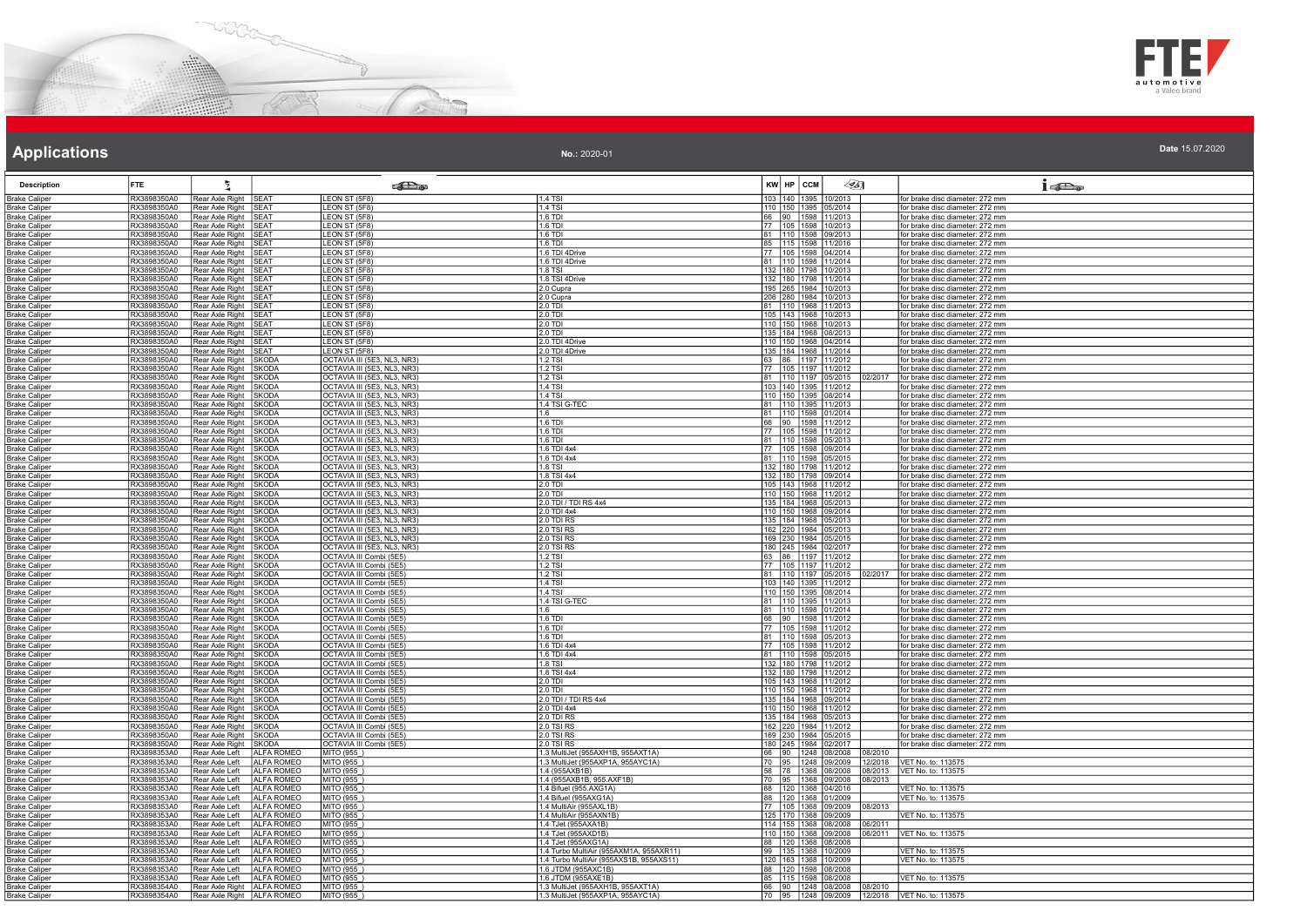# Applications

**No.:** 2020-01

**Date** 15.07.2020

| Description | FTE | | | | | KW | HP | CCM | | | |
|---|---|---|---|---|---|---|---|---|---|---|---|
| Brake Caliper | RX3898350A0 | Rear Axle Right | SEAT | LEON ST (5F8) | 1.4 TSI | 103 | 140 | 1395 | 10/2013 | | for brake disc diameter: 272 mm |
| Brake Caliper | RX3898350A0 | Rear Axle Right | SEAT | LEON ST (5F8) | 1.4 TSI | 110 | 150 | 1395 | 05/2014 | | for brake disc diameter: 272 mm |
| Brake Caliper | RX3898350A0 | Rear Axle Right | SEAT | LEON ST (5F8) | 1.6 TDI | 66 | 90 | 1598 | 11/2013 | | for brake disc diameter: 272 mm |
| Brake Caliper | RX3898350A0 | Rear Axle Right | SEAT | LEON ST (5F8) | 1.6 TDI | 77 | 105 | 1598 | 10/2013 | | for brake disc diameter: 272 mm |
| Brake Caliper | RX3898350A0 | Rear Axle Right | SEAT | LEON ST (5F8) | 1.6 TDI | 81 | 110 | 1598 | 09/2013 | | for brake disc diameter: 272 mm |
| Brake Caliper | RX3898350A0 | Rear Axle Right | SEAT | LEON ST (5F8) | 1.6 TDI | 85 | 115 | 1598 | 11/2016 | | for brake disc diameter: 272 mm |
| Brake Caliper | RX3898350A0 | Rear Axle Right | SEAT | LEON ST (5F8) | 1.6 TDI 4Drive | 77 | 105 | 1598 | 04/2014 | | for brake disc diameter: 272 mm |
| Brake Caliper | RX3898350A0 | Rear Axle Right | SEAT | LEON ST (5F8) | 1.6 TDI 4Drive | 81 | 110 | 1598 | 11/2014 | | for brake disc diameter: 272 mm |
| Brake Caliper | RX3898350A0 | Rear Axle Right | SEAT | LEON ST (5F8) | 1.8 TSI | 132 | 180 | 1798 | 10/2013 | | for brake disc diameter: 272 mm |
| Brake Caliper | RX3898350A0 | Rear Axle Right | SEAT | LEON ST (5F8) | 1.8 TSI 4Drive | 132 | 180 | 1798 | 11/2014 | | for brake disc diameter: 272 mm |
| Brake Caliper | RX3898350A0 | Rear Axle Right | SEAT | LEON ST (5F8) | 2.0 Cupra | 195 | 265 | 1984 | 10/2013 | | for brake disc diameter: 272 mm |
| Brake Caliper | RX3898350A0 | Rear Axle Right | SEAT | LEON ST (5F8) | 2.0 Cupra | 206 | 280 | 1984 | 10/2013 | | for brake disc diameter: 272 mm |
| Brake Caliper | RX3898350A0 | Rear Axle Right | SEAT | LEON ST (5F8) | 2.0 TDI | 81 | 110 | 1968 | 11/2013 | | for brake disc diameter: 272 mm |
| Brake Caliper | RX3898350A0 | Rear Axle Right | SEAT | LEON ST (5F8) | 2.0 TDI | 105 | 143 | 1968 | 10/2013 | | for brake disc diameter: 272 mm |
| Brake Caliper | RX3898350A0 | Rear Axle Right | SEAT | LEON ST (5F8) | 2.0 TDI | 110 | 150 | 1968 | 10/2013 | | for brake disc diameter: 272 mm |
| Brake Caliper | RX3898350A0 | Rear Axle Right | SEAT | LEON ST (5F8) | 2.0 TDI | 135 | 184 | 1968 | 08/2013 | | for brake disc diameter: 272 mm |
| Brake Caliper | RX3898350A0 | Rear Axle Right | SEAT | LEON ST (5F8) | 2.0 TDI 4Drive | 110 | 150 | 1968 | 04/2014 | | for brake disc diameter: 272 mm |
| Brake Caliper | RX3898350A0 | Rear Axle Right | SEAT | LEON ST (5F8) | 2.0 TDI 4Drive | 135 | 184 | 1968 | 11/2014 | | for brake disc diameter: 272 mm |
| Brake Caliper | RX3898350A0 | Rear Axle Right | SKODA | OCTAVIA III (5E3, NL3, NR3) | 1.2 TSI | 63 | 86 | 1197 | 11/2012 | | for brake disc diameter: 272 mm |
| Brake Caliper | RX3898350A0 | Rear Axle Right | SKODA | OCTAVIA III (5E3, NL3, NR3) | 1.2 TSI | 77 | 105 | 1197 | 11/2012 | | for brake disc diameter: 272 mm |
| Brake Caliper | RX3898350A0 | Rear Axle Right | SKODA | OCTAVIA III (5E3, NL3, NR3) | 1.2 TSI | 81 | 110 | 1197 | 05/2015 | 02/2017 | for brake disc diameter: 272 mm |
| Brake Caliper | RX3898350A0 | Rear Axle Right | SKODA | OCTAVIA III (5E3, NL3, NR3) | 1.4 TSI | 103 | 140 | 1395 | 11/2012 | | for brake disc diameter: 272 mm |
| Brake Caliper | RX3898350A0 | Rear Axle Right | SKODA | OCTAVIA III (5E3, NL3, NR3) | 1.4 TSI | 110 | 150 | 1395 | 08/2014 | | for brake disc diameter: 272 mm |
| Brake Caliper | RX3898350A0 | Rear Axle Right | SKODA | OCTAVIA III (5E3, NL3, NR3) | 1.4 TSI G-TEC | 81 | 110 | 1395 | 11/2013 | | for brake disc diameter: 272 mm |
| Brake Caliper | RX3898350A0 | Rear Axle Right | SKODA | OCTAVIA III (5E3, NL3, NR3) | 1.6 | 81 | 110 | 1598 | 01/2014 | | for brake disc diameter: 272 mm |
| Brake Caliper | RX3898350A0 | Rear Axle Right | SKODA | OCTAVIA III (5E3, NL3, NR3) | 1.6 TDI | 66 | 90 | 1598 | 11/2012 | | for brake disc diameter: 272 mm |
| Brake Caliper | RX3898350A0 | Rear Axle Right | SKODA | OCTAVIA III (5E3, NL3, NR3) | 1.6 TDI | 77 | 105 | 1598 | 11/2012 | | for brake disc diameter: 272 mm |
| Brake Caliper | RX3898350A0 | Rear Axle Right | SKODA | OCTAVIA III (5E3, NL3, NR3) | 1.6 TDI | 81 | 110 | 1598 | 05/2013 | | for brake disc diameter: 272 mm |
| Brake Caliper | RX3898350A0 | Rear Axle Right | SKODA | OCTAVIA III (5E3, NL3, NR3) | 1.6 TDI 4x4 | 77 | 105 | 1598 | 09/2014 | | for brake disc diameter: 272 mm |
| Brake Caliper | RX3898350A0 | Rear Axle Right | SKODA | OCTAVIA III (5E3, NL3, NR3) | 1.6 TDI 4x4 | 81 | 110 | 1598 | 05/2015 | | for brake disc diameter: 272 mm |
| Brake Caliper | RX3898350A0 | Rear Axle Right | SKODA | OCTAVIA III (5E3, NL3, NR3) | 1.8 TSI | 132 | 180 | 1798 | 11/2012 | | for brake disc diameter: 272 mm |
| Brake Caliper | RX3898350A0 | Rear Axle Right | SKODA | OCTAVIA III (5E3, NL3, NR3) | 1.8 TSI 4x4 | 132 | 180 | 1798 | 09/2014 | | for brake disc diameter: 272 mm |
| Brake Caliper | RX3898350A0 | Rear Axle Right | SKODA | OCTAVIA III (5E3, NL3, NR3) | 2.0 TDI | 105 | 143 | 1968 | 11/2012 | | for brake disc diameter: 272 mm |
| Brake Caliper | RX3898350A0 | Rear Axle Right | SKODA | OCTAVIA III (5E3, NL3, NR3) | 2.0 TDI | 110 | 150 | 1968 | 11/2012 | | for brake disc diameter: 272 mm |
| Brake Caliper | RX3898350A0 | Rear Axle Right | SKODA | OCTAVIA III (5E3, NL3, NR3) | 2.0 TDI / TDI RS 4x4 | 135 | 184 | 1968 | 05/2013 | | for brake disc diameter: 272 mm |
| Brake Caliper | RX3898350A0 | Rear Axle Right | SKODA | OCTAVIA III (5E3, NL3, NR3) | 2.0 TDI 4x4 | 110 | 150 | 1968 | 09/2014 | | for brake disc diameter: 272 mm |
| Brake Caliper | RX3898350A0 | Rear Axle Right | SKODA | OCTAVIA III (5E3, NL3, NR3) | 2.0 TDI RS | 135 | 184 | 1968 | 05/2013 | | for brake disc diameter: 272 mm |
| Brake Caliper | RX3898350A0 | Rear Axle Right | SKODA | OCTAVIA III (5E3, NL3, NR3) | 2.0 TSI RS | 162 | 220 | 1984 | 05/2013 | | for brake disc diameter: 272 mm |
| Brake Caliper | RX3898350A0 | Rear Axle Right | SKODA | OCTAVIA III (5E3, NL3, NR3) | 2.0 TSI RS | 169 | 230 | 1984 | 05/2015 | | for brake disc diameter: 272 mm |
| Brake Caliper | RX3898350A0 | Rear Axle Right | SKODA | OCTAVIA III (5E3, NL3, NR3) | 2.0 TSI RS | 180 | 245 | 1984 | 02/2017 | | for brake disc diameter: 272 mm |
| Brake Caliper | RX3898350A0 | Rear Axle Right | SKODA | OCTAVIA III Combi (5E5) | 1.2 TSI | 63 | 86 | 1197 | 11/2012 | | for brake disc diameter: 272 mm |
| Brake Caliper | RX3898350A0 | Rear Axle Right | SKODA | OCTAVIA III Combi (5E5) | 1.2 TSI | 77 | 105 | 1197 | 11/2012 | | for brake disc diameter: 272 mm |
| Brake Caliper | RX3898350A0 | Rear Axle Right | SKODA | OCTAVIA III Combi (5E5) | 1.2 TSI | 81 | 110 | 1197 | 05/2015 | 02/2017 | for brake disc diameter: 272 mm |
| Brake Caliper | RX3898350A0 | Rear Axle Right | SKODA | OCTAVIA III Combi (5E5) | 1.4 TSI | 103 | 140 | 1395 | 11/2012 | | for brake disc diameter: 272 mm |
| Brake Caliper | RX3898350A0 | Rear Axle Right | SKODA | OCTAVIA III Combi (5E5) | 1.4 TSI | 110 | 150 | 1395 | 08/2014 | | for brake disc diameter: 272 mm |
| Brake Caliper | RX3898350A0 | Rear Axle Right | SKODA | OCTAVIA III Combi (5E5) | 1.4 TSI G-TEC | 81 | 110 | 1395 | 11/2013 | | for brake disc diameter: 272 mm |
| Brake Caliper | RX3898350A0 | Rear Axle Right | SKODA | OCTAVIA III Combi (5E5) | 1.6 | 81 | 110 | 1598 | 01/2014 | | for brake disc diameter: 272 mm |
| Brake Caliper | RX3898350A0 | Rear Axle Right | SKODA | OCTAVIA III Combi (5E5) | 1.6 TDI | 66 | 90 | 1598 | 11/2012 | | for brake disc diameter: 272 mm |
| Brake Caliper | RX3898350A0 | Rear Axle Right | SKODA | OCTAVIA III Combi (5E5) | 1.6 TDI | 77 | 105 | 1598 | 11/2012 | | for brake disc diameter: 272 mm |
| Brake Caliper | RX3898350A0 | Rear Axle Right | SKODA | OCTAVIA III Combi (5E5) | 1.6 TDI | 81 | 110 | 1598 | 05/2013 | | for brake disc diameter: 272 mm |
| Brake Caliper | RX3898350A0 | Rear Axle Right | SKODA | OCTAVIA III Combi (5E5) | 1.6 TDI 4x4 | 77 | 105 | 1598 | 11/2012 | | for brake disc diameter: 272 mm |
| Brake Caliper | RX3898350A0 | Rear Axle Right | SKODA | OCTAVIA III Combi (5E5) | 1.6 TDI 4x4 | 81 | 110 | 1598 | 05/2015 | | for brake disc diameter: 272 mm |
| Brake Caliper | RX3898350A0 | Rear Axle Right | SKODA | OCTAVIA III Combi (5E5) | 1.8 TSI | 132 | 180 | 1798 | 11/2012 | | for brake disc diameter: 272 mm |
| Brake Caliper | RX3898350A0 | Rear Axle Right | SKODA | OCTAVIA III Combi (5E5) | 1.8 TSI 4x4 | 132 | 180 | 1798 | 11/2012 | | for brake disc diameter: 272 mm |
| Brake Caliper | RX3898350A0 | Rear Axle Right | SKODA | OCTAVIA III Combi (5E5) | 2.0 TDI | 105 | 143 | 1968 | 11/2012 | | for brake disc diameter: 272 mm |
| Brake Caliper | RX3898350A0 | Rear Axle Right | SKODA | OCTAVIA III Combi (5E5) | 2.0 TDI | 110 | 150 | 1968 | 11/2012 | | for brake disc diameter: 272 mm |
| Brake Caliper | RX3898350A0 | Rear Axle Right | SKODA | OCTAVIA III Combi (5E5) | 2.0 TDI / TDI RS 4x4 | 135 | 184 | 1968 | 09/2014 | | for brake disc diameter: 272 mm |
| Brake Caliper | RX3898350A0 | Rear Axle Right | SKODA | OCTAVIA III Combi (5E5) | 2.0 TDI 4x4 | 110 | 150 | 1968 | 11/2012 | | for brake disc diameter: 272 mm |
| Brake Caliper | RX3898350A0 | Rear Axle Right | SKODA | OCTAVIA III Combi (5E5) | 2.0 TDI RS | 135 | 184 | 1968 | 05/2013 | | for brake disc diameter: 272 mm |
| Brake Caliper | RX3898350A0 | Rear Axle Right | SKODA | OCTAVIA III Combi (5E5) | 2.0 TSI RS | 162 | 220 | 1984 | 11/2012 | | for brake disc diameter: 272 mm |
| Brake Caliper | RX3898350A0 | Rear Axle Right | SKODA | OCTAVIA III Combi (5E5) | 2.0 TSI RS | 169 | 230 | 1984 | 05/2015 | | for brake disc diameter: 272 mm |
| Brake Caliper | RX3898350A0 | Rear Axle Right | SKODA | OCTAVIA III Combi (5E5) | 2.0 TSI RS | 180 | 245 | 1984 | 02/2017 | | for brake disc diameter: 272 mm |
| Brake Caliper | RX3898353A0 | Rear Axle Left | ALFA ROMEO | MITO (955_) | 1.3 MultiJet (955AXH1B, 955AXT1A) | 66 | 90 | 1248 | 08/2008 | 08/2010 | |
| Brake Caliper | RX3898353A0 | Rear Axle Left | ALFA ROMEO | MITO (955_) | 1.3 MultiJet (955AXP1A, 955AYC1A) | 70 | 95 | 1248 | 09/2009 | 12/2018 | VET No. to: 113575 |
| Brake Caliper | RX3898353A0 | Rear Axle Left | ALFA ROMEO | MITO (955_) | 1.4 (955AXB1B) | 58 | 78 | 1368 | 08/2008 | 08/2013 | VET No. to: 113575 |
| Brake Caliper | RX3898353A0 | Rear Axle Left | ALFA ROMEO | MITO (955_) | 1.4 (955AXB1B, 955.AXF1B) | 70 | 95 | 1368 | 09/2008 | 08/2013 | |
| Brake Caliper | RX3898353A0 | Rear Axle Left | ALFA ROMEO | MITO (955_) | 1.4 Bifuel (955.AXG1A) | 88 | 120 | 1368 | 04/2016 | | VET No. to: 113575 |
| Brake Caliper | RX3898353A0 | Rear Axle Left | ALFA ROMEO | MITO (955_) | 1.4 Bifuel (955AXG1A) | 88 | 120 | 1368 | 01/2009 | | VET No. to: 113575 |
| Brake Caliper | RX3898353A0 | Rear Axle Left | ALFA ROMEO | MITO (955_) | 1.4 MultiAir (955AXL1B) | 77 | 105 | 1368 | 09/2009 | 08/2013 | |
| Brake Caliper | RX3898353A0 | Rear Axle Left | ALFA ROMEO | MITO (955_) | 1.4 MultiAir (955AXN1B) | 125 | 170 | 1368 | 09/2009 | | VET No. to: 113575 |
| Brake Caliper | RX3898353A0 | Rear Axle Left | ALFA ROMEO | MITO (955_) | 1.4 TJet (955AXA1B) | 114 | 155 | 1368 | 08/2008 | 06/2011 | |
| Brake Caliper | RX3898353A0 | Rear Axle Left | ALFA ROMEO | MITO (955_) | 1.4 TJet (955AXD1B) | 110 | 150 | 1368 | 09/2008 | 06/2011 | VET No. to: 113575 |
| Brake Caliper | RX3898353A0 | Rear Axle Left | ALFA ROMEO | MITO (955_) | 1.4 TJet (955AXG1A) | 88 | 120 | 1368 | 08/2008 | | |
| Brake Caliper | RX3898353A0 | Rear Axle Left | ALFA ROMEO | MITO (955_) | 1.4 Turbo MultiAir (955AXM1A, 955AXR11) | 99 | 135 | 1368 | 10/2009 | | VET No. to: 113575 |
| Brake Caliper | RX3898353A0 | Rear Axle Left | ALFA ROMEO | MITO (955_) | 1.4 Turbo MultiAir (955AXS1B, 955AXS11) | 120 | 163 | 1368 | 10/2009 | | VET No. to: 113575 |
| Brake Caliper | RX3898353A0 | Rear Axle Left | ALFA ROMEO | MITO (955_) | 1.6 JTDM (955AXC1B) | 88 | 120 | 1598 | 08/2008 | | |
| Brake Caliper | RX3898353A0 | Rear Axle Left | ALFA ROMEO | MITO (955_) | 1.6 JTDM (955AXE1B) | 85 | 115 | 1598 | 08/2008 | | VET No. to: 113575 |
| Brake Caliper | RX3898354A0 | Rear Axle Right | ALFA ROMEO | MITO (955_) | 1.3 MultiJet (955AXH1B, 955AXT1A) | 66 | 90 | 1248 | 08/2008 | 08/2010 | |
| Brake Caliper | RX3898354A0 | Rear Axle Right | ALFA ROMEO | MITO (955_) | 1.3 MultiJet (955AXP1A, 955AYC1A) | 70 | 95 | 1248 | 09/2009 | 12/2018 | VET No. to: 113575 |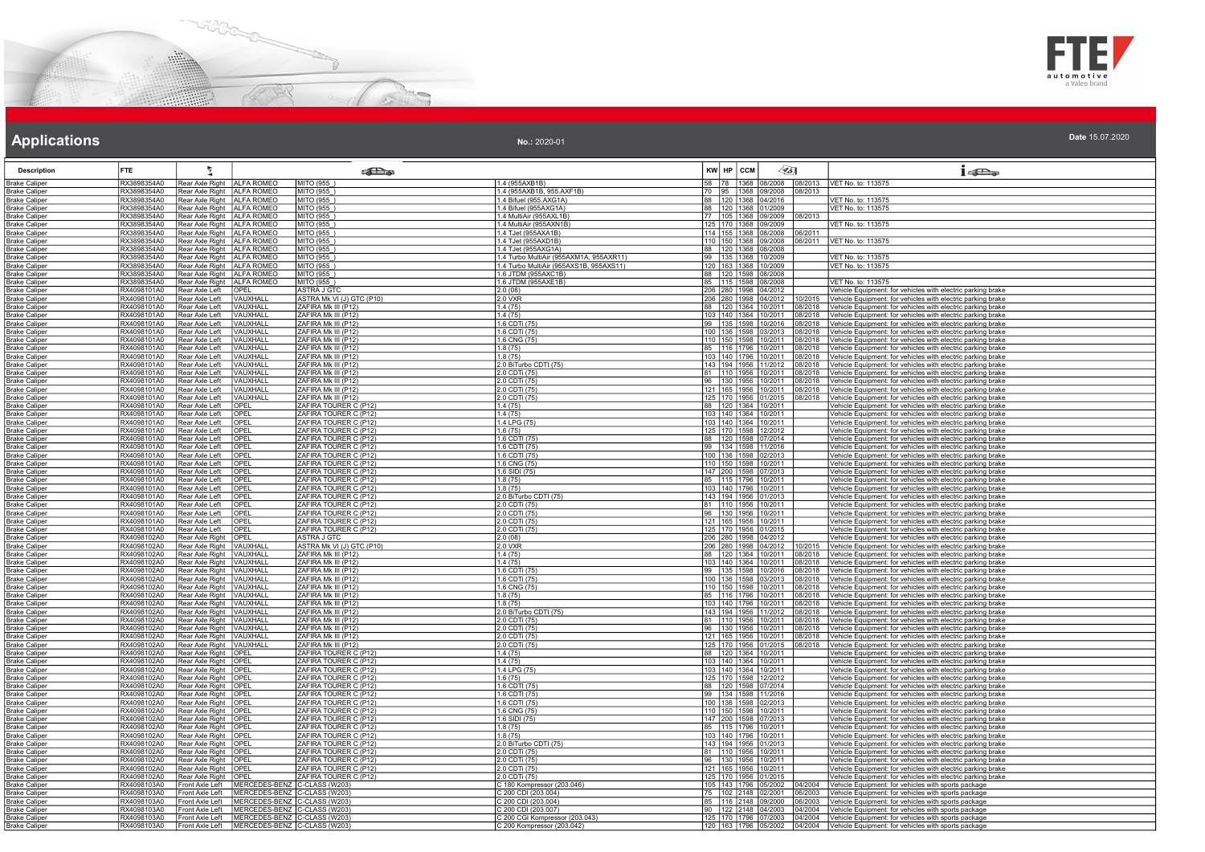# Applications

No.: 2020-01

Date 15.07.2020

| Description | FTE | | | | | KW | HP | CCM | | | |
|---|---|---|---|---|---|---|---|---|---|---|---|
| Brake Caliper | RX3898354A0 | Rear Axle Right | ALFA ROMEO | MITO (955_) | 1.4 (955AXB1B) | 58 | 78 | 1368 | 08/2008 | 08/2013 | VET No. to: 113575 |
| Brake Caliper | RX3898354A0 | Rear Axle Right | ALFA ROMEO | MITO (955_) | 1.4 (955AXB1B, 955.AXF1B) | 70 | 95 | 1368 | 09/2008 | 08/2013 | |
| Brake Caliper | RX3898354A0 | Rear Axle Right | ALFA ROMEO | MITO (955_) | 1.4 Bifuel (955.AXG1A) | 88 | 120 | 1368 | 04/2016 | | VET No. to: 113575 |
| Brake Caliper | RX3898354A0 | Rear Axle Right | ALFA ROMEO | MITO (955_) | 1.4 Bifuel (955AXG1A) | 88 | 120 | 1368 | 01/2009 | | VET No. to: 113575 |
| Brake Caliper | RX3898354A0 | Rear Axle Right | ALFA ROMEO | MITO (955_) | 1.4 MultiAir (955AXL1B) | 77 | 105 | 1368 | 09/2009 | 08/2013 | |
| Brake Caliper | RX3898354A0 | Rear Axle Right | ALFA ROMEO | MITO (955_) | 1.4 MultiAir (955AXN1B) | 125 | 170 | 1368 | 09/2009 | | VET No. to: 113575 |
| Brake Caliper | RX3898354A0 | Rear Axle Right | ALFA ROMEO | MITO (955_) | 1.4 TJet (955AXA1B) | 114 | 155 | 1368 | 08/2008 | 06/2011 | |
| Brake Caliper | RX3898354A0 | Rear Axle Right | ALFA ROMEO | MITO (955_) | 1.4 TJet (955AXD1B) | 110 | 150 | 1368 | 09/2008 | 06/2011 | VET No. to: 113575 |
| Brake Caliper | RX3898354A0 | Rear Axle Right | ALFA ROMEO | MITO (955_) | 1.4 TJet (955AXG1A) | 88 | 120 | 1368 | 08/2008 | | |
| Brake Caliper | RX3898354A0 | Rear Axle Right | ALFA ROMEO | MITO (955_) | 1.4 Turbo MultiAir (955AXM1A, 955AXR11) | 99 | 135 | 1368 | 10/2009 | | VET No. to: 113575 |
| Brake Caliper | RX3898354A0 | Rear Axle Right | ALFA ROMEO | MITO (955_) | 1.4 Turbo MultiAir (955AXS1B, 955AXS11) | 120 | 163 | 1368 | 10/2009 | | VET No. to: 113575 |
| Brake Caliper | RX3898354A0 | Rear Axle Right | ALFA ROMEO | MITO (955_) | 1.6 JTDM (955AXC1B) | 88 | 120 | 1598 | 08/2008 | | |
| Brake Caliper | RX3898354A0 | Rear Axle Right | ALFA ROMEO | MITO (955_) | 1.6 JTDM (955AXE1B) | 85 | 115 | 1598 | 08/2008 | | VET No. to: 113575 |
| Brake Caliper | RX4098101A0 | Rear Axle Left | OPEL | ASTRA J GTC | 2.0 (08) | 206 | 280 | 1998 | 04/2012 | | Vehicle Equipment: for vehicles with electric parking brake |
| Brake Caliper | RX4098101A0 | Rear Axle Left | VAUXHALL | ASTRA Mk VI (J) GTC (P10) | 2.0 VXR | 206 | 280 | 1998 | 04/2012 | 10/2015 | Vehicle Equipment: for vehicles with electric parking brake |
| Brake Caliper | RX4098101A0 | Rear Axle Left | VAUXHALL | ZAFIRA Mk III (P12) | 1.4 (75) | 88 | 120 | 1364 | 10/2011 | 08/2018 | Vehicle Equipment: for vehicles with electric parking brake |
| Brake Caliper | RX4098101A0 | Rear Axle Left | VAUXHALL | ZAFIRA Mk III (P12) | 1.4 (75) | 103 | 140 | 1364 | 10/2011 | 08/2018 | Vehicle Equipment: for vehicles with electric parking brake |
| Brake Caliper | RX4098101A0 | Rear Axle Left | VAUXHALL | ZAFIRA Mk III (P12) | 1.6 CDTi (75) | 99 | 135 | 1598 | 10/2016 | 08/2018 | Vehicle Equipment: for vehicles with electric parking brake |
| Brake Caliper | RX4098101A0 | Rear Axle Left | VAUXHALL | ZAFIRA Mk III (P12) | 1.6 CDTi (75) | 100 | 136 | 1598 | 03/2013 | 08/2018 | Vehicle Equipment: for vehicles with electric parking brake |
| Brake Caliper | RX4098101A0 | Rear Axle Left | VAUXHALL | ZAFIRA Mk III (P12) | 1.6 CNG (75) | 110 | 150 | 1598 | 10/2011 | 08/2018 | Vehicle Equipment: for vehicles with electric parking brake |
| Brake Caliper | RX4098101A0 | Rear Axle Left | VAUXHALL | ZAFIRA Mk III (P12) | 1.8 (75) | 85 | 116 | 1796 | 10/2011 | 08/2018 | Vehicle Equipment: for vehicles with electric parking brake |
| Brake Caliper | RX4098101A0 | Rear Axle Left | VAUXHALL | ZAFIRA Mk III (P12) | 1.8 (75) | 103 | 140 | 1796 | 10/2011 | 08/2018 | Vehicle Equipment: for vehicles with electric parking brake |
| Brake Caliper | RX4098101A0 | Rear Axle Left | VAUXHALL | ZAFIRA Mk III (P12) | 2.0 BiTurbo CDTI (75) | 143 | 194 | 1956 | 11/2012 | 08/2018 | Vehicle Equipment: for vehicles with electric parking brake |
| Brake Caliper | RX4098101A0 | Rear Axle Left | VAUXHALL | ZAFIRA Mk III (P12) | 2.0 CDTi (75) | 81 | 110 | 1956 | 10/2011 | 08/2018 | Vehicle Equipment: for vehicles with electric parking brake |
| Brake Caliper | RX4098101A0 | Rear Axle Left | VAUXHALL | ZAFIRA Mk III (P12) | 2.0 CDTi (75) | 96 | 130 | 1956 | 10/2011 | 08/2018 | Vehicle Equipment: for vehicles with electric parking brake |
| Brake Caliper | RX4098101A0 | Rear Axle Left | VAUXHALL | ZAFIRA Mk III (P12) | 2.0 CDTi (75) | 121 | 165 | 1956 | 10/2011 | 08/2018 | Vehicle Equipment: for vehicles with electric parking brake |
| Brake Caliper | RX4098101A0 | Rear Axle Left | VAUXHALL | ZAFIRA Mk III (P12) | 2.0 CDTi (75) | 125 | 170 | 1956 | 01/2015 | 08/2018 | Vehicle Equipment: for vehicles with electric parking brake |
| Brake Caliper | RX4098101A0 | Rear Axle Left | OPEL | ZAFIRA TOURER C (P12) | 1.4 (75) | 88 | 120 | 1364 | 10/2011 | | Vehicle Equipment: for vehicles with electric parking brake |
| Brake Caliper | RX4098101A0 | Rear Axle Left | OPEL | ZAFIRA TOURER C (P12) | 1.4 (75) | 103 | 140 | 1364 | 10/2011 | | Vehicle Equipment: for vehicles with electric parking brake |
| Brake Caliper | RX4098101A0 | Rear Axle Left | OPEL | ZAFIRA TOURER C (P12) | 1.4 LPG (75) | 103 | 140 | 1364 | 10/2011 | | Vehicle Equipment: for vehicles with electric parking brake |
| Brake Caliper | RX4098101A0 | Rear Axle Left | OPEL | ZAFIRA TOURER C (P12) | 1.6 (75) | 125 | 170 | 1598 | 12/2012 | | Vehicle Equipment: for vehicles with electric parking brake |
| Brake Caliper | RX4098101A0 | Rear Axle Left | OPEL | ZAFIRA TOURER C (P12) | 1.6 CDTI (75) | 88 | 120 | 1598 | 07/2014 | | Vehicle Equipment: for vehicles with electric parking brake |
| Brake Caliper | RX4098101A0 | Rear Axle Left | OPEL | ZAFIRA TOURER C (P12) | 1.6 CDTI (75) | 99 | 134 | 1598 | 11/2016 | | Vehicle Equipment: for vehicles with electric parking brake |
| Brake Caliper | RX4098101A0 | Rear Axle Left | OPEL | ZAFIRA TOURER C (P12) | 1.6 CDTI (75) | 100 | 136 | 1598 | 02/2013 | | Vehicle Equipment: for vehicles with electric parking brake |
| Brake Caliper | RX4098101A0 | Rear Axle Left | OPEL | ZAFIRA TOURER C (P12) | 1.6 CNG (75) | 110 | 150 | 1598 | 10/2011 | | Vehicle Equipment: for vehicles with electric parking brake |
| Brake Caliper | RX4098101A0 | Rear Axle Left | OPEL | ZAFIRA TOURER C (P12) | 1.6 SIDI (75) | 147 | 200 | 1598 | 07/2013 | | Vehicle Equipment: for vehicles with electric parking brake |
| Brake Caliper | RX4098101A0 | Rear Axle Left | OPEL | ZAFIRA TOURER C (P12) | 1.8 (75) | 85 | 115 | 1796 | 10/2011 | | Vehicle Equipment: for vehicles with electric parking brake |
| Brake Caliper | RX4098101A0 | Rear Axle Left | OPEL | ZAFIRA TOURER C (P12) | 1.8 (75) | 103 | 140 | 1796 | 10/2011 | | Vehicle Equipment: for vehicles with electric parking brake |
| Brake Caliper | RX4098101A0 | Rear Axle Left | OPEL | ZAFIRA TOURER C (P12) | 2.0 BiTurbo CDTI (75) | 143 | 194 | 1956 | 01/2013 | | Vehicle Equipment: for vehicles with electric parking brake |
| Brake Caliper | RX4098101A0 | Rear Axle Left | OPEL | ZAFIRA TOURER C (P12) | 2.0 CDTi (75) | 81 | 110 | 1956 | 10/2011 | | Vehicle Equipment: for vehicles with electric parking brake |
| Brake Caliper | RX4098101A0 | Rear Axle Left | OPEL | ZAFIRA TOURER C (P12) | 2.0 CDTi (75) | 96 | 130 | 1956 | 10/2011 | | Vehicle Equipment: for vehicles with electric parking brake |
| Brake Caliper | RX4098101A0 | Rear Axle Left | OPEL | ZAFIRA TOURER C (P12) | 2.0 CDTi (75) | 121 | 165 | 1956 | 10/2011 | | Vehicle Equipment: for vehicles with electric parking brake |
| Brake Caliper | RX4098101A0 | Rear Axle Left | OPEL | ZAFIRA TOURER C (P12) | 2.0 CDTi (75) | 125 | 170 | 1956 | 01/2015 | | Vehicle Equipment: for vehicles with electric parking brake |
| Brake Caliper | RX4098102A0 | Rear Axle Right | OPEL | ASTRA J GTC | 2.0 (08) | 206 | 280 | 1998 | 04/2012 | | Vehicle Equipment: for vehicles with electric parking brake |
| Brake Caliper | RX4098102A0 | Rear Axle Right | VAUXHALL | ASTRA Mk VI (J) GTC (P10) | 2.0 VXR | 206 | 280 | 1998 | 04/2012 | 10/2015 | Vehicle Equipment: for vehicles with electric parking brake |
| Brake Caliper | RX4098102A0 | Rear Axle Right | VAUXHALL | ZAFIRA Mk III (P12) | 1.4 (75) | 88 | 120 | 1364 | 10/2011 | 08/2018 | Vehicle Equipment: for vehicles with electric parking brake |
| Brake Caliper | RX4098102A0 | Rear Axle Right | VAUXHALL | ZAFIRA Mk III (P12) | 1.4 (75) | 103 | 140 | 1364 | 10/2011 | 08/2018 | Vehicle Equipment: for vehicles with electric parking brake |
| Brake Caliper | RX4098102A0 | Rear Axle Right | VAUXHALL | ZAFIRA Mk III (P12) | 1.6 CDTi (75) | 99 | 135 | 1598 | 10/2016 | 08/2018 | Vehicle Equipment: for vehicles with electric parking brake |
| Brake Caliper | RX4098102A0 | Rear Axle Right | VAUXHALL | ZAFIRA Mk III (P12) | 1.6 CDTi (75) | 100 | 136 | 1598 | 03/2013 | 08/2018 | Vehicle Equipment: for vehicles with electric parking brake |
| Brake Caliper | RX4098102A0 | Rear Axle Right | VAUXHALL | ZAFIRA Mk III (P12) | 1.6 CNG (75) | 110 | 150 | 1598 | 10/2011 | 08/2018 | Vehicle Equipment: for vehicles with electric parking brake |
| Brake Caliper | RX4098102A0 | Rear Axle Right | VAUXHALL | ZAFIRA Mk III (P12) | 1.8 (75) | 85 | 116 | 1796 | 10/2011 | 08/2018 | Vehicle Equipment: for vehicles with electric parking brake |
| Brake Caliper | RX4098102A0 | Rear Axle Right | VAUXHALL | ZAFIRA Mk III (P12) | 1.8 (75) | 103 | 140 | 1796 | 10/2011 | 08/2018 | Vehicle Equipment: for vehicles with electric parking brake |
| Brake Caliper | RX4098102A0 | Rear Axle Right | VAUXHALL | ZAFIRA Mk III (P12) | 2.0 BiTurbo CDTI (75) | 143 | 194 | 1956 | 11/2012 | 08/2018 | Vehicle Equipment: for vehicles with electric parking brake |
| Brake Caliper | RX4098102A0 | Rear Axle Right | VAUXHALL | ZAFIRA Mk III (P12) | 2.0 CDTi (75) | 81 | 110 | 1956 | 10/2011 | 08/2018 | Vehicle Equipment: for vehicles with electric parking brake |
| Brake Caliper | RX4098102A0 | Rear Axle Right | VAUXHALL | ZAFIRA Mk III (P12) | 2.0 CDTi (75) | 96 | 130 | 1956 | 10/2011 | 08/2018 | Vehicle Equipment: for vehicles with electric parking brake |
| Brake Caliper | RX4098102A0 | Rear Axle Right | VAUXHALL | ZAFIRA Mk III (P12) | 2.0 CDTi (75) | 121 | 165 | 1956 | 10/2011 | 08/2018 | Vehicle Equipment: for vehicles with electric parking brake |
| Brake Caliper | RX4098102A0 | Rear Axle Right | VAUXHALL | ZAFIRA Mk III (P12) | 2.0 CDTi (75) | 125 | 170 | 1956 | 01/2015 | 08/2018 | Vehicle Equipment: for vehicles with electric parking brake |
| Brake Caliper | RX4098102A0 | Rear Axle Right | OPEL | ZAFIRA TOURER C (P12) | 1.4 (75) | 88 | 120 | 1364 | 10/2011 | | Vehicle Equipment: for vehicles with electric parking brake |
| Brake Caliper | RX4098102A0 | Rear Axle Right | OPEL | ZAFIRA TOURER C (P12) | 1.4 (75) | 103 | 140 | 1364 | 10/2011 | | Vehicle Equipment: for vehicles with electric parking brake |
| Brake Caliper | RX4098102A0 | Rear Axle Right | OPEL | ZAFIRA TOURER C (P12) | 1.4 LPG (75) | 103 | 140 | 1364 | 10/2011 | | Vehicle Equipment: for vehicles with electric parking brake |
| Brake Caliper | RX4098102A0 | Rear Axle Right | OPEL | ZAFIRA TOURER C (P12) | 1.6 (75) | 125 | 170 | 1598 | 12/2012 | | Vehicle Equipment: for vehicles with electric parking brake |
| Brake Caliper | RX4098102A0 | Rear Axle Right | OPEL | ZAFIRA TOURER C (P12) | 1.6 CDTI (75) | 88 | 120 | 1598 | 07/2014 | | Vehicle Equipment: for vehicles with electric parking brake |
| Brake Caliper | RX4098102A0 | Rear Axle Right | OPEL | ZAFIRA TOURER C (P12) | 1.6 CDTI (75) | 99 | 134 | 1598 | 11/2016 | | Vehicle Equipment: for vehicles with electric parking brake |
| Brake Caliper | RX4098102A0 | Rear Axle Right | OPEL | ZAFIRA TOURER C (P12) | 1.6 CDTI (75) | 100 | 136 | 1598 | 02/2013 | | Vehicle Equipment: for vehicles with electric parking brake |
| Brake Caliper | RX4098102A0 | Rear Axle Right | OPEL | ZAFIRA TOURER C (P12) | 1.6 CNG (75) | 110 | 150 | 1598 | 10/2011 | | Vehicle Equipment: for vehicles with electric parking brake |
| Brake Caliper | RX4098102A0 | Rear Axle Right | OPEL | ZAFIRA TOURER C (P12) | 1.6 SIDI (75) | 147 | 200 | 1598 | 07/2013 | | Vehicle Equipment: for vehicles with electric parking brake |
| Brake Caliper | RX4098102A0 | Rear Axle Right | OPEL | ZAFIRA TOURER C (P12) | 1.8 (75) | 85 | 115 | 1796 | 10/2011 | | Vehicle Equipment: for vehicles with electric parking brake |
| Brake Caliper | RX4098102A0 | Rear Axle Right | OPEL | ZAFIRA TOURER C (P12) | 1.8 (75) | 103 | 140 | 1796 | 10/2011 | | Vehicle Equipment: for vehicles with electric parking brake |
| Brake Caliper | RX4098102A0 | Rear Axle Right | OPEL | ZAFIRA TOURER C (P12) | 2.0 BiTurbo CDTI (75) | 143 | 194 | 1956 | 01/2013 | | Vehicle Equipment: for vehicles with electric parking brake |
| Brake Caliper | RX4098102A0 | Rear Axle Right | OPEL | ZAFIRA TOURER C (P12) | 2.0 CDTi (75) | 81 | 110 | 1956 | 10/2011 | | Vehicle Equipment: for vehicles with electric parking brake |
| Brake Caliper | RX4098102A0 | Rear Axle Right | OPEL | ZAFIRA TOURER C (P12) | 2.0 CDTi (75) | 96 | 130 | 1956 | 10/2011 | | Vehicle Equipment: for vehicles with electric parking brake |
| Brake Caliper | RX4098102A0 | Rear Axle Right | OPEL | ZAFIRA TOURER C (P12) | 2.0 CDTi (75) | 121 | 165 | 1956 | 10/2011 | | Vehicle Equipment: for vehicles with electric parking brake |
| Brake Caliper | RX4098102A0 | Rear Axle Right | OPEL | ZAFIRA TOURER C (P12) | 2.0 CDTi (75) | 125 | 170 | 1956 | 01/2015 | | Vehicle Equipment: for vehicles with electric parking brake |
| Brake Caliper | RX4098103A0 | Front Axle Left | MERCEDES-BENZ | C-CLASS (W203) | C 180 Kompressor (203.046) | 105 | 143 | 1796 | 05/2002 | 04/2004 | Vehicle Equipment: for vehicles with sports package |
| Brake Caliper | RX4098103A0 | Front Axle Left | MERCEDES-BENZ | C-CLASS (W203) | C 200 CDI (203.004) | 75 | 102 | 2148 | 02/2001 | 06/2003 | Vehicle Equipment: for vehicles with sports package |
| Brake Caliper | RX4098103A0 | Front Axle Left | MERCEDES-BENZ | C-CLASS (W203) | C 200 CDI (203.004) | 85 | 116 | 2148 | 09/2000 | 06/2003 | Vehicle Equipment: for vehicles with sports package |
| Brake Caliper | RX4098103A0 | Front Axle Left | MERCEDES-BENZ | C-CLASS (W203) | C 200 CDI (203.007) | 90 | 122 | 2148 | 04/2003 | 04/2004 | Vehicle Equipment: for vehicles with sports package |
| Brake Caliper | RX4098103A0 | Front Axle Left | MERCEDES-BENZ | C-CLASS (W203) | C 200 CGI Kompressor (203.043) | 125 | 170 | 1796 | 07/2003 | 04/2004 | Vehicle Equipment: for vehicles with sports package |
| Brake Caliper | RX4098103A0 | Front Axle Left | MERCEDES-BENZ | C-CLASS (W203) | C 200 Kompressor (203.042) | 120 | 163 | 1796 | 05/2002 | 04/2004 | Vehicle Equipment: for vehicles with sports package |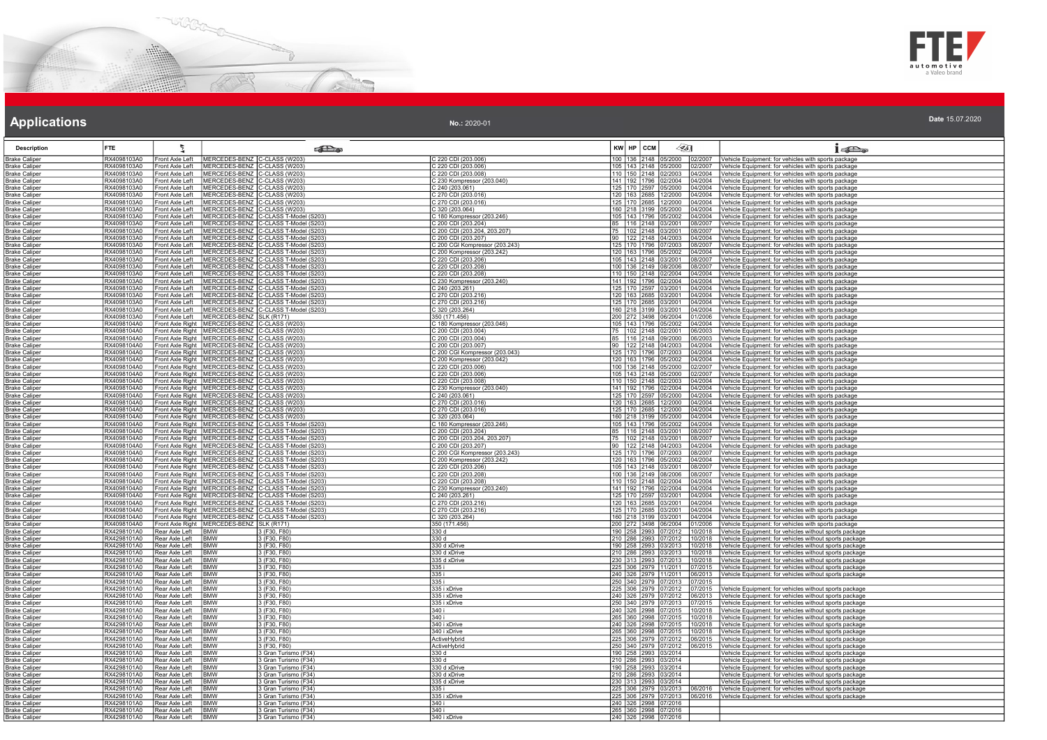# Applications

**No.:** 2020-01

**Date** 15.07.2020

| Description | FTE | | | | | KW | HP | CCM | | | |
|---|---|---|---|---|---|---|---|---|---|---|---|
| Brake Caliper | RX4098103A0 | Front Axle Left | MERCEDES-BENZ | C-CLASS (W203) | C 220 CDI (203.006) | 100 | 136 | 2148 | 05/2000 | 02/2007 | Vehicle Equipment: for vehicles with sports package |
| Brake Caliper | RX4098103A0 | Front Axle Left | MERCEDES-BENZ | C-CLASS (W203) | C 220 CDI (203.006) | 105 | 143 | 2148 | 05/2000 | 02/2007 | Vehicle Equipment: for vehicles with sports package |
| Brake Caliper | RX4098103A0 | Front Axle Left | MERCEDES-BENZ | C-CLASS (W203) | C 220 CDI (203.008) | 110 | 150 | 2148 | 02/2003 | 04/2004 | Vehicle Equipment: for vehicles with sports package |
| Brake Caliper | RX4098103A0 | Front Axle Left | MERCEDES-BENZ | C-CLASS (W203) | C 230 Kompressor (203.040) | 141 | 192 | 1796 | 02/2004 | 04/2004 | Vehicle Equipment: for vehicles with sports package |
| Brake Caliper | RX4098103A0 | Front Axle Left | MERCEDES-BENZ | C-CLASS (W203) | C 240 (203.061) | 125 | 170 | 2597 | 05/2000 | 04/2004 | Vehicle Equipment: for vehicles with sports package |
| Brake Caliper | RX4098103A0 | Front Axle Left | MERCEDES-BENZ | C-CLASS (W203) | C 270 CDI (203.016) | 120 | 163 | 2685 | 12/2000 | 04/2004 | Vehicle Equipment: for vehicles with sports package |
| Brake Caliper | RX4098103A0 | Front Axle Left | MERCEDES-BENZ | C-CLASS (W203) | C 270 CDI (203.016) | 125 | 170 | 2685 | 12/2000 | 04/2004 | Vehicle Equipment: for vehicles with sports package |
| Brake Caliper | RX4098103A0 | Front Axle Left | MERCEDES-BENZ | C-CLASS (W203) | C 320 (203.064) | 160 | 218 | 3199 | 05/2000 | 04/2004 | Vehicle Equipment: for vehicles with sports package |
| Brake Caliper | RX4098103A0 | Front Axle Left | MERCEDES-BENZ | C-CLASS T-Model (S203) | C 180 Kompressor (203.246) | 105 | 143 | 1796 | 05/2002 | 04/2004 | Vehicle Equipment: for vehicles with sports package |
| Brake Caliper | RX4098103A0 | Front Axle Left | MERCEDES-BENZ | C-CLASS T-Model (S203) | C 200 CDI (203.204) | 85 | 116 | 2148 | 03/2001 | 08/2007 | Vehicle Equipment: for vehicles with sports package |
| Brake Caliper | RX4098103A0 | Front Axle Left | MERCEDES-BENZ | C-CLASS T-Model (S203) | C 200 CDI (203.204, 203.207) | 75 | 102 | 2148 | 03/2001 | 08/2007 | Vehicle Equipment: for vehicles with sports package |
| Brake Caliper | RX4098103A0 | Front Axle Left | MERCEDES-BENZ | C-CLASS T-Model (S203) | C 200 CDI (203.207) | 90 | 122 | 2148 | 04/2003 | 04/2004 | Vehicle Equipment: for vehicles with sports package |
| Brake Caliper | RX4098103A0 | Front Axle Left | MERCEDES-BENZ | C-CLASS T-Model (S203) | C 200 CGI Kompressor (203.243) | 125 | 170 | 1796 | 07/2003 | 08/2007 | Vehicle Equipment: for vehicles with sports package |
| Brake Caliper | RX4098103A0 | Front Axle Left | MERCEDES-BENZ | C-CLASS T-Model (S203) | C 200 Kompressor (203.242) | 120 | 163 | 1796 | 05/2002 | 04/2004 | Vehicle Equipment: for vehicles with sports package |
| Brake Caliper | RX4098103A0 | Front Axle Left | MERCEDES-BENZ | C-CLASS T-Model (S203) | C 220 CDI (203.206) | 105 | 143 | 2148 | 03/2001 | 08/2007 | Vehicle Equipment: for vehicles with sports package |
| Brake Caliper | RX4098103A0 | Front Axle Left | MERCEDES-BENZ | C-CLASS T-Model (S203) | C 220 CDI (203.208) | 100 | 136 | 2149 | 08/2006 | 08/2007 | Vehicle Equipment: for vehicles with sports package |
| Brake Caliper | RX4098103A0 | Front Axle Left | MERCEDES-BENZ | C-CLASS T-Model (S203) | C 220 CDI (203.208) | 110 | 150 | 2148 | 02/2004 | 04/2004 | Vehicle Equipment: for vehicles with sports package |
| Brake Caliper | RX4098103A0 | Front Axle Left | MERCEDES-BENZ | C-CLASS T-Model (S203) | C 230 Kompressor (203.240) | 141 | 192 | 1796 | 02/2004 | 04/2004 | Vehicle Equipment: for vehicles with sports package |
| Brake Caliper | RX4098103A0 | Front Axle Left | MERCEDES-BENZ | C-CLASS T-Model (S203) | C 240 (203.261) | 125 | 170 | 2597 | 03/2001 | 04/2004 | Vehicle Equipment: for vehicles with sports package |
| Brake Caliper | RX4098103A0 | Front Axle Left | MERCEDES-BENZ | C-CLASS T-Model (S203) | C 270 CDI (203.216) | 120 | 163 | 2685 | 03/2001 | 04/2004 | Vehicle Equipment: for vehicles with sports package |
| Brake Caliper | RX4098103A0 | Front Axle Left | MERCEDES-BENZ | C-CLASS T-Model (S203) | C 270 CDI (203.216) | 125 | 170 | 2685 | 03/2001 | 04/2004 | Vehicle Equipment: for vehicles with sports package |
| Brake Caliper | RX4098103A0 | Front Axle Left | MERCEDES-BENZ | C-CLASS T-Model (S203) | C 320 (203.264) | 160 | 218 | 3199 | 03/2001 | 04/2004 | Vehicle Equipment: for vehicles with sports package |
| Brake Caliper | RX4098103A0 | Front Axle Left | MERCEDES-BENZ | SLK (R171) | 350 (171.456) | 200 | 272 | 3498 | 06/2004 | 01/2006 | Vehicle Equipment: for vehicles with sports package |
| Brake Caliper | RX4098104A0 | Front Axle Right | MERCEDES-BENZ | C-CLASS (W203) | C 180 Kompressor (203.046) | 105 | 143 | 1796 | 05/2002 | 04/2004 | Vehicle Equipment: for vehicles with sports package |
| Brake Caliper | RX4098104A0 | Front Axle Right | MERCEDES-BENZ | C-CLASS (W203) | C 200 CDI (203.004) | 75 | 102 | 2148 | 02/2001 | 06/2003 | Vehicle Equipment: for vehicles with sports package |
| Brake Caliper | RX4098104A0 | Front Axle Right | MERCEDES-BENZ | C-CLASS (W203) | C 200 CDI (203.004) | 85 | 116 | 2148 | 09/2000 | 06/2003 | Vehicle Equipment: for vehicles with sports package |
| Brake Caliper | RX4098104A0 | Front Axle Right | MERCEDES-BENZ | C-CLASS (W203) | C 200 CDI (203.007) | 90 | 122 | 2148 | 04/2003 | 04/2004 | Vehicle Equipment: for vehicles with sports package |
| Brake Caliper | RX4098104A0 | Front Axle Right | MERCEDES-BENZ | C-CLASS (W203) | C 200 CGI Kompressor (203.043) | 125 | 170 | 1796 | 07/2003 | 04/2004 | Vehicle Equipment: for vehicles with sports package |
| Brake Caliper | RX4098104A0 | Front Axle Right | MERCEDES-BENZ | C-CLASS (W203) | C 200 Kompressor (203.042) | 120 | 163 | 1796 | 05/2002 | 04/2004 | Vehicle Equipment: for vehicles with sports package |
| Brake Caliper | RX4098104A0 | Front Axle Right | MERCEDES-BENZ | C-CLASS (W203) | C 220 CDI (203.006) | 100 | 136 | 2148 | 05/2000 | 02/2007 | Vehicle Equipment: for vehicles with sports package |
| Brake Caliper | RX4098104A0 | Front Axle Right | MERCEDES-BENZ | C-CLASS (W203) | C 220 CDI (203.006) | 105 | 143 | 2148 | 05/2000 | 02/2007 | Vehicle Equipment: for vehicles with sports package |
| Brake Caliper | RX4098104A0 | Front Axle Right | MERCEDES-BENZ | C-CLASS (W203) | C 220 CDI (203.008) | 110 | 150 | 2148 | 02/2003 | 04/2004 | Vehicle Equipment: for vehicles with sports package |
| Brake Caliper | RX4098104A0 | Front Axle Right | MERCEDES-BENZ | C-CLASS (W203) | C 230 Kompressor (203.040) | 141 | 192 | 1796 | 02/2004 | 04/2004 | Vehicle Equipment: for vehicles with sports package |
| Brake Caliper | RX4098104A0 | Front Axle Right | MERCEDES-BENZ | C-CLASS (W203) | C 240 (203.061) | 125 | 170 | 2597 | 05/2000 | 04/2004 | Vehicle Equipment: for vehicles with sports package |
| Brake Caliper | RX4098104A0 | Front Axle Right | MERCEDES-BENZ | C-CLASS (W203) | C 270 CDI (203.016) | 120 | 163 | 2685 | 12/2000 | 04/2004 | Vehicle Equipment: for vehicles with sports package |
| Brake Caliper | RX4098104A0 | Front Axle Right | MERCEDES-BENZ | C-CLASS (W203) | C 270 CDI (203.016) | 125 | 170 | 2685 | 12/2000 | 04/2004 | Vehicle Equipment: for vehicles with sports package |
| Brake Caliper | RX4098104A0 | Front Axle Right | MERCEDES-BENZ | C-CLASS (W203) | C 320 (203.064) | 160 | 218 | 3199 | 05/2000 | 04/2004 | Vehicle Equipment: for vehicles with sports package |
| Brake Caliper | RX4098104A0 | Front Axle Right | MERCEDES-BENZ | C-CLASS T-Model (S203) | C 180 Kompressor (203.246) | 105 | 143 | 1796 | 05/2002 | 04/2004 | Vehicle Equipment: for vehicles with sports package |
| Brake Caliper | RX4098104A0 | Front Axle Right | MERCEDES-BENZ | C-CLASS T-Model (S203) | C 200 CDI (203.204) | 85 | 116 | 2148 | 03/2001 | 08/2007 | Vehicle Equipment: for vehicles with sports package |
| Brake Caliper | RX4098104A0 | Front Axle Right | MERCEDES-BENZ | C-CLASS T-Model (S203) | C 200 CDI (203.204, 203.207) | 75 | 102 | 2148 | 03/2001 | 08/2007 | Vehicle Equipment: for vehicles with sports package |
| Brake Caliper | RX4098104A0 | Front Axle Right | MERCEDES-BENZ | C-CLASS T-Model (S203) | C 200 CDI (203.207) | 90 | 122 | 2148 | 04/2003 | 04/2004 | Vehicle Equipment: for vehicles with sports package |
| Brake Caliper | RX4098104A0 | Front Axle Right | MERCEDES-BENZ | C-CLASS T-Model (S203) | C 200 CGI Kompressor (203.243) | 125 | 170 | 1796 | 07/2003 | 08/2007 | Vehicle Equipment: for vehicles with sports package |
| Brake Caliper | RX4098104A0 | Front Axle Right | MERCEDES-BENZ | C-CLASS T-Model (S203) | C 200 Kompressor (203.242) | 120 | 163 | 1796 | 05/2002 | 04/2004 | Vehicle Equipment: for vehicles with sports package |
| Brake Caliper | RX4098104A0 | Front Axle Right | MERCEDES-BENZ | C-CLASS T-Model (S203) | C 220 CDI (203.206) | 105 | 143 | 2148 | 03/2001 | 08/2007 | Vehicle Equipment: for vehicles with sports package |
| Brake Caliper | RX4098104A0 | Front Axle Right | MERCEDES-BENZ | C-CLASS T-Model (S203) | C 220 CDI (203.208) | 100 | 136 | 2149 | 08/2006 | 08/2007 | Vehicle Equipment: for vehicles with sports package |
| Brake Caliper | RX4098104A0 | Front Axle Right | MERCEDES-BENZ | C-CLASS T-Model (S203) | C 220 CDI (203.208) | 110 | 150 | 2148 | 02/2004 | 04/2004 | Vehicle Equipment: for vehicles with sports package |
| Brake Caliper | RX4098104A0 | Front Axle Right | MERCEDES-BENZ | C-CLASS T-Model (S203) | C 230 Kompressor (203.240) | 141 | 192 | 1796 | 02/2004 | 04/2004 | Vehicle Equipment: for vehicles with sports package |
| Brake Caliper | RX4098104A0 | Front Axle Right | MERCEDES-BENZ | C-CLASS T-Model (S203) | C 240 (203.261) | 125 | 170 | 2597 | 03/2001 | 04/2004 | Vehicle Equipment: for vehicles with sports package |
| Brake Caliper | RX4098104A0 | Front Axle Right | MERCEDES-BENZ | C-CLASS T-Model (S203) | C 270 CDI (203.216) | 120 | 163 | 2685 | 03/2001 | 04/2004 | Vehicle Equipment: for vehicles with sports package |
| Brake Caliper | RX4098104A0 | Front Axle Right | MERCEDES-BENZ | C-CLASS T-Model (S203) | C 270 CDI (203.216) | 125 | 170 | 2685 | 03/2001 | 04/2004 | Vehicle Equipment: for vehicles with sports package |
| Brake Caliper | RX4098104A0 | Front Axle Right | MERCEDES-BENZ | C-CLASS T-Model (S203) | C 320 (203.264) | 160 | 218 | 3199 | 03/2001 | 04/2004 | Vehicle Equipment: for vehicles with sports package |
| Brake Caliper | RX4098104A0 | Front Axle Right | MERCEDES-BENZ | SLK (R171) | 350 (171.456) | 200 | 272 | 3498 | 06/2004 | 01/2006 | Vehicle Equipment: for vehicles with sports package |
| Brake Caliper | RX4298101A0 | Rear Axle Left | BMW | 3 (F30, F80) | 330 d | 190 | 258 | 2993 | 07/2012 | 10/2018 | Vehicle Equipment: for vehicles without sports package |
| Brake Caliper | RX4298101A0 | Rear Axle Left | BMW | 3 (F30, F80) | 330 d | 210 | 286 | 2993 | 07/2012 | 10/2018 | Vehicle Equipment: for vehicles without sports package |
| Brake Caliper | RX4298101A0 | Rear Axle Left | BMW | 3 (F30, F80) | 330 d xDrive | 190 | 258 | 2993 | 03/2013 | 10/2018 | Vehicle Equipment: for vehicles without sports package |
| Brake Caliper | RX4298101A0 | Rear Axle Left | BMW | 3 (F30, F80) | 330 d xDrive | 210 | 286 | 2993 | 03/2013 | 10/2018 | Vehicle Equipment: for vehicles without sports package |
| Brake Caliper | RX4298101A0 | Rear Axle Left | BMW | 3 (F30, F80) | 335 d xDrive | 230 | 313 | 2993 | 07/2013 | 10/2018 | Vehicle Equipment: for vehicles without sports package |
| Brake Caliper | RX4298101A0 | Rear Axle Left | BMW | 3 (F30, F80) | 335 i | 225 | 306 | 2979 | 11/2011 | 07/2015 | Vehicle Equipment: for vehicles without sports package |
| Brake Caliper | RX4298101A0 | Rear Axle Left | BMW | 3 (F30, F80) | 335 i | 240 | 326 | 2979 | 11/2011 | 06/2013 | Vehicle Equipment: for vehicles without sports package |
| Brake Caliper | RX4298101A0 | Rear Axle Left | BMW | 3 (F30, F80) | 335 i | 250 | 340 | 2979 | 07/2013 | 07/2015 | |
| Brake Caliper | RX4298101A0 | Rear Axle Left | BMW | 3 (F30, F80) | 335 i xDrive | 225 | 306 | 2979 | 07/2012 | 07/2015 | Vehicle Equipment: for vehicles without sports package |
| Brake Caliper | RX4298101A0 | Rear Axle Left | BMW | 3 (F30, F80) | 335 i xDrive | 240 | 326 | 2979 | 07/2012 | 06/2013 | Vehicle Equipment: for vehicles without sports package |
| Brake Caliper | RX4298101A0 | Rear Axle Left | BMW | 3 (F30, F80) | 335 i xDrive | 250 | 340 | 2979 | 07/2013 | 07/2015 | Vehicle Equipment: for vehicles without sports package |
| Brake Caliper | RX4298101A0 | Rear Axle Left | BMW | 3 (F30, F80) | 340 i | 240 | 326 | 2998 | 07/2015 | 10/2018 | Vehicle Equipment: for vehicles without sports package |
| Brake Caliper | RX4298101A0 | Rear Axle Left | BMW | 3 (F30, F80) | 340 i | 265 | 360 | 2998 | 07/2015 | 10/2018 | Vehicle Equipment: for vehicles without sports package |
| Brake Caliper | RX4298101A0 | Rear Axle Left | BMW | 3 (F30, F80) | 340 i xDrive | 240 | 326 | 2998 | 07/2015 | 10/2018 | Vehicle Equipment: for vehicles without sports package |
| Brake Caliper | RX4298101A0 | Rear Axle Left | BMW | 3 (F30, F80) | 340 i xDrive | 265 | 360 | 2998 | 07/2015 | 10/2018 | Vehicle Equipment: for vehicles without sports package |
| Brake Caliper | RX4298101A0 | Rear Axle Left | BMW | 3 (F30, F80) | ActiveHybrid | 225 | 306 | 2979 | 07/2012 | 06/2015 | Vehicle Equipment: for vehicles without sports package |
| Brake Caliper | RX4298101A0 | Rear Axle Left | BMW | 3 (F30, F80) | ActiveHybrid | 250 | 340 | 2979 | 07/2012 | 06/2015 | Vehicle Equipment: for vehicles without sports package |
| Brake Caliper | RX4298101A0 | Rear Axle Left | BMW | 3 Gran Turismo (F34) | 330 d | 190 | 258 | 2993 | 03/2014 | | Vehicle Equipment: for vehicles without sports package |
| Brake Caliper | RX4298101A0 | Rear Axle Left | BMW | 3 Gran Turismo (F34) | 330 d | 210 | 286 | 2993 | 03/2014 | | Vehicle Equipment: for vehicles without sports package |
| Brake Caliper | RX4298101A0 | Rear Axle Left | BMW | 3 Gran Turismo (F34) | 330 d xDrive | 190 | 258 | 2993 | 03/2014 | | Vehicle Equipment: for vehicles without sports package |
| Brake Caliper | RX4298101A0 | Rear Axle Left | BMW | 3 Gran Turismo (F34) | 330 d xDrive | 210 | 286 | 2993 | 03/2014 | | Vehicle Equipment: for vehicles without sports package |
| Brake Caliper | RX4298101A0 | Rear Axle Left | BMW | 3 Gran Turismo (F34) | 335 d xDrive | 230 | 313 | 2993 | 03/2014 | | Vehicle Equipment: for vehicles without sports package |
| Brake Caliper | RX4298101A0 | Rear Axle Left | BMW | 3 Gran Turismo (F34) | 335 i | 225 | 306 | 2979 | 03/2013 | 06/2016 | Vehicle Equipment: for vehicles without sports package |
| Brake Caliper | RX4298101A0 | Rear Axle Left | BMW | 3 Gran Turismo (F34) | 335 i xDrive | 225 | 306 | 2979 | 07/2013 | 06/2016 | Vehicle Equipment: for vehicles without sports package |
| Brake Caliper | RX4298101A0 | Rear Axle Left | BMW | 3 Gran Turismo (F34) | 340 i | 240 | 326 | 2998 | 07/2016 | | |
| Brake Caliper | RX4298101A0 | Rear Axle Left | BMW | 3 Gran Turismo (F34) | 340 i | 265 | 360 | 2998 | 07/2016 | | |
| Brake Caliper | RX4298101A0 | Rear Axle Left | BMW | 3 Gran Turismo (F34) | 340 i xDrive | 240 | 326 | 2998 | 07/2016 | | |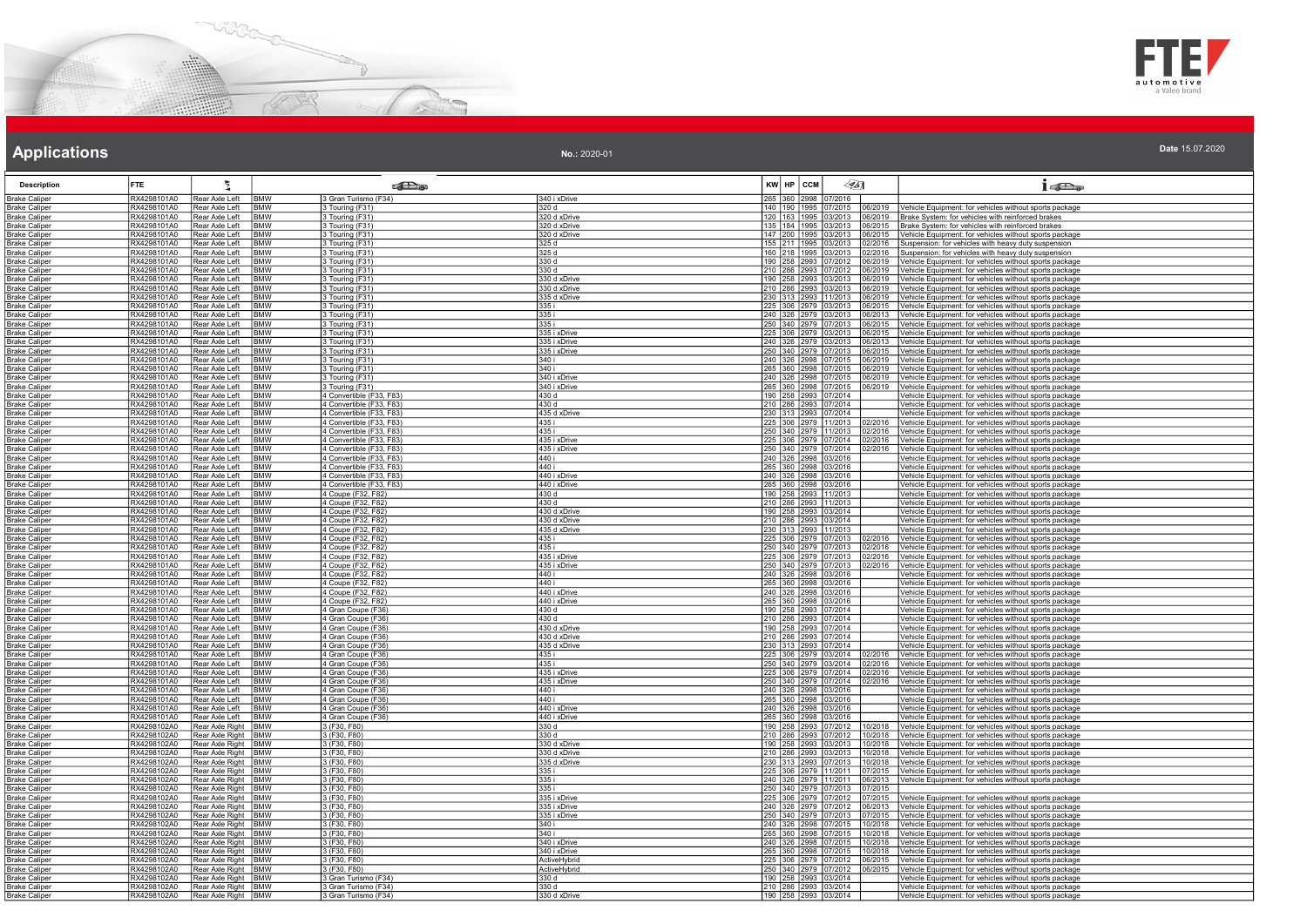# Applications

**No.:** 2020-01

**Date** 15.07.2020

| Description | FTE | | | | | KW | HP | CCM | | | |
|---|---|---|---|---|---|---|---|---|---|---|---|
| Brake Caliper | RX4298101A0 | Rear Axle Left | BMW | 3 Gran Turismo (F34) | 340 i xDrive | 265 | 360 | 2998 | 07/2016 | | |
| Brake Caliper | RX4298101A0 | Rear Axle Left | BMW | 3 Touring (F31) | 320 d | 140 | 190 | 1995 | 07/2015 | 06/2019 | Vehicle Equipment: for vehicles without sports package |
| Brake Caliper | RX4298101A0 | Rear Axle Left | BMW | 3 Touring (F31) | 320 d xDrive | 120 | 163 | 1995 | 03/2013 | 06/2019 | Brake System: for vehicles with reinforced brakes |
| Brake Caliper | RX4298101A0 | Rear Axle Left | BMW | 3 Touring (F31) | 320 d xDrive | 135 | 184 | 1995 | 03/2013 | 06/2015 | Brake System: for vehicles with reinforced brakes |
| Brake Caliper | RX4298101A0 | Rear Axle Left | BMW | 3 Touring (F31) | 320 d xDrive | 147 | 200 | 1995 | 03/2013 | 06/2015 | Vehicle Equipment: for vehicles without sports package |
| Brake Caliper | RX4298101A0 | Rear Axle Left | BMW | 3 Touring (F31) | 325 d | 155 | 211 | 1995 | 03/2013 | 02/2016 | Suspension: for vehicles with heavy duty suspension |
| Brake Caliper | RX4298101A0 | Rear Axle Left | BMW | 3 Touring (F31) | 325 d | 160 | 218 | 1995 | 03/2013 | 02/2016 | Suspension: for vehicles with heavy duty suspension |
| Brake Caliper | RX4298101A0 | Rear Axle Left | BMW | 3 Touring (F31) | 330 d | 190 | 258 | 2993 | 07/2012 | 06/2019 | Vehicle Equipment: for vehicles without sports package |
| Brake Caliper | RX4298101A0 | Rear Axle Left | BMW | 3 Touring (F31) | 330 d | 210 | 286 | 2993 | 07/2012 | 06/2019 | Vehicle Equipment: for vehicles without sports package |
| Brake Caliper | RX4298101A0 | Rear Axle Left | BMW | 3 Touring (F31) | 330 d xDrive | 190 | 258 | 2993 | 03/2013 | 06/2019 | Vehicle Equipment: for vehicles without sports package |
| Brake Caliper | RX4298101A0 | Rear Axle Left | BMW | 3 Touring (F31) | 330 d xDrive | 210 | 286 | 2993 | 03/2013 | 06/2019 | Vehicle Equipment: for vehicles without sports package |
| Brake Caliper | RX4298101A0 | Rear Axle Left | BMW | 3 Touring (F31) | 335 d xDrive | 230 | 313 | 2993 | 11/2013 | 06/2019 | Vehicle Equipment: for vehicles without sports package |
| Brake Caliper | RX4298101A0 | Rear Axle Left | BMW | 3 Touring (F31) | 335 i | 225 | 306 | 2979 | 03/2013 | 06/2015 | Vehicle Equipment: for vehicles without sports package |
| Brake Caliper | RX4298101A0 | Rear Axle Left | BMW | 3 Touring (F31) | 335 i | 240 | 326 | 2979 | 03/2013 | 06/2013 | Vehicle Equipment: for vehicles without sports package |
| Brake Caliper | RX4298101A0 | Rear Axle Left | BMW | 3 Touring (F31) | 335 i | 250 | 340 | 2979 | 07/2013 | 06/2015 | Vehicle Equipment: for vehicles without sports package |
| Brake Caliper | RX4298101A0 | Rear Axle Left | BMW | 3 Touring (F31) | 335 i xDrive | 225 | 306 | 2979 | 03/2013 | 06/2015 | Vehicle Equipment: for vehicles without sports package |
| Brake Caliper | RX4298101A0 | Rear Axle Left | BMW | 3 Touring (F31) | 335 i xDrive | 240 | 326 | 2979 | 03/2013 | 06/2013 | Vehicle Equipment: for vehicles without sports package |
| Brake Caliper | RX4298101A0 | Rear Axle Left | BMW | 3 Touring (F31) | 335 i xDrive | 250 | 340 | 2979 | 07/2013 | 06/2015 | Vehicle Equipment: for vehicles without sports package |
| Brake Caliper | RX4298101A0 | Rear Axle Left | BMW | 3 Touring (F31) | 340 i | 240 | 326 | 2998 | 07/2015 | 06/2019 | Vehicle Equipment: for vehicles without sports package |
| Brake Caliper | RX4298101A0 | Rear Axle Left | BMW | 3 Touring (F31) | 340 i | 265 | 360 | 2998 | 07/2015 | 06/2019 | Vehicle Equipment: for vehicles without sports package |
| Brake Caliper | RX4298101A0 | Rear Axle Left | BMW | 3 Touring (F31) | 340 i xDrive | 240 | 326 | 2998 | 07/2015 | 06/2019 | Vehicle Equipment: for vehicles without sports package |
| Brake Caliper | RX4298101A0 | Rear Axle Left | BMW | 3 Touring (F31) | 340 i xDrive | 265 | 360 | 2998 | 07/2015 | 06/2019 | Vehicle Equipment: for vehicles without sports package |
| Brake Caliper | RX4298101A0 | Rear Axle Left | BMW | 4 Convertible (F33, F83) | 430 d | 190 | 258 | 2993 | 07/2014 | | Vehicle Equipment: for vehicles without sports package |
| Brake Caliper | RX4298101A0 | Rear Axle Left | BMW | 4 Convertible (F33, F83) | 430 d | 210 | 286 | 2993 | 07/2014 | | Vehicle Equipment: for vehicles without sports package |
| Brake Caliper | RX4298101A0 | Rear Axle Left | BMW | 4 Convertible (F33, F83) | 435 d xDrive | 230 | 313 | 2993 | 07/2014 | | Vehicle Equipment: for vehicles without sports package |
| Brake Caliper | RX4298101A0 | Rear Axle Left | BMW | 4 Convertible (F33, F83) | 435 i | 225 | 306 | 2979 | 11/2013 | 02/2016 | Vehicle Equipment: for vehicles without sports package |
| Brake Caliper | RX4298101A0 | Rear Axle Left | BMW | 4 Convertible (F33, F83) | 435 i | 250 | 340 | 2979 | 11/2013 | 02/2016 | Vehicle Equipment: for vehicles without sports package |
| Brake Caliper | RX4298101A0 | Rear Axle Left | BMW | 4 Convertible (F33, F83) | 435 i xDrive | 225 | 306 | 2979 | 07/2014 | 02/2016 | Vehicle Equipment: for vehicles without sports package |
| Brake Caliper | RX4298101A0 | Rear Axle Left | BMW | 4 Convertible (F33, F83) | 435 i xDrive | 250 | 340 | 2979 | 07/2014 | 02/2016 | Vehicle Equipment: for vehicles without sports package |
| Brake Caliper | RX4298101A0 | Rear Axle Left | BMW | 4 Convertible (F33, F83) | 440 i | 240 | 326 | 2998 | 03/2016 | | Vehicle Equipment: for vehicles without sports package |
| Brake Caliper | RX4298101A0 | Rear Axle Left | BMW | 4 Convertible (F33, F83) | 440 i | 265 | 360 | 2998 | 03/2016 | | Vehicle Equipment: for vehicles without sports package |
| Brake Caliper | RX4298101A0 | Rear Axle Left | BMW | 4 Convertible (F33, F83) | 440 i xDrive | 240 | 326 | 2998 | 03/2016 | | Vehicle Equipment: for vehicles without sports package |
| Brake Caliper | RX4298101A0 | Rear Axle Left | BMW | 4 Convertible (F33, F83) | 440 i xDrive | 265 | 360 | 2998 | 03/2016 | | Vehicle Equipment: for vehicles without sports package |
| Brake Caliper | RX4298101A0 | Rear Axle Left | BMW | 4 Coupe (F32, F82) | 430 d | 190 | 258 | 2993 | 11/2013 | | Vehicle Equipment: for vehicles without sports package |
| Brake Caliper | RX4298101A0 | Rear Axle Left | BMW | 4 Coupe (F32, F82) | 430 d | 210 | 286 | 2993 | 11/2013 | | Vehicle Equipment: for vehicles without sports package |
| Brake Caliper | RX4298101A0 | Rear Axle Left | BMW | 4 Coupe (F32, F82) | 430 d xDrive | 190 | 258 | 2993 | 03/2014 | | Vehicle Equipment: for vehicles without sports package |
| Brake Caliper | RX4298101A0 | Rear Axle Left | BMW | 4 Coupe (F32, F82) | 430 d xDrive | 210 | 286 | 2993 | 03/2014 | | Vehicle Equipment: for vehicles without sports package |
| Brake Caliper | RX4298101A0 | Rear Axle Left | BMW | 4 Coupe (F32, F82) | 435 d xDrive | 230 | 313 | 2993 | 11/2013 | | Vehicle Equipment: for vehicles without sports package |
| Brake Caliper | RX4298101A0 | Rear Axle Left | BMW | 4 Coupe (F32, F82) | 435 i | 225 | 306 | 2979 | 07/2013 | 02/2016 | Vehicle Equipment: for vehicles without sports package |
| Brake Caliper | RX4298101A0 | Rear Axle Left | BMW | 4 Coupe (F32, F82) | 435 i | 250 | 340 | 2979 | 07/2013 | 02/2016 | Vehicle Equipment: for vehicles without sports package |
| Brake Caliper | RX4298101A0 | Rear Axle Left | BMW | 4 Coupe (F32, F82) | 435 i xDrive | 225 | 306 | 2979 | 07/2013 | 02/2016 | Vehicle Equipment: for vehicles without sports package |
| Brake Caliper | RX4298101A0 | Rear Axle Left | BMW | 4 Coupe (F32, F82) | 435 i xDrive | 250 | 340 | 2979 | 07/2013 | 02/2016 | Vehicle Equipment: for vehicles without sports package |
| Brake Caliper | RX4298101A0 | Rear Axle Left | BMW | 4 Coupe (F32, F82) | 440 i | 240 | 326 | 2998 | 03/2016 | | Vehicle Equipment: for vehicles without sports package |
| Brake Caliper | RX4298101A0 | Rear Axle Left | BMW | 4 Coupe (F32, F82) | 440 i | 265 | 360 | 2998 | 03/2016 | | Vehicle Equipment: for vehicles without sports package |
| Brake Caliper | RX4298101A0 | Rear Axle Left | BMW | 4 Coupe (F32, F82) | 440 i xDrive | 240 | 326 | 2998 | 03/2016 | | Vehicle Equipment: for vehicles without sports package |
| Brake Caliper | RX4298101A0 | Rear Axle Left | BMW | 4 Coupe (F32, F82) | 440 i xDrive | 265 | 360 | 2998 | 03/2016 | | Vehicle Equipment: for vehicles without sports package |
| Brake Caliper | RX4298101A0 | Rear Axle Left | BMW | 4 Gran Coupe (F36) | 430 d | 190 | 258 | 2993 | 07/2014 | | Vehicle Equipment: for vehicles without sports package |
| Brake Caliper | RX4298101A0 | Rear Axle Left | BMW | 4 Gran Coupe (F36) | 430 d | 210 | 286 | 2993 | 07/2014 | | Vehicle Equipment: for vehicles without sports package |
| Brake Caliper | RX4298101A0 | Rear Axle Left | BMW | 4 Gran Coupe (F36) | 430 d xDrive | 190 | 258 | 2993 | 07/2014 | | Vehicle Equipment: for vehicles without sports package |
| Brake Caliper | RX4298101A0 | Rear Axle Left | BMW | 4 Gran Coupe (F36) | 430 d xDrive | 210 | 286 | 2993 | 07/2014 | | Vehicle Equipment: for vehicles without sports package |
| Brake Caliper | RX4298101A0 | Rear Axle Left | BMW | 4 Gran Coupe (F36) | 435 d xDrive | 230 | 313 | 2993 | 07/2014 | | Vehicle Equipment: for vehicles without sports package |
| Brake Caliper | RX4298101A0 | Rear Axle Left | BMW | 4 Gran Coupe (F36) | 435 i | 225 | 306 | 2979 | 03/2014 | 02/2016 | Vehicle Equipment: for vehicles without sports package |
| Brake Caliper | RX4298101A0 | Rear Axle Left | BMW | 4 Gran Coupe (F36) | 435 i | 250 | 340 | 2979 | 03/2014 | 02/2016 | Vehicle Equipment: for vehicles without sports package |
| Brake Caliper | RX4298101A0 | Rear Axle Left | BMW | 4 Gran Coupe (F36) | 435 i xDrive | 225 | 306 | 2979 | 07/2014 | 02/2016 | Vehicle Equipment: for vehicles without sports package |
| Brake Caliper | RX4298101A0 | Rear Axle Left | BMW | 4 Gran Coupe (F36) | 435 i xDrive | 250 | 340 | 2979 | 07/2014 | 02/2016 | Vehicle Equipment: for vehicles without sports package |
| Brake Caliper | RX4298101A0 | Rear Axle Left | BMW | 4 Gran Coupe (F36) | 440 i | 240 | 326 | 2998 | 03/2016 | | Vehicle Equipment: for vehicles without sports package |
| Brake Caliper | RX4298101A0 | Rear Axle Left | BMW | 4 Gran Coupe (F36) | 440 i | 265 | 360 | 2998 | 03/2016 | | Vehicle Equipment: for vehicles without sports package |
| Brake Caliper | RX4298101A0 | Rear Axle Left | BMW | 4 Gran Coupe (F36) | 440 i xDrive | 240 | 326 | 2998 | 03/2016 | | Vehicle Equipment: for vehicles without sports package |
| Brake Caliper | RX4298101A0 | Rear Axle Left | BMW | 4 Gran Coupe (F36) | 440 i xDrive | 265 | 360 | 2998 | 03/2016 | | Vehicle Equipment: for vehicles without sports package |
| Brake Caliper | RX4298102A0 | Rear Axle Right | BMW | 3 (F30, F80) | 330 d | 190 | 258 | 2993 | 07/2012 | 10/2018 | Vehicle Equipment: for vehicles without sports package |
| Brake Caliper | RX4298102A0 | Rear Axle Right | BMW | 3 (F30, F80) | 330 d | 210 | 286 | 2993 | 07/2012 | 10/2018 | Vehicle Equipment: for vehicles without sports package |
| Brake Caliper | RX4298102A0 | Rear Axle Right | BMW | 3 (F30, F80) | 330 d xDrive | 190 | 258 | 2993 | 03/2013 | 10/2018 | Vehicle Equipment: for vehicles without sports package |
| Brake Caliper | RX4298102A0 | Rear Axle Right | BMW | 3 (F30, F80) | 330 d xDrive | 210 | 286 | 2993 | 03/2013 | 10/2018 | Vehicle Equipment: for vehicles without sports package |
| Brake Caliper | RX4298102A0 | Rear Axle Right | BMW | 3 (F30, F80) | 335 d xDrive | 230 | 313 | 2993 | 07/2013 | 10/2018 | Vehicle Equipment: for vehicles without sports package |
| Brake Caliper | RX4298102A0 | Rear Axle Right | BMW | 3 (F30, F80) | 335 i | 225 | 306 | 2979 | 11/2011 | 07/2015 | Vehicle Equipment: for vehicles without sports package |
| Brake Caliper | RX4298102A0 | Rear Axle Right | BMW | 3 (F30, F80) | 335 i | 240 | 326 | 2979 | 11/2011 | 06/2013 | Vehicle Equipment: for vehicles without sports package |
| Brake Caliper | RX4298102A0 | Rear Axle Right | BMW | 3 (F30, F80) | 335 i | 250 | 340 | 2979 | 07/2013 | 07/2015 | |
| Brake Caliper | RX4298102A0 | Rear Axle Right | BMW | 3 (F30, F80) | 335 i xDrive | 225 | 306 | 2979 | 07/2012 | 07/2015 | Vehicle Equipment: for vehicles without sports package |
| Brake Caliper | RX4298102A0 | Rear Axle Right | BMW | 3 (F30, F80) | 335 i xDrive | 240 | 326 | 2979 | 07/2012 | 06/2013 | Vehicle Equipment: for vehicles without sports package |
| Brake Caliper | RX4298102A0 | Rear Axle Right | BMW | 3 (F30, F80) | 335 i xDrive | 250 | 340 | 2979 | 07/2013 | 07/2015 | Vehicle Equipment: for vehicles without sports package |
| Brake Caliper | RX4298102A0 | Rear Axle Right | BMW | 3 (F30, F80) | 340 i | 240 | 326 | 2998 | 07/2015 | 10/2018 | Vehicle Equipment: for vehicles without sports package |
| Brake Caliper | RX4298102A0 | Rear Axle Right | BMW | 3 (F30, F80) | 340 i | 265 | 360 | 2998 | 07/2015 | 10/2018 | Vehicle Equipment: for vehicles without sports package |
| Brake Caliper | RX4298102A0 | Rear Axle Right | BMW | 3 (F30, F80) | 340 i xDrive | 240 | 326 | 2998 | 07/2015 | 10/2018 | Vehicle Equipment: for vehicles without sports package |
| Brake Caliper | RX4298102A0 | Rear Axle Right | BMW | 3 (F30, F80) | 340 i xDrive | 265 | 360 | 2998 | 07/2015 | 10/2018 | Vehicle Equipment: for vehicles without sports package |
| Brake Caliper | RX4298102A0 | Rear Axle Right | BMW | 3 (F30, F80) | ActiveHybrid | 225 | 306 | 2979 | 07/2012 | 06/2015 | Vehicle Equipment: for vehicles without sports package |
| Brake Caliper | RX4298102A0 | Rear Axle Right | BMW | 3 (F30, F80) | ActiveHybrid | 250 | 340 | 2979 | 07/2012 | 06/2015 | Vehicle Equipment: for vehicles without sports package |
| Brake Caliper | RX4298102A0 | Rear Axle Right | BMW | 3 Gran Turismo (F34) | 330 d | 190 | 258 | 2993 | 03/2014 | | Vehicle Equipment: for vehicles without sports package |
| Brake Caliper | RX4298102A0 | Rear Axle Right | BMW | 3 Gran Turismo (F34) | 330 d | 210 | 286 | 2993 | 03/2014 | | Vehicle Equipment: for vehicles without sports package |
| Brake Caliper | RX4298102A0 | Rear Axle Right | BMW | 3 Gran Turismo (F34) | 330 d xDrive | 190 | 258 | 2993 | 03/2014 | | Vehicle Equipment: for vehicles without sports package |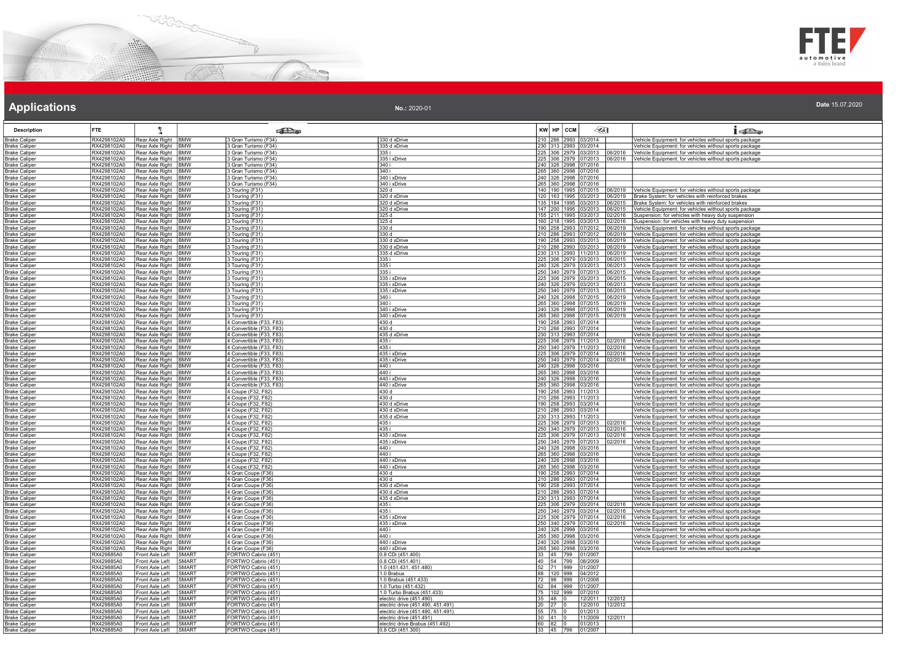# Applications

**No.:** 2020-01

**Date** 15.07.2020

| Description | FTE | | | | | KW | HP | CCM | | | |
|---|---|---|---|---|---|---|---|---|---|---|---|
| Brake Caliper | RX4298102A0 | Rear Axle Right | BMW | 3 Gran Turismo (F34) | 330 d xDrive | 210 | 286 | 2993 | 03/2014 | | Vehicle Equipment: for vehicles without sports package |
| Brake Caliper | RX4298102A0 | Rear Axle Right | BMW | 3 Gran Turismo (F34) | 335 d xDrive | 230 | 313 | 2993 | 03/2014 | | Vehicle Equipment: for vehicles without sports package |
| Brake Caliper | RX4298102A0 | Rear Axle Right | BMW | 3 Gran Turismo (F34) | 335 i | 225 | 306 | 2979 | 03/2013 | 06/2016 | Vehicle Equipment: for vehicles without sports package |
| Brake Caliper | RX4298102A0 | Rear Axle Right | BMW | 3 Gran Turismo (F34) | 335 i xDrive | 225 | 306 | 2979 | 07/2013 | 06/2016 | Vehicle Equipment: for vehicles without sports package |
| Brake Caliper | RX4298102A0 | Rear Axle Right | BMW | 3 Gran Turismo (F34) | 340 i | 240 | 326 | 2998 | 07/2016 | | |
| Brake Caliper | RX4298102A0 | Rear Axle Right | BMW | 3 Gran Turismo (F34) | 340 i | 265 | 360 | 2998 | 07/2016 | | |
| Brake Caliper | RX4298102A0 | Rear Axle Right | BMW | 3 Gran Turismo (F34) | 340 i xDrive | 240 | 326 | 2998 | 07/2016 | | |
| Brake Caliper | RX4298102A0 | Rear Axle Right | BMW | 3 Gran Turismo (F34) | 340 i xDrive | 265 | 360 | 2998 | 07/2016 | | |
| Brake Caliper | RX4298102A0 | Rear Axle Right | BMW | 3 Touring (F31) | 320 d | 140 | 190 | 1995 | 07/2015 | 06/2019 | Vehicle Equipment: for vehicles without sports package |
| Brake Caliper | RX4298102A0 | Rear Axle Right | BMW | 3 Touring (F31) | 320 d xDrive | 120 | 163 | 1995 | 03/2013 | 06/2019 | Brake System: for vehicles with reinforced brakes |
| Brake Caliper | RX4298102A0 | Rear Axle Right | BMW | 3 Touring (F31) | 320 d xDrive | 135 | 184 | 1995 | 03/2013 | 06/2015 | Brake System: for vehicles with reinforced brakes |
| Brake Caliper | RX4298102A0 | Rear Axle Right | BMW | 3 Touring (F31) | 320 d xDrive | 147 | 200 | 1995 | 03/2013 | 06/2015 | Vehicle Equipment: for vehicles without sports package |
| Brake Caliper | RX4298102A0 | Rear Axle Right | BMW | 3 Touring (F31) | 325 d | 155 | 211 | 1995 | 03/2013 | 02/2016 | Suspension: for vehicles with heavy duty suspension |
| Brake Caliper | RX4298102A0 | Rear Axle Right | BMW | 3 Touring (F31) | 325 d | 160 | 218 | 1995 | 03/2013 | 02/2016 | Suspension: for vehicles with heavy duty suspension |
| Brake Caliper | RX4298102A0 | Rear Axle Right | BMW | 3 Touring (F31) | 330 d | 190 | 258 | 2993 | 07/2012 | 06/2019 | Vehicle Equipment: for vehicles without sports package |
| Brake Caliper | RX4298102A0 | Rear Axle Right | BMW | 3 Touring (F31) | 330 d | 210 | 286 | 2993 | 07/2012 | 06/2019 | Vehicle Equipment: for vehicles without sports package |
| Brake Caliper | RX4298102A0 | Rear Axle Right | BMW | 3 Touring (F31) | 330 d xDrive | 190 | 258 | 2993 | 03/2013 | 06/2019 | Vehicle Equipment: for vehicles without sports package |
| Brake Caliper | RX4298102A0 | Rear Axle Right | BMW | 3 Touring (F31) | 330 d xDrive | 210 | 286 | 2993 | 03/2013 | 06/2019 | Vehicle Equipment: for vehicles without sports package |
| Brake Caliper | RX4298102A0 | Rear Axle Right | BMW | 3 Touring (F31) | 335 d xDrive | 230 | 313 | 2993 | 11/2013 | 06/2019 | Vehicle Equipment: for vehicles without sports package |
| Brake Caliper | RX4298102A0 | Rear Axle Right | BMW | 3 Touring (F31) | 335 i | 225 | 306 | 2979 | 03/2013 | 06/2015 | Vehicle Equipment: for vehicles without sports package |
| Brake Caliper | RX4298102A0 | Rear Axle Right | BMW | 3 Touring (F31) | 335 i | 240 | 326 | 2979 | 03/2013 | 06/2013 | Vehicle Equipment: for vehicles without sports package |
| Brake Caliper | RX4298102A0 | Rear Axle Right | BMW | 3 Touring (F31) | 335 i | 250 | 340 | 2979 | 07/2013 | 06/2015 | Vehicle Equipment: for vehicles without sports package |
| Brake Caliper | RX4298102A0 | Rear Axle Right | BMW | 3 Touring (F31) | 335 i xDrive | 225 | 306 | 2979 | 03/2013 | 06/2015 | Vehicle Equipment: for vehicles without sports package |
| Brake Caliper | RX4298102A0 | Rear Axle Right | BMW | 3 Touring (F31) | 335 i xDrive | 240 | 326 | 2979 | 03/2013 | 06/2013 | Vehicle Equipment: for vehicles without sports package |
| Brake Caliper | RX4298102A0 | Rear Axle Right | BMW | 3 Touring (F31) | 335 i xDrive | 250 | 340 | 2979 | 07/2013 | 06/2015 | Vehicle Equipment: for vehicles without sports package |
| Brake Caliper | RX4298102A0 | Rear Axle Right | BMW | 3 Touring (F31) | 340 i | 240 | 326 | 2998 | 07/2015 | 06/2019 | Vehicle Equipment: for vehicles without sports package |
| Brake Caliper | RX4298102A0 | Rear Axle Right | BMW | 3 Touring (F31) | 340 i | 265 | 360 | 2998 | 07/2015 | 06/2019 | Vehicle Equipment: for vehicles without sports package |
| Brake Caliper | RX4298102A0 | Rear Axle Right | BMW | 3 Touring (F31) | 340 i xDrive | 240 | 326 | 2998 | 07/2015 | 06/2019 | Vehicle Equipment: for vehicles without sports package |
| Brake Caliper | RX4298102A0 | Rear Axle Right | BMW | 3 Touring (F31) | 340 i xDrive | 265 | 360 | 2998 | 07/2015 | 06/2019 | Vehicle Equipment: for vehicles without sports package |
| Brake Caliper | RX4298102A0 | Rear Axle Right | BMW | 4 Convertible (F33, F83) | 430 d | 190 | 258 | 2993 | 07/2014 | | Vehicle Equipment: for vehicles without sports package |
| Brake Caliper | RX4298102A0 | Rear Axle Right | BMW | 4 Convertible (F33, F83) | 430 d | 210 | 286 | 2993 | 07/2014 | | Vehicle Equipment: for vehicles without sports package |
| Brake Caliper | RX4298102A0 | Rear Axle Right | BMW | 4 Convertible (F33, F83) | 435 d xDrive | 230 | 313 | 2993 | 07/2014 | | Vehicle Equipment: for vehicles without sports package |
| Brake Caliper | RX4298102A0 | Rear Axle Right | BMW | 4 Convertible (F33, F83) | 435 i | 225 | 306 | 2979 | 11/2013 | 02/2016 | Vehicle Equipment: for vehicles without sports package |
| Brake Caliper | RX4298102A0 | Rear Axle Right | BMW | 4 Convertible (F33, F83) | 435 i | 250 | 340 | 2979 | 11/2013 | 02/2016 | Vehicle Equipment: for vehicles without sports package |
| Brake Caliper | RX4298102A0 | Rear Axle Right | BMW | 4 Convertible (F33, F83) | 435 i xDrive | 225 | 306 | 2979 | 07/2014 | 02/2016 | Vehicle Equipment: for vehicles without sports package |
| Brake Caliper | RX4298102A0 | Rear Axle Right | BMW | 4 Convertible (F33, F83) | 435 i xDrive | 250 | 340 | 2979 | 07/2014 | 02/2016 | Vehicle Equipment: for vehicles without sports package |
| Brake Caliper | RX4298102A0 | Rear Axle Right | BMW | 4 Convertible (F33, F83) | 440 i | 240 | 326 | 2998 | 03/2016 | | Vehicle Equipment: for vehicles without sports package |
| Brake Caliper | RX4298102A0 | Rear Axle Right | BMW | 4 Convertible (F33, F83) | 440 i | 265 | 360 | 2998 | 03/2016 | | Vehicle Equipment: for vehicles without sports package |
| Brake Caliper | RX4298102A0 | Rear Axle Right | BMW | 4 Convertible (F33, F83) | 440 i xDrive | 240 | 326 | 2998 | 03/2016 | | Vehicle Equipment: for vehicles without sports package |
| Brake Caliper | RX4298102A0 | Rear Axle Right | BMW | 4 Convertible (F33, F83) | 440 i xDrive | 265 | 360 | 2998 | 03/2016 | | Vehicle Equipment: for vehicles without sports package |
| Brake Caliper | RX4298102A0 | Rear Axle Right | BMW | 4 Coupe (F32, F82) | 430 d | 190 | 258 | 2993 | 11/2013 | | Vehicle Equipment: for vehicles without sports package |
| Brake Caliper | RX4298102A0 | Rear Axle Right | BMW | 4 Coupe (F32, F82) | 430 d | 210 | 286 | 2993 | 11/2013 | | Vehicle Equipment: for vehicles without sports package |
| Brake Caliper | RX4298102A0 | Rear Axle Right | BMW | 4 Coupe (F32, F82) | 430 d xDrive | 190 | 258 | 2993 | 03/2014 | | Vehicle Equipment: for vehicles without sports package |
| Brake Caliper | RX4298102A0 | Rear Axle Right | BMW | 4 Coupe (F32, F82) | 430 d xDrive | 210 | 286 | 2993 | 03/2014 | | Vehicle Equipment: for vehicles without sports package |
| Brake Caliper | RX4298102A0 | Rear Axle Right | BMW | 4 Coupe (F32, F82) | 435 d xDrive | 230 | 313 | 2993 | 11/2013 | | Vehicle Equipment: for vehicles without sports package |
| Brake Caliper | RX4298102A0 | Rear Axle Right | BMW | 4 Coupe (F32, F82) | 435 i | 225 | 306 | 2979 | 07/2013 | 02/2016 | Vehicle Equipment: for vehicles without sports package |
| Brake Caliper | RX4298102A0 | Rear Axle Right | BMW | 4 Coupe (F32, F82) | 435 i | 250 | 340 | 2979 | 07/2013 | 02/2016 | Vehicle Equipment: for vehicles without sports package |
| Brake Caliper | RX4298102A0 | Rear Axle Right | BMW | 4 Coupe (F32, F82) | 435 i xDrive | 225 | 306 | 2979 | 07/2013 | 02/2016 | Vehicle Equipment: for vehicles without sports package |
| Brake Caliper | RX4298102A0 | Rear Axle Right | BMW | 4 Coupe (F32, F82) | 435 i xDrive | 250 | 340 | 2979 | 07/2013 | 02/2016 | Vehicle Equipment: for vehicles without sports package |
| Brake Caliper | RX4298102A0 | Rear Axle Right | BMW | 4 Coupe (F32, F82) | 440 i | 240 | 326 | 2998 | 03/2016 | | Vehicle Equipment: for vehicles without sports package |
| Brake Caliper | RX4298102A0 | Rear Axle Right | BMW | 4 Coupe (F32, F82) | 440 i | 265 | 360 | 2998 | 03/2016 | | Vehicle Equipment: for vehicles without sports package |
| Brake Caliper | RX4298102A0 | Rear Axle Right | BMW | 4 Coupe (F32, F82) | 440 i xDrive | 240 | 326 | 2998 | 03/2016 | | Vehicle Equipment: for vehicles without sports package |
| Brake Caliper | RX4298102A0 | Rear Axle Right | BMW | 4 Coupe (F32, F82) | 440 i xDrive | 265 | 360 | 2998 | 03/2016 | | Vehicle Equipment: for vehicles without sports package |
| Brake Caliper | RX4298102A0 | Rear Axle Right | BMW | 4 Gran Coupe (F36) | 430 d | 190 | 258 | 2993 | 07/2014 | | Vehicle Equipment: for vehicles without sports package |
| Brake Caliper | RX4298102A0 | Rear Axle Right | BMW | 4 Gran Coupe (F36) | 430 d | 210 | 286 | 2993 | 07/2014 | | Vehicle Equipment: for vehicles without sports package |
| Brake Caliper | RX4298102A0 | Rear Axle Right | BMW | 4 Gran Coupe (F36) | 430 d xDrive | 190 | 258 | 2993 | 07/2014 | | Vehicle Equipment: for vehicles without sports package |
| Brake Caliper | RX4298102A0 | Rear Axle Right | BMW | 4 Gran Coupe (F36) | 430 d xDrive | 210 | 286 | 2993 | 07/2014 | | Vehicle Equipment: for vehicles without sports package |
| Brake Caliper | RX4298102A0 | Rear Axle Right | BMW | 4 Gran Coupe (F36) | 435 d xDrive | 230 | 313 | 2993 | 07/2014 | | Vehicle Equipment: for vehicles without sports package |
| Brake Caliper | RX4298102A0 | Rear Axle Right | BMW | 4 Gran Coupe (F36) | 435 i | 225 | 306 | 2979 | 03/2014 | 02/2016 | Vehicle Equipment: for vehicles without sports package |
| Brake Caliper | RX4298102A0 | Rear Axle Right | BMW | 4 Gran Coupe (F36) | 435 i | 250 | 340 | 2979 | 03/2014 | 02/2016 | Vehicle Equipment: for vehicles without sports package |
| Brake Caliper | RX4298102A0 | Rear Axle Right | BMW | 4 Gran Coupe (F36) | 435 i xDrive | 225 | 306 | 2979 | 07/2014 | 02/2016 | Vehicle Equipment: for vehicles without sports package |
| Brake Caliper | RX4298102A0 | Rear Axle Right | BMW | 4 Gran Coupe (F36) | 435 i xDrive | 250 | 340 | 2979 | 07/2014 | 02/2016 | Vehicle Equipment: for vehicles without sports package |
| Brake Caliper | RX4298102A0 | Rear Axle Right | BMW | 4 Gran Coupe (F36) | 440 i | 240 | 326 | 2998 | 03/2016 | | Vehicle Equipment: for vehicles without sports package |
| Brake Caliper | RX4298102A0 | Rear Axle Right | BMW | 4 Gran Coupe (F36) | 440 i | 265 | 360 | 2998 | 03/2016 | | Vehicle Equipment: for vehicles without sports package |
| Brake Caliper | RX4298102A0 | Rear Axle Right | BMW | 4 Gran Coupe (F36) | 440 i xDrive | 240 | 326 | 2998 | 03/2016 | | Vehicle Equipment: for vehicles without sports package |
| Brake Caliper | RX4298102A0 | Rear Axle Right | BMW | 4 Gran Coupe (F36) | 440 i xDrive | 265 | 360 | 2998 | 03/2016 | | Vehicle Equipment: for vehicles without sports package |
| Brake Caliper | RX429885A0 | Front Axle Left | SMART | FORTWO Cabrio (451) | 0.8 CDi (451.400) | 33 | 45 | 799 | 01/2007 | | |
| Brake Caliper | RX429885A0 | Front Axle Left | SMART | FORTWO Cabrio (451) | 0.8 CDi (451.401) | 40 | 54 | 799 | 08/2009 | | |
| Brake Caliper | RX429885A0 | Front Axle Left | SMART | FORTWO Cabrio (451) | 1.0 (451.431, 451.480) | 52 | 71 | 999 | 01/2007 | | |
| Brake Caliper | RX429885A0 | Front Axle Left | SMART | FORTWO Cabrio (451) | 1.0 Brabus | 88 | 120 | 999 | 04/2012 | | |
| Brake Caliper | RX429885A0 | Front Axle Left | SMART | FORTWO Cabrio (451) | 1.0 Brabus (451.433) | 72 | 98 | 999 | 01/2008 | | |
| Brake Caliper | RX429885A0 | Front Axle Left | SMART | FORTWO Cabrio (451) | 1.0 Turbo (451.432) | 62 | 84 | 999 | 01/2007 | | |
| Brake Caliper | RX429885A0 | Front Axle Left | SMART | FORTWO Cabrio (451) | 1.0 Turbo Brabus (451.433) | 75 | 102 | 999 | 07/2010 | | |
| Brake Caliper | RX429885A0 | Front Axle Left | SMART | FORTWO Cabrio (451) | electric drive (451.490) | 35 | 48 | 0 | 12/2011 | 12/2012 | |
| Brake Caliper | RX429885A0 | Front Axle Left | SMART | FORTWO Cabrio (451) | electric drive (451.490, 451.491) | 20 | 27 | 0 | 12/2010 | 12/2012 | |
| Brake Caliper | RX429885A0 | Front Axle Left | SMART | FORTWO Cabrio (451) | electric drive (451.490, 451.491) | 55 | 75 | 0 | 01/2013 | | |
| Brake Caliper | RX429885A0 | Front Axle Left | SMART | FORTWO Cabrio (451) | electric drive (451.491) | 30 | 41 | 0 | 11/2009 | 12/2011 | |
| Brake Caliper | RX429885A0 | Front Axle Left | SMART | FORTWO Cabrio (451) | electric drive Brabus (451.492) | 60 | 82 | 0 | 01/2013 | | |
| Brake Caliper | RX429885A0 | Front Axle Left | SMART | FORTWO Coupe (451) | 0.8 CDi (451.300) | 33 | 45 | 799 | 01/2007 | | |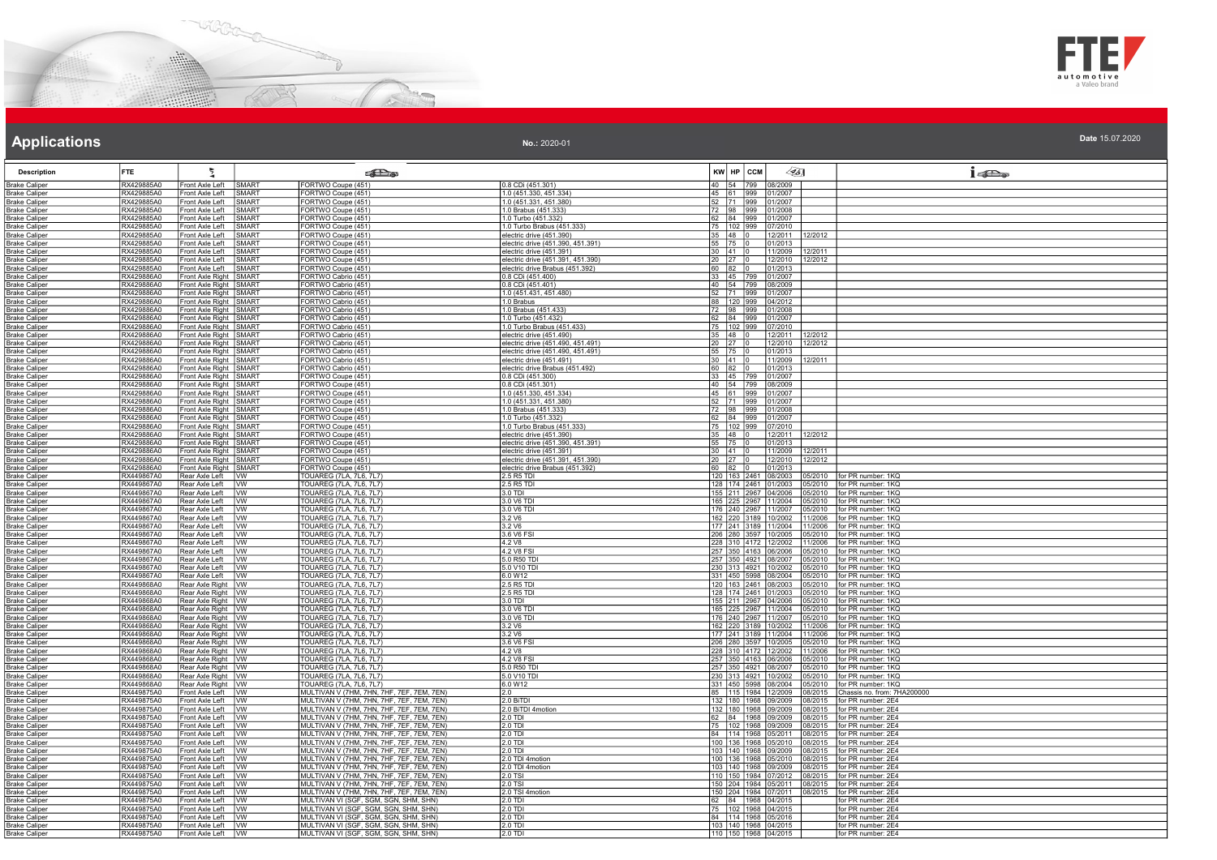# Applications

**No.:** 2020-01

**Date** 15.07.2020

| Description | FTE | | | | | KW | HP | CCM | | | |
|---|---|---|---|---|---|---|---|---|---|---|---|
| Brake Caliper | RX429885A0 | Front Axle Left | SMART | FORTWO Coupe (451) | 0.8 CDI (451.301) | 40 | 54 | 799 | 08/2009 | | |
| Brake Caliper | RX429885A0 | Front Axle Left | SMART | FORTWO Coupe (451) | 1.0 (451.330, 451.334) | 45 | 61 | 999 | 01/2007 | | |
| Brake Caliper | RX429885A0 | Front Axle Left | SMART | FORTWO Coupe (451) | 1.0 (451.331, 451.380) | 52 | 71 | 999 | 01/2007 | | |
| Brake Caliper | RX429885A0 | Front Axle Left | SMART | FORTWO Coupe (451) | 1.0 Brabus (451.333) | 72 | 98 | 999 | 01/2008 | | |
| Brake Caliper | RX429885A0 | Front Axle Left | SMART | FORTWO Coupe (451) | 1.0 Turbo (451.332) | 62 | 84 | 999 | 01/2007 | | |
| Brake Caliper | RX429885A0 | Front Axle Left | SMART | FORTWO Coupe (451) | 1.0 Turbo Brabus (451.333) | 75 | 102 | 999 | 07/2010 | | |
| Brake Caliper | RX429885A0 | Front Axle Left | SMART | FORTWO Coupe (451) | electric drive (451.390) | 35 | 48 | 0 | 12/2011 | 12/2012 | |
| Brake Caliper | RX429885A0 | Front Axle Left | SMART | FORTWO Coupe (451) | electric drive (451.390, 451.391) | 55 | 75 | 0 | 01/2013 | | |
| Brake Caliper | RX429885A0 | Front Axle Left | SMART | FORTWO Coupe (451) | electric drive (451.391) | 30 | 41 | 0 | 11/2009 | 12/2011 | |
| Brake Caliper | RX429885A0 | Front Axle Left | SMART | FORTWO Coupe (451) | electric drive (451.391, 451.390) | 20 | 27 | 0 | 12/2010 | 12/2012 | |
| Brake Caliper | RX429885A0 | Front Axle Left | SMART | FORTWO Coupe (451) | electric drive Brabus (451.392) | 60 | 82 | 0 | 01/2013 | | |
| Brake Caliper | RX429886A0 | Front Axle Right | SMART | FORTWO Cabrio (451) | 0.8 CDI (451.400) | 33 | 45 | 799 | 01/2007 | | |
| Brake Caliper | RX429886A0 | Front Axle Right | SMART | FORTWO Cabrio (451) | 0.8 CDI (451.401) | 40 | 54 | 799 | 08/2009 | | |
| Brake Caliper | RX429886A0 | Front Axle Right | SMART | FORTWO Cabrio (451) | 1.0 (451.431, 451.480) | 52 | 71 | 999 | 01/2007 | | |
| Brake Caliper | RX429886A0 | Front Axle Right | SMART | FORTWO Cabrio (451) | 1.0 Brabus | 88 | 120 | 999 | 04/2012 | | |
| Brake Caliper | RX429886A0 | Front Axle Right | SMART | FORTWO Cabrio (451) | 1.0 Brabus (451.433) | 72 | 98 | 999 | 01/2008 | | |
| Brake Caliper | RX429886A0 | Front Axle Right | SMART | FORTWO Cabrio (451) | 1.0 Turbo (451.432) | 62 | 84 | 999 | 01/2007 | | |
| Brake Caliper | RX429886A0 | Front Axle Right | SMART | FORTWO Cabrio (451) | 1.0 Turbo Brabus (451.433) | 75 | 102 | 999 | 07/2010 | | |
| Brake Caliper | RX429886A0 | Front Axle Right | SMART | FORTWO Cabrio (451) | electric drive (451.490) | 35 | 48 | 0 | 12/2011 | 12/2012 | |
| Brake Caliper | RX429886A0 | Front Axle Right | SMART | FORTWO Cabrio (451) | electric drive (451.490, 451.491) | 20 | 27 | 0 | 12/2010 | 12/2012 | |
| Brake Caliper | RX429886A0 | Front Axle Right | SMART | FORTWO Cabrio (451) | electric drive (451.490, 451.491) | 55 | 75 | 0 | 01/2013 | | |
| Brake Caliper | RX429886A0 | Front Axle Right | SMART | FORTWO Cabrio (451) | electric drive (451.491) | 30 | 41 | 0 | 11/2009 | 12/2011 | |
| Brake Caliper | RX429886A0 | Front Axle Right | SMART | FORTWO Cabrio (451) | electric drive Brabus (451.492) | 60 | 82 | 0 | 01/2013 | | |
| Brake Caliper | RX429886A0 | Front Axle Right | SMART | FORTWO Coupe (451) | 0.8 CDI (451.300) | 33 | 45 | 799 | 01/2007 | | |
| Brake Caliper | RX429886A0 | Front Axle Right | SMART | FORTWO Coupe (451) | 0.8 CDI (451.301) | 40 | 54 | 799 | 08/2009 | | |
| Brake Caliper | RX429886A0 | Front Axle Right | SMART | FORTWO Coupe (451) | 1.0 (451.330, 451.334) | 45 | 61 | 999 | 01/2007 | | |
| Brake Caliper | RX429886A0 | Front Axle Right | SMART | FORTWO Coupe (451) | 1.0 (451.331, 451.380) | 52 | 71 | 999 | 01/2007 | | |
| Brake Caliper | RX429886A0 | Front Axle Right | SMART | FORTWO Coupe (451) | 1.0 Brabus (451.333) | 72 | 98 | 999 | 01/2008 | | |
| Brake Caliper | RX429886A0 | Front Axle Right | SMART | FORTWO Coupe (451) | 1.0 Turbo (451.332) | 62 | 84 | 999 | 01/2007 | | |
| Brake Caliper | RX429886A0 | Front Axle Right | SMART | FORTWO Coupe (451) | 1.0 Turbo Brabus (451.333) | 75 | 102 | 999 | 07/2010 | | |
| Brake Caliper | RX429886A0 | Front Axle Right | SMART | FORTWO Coupe (451) | electric drive (451.390) | 35 | 48 | 0 | 12/2011 | 12/2012 | |
| Brake Caliper | RX429886A0 | Front Axle Right | SMART | FORTWO Coupe (451) | electric drive (451.390, 451.391) | 55 | 75 | 0 | 01/2013 | | |
| Brake Caliper | RX429886A0 | Front Axle Right | SMART | FORTWO Coupe (451) | electric drive (451.391) | 30 | 41 | 0 | 11/2009 | 12/2011 | |
| Brake Caliper | RX429886A0 | Front Axle Right | SMART | FORTWO Coupe (451) | electric drive (451.391, 451.390) | 20 | 27 | 0 | 12/2010 | 12/2012 | |
| Brake Caliper | RX429886A0 | Front Axle Right | SMART | FORTWO Coupe (451) | electric drive Brabus (451.392) | 60 | 82 | 0 | 01/2013 | | |
| Brake Caliper | RX449867A0 | Rear Axle Left | VW | TOUAREG (7LA, 7L6, 7L7) | 2.5 R5 TDI | 120 | 163 | 2461 | 08/2003 | 05/2010 | for PR number: 1KQ |
| Brake Caliper | RX449867A0 | Rear Axle Left | VW | TOUAREG (7LA, 7L6, 7L7) | 2.5 R5 TDI | 128 | 174 | 2461 | 01/2003 | 05/2010 | for PR number: 1KQ |
| Brake Caliper | RX449867A0 | Rear Axle Left | VW | TOUAREG (7LA, 7L6, 7L7) | 3.0 TDI | 155 | 211 | 2967 | 04/2006 | 05/2010 | for PR number: 1KQ |
| Brake Caliper | RX449867A0 | Rear Axle Left | VW | TOUAREG (7LA, 7L6, 7L7) | 3.0 V6 TDI | 165 | 225 | 2967 | 11/2004 | 05/2010 | for PR number: 1KQ |
| Brake Caliper | RX449867A0 | Rear Axle Left | VW | TOUAREG (7LA, 7L6, 7L7) | 3.0 V6 TDI | 176 | 240 | 2967 | 11/2007 | 05/2010 | for PR number: 1KQ |
| Brake Caliper | RX449867A0 | Rear Axle Left | VW | TOUAREG (7LA, 7L6, 7L7) | 3.2 V6 | 162 | 220 | 3189 | 10/2002 | 11/2006 | for PR number: 1KQ |
| Brake Caliper | RX449867A0 | Rear Axle Left | VW | TOUAREG (7LA, 7L6, 7L7) | 3.2 V6 | 177 | 241 | 3189 | 11/2004 | 11/2006 | for PR number: 1KQ |
| Brake Caliper | RX449867A0 | Rear Axle Left | VW | TOUAREG (7LA, 7L6, 7L7) | 3.6 V6 FSI | 206 | 280 | 3597 | 10/2005 | 05/2010 | for PR number: 1KQ |
| Brake Caliper | RX449867A0 | Rear Axle Left | VW | TOUAREG (7LA, 7L6, 7L7) | 4.2 V8 | 228 | 310 | 4172 | 12/2002 | 11/2006 | for PR number: 1KQ |
| Brake Caliper | RX449867A0 | Rear Axle Left | VW | TOUAREG (7LA, 7L6, 7L7) | 4.2 V8 FSI | 257 | 350 | 4163 | 06/2006 | 05/2010 | for PR number: 1KQ |
| Brake Caliper | RX449867A0 | Rear Axle Left | VW | TOUAREG (7LA, 7L6, 7L7) | 5.0 R50 TDI | 257 | 350 | 4921 | 08/2007 | 05/2010 | for PR number: 1KQ |
| Brake Caliper | RX449867A0 | Rear Axle Left | VW | TOUAREG (7LA, 7L6, 7L7) | 5.0 V10 TDI | 230 | 313 | 4921 | 10/2002 | 05/2010 | for PR number: 1KQ |
| Brake Caliper | RX449867A0 | Rear Axle Left | VW | TOUAREG (7LA, 7L6, 7L7) | 6.0 W12 | 331 | 450 | 5998 | 08/2004 | 05/2010 | for PR number: 1KQ |
| Brake Caliper | RX449868A0 | Rear Axle Right | VW | TOUAREG (7LA, 7L6, 7L7) | 2.5 R5 TDI | 120 | 163 | 2461 | 08/2003 | 05/2010 | for PR number: 1KQ |
| Brake Caliper | RX449868A0 | Rear Axle Right | VW | TOUAREG (7LA, 7L6, 7L7) | 2.5 R5 TDI | 128 | 174 | 2461 | 01/2003 | 05/2010 | for PR number: 1KQ |
| Brake Caliper | RX449868A0 | Rear Axle Right | VW | TOUAREG (7LA, 7L6, 7L7) | 3.0 TDI | 155 | 211 | 2967 | 04/2006 | 05/2010 | for PR number: 1KQ |
| Brake Caliper | RX449868A0 | Rear Axle Right | VW | TOUAREG (7LA, 7L6, 7L7) | 3.0 V6 TDI | 165 | 225 | 2967 | 11/2004 | 05/2010 | for PR number: 1KQ |
| Brake Caliper | RX449868A0 | Rear Axle Right | VW | TOUAREG (7LA, 7L6, 7L7) | 3.0 V6 TDI | 176 | 240 | 2967 | 11/2007 | 05/2010 | for PR number: 1KQ |
| Brake Caliper | RX449868A0 | Rear Axle Right | VW | TOUAREG (7LA, 7L6, 7L7) | 3.2 V6 | 162 | 220 | 3189 | 10/2002 | 11/2006 | for PR number: 1KQ |
| Brake Caliper | RX449868A0 | Rear Axle Right | VW | TOUAREG (7LA, 7L6, 7L7) | 3.2 V6 | 177 | 241 | 3189 | 11/2004 | 11/2006 | for PR number: 1KQ |
| Brake Caliper | RX449868A0 | Rear Axle Right | VW | TOUAREG (7LA, 7L6, 7L7) | 3.6 V6 FSI | 206 | 280 | 3597 | 10/2005 | 05/2010 | for PR number: 1KQ |
| Brake Caliper | RX449868A0 | Rear Axle Right | VW | TOUAREG (7LA, 7L6, 7L7) | 4.2 V8 | 228 | 310 | 4172 | 12/2002 | 11/2006 | for PR number: 1KQ |
| Brake Caliper | RX449868A0 | Rear Axle Right | VW | TOUAREG (7LA, 7L6, 7L7) | 4.2 V8 FSI | 257 | 350 | 4163 | 06/2006 | 05/2010 | for PR number: 1KQ |
| Brake Caliper | RX449868A0 | Rear Axle Right | VW | TOUAREG (7LA, 7L6, 7L7) | 5.0 R50 TDI | 257 | 350 | 4921 | 08/2007 | 05/2010 | for PR number: 1KQ |
| Brake Caliper | RX449868A0 | Rear Axle Right | VW | TOUAREG (7LA, 7L6, 7L7) | 5.0 V10 TDI | 230 | 313 | 4921 | 10/2002 | 05/2010 | for PR number: 1KQ |
| Brake Caliper | RX449868A0 | Rear Axle Right | VW | TOUAREG (7LA, 7L6, 7L7) | 6.0 W12 | 331 | 450 | 5998 | 08/2004 | 05/2010 | for PR number: 1KQ |
| Brake Caliper | RX449875A0 | Front Axle Left | VW | MULTIVAN V (7HM, 7HN, 7HF, 7EF, 7EM, 7EN) | 2.0 | 85 | 115 | 1984 | 12/2009 | 08/2015 | Chassis no. from: 7HA200000 |
| Brake Caliper | RX449875A0 | Front Axle Left | VW | MULTIVAN V (7HM, 7HN, 7HF, 7EF, 7EM, 7EN) | 2.0 BiTDI | 132 | 180 | 1968 | 09/2009 | 08/2015 | for PR number: 2E4 |
| Brake Caliper | RX449875A0 | Front Axle Left | VW | MULTIVAN V (7HM, 7HN, 7HF, 7EF, 7EM, 7EN) | 2.0 BiTDI 4motion | 132 | 180 | 1968 | 09/2009 | 08/2015 | for PR number: 2E4 |
| Brake Caliper | RX449875A0 | Front Axle Left | VW | MULTIVAN V (7HM, 7HN, 7HF, 7EF, 7EM, 7EN) | 2.0 TDI | 62 | 84 | 1968 | 09/2009 | 08/2015 | for PR number: 2E4 |
| Brake Caliper | RX449875A0 | Front Axle Left | VW | MULTIVAN V (7HM, 7HN, 7HF, 7EF, 7EM, 7EN) | 2.0 TDI | 75 | 102 | 1968 | 09/2009 | 08/2015 | for PR number: 2E4 |
| Brake Caliper | RX449875A0 | Front Axle Left | VW | MULTIVAN V (7HM, 7HN, 7HF, 7EF, 7EM, 7EN) | 2.0 TDI | 84 | 114 | 1968 | 05/2011 | 08/2015 | for PR number: 2E4 |
| Brake Caliper | RX449875A0 | Front Axle Left | VW | MULTIVAN V (7HM, 7HN, 7HF, 7EF, 7EM, 7EN) | 2.0 TDI | 100 | 136 | 1968 | 05/2010 | 08/2015 | for PR number: 2E4 |
| Brake Caliper | RX449875A0 | Front Axle Left | VW | MULTIVAN V (7HM, 7HN, 7HF, 7EF, 7EM, 7EN) | 2.0 TDI | 103 | 140 | 1968 | 09/2009 | 08/2015 | for PR number: 2E4 |
| Brake Caliper | RX449875A0 | Front Axle Left | VW | MULTIVAN V (7HM, 7HN, 7HF, 7EF, 7EM, 7EN) | 2.0 TDI 4motion | 100 | 136 | 1968 | 05/2010 | 08/2015 | for PR number: 2E4 |
| Brake Caliper | RX449875A0 | Front Axle Left | VW | MULTIVAN V (7HM, 7HN, 7HF, 7EF, 7EM, 7EN) | 2.0 TDI 4motion | 103 | 140 | 1968 | 09/2009 | 08/2015 | for PR number: 2E4 |
| Brake Caliper | RX449875A0 | Front Axle Left | VW | MULTIVAN V (7HM, 7HN, 7HF, 7EF, 7EM, 7EN) | 2.0 TSI | 110 | 150 | 1984 | 07/2012 | 08/2015 | for PR number: 2E4 |
| Brake Caliper | RX449875A0 | Front Axle Left | VW | MULTIVAN V (7HM, 7HN, 7HF, 7EF, 7EM, 7EN) | 2.0 TSI | 150 | 204 | 1984 | 05/2011 | 08/2015 | for PR number: 2E4 |
| Brake Caliper | RX449875A0 | Front Axle Left | VW | MULTIVAN V (7HM, 7HN, 7HF, 7EF, 7EM, 7EN) | 2.0 TSI 4motion | 150 | 204 | 1984 | 07/2011 | 08/2015 | for PR number: 2E4 |
| Brake Caliper | RX449875A0 | Front Axle Left | VW | MULTIVAN VI (SGF, SGM, SGN, SHM, SHN) | 2.0 TDI | 62 | 84 | 1968 | 04/2015 | | for PR number: 2E4 |
| Brake Caliper | RX449875A0 | Front Axle Left | VW | MULTIVAN VI (SGF, SGM, SGN, SHM, SHN) | 2.0 TDI | 75 | 102 | 1968 | 04/2015 | | for PR number: 2E4 |
| Brake Caliper | RX449875A0 | Front Axle Left | VW | MULTIVAN VI (SGF, SGM, SGN, SHM, SHN) | 2.0 TDI | 84 | 114 | 1968 | 05/2016 | | for PR number: 2E4 |
| Brake Caliper | RX449875A0 | Front Axle Left | VW | MULTIVAN VI (SGF, SGM, SGN, SHM, SHN) | 2.0 TDI | 103 | 140 | 1968 | 04/2015 | | for PR number: 2E4 |
| Brake Caliper | RX449875A0 | Front Axle Left | VW | MULTIVAN VI (SGF, SGM, SGN, SHM, SHN) | 2.0 TDI | 110 | 150 | 1968 | 04/2015 | | for PR number: 2E4 |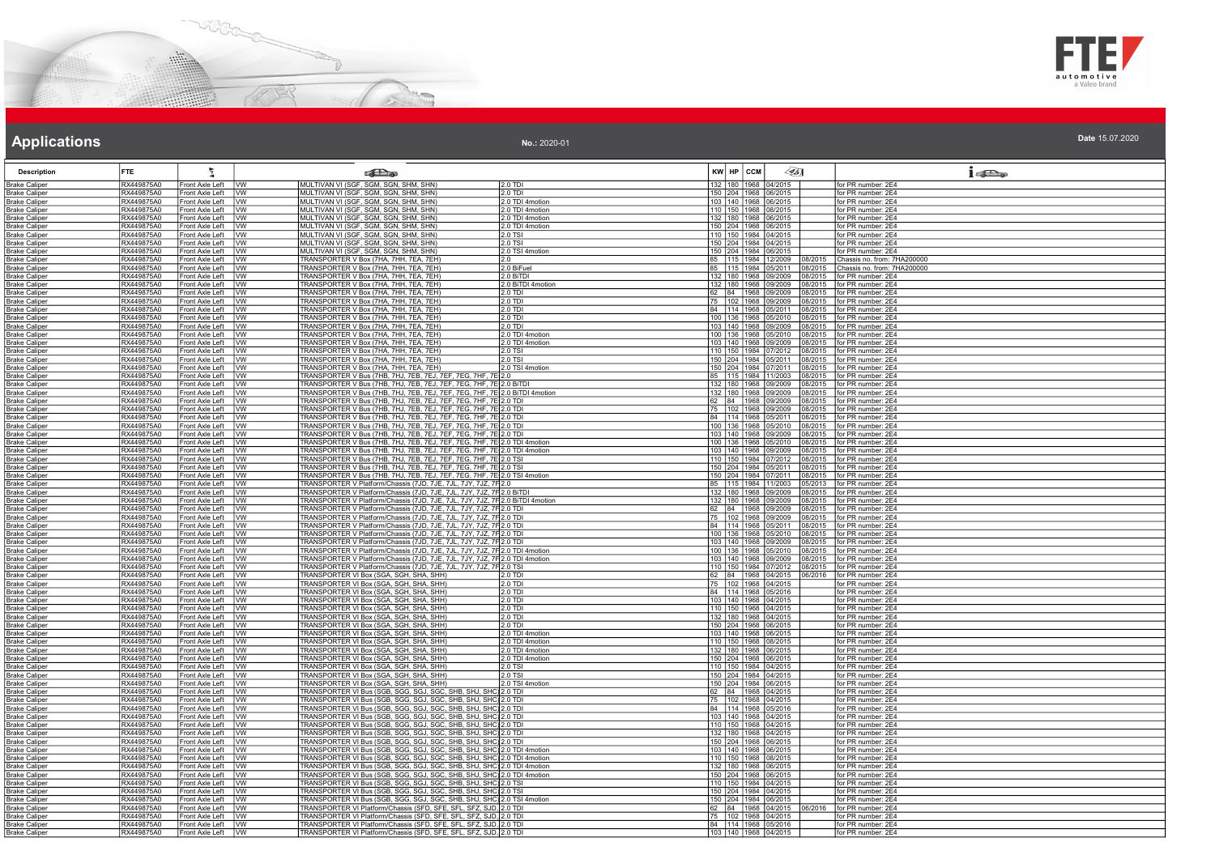## Applications

**No.:** 2020-01

**Date** 15.07.2020

| Description | FTE | | | | | KW | HP | CCM | | | |
|---|---|---|---|---|---|---|---|---|---|---|---|
| Brake Caliper | RX449875A0 | Front Axle Left | VW | MULTIVAN VI (SGF, SGM, SGN, SHM, SHN) | 2.0 TDI | 132 | 180 | 1968 | 04/2015 | | for PR number: 2E4 |
| Brake Caliper | RX449875A0 | Front Axle Left | VW | MULTIVAN VI (SGF, SGM, SGN, SHM, SHN) | 2.0 TDI | 150 | 204 | 1968 | 06/2015 | | for PR number: 2E4 |
| Brake Caliper | RX449875A0 | Front Axle Left | VW | MULTIVAN VI (SGF, SGM, SGN, SHM, SHN) | 2.0 TDI 4motion | 103 | 140 | 1968 | 06/2015 | | for PR number: 2E4 |
| Brake Caliper | RX449875A0 | Front Axle Left | VW | MULTIVAN VI (SGF, SGM, SGN, SHM, SHN) | 2.0 TDI 4motion | 110 | 150 | 1968 | 08/2015 | | for PR number: 2E4 |
| Brake Caliper | RX449875A0 | Front Axle Left | VW | MULTIVAN VI (SGF, SGM, SGN, SHM, SHN) | 2.0 TDI 4motion | 132 | 180 | 1968 | 06/2015 | | for PR number: 2E4 |
| Brake Caliper | RX449875A0 | Front Axle Left | VW | MULTIVAN VI (SGF, SGM, SGN, SHM, SHN) | 2.0 TDI 4motion | 150 | 204 | 1968 | 06/2015 | | for PR number: 2E4 |
| Brake Caliper | RX449875A0 | Front Axle Left | VW | MULTIVAN VI (SGF, SGM, SGN, SHM, SHN) | 2.0 TSI | 110 | 150 | 1984 | 04/2015 | | for PR number: 2E4 |
| Brake Caliper | RX449875A0 | Front Axle Left | VW | MULTIVAN VI (SGF, SGM, SGN, SHM, SHN) | 2.0 TSI | 150 | 204 | 1984 | 04/2015 | | for PR number: 2E4 |
| Brake Caliper | RX449875A0 | Front Axle Left | VW | MULTIVAN VI (SGF, SGM, SGN, SHM, SHN) | 2.0 TSI 4motion | 150 | 204 | 1984 | 06/2015 | | for PR number: 2E4 |
| Brake Caliper | RX449875A0 | Front Axle Left | VW | TRANSPORTER V Box (7HA, 7HH, 7EA, 7EH) | 2.0 | 85 | 115 | 1984 | 12/2009 | 08/2015 | Chassis no. from: 7HA200000 |
| Brake Caliper | RX449875A0 | Front Axle Left | VW | TRANSPORTER V Box (7HA, 7HH, 7EA, 7EH) | 2.0 BiFuel | 85 | 115 | 1984 | 05/2011 | 08/2015 | Chassis no. from: 7HA200000 |
| Brake Caliper | RX449875A0 | Front Axle Left | VW | TRANSPORTER V Box (7HA, 7HH, 7EA, 7EH) | 2.0 BiTDI | 132 | 180 | 1968 | 09/2009 | 08/2015 | for PR number: 2E4 |
| Brake Caliper | RX449875A0 | Front Axle Left | VW | TRANSPORTER V Box (7HA, 7HH, 7EA, 7EH) | 2.0 BiTDI 4motion | 132 | 180 | 1968 | 09/2009 | 08/2015 | for PR number: 2E4 |
| Brake Caliper | RX449875A0 | Front Axle Left | VW | TRANSPORTER V Box (7HA, 7HH, 7EA, 7EH) | 2.0 TDI | 62 | 84 | 1968 | 09/2009 | 08/2015 | for PR number: 2E4 |
| Brake Caliper | RX449875A0 | Front Axle Left | VW | TRANSPORTER V Box (7HA, 7HH, 7EA, 7EH) | 2.0 TDI | 75 | 102 | 1968 | 09/2009 | 08/2015 | for PR number: 2E4 |
| Brake Caliper | RX449875A0 | Front Axle Left | VW | TRANSPORTER V Box (7HA, 7HH, 7EA, 7EH) | 2.0 TDI | 84 | 114 | 1968 | 05/2011 | 08/2015 | for PR number: 2E4 |
| Brake Caliper | RX449875A0 | Front Axle Left | VW | TRANSPORTER V Box (7HA, 7HH, 7EA, 7EH) | 2.0 TDI | 100 | 136 | 1968 | 05/2010 | 08/2015 | for PR number: 2E4 |
| Brake Caliper | RX449875A0 | Front Axle Left | VW | TRANSPORTER V Box (7HA, 7HH, 7EA, 7EH) | 2.0 TDI | 103 | 140 | 1968 | 09/2009 | 08/2015 | for PR number: 2E4 |
| Brake Caliper | RX449875A0 | Front Axle Left | VW | TRANSPORTER V Box (7HA, 7HH, 7EA, 7EH) | 2.0 TDI 4motion | 100 | 136 | 1968 | 05/2010 | 08/2015 | for PR number: 2E4 |
| Brake Caliper | RX449875A0 | Front Axle Left | VW | TRANSPORTER V Box (7HA, 7HH, 7EA, 7EH) | 2.0 TDI 4motion | 103 | 140 | 1968 | 09/2009 | 08/2015 | for PR number: 2E4 |
| Brake Caliper | RX449875A0 | Front Axle Left | VW | TRANSPORTER V Box (7HA, 7HH, 7EA, 7EH) | 2.0 TSI | 110 | 150 | 1984 | 07/2012 | 08/2015 | for PR number: 2E4 |
| Brake Caliper | RX449875A0 | Front Axle Left | VW | TRANSPORTER V Box (7HA, 7HH, 7EA, 7EH) | 2.0 TSI | 150 | 204 | 1984 | 05/2011 | 08/2015 | for PR number: 2E4 |
| Brake Caliper | RX449875A0 | Front Axle Left | VW | TRANSPORTER V Box (7HA, 7HH, 7EA, 7EH) | 2.0 TSI 4motion | 150 | 204 | 1984 | 07/2011 | 08/2015 | for PR number: 2E4 |
| Brake Caliper | RX449875A0 | Front Axle Left | VW | TRANSPORTER V Bus (7HB, 7HJ, 7EB, 7EJ, 7EF, 7EG, 7HF, 7E | 2.0 | 85 | 115 | 1984 | 11/2003 | 08/2015 | for PR number: 2E4 |
| Brake Caliper | RX449875A0 | Front Axle Left | VW | TRANSPORTER V Bus (7HB, 7HJ, 7EB, 7EJ, 7EF, 7EG, 7HF, 7E | 2.0 BiTDI | 132 | 180 | 1968 | 09/2009 | 08/2015 | for PR number: 2E4 |
| Brake Caliper | RX449875A0 | Front Axle Left | VW | TRANSPORTER V Bus (7HB, 7HJ, 7EB, 7EJ, 7EF, 7EG, 7HF, 7E | 2.0 BiTDI 4motion | 132 | 180 | 1968 | 09/2009 | 08/2015 | for PR number: 2E4 |
| Brake Caliper | RX449875A0 | Front Axle Left | VW | TRANSPORTER V Bus (7HB, 7HJ, 7EB, 7EJ, 7EF, 7EG, 7HF, 7E | 2.0 TDI | 62 | 84 | 1968 | 09/2009 | 08/2015 | for PR number: 2E4 |
| Brake Caliper | RX449875A0 | Front Axle Left | VW | TRANSPORTER V Bus (7HB, 7HJ, 7EB, 7EJ, 7EF, 7EG, 7HF, 7E | 2.0 TDI | 75 | 102 | 1968 | 09/2009 | 08/2015 | for PR number: 2E4 |
| Brake Caliper | RX449875A0 | Front Axle Left | VW | TRANSPORTER V Bus (7HB, 7HJ, 7EB, 7EJ, 7EF, 7EG, 7HF, 7E | 2.0 TDI | 84 | 114 | 1968 | 05/2011 | 08/2015 | for PR number: 2E4 |
| Brake Caliper | RX449875A0 | Front Axle Left | VW | TRANSPORTER V Bus (7HB, 7HJ, 7EB, 7EJ, 7EF, 7EG, 7HF, 7E | 2.0 TDI | 100 | 136 | 1968 | 05/2010 | 08/2015 | for PR number: 2E4 |
| Brake Caliper | RX449875A0 | Front Axle Left | VW | TRANSPORTER V Bus (7HB, 7HJ, 7EB, 7EJ, 7EF, 7EG, 7HF, 7E | 2.0 TDI | 103 | 140 | 1968 | 09/2009 | 08/2015 | for PR number: 2E4 |
| Brake Caliper | RX449875A0 | Front Axle Left | VW | TRANSPORTER V Bus (7HB, 7HJ, 7EB, 7EJ, 7EF, 7EG, 7HF, 7E | 2.0 TDI 4motion | 100 | 136 | 1968 | 05/2010 | 08/2015 | for PR number: 2E4 |
| Brake Caliper | RX449875A0 | Front Axle Left | VW | TRANSPORTER V Bus (7HB, 7HJ, 7EB, 7EJ, 7EF, 7EG, 7HF, 7E | 2.0 TDI 4motion | 103 | 140 | 1968 | 09/2009 | 08/2015 | for PR number: 2E4 |
| Brake Caliper | RX449875A0 | Front Axle Left | VW | TRANSPORTER V Bus (7HB, 7HJ, 7EB, 7EJ, 7EF, 7EG, 7HF, 7E | 2.0 TSI | 110 | 150 | 1984 | 07/2012 | 08/2015 | for PR number: 2E4 |
| Brake Caliper | RX449875A0 | Front Axle Left | VW | TRANSPORTER V Bus (7HB, 7HJ, 7EB, 7EJ, 7EF, 7EG, 7HF, 7E | 2.0 TSI | 150 | 204 | 1984 | 05/2011 | 08/2015 | for PR number: 2E4 |
| Brake Caliper | RX449875A0 | Front Axle Left | VW | TRANSPORTER V Bus (7HB, 7HJ, 7EB, 7EJ, 7EF, 7EG, 7HF, 7E | 2.0 TSI 4motion | 150 | 204 | 1984 | 07/2011 | 08/2015 | for PR number: 2E4 |
| Brake Caliper | RX449875A0 | Front Axle Left | VW | TRANSPORTER V Platform/Chassis (7JD, 7JE, 7JL, 7JY, 7JZ, 7F | 2.0 | 85 | 115 | 1984 | 11/2003 | 05/2013 | for PR number: 2E4 |
| Brake Caliper | RX449875A0 | Front Axle Left | VW | TRANSPORTER V Platform/Chassis (7JD, 7JE, 7JL, 7JY, 7JZ, 7F | 2.0 BiTDI | 132 | 180 | 1968 | 09/2009 | 08/2015 | for PR number: 2E4 |
| Brake Caliper | RX449875A0 | Front Axle Left | VW | TRANSPORTER V Platform/Chassis (7JD, 7JE, 7JL, 7JY, 7JZ, 7F | 2.0 BiTDI 4motion | 132 | 180 | 1968 | 09/2009 | 08/2015 | for PR number: 2E4 |
| Brake Caliper | RX449875A0 | Front Axle Left | VW | TRANSPORTER V Platform/Chassis (7JD, 7JE, 7JL, 7JY, 7JZ, 7F | 2.0 TDI | 62 | 84 | 1968 | 09/2009 | 08/2015 | for PR number: 2E4 |
| Brake Caliper | RX449875A0 | Front Axle Left | VW | TRANSPORTER V Platform/Chassis (7JD, 7JE, 7JL, 7JY, 7JZ, 7F | 2.0 TDI | 75 | 102 | 1968 | 09/2009 | 08/2015 | for PR number: 2E4 |
| Brake Caliper | RX449875A0 | Front Axle Left | VW | TRANSPORTER V Platform/Chassis (7JD, 7JE, 7JL, 7JY, 7JZ, 7F | 2.0 TDI | 84 | 114 | 1968 | 05/2011 | 08/2015 | for PR number: 2E4 |
| Brake Caliper | RX449875A0 | Front Axle Left | VW | TRANSPORTER V Platform/Chassis (7JD, 7JE, 7JL, 7JY, 7JZ, 7F | 2.0 TDI | 100 | 136 | 1968 | 05/2010 | 08/2015 | for PR number: 2E4 |
| Brake Caliper | RX449875A0 | Front Axle Left | VW | TRANSPORTER V Platform/Chassis (7JD, 7JE, 7JL, 7JY, 7JZ, 7F | 2.0 TDI | 103 | 140 | 1968 | 09/2009 | 08/2015 | for PR number: 2E4 |
| Brake Caliper | RX449875A0 | Front Axle Left | VW | TRANSPORTER V Platform/Chassis (7JD, 7JE, 7JL, 7JY, 7JZ, 7F | 2.0 TDI 4motion | 100 | 136 | 1968 | 05/2010 | 08/2015 | for PR number: 2E4 |
| Brake Caliper | RX449875A0 | Front Axle Left | VW | TRANSPORTER V Platform/Chassis (7JD, 7JE, 7JL, 7JY, 7JZ, 7F | 2.0 TDI 4motion | 103 | 140 | 1968 | 09/2009 | 08/2015 | for PR number: 2E4 |
| Brake Caliper | RX449875A0 | Front Axle Left | VW | TRANSPORTER V Platform/Chassis (7JD, 7JE, 7JL, 7JY, 7JZ, 7F | 2.0 TSI | 110 | 150 | 1984 | 07/2012 | 08/2015 | for PR number: 2E4 |
| Brake Caliper | RX449875A0 | Front Axle Left | VW | TRANSPORTER VI Box (SGA, SGH, SHA, SHH) | 2.0 TDI | 62 | 84 | 1968 | 04/2015 | 06/2016 | for PR number: 2E4 |
| Brake Caliper | RX449875A0 | Front Axle Left | VW | TRANSPORTER VI Box (SGA, SGH, SHA, SHH) | 2.0 TDI | 75 | 102 | 1968 | 04/2015 | | for PR number: 2E4 |
| Brake Caliper | RX449875A0 | Front Axle Left | VW | TRANSPORTER VI Box (SGA, SGH, SHA, SHH) | 2.0 TDI | 84 | 114 | 1968 | 05/2016 | | for PR number: 2E4 |
| Brake Caliper | RX449875A0 | Front Axle Left | VW | TRANSPORTER VI Box (SGA, SGH, SHA, SHH) | 2.0 TDI | 103 | 140 | 1968 | 04/2015 | | for PR number: 2E4 |
| Brake Caliper | RX449875A0 | Front Axle Left | VW | TRANSPORTER VI Box (SGA, SGH, SHA, SHH) | 2.0 TDI | 110 | 150 | 1968 | 04/2015 | | for PR number: 2E4 |
| Brake Caliper | RX449875A0 | Front Axle Left | VW | TRANSPORTER VI Box (SGA, SGH, SHA, SHH) | 2.0 TDI | 132 | 180 | 1968 | 04/2015 | | for PR number: 2E4 |
| Brake Caliper | RX449875A0 | Front Axle Left | VW | TRANSPORTER VI Box (SGA, SGH, SHA, SHH) | 2.0 TDI | 150 | 204 | 1968 | 06/2015 | | for PR number: 2E4 |
| Brake Caliper | RX449875A0 | Front Axle Left | VW | TRANSPORTER VI Box (SGA, SGH, SHA, SHH) | 2.0 TDI 4motion | 103 | 140 | 1968 | 06/2015 | | for PR number: 2E4 |
| Brake Caliper | RX449875A0 | Front Axle Left | VW | TRANSPORTER VI Box (SGA, SGH, SHA, SHH) | 2.0 TDI 4motion | 110 | 150 | 1968 | 08/2015 | | for PR number: 2E4 |
| Brake Caliper | RX449875A0 | Front Axle Left | VW | TRANSPORTER VI Box (SGA, SGH, SHA, SHH) | 2.0 TDI 4motion | 132 | 180 | 1968 | 06/2015 | | for PR number: 2E4 |
| Brake Caliper | RX449875A0 | Front Axle Left | VW | TRANSPORTER VI Box (SGA, SGH, SHA, SHH) | 2.0 TDI 4motion | 150 | 204 | 1968 | 06/2015 | | for PR number: 2E4 |
| Brake Caliper | RX449875A0 | Front Axle Left | VW | TRANSPORTER VI Box (SGA, SGH, SHA, SHH) | 2.0 TSI | 110 | 150 | 1984 | 04/2015 | | for PR number: 2E4 |
| Brake Caliper | RX449875A0 | Front Axle Left | VW | TRANSPORTER VI Box (SGA, SGH, SHA, SHH) | 2.0 TSI | 150 | 204 | 1984 | 04/2015 | | for PR number: 2E4 |
| Brake Caliper | RX449875A0 | Front Axle Left | VW | TRANSPORTER VI Box (SGA, SGH, SHA, SHH) | 2.0 TSI 4motion | 150 | 204 | 1984 | 06/2015 | | for PR number: 2E4 |
| Brake Caliper | RX449875A0 | Front Axle Left | VW | TRANSPORTER VI Bus (SGB, SGG, SGJ, SGC, SHB, SHJ, SHC | 2.0 TDI | 62 | 84 | 1968 | 04/2015 | | for PR number: 2E4 |
| Brake Caliper | RX449875A0 | Front Axle Left | VW | TRANSPORTER VI Bus (SGB, SGG, SGJ, SGC, SHB, SHJ, SHC | 2.0 TDI | 75 | 102 | 1968 | 04/2015 | | for PR number: 2E4 |
| Brake Caliper | RX449875A0 | Front Axle Left | VW | TRANSPORTER VI Bus (SGB, SGG, SGJ, SGC, SHB, SHJ, SHC | 2.0 TDI | 84 | 114 | 1968 | 05/2016 | | for PR number: 2E4 |
| Brake Caliper | RX449875A0 | Front Axle Left | VW | TRANSPORTER VI Bus (SGB, SGG, SGJ, SGC, SHB, SHJ, SHC | 2.0 TDI | 103 | 140 | 1968 | 04/2015 | | for PR number: 2E4 |
| Brake Caliper | RX449875A0 | Front Axle Left | VW | TRANSPORTER VI Bus (SGB, SGG, SGJ, SGC, SHB, SHJ, SHC | 2.0 TDI | 110 | 150 | 1968 | 04/2015 | | for PR number: 2E4 |
| Brake Caliper | RX449875A0 | Front Axle Left | VW | TRANSPORTER VI Bus (SGB, SGG, SGJ, SGC, SHB, SHJ, SHC | 2.0 TDI | 132 | 180 | 1968 | 04/2015 | | for PR number: 2E4 |
| Brake Caliper | RX449875A0 | Front Axle Left | VW | TRANSPORTER VI Bus (SGB, SGG, SGJ, SGC, SHB, SHJ, SHC | 2.0 TDI | 150 | 204 | 1968 | 06/2015 | | for PR number: 2E4 |
| Brake Caliper | RX449875A0 | Front Axle Left | VW | TRANSPORTER VI Bus (SGB, SGG, SGJ, SGC, SHB, SHJ, SHC | 2.0 TDI 4motion | 103 | 140 | 1968 | 06/2015 | | for PR number: 2E4 |
| Brake Caliper | RX449875A0 | Front Axle Left | VW | TRANSPORTER VI Bus (SGB, SGG, SGJ, SGC, SHB, SHJ, SHC | 2.0 TDI 4motion | 110 | 150 | 1968 | 08/2015 | | for PR number: 2E4 |
| Brake Caliper | RX449875A0 | Front Axle Left | VW | TRANSPORTER VI Bus (SGB, SGG, SGJ, SGC, SHB, SHJ, SHC | 2.0 TDI 4motion | 132 | 180 | 1968 | 06/2015 | | for PR number: 2E4 |
| Brake Caliper | RX449875A0 | Front Axle Left | VW | TRANSPORTER VI Bus (SGB, SGG, SGJ, SGC, SHB, SHJ, SHC | 2.0 TDI 4motion | 150 | 204 | 1968 | 06/2015 | | for PR number: 2E4 |
| Brake Caliper | RX449875A0 | Front Axle Left | VW | TRANSPORTER VI Bus (SGB, SGG, SGJ, SGC, SHB, SHJ, SHC | 2.0 TSI | 110 | 150 | 1984 | 04/2015 | | for PR number: 2E4 |
| Brake Caliper | RX449875A0 | Front Axle Left | VW | TRANSPORTER VI Bus (SGB, SGG, SGJ, SGC, SHB, SHJ, SHC | 2.0 TSI | 150 | 204 | 1984 | 04/2015 | | for PR number: 2E4 |
| Brake Caliper | RX449875A0 | Front Axle Left | VW | TRANSPORTER VI Bus (SGB, SGG, SGJ, SGC, SHB, SHJ, SHC | 2.0 TSI 4motion | 150 | 204 | 1984 | 06/2015 | | for PR number: 2E4 |
| Brake Caliper | RX449875A0 | Front Axle Left | VW | TRANSPORTER VI Platform/Chassis (SFD, SFE, SFL, SFZ, SJD, | 2.0 TDI | 62 | 84 | 1968 | 04/2015 | 06/2016 | for PR number: 2E4 |
| Brake Caliper | RX449875A0 | Front Axle Left | VW | TRANSPORTER VI Platform/Chassis (SFD, SFE, SFL, SFZ, SJD, | 2.0 TDI | 75 | 102 | 1968 | 04/2015 | | for PR number: 2E4 |
| Brake Caliper | RX449875A0 | Front Axle Left | VW | TRANSPORTER VI Platform/Chassis (SFD, SFE, SFL, SFZ, SJD, | 2.0 TDI | 84 | 114 | 1968 | 05/2016 | | for PR number: 2E4 |
| Brake Caliper | RX449875A0 | Front Axle Left | VW | TRANSPORTER VI Platform/Chassis (SFD, SFE, SFL, SFZ, SJD, | 2.0 TDI | 103 | 140 | 1968 | 04/2015 | | for PR number: 2E4 |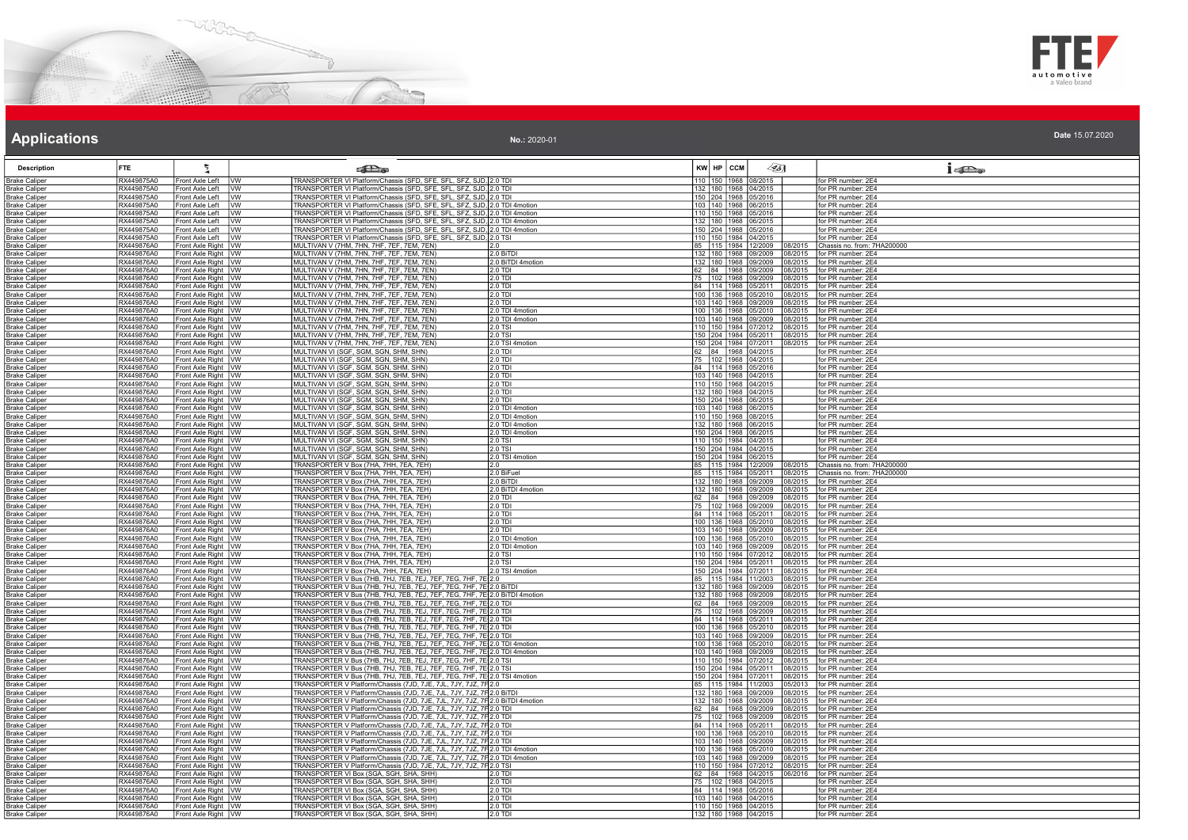# Applications

**No.:** 2020-01

**Date** 15.07.2020

| Description | FTE | | | | | KW | HP | CCM | | | |
|---|---|---|---|---|---|---|---|---|---|---|---|
| Brake Caliper | RX449875A0 | Front Axle Left | VW | TRANSPORTER VI Platform/Chassis (SFD, SFE, SFL, SFZ, SJD, | 2.0 TDI | 110 | 150 | 1968 | 08/2015 | | for PR number: 2E4 |
| Brake Caliper | RX449875A0 | Front Axle Left | VW | TRANSPORTER VI Platform/Chassis (SFD, SFE, SFL, SFZ, SJD, | 2.0 TDI | 132 | 180 | 1968 | 04/2015 | | for PR number: 2E4 |
| Brake Caliper | RX449875A0 | Front Axle Left | VW | TRANSPORTER VI Platform/Chassis (SFD, SFE, SFL, SFZ, SJD, | 2.0 TDI | 150 | 204 | 1968 | 05/2016 | | for PR number: 2E4 |
| Brake Caliper | RX449875A0 | Front Axle Left | VW | TRANSPORTER VI Platform/Chassis (SFD, SFE, SFL, SFZ, SJD, | 2.0 TDI 4motion | 103 | 140 | 1968 | 06/2015 | | for PR number: 2E4 |
| Brake Caliper | RX449875A0 | Front Axle Left | VW | TRANSPORTER VI Platform/Chassis (SFD, SFE, SFL, SFZ, SJD, | 2.0 TDI 4motion | 110 | 150 | 1968 | 05/2016 | | for PR number: 2E4 |
| Brake Caliper | RX449875A0 | Front Axle Left | VW | TRANSPORTER VI Platform/Chassis (SFD, SFE, SFL, SFZ, SJD, | 2.0 TDI 4motion | 132 | 180 | 1968 | 06/2015 | | for PR number: 2E4 |
| Brake Caliper | RX449875A0 | Front Axle Left | VW | TRANSPORTER VI Platform/Chassis (SFD, SFE, SFL, SFZ, SJD, | 2.0 TDI 4motion | 150 | 204 | 1968 | 05/2016 | | for PR number: 2E4 |
| Brake Caliper | RX449875A0 | Front Axle Left | VW | TRANSPORTER VI Platform/Chassis (SFD, SFE, SFL, SFZ, SJD, | 2.0 TSI | 110 | 150 | 1984 | 04/2015 | | for PR number: 2E4 |
| Brake Caliper | RX449876A0 | Front Axle Right | VW | MULTIVAN V (7HM, 7HN, 7HF, 7EF, 7EM, 7EN) | 2.0 | 85 | 115 | 1984 | 12/2009 | 08/2015 | Chassis no. from: 7HA200000 |
| Brake Caliper | RX449876A0 | Front Axle Right | VW | MULTIVAN V (7HM, 7HN, 7HF, 7EF, 7EM, 7EN) | 2.0 BiTDI | 132 | 180 | 1968 | 09/2009 | 08/2015 | for PR number: 2E4 |
| Brake Caliper | RX449876A0 | Front Axle Right | VW | MULTIVAN V (7HM, 7HN, 7HF, 7EF, 7EM, 7EN) | 2.0 BiTDI 4motion | 132 | 180 | 1968 | 09/2009 | 08/2015 | for PR number: 2E4 |
| Brake Caliper | RX449876A0 | Front Axle Right | VW | MULTIVAN V (7HM, 7HN, 7HF, 7EF, 7EM, 7EN) | 2.0 TDI | 62 | 84 | 1968 | 09/2009 | 08/2015 | for PR number: 2E4 |
| Brake Caliper | RX449876A0 | Front Axle Right | VW | MULTIVAN V (7HM, 7HN, 7HF, 7EF, 7EM, 7EN) | 2.0 TDI | 75 | 102 | 1968 | 09/2009 | 08/2015 | for PR number: 2E4 |
| Brake Caliper | RX449876A0 | Front Axle Right | VW | MULTIVAN V (7HM, 7HN, 7HF, 7EF, 7EM, 7EN) | 2.0 TDI | 84 | 114 | 1968 | 05/2011 | 08/2015 | for PR number: 2E4 |
| Brake Caliper | RX449876A0 | Front Axle Right | VW | MULTIVAN V (7HM, 7HN, 7HF, 7EF, 7EM, 7EN) | 2.0 TDI | 100 | 136 | 1968 | 05/2010 | 08/2015 | for PR number: 2E4 |
| Brake Caliper | RX449876A0 | Front Axle Right | VW | MULTIVAN V (7HM, 7HN, 7HF, 7EF, 7EM, 7EN) | 2.0 TDI | 103 | 140 | 1968 | 09/2009 | 08/2015 | for PR number: 2E4 |
| Brake Caliper | RX449876A0 | Front Axle Right | VW | MULTIVAN V (7HM, 7HN, 7HF, 7EF, 7EM, 7EN) | 2.0 TDI 4motion | 100 | 136 | 1968 | 05/2010 | 08/2015 | for PR number: 2E4 |
| Brake Caliper | RX449876A0 | Front Axle Right | VW | MULTIVAN V (7HM, 7HN, 7HF, 7EF, 7EM, 7EN) | 2.0 TDI 4motion | 103 | 140 | 1968 | 09/2009 | 08/2015 | for PR number: 2E4 |
| Brake Caliper | RX449876A0 | Front Axle Right | VW | MULTIVAN V (7HM, 7HN, 7HF, 7EF, 7EM, 7EN) | 2.0 TSI | 110 | 150 | 1984 | 07/2012 | 08/2015 | for PR number: 2E4 |
| Brake Caliper | RX449876A0 | Front Axle Right | VW | MULTIVAN V (7HM, 7HN, 7HF, 7EF, 7EM, 7EN) | 2.0 TSI | 150 | 204 | 1984 | 05/2011 | 08/2015 | for PR number: 2E4 |
| Brake Caliper | RX449876A0 | Front Axle Right | VW | MULTIVAN V (7HM, 7HN, 7HF, 7EF, 7EM, 7EN) | 2.0 TSI 4motion | 150 | 204 | 1984 | 07/2011 | 08/2015 | for PR number: 2E4 |
| Brake Caliper | RX449876A0 | Front Axle Right | VW | MULTIVAN VI (SGF, SGM, SGN, SHM, SHN) | 2.0 TDI | 62 | 84 | 1968 | 04/2015 | | for PR number: 2E4 |
| Brake Caliper | RX449876A0 | Front Axle Right | VW | MULTIVAN VI (SGF, SGM, SGN, SHM, SHN) | 2.0 TDI | 75 | 102 | 1968 | 04/2015 | | for PR number: 2E4 |
| Brake Caliper | RX449876A0 | Front Axle Right | VW | MULTIVAN VI (SGF, SGM, SGN, SHM, SHN) | 2.0 TDI | 84 | 114 | 1968 | 05/2016 | | for PR number: 2E4 |
| Brake Caliper | RX449876A0 | Front Axle Right | VW | MULTIVAN VI (SGF, SGM, SGN, SHM, SHN) | 2.0 TDI | 103 | 140 | 1968 | 04/2015 | | for PR number: 2E4 |
| Brake Caliper | RX449876A0 | Front Axle Right | VW | MULTIVAN VI (SGF, SGM, SGN, SHM, SHN) | 2.0 TDI | 110 | 150 | 1968 | 04/2015 | | for PR number: 2E4 |
| Brake Caliper | RX449876A0 | Front Axle Right | VW | MULTIVAN VI (SGF, SGM, SGN, SHM, SHN) | 2.0 TDI | 132 | 180 | 1968 | 04/2015 | | for PR number: 2E4 |
| Brake Caliper | RX449876A0 | Front Axle Right | VW | MULTIVAN VI (SGF, SGM, SGN, SHM, SHN) | 2.0 TDI | 150 | 204 | 1968 | 06/2015 | | for PR number: 2E4 |
| Brake Caliper | RX449876A0 | Front Axle Right | VW | MULTIVAN VI (SGF, SGM, SGN, SHM, SHN) | 2.0 TDI 4motion | 103 | 140 | 1968 | 06/2015 | | for PR number: 2E4 |
| Brake Caliper | RX449876A0 | Front Axle Right | VW | MULTIVAN VI (SGF, SGM, SGN, SHM, SHN) | 2.0 TDI 4motion | 110 | 150 | 1968 | 08/2015 | | for PR number: 2E4 |
| Brake Caliper | RX449876A0 | Front Axle Right | VW | MULTIVAN VI (SGF, SGM, SGN, SHM, SHN) | 2.0 TDI 4motion | 132 | 180 | 1968 | 06/2015 | | for PR number: 2E4 |
| Brake Caliper | RX449876A0 | Front Axle Right | VW | MULTIVAN VI (SGF, SGM, SGN, SHM, SHN) | 2.0 TDI 4motion | 150 | 204 | 1968 | 06/2015 | | for PR number: 2E4 |
| Brake Caliper | RX449876A0 | Front Axle Right | VW | MULTIVAN VI (SGF, SGM, SGN, SHM, SHN) | 2.0 TSI | 110 | 150 | 1984 | 04/2015 | | for PR number: 2E4 |
| Brake Caliper | RX449876A0 | Front Axle Right | VW | MULTIVAN VI (SGF, SGM, SGN, SHM, SHN) | 2.0 TSI | 150 | 204 | 1984 | 04/2015 | | for PR number: 2E4 |
| Brake Caliper | RX449876A0 | Front Axle Right | VW | MULTIVAN VI (SGF, SGM, SGN, SHM, SHN) | 2.0 TSI 4motion | 150 | 204 | 1984 | 06/2015 | | for PR number: 2E4 |
| Brake Caliper | RX449876A0 | Front Axle Right | VW | TRANSPORTER V Box (7HA, 7HH, 7EA, 7EH) | 2.0 | 85 | 115 | 1984 | 12/2009 | 08/2015 | Chassis no. from: 7HA200000 |
| Brake Caliper | RX449876A0 | Front Axle Right | VW | TRANSPORTER V Box (7HA, 7HH, 7EA, 7EH) | 2.0 BiFuel | 85 | 115 | 1984 | 05/2011 | 08/2015 | Chassis no. from: 7HA200000 |
| Brake Caliper | RX449876A0 | Front Axle Right | VW | TRANSPORTER V Box (7HA, 7HH, 7EA, 7EH) | 2.0 BiTDI | 132 | 180 | 1968 | 09/2009 | 08/2015 | for PR number: 2E4 |
| Brake Caliper | RX449876A0 | Front Axle Right | VW | TRANSPORTER V Box (7HA, 7HH, 7EA, 7EH) | 2.0 BiTDI 4motion | 132 | 180 | 1968 | 09/2009 | 08/2015 | for PR number: 2E4 |
| Brake Caliper | RX449876A0 | Front Axle Right | VW | TRANSPORTER V Box (7HA, 7HH, 7EA, 7EH) | 2.0 TDI | 62 | 84 | 1968 | 09/2009 | 08/2015 | for PR number: 2E4 |
| Brake Caliper | RX449876A0 | Front Axle Right | VW | TRANSPORTER V Box (7HA, 7HH, 7EA, 7EH) | 2.0 TDI | 75 | 102 | 1968 | 09/2009 | 08/2015 | for PR number: 2E4 |
| Brake Caliper | RX449876A0 | Front Axle Right | VW | TRANSPORTER V Box (7HA, 7HH, 7EA, 7EH) | 2.0 TDI | 84 | 114 | 1968 | 05/2011 | 08/2015 | for PR number: 2E4 |
| Brake Caliper | RX449876A0 | Front Axle Right | VW | TRANSPORTER V Box (7HA, 7HH, 7EA, 7EH) | 2.0 TDI | 100 | 136 | 1968 | 05/2010 | 08/2015 | for PR number: 2E4 |
| Brake Caliper | RX449876A0 | Front Axle Right | VW | TRANSPORTER V Box (7HA, 7HH, 7EA, 7EH) | 2.0 TDI | 103 | 140 | 1968 | 09/2009 | 08/2015 | for PR number: 2E4 |
| Brake Caliper | RX449876A0 | Front Axle Right | VW | TRANSPORTER V Box (7HA, 7HH, 7EA, 7EH) | 2.0 TDI 4motion | 100 | 136 | 1968 | 05/2010 | 08/2015 | for PR number: 2E4 |
| Brake Caliper | RX449876A0 | Front Axle Right | VW | TRANSPORTER V Box (7HA, 7HH, 7EA, 7EH) | 2.0 TDI 4motion | 103 | 140 | 1968 | 09/2009 | 08/2015 | for PR number: 2E4 |
| Brake Caliper | RX449876A0 | Front Axle Right | VW | TRANSPORTER V Box (7HA, 7HH, 7EA, 7EH) | 2.0 TSI | 110 | 150 | 1984 | 07/2012 | 08/2015 | for PR number: 2E4 |
| Brake Caliper | RX449876A0 | Front Axle Right | VW | TRANSPORTER V Box (7HA, 7HH, 7EA, 7EH) | 2.0 TSI | 150 | 204 | 1984 | 05/2011 | 08/2015 | for PR number: 2E4 |
| Brake Caliper | RX449876A0 | Front Axle Right | VW | TRANSPORTER V Box (7HA, 7HH, 7EA, 7EH) | 2.0 TSI 4motion | 150 | 204 | 1984 | 07/2011 | 08/2015 | for PR number: 2E4 |
| Brake Caliper | RX449876A0 | Front Axle Right | VW | TRANSPORTER V Bus (7HB, 7HJ, 7EB, 7EJ, 7EF, 7EG, 7HF, 7E | 2.0 | 85 | 115 | 1984 | 11/2003 | 08/2015 | for PR number: 2E4 |
| Brake Caliper | RX449876A0 | Front Axle Right | VW | TRANSPORTER V Bus (7HB, 7HJ, 7EB, 7EJ, 7EF, 7EG, 7HF, 7E | 2.0 BiTDI | 132 | 180 | 1968 | 09/2009 | 08/2015 | for PR number: 2E4 |
| Brake Caliper | RX449876A0 | Front Axle Right | VW | TRANSPORTER V Bus (7HB, 7HJ, 7EB, 7EJ, 7EF, 7EG, 7HF, 7E | 2.0 BiTDI 4motion | 132 | 180 | 1968 | 09/2009 | 08/2015 | for PR number: 2E4 |
| Brake Caliper | RX449876A0 | Front Axle Right | VW | TRANSPORTER V Bus (7HB, 7HJ, 7EB, 7EJ, 7EF, 7EG, 7HF, 7E | 2.0 TDI | 62 | 84 | 1968 | 09/2009 | 08/2015 | for PR number: 2E4 |
| Brake Caliper | RX449876A0 | Front Axle Right | VW | TRANSPORTER V Bus (7HB, 7HJ, 7EB, 7EJ, 7EF, 7EG, 7HF, 7E | 2.0 TDI | 75 | 102 | 1968 | 09/2009 | 08/2015 | for PR number: 2E4 |
| Brake Caliper | RX449876A0 | Front Axle Right | VW | TRANSPORTER V Bus (7HB, 7HJ, 7EB, 7EJ, 7EF, 7EG, 7HF, 7E | 2.0 TDI | 84 | 114 | 1968 | 05/2011 | 08/2015 | for PR number: 2E4 |
| Brake Caliper | RX449876A0 | Front Axle Right | VW | TRANSPORTER V Bus (7HB, 7HJ, 7EB, 7EJ, 7EF, 7EG, 7HF, 7E | 2.0 TDI | 100 | 136 | 1968 | 05/2010 | 08/2015 | for PR number: 2E4 |
| Brake Caliper | RX449876A0 | Front Axle Right | VW | TRANSPORTER V Bus (7HB, 7HJ, 7EB, 7EJ, 7EF, 7EG, 7HF, 7E | 2.0 TDI | 103 | 140 | 1968 | 09/2009 | 08/2015 | for PR number: 2E4 |
| Brake Caliper | RX449876A0 | Front Axle Right | VW | TRANSPORTER V Bus (7HB, 7HJ, 7EB, 7EJ, 7EF, 7EG, 7HF, 7E | 2.0 TDI 4motion | 100 | 136 | 1968 | 05/2010 | 08/2015 | for PR number: 2E4 |
| Brake Caliper | RX449876A0 | Front Axle Right | VW | TRANSPORTER V Bus (7HB, 7HJ, 7EB, 7EJ, 7EF, 7EG, 7HF, 7E | 2.0 TDI 4motion | 103 | 140 | 1968 | 09/2009 | 08/2015 | for PR number: 2E4 |
| Brake Caliper | RX449876A0 | Front Axle Right | VW | TRANSPORTER V Bus (7HB, 7HJ, 7EB, 7EJ, 7EF, 7EG, 7HF, 7E | 2.0 TSI | 110 | 150 | 1984 | 07/2012 | 08/2015 | for PR number: 2E4 |
| Brake Caliper | RX449876A0 | Front Axle Right | VW | TRANSPORTER V Bus (7HB, 7HJ, 7EB, 7EJ, 7EF, 7EG, 7HF, 7E | 2.0 TSI | 150 | 204 | 1984 | 05/2011 | 08/2015 | for PR number: 2E4 |
| Brake Caliper | RX449876A0 | Front Axle Right | VW | TRANSPORTER V Bus (7HB, 7HJ, 7EB, 7EJ, 7EF, 7EG, 7HF, 7E | 2.0 TSI 4motion | 150 | 204 | 1984 | 07/2011 | 08/2015 | for PR number: 2E4 |
| Brake Caliper | RX449876A0 | Front Axle Right | VW | TRANSPORTER V Platform/Chassis (7JD, 7JE, 7JL, 7JY, 7JZ, 7F | 2.0 | 85 | 115 | 1984 | 11/2003 | 05/2013 | for PR number: 2E4 |
| Brake Caliper | RX449876A0 | Front Axle Right | VW | TRANSPORTER V Platform/Chassis (7JD, 7JE, 7JL, 7JY, 7JZ, 7F | 2.0 BiTDI | 132 | 180 | 1968 | 09/2009 | 08/2015 | for PR number: 2E4 |
| Brake Caliper | RX449876A0 | Front Axle Right | VW | TRANSPORTER V Platform/Chassis (7JD, 7JE, 7JL, 7JY, 7JZ, 7F | 2.0 BiTDI 4motion | 132 | 180 | 1968 | 09/2009 | 08/2015 | for PR number: 2E4 |
| Brake Caliper | RX449876A0 | Front Axle Right | VW | TRANSPORTER V Platform/Chassis (7JD, 7JE, 7JL, 7JY, 7JZ, 7F | 2.0 TDI | 62 | 84 | 1968 | 09/2009 | 08/2015 | for PR number: 2E4 |
| Brake Caliper | RX449876A0 | Front Axle Right | VW | TRANSPORTER V Platform/Chassis (7JD, 7JE, 7JL, 7JY, 7JZ, 7F | 2.0 TDI | 75 | 102 | 1968 | 09/2009 | 08/2015 | for PR number: 2E4 |
| Brake Caliper | RX449876A0 | Front Axle Right | VW | TRANSPORTER V Platform/Chassis (7JD, 7JE, 7JL, 7JY, 7JZ, 7F | 2.0 TDI | 84 | 114 | 1968 | 05/2011 | 08/2015 | for PR number: 2E4 |
| Brake Caliper | RX449876A0 | Front Axle Right | VW | TRANSPORTER V Platform/Chassis (7JD, 7JE, 7JL, 7JY, 7JZ, 7F | 2.0 TDI | 100 | 136 | 1968 | 05/2010 | 08/2015 | for PR number: 2E4 |
| Brake Caliper | RX449876A0 | Front Axle Right | VW | TRANSPORTER V Platform/Chassis (7JD, 7JE, 7JL, 7JY, 7JZ, 7F | 2.0 TDI | 103 | 140 | 1968 | 09/2009 | 08/2015 | for PR number: 2E4 |
| Brake Caliper | RX449876A0 | Front Axle Right | VW | TRANSPORTER V Platform/Chassis (7JD, 7JE, 7JL, 7JY, 7JZ, 7F | 2.0 TDI 4motion | 100 | 136 | 1968 | 05/2010 | 08/2015 | for PR number: 2E4 |
| Brake Caliper | RX449876A0 | Front Axle Right | VW | TRANSPORTER V Platform/Chassis (7JD, 7JE, 7JL, 7JY, 7JZ, 7F | 2.0 TDI 4motion | 103 | 140 | 1968 | 09/2009 | 08/2015 | for PR number: 2E4 |
| Brake Caliper | RX449876A0 | Front Axle Right | VW | TRANSPORTER V Platform/Chassis (7JD, 7JE, 7JL, 7JY, 7JZ, 7F | 2.0 TSI | 110 | 150 | 1984 | 07/2012 | 08/2015 | for PR number: 2E4 |
| Brake Caliper | RX449876A0 | Front Axle Right | VW | TRANSPORTER VI Box (SGA, SGH, SHA, SHH) | 2.0 TDI | 62 | 84 | 1968 | 04/2015 | 06/2016 | for PR number: 2E4 |
| Brake Caliper | RX449876A0 | Front Axle Right | VW | TRANSPORTER VI Box (SGA, SGH, SHA, SHH) | 2.0 TDI | 75 | 102 | 1968 | 04/2015 | | for PR number: 2E4 |
| Brake Caliper | RX449876A0 | Front Axle Right | VW | TRANSPORTER VI Box (SGA, SGH, SHA, SHH) | 2.0 TDI | 84 | 114 | 1968 | 05/2016 | | for PR number: 2E4 |
| Brake Caliper | RX449876A0 | Front Axle Right | VW | TRANSPORTER VI Box (SGA, SGH, SHA, SHH) | 2.0 TDI | 103 | 140 | 1968 | 04/2015 | | for PR number: 2E4 |
| Brake Caliper | RX449876A0 | Front Axle Right | VW | TRANSPORTER VI Box (SGA, SGH, SHA, SHH) | 2.0 TDI | 110 | 150 | 1968 | 04/2015 | | for PR number: 2E4 |
| Brake Caliper | RX449876A0 | Front Axle Right | VW | TRANSPORTER VI Box (SGA, SGH, SHA, SHH) | 2.0 TDI | 132 | 180 | 1968 | 04/2015 | | for PR number: 2E4 |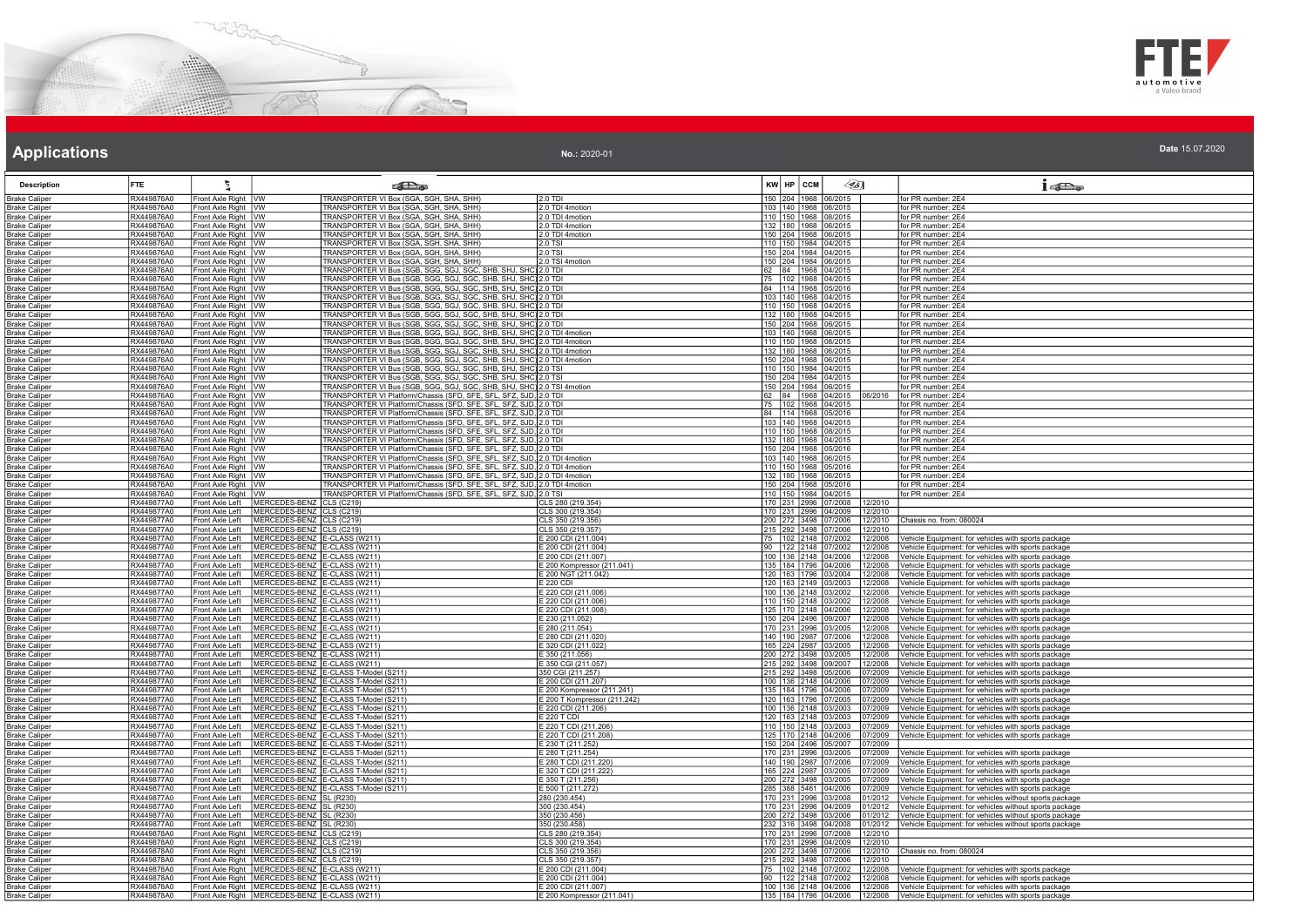# Applications

**No.:** 2020-01

**Date** 15.07.2020

| Description | FTE | | | | | KW | HP | CCM | | | |
|---|---|---|---|---|---|---|---|---|---|---|---|
| Brake Caliper | RX449876A0 | Front Axle Right | VW | TRANSPORTER VI Box (SGA, SGH, SHA, SHH) | 2.0 TDI | 150 | 204 | 1968 | 06/2015 | | for PR number: 2E4 |
| Brake Caliper | RX449876A0 | Front Axle Right | VW | TRANSPORTER VI Box (SGA, SGH, SHA, SHH) | 2.0 TDI 4motion | 103 | 140 | 1968 | 06/2015 | | for PR number: 2E4 |
| Brake Caliper | RX449876A0 | Front Axle Right | VW | TRANSPORTER VI Box (SGA, SGH, SHA, SHH) | 2.0 TDI 4motion | 110 | 150 | 1968 | 08/2015 | | for PR number: 2E4 |
| Brake Caliper | RX449876A0 | Front Axle Right | VW | TRANSPORTER VI Box (SGA, SGH, SHA, SHH) | 2.0 TDI 4motion | 132 | 180 | 1968 | 06/2015 | | for PR number: 2E4 |
| Brake Caliper | RX449876A0 | Front Axle Right | VW | TRANSPORTER VI Box (SGA, SGH, SHA, SHH) | 2.0 TDI 4motion | 150 | 204 | 1968 | 06/2015 | | for PR number: 2E4 |
| Brake Caliper | RX449876A0 | Front Axle Right | VW | TRANSPORTER VI Box (SGA, SGH, SHA, SHH) | 2.0 TSI | 110 | 150 | 1984 | 04/2015 | | for PR number: 2E4 |
| Brake Caliper | RX449876A0 | Front Axle Right | VW | TRANSPORTER VI Box (SGA, SGH, SHA, SHH) | 2.0 TSI | 150 | 204 | 1984 | 04/2015 | | for PR number: 2E4 |
| Brake Caliper | RX449876A0 | Front Axle Right | VW | TRANSPORTER VI Box (SGA, SGH, SHA, SHH) | 2.0 TSI 4motion | 150 | 204 | 1984 | 06/2015 | | for PR number: 2E4 |
| Brake Caliper | RX449876A0 | Front Axle Right | VW | TRANSPORTER VI Bus (SGB, SGG, SGJ, SGC, SHB, SHJ, SHC) | 2.0 TDI | 62 | 84 | 1968 | 04/2015 | | for PR number: 2E4 |
| Brake Caliper | RX449876A0 | Front Axle Right | VW | TRANSPORTER VI Bus (SGB, SGG, SGJ, SGC, SHB, SHJ, SHC) | 2.0 TDI | 75 | 102 | 1968 | 04/2015 | | for PR number: 2E4 |
| Brake Caliper | RX449876A0 | Front Axle Right | VW | TRANSPORTER VI Bus (SGB, SGG, SGJ, SGC, SHB, SHJ, SHC) | 2.0 TDI | 84 | 114 | 1968 | 05/2016 | | for PR number: 2E4 |
| Brake Caliper | RX449876A0 | Front Axle Right | VW | TRANSPORTER VI Bus (SGB, SGG, SGJ, SGC, SHB, SHJ, SHC) | 2.0 TDI | 103 | 140 | 1968 | 04/2015 | | for PR number: 2E4 |
| Brake Caliper | RX449876A0 | Front Axle Right | VW | TRANSPORTER VI Bus (SGB, SGG, SGJ, SGC, SHB, SHJ, SHC) | 2.0 TDI | 110 | 150 | 1968 | 04/2015 | | for PR number: 2E4 |
| Brake Caliper | RX449876A0 | Front Axle Right | VW | TRANSPORTER VI Bus (SGB, SGG, SGJ, SGC, SHB, SHJ, SHC) | 2.0 TDI | 132 | 180 | 1968 | 04/2015 | | for PR number: 2E4 |
| Brake Caliper | RX449876A0 | Front Axle Right | VW | TRANSPORTER VI Bus (SGB, SGG, SGJ, SGC, SHB, SHJ, SHC) | 2.0 TDI | 150 | 204 | 1968 | 06/2015 | | for PR number: 2E4 |
| Brake Caliper | RX449876A0 | Front Axle Right | VW | TRANSPORTER VI Bus (SGB, SGG, SGJ, SGC, SHB, SHJ, SHC) | 2.0 TDI 4motion | 103 | 140 | 1968 | 06/2015 | | for PR number: 2E4 |
| Brake Caliper | RX449876A0 | Front Axle Right | VW | TRANSPORTER VI Bus (SGB, SGG, SGJ, SGC, SHB, SHJ, SHC) | 2.0 TDI 4motion | 110 | 150 | 1968 | 08/2015 | | for PR number: 2E4 |
| Brake Caliper | RX449876A0 | Front Axle Right | VW | TRANSPORTER VI Bus (SGB, SGG, SGJ, SGC, SHB, SHJ, SHC) | 2.0 TDI 4motion | 132 | 180 | 1968 | 06/2015 | | for PR number: 2E4 |
| Brake Caliper | RX449876A0 | Front Axle Right | VW | TRANSPORTER VI Bus (SGB, SGG, SGJ, SGC, SHB, SHJ, SHC) | 2.0 TDI 4motion | 150 | 204 | 1968 | 06/2015 | | for PR number: 2E4 |
| Brake Caliper | RX449876A0 | Front Axle Right | VW | TRANSPORTER VI Bus (SGB, SGG, SGJ, SGC, SHB, SHJ, SHC) | 2.0 TSI | 110 | 150 | 1984 | 04/2015 | | for PR number: 2E4 |
| Brake Caliper | RX449876A0 | Front Axle Right | VW | TRANSPORTER VI Bus (SGB, SGG, SGJ, SGC, SHB, SHJ, SHC) | 2.0 TSI | 150 | 204 | 1984 | 04/2015 | | for PR number: 2E4 |
| Brake Caliper | RX449876A0 | Front Axle Right | VW | TRANSPORTER VI Bus (SGB, SGG, SGJ, SGC, SHB, SHJ, SHC) | 2.0 TSI 4motion | 150 | 204 | 1984 | 06/2015 | | for PR number: 2E4 |
| Brake Caliper | RX449876A0 | Front Axle Right | VW | TRANSPORTER VI Platform/Chassis (SFD, SFE, SFL, SFZ, SJD) | 2.0 TDI | 62 | 84 | 1968 | 04/2015 | 06/2016 | for PR number: 2E4 |
| Brake Caliper | RX449876A0 | Front Axle Right | VW | TRANSPORTER VI Platform/Chassis (SFD, SFE, SFL, SFZ, SJD) | 2.0 TDI | 75 | 102 | 1968 | 04/2015 | | for PR number: 2E4 |
| Brake Caliper | RX449876A0 | Front Axle Right | VW | TRANSPORTER VI Platform/Chassis (SFD, SFE, SFL, SFZ, SJD) | 2.0 TDI | 84 | 114 | 1968 | 05/2016 | | for PR number: 2E4 |
| Brake Caliper | RX449876A0 | Front Axle Right | VW | TRANSPORTER VI Platform/Chassis (SFD, SFE, SFL, SFZ, SJD) | 2.0 TDI | 103 | 140 | 1968 | 04/2015 | | for PR number: 2E4 |
| Brake Caliper | RX449876A0 | Front Axle Right | VW | TRANSPORTER VI Platform/Chassis (SFD, SFE, SFL, SFZ, SJD) | 2.0 TDI | 110 | 150 | 1968 | 08/2015 | | for PR number: 2E4 |
| Brake Caliper | RX449876A0 | Front Axle Right | VW | TRANSPORTER VI Platform/Chassis (SFD, SFE, SFL, SFZ, SJD) | 2.0 TDI | 132 | 180 | 1968 | 04/2015 | | for PR number: 2E4 |
| Brake Caliper | RX449876A0 | Front Axle Right | VW | TRANSPORTER VI Platform/Chassis (SFD, SFE, SFL, SFZ, SJD) | 2.0 TDI | 150 | 204 | 1968 | 05/2016 | | for PR number: 2E4 |
| Brake Caliper | RX449876A0 | Front Axle Right | VW | TRANSPORTER VI Platform/Chassis (SFD, SFE, SFL, SFZ, SJD) | 2.0 TDI 4motion | 103 | 140 | 1968 | 06/2015 | | for PR number: 2E4 |
| Brake Caliper | RX449876A0 | Front Axle Right | VW | TRANSPORTER VI Platform/Chassis (SFD, SFE, SFL, SFZ, SJD) | 2.0 TDI 4motion | 110 | 150 | 1968 | 05/2016 | | for PR number: 2E4 |
| Brake Caliper | RX449876A0 | Front Axle Right | VW | TRANSPORTER VI Platform/Chassis (SFD, SFE, SFL, SFZ, SJD) | 2.0 TDI 4motion | 132 | 180 | 1968 | 06/2015 | | for PR number: 2E4 |
| Brake Caliper | RX449876A0 | Front Axle Right | VW | TRANSPORTER VI Platform/Chassis (SFD, SFE, SFL, SFZ, SJD) | 2.0 TDI 4motion | 150 | 204 | 1968 | 05/2016 | | for PR number: 2E4 |
| Brake Caliper | RX449876A0 | Front Axle Right | VW | TRANSPORTER VI Platform/Chassis (SFD, SFE, SFL, SFZ, SJD) | 2.0 TSI | 110 | 150 | 1984 | 04/2015 | | for PR number: 2E4 |
| Brake Caliper | RX449877A0 | Front Axle Left | MERCEDES-BENZ | CLS (C219) | CLS 280 (219.354) | 170 | 231 | 2996 | 07/2008 | 12/2010 | |
| Brake Caliper | RX449877A0 | Front Axle Left | MERCEDES-BENZ | CLS (C219) | CLS 300 (219.354) | 170 | 231 | 2996 | 04/2009 | 12/2010 | |
| Brake Caliper | RX449877A0 | Front Axle Left | MERCEDES-BENZ | CLS (C219) | CLS 350 (219.356) | 200 | 272 | 3498 | 07/2006 | 12/2010 | Chassis no. from: 080024 |
| Brake Caliper | RX449877A0 | Front Axle Left | MERCEDES-BENZ | CLS (C219) | CLS 350 (219.357) | 215 | 292 | 3498 | 07/2006 | 12/2010 | |
| Brake Caliper | RX449877A0 | Front Axle Left | MERCEDES-BENZ | E-CLASS (W211) | E 200 CDI (211.004) | 75 | 102 | 2148 | 07/2002 | 12/2008 | Vehicle Equipment: for vehicles with sports package |
| Brake Caliper | RX449877A0 | Front Axle Left | MERCEDES-BENZ | E-CLASS (W211) | E 200 CDI (211.004) | 90 | 122 | 2148 | 07/2002 | 12/2008 | Vehicle Equipment: for vehicles with sports package |
| Brake Caliper | RX449877A0 | Front Axle Left | MERCEDES-BENZ | E-CLASS (W211) | E 200 CDI (211.007) | 100 | 136 | 2148 | 04/2006 | 12/2008 | Vehicle Equipment: for vehicles with sports package |
| Brake Caliper | RX449877A0 | Front Axle Left | MERCEDES-BENZ | E-CLASS (W211) | E 200 Kompressor (211.041) | 135 | 184 | 1796 | 04/2006 | 12/2008 | Vehicle Equipment: for vehicles with sports package |
| Brake Caliper | RX449877A0 | Front Axle Left | MERCEDES-BENZ | E-CLASS (W211) | E 200 NGT (211.042) | 120 | 163 | 1796 | 03/2004 | 12/2008 | Vehicle Equipment: for vehicles with sports package |
| Brake Caliper | RX449877A0 | Front Axle Left | MERCEDES-BENZ | E-CLASS (W211) | E 220 CDI | 120 | 163 | 2149 | 03/2002 | 12/2008 | Vehicle Equipment: for vehicles with sports package |
| Brake Caliper | RX449877A0 | Front Axle Left | MERCEDES-BENZ | E-CLASS (W211) | E 220 CDI (211.006) | 100 | 136 | 2148 | 03/2002 | 12/2008 | Vehicle Equipment: for vehicles with sports package |
| Brake Caliper | RX449877A0 | Front Axle Left | MERCEDES-BENZ | E-CLASS (W211) | E 220 CDI (211.006) | 110 | 150 | 2148 | 03/2002 | 12/2008 | Vehicle Equipment: for vehicles with sports package |
| Brake Caliper | RX449877A0 | Front Axle Left | MERCEDES-BENZ | E-CLASS (W211) | E 220 CDI (211.008) | 125 | 170 | 2148 | 04/2006 | 12/2008 | Vehicle Equipment: for vehicles with sports package |
| Brake Caliper | RX449877A0 | Front Axle Left | MERCEDES-BENZ | E-CLASS (W211) | E 230 (211.052) | 150 | 204 | 2496 | 09/2007 | 12/2008 | Vehicle Equipment: for vehicles with sports package |
| Brake Caliper | RX449877A0 | Front Axle Left | MERCEDES-BENZ | E-CLASS (W211) | E 280 (211.054) | 170 | 231 | 2996 | 03/2005 | 12/2008 | Vehicle Equipment: for vehicles with sports package |
| Brake Caliper | RX449877A0 | Front Axle Left | MERCEDES-BENZ | E-CLASS (W211) | E 280 CDI (211.020) | 140 | 190 | 2987 | 07/2006 | 12/2008 | Vehicle Equipment: for vehicles with sports package |
| Brake Caliper | RX449877A0 | Front Axle Left | MERCEDES-BENZ | E-CLASS (W211) | E 320 CDI (211.022) | 165 | 224 | 2987 | 03/2005 | 12/2008 | Vehicle Equipment: for vehicles with sports package |
| Brake Caliper | RX449877A0 | Front Axle Left | MERCEDES-BENZ | E-CLASS (W211) | E 350 (211.056) | 200 | 272 | 3498 | 03/2005 | 12/2008 | Vehicle Equipment: for vehicles with sports package |
| Brake Caliper | RX449877A0 | Front Axle Left | MERCEDES-BENZ | E-CLASS (W211) | E 350 CGI (211.057) | 215 | 292 | 3498 | 09/2007 | 12/2008 | Vehicle Equipment: for vehicles with sports package |
| Brake Caliper | RX449877A0 | Front Axle Left | MERCEDES-BENZ | E-CLASS T-Model (S211) | 350 CGI (211.257) | 215 | 292 | 3498 | 05/2006 | 07/2009 | Vehicle Equipment: for vehicles with sports package |
| Brake Caliper | RX449877A0 | Front Axle Left | MERCEDES-BENZ | E-CLASS T-Model (S211) | E 200 CDI (211.207) | 100 | 136 | 2148 | 04/2006 | 07/2009 | Vehicle Equipment: for vehicles with sports package |
| Brake Caliper | RX449877A0 | Front Axle Left | MERCEDES-BENZ | E-CLASS T-Model (S211) | E 200 Kompressor (211.241) | 135 | 184 | 1796 | 04/2006 | 07/2009 | Vehicle Equipment: for vehicles with sports package |
| Brake Caliper | RX449877A0 | Front Axle Left | MERCEDES-BENZ | E-CLASS T-Model (S211) | E 200 T Kompressor (211.242) | 120 | 163 | 1796 | 07/2005 | 07/2009 | Vehicle Equipment: for vehicles with sports package |
| Brake Caliper | RX449877A0 | Front Axle Left | MERCEDES-BENZ | E-CLASS T-Model (S211) | E 220 CDI (211.206) | 100 | 136 | 2148 | 03/2003 | 07/2009 | Vehicle Equipment: for vehicles with sports package |
| Brake Caliper | RX449877A0 | Front Axle Left | MERCEDES-BENZ | E-CLASS T-Model (S211) | E 220 T CDI | 120 | 163 | 2148 | 03/2003 | 07/2009 | Vehicle Equipment: for vehicles with sports package |
| Brake Caliper | RX449877A0 | Front Axle Left | MERCEDES-BENZ | E-CLASS T-Model (S211) | E 220 T CDI (211.206) | 110 | 150 | 2148 | 03/2003 | 07/2009 | Vehicle Equipment: for vehicles with sports package |
| Brake Caliper | RX449877A0 | Front Axle Left | MERCEDES-BENZ | E-CLASS T-Model (S211) | E 220 T CDI (211.208) | 125 | 170 | 2148 | 04/2006 | 07/2009 | Vehicle Equipment: for vehicles with sports package |
| Brake Caliper | RX449877A0 | Front Axle Left | MERCEDES-BENZ | E-CLASS T-Model (S211) | E 230 T (211.252) | 150 | 204 | 2496 | 05/2007 | 07/2009 | |
| Brake Caliper | RX449877A0 | Front Axle Left | MERCEDES-BENZ | E-CLASS T-Model (S211) | E 280 T (211.254) | 170 | 231 | 2996 | 03/2005 | 07/2009 | Vehicle Equipment: for vehicles with sports package |
| Brake Caliper | RX449877A0 | Front Axle Left | MERCEDES-BENZ | E-CLASS T-Model (S211) | E 280 T CDI (211.220) | 140 | 190 | 2987 | 07/2006 | 07/2009 | Vehicle Equipment: for vehicles with sports package |
| Brake Caliper | RX449877A0 | Front Axle Left | MERCEDES-BENZ | E-CLASS T-Model (S211) | E 320 T CDI (211.222) | 165 | 224 | 2987 | 03/2005 | 07/2009 | Vehicle Equipment: for vehicles with sports package |
| Brake Caliper | RX449877A0 | Front Axle Left | MERCEDES-BENZ | E-CLASS T-Model (S211) | E 350 T (211.256) | 200 | 272 | 3498 | 03/2005 | 07/2009 | Vehicle Equipment: for vehicles with sports package |
| Brake Caliper | RX449877A0 | Front Axle Left | MERCEDES-BENZ | E-CLASS T-Model (S211) | E 500 T (211.272) | 285 | 388 | 5461 | 04/2006 | 07/2009 | Vehicle Equipment: for vehicles with sports package |
| Brake Caliper | RX449877A0 | Front Axle Left | MERCEDES-BENZ | SL (R230) | 280 (230.454) | 170 | 231 | 2996 | 03/2008 | 01/2012 | Vehicle Equipment: for vehicles without sports package |
| Brake Caliper | RX449877A0 | Front Axle Left | MERCEDES-BENZ | SL (R230) | 300 (230.454) | 170 | 231 | 2996 | 04/2009 | 01/2012 | Vehicle Equipment: for vehicles without sports package |
| Brake Caliper | RX449877A0 | Front Axle Left | MERCEDES-BENZ | SL (R230) | 350 (230.456) | 200 | 272 | 3498 | 03/2006 | 01/2012 | Vehicle Equipment: for vehicles without sports package |
| Brake Caliper | RX449877A0 | Front Axle Left | MERCEDES-BENZ | SL (R230) | 350 (230.458) | 232 | 316 | 3498 | 04/2008 | 01/2012 | Vehicle Equipment: for vehicles without sports package |
| Brake Caliper | RX449878A0 | Front Axle Right | MERCEDES-BENZ | CLS (C219) | CLS 280 (219.354) | 170 | 231 | 2996 | 07/2008 | 12/2010 | |
| Brake Caliper | RX449878A0 | Front Axle Right | MERCEDES-BENZ | CLS (C219) | CLS 300 (219.354) | 170 | 231 | 2996 | 04/2009 | 12/2010 | |
| Brake Caliper | RX449878A0 | Front Axle Right | MERCEDES-BENZ | CLS (C219) | CLS 350 (219.356) | 200 | 272 | 3498 | 07/2006 | 12/2010 | Chassis no. from: 080024 |
| Brake Caliper | RX449878A0 | Front Axle Right | MERCEDES-BENZ | CLS (C219) | CLS 350 (219.357) | 215 | 292 | 3498 | 07/2006 | 12/2010 | |
| Brake Caliper | RX449878A0 | Front Axle Right | MERCEDES-BENZ | E-CLASS (W211) | E 200 CDI (211.004) | 75 | 102 | 2148 | 07/2002 | 12/2008 | Vehicle Equipment: for vehicles with sports package |
| Brake Caliper | RX449878A0 | Front Axle Right | MERCEDES-BENZ | E-CLASS (W211) | E 200 CDI (211.004) | 90 | 122 | 2148 | 07/2002 | 12/2008 | Vehicle Equipment: for vehicles with sports package |
| Brake Caliper | RX449878A0 | Front Axle Right | MERCEDES-BENZ | E-CLASS (W211) | E 200 CDI (211.007) | 100 | 136 | 2148 | 04/2006 | 12/2008 | Vehicle Equipment: for vehicles with sports package |
| Brake Caliper | RX449878A0 | Front Axle Right | MERCEDES-BENZ | E-CLASS (W211) | E 200 Kompressor (211.041) | 135 | 184 | 1796 | 04/2006 | 12/2008 | Vehicle Equipment: for vehicles with sports package |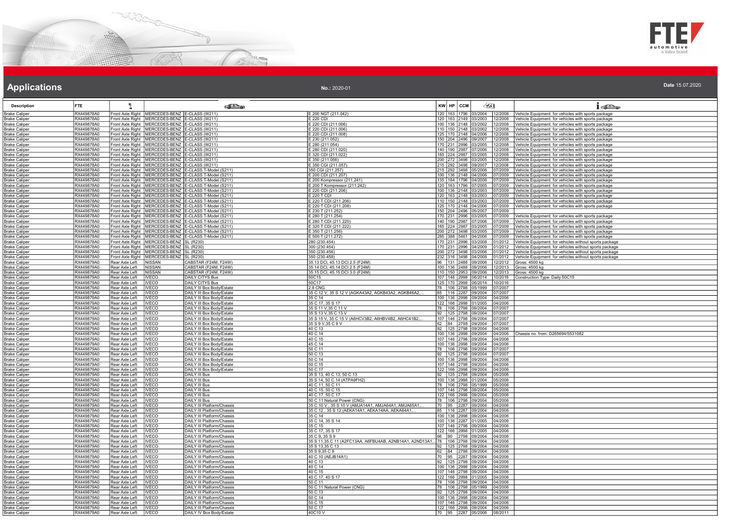# Applications

**No.:** 2020-01

**Date** 15.07.2020

| Description | FTE | | | | | KW | HP | CCM | | | |
|---|---|---|---|---|---|---|---|---|---|---|---|
| Brake Caliper | RX449878A0 | Front Axle Right | MERCEDES-BENZ | E-CLASS (W211) | E 200 NGT (211.042) | 120 | 163 | 1796 | 03/2004 | 12/2008 | Vehicle Equipment: for vehicles with sports package |
| Brake Caliper | RX449878A0 | Front Axle Right | MERCEDES-BENZ | E-CLASS (W211) | E 220 CDI | 120 | 163 | 2149 | 03/2003 | 12/2008 | Vehicle Equipment: for vehicles with sports package |
| Brake Caliper | RX449878A0 | Front Axle Right | MERCEDES-BENZ | E-CLASS (W211) | E 220 CDI (211.006) | 100 | 136 | 2148 | 03/2002 | 12/2008 | Vehicle Equipment: for vehicles with sports package |
| Brake Caliper | RX449878A0 | Front Axle Right | MERCEDES-BENZ | E-CLASS (W211) | E 220 CDI (211.006) | 110 | 150 | 2148 | 03/2002 | 12/2008 | Vehicle Equipment: for vehicles with sports package |
| Brake Caliper | RX449878A0 | Front Axle Right | MERCEDES-BENZ | E-CLASS (W211) | E 220 CDI (211.008) | 125 | 170 | 2148 | 04/2006 | 12/2008 | Vehicle Equipment: for vehicles with sports package |
| Brake Caliper | RX449878A0 | Front Axle Right | MERCEDES-BENZ | E-CLASS (W211) | E 230 (211.052) | 150 | 204 | 2496 | 09/2007 | 12/2008 | Vehicle Equipment: for vehicles with sports package |
| Brake Caliper | RX449878A0 | Front Axle Right | MERCEDES-BENZ | E-CLASS (W211) | E 280 (211.054) | 170 | 231 | 2996 | 03/2005 | 12/2008 | Vehicle Equipment: for vehicles with sports package |
| Brake Caliper | RX449878A0 | Front Axle Right | MERCEDES-BENZ | E-CLASS (W211) | E 280 CDI (211.020) | 140 | 190 | 2987 | 07/2006 | 12/2008 | Vehicle Equipment: for vehicles with sports package |
| Brake Caliper | RX449878A0 | Front Axle Right | MERCEDES-BENZ | E-CLASS (W211) | E 320 CDI (211.022) | 165 | 224 | 2987 | 03/2005 | 12/2008 | Vehicle Equipment: for vehicles with sports package |
| Brake Caliper | RX449878A0 | Front Axle Right | MERCEDES-BENZ | E-CLASS (W211) | E 350 (211.056) | 200 | 272 | 3498 | 03/2005 | 12/2008 | Vehicle Equipment: for vehicles with sports package |
| Brake Caliper | RX449878A0 | Front Axle Right | MERCEDES-BENZ | E-CLASS (W211) | E 350 CGI (211.057) | 215 | 292 | 3498 | 09/2007 | 12/2008 | Vehicle Equipment: for vehicles with sports package |
| Brake Caliper | RX449878A0 | Front Axle Right | MERCEDES-BENZ | E-CLASS T-Model (S211) | 350 CGI (211.257) | 215 | 292 | 3498 | 05/2006 | 07/2009 | Vehicle Equipment: for vehicles with sports package |
| Brake Caliper | RX449878A0 | Front Axle Right | MERCEDES-BENZ | E-CLASS T-Model (S211) | E 200 CDI (211.207) | 100 | 136 | 2148 | 04/2006 | 07/2009 | Vehicle Equipment: for vehicles with sports package |
| Brake Caliper | RX449878A0 | Front Axle Right | MERCEDES-BENZ | E-CLASS T-Model (S211) | E 200 Kompressor (211.241) | 135 | 184 | 1796 | 04/2006 | 07/2009 | Vehicle Equipment: for vehicles with sports package |
| Brake Caliper | RX449878A0 | Front Axle Right | MERCEDES-BENZ | E-CLASS T-Model (S211) | E 200 T Kompressor (211.242) | 120 | 163 | 1796 | 07/2005 | 07/2009 | Vehicle Equipment: for vehicles with sports package |
| Brake Caliper | RX449878A0 | Front Axle Right | MERCEDES-BENZ | E-CLASS T-Model (S211) | E 220 CDI (211.206) | 100 | 136 | 2148 | 03/2003 | 07/2009 | Vehicle Equipment: for vehicles with sports package |
| Brake Caliper | RX449878A0 | Front Axle Right | MERCEDES-BENZ | E-CLASS T-Model (S211) | E 220 T CDI | 120 | 163 | 2148 | 03/2003 | 07/2009 | Vehicle Equipment: for vehicles with sports package |
| Brake Caliper | RX449878A0 | Front Axle Right | MERCEDES-BENZ | E-CLASS T-Model (S211) | E 220 T CDI (211.206) | 110 | 150 | 2148 | 03/2003 | 07/2009 | Vehicle Equipment: for vehicles with sports package |
| Brake Caliper | RX449878A0 | Front Axle Right | MERCEDES-BENZ | E-CLASS T-Model (S211) | E 220 T CDI (211.208) | 125 | 170 | 2148 | 04/2006 | 07/2009 | Vehicle Equipment: for vehicles with sports package |
| Brake Caliper | RX449878A0 | Front Axle Right | MERCEDES-BENZ | E-CLASS T-Model (S211) | E 230 T (211.252) | 150 | 204 | 2496 | 05/2007 | 07/2009 | |
| Brake Caliper | RX449878A0 | Front Axle Right | MERCEDES-BENZ | E-CLASS T-Model (S211) | E 280 T (211.254) | 170 | 231 | 2996 | 03/2005 | 07/2009 | Vehicle Equipment: for vehicles with sports package |
| Brake Caliper | RX449878A0 | Front Axle Right | MERCEDES-BENZ | E-CLASS T-Model (S211) | E 280 T CDI (211.220) | 140 | 190 | 2987 | 07/2006 | 07/2009 | Vehicle Equipment: for vehicles with sports package |
| Brake Caliper | RX449878A0 | Front Axle Right | MERCEDES-BENZ | E-CLASS T-Model (S211) | E 320 T CDI (211.222) | 165 | 224 | 2987 | 03/2005 | 07/2009 | Vehicle Equipment: for vehicles with sports package |
| Brake Caliper | RX449878A0 | Front Axle Right | MERCEDES-BENZ | E-CLASS T-Model (S211) | E 350 T (211.256) | 200 | 272 | 3498 | 03/2005 | 07/2009 | Vehicle Equipment: for vehicles with sports package |
| Brake Caliper | RX449878A0 | Front Axle Right | MERCEDES-BENZ | E-CLASS T-Model (S211) | E 500 T (211.272) | 285 | 388 | 5461 | 04/2006 | 07/2009 | Vehicle Equipment: for vehicles with sports package |
| Brake Caliper | RX449878A0 | Front Axle Right | MERCEDES-BENZ | SL (R230) | 280 (230.454) | 170 | 231 | 2996 | 03/2008 | 01/2012 | Vehicle Equipment: for vehicles without sports package |
| Brake Caliper | RX449878A0 | Front Axle Right | MERCEDES-BENZ | SL (R230) | 300 (230.454) | 170 | 231 | 2996 | 04/2009 | 01/2012 | Vehicle Equipment: for vehicles without sports package |
| Brake Caliper | RX449878A0 | Front Axle Right | MERCEDES-BENZ | SL (R230) | 350 (230.456) | 200 | 272 | 3498 | 03/2006 | 01/2012 | Vehicle Equipment: for vehicles without sports package |
| Brake Caliper | RX449878A0 | Front Axle Right | MERCEDES-BENZ | SL (R230) | 350 (230.458) | 232 | 316 | 3498 | 04/2008 | 01/2012 | Vehicle Equipment: for vehicles without sports package |
| Brake Caliper | RX449879A0 | Rear Axle Left | NISSAN | CABSTAR (F24M, F24W) | 35.13 DCI, 45.13 DCI 2.5 (F24M) | 96 | 131 | 2488 | 09/2006 | 12/2012 | Gross: 4500 kg |
| Brake Caliper | RX449879A0 | Rear Axle Left | NISSAN | CABSTAR (F24M, F24W) | 35.14 DCI, 45.14 DCI 2.5 (F24M) | 100 | 136 | 2488 | 09/2006 | 12/2013 | Gross: 4500 kg |
| Brake Caliper | RX449879A0 | Rear Axle Left | NISSAN | CABSTAR (F24M, F24W) | 35.15 DCI, 45.15 DCI 3.0 (F24M) | 110 | 150 | 2953 | 09/2006 | 12/2013 | Gross: 4500 kg |
| Brake Caliper | RX449879A0 | Rear Axle Left | IVECO | DAILY CITYS Bus | 50C15 | 107 | 146 | 2998 | 06/2014 | 10/2016 | Construction Type: Daily 50C15 |
| Brake Caliper | RX449879A0 | Rear Axle Left | IVECO | DAILY CITYS Bus | 50C17 | 125 | 170 | 2998 | 06/2014 | 10/2016 | |
| Brake Caliper | RX449879A0 | Rear Axle Left | IVECO | DAILY III Box Body/Estate | 2.8 CNG | 78 | 106 | 2798 | 05/1999 | 07/2007 | |
| Brake Caliper | RX449879A0 | Rear Axle Left | IVECO | DAILY III Box Body/Estate | 35 C 12 V, 35 S 12 V (AGKA43A2, AGKB43A2, AGKB46A2,... | 85 | 116 | 2287 | 09/2004 | 07/2007 | |
| Brake Caliper | RX449879A0 | Rear Axle Left | IVECO | DAILY III Box Body/Estate | 35 C 14 | 100 | 136 | 2998 | 09/2004 | 04/2006 | |
| Brake Caliper | RX449879A0 | Rear Axle Left | IVECO | DAILY III Box Body/Estate | 35 C 17, 35 S 17 | 122 | 166 | 2998 | 01/2005 | 04/2006 | |
| Brake Caliper | RX449879A0 | Rear Axle Left | IVECO | DAILY III Box Body/Estate | 35 S 11 V,35 C 11 V | 78 | 106 | 2798 | 09/2004 | 07/2007 | |
| Brake Caliper | RX449879A0 | Rear Axle Left | IVECO | DAILY III Box Body/Estate | 35 S 13 V,35 C 13 V | 92 | 125 | 2798 | 09/2004 | 07/2007 | |
| Brake Caliper | RX449879A0 | Rear Axle Left | IVECO | DAILY III Box Body/Estate | 35 S 15 V, 35 C 15 V (A6HCV3B2, A6HBV4B2, A6HC41B2,... | 107 | 146 | 2798 | 09/2004 | 07/2007 | |
| Brake Caliper | RX449879A0 | Rear Axle Left | IVECO | DAILY III Box Body/Estate | 35 S 9 V,35 C 9 V | 62 | 84 | 2798 | 09/2004 | 07/2007 | |
| Brake Caliper | RX449879A0 | Rear Axle Left | IVECO | DAILY III Box Body/Estate | 40 C 13 | 92 | 125 | 2798 | 09/2004 | 04/2006 | |
| Brake Caliper | RX449879A0 | Rear Axle Left | IVECO | DAILY III Box Body/Estate | 40 C 14 | 100 | 136 | 2998 | 09/2004 | 04/2006 | Chassis no. from: D265694/5531082 |
| Brake Caliper | RX449879A0 | Rear Axle Left | IVECO | DAILY III Box Body/Estate | 40 C 15 | 107 | 146 | 2798 | 09/2004 | 04/2006 | |
| Brake Caliper | RX449879A0 | Rear Axle Left | IVECO | DAILY III Box Body/Estate | 45 C 14 | 100 | 136 | 2998 | 09/2004 | 04/2006 | |
| Brake Caliper | RX449879A0 | Rear Axle Left | IVECO | DAILY III Box Body/Estate | 50 C 11 | 78 | 106 | 2798 | 09/2004 | 07/2007 | |
| Brake Caliper | RX449879A0 | Rear Axle Left | IVECO | DAILY III Box Body/Estate | 50 C 13 | 92 | 125 | 2798 | 09/2004 | 07/2007 | |
| Brake Caliper | RX449879A0 | Rear Axle Left | IVECO | DAILY III Box Body/Estate | 50 C 14 | 100 | 136 | 2998 | 09/2004 | 04/2006 | |
| Brake Caliper | RX449879A0 | Rear Axle Left | IVECO | DAILY III Box Body/Estate | 50 C 15 | 107 | 146 | 2798 | 09/2004 | 04/2006 | |
| Brake Caliper | RX449879A0 | Rear Axle Left | IVECO | DAILY III Box Body/Estate | 50 C 17 | 122 | 166 | 2998 | 09/2004 | 04/2006 | |
| Brake Caliper | RX449879A0 | Rear Axle Left | IVECO | DAILY III Bus | 35 S 13, 40 C 13, 50 C 13 | 92 | 125 | 2798 | 09/2004 | 05/2006 | |
| Brake Caliper | RX449879A0 | Rear Axle Left | IVECO | DAILY III Bus | 35 S 14, 50 C 14 (ATPA9FH2) | 100 | 136 | 2998 | 01/2004 | 05/2006 | |
| Brake Caliper | RX449879A0 | Rear Axle Left | IVECO | DAILY III Bus | 40 C 11, 50 C 11 | 78 | 106 | 2798 | 05/1999 | 05/2006 | |
| Brake Caliper | RX449879A0 | Rear Axle Left | IVECO | DAILY III Bus | 40 C 15, 50 C 15 | 107 | 146 | 2798 | 09/2004 | 05/2006 | |
| Brake Caliper | RX449879A0 | Rear Axle Left | IVECO | DAILY III Bus | 40 C 17, 50 C 17 | 122 | 166 | 2998 | 09/2004 | 05/2006 | |
| Brake Caliper | RX449879A0 | Rear Axle Left | IVECO | DAILY III Bus | 50 C 11 Natural Power (CNG) | 78 | 106 | 2798 | 09/2004 | 05/2006 | |
| Brake Caliper | RX449879A0 | Rear Axle Left | IVECO | DAILY III Platform/Chassis | 35 C 10 V , 35 S 10 V (AMJA14A1, AMJA64A1, AMJA65A1,... | 70 | 95 | 2287 | 09/2004 | 04/2006 | |
| Brake Caliper | RX449879A0 | Rear Axle Left | IVECO | DAILY III Platform/Chassis | 35 C 12 , 35 S 12 (AEKA14A1, AEKA14AA, AEKA64A1,... | 85 | 116 | 2287 | 09/2004 | 04/2006 | |
| Brake Caliper | RX449879A0 | Rear Axle Left | IVECO | DAILY III Platform/Chassis | 35 C 14 | 100 | 136 | 2998 | 09/2004 | 04/2006 | |
| Brake Caliper | RX449879A0 | Rear Axle Left | IVECO | DAILY III Platform/Chassis | 35 C 14, 35 S 14 | 100 | 136 | 2287 | 01/2005 | 04/2006 | |
| Brake Caliper | RX449879A0 | Rear Axle Left | IVECO | DAILY III Platform/Chassis | 35 C 15 | 107 | 146 | 2798 | 09/2004 | 04/2006 | |
| Brake Caliper | RX449879A0 | Rear Axle Left | IVECO | DAILY III Platform/Chassis | 35 C 17, 35 S 17 | 122 | 166 | 2998 | 01/2005 | 04/2006 | |
| Brake Caliper | RX449879A0 | Rear Axle Left | IVECO | DAILY III Platform/Chassis | 35 C 9, 35 S 9 | 66 | 90 | 2798 | 09/2004 | 04/2006 | |
| Brake Caliper | RX449879A0 | Rear Axle Left | IVECO | DAILY III Platform/Chassis | 35 S 11,35 C 11 (A2FC13AA, A6FBU4AB, A2NB14A1, A2ND13A1,... | 78 | 106 | 2798 | 09/2004 | 04/2006 | |
| Brake Caliper | RX449879A0 | Rear Axle Left | IVECO | DAILY III Platform/Chassis | 35 S 13,35 C 13 | 92 | 125 | 2798 | 09/2004 | 04/2006 | |
| Brake Caliper | RX449879A0 | Rear Axle Left | IVECO | DAILY III Platform/Chassis | 35 S 9,35 C 9 | 62 | 84 | 2798 | 09/2004 | 04/2006 | |
| Brake Caliper | RX449879A0 | Rear Axle Left | IVECO | DAILY III Platform/Chassis | 40 C 10 (AEJB14A1) | 70 | 95 | 2287 | 09/2004 | 04/2006 | |
| Brake Caliper | RX449879A0 | Rear Axle Left | IVECO | DAILY III Platform/Chassis | 40 C 13 | 92 | 125 | 2798 | 09/2004 | 04/2006 | |
| Brake Caliper | RX449879A0 | Rear Axle Left | IVECO | DAILY III Platform/Chassis | 40 C 14 | 100 | 136 | 2998 | 09/2004 | 04/2006 | |
| Brake Caliper | RX449879A0 | Rear Axle Left | IVECO | DAILY III Platform/Chassis | 40 C 15 | 107 | 146 | 2798 | 09/2004 | 04/2006 | |
| Brake Caliper | RX449879A0 | Rear Axle Left | IVECO | DAILY III Platform/Chassis | 40 C 17, 40 S 17 | 122 | 166 | 2998 | 01/2005 | 04/2006 | |
| Brake Caliper | RX449879A0 | Rear Axle Left | IVECO | DAILY III Platform/Chassis | 50 C 11 | 78 | 106 | 2798 | 09/2004 | 04/2006 | |
| Brake Caliper | RX449879A0 | Rear Axle Left | IVECO | DAILY III Platform/Chassis | 50 C 11 Natural Power (CNG) | 78 | 106 | 2798 | 05/1999 | 04/2006 | |
| Brake Caliper | RX449879A0 | Rear Axle Left | IVECO | DAILY III Platform/Chassis | 50 C 13 | 92 | 125 | 2798 | 09/2004 | 04/2006 | |
| Brake Caliper | RX449879A0 | Rear Axle Left | IVECO | DAILY III Platform/Chassis | 50 C 14 | 100 | 136 | 2998 | 09/2004 | 04/2006 | |
| Brake Caliper | RX449879A0 | Rear Axle Left | IVECO | DAILY III Platform/Chassis | 50 C 15 | 107 | 146 | 2798 | 09/2004 | 04/2006 | |
| Brake Caliper | RX449879A0 | Rear Axle Left | IVECO | DAILY III Platform/Chassis | 50 C 17 | 122 | 166 | 2998 | 09/2004 | 04/2006 | |
| Brake Caliper | RX449879A0 | Rear Axle Left | IVECO | DAILY IV Box Body/Estate | 40C10 V | 70 | 95 | 2287 | 05/2006 | 08/2011 | |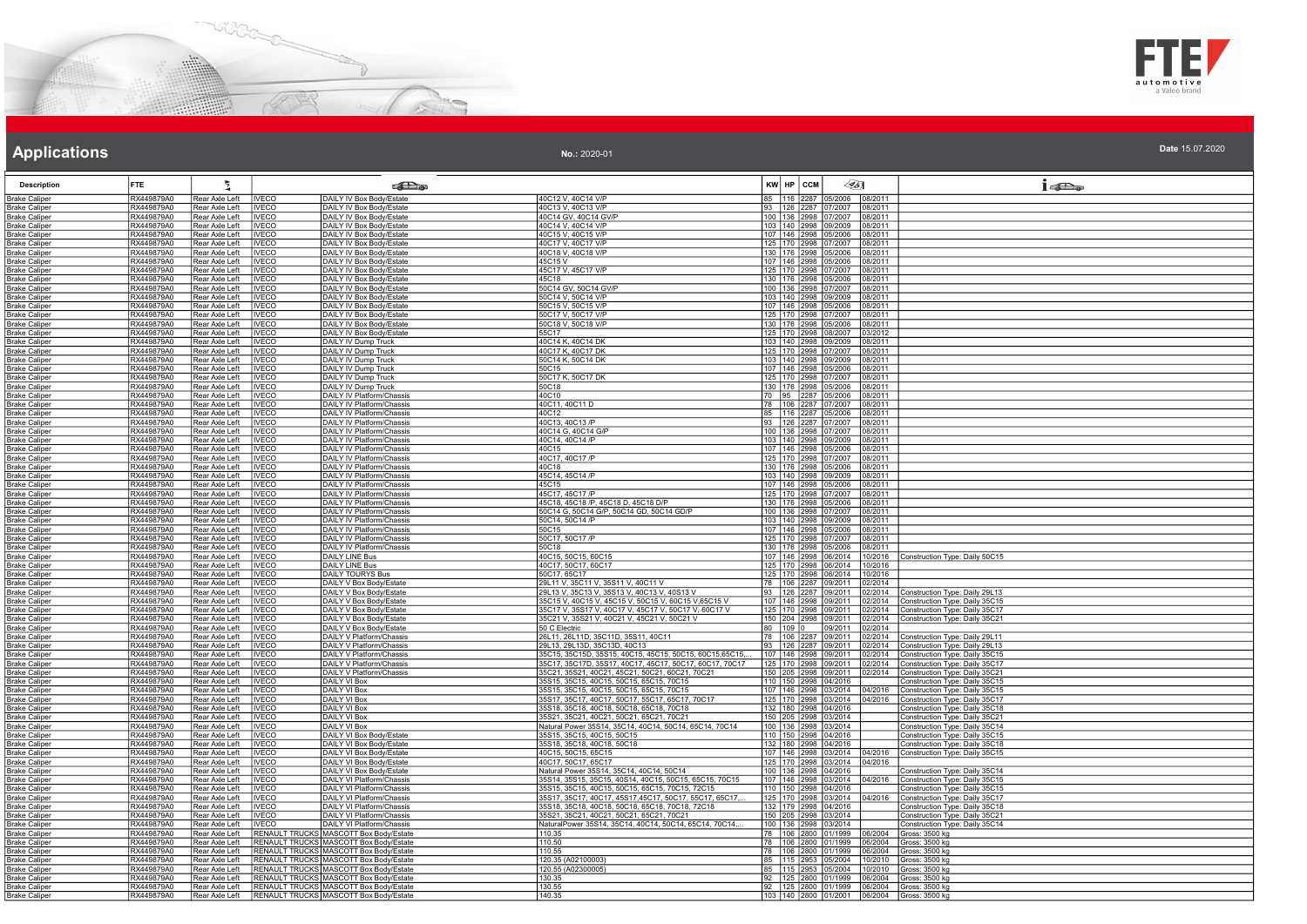# Applications

No.: 2020-01

Date 15.07.2020

| Description | FTE | | | | | KW | HP | CCM | | | |
|---|---|---|---|---|---|---|---|---|---|---|---|
| Brake Caliper | RX449879A0 | Rear Axle Left | IVECO | DAILY IV Box Body/Estate | 40C12 V, 40C14 V/P | 85 | 116 | 2287 | 05/2006 | 08/2011 | |
| Brake Caliper | RX449879A0 | Rear Axle Left | IVECO | DAILY IV Box Body/Estate | 40C13 V, 40C13 V/P | 93 | 126 | 2287 | 07/2007 | 08/2011 | |
| Brake Caliper | RX449879A0 | Rear Axle Left | IVECO | DAILY IV Box Body/Estate | 40C14 GV, 40C14 GV/P | 100 | 136 | 2998 | 07/2007 | 08/2011 | |
| Brake Caliper | RX449879A0 | Rear Axle Left | IVECO | DAILY IV Box Body/Estate | 40C14 V, 40C14 V/P | 103 | 140 | 2998 | 09/2009 | 08/2011 | |
| Brake Caliper | RX449879A0 | Rear Axle Left | IVECO | DAILY IV Box Body/Estate | 40C15 V, 40C15 V/P | 107 | 146 | 2998 | 05/2006 | 08/2011 | |
| Brake Caliper | RX449879A0 | Rear Axle Left | IVECO | DAILY IV Box Body/Estate | 40C17 V, 40C17 V/P | 125 | 170 | 2998 | 07/2007 | 08/2011 | |
| Brake Caliper | RX449879A0 | Rear Axle Left | IVECO | DAILY IV Box Body/Estate | 40C18 V, 40C18 V/P | 130 | 176 | 2998 | 05/2006 | 08/2011 | |
| Brake Caliper | RX449879A0 | Rear Axle Left | IVECO | DAILY IV Box Body/Estate | 45C15 V | 107 | 146 | 2998 | 05/2006 | 08/2011 | |
| Brake Caliper | RX449879A0 | Rear Axle Left | IVECO | DAILY IV Box Body/Estate | 45C17 V, 45C17 V/P | 125 | 170 | 2998 | 07/2007 | 08/2011 | |
| Brake Caliper | RX449879A0 | Rear Axle Left | IVECO | DAILY IV Box Body/Estate | 45C18 | 130 | 176 | 2998 | 05/2006 | 08/2011 | |
| Brake Caliper | RX449879A0 | Rear Axle Left | IVECO | DAILY IV Box Body/Estate | 50C14 GV, 50C14 GV/P | 100 | 136 | 2998 | 07/2007 | 08/2011 | |
| Brake Caliper | RX449879A0 | Rear Axle Left | IVECO | DAILY IV Box Body/Estate | 50C14 V, 50C14 V/P | 103 | 140 | 2998 | 09/2009 | 08/2011 | |
| Brake Caliper | RX449879A0 | Rear Axle Left | IVECO | DAILY IV Box Body/Estate | 50C15 V, 50C15 V/P | 107 | 146 | 2998 | 05/2006 | 08/2011 | |
| Brake Caliper | RX449879A0 | Rear Axle Left | IVECO | DAILY IV Box Body/Estate | 50C17 V, 50C17 V/P | 125 | 170 | 2998 | 07/2007 | 08/2011 | |
| Brake Caliper | RX449879A0 | Rear Axle Left | IVECO | DAILY IV Box Body/Estate | 50C18 V, 50C18 V/P | 130 | 176 | 2998 | 05/2006 | 08/2011 | |
| Brake Caliper | RX449879A0 | Rear Axle Left | IVECO | DAILY IV Box Body/Estate | 55C17 | 125 | 170 | 2998 | 08/2007 | 03/2012 | |
| Brake Caliper | RX449879A0 | Rear Axle Left | IVECO | DAILY IV Dump Truck | 40C14 K, 40C14 DK | 103 | 140 | 2998 | 09/2009 | 08/2011 | |
| Brake Caliper | RX449879A0 | Rear Axle Left | IVECO | DAILY IV Dump Truck | 40C17 K, 40C17 DK | 125 | 170 | 2998 | 07/2007 | 08/2011 | |
| Brake Caliper | RX449879A0 | Rear Axle Left | IVECO | DAILY IV Dump Truck | 50C14 K, 50C14 DK | 103 | 140 | 2998 | 09/2009 | 08/2011 | |
| Brake Caliper | RX449879A0 | Rear Axle Left | IVECO | DAILY IV Dump Truck | 50C15 | 107 | 146 | 2998 | 05/2006 | 08/2011 | |
| Brake Caliper | RX449879A0 | Rear Axle Left | IVECO | DAILY IV Dump Truck | 50C17 K, 50C17 DK | 125 | 170 | 2998 | 07/2007 | 08/2011 | |
| Brake Caliper | RX449879A0 | Rear Axle Left | IVECO | DAILY IV Dump Truck | 50C18 | 130 | 176 | 2998 | 05/2006 | 08/2011 | |
| Brake Caliper | RX449879A0 | Rear Axle Left | IVECO | DAILY IV Platform/Chassis | 40C10 | 70 | 95 | 2287 | 05/2006 | 08/2011 | |
| Brake Caliper | RX449879A0 | Rear Axle Left | IVECO | DAILY IV Platform/Chassis | 40C11, 40C11 D | 78 | 106 | 2287 | 07/2007 | 08/2011 | |
| Brake Caliper | RX449879A0 | Rear Axle Left | IVECO | DAILY IV Platform/Chassis | 40C12 | 85 | 116 | 2287 | 05/2006 | 08/2011 | |
| Brake Caliper | RX449879A0 | Rear Axle Left | IVECO | DAILY IV Platform/Chassis | 40C13, 40C13 /P | 93 | 126 | 2287 | 07/2007 | 08/2011 | |
| Brake Caliper | RX449879A0 | Rear Axle Left | IVECO | DAILY IV Platform/Chassis | 40C14 G, 40C14 G/P | 100 | 136 | 2998 | 07/2007 | 08/2011 | |
| Brake Caliper | RX449879A0 | Rear Axle Left | IVECO | DAILY IV Platform/Chassis | 40C14, 40C14 /P | 103 | 140 | 2998 | 09/2009 | 08/2011 | |
| Brake Caliper | RX449879A0 | Rear Axle Left | IVECO | DAILY IV Platform/Chassis | 40C15 | 107 | 146 | 2998 | 05/2006 | 08/2011 | |
| Brake Caliper | RX449879A0 | Rear Axle Left | IVECO | DAILY IV Platform/Chassis | 40C17, 40C17 /P | 125 | 170 | 2998 | 07/2007 | 08/2011 | |
| Brake Caliper | RX449879A0 | Rear Axle Left | IVECO | DAILY IV Platform/Chassis | 40C18 | 130 | 176 | 2998 | 05/2006 | 08/2011 | |
| Brake Caliper | RX449879A0 | Rear Axle Left | IVECO | DAILY IV Platform/Chassis | 45C14, 45C14 /P | 103 | 140 | 2998 | 09/2009 | 08/2011 | |
| Brake Caliper | RX449879A0 | Rear Axle Left | IVECO | DAILY IV Platform/Chassis | 45C15 | 107 | 146 | 2998 | 05/2006 | 08/2011 | |
| Brake Caliper | RX449879A0 | Rear Axle Left | IVECO | DAILY IV Platform/Chassis | 45C17, 45C17 /P | 125 | 170 | 2998 | 07/2007 | 08/2011 | |
| Brake Caliper | RX449879A0 | Rear Axle Left | IVECO | DAILY IV Platform/Chassis | 45C18, 45C18 /P, 45C18 D, 45C18 D/P | 130 | 176 | 2998 | 05/2006 | 08/2011 | |
| Brake Caliper | RX449879A0 | Rear Axle Left | IVECO | DAILY IV Platform/Chassis | 50C14 G, 50C14 G/P, 50C14 GD, 50C14 GD/P | 100 | 136 | 2998 | 07/2007 | 08/2011 | |
| Brake Caliper | RX449879A0 | Rear Axle Left | IVECO | DAILY IV Platform/Chassis | 50C14, 50C14 /P | 103 | 140 | 2998 | 09/2009 | 08/2011 | |
| Brake Caliper | RX449879A0 | Rear Axle Left | IVECO | DAILY IV Platform/Chassis | 50C15 | 107 | 146 | 2998 | 05/2006 | 08/2011 | |
| Brake Caliper | RX449879A0 | Rear Axle Left | IVECO | DAILY IV Platform/Chassis | 50C17, 50C17 /P | 125 | 170 | 2998 | 07/2007 | 08/2011 | |
| Brake Caliper | RX449879A0 | Rear Axle Left | IVECO | DAILY IV Platform/Chassis | 50C18 | 130 | 176 | 2998 | 05/2006 | 08/2011 | |
| Brake Caliper | RX449879A0 | Rear Axle Left | IVECO | DAILY LINE Bus | 40C15, 50C15, 60C15 | 107 | 146 | 2998 | 06/2014 | 10/2016 | Construction Type: Daily 50C15 |
| Brake Caliper | RX449879A0 | Rear Axle Left | IVECO | DAILY LINE Bus | 40C17, 50C17, 60C17 | 125 | 170 | 2998 | 06/2014 | 10/2016 | |
| Brake Caliper | RX449879A0 | Rear Axle Left | IVECO | DAILY TOURYS Bus | 50C17, 65C17 | 125 | 170 | 2998 | 06/2014 | 10/2016 | |
| Brake Caliper | RX449879A0 | Rear Axle Left | IVECO | DAILY V Box Body/Estate | 29L11 V, 35C11 V, 35S11 V, 40C11 V | 78 | 106 | 2287 | 09/2011 | 02/2014 | |
| Brake Caliper | RX449879A0 | Rear Axle Left | IVECO | DAILY V Box Body/Estate | 29L13 V, 35C13 V, 35S13 V, 40C13 V, 40S13 V | 93 | 126 | 2287 | 09/2011 | 02/2014 | Construction Type: Daily 29L13 |
| Brake Caliper | RX449879A0 | Rear Axle Left | IVECO | DAILY V Box Body/Estate | 35C15 V, 40C15 V, 45C15 V, 50C15 V, 60C15 V,65C15 V | 107 | 146 | 2998 | 09/2011 | 02/2014 | Construction Type: Daily 35C15 |
| Brake Caliper | RX449879A0 | Rear Axle Left | IVECO | DAILY V Box Body/Estate | 35C17 V, 35S17 V, 40C17 V, 45C17 V, 50C17 V, 60C17 V | 125 | 170 | 2998 | 09/2011 | 02/2014 | Construction Type: Daily 35C17 |
| Brake Caliper | RX449879A0 | Rear Axle Left | IVECO | DAILY V Box Body/Estate | 35C21 V, 35S21 V, 40C21 V, 45C21 V, 50C21 V | 150 | 204 | 2998 | 09/2011 | 02/2014 | Construction Type: Daily 35C21 |
| Brake Caliper | RX449879A0 | Rear Axle Left | IVECO | DAILY V Box Body/Estate | 50 C Electric | 80 | 109 | 0 | 09/2011 | 02/2014 | |
| Brake Caliper | RX449879A0 | Rear Axle Left | IVECO | DAILY V Platform/Chassis | 26L11, 26L11D, 35C11D, 35S11, 40C11 | 78 | 106 | 2287 | 09/2011 | 02/2014 | Construction Type: Daily 29L11 |
| Brake Caliper | RX449879A0 | Rear Axle Left | IVECO | DAILY V Platform/Chassis | 29L13, 29L13D, 35C13D, 40C13 | 93 | 126 | 2287 | 09/2011 | 02/2014 | Construction Type: Daily 29L13 |
| Brake Caliper | RX449879A0 | Rear Axle Left | IVECO | DAILY V Platform/Chassis | 35C15, 35C15D, 35S15, 40C15, 45C15, 50C15, 60C15,65C15,... | 107 | 146 | 2998 | 09/2011 | 02/2014 | Construction Type: Daily 35C15 |
| Brake Caliper | RX449879A0 | Rear Axle Left | IVECO | DAILY V Platform/Chassis | 35C17, 35C17D, 35S17, 40C17, 45C17, 50C17, 60C17, 70C17 | 125 | 170 | 2998 | 09/2011 | 02/2014 | Construction Type: Daily 35C17 |
| Brake Caliper | RX449879A0 | Rear Axle Left | IVECO | DAILY V Platform/Chassis | 35C21, 35S21, 40C21, 45C21, 50C21, 60C21, 70C21 | 150 | 205 | 2998 | 09/2011 | 02/2014 | Construction Type: Daily 35C21 |
| Brake Caliper | RX449879A0 | Rear Axle Left | IVECO | DAILY VI Box | 35S15, 35C15, 40C15, 50C15, 65C15, 70C15 | 110 | 150 | 2998 | 04/2016 | | Construction Type: Daily 35C15 |
| Brake Caliper | RX449879A0 | Rear Axle Left | IVECO | DAILY VI Box | 35S15, 35C15, 40C15, 50C15, 65C15, 70C15 | 107 | 146 | 2998 | 03/2014 | 04/2016 | Construction Type: Daily 35C15 |
| Brake Caliper | RX449879A0 | Rear Axle Left | IVECO | DAILY VI Box | 35S17, 35C17, 40C17, 50C17, 55C17, 65C17, 70C17 | 125 | 170 | 2998 | 03/2014 | 04/2016 | Construction Type: Daily 35C17 |
| Brake Caliper | RX449879A0 | Rear Axle Left | IVECO | DAILY VI Box | 35S18, 35C18, 40C18, 50C18, 65C18, 70C18 | 132 | 180 | 2998 | 04/2016 | | Construction Type: Daily 35C18 |
| Brake Caliper | RX449879A0 | Rear Axle Left | IVECO | DAILY VI Box | 35S21, 35C21, 40C21, 50C21, 65C21, 70C21 | 150 | 205 | 2998 | 03/2014 | | Construction Type: Daily 35C21 |
| Brake Caliper | RX449879A0 | Rear Axle Left | IVECO | DAILY VI Box | Natural Power 35S14, 35C14, 40C14, 50C14, 65C14, 70C14 | 100 | 136 | 2998 | 03/2014 | | Construction Type: Daily 35C14 |
| Brake Caliper | RX449879A0 | Rear Axle Left | IVECO | DAILY VI Box Body/Estate | 35S15, 35C15, 40C15, 50C15 | 110 | 150 | 2998 | 04/2016 | | Construction Type: Daily 35C15 |
| Brake Caliper | RX449879A0 | Rear Axle Left | IVECO | DAILY VI Box Body/Estate | 35S18, 35C18, 40C18, 50C18 | 132 | 180 | 2998 | 04/2016 | | Construction Type: Daily 35C18 |
| Brake Caliper | RX449879A0 | Rear Axle Left | IVECO | DAILY VI Box Body/Estate | 40C15, 50C15, 65C15 | 107 | 146 | 2998 | 03/2014 | 04/2016 | Construction Type: Daily 35C15 |
| Brake Caliper | RX449879A0 | Rear Axle Left | IVECO | DAILY VI Box Body/Estate | 40C17, 50C17, 65C17 | 125 | 170 | 2998 | 03/2014 | 04/2016 | |
| Brake Caliper | RX449879A0 | Rear Axle Left | IVECO | DAILY VI Box Body/Estate | Natural Power 35S14, 35C14, 40C14, 50C14 | 100 | 136 | 2998 | 04/2016 | | Construction Type: Daily 35C14 |
| Brake Caliper | RX449879A0 | Rear Axle Left | IVECO | DAILY VI Platform/Chassis | 35S14, 35S15, 35C15, 40S14, 40C15, 50C15, 60C15, 70C15 | 107 | 146 | 2998 | 03/2014 | 04/2016 | Construction Type: Daily 35C15 |
| Brake Caliper | RX449879A0 | Rear Axle Left | IVECO | DAILY VI Platform/Chassis | 35S15, 35C15, 40C15, 50C15, 65C15, 70C15, 72C15 | 110 | 150 | 2998 | 04/2016 | | Construction Type: Daily 35C15 |
| Brake Caliper | RX449879A0 | Rear Axle Left | IVECO | DAILY VI Platform/Chassis | 35S17, 35C17, 40C17, 45S17,45C17, 50C17, 55C17, 65C17,... | 125 | 170 | 2998 | 03/2014 | 04/2016 | Construction Type: Daily 35C17 |
| Brake Caliper | RX449879A0 | Rear Axle Left | IVECO | DAILY VI Platform/Chassis | 35S18, 35C18, 40C18, 50C18, 65C18, 70C18, 72C18 | 132 | 179 | 2998 | 04/2016 | | Construction Type: Daily 35C18 |
| Brake Caliper | RX449879A0 | Rear Axle Left | IVECO | DAILY VI Platform/Chassis | 35S21, 35C21, 40C21, 50C21, 65C21, 70C21 | 150 | 205 | 2998 | 03/2014 | | Construction Type: Daily 35C21 |
| Brake Caliper | RX449879A0 | Rear Axle Left | IVECO | DAILY VI Platform/Chassis | NaturalPower 35S14, 35C14, 40C14, 50C14, 65C14, 70C14,... | 100 | 136 | 2998 | 03/2014 | | Construction Type: Daily 35C14 |
| Brake Caliper | RX449879A0 | Rear Axle Left | RENAULT TRUCKS | MASCOTT Box Body/Estate | 110.35 | 78 | 106 | 2800 | 01/1999 | 06/2004 | Gross: 3500 kg |
| Brake Caliper | RX449879A0 | Rear Axle Left | RENAULT TRUCKS | MASCOTT Box Body/Estate | 110.50 | 78 | 106 | 2800 | 01/1999 | 06/2004 | Gross: 3500 kg |
| Brake Caliper | RX449879A0 | Rear Axle Left | RENAULT TRUCKS | MASCOTT Box Body/Estate | 110.55 | 78 | 106 | 2800 | 01/1999 | 06/2004 | Gross: 3500 kg |
| Brake Caliper | RX449879A0 | Rear Axle Left | RENAULT TRUCKS | MASCOTT Box Body/Estate | 120.35 (A02100003) | 85 | 115 | 2953 | 05/2004 | 10/2010 | Gross: 3500 kg |
| Brake Caliper | RX449879A0 | Rear Axle Left | RENAULT TRUCKS | MASCOTT Box Body/Estate | 120.55 (A02300005) | 85 | 115 | 2953 | 05/2004 | 10/2010 | Gross: 3500 kg |
| Brake Caliper | RX449879A0 | Rear Axle Left | RENAULT TRUCKS | MASCOTT Box Body/Estate | 130.35 | 92 | 125 | 2800 | 01/1999 | 06/2004 | Gross: 3500 kg |
| Brake Caliper | RX449879A0 | Rear Axle Left | RENAULT TRUCKS | MASCOTT Box Body/Estate | 130.55 | 92 | 125 | 2800 | 01/1999 | 06/2004 | Gross: 3500 kg |
| Brake Caliper | RX449879A0 | Rear Axle Left | RENAULT TRUCKS | MASCOTT Box Body/Estate | 140.35 | 103 | 140 | 2800 | 01/2001 | 06/2004 | Gross: 3500 kg |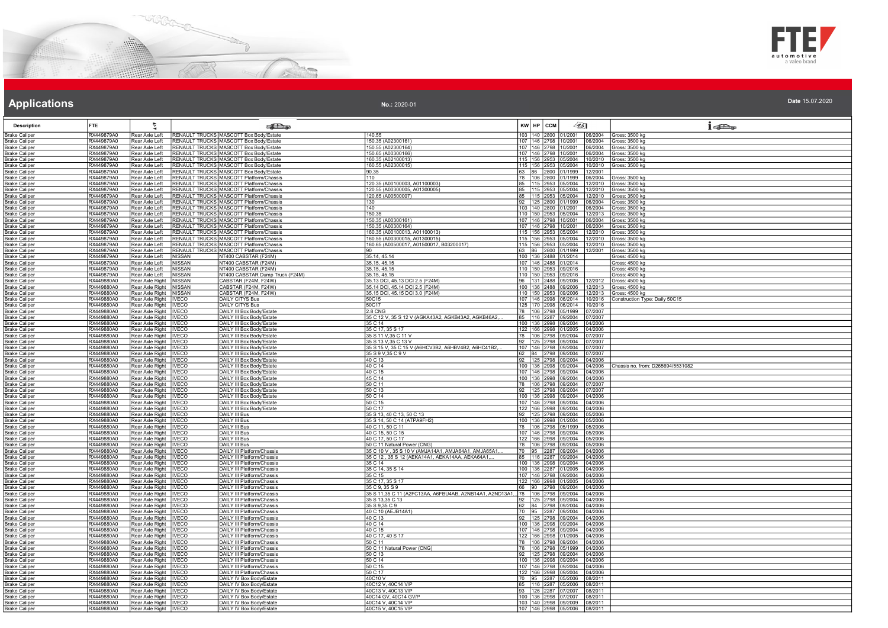# Applications

**No.:** 2020-01

**Date** 15.07.2020

| Description | FTE | | | | KW | HP | CCM | | | |
|---|---|---|---|---|---|---|---|---|---|---|
| Brake Caliper | RX449879A0 | Rear Axle Left | RENAULT TRUCKS | MASCOTT Box Body/Estate | 140.55 | 103 | 140 | 2800 | 01/2001 | 06/2004 | Gross: 3500 kg |
| Brake Caliper | RX449879A0 | Rear Axle Left | RENAULT TRUCKS | MASCOTT Box Body/Estate | 150.35 (A02300161) | 107 | 146 | 2798 | 10/2001 | 06/2004 | Gross: 3500 kg |
| Brake Caliper | RX449879A0 | Rear Axle Left | RENAULT TRUCKS | MASCOTT Box Body/Estate | 150.55 (A02300164) | 107 | 146 | 2798 | 10/2001 | 06/2004 | Gross: 3500 kg |
| Brake Caliper | RX449879A0 | Rear Axle Left | RENAULT TRUCKS | MASCOTT Box Body/Estate | 150.65 (A00300166) | 107 | 146 | 2798 | 10/2001 | 06/2004 | Gross: 3500 kg |
| Brake Caliper | RX449879A0 | Rear Axle Left | RENAULT TRUCKS | MASCOTT Box Body/Estate | 160.35 (A02100013) | 115 | 156 | 2953 | 05/2004 | 10/2010 | Gross: 3500 kg |
| Brake Caliper | RX449879A0 | Rear Axle Left | RENAULT TRUCKS | MASCOTT Box Body/Estate | 160.55 (A02300015) | 115 | 156 | 2953 | 05/2004 | 10/2010 | Gross: 3500 kg |
| Brake Caliper | RX449879A0 | Rear Axle Left | RENAULT TRUCKS | MASCOTT Box Body/Estate | 90.35 | 63 | 86 | 2800 | 01/1999 | 12/2001 | |
| Brake Caliper | RX449879A0 | Rear Axle Left | RENAULT TRUCKS | MASCOTT Platform/Chassis | 110 | 78 | 106 | 2800 | 01/1999 | 06/2004 | Gross: 3500 kg |
| Brake Caliper | RX449879A0 | Rear Axle Left | RENAULT TRUCKS | MASCOTT Platform/Chassis | 120.35 (A00100003, A01100003) | 85 | 115 | 2953 | 05/2004 | 12/2010 | Gross: 3500 kg |
| Brake Caliper | RX449879A0 | Rear Axle Left | RENAULT TRUCKS | MASCOTT Platform/Chassis | 120.55 (A00300005, A01300005) | 85 | 115 | 2953 | 05/2004 | 12/2010 | Gross: 3500 kg |
| Brake Caliper | RX449879A0 | Rear Axle Left | RENAULT TRUCKS | MASCOTT Platform/Chassis | 120.65 (A00500007) | 85 | 115 | 2953 | 05/2004 | 12/2010 | Gross: 3500 kg |
| Brake Caliper | RX449879A0 | Rear Axle Left | RENAULT TRUCKS | MASCOTT Platform/Chassis | 130 | 92 | 125 | 2800 | 01/1999 | 06/2004 | Gross: 3500 kg |
| Brake Caliper | RX449879A0 | Rear Axle Left | RENAULT TRUCKS | MASCOTT Platform/Chassis | 140 | 103 | 140 | 2800 | 01/2001 | 06/2004 | Gross: 3500 kg |
| Brake Caliper | RX449879A0 | Rear Axle Left | RENAULT TRUCKS | MASCOTT Platform/Chassis | 150.35 | 110 | 150 | 2953 | 05/2004 | 12/2013 | Gross: 3500 kg |
| Brake Caliper | RX449879A0 | Rear Axle Left | RENAULT TRUCKS | MASCOTT Platform/Chassis | 150.35 (A00300161) | 107 | 146 | 2798 | 10/2001 | 06/2004 | Gross: 3500 kg |
| Brake Caliper | RX449879A0 | Rear Axle Left | RENAULT TRUCKS | MASCOTT Platform/Chassis | 150.35 (A00300164) | 107 | 146 | 2798 | 10/2001 | 06/2004 | Gross: 3500 kg |
| Brake Caliper | RX449879A0 | Rear Axle Left | RENAULT TRUCKS | MASCOTT Platform/Chassis | 160.35 (A00100013, A01100013) | 115 | 156 | 2953 | 05/2004 | 12/2010 | Gross: 3500 kg |
| Brake Caliper | RX449879A0 | Rear Axle Left | RENAULT TRUCKS | MASCOTT Platform/Chassis | 160.55 (A00300015, A01300015) | 115 | 156 | 2953 | 05/2004 | 12/2010 | Gross: 3500 kg |
| Brake Caliper | RX449879A0 | Rear Axle Left | RENAULT TRUCKS | MASCOTT Platform/Chassis | 160.65 (A00500017, A01500017, B03200017) | 115 | 156 | 2953 | 05/2004 | 12/2010 | Gross: 3500 kg |
| Brake Caliper | RX449879A0 | Rear Axle Left | RENAULT TRUCKS | MASCOTT Platform/Chassis | 90 | 63 | 86 | 2800 | 01/1999 | 12/2001 | Gross: 3500 kg |
| Brake Caliper | RX449879A0 | Rear Axle Left | NISSAN | NT400 CABSTAR (F24M) | 35.14, 45.14 | 100 | 136 | 2488 | 01/2014 | | Gross: 4500 kg |
| Brake Caliper | RX449879A0 | Rear Axle Left | NISSAN | NT400 CABSTAR (F24M) | 35.15, 45.15 | 107 | 146 | 2488 | 01/2014 | | Gross: 4500 kg |
| Brake Caliper | RX449879A0 | Rear Axle Left | NISSAN | NT400 CABSTAR (F24M) | 35.15, 45.15 | 110 | 150 | 2953 | 09/2016 | | Gross: 4500 kg |
| Brake Caliper | RX449879A0 | Rear Axle Left | NISSAN | NT400 CABSTAR Dump Truck (F24M) | 35.15, 45.15 | 110 | 150 | 2953 | 09/2016 | | Gross: 4500 kg |
| Brake Caliper | RX449880A0 | Rear Axle Right | NISSAN | CABSTAR (F24M, F24W) | 35.13 DCI, 45.13 DCI 2.5 (F24M) | 96 | 131 | 2488 | 09/2006 | 12/2012 | Gross: 4500 kg |
| Brake Caliper | RX449880A0 | Rear Axle Right | NISSAN | CABSTAR (F24M, F24W) | 35.14 DCI, 45.14 DCI 2.5 (F24M) | 100 | 136 | 2488 | 09/2006 | 12/2013 | Gross: 4500 kg |
| Brake Caliper | RX449880A0 | Rear Axle Right | NISSAN | CABSTAR (F24M, F24W) | 35.15 DCI, 45.15 DCI 3.0 (F24M) | 110 | 150 | 2953 | 09/2006 | 12/2013 | Gross: 4500 kg |
| Brake Caliper | RX449880A0 | Rear Axle Right | IVECO | DAILY CITYS Bus | 50C15 | 107 | 146 | 2998 | 06/2014 | 10/2016 | Construction Type: Daily 50C15 |
| Brake Caliper | RX449880A0 | Rear Axle Right | IVECO | DAILY CITYS Bus | 50C17 | 125 | 170 | 2998 | 06/2014 | 10/2016 | |
| Brake Caliper | RX449880A0 | Rear Axle Right | IVECO | DAILY III Box Body/Estate | 2.8 CNG | 78 | 106 | 2798 | 05/1999 | 07/2007 | |
| Brake Caliper | RX449880A0 | Rear Axle Right | IVECO | DAILY III Box Body/Estate | 35 C 12 V, 35 S 12 V (AGKA43A2, AGKB43A2, AGKB46A2,... | 85 | 116 | 2287 | 09/2004 | 07/2007 | |
| Brake Caliper | RX449880A0 | Rear Axle Right | IVECO | DAILY III Box Body/Estate | 35 C 14 | 100 | 136 | 2998 | 09/2004 | 04/2006 | |
| Brake Caliper | RX449880A0 | Rear Axle Right | IVECO | DAILY III Box Body/Estate | 35 C 17, 35 S 17 | 122 | 166 | 2998 | 01/2005 | 04/2006 | |
| Brake Caliper | RX449880A0 | Rear Axle Right | IVECO | DAILY III Box Body/Estate | 35 S 11 V,35 C 11 V | 78 | 106 | 2798 | 09/2004 | 07/2007 | |
| Brake Caliper | RX449880A0 | Rear Axle Right | IVECO | DAILY III Box Body/Estate | 35 S 13 V,35 C 13 V | 92 | 125 | 2798 | 09/2004 | 07/2007 | |
| Brake Caliper | RX449880A0 | Rear Axle Right | IVECO | DAILY III Box Body/Estate | 35 S 15 V, 35 C 15 V (A6HCV3B2, A6HBV4B2, A6HC41B2,... | 107 | 146 | 2798 | 09/2004 | 07/2007 | |
| Brake Caliper | RX449880A0 | Rear Axle Right | IVECO | DAILY III Box Body/Estate | 35 S 9 V,35 C 9 V | 62 | 84 | 2798 | 09/2004 | 07/2007 | |
| Brake Caliper | RX449880A0 | Rear Axle Right | IVECO | DAILY III Box Body/Estate | 40 C 13 | 92 | 125 | 2798 | 09/2004 | 04/2006 | |
| Brake Caliper | RX449880A0 | Rear Axle Right | IVECO | DAILY III Box Body/Estate | 40 C 14 | 100 | 136 | 2998 | 09/2004 | 04/2006 | Chassis no. from: D265694/5531082 |
| Brake Caliper | RX449880A0 | Rear Axle Right | IVECO | DAILY III Box Body/Estate | 40 C 15 | 107 | 146 | 2798 | 09/2004 | 04/2006 | |
| Brake Caliper | RX449880A0 | Rear Axle Right | IVECO | DAILY III Box Body/Estate | 45 C 14 | 100 | 136 | 2998 | 09/2004 | 04/2006 | |
| Brake Caliper | RX449880A0 | Rear Axle Right | IVECO | DAILY III Box Body/Estate | 50 C 11 | 78 | 106 | 2798 | 09/2004 | 07/2007 | |
| Brake Caliper | RX449880A0 | Rear Axle Right | IVECO | DAILY III Box Body/Estate | 50 C 13 | 92 | 125 | 2798 | 09/2004 | 07/2007 | |
| Brake Caliper | RX449880A0 | Rear Axle Right | IVECO | DAILY III Box Body/Estate | 50 C 14 | 100 | 136 | 2998 | 09/2004 | 04/2006 | |
| Brake Caliper | RX449880A0 | Rear Axle Right | IVECO | DAILY III Box Body/Estate | 50 C 15 | 107 | 146 | 2798 | 09/2004 | 04/2006 | |
| Brake Caliper | RX449880A0 | Rear Axle Right | IVECO | DAILY III Box Body/Estate | 50 C 17 | 122 | 166 | 2998 | 09/2004 | 04/2006 | |
| Brake Caliper | RX449880A0 | Rear Axle Right | IVECO | DAILY III Bus | 35 S 13, 40 C 13, 50 C 13 | 92 | 125 | 2798 | 09/2004 | 05/2006 | |
| Brake Caliper | RX449880A0 | Rear Axle Right | IVECO | DAILY III Bus | 35 S 14, 50 C 14 (ATPA9FH2) | 100 | 136 | 2998 | 01/2004 | 05/2006 | |
| Brake Caliper | RX449880A0 | Rear Axle Right | IVECO | DAILY III Bus | 40 C 11, 50 C 11 | 78 | 106 | 2798 | 05/1999 | 05/2006 | |
| Brake Caliper | RX449880A0 | Rear Axle Right | IVECO | DAILY III Bus | 40 C 15, 50 C 15 | 107 | 146 | 2798 | 09/2004 | 05/2006 | |
| Brake Caliper | RX449880A0 | Rear Axle Right | IVECO | DAILY III Bus | 40 C 17, 50 C 17 | 122 | 166 | 2998 | 09/2004 | 05/2006 | |
| Brake Caliper | RX449880A0 | Rear Axle Right | IVECO | DAILY III Bus | 50 C 11 Natural Power (CNG) | 78 | 106 | 2798 | 09/2004 | 05/2006 | |
| Brake Caliper | RX449880A0 | Rear Axle Right | IVECO | DAILY III Platform/Chassis | 35 C 10 V , 35 S 10 V (AMJA14A1, AMJA64A1, AMJA65A1,... | 70 | 95 | 2287 | 09/2004 | 04/2006 | |
| Brake Caliper | RX449880A0 | Rear Axle Right | IVECO | DAILY III Platform/Chassis | 35 C 12 , 35 S 12 (AEKA14A1, AEKA14AA, AEKA64A1,... | 85 | 116 | 2287 | 09/2004 | 04/2006 | |
| Brake Caliper | RX449880A0 | Rear Axle Right | IVECO | DAILY III Platform/Chassis | 35 C 14 | 100 | 136 | 2998 | 09/2004 | 04/2006 | |
| Brake Caliper | RX449880A0 | Rear Axle Right | IVECO | DAILY III Platform/Chassis | 35 C 14, 35 S 14 | 100 | 136 | 2287 | 01/2005 | 04/2006 | |
| Brake Caliper | RX449880A0 | Rear Axle Right | IVECO | DAILY III Platform/Chassis | 35 C 15 | 107 | 146 | 2798 | 09/2004 | 04/2006 | |
| Brake Caliper | RX449880A0 | Rear Axle Right | IVECO | DAILY III Platform/Chassis | 35 C 17, 35 S 17 | 122 | 166 | 2998 | 01/2005 | 04/2006 | |
| Brake Caliper | RX449880A0 | Rear Axle Right | IVECO | DAILY III Platform/Chassis | 35 C 9, 35 S 9 | 66 | 90 | 2798 | 09/2004 | 04/2006 | |
| Brake Caliper | RX449880A0 | Rear Axle Right | IVECO | DAILY III Platform/Chassis | 35 S 11,35 C 11 (A2FC13AA, A6FBU4AB, A2NB14A1, A2ND13A1,... | 78 | 106 | 2798 | 09/2004 | 04/2006 | |
| Brake Caliper | RX449880A0 | Rear Axle Right | IVECO | DAILY III Platform/Chassis | 35 S 13,35 C 13 | 92 | 125 | 2798 | 09/2004 | 04/2006 | |
| Brake Caliper | RX449880A0 | Rear Axle Right | IVECO | DAILY III Platform/Chassis | 35 S 9,35 C 9 | 62 | 84 | 2798 | 09/2004 | 04/2006 | |
| Brake Caliper | RX449880A0 | Rear Axle Right | IVECO | DAILY III Platform/Chassis | 40 C 10 (AEJB14A1) | 70 | 95 | 2287 | 09/2004 | 04/2006 | |
| Brake Caliper | RX449880A0 | Rear Axle Right | IVECO | DAILY III Platform/Chassis | 40 C 13 | 92 | 125 | 2798 | 09/2004 | 04/2006 | |
| Brake Caliper | RX449880A0 | Rear Axle Right | IVECO | DAILY III Platform/Chassis | 40 C 14 | 100 | 136 | 2998 | 09/2004 | 04/2006 | |
| Brake Caliper | RX449880A0 | Rear Axle Right | IVECO | DAILY III Platform/Chassis | 40 C 15 | 107 | 146 | 2798 | 09/2004 | 04/2006 | |
| Brake Caliper | RX449880A0 | Rear Axle Right | IVECO | DAILY III Platform/Chassis | 40 C 17, 40 S 17 | 122 | 166 | 2998 | 01/2005 | 04/2006 | |
| Brake Caliper | RX449880A0 | Rear Axle Right | IVECO | DAILY III Platform/Chassis | 50 C 11 | 78 | 106 | 2798 | 09/2004 | 04/2006 | |
| Brake Caliper | RX449880A0 | Rear Axle Right | IVECO | DAILY III Platform/Chassis | 50 C 11 Natural Power (CNG) | 78 | 106 | 2798 | 05/1999 | 04/2006 | |
| Brake Caliper | RX449880A0 | Rear Axle Right | IVECO | DAILY III Platform/Chassis | 50 C 13 | 92 | 125 | 2798 | 09/2004 | 04/2006 | |
| Brake Caliper | RX449880A0 | Rear Axle Right | IVECO | DAILY III Platform/Chassis | 50 C 14 | 100 | 136 | 2998 | 09/2004 | 04/2006 | |
| Brake Caliper | RX449880A0 | Rear Axle Right | IVECO | DAILY III Platform/Chassis | 50 C 15 | 107 | 146 | 2798 | 09/2004 | 04/2006 | |
| Brake Caliper | RX449880A0 | Rear Axle Right | IVECO | DAILY III Platform/Chassis | 50 C 17 | 122 | 166 | 2998 | 09/2004 | 04/2006 | |
| Brake Caliper | RX449880A0 | Rear Axle Right | IVECO | DAILY IV Box Body/Estate | 40C10 V | 70 | 95 | 2287 | 05/2006 | 08/2011 | |
| Brake Caliper | RX449880A0 | Rear Axle Right | IVECO | DAILY IV Box Body/Estate | 40C12 V, 40C14 V/P | 85 | 116 | 2287 | 05/2006 | 08/2011 | |
| Brake Caliper | RX449880A0 | Rear Axle Right | IVECO | DAILY IV Box Body/Estate | 40C13 V, 40C13 V/P | 93 | 126 | 2287 | 07/2007 | 08/2011 | |
| Brake Caliper | RX449880A0 | Rear Axle Right | IVECO | DAILY IV Box Body/Estate | 40C14 GV, 40C14 GV/P | 100 | 136 | 2998 | 07/2007 | 08/2011 | |
| Brake Caliper | RX449880A0 | Rear Axle Right | IVECO | DAILY IV Box Body/Estate | 40C14 V, 40C14 V/P | 103 | 140 | 2998 | 09/2009 | 08/2011 | |
| Brake Caliper | RX449880A0 | Rear Axle Right | IVECO | DAILY IV Box Body/Estate | 40C15 V, 40C15 V/P | 107 | 146 | 2998 | 05/2006 | 08/2011 | |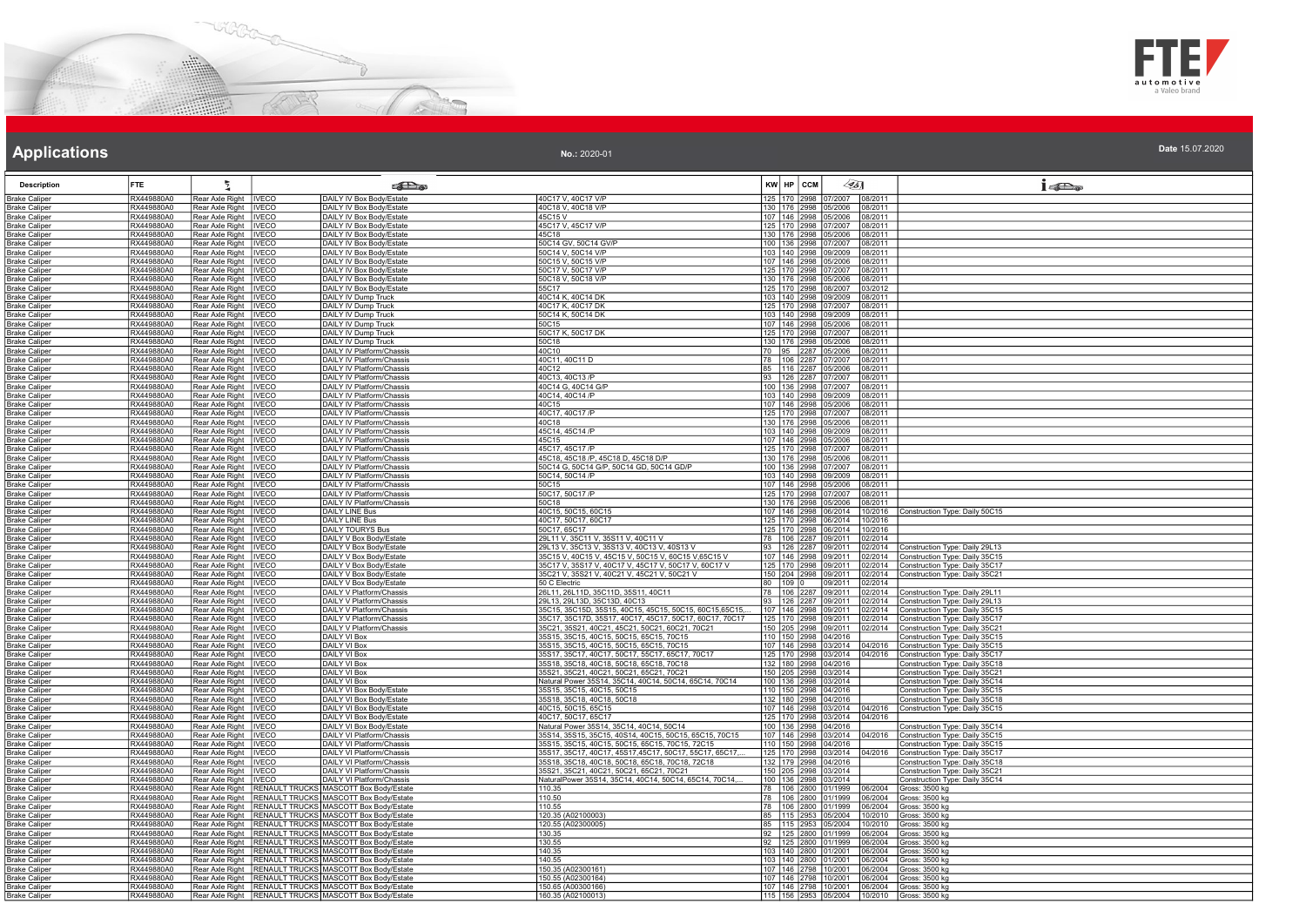# Applications

**No.:** 2020-01

**Date** 15.07.2020

| Description | FTE | | | | | KW | HP | CCM | | | |
|---|---|---|---|---|---|---|---|---|---|---|---|
| Brake Caliper | RX449880A0 | Rear Axle Right | IVECO | DAILY IV Box Body/Estate | 40C17 V, 40C17 V/P | 125 | 170 | 2998 | 07/2007 | 08/2011 | |
| Brake Caliper | RX449880A0 | Rear Axle Right | IVECO | DAILY IV Box Body/Estate | 40C18 V, 40C18 V/P | 130 | 176 | 2998 | 05/2006 | 08/2011 | |
| Brake Caliper | RX449880A0 | Rear Axle Right | IVECO | DAILY IV Box Body/Estate | 45C15 V | 107 | 146 | 2998 | 05/2006 | 08/2011 | |
| Brake Caliper | RX449880A0 | Rear Axle Right | IVECO | DAILY IV Box Body/Estate | 45C17 V, 45C17 V/P | 125 | 170 | 2998 | 07/2007 | 08/2011 | |
| Brake Caliper | RX449880A0 | Rear Axle Right | IVECO | DAILY IV Box Body/Estate | 45C18 | 130 | 176 | 2998 | 05/2006 | 08/2011 | |
| Brake Caliper | RX449880A0 | Rear Axle Right | IVECO | DAILY IV Box Body/Estate | 50C14 GV, 50C14 GV/P | 100 | 136 | 2998 | 07/2007 | 08/2011 | |
| Brake Caliper | RX449880A0 | Rear Axle Right | IVECO | DAILY IV Box Body/Estate | 50C14 V, 50C14 V/P | 103 | 140 | 2998 | 09/2009 | 08/2011 | |
| Brake Caliper | RX449880A0 | Rear Axle Right | IVECO | DAILY IV Box Body/Estate | 50C15 V, 50C15 V/P | 107 | 146 | 2998 | 05/2006 | 08/2011 | |
| Brake Caliper | RX449880A0 | Rear Axle Right | IVECO | DAILY IV Box Body/Estate | 50C17 V, 50C17 V/P | 125 | 170 | 2998 | 07/2007 | 08/2011 | |
| Brake Caliper | RX449880A0 | Rear Axle Right | IVECO | DAILY IV Box Body/Estate | 50C18 V, 50C18 V/P | 130 | 176 | 2998 | 05/2006 | 08/2011 | |
| Brake Caliper | RX449880A0 | Rear Axle Right | IVECO | DAILY IV Box Body/Estate | 55C17 | 125 | 170 | 2998 | 08/2007 | 03/2012 | |
| Brake Caliper | RX449880A0 | Rear Axle Right | IVECO | DAILY IV Dump Truck | 40C14 K, 40C14 DK | 103 | 140 | 2998 | 09/2009 | 08/2011 | |
| Brake Caliper | RX449880A0 | Rear Axle Right | IVECO | DAILY IV Dump Truck | 40C17 K, 40C17 DK | 125 | 170 | 2998 | 07/2007 | 08/2011 | |
| Brake Caliper | RX449880A0 | Rear Axle Right | IVECO | DAILY IV Dump Truck | 50C14 K, 50C14 DK | 103 | 140 | 2998 | 09/2009 | 08/2011 | |
| Brake Caliper | RX449880A0 | Rear Axle Right | IVECO | DAILY IV Dump Truck | 50C15 | 107 | 146 | 2998 | 05/2006 | 08/2011 | |
| Brake Caliper | RX449880A0 | Rear Axle Right | IVECO | DAILY IV Dump Truck | 50C17 K, 50C17 DK | 125 | 170 | 2998 | 07/2007 | 08/2011 | |
| Brake Caliper | RX449880A0 | Rear Axle Right | IVECO | DAILY IV Dump Truck | 50C18 | 130 | 176 | 2998 | 05/2006 | 08/2011 | |
| Brake Caliper | RX449880A0 | Rear Axle Right | IVECO | DAILY IV Platform/Chassis | 40C10 | 70 | 95 | 2287 | 05/2006 | 08/2011 | |
| Brake Caliper | RX449880A0 | Rear Axle Right | IVECO | DAILY IV Platform/Chassis | 40C11, 40C11 D | 78 | 106 | 2287 | 07/2007 | 08/2011 | |
| Brake Caliper | RX449880A0 | Rear Axle Right | IVECO | DAILY IV Platform/Chassis | 40C12 | 85 | 116 | 2287 | 05/2006 | 08/2011 | |
| Brake Caliper | RX449880A0 | Rear Axle Right | IVECO | DAILY IV Platform/Chassis | 40C13, 40C13 /P | 93 | 126 | 2287 | 07/2007 | 08/2011 | |
| Brake Caliper | RX449880A0 | Rear Axle Right | IVECO | DAILY IV Platform/Chassis | 40C14 G, 40C14 G/P | 100 | 136 | 2998 | 07/2007 | 08/2011 | |
| Brake Caliper | RX449880A0 | Rear Axle Right | IVECO | DAILY IV Platform/Chassis | 40C14, 40C14 /P | 103 | 140 | 2998 | 09/2009 | 08/2011 | |
| Brake Caliper | RX449880A0 | Rear Axle Right | IVECO | DAILY IV Platform/Chassis | 40C15 | 107 | 146 | 2998 | 05/2006 | 08/2011 | |
| Brake Caliper | RX449880A0 | Rear Axle Right | IVECO | DAILY IV Platform/Chassis | 40C17, 40C17 /P | 125 | 170 | 2998 | 07/2007 | 08/2011 | |
| Brake Caliper | RX449880A0 | Rear Axle Right | IVECO | DAILY IV Platform/Chassis | 40C18 | 130 | 176 | 2998 | 05/2006 | 08/2011 | |
| Brake Caliper | RX449880A0 | Rear Axle Right | IVECO | DAILY IV Platform/Chassis | 45C14, 45C14 /P | 103 | 140 | 2998 | 09/2009 | 08/2011 | |
| Brake Caliper | RX449880A0 | Rear Axle Right | IVECO | DAILY IV Platform/Chassis | 45C15 | 107 | 146 | 2998 | 05/2006 | 08/2011 | |
| Brake Caliper | RX449880A0 | Rear Axle Right | IVECO | DAILY IV Platform/Chassis | 45C17, 45C17 /P | 125 | 170 | 2998 | 07/2007 | 08/2011 | |
| Brake Caliper | RX449880A0 | Rear Axle Right | IVECO | DAILY IV Platform/Chassis | 45C18, 45C18 /P, 45C18 D, 45C18 D/P | 130 | 176 | 2998 | 05/2006 | 08/2011 | |
| Brake Caliper | RX449880A0 | Rear Axle Right | IVECO | DAILY IV Platform/Chassis | 50C14 G, 50C14 G/P, 50C14 GD, 50C14 GD/P | 100 | 136 | 2998 | 07/2007 | 08/2011 | |
| Brake Caliper | RX449880A0 | Rear Axle Right | IVECO | DAILY IV Platform/Chassis | 50C14, 50C14 /P | 103 | 140 | 2998 | 09/2009 | 08/2011 | |
| Brake Caliper | RX449880A0 | Rear Axle Right | IVECO | DAILY IV Platform/Chassis | 50C15 | 107 | 146 | 2998 | 05/2006 | 08/2011 | |
| Brake Caliper | RX449880A0 | Rear Axle Right | IVECO | DAILY IV Platform/Chassis | 50C17, 50C17 /P | 125 | 170 | 2998 | 07/2007 | 08/2011 | |
| Brake Caliper | RX449880A0 | Rear Axle Right | IVECO | DAILY IV Platform/Chassis | 50C18 | 130 | 176 | 2998 | 05/2006 | 08/2011 | |
| Brake Caliper | RX449880A0 | Rear Axle Right | IVECO | DAILY LINE Bus | 40C15, 50C15, 60C15 | 107 | 146 | 2998 | 06/2014 | 10/2016 | Construction Type: Daily 50C15 |
| Brake Caliper | RX449880A0 | Rear Axle Right | IVECO | DAILY LINE Bus | 40C17, 50C17, 60C17 | 125 | 170 | 2998 | 06/2014 | 10/2016 | |
| Brake Caliper | RX449880A0 | Rear Axle Right | IVECO | DAILY TOURYS Bus | 50C17, 65C17 | 125 | 170 | 2998 | 06/2014 | 10/2016 | |
| Brake Caliper | RX449880A0 | Rear Axle Right | IVECO | DAILY V Box Body/Estate | 29L11 V, 35C11 V, 35S11 V, 40C11 V | 78 | 106 | 2287 | 09/2011 | 02/2014 | |
| Brake Caliper | RX449880A0 | Rear Axle Right | IVECO | DAILY V Box Body/Estate | 29L13 V, 35C13 V, 35S13 V, 40C13 V, 40S13 V | 93 | 126 | 2287 | 09/2011 | 02/2014 | Construction Type: Daily 29L13 |
| Brake Caliper | RX449880A0 | Rear Axle Right | IVECO | DAILY V Box Body/Estate | 35C15 V, 40C15 V, 45C15 V, 50C15 V, 60C15 V,65C15 V | 107 | 146 | 2998 | 09/2011 | 02/2014 | Construction Type: Daily 35C15 |
| Brake Caliper | RX449880A0 | Rear Axle Right | IVECO | DAILY V Box Body/Estate | 35C17 V, 35S17 V, 40C17 V, 45C17 V, 50C17 V, 60C17 V | 125 | 170 | 2998 | 09/2011 | 02/2014 | Construction Type: Daily 35C17 |
| Brake Caliper | RX449880A0 | Rear Axle Right | IVECO | DAILY V Box Body/Estate | 35C21 V, 35S21 V, 40C21 V, 45C21 V, 50C21 V | 150 | 204 | 2998 | 09/2011 | 02/2014 | Construction Type: Daily 35C21 |
| Brake Caliper | RX449880A0 | Rear Axle Right | IVECO | DAILY V Box Body/Estate | 50 C Electric | 80 | 109 | 0 | 09/2011 | 02/2014 | |
| Brake Caliper | RX449880A0 | Rear Axle Right | IVECO | DAILY V Platform/Chassis | 26L11, 26L11D, 35C11D, 35S11, 40C11 | 78 | 106 | 2287 | 09/2011 | 02/2014 | Construction Type: Daily 29L11 |
| Brake Caliper | RX449880A0 | Rear Axle Right | IVECO | DAILY V Platform/Chassis | 29L13, 29L13D, 35C13D, 40C13 | 93 | 126 | 2287 | 09/2011 | 02/2014 | Construction Type: Daily 29L13 |
| Brake Caliper | RX449880A0 | Rear Axle Right | IVECO | DAILY V Platform/Chassis | 35C15, 35C15D, 35S15, 40C15, 45C15, 50C15, 60C15,65C15,... | 107 | 146 | 2998 | 09/2011 | 02/2014 | Construction Type: Daily 35C15 |
| Brake Caliper | RX449880A0 | Rear Axle Right | IVECO | DAILY V Platform/Chassis | 35C17, 35C17D, 35S17, 40C17, 45C17, 50C17, 60C17, 70C17 | 125 | 170 | 2998 | 09/2011 | 02/2014 | Construction Type: Daily 35C17 |
| Brake Caliper | RX449880A0 | Rear Axle Right | IVECO | DAILY V Platform/Chassis | 35C21, 35S21, 40C21, 45C21, 50C21, 60C21, 70C21 | 150 | 205 | 2998 | 09/2011 | 02/2014 | Construction Type: Daily 35C21 |
| Brake Caliper | RX449880A0 | Rear Axle Right | IVECO | DAILY VI Box | 35S15, 35C15, 40C15, 50C15, 65C15, 70C15 | 110 | 150 | 2998 | 04/2016 | | Construction Type: Daily 35C15 |
| Brake Caliper | RX449880A0 | Rear Axle Right | IVECO | DAILY VI Box | 35S15, 35C15, 40C15, 50C15, 65C15, 70C15 | 107 | 146 | 2998 | 03/2014 | 04/2016 | Construction Type: Daily 35C15 |
| Brake Caliper | RX449880A0 | Rear Axle Right | IVECO | DAILY VI Box | 35S17, 35C17, 40C17, 50C17, 55C17, 65C17, 70C17 | 125 | 170 | 2998 | 03/2014 | 04/2016 | Construction Type: Daily 35C17 |
| Brake Caliper | RX449880A0 | Rear Axle Right | IVECO | DAILY VI Box | 35S18, 35C18, 40C18, 50C18, 65C18, 70C18 | 132 | 180 | 2998 | 04/2016 | | Construction Type: Daily 35C18 |
| Brake Caliper | RX449880A0 | Rear Axle Right | IVECO | DAILY VI Box | 35S21, 35C21, 40C21, 50C21, 65C21, 70C21 | 150 | 205 | 2998 | 03/2014 | | Construction Type: Daily 35C21 |
| Brake Caliper | RX449880A0 | Rear Axle Right | IVECO | DAILY VI Box | Natural Power 35S14, 35C14, 40C14, 50C14, 65C14, 70C14 | 100 | 136 | 2998 | 03/2014 | | Construction Type: Daily 35C14 |
| Brake Caliper | RX449880A0 | Rear Axle Right | IVECO | DAILY VI Box Body/Estate | 35S15, 35C15, 40C15, 50C15 | 110 | 150 | 2998 | 04/2016 | | Construction Type: Daily 35C15 |
| Brake Caliper | RX449880A0 | Rear Axle Right | IVECO | DAILY VI Box Body/Estate | 35S18, 35C18, 40C18, 50C18 | 132 | 180 | 2998 | 04/2016 | | Construction Type: Daily 35C18 |
| Brake Caliper | RX449880A0 | Rear Axle Right | IVECO | DAILY VI Box Body/Estate | 40C15, 50C15, 65C15 | 107 | 146 | 2998 | 03/2014 | 04/2016 | Construction Type: Daily 35C15 |
| Brake Caliper | RX449880A0 | Rear Axle Right | IVECO | DAILY VI Box Body/Estate | 40C17, 50C17, 65C17 | 125 | 170 | 2998 | 03/2014 | 04/2016 | |
| Brake Caliper | RX449880A0 | Rear Axle Right | IVECO | DAILY VI Box Body/Estate | Natural Power 35S14, 35C14, 40C14, 50C14 | 100 | 136 | 2998 | 04/2016 | | Construction Type: Daily 35C14 |
| Brake Caliper | RX449880A0 | Rear Axle Right | IVECO | DAILY VI Platform/Chassis | 35S14, 35S15, 35C15, 40S14, 40C15, 50C15, 65C15, 70C15 | 107 | 146 | 2998 | 03/2014 | 04/2016 | Construction Type: Daily 35C15 |
| Brake Caliper | RX449880A0 | Rear Axle Right | IVECO | DAILY VI Platform/Chassis | 35S15, 35C15, 40C15, 50C15, 65C15, 70C15, 72C15 | 110 | 150 | 2998 | 04/2016 | | Construction Type: Daily 35C15 |
| Brake Caliper | RX449880A0 | Rear Axle Right | IVECO | DAILY VI Platform/Chassis | 35S17, 35C17, 40C17, 45S17,45C17, 50C17, 55C17, 65C17,... | 125 | 170 | 2998 | 03/2014 | 04/2016 | Construction Type: Daily 35C17 |
| Brake Caliper | RX449880A0 | Rear Axle Right | IVECO | DAILY VI Platform/Chassis | 35S18, 35C18, 40C18, 50C18, 65C18, 70C18, 72C18 | 132 | 179 | 2998 | 04/2016 | | Construction Type: Daily 35C18 |
| Brake Caliper | RX449880A0 | Rear Axle Right | IVECO | DAILY VI Platform/Chassis | 35S21, 35C21, 40C21, 50C21, 65C21, 70C21 | 150 | 205 | 2998 | 03/2014 | | Construction Type: Daily 35C21 |
| Brake Caliper | RX449880A0 | Rear Axle Right | IVECO | DAILY VI Platform/Chassis | NaturalPower 35S14, 35C14, 40C14, 50C14, 65C14, 70C14,... | 100 | 136 | 2998 | 03/2014 | | Construction Type: Daily 35C14 |
| Brake Caliper | RX449880A0 | Rear Axle Right | RENAULT TRUCKS | MASCOTT Box Body/Estate | 110.35 | 78 | 106 | 2800 | 01/1999 | 06/2004 | Gross: 3500 kg |
| Brake Caliper | RX449880A0 | Rear Axle Right | RENAULT TRUCKS | MASCOTT Box Body/Estate | 110.50 | 78 | 106 | 2800 | 01/1999 | 06/2004 | Gross: 3500 kg |
| Brake Caliper | RX449880A0 | Rear Axle Right | RENAULT TRUCKS | MASCOTT Box Body/Estate | 110.55 | 78 | 106 | 2800 | 01/1999 | 06/2004 | Gross: 3500 kg |
| Brake Caliper | RX449880A0 | Rear Axle Right | RENAULT TRUCKS | MASCOTT Box Body/Estate | 120.35 (A02100003) | 85 | 115 | 2953 | 05/2004 | 10/2010 | Gross: 3500 kg |
| Brake Caliper | RX449880A0 | Rear Axle Right | RENAULT TRUCKS | MASCOTT Box Body/Estate | 120.55 (A02300005) | 85 | 115 | 2953 | 05/2004 | 10/2010 | Gross: 3500 kg |
| Brake Caliper | RX449880A0 | Rear Axle Right | RENAULT TRUCKS | MASCOTT Box Body/Estate | 130.35 | 92 | 125 | 2800 | 01/1999 | 06/2004 | Gross: 3500 kg |
| Brake Caliper | RX449880A0 | Rear Axle Right | RENAULT TRUCKS | MASCOTT Box Body/Estate | 130.55 | 92 | 125 | 2800 | 01/1999 | 06/2004 | Gross: 3500 kg |
| Brake Caliper | RX449880A0 | Rear Axle Right | RENAULT TRUCKS | MASCOTT Box Body/Estate | 140.35 | 103 | 140 | 2800 | 01/2001 | 06/2004 | Gross: 3500 kg |
| Brake Caliper | RX449880A0 | Rear Axle Right | RENAULT TRUCKS | MASCOTT Box Body/Estate | 140.55 | 103 | 140 | 2800 | 01/2001 | 06/2004 | Gross: 3500 kg |
| Brake Caliper | RX449880A0 | Rear Axle Right | RENAULT TRUCKS | MASCOTT Box Body/Estate | 150.35 (A02300161) | 107 | 146 | 2798 | 10/2001 | 06/2004 | Gross: 3500 kg |
| Brake Caliper | RX449880A0 | Rear Axle Right | RENAULT TRUCKS | MASCOTT Box Body/Estate | 150.55 (A02300164) | 107 | 146 | 2798 | 10/2001 | 06/2004 | Gross: 3500 kg |
| Brake Caliper | RX449880A0 | Rear Axle Right | RENAULT TRUCKS | MASCOTT Box Body/Estate | 150.65 (A00300166) | 107 | 146 | 2798 | 10/2001 | 06/2004 | Gross: 3500 kg |
| Brake Caliper | RX449880A0 | Rear Axle Right | RENAULT TRUCKS | MASCOTT Box Body/Estate | 160.35 (A02100013) | 115 | 156 | 2953 | 05/2004 | 10/2010 | Gross: 3500 kg |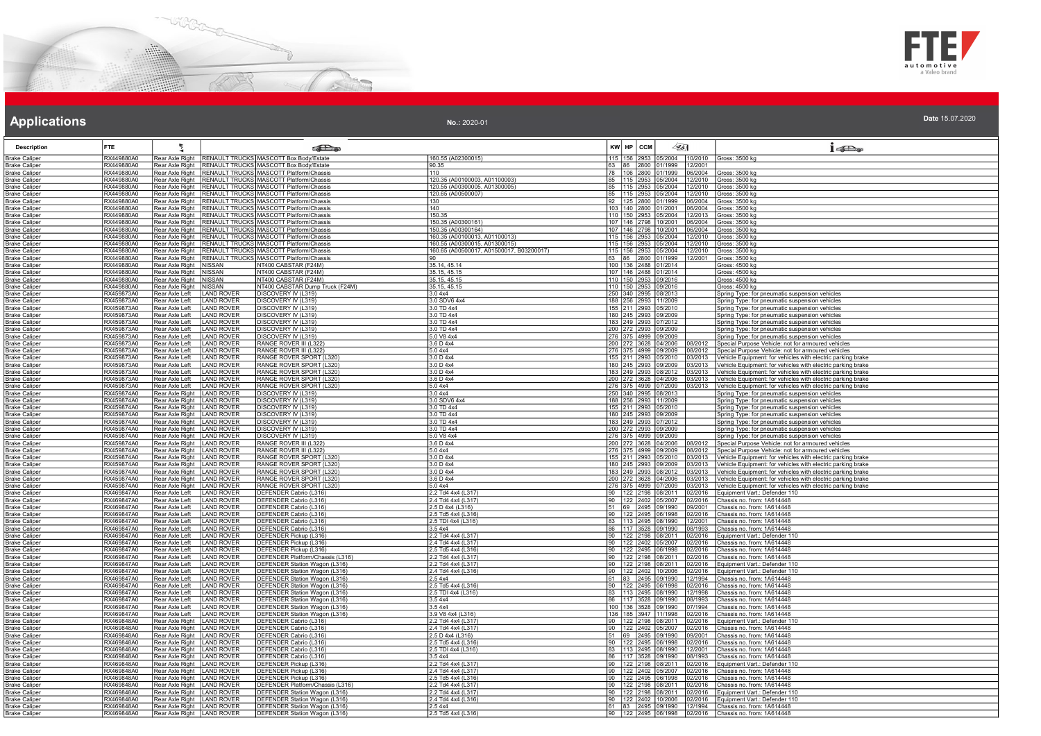## Applications

**No.:** 2020-01

**Date** 15.07.2020

| Description | FTE | | | | | KW | HP | CCM | | | |
|---|---|---|---|---|---|---|---|---|---|---|---|
| Brake Caliper | RX449880A0 | Rear Axle Right | RENAULT TRUCKS | MASCOTT Box Body/Estate | 160.55 (A02300015) | 115 | 156 | 2953 | 05/2004 | 10/2010 | Gross: 3500 kg |
| Brake Caliper | RX449880A0 | Rear Axle Right | RENAULT TRUCKS | MASCOTT Box Body/Estate | 90.35 | 63 | 86 | 2800 | 01/1999 | 12/2001 | |
| Brake Caliper | RX449880A0 | Rear Axle Right | RENAULT TRUCKS | MASCOTT Platform/Chassis | 110 | 78 | 106 | 2800 | 01/1999 | 06/2004 | Gross: 3500 kg |
| Brake Caliper | RX449880A0 | Rear Axle Right | RENAULT TRUCKS | MASCOTT Platform/Chassis | 120.35 (A00100003, A01100003) | 85 | 115 | 2953 | 05/2004 | 12/2010 | Gross: 3500 kg |
| Brake Caliper | RX449880A0 | Rear Axle Right | RENAULT TRUCKS | MASCOTT Platform/Chassis | 120.55 (A00300005, A01300005) | 85 | 115 | 2953 | 05/2004 | 12/2010 | Gross: 3500 kg |
| Brake Caliper | RX449880A0 | Rear Axle Right | RENAULT TRUCKS | MASCOTT Platform/Chassis | 120.65 (A00500007) | 85 | 115 | 2953 | 05/2004 | 12/2010 | Gross: 3500 kg |
| Brake Caliper | RX449880A0 | Rear Axle Right | RENAULT TRUCKS | MASCOTT Platform/Chassis | 130 | 92 | 125 | 2800 | 01/1999 | 06/2004 | Gross: 3500 kg |
| Brake Caliper | RX449880A0 | Rear Axle Right | RENAULT TRUCKS | MASCOTT Platform/Chassis | 140 | 103 | 140 | 2800 | 01/2001 | 06/2004 | Gross: 3500 kg |
| Brake Caliper | RX449880A0 | Rear Axle Right | RENAULT TRUCKS | MASCOTT Platform/Chassis | 150.35 | 110 | 150 | 2953 | 05/2004 | 12/2013 | Gross: 3500 kg |
| Brake Caliper | RX449880A0 | Rear Axle Right | RENAULT TRUCKS | MASCOTT Platform/Chassis | 150.35 (A00300161) | 107 | 146 | 2798 | 10/2001 | 06/2004 | Gross: 3500 kg |
| Brake Caliper | RX449880A0 | Rear Axle Right | RENAULT TRUCKS | MASCOTT Platform/Chassis | 150.35 (A00300164) | 107 | 146 | 2798 | 10/2001 | 06/2004 | Gross: 3500 kg |
| Brake Caliper | RX449880A0 | Rear Axle Right | RENAULT TRUCKS | MASCOTT Platform/Chassis | 160.35 (A00100013, A01100013) | 115 | 156 | 2953 | 05/2004 | 12/2010 | Gross: 3500 kg |
| Brake Caliper | RX449880A0 | Rear Axle Right | RENAULT TRUCKS | MASCOTT Platform/Chassis | 160.55 (A00300015, A01300015) | 115 | 156 | 2953 | 05/2004 | 12/2010 | Gross: 3500 kg |
| Brake Caliper | RX449880A0 | Rear Axle Right | RENAULT TRUCKS | MASCOTT Platform/Chassis | 160.65 (A00500017, A01500017, B03200017) | 115 | 156 | 2953 | 05/2004 | 12/2010 | Gross: 3500 kg |
| Brake Caliper | RX449880A0 | Rear Axle Right | RENAULT TRUCKS | MASCOTT Platform/Chassis | 90 | 63 | 86 | 2800 | 01/1999 | 12/2001 | Gross: 3500 kg |
| Brake Caliper | RX449880A0 | Rear Axle Right | NISSAN | NT400 CABSTAR (F24M) | 35.14, 45.14 | 100 | 136 | 2488 | 01/2014 | | Gross: 4500 kg |
| Brake Caliper | RX449880A0 | Rear Axle Right | NISSAN | NT400 CABSTAR (F24M) | 35.15, 45.15 | 107 | 146 | 2488 | 01/2014 | | Gross: 4500 kg |
| Brake Caliper | RX449880A0 | Rear Axle Right | NISSAN | NT400 CABSTAR (F24M) | 35.15, 45.15 | 110 | 150 | 2953 | 09/2016 | | Gross: 4500 kg |
| Brake Caliper | RX449880A0 | Rear Axle Right | NISSAN | NT400 CABSTAR Dump Truck (F24M) | 35.15, 45.15 | 110 | 150 | 2953 | 09/2016 | | Gross: 4500 kg |
| Brake Caliper | RX459873A0 | Rear Axle Left | LAND ROVER | DISCOVERY IV (L319) | 3.0 4x4 | 250 | 340 | 2995 | 08/2013 | | Spring Type: for pneumatic suspension vehicles |
| Brake Caliper | RX459873A0 | Rear Axle Left | LAND ROVER | DISCOVERY IV (L319) | 3.0 SDV6 4x4 | 188 | 256 | 2993 | 11/2009 | | Spring Type: for pneumatic suspension vehicles |
| Brake Caliper | RX459873A0 | Rear Axle Left | LAND ROVER | DISCOVERY IV (L319) | 3.0 TD 4x4 | 155 | 211 | 2993 | 05/2010 | | Spring Type: for pneumatic suspension vehicles |
| Brake Caliper | RX459873A0 | Rear Axle Left | LAND ROVER | DISCOVERY IV (L319) | 3.0 TD 4x4 | 180 | 245 | 2993 | 09/2009 | | Spring Type: for pneumatic suspension vehicles |
| Brake Caliper | RX459873A0 | Rear Axle Left | LAND ROVER | DISCOVERY IV (L319) | 3.0 TD 4x4 | 183 | 249 | 2993 | 07/2012 | | Spring Type: for pneumatic suspension vehicles |
| Brake Caliper | RX459873A0 | Rear Axle Left | LAND ROVER | DISCOVERY IV (L319) | 3.0 TD 4x4 | 200 | 272 | 2993 | 09/2009 | | Spring Type: for pneumatic suspension vehicles |
| Brake Caliper | RX459873A0 | Rear Axle Left | LAND ROVER | DISCOVERY IV (L319) | 5.0 V8 4x4 | 276 | 375 | 4999 | 09/2009 | | Spring Type: for pneumatic suspension vehicles |
| Brake Caliper | RX459873A0 | Rear Axle Left | LAND ROVER | RANGE ROVER III (L322) | 3.6 D 4x4 | 200 | 272 | 3628 | 04/2006 | 08/2012 | Special Purpose Vehicle: not for armoured vehicles |
| Brake Caliper | RX459873A0 | Rear Axle Left | LAND ROVER | RANGE ROVER III (L322) | 5.0 4x4 | 276 | 375 | 4999 | 09/2009 | 08/2012 | Special Purpose Vehicle: not for armoured vehicles |
| Brake Caliper | RX459873A0 | Rear Axle Left | LAND ROVER | RANGE ROVER SPORT (L320) | 3.0 D 4x4 | 155 | 211 | 2993 | 05/2010 | 03/2013 | Vehicle Equipment: for vehicles with electric parking brake |
| Brake Caliper | RX459873A0 | Rear Axle Left | LAND ROVER | RANGE ROVER SPORT (L320) | 3.0 D 4x4 | 180 | 245 | 2993 | 09/2009 | 03/2013 | Vehicle Equipment: for vehicles with electric parking brake |
| Brake Caliper | RX459873A0 | Rear Axle Left | LAND ROVER | RANGE ROVER SPORT (L320) | 3.0 D 4x4 | 183 | 249 | 2993 | 08/2012 | 03/2013 | Vehicle Equipment: for vehicles with electric parking brake |
| Brake Caliper | RX459873A0 | Rear Axle Left | LAND ROVER | RANGE ROVER SPORT (L320) | 3.6 D 4x4 | 200 | 272 | 3628 | 04/2006 | 03/2013 | Vehicle Equipment: for vehicles with electric parking brake |
| Brake Caliper | RX459873A0 | Rear Axle Left | LAND ROVER | RANGE ROVER SPORT (L320) | 5.0 4x4 | 276 | 375 | 4999 | 07/2009 | 03/2013 | Vehicle Equipment: for vehicles with electric parking brake |
| Brake Caliper | RX459874A0 | Rear Axle Right | LAND ROVER | DISCOVERY IV (L319) | 3.0 4x4 | 250 | 340 | 2995 | 08/2013 | | Spring Type: for pneumatic suspension vehicles |
| Brake Caliper | RX459874A0 | Rear Axle Right | LAND ROVER | DISCOVERY IV (L319) | 3.0 SDV6 4x4 | 188 | 256 | 2993 | 11/2009 | | Spring Type: for pneumatic suspension vehicles |
| Brake Caliper | RX459874A0 | Rear Axle Right | LAND ROVER | DISCOVERY IV (L319) | 3.0 TD 4x4 | 155 | 211 | 2993 | 05/2010 | | Spring Type: for pneumatic suspension vehicles |
| Brake Caliper | RX459874A0 | Rear Axle Right | LAND ROVER | DISCOVERY IV (L319) | 3.0 TD 4x4 | 180 | 245 | 2993 | 09/2009 | | Spring Type: for pneumatic suspension vehicles |
| Brake Caliper | RX459874A0 | Rear Axle Right | LAND ROVER | DISCOVERY IV (L319) | 3.0 TD 4x4 | 183 | 249 | 2993 | 07/2012 | | Spring Type: for pneumatic suspension vehicles |
| Brake Caliper | RX459874A0 | Rear Axle Right | LAND ROVER | DISCOVERY IV (L319) | 3.0 TD 4x4 | 200 | 272 | 2993 | 09/2009 | | Spring Type: for pneumatic suspension vehicles |
| Brake Caliper | RX459874A0 | Rear Axle Right | LAND ROVER | DISCOVERY IV (L319) | 5.0 V8 4x4 | 276 | 375 | 4999 | 09/2009 | | Spring Type: for pneumatic suspension vehicles |
| Brake Caliper | RX459874A0 | Rear Axle Right | LAND ROVER | RANGE ROVER III (L322) | 3.6 D 4x4 | 200 | 272 | 3628 | 04/2006 | 08/2012 | Special Purpose Vehicle: not for armoured vehicles |
| Brake Caliper | RX459874A0 | Rear Axle Right | LAND ROVER | RANGE ROVER III (L322) | 5.0 4x4 | 276 | 375 | 4999 | 09/2009 | 08/2012 | Special Purpose Vehicle: not for armoured vehicles |
| Brake Caliper | RX459874A0 | Rear Axle Right | LAND ROVER | RANGE ROVER SPORT (L320) | 3.0 D 4x4 | 155 | 211 | 2993 | 05/2010 | 03/2013 | Vehicle Equipment: for vehicles with electric parking brake |
| Brake Caliper | RX459874A0 | Rear Axle Right | LAND ROVER | RANGE ROVER SPORT (L320) | 3.0 D 4x4 | 180 | 245 | 2993 | 09/2009 | 03/2013 | Vehicle Equipment: for vehicles with electric parking brake |
| Brake Caliper | RX459874A0 | Rear Axle Right | LAND ROVER | RANGE ROVER SPORT (L320) | 3.0 D 4x4 | 183 | 249 | 2993 | 08/2012 | 03/2013 | Vehicle Equipment: for vehicles with electric parking brake |
| Brake Caliper | RX459874A0 | Rear Axle Right | LAND ROVER | RANGE ROVER SPORT (L320) | 3.6 D 4x4 | 200 | 272 | 3628 | 04/2006 | 03/2013 | Vehicle Equipment: for vehicles with electric parking brake |
| Brake Caliper | RX459874A0 | Rear Axle Right | LAND ROVER | RANGE ROVER SPORT (L320) | 5.0 4x4 | 276 | 375 | 4999 | 07/2009 | 03/2013 | Vehicle Equipment: for vehicles with electric parking brake |
| Brake Caliper | RX469847A0 | Rear Axle Left | LAND ROVER | DEFENDER Cabrio (L316) | 2.2 Td4 4x4 (L317) | 90 | 122 | 2198 | 08/2011 | 02/2016 | Equipment Vart.: Defender 110 |
| Brake Caliper | RX469847A0 | Rear Axle Left | LAND ROVER | DEFENDER Cabrio (L316) | 2.4 Td4 4x4 (L317) | 90 | 122 | 2402 | 05/2007 | 02/2016 | Chassis no. from: 1A614448 |
| Brake Caliper | RX469847A0 | Rear Axle Left | LAND ROVER | DEFENDER Cabrio (L316) | 2.5 D 4x4 (L316) | 51 | 69 | 2495 | 09/1990 | 09/2001 | Chassis no. from: 1A614448 |
| Brake Caliper | RX469847A0 | Rear Axle Left | LAND ROVER | DEFENDER Cabrio (L316) | 2.5 Td5 4x4 (L316) | 90 | 122 | 2495 | 06/1998 | 02/2016 | Chassis no. from: 1A614448 |
| Brake Caliper | RX469847A0 | Rear Axle Left | LAND ROVER | DEFENDER Cabrio (L316) | 2.5 TDI 4x4 (L316) | 83 | 113 | 2495 | 08/1990 | 12/2001 | Chassis no. from: 1A614448 |
| Brake Caliper | RX469847A0 | Rear Axle Left | LAND ROVER | DEFENDER Cabrio (L316) | 3.5 4x4 | 86 | 117 | 3528 | 09/1990 | 08/1993 | Chassis no. from: 1A614448 |
| Brake Caliper | RX469847A0 | Rear Axle Left | LAND ROVER | DEFENDER Pickup (L316) | 2.2 Td4 4x4 (L317) | 90 | 122 | 2198 | 08/2011 | 02/2016 | Equipment Vart.: Defender 110 |
| Brake Caliper | RX469847A0 | Rear Axle Left | LAND ROVER | DEFENDER Pickup (L316) | 2.4 Td4 4x4 (L317) | 90 | 122 | 2402 | 05/2007 | 02/2016 | Chassis no. from: 1A614448 |
| Brake Caliper | RX469847A0 | Rear Axle Left | LAND ROVER | DEFENDER Pickup (L316) | 2.5 Td5 4x4 (L316) | 90 | 122 | 2495 | 06/1998 | 02/2016 | Chassis no. from: 1A614448 |
| Brake Caliper | RX469847A0 | Rear Axle Left | LAND ROVER | DEFENDER Platform/Chassis (L316) | 2.2 Td4 4x4 (L317) | 90 | 122 | 2198 | 08/2011 | 02/2016 | Chassis no. from: 1A614448 |
| Brake Caliper | RX469847A0 | Rear Axle Left | LAND ROVER | DEFENDER Station Wagon (L316) | 2.2 Td4 4x4 (L317) | 90 | 122 | 2198 | 08/2011 | 02/2016 | Equipment Vart.: Defender 110 |
| Brake Caliper | RX469847A0 | Rear Axle Left | LAND ROVER | DEFENDER Station Wagon (L316) | 2.4 Td4 4x4 (L316) | 90 | 122 | 2402 | 10/2006 | 02/2016 | Equipment Vart.: Defender 110 |
| Brake Caliper | RX469847A0 | Rear Axle Left | LAND ROVER | DEFENDER Station Wagon (L316) | 2.5 4x4 | 61 | 83 | 2495 | 09/1990 | 12/1994 | Chassis no. from: 1A614448 |
| Brake Caliper | RX469847A0 | Rear Axle Left | LAND ROVER | DEFENDER Station Wagon (L316) | 2.5 Td5 4x4 (L316) | 90 | 122 | 2495 | 06/1998 | 02/2016 | Chassis no. from: 1A614448 |
| Brake Caliper | RX469847A0 | Rear Axle Left | LAND ROVER | DEFENDER Station Wagon (L316) | 2.5 TDI 4x4 (L316) | 83 | 113 | 2495 | 08/1990 | 12/1998 | Chassis no. from: 1A614448 |
| Brake Caliper | RX469847A0 | Rear Axle Left | LAND ROVER | DEFENDER Station Wagon (L316) | 3.5 4x4 | 86 | 117 | 3528 | 09/1990 | 08/1993 | Chassis no. from: 1A614448 |
| Brake Caliper | RX469847A0 | Rear Axle Left | LAND ROVER | DEFENDER Station Wagon (L316) | 3.5 4x4 | 100 | 136 | 3528 | 09/1990 | 07/1994 | Chassis no. from: 1A614448 |
| Brake Caliper | RX469847A0 | Rear Axle Left | LAND ROVER | DEFENDER Station Wagon (L316) | 3.9 V8 4x4 (L316) | 136 | 185 | 3947 | 11/1998 | 02/2016 | Chassis no. from: 1A614448 |
| Brake Caliper | RX469848A0 | Rear Axle Right | LAND ROVER | DEFENDER Cabrio (L316) | 2.2 Td4 4x4 (L317) | 90 | 122 | 2198 | 08/2011 | 02/2016 | Equipment Vart.: Defender 110 |
| Brake Caliper | RX469848A0 | Rear Axle Right | LAND ROVER | DEFENDER Cabrio (L316) | 2.4 Td4 4x4 (L317) | 90 | 122 | 2402 | 05/2007 | 02/2016 | Chassis no. from: 1A614448 |
| Brake Caliper | RX469848A0 | Rear Axle Right | LAND ROVER | DEFENDER Cabrio (L316) | 2.5 D 4x4 (L316) | 51 | 69 | 2495 | 09/1990 | 09/2001 | Chassis no. from: 1A614448 |
| Brake Caliper | RX469848A0 | Rear Axle Right | LAND ROVER | DEFENDER Cabrio (L316) | 2.5 Td5 4x4 (L316) | 90 | 122 | 2495 | 06/1998 | 02/2016 | Chassis no. from: 1A614448 |
| Brake Caliper | RX469848A0 | Rear Axle Right | LAND ROVER | DEFENDER Cabrio (L316) | 2.5 TDI 4x4 (L316) | 83 | 113 | 2495 | 08/1990 | 12/2001 | Chassis no. from: 1A614448 |
| Brake Caliper | RX469848A0 | Rear Axle Right | LAND ROVER | DEFENDER Cabrio (L316) | 3.5 4x4 | 86 | 117 | 3528 | 09/1990 | 08/1993 | Chassis no. from: 1A614448 |
| Brake Caliper | RX469848A0 | Rear Axle Right | LAND ROVER | DEFENDER Pickup (L316) | 2.2 Td4 4x4 (L317) | 90 | 122 | 2198 | 08/2011 | 02/2016 | Equipment Vart.: Defender 110 |
| Brake Caliper | RX469848A0 | Rear Axle Right | LAND ROVER | DEFENDER Pickup (L316) | 2.4 Td4 4x4 (L317) | 90 | 122 | 2402 | 05/2007 | 02/2016 | Chassis no. from: 1A614448 |
| Brake Caliper | RX469848A0 | Rear Axle Right | LAND ROVER | DEFENDER Pickup (L316) | 2.5 Td5 4x4 (L316) | 90 | 122 | 2495 | 06/1998 | 02/2016 | Chassis no. from: 1A614448 |
| Brake Caliper | RX469848A0 | Rear Axle Right | LAND ROVER | DEFENDER Platform/Chassis (L316) | 2.2 Td4 4x4 (L317) | 90 | 122 | 2198 | 08/2011 | 02/2016 | Chassis no. from: 1A614448 |
| Brake Caliper | RX469848A0 | Rear Axle Right | LAND ROVER | DEFENDER Station Wagon (L316) | 2.2 Td4 4x4 (L317) | 90 | 122 | 2198 | 08/2011 | 02/2016 | Equipment Vart.: Defender 110 |
| Brake Caliper | RX469848A0 | Rear Axle Right | LAND ROVER | DEFENDER Station Wagon (L316) | 2.4 Td4 4x4 (L316) | 90 | 122 | 2402 | 10/2006 | 02/2016 | Equipment Vart.: Defender 110 |
| Brake Caliper | RX469848A0 | Rear Axle Right | LAND ROVER | DEFENDER Station Wagon (L316) | 2.5 4x4 | 61 | 83 | 2495 | 09/1990 | 12/1994 | Chassis no. from: 1A614448 |
| Brake Caliper | RX469848A0 | Rear Axle Right | LAND ROVER | DEFENDER Station Wagon (L316) | 2.5 Td5 4x4 (L316) | 90 | 122 | 2495 | 06/1998 | 02/2016 | Chassis no. from: 1A614448 |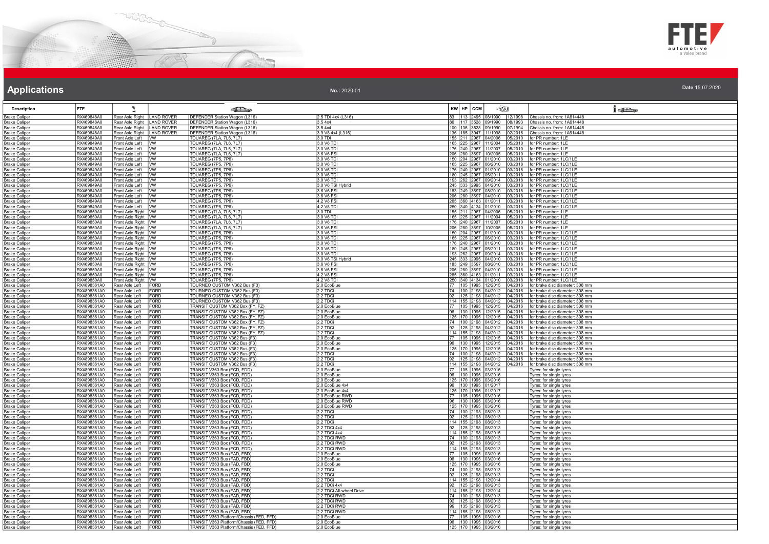## Applications

No.: 2020-01

Date 15.07.2020

| Description | FTE | | | | | KW | HP | CCM | | | |
|---|---|---|---|---|---|---|---|---|---|---|---|
| Brake Caliper | RX469848A0 | Rear Axle Right | LAND ROVER | DEFENDER Station Wagon (L316) | 2.5 TDI 4x4 (L316) | 83 | 113 | 2495 | 08/1990 | 12/1998 | Chassis no. from: 1A614448 |
| Brake Caliper | RX469848A0 | Rear Axle Right | LAND ROVER | DEFENDER Station Wagon (L316) | 3.5 4x4 | 86 | 117 | 3528 | 09/1990 | 08/1993 | Chassis no. from: 1A614448 |
| Brake Caliper | RX469848A0 | Rear Axle Right | LAND ROVER | DEFENDER Station Wagon (L316) | 3.5 4x4 | 100 | 136 | 3528 | 09/1990 | 07/1994 | Chassis no. from: 1A614448 |
| Brake Caliper | RX469848A0 | Rear Axle Right | LAND ROVER | DEFENDER Station Wagon (L316) | 3.9 V8 4x4 (L316) | 136 | 185 | 3947 | 11/1998 | 02/2016 | Chassis no. from: 1A614448 |
| Brake Caliper | RX469849A0 | Front Axle Left | VW | TOUAREG (7LA, 7L6, 7L7) | 3.0 TDI | 155 | 211 | 2967 | 04/2006 | 05/2010 | for PR number: 1LE |
| Brake Caliper | RX469849A0 | Front Axle Left | VW | TOUAREG (7LA, 7L6, 7L7) | 3.0 V6 TDI | 165 | 225 | 2967 | 11/2004 | 05/2010 | for PR number: 1LE |
| Brake Caliper | RX469849A0 | Front Axle Left | VW | TOUAREG (7LA, 7L6, 7L7) | 3.0 V6 TDI | 176 | 240 | 2967 | 11/2007 | 05/2010 | for PR number: 1LE |
| Brake Caliper | RX469849A0 | Front Axle Left | VW | TOUAREG (7LA, 7L6, 7L7) | 3.6 V6 FSI | 206 | 280 | 3597 | 10/2005 | 05/2010 | for PR number: 1LE |
| Brake Caliper | RX469849A0 | Front Axle Left | VW | TOUAREG (7P5, 7P6) | 3.0 V6 TDI | 150 | 204 | 2967 | 01/2010 | 03/2018 | for PR number: 1LC/1LE |
| Brake Caliper | RX469849A0 | Front Axle Left | VW | TOUAREG (7P5, 7P6) | 3.0 V6 TDI | 165 | 225 | 2967 | 06/2010 | 03/2018 | for PR number: 1LC/1LE |
| Brake Caliper | RX469849A0 | Front Axle Left | VW | TOUAREG (7P5, 7P6) | 3.0 V6 TDI | 176 | 240 | 2967 | 01/2010 | 03/2018 | for PR number: 1LC/1LE |
| Brake Caliper | RX469849A0 | Front Axle Left | VW | TOUAREG (7P5, 7P6) | 3.0 V6 TDI | 180 | 245 | 2967 | 05/2011 | 03/2018 | for PR number: 1LC/1LE |
| Brake Caliper | RX469849A0 | Front Axle Left | VW | TOUAREG (7P5, 7P6) | 3.0 V6 TDI | 193 | 262 | 2967 | 09/2014 | 03/2018 | for PR number: 1LC/1LE |
| Brake Caliper | RX469849A0 | Front Axle Left | VW | TOUAREG (7P5, 7P6) | 3.0 V6 TSI Hybrid | 245 | 333 | 2995 | 04/2010 | 03/2018 | for PR number: 1LC/1LE |
| Brake Caliper | RX469849A0 | Front Axle Left | VW | TOUAREG (7P5, 7P6) | 3.6 V6 FSI | 183 | 249 | 3597 | 08/2010 | 03/2018 | for PR number: 1LC/1LE |
| Brake Caliper | RX469849A0 | Front Axle Left | VW | TOUAREG (7P5, 7P6) | 3.6 V6 FSI | 206 | 280 | 3597 | 04/2010 | 03/2018 | for PR number: 1LC/1LE |
| Brake Caliper | RX469849A0 | Front Axle Left | VW | TOUAREG (7P5, 7P6) | 4.2 V8 FSI | 265 | 360 | 4163 | 01/2011 | 03/2018 | for PR number: 1LC/1LE |
| Brake Caliper | RX469849A0 | Front Axle Left | VW | TOUAREG (7P5, 7P6) | 4.2 V8 TDI | 250 | 340 | 4134 | 01/2010 | 03/2018 | for PR number: 1LC/1LE |
| Brake Caliper | RX469850A0 | Front Axle Right | VW | TOUAREG (7LA, 7L6, 7L7) | 3.0 TDI | 155 | 211 | 2967 | 04/2006 | 05/2010 | for PR number: 1LE |
| Brake Caliper | RX469850A0 | Front Axle Right | VW | TOUAREG (7LA, 7L6, 7L7) | 3.0 V6 TDI | 165 | 225 | 2967 | 11/2004 | 05/2010 | for PR number: 1LE |
| Brake Caliper | RX469850A0 | Front Axle Right | VW | TOUAREG (7LA, 7L6, 7L7) | 3.0 V6 TDI | 176 | 240 | 2967 | 11/2007 | 05/2010 | for PR number: 1LE |
| Brake Caliper | RX469850A0 | Front Axle Right | VW | TOUAREG (7LA, 7L6, 7L7) | 3.6 V6 FSI | 206 | 280 | 3597 | 10/2005 | 05/2010 | for PR number: 1LE |
| Brake Caliper | RX469850A0 | Front Axle Right | VW | TOUAREG (7P5, 7P6) | 3.0 V6 TDI | 150 | 204 | 2967 | 01/2010 | 03/2018 | for PR number: 1LC/1LE |
| Brake Caliper | RX469850A0 | Front Axle Right | VW | TOUAREG (7P5, 7P6) | 3.0 V6 TDI | 165 | 225 | 2967 | 06/2010 | 03/2018 | for PR number: 1LC/1LE |
| Brake Caliper | RX469850A0 | Front Axle Right | VW | TOUAREG (7P5, 7P6) | 3.0 V6 TDI | 176 | 240 | 2967 | 01/2010 | 03/2018 | for PR number: 1LC/1LE |
| Brake Caliper | RX469850A0 | Front Axle Right | VW | TOUAREG (7P5, 7P6) | 3.0 V6 TDI | 180 | 245 | 2967 | 05/2011 | 03/2018 | for PR number: 1LC/1LE |
| Brake Caliper | RX469850A0 | Front Axle Right | VW | TOUAREG (7P5, 7P6) | 3.0 V6 TDI | 193 | 262 | 2967 | 09/2014 | 03/2018 | for PR number: 1LC/1LE |
| Brake Caliper | RX469850A0 | Front Axle Right | VW | TOUAREG (7P5, 7P6) | 3.0 V6 TSI Hybrid | 245 | 333 | 2995 | 04/2010 | 03/2018 | for PR number: 1LC/1LE |
| Brake Caliper | RX469850A0 | Front Axle Right | VW | TOUAREG (7P5, 7P6) | 3.6 V6 FSI | 183 | 249 | 3597 | 08/2010 | 03/2018 | for PR number: 1LC/1LE |
| Brake Caliper | RX469850A0 | Front Axle Right | VW | TOUAREG (7P5, 7P6) | 3.6 V6 FSI | 206 | 280 | 3597 | 04/2010 | 03/2018 | for PR number: 1LC/1LE |
| Brake Caliper | RX469850A0 | Front Axle Right | VW | TOUAREG (7P5, 7P6) | 4.2 V8 FSI | 265 | 360 | 4163 | 01/2011 | 03/2018 | for PR number: 1LC/1LE |
| Brake Caliper | RX469850A0 | Front Axle Right | VW | TOUAREG (7P5, 7P6) | 4.2 V8 TDI | 250 | 340 | 4134 | 01/2010 | 03/2018 | for PR number: 1LC/1LE |
| Brake Caliper | RX4898361A0 | Rear Axle Left | FORD | TOURNEO CUSTOM V362 Bus (F3) | 2.0 EcoBlue | 77 | 105 | 1995 | 12/2015 | 04/2016 | for brake disc diameter: 308 mm |
| Brake Caliper | RX4898361A0 | Rear Axle Left | FORD | TOURNEO CUSTOM V362 Bus (F3) | 2.2 TDCi | 74 | 100 | 2198 | 04/2012 | 04/2016 | for brake disc diameter: 308 mm |
| Brake Caliper | RX4898361A0 | Rear Axle Left | FORD | TOURNEO CUSTOM V362 Bus (F3) | 2.2 TDCi | 92 | 125 | 2198 | 04/2012 | 04/2016 | for brake disc diameter: 308 mm |
| Brake Caliper | RX4898361A0 | Rear Axle Left | FORD | TOURNEO CUSTOM V362 Bus (F3) | 2.2 TDCi | 114 | 155 | 2198 | 04/2012 | 04/2016 | for brake disc diameter: 308 mm |
| Brake Caliper | RX4898361A0 | Rear Axle Left | FORD | TRANSIT CUSTOM V362 Box (FY, FZ) | 2.0 EcoBlue | 77 | 105 | 1995 | 12/2015 | 04/2016 | for brake disc diameter: 308 mm |
| Brake Caliper | RX4898361A0 | Rear Axle Left | FORD | TRANSIT CUSTOM V362 Box (FY, FZ) | 2.0 EcoBlue | 96 | 130 | 1995 | 12/2015 | 04/2016 | for brake disc diameter: 308 mm |
| Brake Caliper | RX4898361A0 | Rear Axle Left | FORD | TRANSIT CUSTOM V362 Box (FY, FZ) | 2.0 EcoBlue | 125 | 170 | 1995 | 12/2015 | 04/2016 | for brake disc diameter: 308 mm |
| Brake Caliper | RX4898361A0 | Rear Axle Left | FORD | TRANSIT CUSTOM V362 Box (FY, FZ) | 2.2 TDCi | 74 | 100 | 2198 | 04/2012 | 04/2016 | for brake disc diameter: 308 mm |
| Brake Caliper | RX4898361A0 | Rear Axle Left | FORD | TRANSIT CUSTOM V362 Box (FY, FZ) | 2.2 TDCi | 92 | 125 | 2198 | 04/2012 | 04/2016 | for brake disc diameter: 308 mm |
| Brake Caliper | RX4898361A0 | Rear Axle Left | FORD | TRANSIT CUSTOM V362 Box (FY, FZ) | 2.2 TDCi | 114 | 155 | 2198 | 04/2012 | 04/2016 | for brake disc diameter: 308 mm |
| Brake Caliper | RX4898361A0 | Rear Axle Left | FORD | TRANSIT CUSTOM V362 Bus (F3) | 2.0 EcoBlue | 77 | 105 | 1995 | 12/2015 | 04/2016 | for brake disc diameter: 308 mm |
| Brake Caliper | RX4898361A0 | Rear Axle Left | FORD | TRANSIT CUSTOM V362 Bus (F3) | 2.0 EcoBlue | 96 | 130 | 1995 | 12/2015 | 04/2016 | for brake disc diameter: 308 mm |
| Brake Caliper | RX4898361A0 | Rear Axle Left | FORD | TRANSIT CUSTOM V362 Bus (F3) | 2.0 EcoBlue | 125 | 170 | 1995 | 12/2015 | 04/2016 | for brake disc diameter: 308 mm |
| Brake Caliper | RX4898361A0 | Rear Axle Left | FORD | TRANSIT CUSTOM V362 Bus (F3) | 2.2 TDCi | 74 | 100 | 2198 | 04/2012 | 04/2016 | for brake disc diameter: 308 mm |
| Brake Caliper | RX4898361A0 | Rear Axle Left | FORD | TRANSIT CUSTOM V362 Bus (F3) | 2.2 TDCi | 92 | 125 | 2198 | 04/2012 | 04/2016 | for brake disc diameter: 308 mm |
| Brake Caliper | RX4898361A0 | Rear Axle Left | FORD | TRANSIT CUSTOM V362 Bus (F3) | 2.2 TDCi | 114 | 155 | 2198 | 04/2012 | 04/2016 | for brake disc diameter: 308 mm |
| Brake Caliper | RX4898361A0 | Rear Axle Left | FORD | TRANSIT V363 Box (FCD, FDD) | 2.0 EcoBlue | 77 | 105 | 1995 | 03/2016 | | Tyres: for single tyres |
| Brake Caliper | RX4898361A0 | Rear Axle Left | FORD | TRANSIT V363 Box (FCD, FDD) | 2.0 EcoBlue | 96 | 130 | 1995 | 03/2016 | | Tyres: for single tyres |
| Brake Caliper | RX4898361A0 | Rear Axle Left | FORD | TRANSIT V363 Box (FCD, FDD) | 2.0 EcoBlue | 125 | 170 | 1995 | 03/2016 | | Tyres: for single tyres |
| Brake Caliper | RX4898361A0 | Rear Axle Left | FORD | TRANSIT V363 Box (FCD, FDD) | 2.0 EcoBlue 4x4 | 96 | 130 | 1995 | 01/2017 | | Tyres: for single tyres |
| Brake Caliper | RX4898361A0 | Rear Axle Left | FORD | TRANSIT V363 Box (FCD, FDD) | 2.0 EcoBlue 4x4 | 125 | 170 | 1995 | 01/2017 | | Tyres: for single tyres |
| Brake Caliper | RX4898361A0 | Rear Axle Left | FORD | TRANSIT V363 Box (FCD, FDD) | 2.0 EcoBlue RWD | 77 | 105 | 1995 | 03/2016 | | Tyres: for single tyres |
| Brake Caliper | RX4898361A0 | Rear Axle Left | FORD | TRANSIT V363 Box (FCD, FDD) | 2.0 EcoBlue RWD | 96 | 130 | 1995 | 03/2016 | | Tyres: for single tyres |
| Brake Caliper | RX4898361A0 | Rear Axle Left | FORD | TRANSIT V363 Box (FCD, FDD) | 2.0 EcoBlue RWD | 125 | 170 | 1995 | 03/2016 | | Tyres: for single tyres |
| Brake Caliper | RX4898361A0 | Rear Axle Left | FORD | TRANSIT V363 Box (FCD, FDD) | 2.2 TDCi | 74 | 100 | 2198 | 08/2013 | | Tyres: for single tyres |
| Brake Caliper | RX4898361A0 | Rear Axle Left | FORD | TRANSIT V363 Box (FCD, FDD) | 2.2 TDCi | 92 | 125 | 2198 | 08/2013 | | Tyres: for single tyres |
| Brake Caliper | RX4898361A0 | Rear Axle Left | FORD | TRANSIT V363 Box (FCD, FDD) | 2.2 TDCi | 114 | 155 | 2198 | 08/2013 | | Tyres: for single tyres |
| Brake Caliper | RX4898361A0 | Rear Axle Left | FORD | TRANSIT V363 Box (FCD, FDD) | 2.2 TDCi 4x4 | 92 | 125 | 2198 | 08/2013 | | Tyres: for single tyres |
| Brake Caliper | RX4898361A0 | Rear Axle Left | FORD | TRANSIT V363 Box (FCD, FDD) | 2.2 TDCi 4x4 | 114 | 155 | 2198 | 08/2015 | | Tyres: for single tyres |
| Brake Caliper | RX4898361A0 | Rear Axle Left | FORD | TRANSIT V363 Box (FCD, FDD) | 2.2 TDCi RWD | 74 | 100 | 2198 | 08/2013 | | Tyres: for single tyres |
| Brake Caliper | RX4898361A0 | Rear Axle Left | FORD | TRANSIT V363 Box (FCD, FDD) | 2.2 TDCi RWD | 92 | 125 | 2198 | 08/2013 | | Tyres: for single tyres |
| Brake Caliper | RX4898361A0 | Rear Axle Left | FORD | TRANSIT V363 Box (FCD, FDD) | 2.2 TDCi RWD | 114 | 155 | 2198 | 08/2013 | | Tyres: for single tyres |
| Brake Caliper | RX4898361A0 | Rear Axle Left | FORD | TRANSIT V363 Bus (FAD, FBD) | 2.0 EcoBlue | 77 | 105 | 1995 | 03/2016 | | Tyres: for single tyres |
| Brake Caliper | RX4898361A0 | Rear Axle Left | FORD | TRANSIT V363 Bus (FAD, FBD) | 2.0 EcoBlue | 96 | 130 | 1995 | 03/2016 | | Tyres: for single tyres |
| Brake Caliper | RX4898361A0 | Rear Axle Left | FORD | TRANSIT V363 Bus (FAD, FBD) | 2.0 EcoBlue | 125 | 170 | 1995 | 03/2016 | | Tyres: for single tyres |
| Brake Caliper | RX4898361A0 | Rear Axle Left | FORD | TRANSIT V363 Bus (FAD, FBD) | 2.2 TDCi | 74 | 100 | 2198 | 08/2013 | | Tyres: for single tyres |
| Brake Caliper | RX4898361A0 | Rear Axle Left | FORD | TRANSIT V363 Bus (FAD, FBD) | 2.2 TDCi | 92 | 125 | 2198 | 08/2013 | | Tyres: for single tyres |
| Brake Caliper | RX4898361A0 | Rear Axle Left | FORD | TRANSIT V363 Bus (FAD, FBD) | 2.2 TDCi | 114 | 155 | 2198 | 12/2014 | | Tyres: for single tyres |
| Brake Caliper | RX4898361A0 | Rear Axle Left | FORD | TRANSIT V363 Bus (FAD, FBD) | 2.2 TDCi 4x4 | 92 | 125 | 2198 | 08/2013 | | Tyres: for single tyres |
| Brake Caliper | RX4898361A0 | Rear Axle Left | FORD | TRANSIT V363 Bus (FAD, FBD) | 2.2 TDCi All-wheel Drive | 114 | 155 | 2198 | 12/2014 | | Tyres: for single tyres |
| Brake Caliper | RX4898361A0 | Rear Axle Left | FORD | TRANSIT V363 Bus (FAD, FBD) | 2.2 TDCi RWD | 74 | 100 | 2198 | 08/2013 | | Tyres: for single tyres |
| Brake Caliper | RX4898361A0 | Rear Axle Left | FORD | TRANSIT V363 Bus (FAD, FBD) | 2.2 TDCi RWD | 92 | 125 | 2198 | 08/2013 | | Tyres: for single tyres |
| Brake Caliper | RX4898361A0 | Rear Axle Left | FORD | TRANSIT V363 Bus (FAD, FBD) | 2.2 TDCi RWD | 99 | 135 | 2198 | 08/2013 | | Tyres: for single tyres |
| Brake Caliper | RX4898361A0 | Rear Axle Left | FORD | TRANSIT V363 Bus (FAD, FBD) | 2.2 TDCi RWD | 114 | 155 | 2198 | 08/2013 | | Tyres: for single tyres |
| Brake Caliper | RX4898361A0 | Rear Axle Left | FORD | TRANSIT V363 Platform/Chassis (FED, FFD) | 2.0 EcoBlue | 77 | 105 | 1995 | 03/2016 | | Tyres: for single tyres |
| Brake Caliper | RX4898361A0 | Rear Axle Left | FORD | TRANSIT V363 Platform/Chassis (FED, FFD) | 2.0 EcoBlue | 96 | 130 | 1995 | 03/2016 | | Tyres: for single tyres |
| Brake Caliper | RX4898361A0 | Rear Axle Left | FORD | TRANSIT V363 Platform/Chassis (FED, FFD) | 2.0 EcoBlue | 125 | 170 | 1995 | 03/2016 | | Tyres: for single tyres |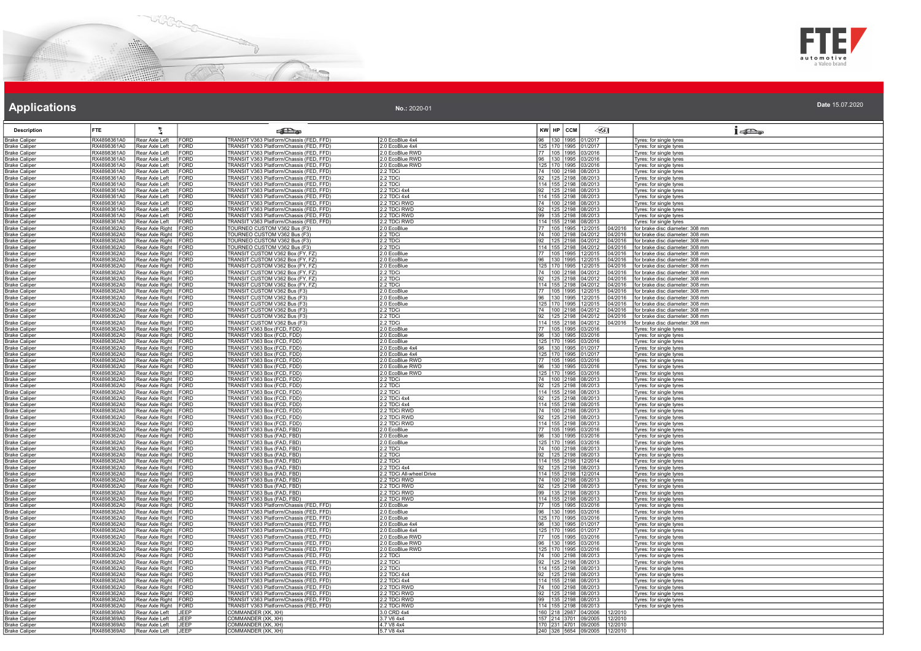# Applications

**No.:** 2020-01

**Date** 15.07.2020

| Description | FTE | | | | | KW | HP | CCM | | | |
|---|---|---|---|---|---|---|---|---|---|---|---|
| Brake Caliper | RX4898361A0 | Rear Axle Left | FORD | TRANSIT V363 Platform/Chassis (FED, FFD) | 2.0 EcoBlue 4x4 | 96 | 130 | 1995 | 01/2017 | | Tyres: for single tyres |
| Brake Caliper | RX4898361A0 | Rear Axle Left | FORD | TRANSIT V363 Platform/Chassis (FED, FFD) | 2.0 EcoBlue 4x4 | 125 | 170 | 1995 | 01/2017 | | Tyres: for single tyres |
| Brake Caliper | RX4898361A0 | Rear Axle Left | FORD | TRANSIT V363 Platform/Chassis (FED, FFD) | 2.0 EcoBlue RWD | 77 | 105 | 1995 | 03/2016 | | Tyres: for single tyres |
| Brake Caliper | RX4898361A0 | Rear Axle Left | FORD | TRANSIT V363 Platform/Chassis (FED, FFD) | 2.0 EcoBlue RWD | 96 | 130 | 1995 | 03/2016 | | Tyres: for single tyres |
| Brake Caliper | RX4898361A0 | Rear Axle Left | FORD | TRANSIT V363 Platform/Chassis (FED, FFD) | 2.0 EcoBlue RWD | 125 | 170 | 1995 | 03/2016 | | Tyres: for single tyres |
| Brake Caliper | RX4898361A0 | Rear Axle Left | FORD | TRANSIT V363 Platform/Chassis (FED, FFD) | 2.2 TDCi | 74 | 100 | 2198 | 08/2013 | | Tyres: for single tyres |
| Brake Caliper | RX4898361A0 | Rear Axle Left | FORD | TRANSIT V363 Platform/Chassis (FED, FFD) | 2.2 TDCi | 92 | 125 | 2198 | 08/2013 | | Tyres: for single tyres |
| Brake Caliper | RX4898361A0 | Rear Axle Left | FORD | TRANSIT V363 Platform/Chassis (FED, FFD) | 2.2 TDCi | 114 | 155 | 2198 | 08/2013 | | Tyres: for single tyres |
| Brake Caliper | RX4898361A0 | Rear Axle Left | FORD | TRANSIT V363 Platform/Chassis (FED, FFD) | 2.2 TDCi 4x4 | 92 | 125 | 2198 | 08/2013 | | Tyres: for single tyres |
| Brake Caliper | RX4898361A0 | Rear Axle Left | FORD | TRANSIT V363 Platform/Chassis (FED, FFD) | 2.2 TDCi 4x4 | 114 | 155 | 2198 | 08/2013 | | Tyres: for single tyres |
| Brake Caliper | RX4898361A0 | Rear Axle Left | FORD | TRANSIT V363 Platform/Chassis (FED, FFD) | 2.2 TDCi RWD | 74 | 100 | 2198 | 08/2013 | | Tyres: for single tyres |
| Brake Caliper | RX4898361A0 | Rear Axle Left | FORD | TRANSIT V363 Platform/Chassis (FED, FFD) | 2.2 TDCi RWD | 92 | 125 | 2198 | 08/2013 | | Tyres: for single tyres |
| Brake Caliper | RX4898361A0 | Rear Axle Left | FORD | TRANSIT V363 Platform/Chassis (FED, FFD) | 2.2 TDCi RWD | 99 | 135 | 2198 | 08/2013 | | Tyres: for single tyres |
| Brake Caliper | RX4898361A0 | Rear Axle Left | FORD | TRANSIT V363 Platform/Chassis (FED, FFD) | 2.2 TDCi RWD | 114 | 155 | 2198 | 08/2013 | | Tyres: for single tyres |
| Brake Caliper | RX4898362A0 | Rear Axle Right | FORD | TOURNEO CUSTOM V362 Bus (F3) | 2.0 EcoBlue | 77 | 105 | 1995 | 12/2015 | 04/2016 | for brake disc diameter: 308 mm |
| Brake Caliper | RX4898362A0 | Rear Axle Right | FORD | TOURNEO CUSTOM V362 Bus (F3) | 2.2 TDCi | 74 | 100 | 2198 | 04/2012 | 04/2016 | for brake disc diameter: 308 mm |
| Brake Caliper | RX4898362A0 | Rear Axle Right | FORD | TOURNEO CUSTOM V362 Bus (F3) | 2.2 TDCi | 92 | 125 | 2198 | 04/2012 | 04/2016 | for brake disc diameter: 308 mm |
| Brake Caliper | RX4898362A0 | Rear Axle Right | FORD | TOURNEO CUSTOM V362 Bus (F3) | 2.2 TDCi | 114 | 155 | 2198 | 04/2012 | 04/2016 | for brake disc diameter: 308 mm |
| Brake Caliper | RX4898362A0 | Rear Axle Right | FORD | TRANSIT CUSTOM V362 Box (FY, FZ) | 2.0 EcoBlue | 77 | 105 | 1995 | 12/2015 | 04/2016 | for brake disc diameter: 308 mm |
| Brake Caliper | RX4898362A0 | Rear Axle Right | FORD | TRANSIT CUSTOM V362 Box (FY, FZ) | 2.0 EcoBlue | 96 | 130 | 1995 | 12/2015 | 04/2016 | for brake disc diameter: 308 mm |
| Brake Caliper | RX4898362A0 | Rear Axle Right | FORD | TRANSIT CUSTOM V362 Box (FY, FZ) | 2.0 EcoBlue | 125 | 170 | 1995 | 12/2015 | 04/2016 | for brake disc diameter: 308 mm |
| Brake Caliper | RX4898362A0 | Rear Axle Right | FORD | TRANSIT CUSTOM V362 Box (FY, FZ) | 2.2 TDCi | 74 | 100 | 2198 | 04/2012 | 04/2016 | for brake disc diameter: 308 mm |
| Brake Caliper | RX4898362A0 | Rear Axle Right | FORD | TRANSIT CUSTOM V362 Box (FY, FZ) | 2.2 TDCi | 92 | 125 | 2198 | 04/2012 | 04/2016 | for brake disc diameter: 308 mm |
| Brake Caliper | RX4898362A0 | Rear Axle Right | FORD | TRANSIT CUSTOM V362 Box (FY, FZ) | 2.2 TDCi | 114 | 155 | 2198 | 04/2012 | 04/2016 | for brake disc diameter: 308 mm |
| Brake Caliper | RX4898362A0 | Rear Axle Right | FORD | TRANSIT CUSTOM V362 Bus (F3) | 2.0 EcoBlue | 77 | 105 | 1995 | 12/2015 | 04/2016 | for brake disc diameter: 308 mm |
| Brake Caliper | RX4898362A0 | Rear Axle Right | FORD | TRANSIT CUSTOM V362 Bus (F3) | 2.0 EcoBlue | 96 | 130 | 1995 | 12/2015 | 04/2016 | for brake disc diameter: 308 mm |
| Brake Caliper | RX4898362A0 | Rear Axle Right | FORD | TRANSIT CUSTOM V362 Bus (F3) | 2.0 EcoBlue | 125 | 170 | 1995 | 12/2015 | 04/2016 | for brake disc diameter: 308 mm |
| Brake Caliper | RX4898362A0 | Rear Axle Right | FORD | TRANSIT CUSTOM V362 Bus (F3) | 2.2 TDCi | 74 | 100 | 2198 | 04/2012 | 04/2016 | for brake disc diameter: 308 mm |
| Brake Caliper | RX4898362A0 | Rear Axle Right | FORD | TRANSIT CUSTOM V362 Bus (F3) | 2.2 TDCi | 92 | 125 | 2198 | 04/2012 | 04/2016 | for brake disc diameter: 308 mm |
| Brake Caliper | RX4898362A0 | Rear Axle Right | FORD | TRANSIT CUSTOM V362 Bus (F3) | 2.2 TDCi | 114 | 155 | 2198 | 04/2012 | 04/2016 | for brake disc diameter: 308 mm |
| Brake Caliper | RX4898362A0 | Rear Axle Right | FORD | TRANSIT V363 Box (FCD, FDD) | 2.0 EcoBlue | 77 | 105 | 1995 | 03/2016 | | Tyres: for single tyres |
| Brake Caliper | RX4898362A0 | Rear Axle Right | FORD | TRANSIT V363 Box (FCD, FDD) | 2.0 EcoBlue | 96 | 130 | 1995 | 03/2016 | | Tyres: for single tyres |
| Brake Caliper | RX4898362A0 | Rear Axle Right | FORD | TRANSIT V363 Box (FCD, FDD) | 2.0 EcoBlue | 125 | 170 | 1995 | 03/2016 | | Tyres: for single tyres |
| Brake Caliper | RX4898362A0 | Rear Axle Right | FORD | TRANSIT V363 Box (FCD, FDD) | 2.0 EcoBlue 4x4 | 96 | 130 | 1995 | 01/2017 | | Tyres: for single tyres |
| Brake Caliper | RX4898362A0 | Rear Axle Right | FORD | TRANSIT V363 Box (FCD, FDD) | 2.0 EcoBlue 4x4 | 125 | 170 | 1995 | 01/2017 | | Tyres: for single tyres |
| Brake Caliper | RX4898362A0 | Rear Axle Right | FORD | TRANSIT V363 Box (FCD, FDD) | 2.0 EcoBlue RWD | 77 | 105 | 1995 | 03/2016 | | Tyres: for single tyres |
| Brake Caliper | RX4898362A0 | Rear Axle Right | FORD | TRANSIT V363 Box (FCD, FDD) | 2.0 EcoBlue RWD | 96 | 130 | 1995 | 03/2016 | | Tyres: for single tyres |
| Brake Caliper | RX4898362A0 | Rear Axle Right | FORD | TRANSIT V363 Box (FCD, FDD) | 2.0 EcoBlue RWD | 125 | 170 | 1995 | 03/2016 | | Tyres: for single tyres |
| Brake Caliper | RX4898362A0 | Rear Axle Right | FORD | TRANSIT V363 Box (FCD, FDD) | 2.2 TDCi | 74 | 100 | 2198 | 08/2013 | | Tyres: for single tyres |
| Brake Caliper | RX4898362A0 | Rear Axle Right | FORD | TRANSIT V363 Box (FCD, FDD) | 2.2 TDCi | 92 | 125 | 2198 | 08/2013 | | Tyres: for single tyres |
| Brake Caliper | RX4898362A0 | Rear Axle Right | FORD | TRANSIT V363 Box (FCD, FDD) | 2.2 TDCi | 114 | 155 | 2198 | 08/2013 | | Tyres: for single tyres |
| Brake Caliper | RX4898362A0 | Rear Axle Right | FORD | TRANSIT V363 Box (FCD, FDD) | 2.2 TDCi 4x4 | 92 | 125 | 2198 | 08/2013 | | Tyres: for single tyres |
| Brake Caliper | RX4898362A0 | Rear Axle Right | FORD | TRANSIT V363 Box (FCD, FDD) | 2.2 TDCi 4x4 | 114 | 155 | 2198 | 08/2015 | | Tyres: for single tyres |
| Brake Caliper | RX4898362A0 | Rear Axle Right | FORD | TRANSIT V363 Box (FCD, FDD) | 2.2 TDCi RWD | 74 | 100 | 2198 | 08/2013 | | Tyres: for single tyres |
| Brake Caliper | RX4898362A0 | Rear Axle Right | FORD | TRANSIT V363 Box (FCD, FDD) | 2.2 TDCi RWD | 92 | 125 | 2198 | 08/2013 | | Tyres: for single tyres |
| Brake Caliper | RX4898362A0 | Rear Axle Right | FORD | TRANSIT V363 Box (FCD, FDD) | 2.2 TDCi RWD | 114 | 155 | 2198 | 08/2013 | | Tyres: for single tyres |
| Brake Caliper | RX4898362A0 | Rear Axle Right | FORD | TRANSIT V363 Bus (FAD, FBD) | 2.0 EcoBlue | 77 | 105 | 1995 | 03/2016 | | Tyres: for single tyres |
| Brake Caliper | RX4898362A0 | Rear Axle Right | FORD | TRANSIT V363 Bus (FAD, FBD) | 2.0 EcoBlue | 96 | 130 | 1995 | 03/2016 | | Tyres: for single tyres |
| Brake Caliper | RX4898362A0 | Rear Axle Right | FORD | TRANSIT V363 Bus (FAD, FBD) | 2.0 EcoBlue | 125 | 170 | 1995 | 03/2016 | | Tyres: for single tyres |
| Brake Caliper | RX4898362A0 | Rear Axle Right | FORD | TRANSIT V363 Bus (FAD, FBD) | 2.2 TDCi | 74 | 100 | 2198 | 08/2013 | | Tyres: for single tyres |
| Brake Caliper | RX4898362A0 | Rear Axle Right | FORD | TRANSIT V363 Bus (FAD, FBD) | 2.2 TDCi | 92 | 125 | 2198 | 08/2013 | | Tyres: for single tyres |
| Brake Caliper | RX4898362A0 | Rear Axle Right | FORD | TRANSIT V363 Bus (FAD, FBD) | 2.2 TDCi | 114 | 155 | 2198 | 12/2014 | | Tyres: for single tyres |
| Brake Caliper | RX4898362A0 | Rear Axle Right | FORD | TRANSIT V363 Bus (FAD, FBD) | 2.2 TDCi 4x4 | 92 | 125 | 2198 | 08/2013 | | Tyres: for single tyres |
| Brake Caliper | RX4898362A0 | Rear Axle Right | FORD | TRANSIT V363 Bus (FAD, FBD) | 2.2 TDCi All-wheel Drive | 114 | 155 | 2198 | 12/2014 | | Tyres: for single tyres |
| Brake Caliper | RX4898362A0 | Rear Axle Right | FORD | TRANSIT V363 Bus (FAD, FBD) | 2.2 TDCi RWD | 74 | 100 | 2198 | 08/2013 | | Tyres: for single tyres |
| Brake Caliper | RX4898362A0 | Rear Axle Right | FORD | TRANSIT V363 Bus (FAD, FBD) | 2.2 TDCi RWD | 92 | 125 | 2198 | 08/2013 | | Tyres: for single tyres |
| Brake Caliper | RX4898362A0 | Rear Axle Right | FORD | TRANSIT V363 Bus (FAD, FBD) | 2.2 TDCi RWD | 99 | 135 | 2198 | 08/2013 | | Tyres: for single tyres |
| Brake Caliper | RX4898362A0 | Rear Axle Right | FORD | TRANSIT V363 Bus (FAD, FBD) | 2.2 TDCi RWD | 114 | 155 | 2198 | 08/2013 | | Tyres: for single tyres |
| Brake Caliper | RX4898362A0 | Rear Axle Right | FORD | TRANSIT V363 Platform/Chassis (FED, FFD) | 2.0 EcoBlue | 77 | 105 | 1995 | 03/2016 | | Tyres: for single tyres |
| Brake Caliper | RX4898362A0 | Rear Axle Right | FORD | TRANSIT V363 Platform/Chassis (FED, FFD) | 2.0 EcoBlue | 96 | 130 | 1995 | 03/2016 | | Tyres: for single tyres |
| Brake Caliper | RX4898362A0 | Rear Axle Right | FORD | TRANSIT V363 Platform/Chassis (FED, FFD) | 2.0 EcoBlue | 125 | 170 | 1995 | 03/2016 | | Tyres: for single tyres |
| Brake Caliper | RX4898362A0 | Rear Axle Right | FORD | TRANSIT V363 Platform/Chassis (FED, FFD) | 2.0 EcoBlue 4x4 | 96 | 130 | 1995 | 01/2017 | | Tyres: for single tyres |
| Brake Caliper | RX4898362A0 | Rear Axle Right | FORD | TRANSIT V363 Platform/Chassis (FED, FFD) | 2.0 EcoBlue 4x4 | 125 | 170 | 1995 | 01/2017 | | Tyres: for single tyres |
| Brake Caliper | RX4898362A0 | Rear Axle Right | FORD | TRANSIT V363 Platform/Chassis (FED, FFD) | 2.0 EcoBlue RWD | 77 | 105 | 1995 | 03/2016 | | Tyres: for single tyres |
| Brake Caliper | RX4898362A0 | Rear Axle Right | FORD | TRANSIT V363 Platform/Chassis (FED, FFD) | 2.0 EcoBlue RWD | 96 | 130 | 1995 | 03/2016 | | Tyres: for single tyres |
| Brake Caliper | RX4898362A0 | Rear Axle Right | FORD | TRANSIT V363 Platform/Chassis (FED, FFD) | 2.0 EcoBlue RWD | 125 | 170 | 1995 | 03/2016 | | Tyres: for single tyres |
| Brake Caliper | RX4898362A0 | Rear Axle Right | FORD | TRANSIT V363 Platform/Chassis (FED, FFD) | 2.2 TDCi | 74 | 100 | 2198 | 08/2013 | | Tyres: for single tyres |
| Brake Caliper | RX4898362A0 | Rear Axle Right | FORD | TRANSIT V363 Platform/Chassis (FED, FFD) | 2.2 TDCi | 92 | 125 | 2198 | 08/2013 | | Tyres: for single tyres |
| Brake Caliper | RX4898362A0 | Rear Axle Right | FORD | TRANSIT V363 Platform/Chassis (FED, FFD) | 2.2 TDCi | 114 | 155 | 2198 | 08/2013 | | Tyres: for single tyres |
| Brake Caliper | RX4898362A0 | Rear Axle Right | FORD | TRANSIT V363 Platform/Chassis (FED, FFD) | 2.2 TDCi 4x4 | 92 | 125 | 2198 | 08/2013 | | Tyres: for single tyres |
| Brake Caliper | RX4898362A0 | Rear Axle Right | FORD | TRANSIT V363 Platform/Chassis (FED, FFD) | 2.2 TDCi 4x4 | 114 | 155 | 2198 | 08/2013 | | Tyres: for single tyres |
| Brake Caliper | RX4898362A0 | Rear Axle Right | FORD | TRANSIT V363 Platform/Chassis (FED, FFD) | 2.2 TDCi RWD | 74 | 100 | 2198 | 08/2013 | | Tyres: for single tyres |
| Brake Caliper | RX4898362A0 | Rear Axle Right | FORD | TRANSIT V363 Platform/Chassis (FED, FFD) | 2.2 TDCi RWD | 92 | 125 | 2198 | 08/2013 | | Tyres: for single tyres |
| Brake Caliper | RX4898362A0 | Rear Axle Right | FORD | TRANSIT V363 Platform/Chassis (FED, FFD) | 2.2 TDCi RWD | 99 | 135 | 2198 | 08/2013 | | Tyres: for single tyres |
| Brake Caliper | RX4898362A0 | Rear Axle Right | FORD | TRANSIT V363 Platform/Chassis (FED, FFD) | 2.2 TDCi RWD | 114 | 155 | 2198 | 08/2013 | | Tyres: for single tyres |
| Brake Caliper | RX4898369A0 | Rear Axle Left | JEEP | COMMANDER (XK, XH) | 3.0 CRD 4x4 | 160 | 218 | 2987 | 04/2006 | 12/2010 | |
| Brake Caliper | RX4898369A0 | Rear Axle Left | JEEP | COMMANDER (XK, XH) | 3.7 V6 4x4 | 157 | 214 | 3701 | 09/2005 | 12/2010 | |
| Brake Caliper | RX4898369A0 | Rear Axle Left | JEEP | COMMANDER (XK, XH) | 4.7 V8 4x4 | 170 | 231 | 4701 | 09/2005 | 12/2010 | |
| Brake Caliper | RX4898369A0 | Rear Axle Left | JEEP | COMMANDER (XK, XH) | 5.7 V8 4x4 | 240 | 326 | 5654 | 09/2005 | 12/2010 | |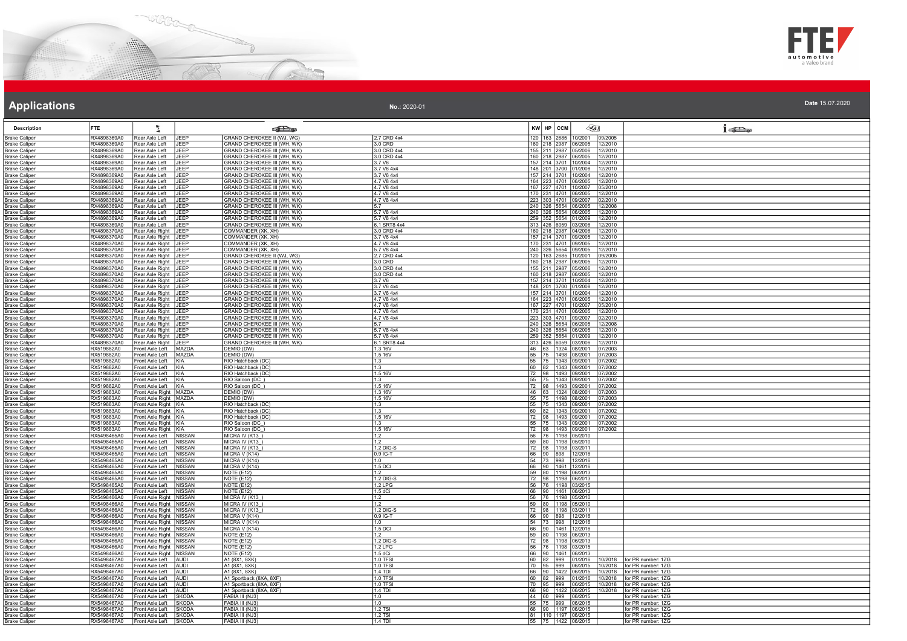# Applications

**No.:** 2020-01

**Date** 15.07.2020

| Description | FTE | | | | | KW | HP | CCM | | | |
|---|---|---|---|---|---|---|---|---|---|---|---|
| Brake Caliper | RX4898369A0 | Rear Axle Left | JEEP | GRAND CHEROKEE II (WJ, WG) | 2.7 CRD 4x4 | 120 | 163 | 2685 | 10/2001 | 09/2005 | |
| Brake Caliper | RX4898369A0 | Rear Axle Left | JEEP | GRAND CHEROKEE III (WH, WK) | 3.0 CRD | 160 | 218 | 2987 | 06/2005 | 12/2010 | |
| Brake Caliper | RX4898369A0 | Rear Axle Left | JEEP | GRAND CHEROKEE III (WH, WK) | 3.0 CRD 4x4 | 155 | 211 | 2987 | 05/2006 | 12/2010 | |
| Brake Caliper | RX4898369A0 | Rear Axle Left | JEEP | GRAND CHEROKEE III (WH, WK) | 3.0 CRD 4x4 | 160 | 218 | 2987 | 06/2005 | 12/2010 | |
| Brake Caliper | RX4898369A0 | Rear Axle Left | JEEP | GRAND CHEROKEE III (WH, WK) | 3.7 V6 | 157 | 214 | 3701 | 10/2004 | 12/2010 | |
| Brake Caliper | RX4898369A0 | Rear Axle Left | JEEP | GRAND CHEROKEE III (WH, WK) | 3.7 V6 4x4 | 148 | 201 | 3700 | 01/2008 | 12/2010 | |
| Brake Caliper | RX4898369A0 | Rear Axle Left | JEEP | GRAND CHEROKEE III (WH, WK) | 3.7 V6 4x4 | 157 | 214 | 3701 | 10/2004 | 12/2010 | |
| Brake Caliper | RX4898369A0 | Rear Axle Left | JEEP | GRAND CHEROKEE III (WH, WK) | 4.7 V8 4x4 | 164 | 223 | 4701 | 06/2005 | 12/2010 | |
| Brake Caliper | RX4898369A0 | Rear Axle Left | JEEP | GRAND CHEROKEE III (WH, WK) | 4.7 V8 4x4 | 167 | 227 | 4701 | 10/2007 | 05/2010 | |
| Brake Caliper | RX4898369A0 | Rear Axle Left | JEEP | GRAND CHEROKEE III (WH, WK) | 4.7 V8 4x4 | 170 | 231 | 4701 | 06/2005 | 12/2010 | |
| Brake Caliper | RX4898369A0 | Rear Axle Left | JEEP | GRAND CHEROKEE III (WH, WK) | 4.7 V8 4x4 | 223 | 303 | 4701 | 09/2007 | 02/2010 | |
| Brake Caliper | RX4898369A0 | Rear Axle Left | JEEP | GRAND CHEROKEE III (WH, WK) | 5.7 | 240 | 326 | 5654 | 06/2005 | 12/2008 | |
| Brake Caliper | RX4898369A0 | Rear Axle Left | JEEP | GRAND CHEROKEE III (WH, WK) | 5.7 V8 4x4 | 240 | 326 | 5654 | 06/2005 | 12/2010 | |
| Brake Caliper | RX4898369A0 | Rear Axle Left | JEEP | GRAND CHEROKEE III (WH, WK) | 5.7 V8 4x4 | 259 | 352 | 5654 | 01/2009 | 12/2010 | |
| Brake Caliper | RX4898369A0 | Rear Axle Left | JEEP | GRAND CHEROKEE III (WH, WK) | 6.1 SRT8 4x4 | 313 | 426 | 6059 | 03/2006 | 12/2010 | |
| Brake Caliper | RX4898370A0 | Rear Axle Right | JEEP | COMMANDER (XK, XH) | 3.0 CRD 4x4 | 160 | 218 | 2987 | 04/2006 | 12/2010 | |
| Brake Caliper | RX4898370A0 | Rear Axle Right | JEEP | COMMANDER (XK, XH) | 3.7 V6 4x4 | 157 | 214 | 3701 | 09/2005 | 12/2010 | |
| Brake Caliper | RX4898370A0 | Rear Axle Right | JEEP | COMMANDER (XK, XH) | 4.7 V8 4x4 | 170 | 231 | 4701 | 09/2005 | 12/2010 | |
| Brake Caliper | RX4898370A0 | Rear Axle Right | JEEP | COMMANDER (XK, XH) | 5.7 V8 4x4 | 240 | 326 | 5654 | 09/2005 | 12/2010 | |
| Brake Caliper | RX4898370A0 | Rear Axle Right | JEEP | GRAND CHEROKEE II (WJ, WG) | 2.7 CRD 4x4 | 120 | 163 | 2685 | 10/2001 | 09/2005 | |
| Brake Caliper | RX4898370A0 | Rear Axle Right | JEEP | GRAND CHEROKEE III (WH, WK) | 3.0 CRD | 160 | 218 | 2987 | 06/2005 | 12/2010 | |
| Brake Caliper | RX4898370A0 | Rear Axle Right | JEEP | GRAND CHEROKEE III (WH, WK) | 3.0 CRD 4x4 | 155 | 211 | 2987 | 05/2006 | 12/2010 | |
| Brake Caliper | RX4898370A0 | Rear Axle Right | JEEP | GRAND CHEROKEE III (WH, WK) | 3.0 CRD 4x4 | 160 | 218 | 2987 | 06/2005 | 12/2010 | |
| Brake Caliper | RX4898370A0 | Rear Axle Right | JEEP | GRAND CHEROKEE III (WH, WK) | 3.7 V6 | 157 | 214 | 3701 | 10/2004 | 12/2010 | |
| Brake Caliper | RX4898370A0 | Rear Axle Right | JEEP | GRAND CHEROKEE III (WH, WK) | 3.7 V6 4x4 | 148 | 201 | 3700 | 01/2008 | 12/2010 | |
| Brake Caliper | RX4898370A0 | Rear Axle Right | JEEP | GRAND CHEROKEE III (WH, WK) | 3.7 V6 4x4 | 157 | 214 | 3701 | 10/2004 | 12/2010 | |
| Brake Caliper | RX4898370A0 | Rear Axle Right | JEEP | GRAND CHEROKEE III (WH, WK) | 4.7 V8 4x4 | 164 | 223 | 4701 | 06/2005 | 12/2010 | |
| Brake Caliper | RX4898370A0 | Rear Axle Right | JEEP | GRAND CHEROKEE III (WH, WK) | 4.7 V8 4x4 | 167 | 227 | 4701 | 10/2007 | 05/2010 | |
| Brake Caliper | RX4898370A0 | Rear Axle Right | JEEP | GRAND CHEROKEE III (WH, WK) | 4.7 V8 4x4 | 170 | 231 | 4701 | 06/2005 | 12/2010 | |
| Brake Caliper | RX4898370A0 | Rear Axle Right | JEEP | GRAND CHEROKEE III (WH, WK) | 4.7 V8 4x4 | 223 | 303 | 4701 | 09/2007 | 02/2010 | |
| Brake Caliper | RX4898370A0 | Rear Axle Right | JEEP | GRAND CHEROKEE III (WH, WK) | 5.7 | 240 | 326 | 5654 | 06/2005 | 12/2008 | |
| Brake Caliper | RX4898370A0 | Rear Axle Right | JEEP | GRAND CHEROKEE III (WH, WK) | 5.7 V8 4x4 | 240 | 326 | 5654 | 06/2005 | 12/2010 | |
| Brake Caliper | RX4898370A0 | Rear Axle Right | JEEP | GRAND CHEROKEE III (WH, WK) | 5.7 V8 4x4 | 259 | 352 | 5654 | 01/2009 | 12/2010 | |
| Brake Caliper | RX4898370A0 | Rear Axle Right | JEEP | GRAND CHEROKEE III (WH, WK) | 6.1 SRT8 4x4 | 313 | 426 | 6059 | 03/2006 | 12/2010 | |
| Brake Caliper | RX519882A0 | Front Axle Left | MAZDA | DEMIO (DW) | 1.3 16V | 46 | 63 | 1324 | 08/2001 | 07/2003 | |
| Brake Caliper | RX519882A0 | Front Axle Left | MAZDA | DEMIO (DW) | 1.5 16V | 55 | 75 | 1498 | 08/2001 | 07/2003 | |
| Brake Caliper | RX519882A0 | Front Axle Left | KIA | RIO Hatchback (DC) | 1.3 | 55 | 75 | 1343 | 09/2001 | 07/2002 | |
| Brake Caliper | RX519882A0 | Front Axle Left | KIA | RIO Hatchback (DC) | 1.3 | 60 | 82 | 1343 | 09/2001 | 07/2002 | |
| Brake Caliper | RX519882A0 | Front Axle Left | KIA | RIO Hatchback (DC) | 1.5 16V | 72 | 98 | 1493 | 09/2001 | 07/2002 | |
| Brake Caliper | RX519882A0 | Front Axle Left | KIA | RIO Saloon (DC_) | 1.3 | 55 | 75 | 1343 | 09/2001 | 07/2002 | |
| Brake Caliper | RX519882A0 | Front Axle Left | KIA | RIO Saloon (DC_) | 1.5 16V | 72 | 98 | 1493 | 09/2001 | 07/2002 | |
| Brake Caliper | RX519883A0 | Front Axle Right | MAZDA | DEMIO (DW) | 1.3 16V | 46 | 63 | 1324 | 08/2001 | 07/2003 | |
| Brake Caliper | RX519883A0 | Front Axle Right | MAZDA | DEMIO (DW) | 1.5 16V | 55 | 75 | 1498 | 08/2001 | 07/2003 | |
| Brake Caliper | RX519883A0 | Front Axle Right | KIA | RIO Hatchback (DC) | 1.3 | 55 | 75 | 1343 | 09/2001 | 07/2002 | |
| Brake Caliper | RX519883A0 | Front Axle Right | KIA | RIO Hatchback (DC) | 1.3 | 60 | 82 | 1343 | 09/2001 | 07/2002 | |
| Brake Caliper | RX519883A0 | Front Axle Right | KIA | RIO Hatchback (DC) | 1.5 16V | 72 | 98 | 1493 | 09/2001 | 07/2002 | |
| Brake Caliper | RX519883A0 | Front Axle Right | KIA | RIO Saloon (DC_) | 1.3 | 55 | 75 | 1343 | 09/2001 | 07/2002 | |
| Brake Caliper | RX519883A0 | Front Axle Right | KIA | RIO Saloon (DC_) | 1.5 16V | 72 | 98 | 1493 | 09/2001 | 07/2002 | |
| Brake Caliper | RX5498465A0 | Front Axle Left | NISSAN | MICRA IV (K13_) | 1.2 | 56 | 76 | 1198 | 05/2010 | | |
| Brake Caliper | RX5498465A0 | Front Axle Left | NISSAN | MICRA IV (K13_) | 1.2 | 59 | 80 | 1198 | 05/2010 | | |
| Brake Caliper | RX5498465A0 | Front Axle Left | NISSAN | MICRA IV (K13_) | 1.2 DIG-S | 72 | 98 | 1198 | 03/2011 | | |
| Brake Caliper | RX5498465A0 | Front Axle Left | NISSAN | MICRA V (K14) | 0.9 IG-T | 66 | 90 | 898 | 12/2016 | | |
| Brake Caliper | RX5498465A0 | Front Axle Left | NISSAN | MICRA V (K14) | 1.0 | 54 | 73 | 998 | 12/2016 | | |
| Brake Caliper | RX5498465A0 | Front Axle Left | NISSAN | MICRA V (K14) | 1.5 DCI | 66 | 90 | 1461 | 12/2016 | | |
| Brake Caliper | RX5498465A0 | Front Axle Left | NISSAN | NOTE (E12) | 1.2 | 59 | 80 | 1198 | 06/2013 | | |
| Brake Caliper | RX5498465A0 | Front Axle Left | NISSAN | NOTE (E12) | 1.2 DIG-S | 72 | 98 | 1198 | 06/2013 | | |
| Brake Caliper | RX5498465A0 | Front Axle Left | NISSAN | NOTE (E12) | 1.2 LPG | 56 | 76 | 1198 | 03/2015 | | |
| Brake Caliper | RX5498465A0 | Front Axle Left | NISSAN | NOTE (E12) | 1.5 dCi | 66 | 90 | 1461 | 06/2013 | | |
| Brake Caliper | RX5498466A0 | Front Axle Right | NISSAN | MICRA IV (K13_) | 1.2 | 56 | 76 | 1198 | 05/2010 | | |
| Brake Caliper | RX5498466A0 | Front Axle Right | NISSAN | MICRA IV (K13_) | 1.2 | 59 | 80 | 1198 | 05/2010 | | |
| Brake Caliper | RX5498466A0 | Front Axle Right | NISSAN | MICRA IV (K13_) | 1.2 DIG-S | 72 | 98 | 1198 | 03/2011 | | |
| Brake Caliper | RX5498466A0 | Front Axle Right | NISSAN | MICRA V (K14) | 0.9 IG-T | 66 | 90 | 898 | 12/2016 | | |
| Brake Caliper | RX5498466A0 | Front Axle Right | NISSAN | MICRA V (K14) | 1.0 | 54 | 73 | 998 | 12/2016 | | |
| Brake Caliper | RX5498466A0 | Front Axle Right | NISSAN | MICRA V (K14) | 1.5 DCI | 66 | 90 | 1461 | 12/2016 | | |
| Brake Caliper | RX5498466A0 | Front Axle Right | NISSAN | NOTE (E12) | 1.2 | 59 | 80 | 1198 | 06/2013 | | |
| Brake Caliper | RX5498466A0 | Front Axle Right | NISSAN | NOTE (E12) | 1.2 DIG-S | 72 | 98 | 1198 | 06/2013 | | |
| Brake Caliper | RX5498466A0 | Front Axle Right | NISSAN | NOTE (E12) | 1.2 LPG | 56 | 76 | 1198 | 03/2015 | | |
| Brake Caliper | RX5498466A0 | Front Axle Right | NISSAN | NOTE (E12) | 1.5 dCi | 66 | 90 | 1461 | 06/2013 | | |
| Brake Caliper | RX5498467A0 | Front Axle Left | AUDI | A1 (8X1, 8XK) | 1.0 TFSI | 60 | 82 | 999 | 01/2016 | 10/2018 | for PR number: 1ZG |
| Brake Caliper | RX5498467A0 | Front Axle Left | AUDI | A1 (8X1, 8XK) | 1.0 TFSI | 70 | 95 | 999 | 06/2015 | 10/2018 | for PR number: 1ZG |
| Brake Caliper | RX5498467A0 | Front Axle Left | AUDI | A1 (8X1, 8XK) | 1.4 TDI | 66 | 90 | 1422 | 06/2015 | 10/2018 | for PR number: 1ZG |
| Brake Caliper | RX5498467A0 | Front Axle Left | AUDI | A1 Sportback (8XA, 8XF) | 1.0 TFSI | 60 | 82 | 999 | 01/2016 | 10/2018 | for PR number: 1ZG |
| Brake Caliper | RX5498467A0 | Front Axle Left | AUDI | A1 Sportback (8XA, 8XF) | 1.0 TFSI | 70 | 95 | 999 | 06/2015 | 10/2018 | for PR number: 1ZG |
| Brake Caliper | RX5498467A0 | Front Axle Left | AUDI | A1 Sportback (8XA, 8XF) | 1.4 TDI | 66 | 90 | 1422 | 06/2015 | 10/2018 | for PR number: 1ZG |
| Brake Caliper | RX5498467A0 | Front Axle Left | SKODA | FABIA III (NJ3) | 1.0 | 44 | 60 | 999 | 06/2015 | | for PR number: 1ZG |
| Brake Caliper | RX5498467A0 | Front Axle Left | SKODA | FABIA III (NJ3) | 1.0 | 55 | 75 | 999 | 06/2015 | | for PR number: 1ZG |
| Brake Caliper | RX5498467A0 | Front Axle Left | SKODA | FABIA III (NJ3) | 1.2 TSI | 66 | 90 | 1197 | 06/2015 | | for PR number: 1ZG |
| Brake Caliper | RX5498467A0 | Front Axle Left | SKODA | FABIA III (NJ3) | 1.2 TSI | 81 | 110 | 1197 | 06/2015 | | for PR number: 1ZG |
| Brake Caliper | RX5498467A0 | Front Axle Left | SKODA | FABIA III (NJ3) | 1.4 TDI | 55 | 75 | 1422 | 06/2015 | | for PR number: 1ZG |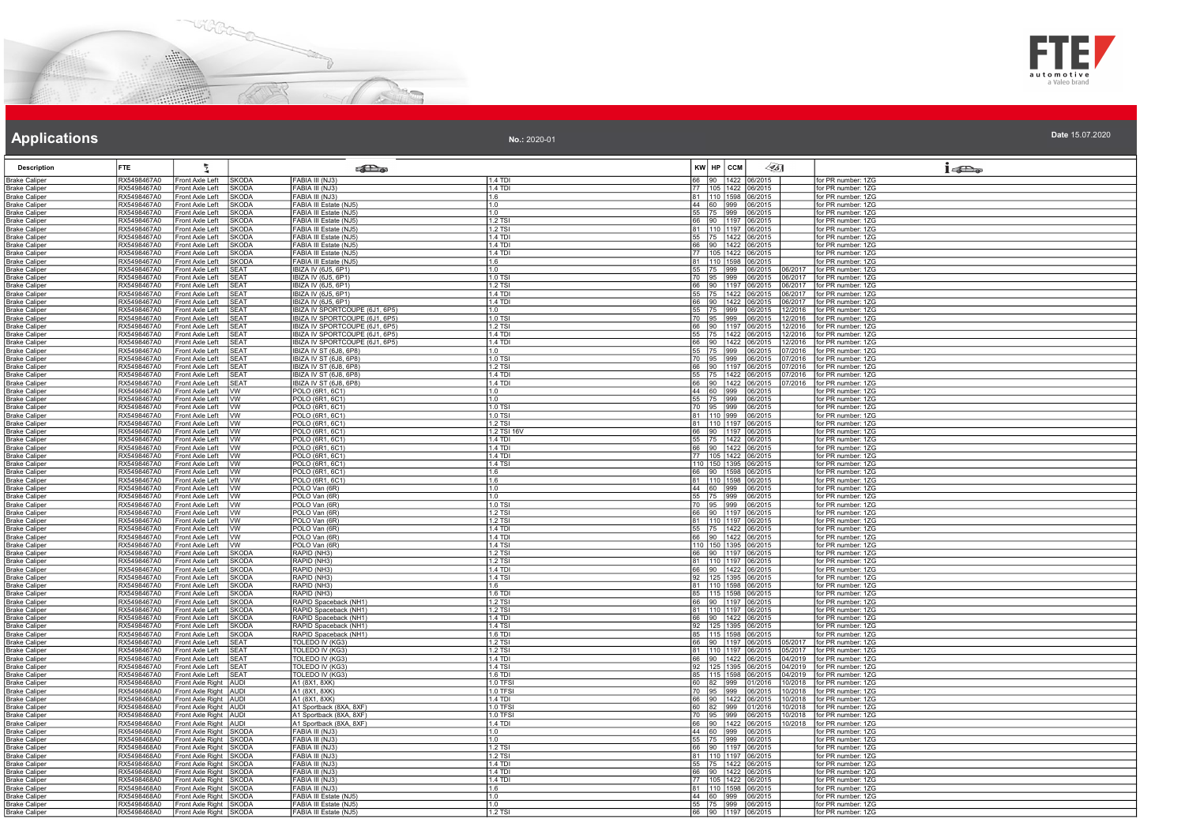## Applications

**No.:** 2020-01

**Date** 15.07.2020

| Description | FTE | | | | | KW | HP | CCM | | | |
|---|---|---|---|---|---|---|---|---|---|---|---|
| Brake Caliper | RX5498467A0 | Front Axle Left | SKODA | FABIA III (NJ3) | 1.4 TDI | 66 | 90 | 1422 | 06/2015 | | for PR number: 1ZG |
| Brake Caliper | RX5498467A0 | Front Axle Left | SKODA | FABIA III (NJ3) | 1.4 TDI | 77 | 105 | 1422 | 06/2015 | | for PR number: 1ZG |
| Brake Caliper | RX5498467A0 | Front Axle Left | SKODA | FABIA III (NJ3) | 1.6 | 81 | 110 | 1598 | 06/2015 | | for PR number: 1ZG |
| Brake Caliper | RX5498467A0 | Front Axle Left | SKODA | FABIA III Estate (NJ5) | 1.0 | 44 | 60 | 999 | 06/2015 | | for PR number: 1ZG |
| Brake Caliper | RX5498467A0 | Front Axle Left | SKODA | FABIA III Estate (NJ5) | 1.0 | 55 | 75 | 999 | 06/2015 | | for PR number: 1ZG |
| Brake Caliper | RX5498467A0 | Front Axle Left | SKODA | FABIA III Estate (NJ5) | 1.2 TSI | 66 | 90 | 1197 | 06/2015 | | for PR number: 1ZG |
| Brake Caliper | RX5498467A0 | Front Axle Left | SKODA | FABIA III Estate (NJ5) | 1.2 TSI | 81 | 110 | 1197 | 06/2015 | | for PR number: 1ZG |
| Brake Caliper | RX5498467A0 | Front Axle Left | SKODA | FABIA III Estate (NJ5) | 1.4 TDI | 55 | 75 | 1422 | 06/2015 | | for PR number: 1ZG |
| Brake Caliper | RX5498467A0 | Front Axle Left | SKODA | FABIA III Estate (NJ5) | 1.4 TDI | 66 | 90 | 1422 | 06/2015 | | for PR number: 1ZG |
| Brake Caliper | RX5498467A0 | Front Axle Left | SKODA | FABIA III Estate (NJ5) | 1.4 TDI | 77 | 105 | 1422 | 06/2015 | | for PR number: 1ZG |
| Brake Caliper | RX5498467A0 | Front Axle Left | SKODA | FABIA III Estate (NJ5) | 1.6 | 81 | 110 | 1598 | 06/2015 | | for PR number: 1ZG |
| Brake Caliper | RX5498467A0 | Front Axle Left | SEAT | IBIZA IV (6J5, 6P1) | 1.0 | 55 | 75 | 999 | 06/2015 | 06/2017 | for PR number: 1ZG |
| Brake Caliper | RX5498467A0 | Front Axle Left | SEAT | IBIZA IV (6J5, 6P1) | 1.0 TSI | 70 | 95 | 999 | 06/2015 | 06/2017 | for PR number: 1ZG |
| Brake Caliper | RX5498467A0 | Front Axle Left | SEAT | IBIZA IV (6J5, 6P1) | 1.2 TSI | 66 | 90 | 1197 | 06/2015 | 06/2017 | for PR number: 1ZG |
| Brake Caliper | RX5498467A0 | Front Axle Left | SEAT | IBIZA IV (6J5, 6P1) | 1.4 TDI | 55 | 75 | 1422 | 06/2015 | 06/2017 | for PR number: 1ZG |
| Brake Caliper | RX5498467A0 | Front Axle Left | SEAT | IBIZA IV (6J5, 6P1) | 1.4 TDI | 66 | 90 | 1422 | 06/2015 | 06/2017 | for PR number: 1ZG |
| Brake Caliper | RX5498467A0 | Front Axle Left | SEAT | IBIZA IV SPORTCOUPE (6J1, 6P5) | 1.0 | 55 | 75 | 999 | 06/2015 | 12/2016 | for PR number: 1ZG |
| Brake Caliper | RX5498467A0 | Front Axle Left | SEAT | IBIZA IV SPORTCOUPE (6J1, 6P5) | 1.0 TSI | 70 | 95 | 999 | 06/2015 | 12/2016 | for PR number: 1ZG |
| Brake Caliper | RX5498467A0 | Front Axle Left | SEAT | IBIZA IV SPORTCOUPE (6J1, 6P5) | 1.2 TSI | 66 | 90 | 1197 | 06/2015 | 12/2016 | for PR number: 1ZG |
| Brake Caliper | RX5498467A0 | Front Axle Left | SEAT | IBIZA IV SPORTCOUPE (6J1, 6P5) | 1.4 TDI | 55 | 75 | 1422 | 06/2015 | 12/2016 | for PR number: 1ZG |
| Brake Caliper | RX5498467A0 | Front Axle Left | SEAT | IBIZA IV SPORTCOUPE (6J1, 6P5) | 1.4 TDI | 66 | 90 | 1422 | 06/2015 | 12/2016 | for PR number: 1ZG |
| Brake Caliper | RX5498467A0 | Front Axle Left | SEAT | IBIZA IV ST (6J8, 6P8) | 1.0 | 55 | 75 | 999 | 06/2015 | 07/2016 | for PR number: 1ZG |
| Brake Caliper | RX5498467A0 | Front Axle Left | SEAT | IBIZA IV ST (6J8, 6P8) | 1.0 TSI | 70 | 95 | 999 | 06/2015 | 07/2016 | for PR number: 1ZG |
| Brake Caliper | RX5498467A0 | Front Axle Left | SEAT | IBIZA IV ST (6J8, 6P8) | 1.2 TSI | 66 | 90 | 1197 | 06/2015 | 07/2016 | for PR number: 1ZG |
| Brake Caliper | RX5498467A0 | Front Axle Left | SEAT | IBIZA IV ST (6J8, 6P8) | 1.4 TDI | 55 | 75 | 1422 | 06/2015 | 07/2016 | for PR number: 1ZG |
| Brake Caliper | RX5498467A0 | Front Axle Left | SEAT | IBIZA IV ST (6J8, 6P8) | 1.4 TDI | 66 | 90 | 1422 | 06/2015 | 07/2016 | for PR number: 1ZG |
| Brake Caliper | RX5498467A0 | Front Axle Left | VW | POLO (6R1, 6C1) | 1.0 | 44 | 60 | 999 | 06/2015 | | for PR number: 1ZG |
| Brake Caliper | RX5498467A0 | Front Axle Left | VW | POLO (6R1, 6C1) | 1.0 | 55 | 75 | 999 | 06/2015 | | for PR number: 1ZG |
| Brake Caliper | RX5498467A0 | Front Axle Left | VW | POLO (6R1, 6C1) | 1.0 TSI | 70 | 95 | 999 | 06/2015 | | for PR number: 1ZG |
| Brake Caliper | RX5498467A0 | Front Axle Left | VW | POLO (6R1, 6C1) | 1.0 TSI | 81 | 110 | 999 | 06/2015 | | for PR number: 1ZG |
| Brake Caliper | RX5498467A0 | Front Axle Left | VW | POLO (6R1, 6C1) | 1.2 TSI | 81 | 110 | 1197 | 06/2015 | | for PR number: 1ZG |
| Brake Caliper | RX5498467A0 | Front Axle Left | VW | POLO (6R1, 6C1) | 1.2 TSI 16V | 66 | 90 | 1197 | 06/2015 | | for PR number: 1ZG |
| Brake Caliper | RX5498467A0 | Front Axle Left | VW | POLO (6R1, 6C1) | 1.4 TDI | 55 | 75 | 1422 | 06/2015 | | for PR number: 1ZG |
| Brake Caliper | RX5498467A0 | Front Axle Left | VW | POLO (6R1, 6C1) | 1.4 TDI | 66 | 90 | 1422 | 06/2015 | | for PR number: 1ZG |
| Brake Caliper | RX5498467A0 | Front Axle Left | VW | POLO (6R1, 6C1) | 1.4 TDI | 77 | 105 | 1422 | 06/2015 | | for PR number: 1ZG |
| Brake Caliper | RX5498467A0 | Front Axle Left | VW | POLO (6R1, 6C1) | 1.4 TSI | 110 | 150 | 1395 | 06/2015 | | for PR number: 1ZG |
| Brake Caliper | RX5498467A0 | Front Axle Left | VW | POLO (6R1, 6C1) | 1.6 | 66 | 90 | 1598 | 06/2015 | | for PR number: 1ZG |
| Brake Caliper | RX5498467A0 | Front Axle Left | VW | POLO (6R1, 6C1) | 1.6 | 81 | 110 | 1598 | 06/2015 | | for PR number: 1ZG |
| Brake Caliper | RX5498467A0 | Front Axle Left | VW | POLO Van (6R) | 1.0 | 44 | 60 | 999 | 06/2015 | | for PR number: 1ZG |
| Brake Caliper | RX5498467A0 | Front Axle Left | VW | POLO Van (6R) | 1.0 | 55 | 75 | 999 | 06/2015 | | for PR number: 1ZG |
| Brake Caliper | RX5498467A0 | Front Axle Left | VW | POLO Van (6R) | 1.0 TSI | 70 | 95 | 999 | 06/2015 | | for PR number: 1ZG |
| Brake Caliper | RX5498467A0 | Front Axle Left | VW | POLO Van (6R) | 1.2 TSI | 66 | 90 | 1197 | 06/2015 | | for PR number: 1ZG |
| Brake Caliper | RX5498467A0 | Front Axle Left | VW | POLO Van (6R) | 1.2 TSI | 81 | 110 | 1197 | 06/2015 | | for PR number: 1ZG |
| Brake Caliper | RX5498467A0 | Front Axle Left | VW | POLO Van (6R) | 1.4 TDI | 55 | 75 | 1422 | 06/2015 | | for PR number: 1ZG |
| Brake Caliper | RX5498467A0 | Front Axle Left | VW | POLO Van (6R) | 1.4 TDI | 66 | 90 | 1422 | 06/2015 | | for PR number: 1ZG |
| Brake Caliper | RX5498467A0 | Front Axle Left | VW | POLO Van (6R) | 1.4 TSI | 110 | 150 | 1395 | 06/2015 | | for PR number: 1ZG |
| Brake Caliper | RX5498467A0 | Front Axle Left | SKODA | RAPID (NH3) | 1.2 TSI | 66 | 90 | 1197 | 06/2015 | | for PR number: 1ZG |
| Brake Caliper | RX5498467A0 | Front Axle Left | SKODA | RAPID (NH3) | 1.2 TSI | 81 | 110 | 1197 | 06/2015 | | for PR number: 1ZG |
| Brake Caliper | RX5498467A0 | Front Axle Left | SKODA | RAPID (NH3) | 1.4 TDI | 66 | 90 | 1422 | 06/2015 | | for PR number: 1ZG |
| Brake Caliper | RX5498467A0 | Front Axle Left | SKODA | RAPID (NH3) | 1.4 TSI | 92 | 125 | 1395 | 06/2015 | | for PR number: 1ZG |
| Brake Caliper | RX5498467A0 | Front Axle Left | SKODA | RAPID (NH3) | 1.6 | 81 | 110 | 1598 | 06/2015 | | for PR number: 1ZG |
| Brake Caliper | RX5498467A0 | Front Axle Left | SKODA | RAPID (NH3) | 1.6 TDI | 85 | 115 | 1598 | 06/2015 | | for PR number: 1ZG |
| Brake Caliper | RX5498467A0 | Front Axle Left | SKODA | RAPID Spaceback (NH1) | 1.2 TSI | 66 | 90 | 1197 | 06/2015 | | for PR number: 1ZG |
| Brake Caliper | RX5498467A0 | Front Axle Left | SKODA | RAPID Spaceback (NH1) | 1.2 TSI | 81 | 110 | 1197 | 06/2015 | | for PR number: 1ZG |
| Brake Caliper | RX5498467A0 | Front Axle Left | SKODA | RAPID Spaceback (NH1) | 1.4 TDI | 66 | 90 | 1422 | 06/2015 | | for PR number: 1ZG |
| Brake Caliper | RX5498467A0 | Front Axle Left | SKODA | RAPID Spaceback (NH1) | 1.4 TSI | 92 | 125 | 1395 | 06/2015 | | for PR number: 1ZG |
| Brake Caliper | RX5498467A0 | Front Axle Left | SKODA | RAPID Spaceback (NH1) | 1.6 TDI | 85 | 115 | 1598 | 06/2015 | | for PR number: 1ZG |
| Brake Caliper | RX5498467A0 | Front Axle Left | SEAT | TOLEDO IV (KG3) | 1.2 TSI | 66 | 90 | 1197 | 06/2015 | 05/2017 | for PR number: 1ZG |
| Brake Caliper | RX5498467A0 | Front Axle Left | SEAT | TOLEDO IV (KG3) | 1.2 TSI | 81 | 110 | 1197 | 06/2015 | 05/2017 | for PR number: 1ZG |
| Brake Caliper | RX5498467A0 | Front Axle Left | SEAT | TOLEDO IV (KG3) | 1.4 TDI | 66 | 90 | 1422 | 06/2015 | 04/2019 | for PR number: 1ZG |
| Brake Caliper | RX5498467A0 | Front Axle Left | SEAT | TOLEDO IV (KG3) | 1.4 TSI | 92 | 125 | 1395 | 06/2015 | 04/2019 | for PR number: 1ZG |
| Brake Caliper | RX5498467A0 | Front Axle Left | SEAT | TOLEDO IV (KG3) | 1.6 TDI | 85 | 115 | 1598 | 06/2015 | 04/2019 | for PR number: 1ZG |
| Brake Caliper | RX5498468A0 | Front Axle Right | AUDI | A1 (8X1, 8XK) | 1.0 TFSI | 60 | 82 | 999 | 01/2016 | 10/2018 | for PR number: 1ZG |
| Brake Caliper | RX5498468A0 | Front Axle Right | AUDI | A1 (8X1, 8XK) | 1.0 TFSI | 70 | 95 | 999 | 06/2015 | 10/2018 | for PR number: 1ZG |
| Brake Caliper | RX5498468A0 | Front Axle Right | AUDI | A1 (8X1, 8XK) | 1.4 TDI | 66 | 90 | 1422 | 06/2015 | 10/2018 | for PR number: 1ZG |
| Brake Caliper | RX5498468A0 | Front Axle Right | AUDI | A1 Sportback (8XA, 8XF) | 1.0 TFSI | 60 | 82 | 999 | 01/2016 | 10/2018 | for PR number: 1ZG |
| Brake Caliper | RX5498468A0 | Front Axle Right | AUDI | A1 Sportback (8XA, 8XF) | 1.0 TFSI | 70 | 95 | 999 | 06/2015 | 10/2018 | for PR number: 1ZG |
| Brake Caliper | RX5498468A0 | Front Axle Right | AUDI | A1 Sportback (8XA, 8XF) | 1.4 TDI | 66 | 90 | 1422 | 06/2015 | 10/2018 | for PR number: 1ZG |
| Brake Caliper | RX5498468A0 | Front Axle Right | SKODA | FABIA III (NJ3) | 1.0 | 44 | 60 | 999 | 06/2015 | | for PR number: 1ZG |
| Brake Caliper | RX5498468A0 | Front Axle Right | SKODA | FABIA III (NJ3) | 1.0 | 55 | 75 | 999 | 06/2015 | | for PR number: 1ZG |
| Brake Caliper | RX5498468A0 | Front Axle Right | SKODA | FABIA III (NJ3) | 1.2 TSI | 66 | 90 | 1197 | 06/2015 | | for PR number: 1ZG |
| Brake Caliper | RX5498468A0 | Front Axle Right | SKODA | FABIA III (NJ3) | 1.2 TSI | 81 | 110 | 1197 | 06/2015 | | for PR number: 1ZG |
| Brake Caliper | RX5498468A0 | Front Axle Right | SKODA | FABIA III (NJ3) | 1.4 TDI | 55 | 75 | 1422 | 06/2015 | | for PR number: 1ZG |
| Brake Caliper | RX5498468A0 | Front Axle Right | SKODA | FABIA III (NJ3) | 1.4 TDI | 66 | 90 | 1422 | 06/2015 | | for PR number: 1ZG |
| Brake Caliper | RX5498468A0 | Front Axle Right | SKODA | FABIA III (NJ3) | 1.4 TDI | 77 | 105 | 1422 | 06/2015 | | for PR number: 1ZG |
| Brake Caliper | RX5498468A0 | Front Axle Right | SKODA | FABIA III (NJ3) | 1.6 | 81 | 110 | 1598 | 06/2015 | | for PR number: 1ZG |
| Brake Caliper | RX5498468A0 | Front Axle Right | SKODA | FABIA III Estate (NJ5) | 1.0 | 44 | 60 | 999 | 06/2015 | | for PR number: 1ZG |
| Brake Caliper | RX5498468A0 | Front Axle Right | SKODA | FABIA III Estate (NJ5) | 1.0 | 55 | 75 | 999 | 06/2015 | | for PR number: 1ZG |
| Brake Caliper | RX5498468A0 | Front Axle Right | SKODA | FABIA III Estate (NJ5) | 1.2 TSI | 66 | 90 | 1197 | 06/2015 | | for PR number: 1ZG |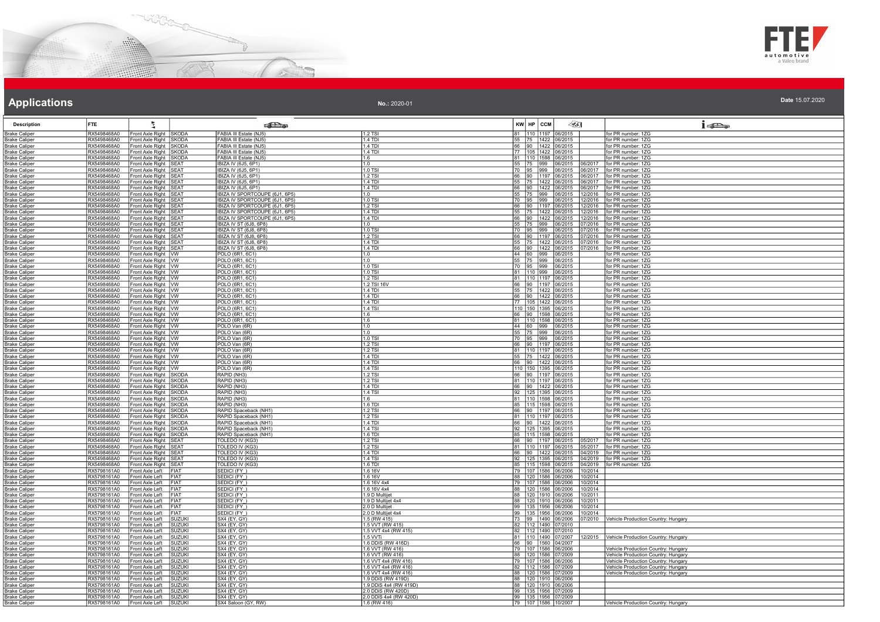# Applications

**No.:** 2020-01

**Date** 15.07.2020

| Description | FTE | | | | | KW | HP | CCM | | | |
|---|---|---|---|---|---|---|---|---|---|---|---|
| Brake Caliper | RX5498468A0 | Front Axle Right | SKODA | FABIA III Estate (NJ5) | 1.2 TSI | 81 | 110 | 1197 | 06/2015 | | for PR number: 1ZG |
| Brake Caliper | RX5498468A0 | Front Axle Right | SKODA | FABIA III Estate (NJ5) | 1.4 TDI | 55 | 75 | 1422 | 06/2015 | | for PR number: 1ZG |
| Brake Caliper | RX5498468A0 | Front Axle Right | SKODA | FABIA III Estate (NJ5) | 1.4 TDI | 66 | 90 | 1422 | 06/2015 | | for PR number: 1ZG |
| Brake Caliper | RX5498468A0 | Front Axle Right | SKODA | FABIA III Estate (NJ5) | 1.4 TDI | 77 | 105 | 1422 | 06/2015 | | for PR number: 1ZG |
| Brake Caliper | RX5498468A0 | Front Axle Right | SKODA | FABIA III Estate (NJ5) | 1.6 | 81 | 110 | 1598 | 06/2015 | | for PR number: 1ZG |
| Brake Caliper | RX5498468A0 | Front Axle Right | SEAT | IBIZA IV (6J5, 6P1) | 1.0 | 55 | 75 | 999 | 06/2015 | 06/2017 | for PR number: 1ZG |
| Brake Caliper | RX5498468A0 | Front Axle Right | SEAT | IBIZA IV (6J5, 6P1) | 1.0 TSI | 70 | 95 | 999 | 06/2015 | 06/2017 | for PR number: 1ZG |
| Brake Caliper | RX5498468A0 | Front Axle Right | SEAT | IBIZA IV (6J5, 6P1) | 1.2 TSI | 66 | 90 | 1197 | 06/2015 | 06/2017 | for PR number: 1ZG |
| Brake Caliper | RX5498468A0 | Front Axle Right | SEAT | IBIZA IV (6J5, 6P1) | 1.4 TDI | 55 | 75 | 1422 | 06/2015 | 06/2017 | for PR number: 1ZG |
| Brake Caliper | RX5498468A0 | Front Axle Right | SEAT | IBIZA IV (6J5, 6P1) | 1.4 TDI | 66 | 90 | 1422 | 06/2015 | 06/2017 | for PR number: 1ZG |
| Brake Caliper | RX5498468A0 | Front Axle Right | SEAT | IBIZA IV SPORTCOUPE (6J1, 6P5) | 1.0 | 55 | 75 | 999 | 06/2015 | 12/2016 | for PR number: 1ZG |
| Brake Caliper | RX5498468A0 | Front Axle Right | SEAT | IBIZA IV SPORTCOUPE (6J1, 6P5) | 1.0 TSI | 70 | 95 | 999 | 06/2015 | 12/2016 | for PR number: 1ZG |
| Brake Caliper | RX5498468A0 | Front Axle Right | SEAT | IBIZA IV SPORTCOUPE (6J1, 6P5) | 1.2 TSI | 66 | 90 | 1197 | 06/2015 | 12/2016 | for PR number: 1ZG |
| Brake Caliper | RX5498468A0 | Front Axle Right | SEAT | IBIZA IV SPORTCOUPE (6J1, 6P5) | 1.4 TDI | 55 | 75 | 1422 | 06/2015 | 12/2016 | for PR number: 1ZG |
| Brake Caliper | RX5498468A0 | Front Axle Right | SEAT | IBIZA IV SPORTCOUPE (6J1, 6P5) | 1.4 TDI | 66 | 90 | 1422 | 06/2015 | 12/2016 | for PR number: 1ZG |
| Brake Caliper | RX5498468A0 | Front Axle Right | SEAT | IBIZA IV ST (6J8, 6P8) | 1.0 | 55 | 75 | 999 | 06/2015 | 07/2016 | for PR number: 1ZG |
| Brake Caliper | RX5498468A0 | Front Axle Right | SEAT | IBIZA IV ST (6J8, 6P8) | 1.0 TSI | 70 | 95 | 999 | 06/2015 | 07/2016 | for PR number: 1ZG |
| Brake Caliper | RX5498468A0 | Front Axle Right | SEAT | IBIZA IV ST (6J8, 6P8) | 1.2 TSI | 66 | 90 | 1197 | 06/2015 | 07/2016 | for PR number: 1ZG |
| Brake Caliper | RX5498468A0 | Front Axle Right | SEAT | IBIZA IV ST (6J8, 6P8) | 1.4 TDI | 55 | 75 | 1422 | 06/2015 | 07/2016 | for PR number: 1ZG |
| Brake Caliper | RX5498468A0 | Front Axle Right | SEAT | IBIZA IV ST (6J8, 6P8) | 1.4 TDI | 66 | 90 | 1422 | 06/2015 | 07/2016 | for PR number: 1ZG |
| Brake Caliper | RX5498468A0 | Front Axle Right | VW | POLO (6R1, 6C1) | 1.0 | 44 | 60 | 999 | 06/2015 | | for PR number: 1ZG |
| Brake Caliper | RX5498468A0 | Front Axle Right | VW | POLO (6R1, 6C1) | 1.0 | 55 | 75 | 999 | 06/2015 | | for PR number: 1ZG |
| Brake Caliper | RX5498468A0 | Front Axle Right | VW | POLO (6R1, 6C1) | 1.0 TSI | 70 | 95 | 999 | 06/2015 | | for PR number: 1ZG |
| Brake Caliper | RX5498468A0 | Front Axle Right | VW | POLO (6R1, 6C1) | 1.0 TSI | 81 | 110 | 999 | 06/2015 | | for PR number: 1ZG |
| Brake Caliper | RX5498468A0 | Front Axle Right | VW | POLO (6R1, 6C1) | 1.2 TSI | 81 | 110 | 1197 | 06/2015 | | for PR number: 1ZG |
| Brake Caliper | RX5498468A0 | Front Axle Right | VW | POLO (6R1, 6C1) | 1.2 TSI 16V | 66 | 90 | 1197 | 06/2015 | | for PR number: 1ZG |
| Brake Caliper | RX5498468A0 | Front Axle Right | VW | POLO (6R1, 6C1) | 1.4 TDI | 55 | 75 | 1422 | 06/2015 | | for PR number: 1ZG |
| Brake Caliper | RX5498468A0 | Front Axle Right | VW | POLO (6R1, 6C1) | 1.4 TDI | 66 | 90 | 1422 | 06/2015 | | for PR number: 1ZG |
| Brake Caliper | RX5498468A0 | Front Axle Right | VW | POLO (6R1, 6C1) | 1.4 TDI | 77 | 105 | 1422 | 06/2015 | | for PR number: 1ZG |
| Brake Caliper | RX5498468A0 | Front Axle Right | VW | POLO (6R1, 6C1) | 1.4 TSI | 110 | 150 | 1395 | 06/2015 | | for PR number: 1ZG |
| Brake Caliper | RX5498468A0 | Front Axle Right | VW | POLO (6R1, 6C1) | 1.6 | 66 | 90 | 1598 | 06/2015 | | for PR number: 1ZG |
| Brake Caliper | RX5498468A0 | Front Axle Right | VW | POLO (6R1, 6C1) | 1.6 | 81 | 110 | 1598 | 06/2015 | | for PR number: 1ZG |
| Brake Caliper | RX5498468A0 | Front Axle Right | VW | POLO Van (6R) | 1.0 | 44 | 60 | 999 | 06/2015 | | for PR number: 1ZG |
| Brake Caliper | RX5498468A0 | Front Axle Right | VW | POLO Van (6R) | 1.0 | 55 | 75 | 999 | 06/2015 | | for PR number: 1ZG |
| Brake Caliper | RX5498468A0 | Front Axle Right | VW | POLO Van (6R) | 1.0 TSI | 70 | 95 | 999 | 06/2015 | | for PR number: 1ZG |
| Brake Caliper | RX5498468A0 | Front Axle Right | VW | POLO Van (6R) | 1.2 TSI | 66 | 90 | 1197 | 06/2015 | | for PR number: 1ZG |
| Brake Caliper | RX5498468A0 | Front Axle Right | VW | POLO Van (6R) | 1.2 TSI | 81 | 110 | 1197 | 06/2015 | | for PR number: 1ZG |
| Brake Caliper | RX5498468A0 | Front Axle Right | VW | POLO Van (6R) | 1.4 TDI | 55 | 75 | 1422 | 06/2015 | | for PR number: 1ZG |
| Brake Caliper | RX5498468A0 | Front Axle Right | VW | POLO Van (6R) | 1.4 TDI | 66 | 90 | 1422 | 06/2015 | | for PR number: 1ZG |
| Brake Caliper | RX5498468A0 | Front Axle Right | VW | POLO Van (6R) | 1.4 TSI | 110 | 150 | 1395 | 06/2015 | | for PR number: 1ZG |
| Brake Caliper | RX5498468A0 | Front Axle Right | SKODA | RAPID (NH3) | 1.2 TSI | 66 | 90 | 1197 | 06/2015 | | for PR number: 1ZG |
| Brake Caliper | RX5498468A0 | Front Axle Right | SKODA | RAPID (NH3) | 1.2 TSI | 81 | 110 | 1197 | 06/2015 | | for PR number: 1ZG |
| Brake Caliper | RX5498468A0 | Front Axle Right | SKODA | RAPID (NH3) | 1.4 TDI | 66 | 90 | 1422 | 06/2015 | | for PR number: 1ZG |
| Brake Caliper | RX5498468A0 | Front Axle Right | SKODA | RAPID (NH3) | 1.4 TSI | 92 | 125 | 1395 | 06/2015 | | for PR number: 1ZG |
| Brake Caliper | RX5498468A0 | Front Axle Right | SKODA | RAPID (NH3) | 1.6 | 81 | 110 | 1598 | 06/2015 | | for PR number: 1ZG |
| Brake Caliper | RX5498468A0 | Front Axle Right | SKODA | RAPID (NH3) | 1.6 TDI | 85 | 115 | 1598 | 06/2015 | | for PR number: 1ZG |
| Brake Caliper | RX5498468A0 | Front Axle Right | SKODA | RAPID Spaceback (NH1) | 1.2 TSI | 66 | 90 | 1197 | 06/2015 | | for PR number: 1ZG |
| Brake Caliper | RX5498468A0 | Front Axle Right | SKODA | RAPID Spaceback (NH1) | 1.2 TSI | 81 | 110 | 1197 | 06/2015 | | for PR number: 1ZG |
| Brake Caliper | RX5498468A0 | Front Axle Right | SKODA | RAPID Spaceback (NH1) | 1.4 TDI | 66 | 90 | 1422 | 06/2015 | | for PR number: 1ZG |
| Brake Caliper | RX5498468A0 | Front Axle Right | SKODA | RAPID Spaceback (NH1) | 1.4 TSI | 92 | 125 | 1395 | 06/2015 | | for PR number: 1ZG |
| Brake Caliper | RX5498468A0 | Front Axle Right | SKODA | RAPID Spaceback (NH1) | 1.6 TDI | 85 | 115 | 1598 | 06/2015 | | for PR number: 1ZG |
| Brake Caliper | RX5498468A0 | Front Axle Right | SEAT | TOLEDO IV (KG3) | 1.2 TSI | 66 | 90 | 1197 | 06/2015 | 05/2017 | for PR number: 1ZG |
| Brake Caliper | RX5498468A0 | Front Axle Right | SEAT | TOLEDO IV (KG3) | 1.2 TSI | 81 | 110 | 1197 | 06/2015 | 05/2017 | for PR number: 1ZG |
| Brake Caliper | RX5498468A0 | Front Axle Right | SEAT | TOLEDO IV (KG3) | 1.4 TDI | 66 | 90 | 1422 | 06/2015 | 04/2019 | for PR number: 1ZG |
| Brake Caliper | RX5498468A0 | Front Axle Right | SEAT | TOLEDO IV (KG3) | 1.4 TSI | 92 | 125 | 1395 | 06/2015 | 04/2019 | for PR number: 1ZG |
| Brake Caliper | RX5498468A0 | Front Axle Right | SEAT | TOLEDO IV (KG3) | 1.6 TDI | 85 | 115 | 1598 | 06/2015 | 04/2019 | for PR number: 1ZG |
| Brake Caliper | RX5798161A0 | Front Axle Left | FIAT | SEDICI (FY_) | 1.6 16V | 79 | 107 | 1586 | 06/2006 | 10/2014 | |
| Brake Caliper | RX5798161A0 | Front Axle Left | FIAT | SEDICI (FY_) | 1.6 16V | 88 | 120 | 1586 | 06/2006 | 10/2014 | |
| Brake Caliper | RX5798161A0 | Front Axle Left | FIAT | SEDICI (FY_) | 1.6 16V 4x4 | 79 | 107 | 1586 | 06/2006 | 10/2014 | |
| Brake Caliper | RX5798161A0 | Front Axle Left | FIAT | SEDICI (FY_) | 1.6 16V 4x4 | 88 | 120 | 1586 | 06/2006 | 10/2014 | |
| Brake Caliper | RX5798161A0 | Front Axle Left | FIAT | SEDICI (FY_) | 1.9 D Multijet | 88 | 120 | 1910 | 06/2006 | 10/2011 | |
| Brake Caliper | RX5798161A0 | Front Axle Left | FIAT | SEDICI (FY_) | 1.9 D Multijet 4x4 | 88 | 120 | 1910 | 06/2006 | 10/2011 | |
| Brake Caliper | RX5798161A0 | Front Axle Left | FIAT | SEDICI (FY_) | 2.0 D Multijet | 99 | 135 | 1956 | 06/2006 | 10/2014 | |
| Brake Caliper | RX5798161A0 | Front Axle Left | FIAT | SEDICI (FY_) | 2.0 D Multijet 4x4 | 99 | 135 | 1956 | 06/2006 | 10/2014 | |
| Brake Caliper | RX5798161A0 | Front Axle Left | SUZUKI | SX4 (EY, GY) | 1.5 (RW 415) | 73 | 99 | 1490 | 06/2006 | 07/2010 | Vehicle Production Country: Hungary |
| Brake Caliper | RX5798161A0 | Front Axle Left | SUZUKI | SX4 (EY, GY) | 1.5 VVT (RW 415) | 82 | 112 | 1490 | 07/2010 | | |
| Brake Caliper | RX5798161A0 | Front Axle Left | SUZUKI | SX4 (EY, GY) | 1.5 VVT 4x4 (RW 415) | 82 | 112 | 1490 | 07/2010 | | |
| Brake Caliper | RX5798161A0 | Front Axle Left | SUZUKI | SX4 (EY, GY) | 1.5 VVTi | 81 | 110 | 1490 | 07/2007 | 12/2015 | Vehicle Production Country: Hungary |
| Brake Caliper | RX5798161A0 | Front Axle Left | SUZUKI | SX4 (EY, GY) | 1.6 DDiS (RW 416D) | 66 | 90 | 1560 | 04/2007 | | |
| Brake Caliper | RX5798161A0 | Front Axle Left | SUZUKI | SX4 (EY, GY) | 1.6 VVT (RW 416) | 79 | 107 | 1586 | 06/2006 | | Vehicle Production Country: Hungary |
| Brake Caliper | RX5798161A0 | Front Axle Left | SUZUKI | SX4 (EY, GY) | 1.6 VVT (RW 416) | 88 | 120 | 1586 | 07/2009 | | Vehicle Production Country: Hungary |
| Brake Caliper | RX5798161A0 | Front Axle Left | SUZUKI | SX4 (EY, GY) | 1.6 VVT 4x4 (RW 416) | 79 | 107 | 1586 | 06/2006 | | Vehicle Production Country: Hungary |
| Brake Caliper | RX5798161A0 | Front Axle Left | SUZUKI | SX4 (EY, GY) | 1.6 VVT 4x4 (RW 416) | 82 | 112 | 1586 | 07/2009 | | Vehicle Production Country: Hungary |
| Brake Caliper | RX5798161A0 | Front Axle Left | SUZUKI | SX4 (EY, GY) | 1.6 VVT 4x4 (RW 416) | 88 | 120 | 1586 | 07/2009 | | Vehicle Production Country: Hungary |
| Brake Caliper | RX5798161A0 | Front Axle Left | SUZUKI | SX4 (EY, GY) | 1.9 DDiS (RW 419D) | 88 | 120 | 1910 | 06/2006 | | |
| Brake Caliper | RX5798161A0 | Front Axle Left | SUZUKI | SX4 (EY, GY) | 1.9 DDiS 4x4 (RW 419D) | 88 | 120 | 1910 | 06/2006 | | |
| Brake Caliper | RX5798161A0 | Front Axle Left | SUZUKI | SX4 (EY, GY) | 2.0 DDiS (RW 420D) | 99 | 135 | 1956 | 07/2009 | | |
| Brake Caliper | RX5798161A0 | Front Axle Left | SUZUKI | SX4 (EY, GY) | 2.0 DDiS 4x4 (RW 420D) | 99 | 135 | 1956 | 07/2009 | | |
| Brake Caliper | RX5798161A0 | Front Axle Left | SUZUKI | SX4 Saloon (GY, RW) | 1.6 (RW 416) | 79 | 107 | 1586 | 10/2007 | | Vehicle Production Country: Hungary |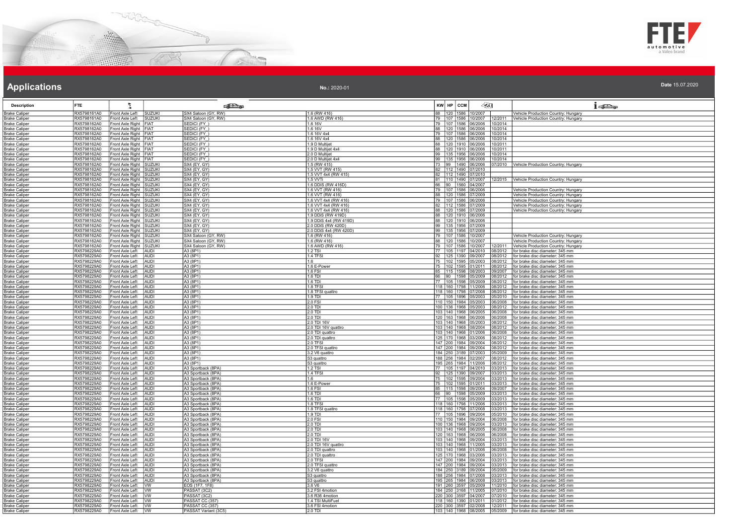# Applications

**No.:** 2020-01

**Date** 15.07.2020

| Description | FTE | | | | | KW | HP | CCM | | | |
|---|---|---|---|---|---|---|---|---|---|---|---|
| Brake Caliper | RX5798161A0 | Front Axle Left | SUZUKI | SX4 Saloon (GY, RW) | 1.6 (RW 416) | 88 | 120 | 1586 | 10/2007 | | Vehicle Production Country: Hungary |
| Brake Caliper | RX5798161A0 | Front Axle Left | SUZUKI | SX4 Saloon (GY, RW) | 1.6 AWD (RW 416) | 79 | 107 | 1586 | 10/2007 | 12/2011 | Vehicle Production Country: Hungary |
| Brake Caliper | RX5798162A0 | Front Axle Right | FIAT | SEDICI (FY_) | 1.6 16V | 79 | 107 | 1586 | 06/2006 | 10/2014 | |
| Brake Caliper | RX5798162A0 | Front Axle Right | FIAT | SEDICI (FY_) | 1.6 16V | 88 | 120 | 1586 | 06/2006 | 10/2014 | |
| Brake Caliper | RX5798162A0 | Front Axle Right | FIAT | SEDICI (FY_) | 1.6 16V 4x4 | 79 | 107 | 1586 | 06/2006 | 10/2014 | |
| Brake Caliper | RX5798162A0 | Front Axle Right | FIAT | SEDICI (FY_) | 1.6 16V 4x4 | 88 | 120 | 1586 | 06/2006 | 10/2014 | |
| Brake Caliper | RX5798162A0 | Front Axle Right | FIAT | SEDICI (FY_) | 1.9 D Multijet | 88 | 120 | 1910 | 06/2006 | 10/2011 | |
| Brake Caliper | RX5798162A0 | Front Axle Right | FIAT | SEDICI (FY_) | 1.9 D Multijet 4x4 | 88 | 120 | 1910 | 06/2006 | 10/2011 | |
| Brake Caliper | RX5798162A0 | Front Axle Right | FIAT | SEDICI (FY_) | 2.0 D Multijet | 99 | 135 | 1956 | 06/2006 | 10/2014 | |
| Brake Caliper | RX5798162A0 | Front Axle Right | FIAT | SEDICI (FY_) | 2.0 D Multijet 4x4 | 99 | 135 | 1956 | 06/2006 | 10/2014 | |
| Brake Caliper | RX5798162A0 | Front Axle Right | SUZUKI | SX4 (EY, GY) | 1.5 (RW 415) | 73 | 99 | 1490 | 06/2006 | 07/2010 | Vehicle Production Country: Hungary |
| Brake Caliper | RX5798162A0 | Front Axle Right | SUZUKI | SX4 (EY, GY) | 1.5 VVT (RW 415) | 82 | 112 | 1490 | 07/2010 | | |
| Brake Caliper | RX5798162A0 | Front Axle Right | SUZUKI | SX4 (EY, GY) | 1.5 VVT 4x4 (RW 415) | 82 | 112 | 1490 | 07/2010 | | |
| Brake Caliper | RX5798162A0 | Front Axle Right | SUZUKI | SX4 (EY, GY) | 1.5 VVTi | 81 | 110 | 1490 | 07/2007 | 12/2015 | Vehicle Production Country: Hungary |
| Brake Caliper | RX5798162A0 | Front Axle Right | SUZUKI | SX4 (EY, GY) | 1.6 DDIS (RW 416D) | 66 | 90 | 1560 | 04/2007 | | |
| Brake Caliper | RX5798162A0 | Front Axle Right | SUZUKI | SX4 (EY, GY) | 1.6 VVT (RW 416) | 79 | 107 | 1586 | 06/2006 | | Vehicle Production Country: Hungary |
| Brake Caliper | RX5798162A0 | Front Axle Right | SUZUKI | SX4 (EY, GY) | 1.6 VVT (RW 416) | 88 | 120 | 1586 | 07/2009 | | Vehicle Production Country: Hungary |
| Brake Caliper | RX5798162A0 | Front Axle Right | SUZUKI | SX4 (EY, GY) | 1.6 VVT 4x4 (RW 416) | 79 | 107 | 1586 | 06/2006 | | Vehicle Production Country: Hungary |
| Brake Caliper | RX5798162A0 | Front Axle Right | SUZUKI | SX4 (EY, GY) | 1.6 VVT 4x4 (RW 416) | 82 | 112 | 1586 | 07/2009 | | Vehicle Production Country: Hungary |
| Brake Caliper | RX5798162A0 | Front Axle Right | SUZUKI | SX4 (EY, GY) | 1.6 VVT 4x4 (RW 416) | 88 | 120 | 1586 | 07/2009 | | Vehicle Production Country: Hungary |
| Brake Caliper | RX5798162A0 | Front Axle Right | SUZUKI | SX4 (EY, GY) | 1.9 DDiS (RW 419D) | 88 | 120 | 1910 | 06/2006 | | |
| Brake Caliper | RX5798162A0 | Front Axle Right | SUZUKI | SX4 (EY, GY) | 1.9 DDiS 4x4 (RW 419D) | 88 | 120 | 1910 | 06/2006 | | |
| Brake Caliper | RX5798162A0 | Front Axle Right | SUZUKI | SX4 (EY, GY) | 2.0 DDiS (RW 420D) | 99 | 135 | 1956 | 07/2009 | | |
| Brake Caliper | RX5798162A0 | Front Axle Right | SUZUKI | SX4 (EY, GY) | 2.0 DDiS 4x4 (RW 420D) | 99 | 135 | 1956 | 07/2009 | | |
| Brake Caliper | RX5798162A0 | Front Axle Right | SUZUKI | SX4 Saloon (GY, RW) | 1.6 (RW 416) | 79 | 107 | 1586 | 10/2007 | | Vehicle Production Country: Hungary |
| Brake Caliper | RX5798162A0 | Front Axle Right | SUZUKI | SX4 Saloon (GY, RW) | 1.6 (RW 416) | 88 | 120 | 1586 | 10/2007 | | Vehicle Production Country: Hungary |
| Brake Caliper | RX5798162A0 | Front Axle Right | SUZUKI | SX4 Saloon (GY, RW) | 1.6 AWD (RW 416) | 79 | 107 | 1586 | 10/2007 | 12/2011 | Vehicle Production Country: Hungary |
| Brake Caliper | RX5798229A0 | Front Axle Left | AUDI | A3 (8P1) | 1.2 TSI | 77 | 105 | 1197 | 04/2010 | 08/2012 | for brake disc diameter: 345 mm |
| Brake Caliper | RX5798229A0 | Front Axle Left | AUDI | A3 (8P1) | 1.4 TFSI | 92 | 125 | 1390 | 09/2007 | 08/2012 | for brake disc diameter: 345 mm |
| Brake Caliper | RX5798229A0 | Front Axle Left | AUDI | A3 (8P1) | 1.6 | 75 | 102 | 1595 | 05/2003 | 08/2012 | for brake disc diameter: 345 mm |
| Brake Caliper | RX5798229A0 | Front Axle Left | AUDI | A3 (8P1) | 1.6 E-Power | 75 | 102 | 1595 | 01/2011 | 08/2012 | for brake disc diameter: 345 mm |
| Brake Caliper | RX5798229A0 | Front Axle Left | AUDI | A3 (8P1) | 1.6 FSI | 85 | 115 | 1598 | 08/2003 | 09/2007 | for brake disc diameter: 345 mm |
| Brake Caliper | RX5798229A0 | Front Axle Left | AUDI | A3 (8P1) | 1.6 TDI | 66 | 90 | 1598 | 05/2009 | 08/2012 | for brake disc diameter: 345 mm |
| Brake Caliper | RX5798229A0 | Front Axle Left | AUDI | A3 (8P1) | 1.6 TDI | 77 | 105 | 1598 | 05/2009 | 08/2012 | for brake disc diameter: 345 mm |
| Brake Caliper | RX5798229A0 | Front Axle Left | AUDI | A3 (8P1) | 1.8 TFSI | 118 | 160 | 1798 | 11/2006 | 08/2012 | for brake disc diameter: 345 mm |
| Brake Caliper | RX5798229A0 | Front Axle Left | AUDI | A3 (8P1) | 1.8 TFSI quattro | 118 | 160 | 1798 | 07/2008 | 08/2012 | for brake disc diameter: 345 mm |
| Brake Caliper | RX5798229A0 | Front Axle Left | AUDI | A3 (8P1) | 1.9 TDI | 77 | 105 | 1896 | 05/2003 | 05/2010 | for brake disc diameter: 345 mm |
| Brake Caliper | RX5798229A0 | Front Axle Left | AUDI | A3 (8P1) | 2.0 FSI | 110 | 150 | 1984 | 05/2003 | 06/2008 | for brake disc diameter: 345 mm |
| Brake Caliper | RX5798229A0 | Front Axle Left | AUDI | A3 (8P1) | 2.0 TDI | 100 | 136 | 1968 | 05/2003 | 08/2012 | for brake disc diameter: 345 mm |
| Brake Caliper | RX5798229A0 | Front Axle Left | AUDI | A3 (8P1) | 2.0 TDI | 103 | 140 | 1968 | 06/2005 | 06/2008 | for brake disc diameter: 345 mm |
| Brake Caliper | RX5798229A0 | Front Axle Left | AUDI | A3 (8P1) | 2.0 TDI | 120 | 163 | 1968 | 06/2006 | 06/2008 | for brake disc diameter: 345 mm |
| Brake Caliper | RX5798229A0 | Front Axle Left | AUDI | A3 (8P1) | 2.0 TDI 16V | 103 | 140 | 1968 | 05/2003 | 08/2012 | for brake disc diameter: 345 mm |
| Brake Caliper | RX5798229A0 | Front Axle Left | AUDI | A3 (8P1) | 2.0 TDI 16V quattro | 103 | 140 | 1968 | 08/2004 | 08/2012 | for brake disc diameter: 345 mm |
| Brake Caliper | RX5798229A0 | Front Axle Left | AUDI | A3 (8P1) | 2.0 TDI quattro | 103 | 140 | 1968 | 01/2006 | 06/2008 | for brake disc diameter: 345 mm |
| Brake Caliper | RX5798229A0 | Front Axle Left | AUDI | A3 (8P1) | 2.0 TDI quattro | 125 | 170 | 1968 | 03/2006 | 08/2012 | for brake disc diameter: 345 mm |
| Brake Caliper | RX5798229A0 | Front Axle Left | AUDI | A3 (8P1) | 2.0 TFSI | 147 | 200 | 1984 | 09/2004 | 08/2012 | for brake disc diameter: 345 mm |
| Brake Caliper | RX5798229A0 | Front Axle Left | AUDI | A3 (8P1) | 2.0 TFSI quattro | 147 | 200 | 1984 | 09/2004 | 08/2012 | for brake disc diameter: 345 mm |
| Brake Caliper | RX5798229A0 | Front Axle Left | AUDI | A3 (8P1) | 3.2 V6 quattro | 184 | 250 | 3189 | 07/2003 | 05/2009 | for brake disc diameter: 345 mm |
| Brake Caliper | RX5798229A0 | Front Axle Left | AUDI | A3 (8P1) | S3 quattro | 188 | 256 | 1984 | 02/2007 | 08/2012 | for brake disc diameter: 345 mm |
| Brake Caliper | RX5798229A0 | Front Axle Left | AUDI | A3 (8P1) | S3 quattro | 195 | 265 | 1984 | 11/2006 | 08/2012 | for brake disc diameter: 345 mm |
| Brake Caliper | RX5798229A0 | Front Axle Left | AUDI | A3 Sportback (8PA) | 1.2 TSI | 77 | 105 | 1197 | 04/2010 | 03/2013 | for brake disc diameter: 345 mm |
| Brake Caliper | RX5798229A0 | Front Axle Left | AUDI | A3 Sportback (8PA) | 1.4 TFSI | 92 | 125 | 1390 | 09/2007 | 03/2013 | for brake disc diameter: 345 mm |
| Brake Caliper | RX5798229A0 | Front Axle Left | AUDI | A3 Sportback (8PA) | 1.6 | 75 | 102 | 1595 | 09/2004 | 03/2013 | for brake disc diameter: 345 mm |
| Brake Caliper | RX5798229A0 | Front Axle Left | AUDI | A3 Sportback (8PA) | 1.6 E-Power | 75 | 102 | 1595 | 01/2011 | 03/2013 | for brake disc diameter: 345 mm |
| Brake Caliper | RX5798229A0 | Front Axle Left | AUDI | A3 Sportback (8PA) | 1.6 FSI | 85 | 115 | 1598 | 09/2004 | 09/2007 | for brake disc diameter: 345 mm |
| Brake Caliper | RX5798229A0 | Front Axle Left | AUDI | A3 Sportback (8PA) | 1.6 TDI | 66 | 90 | 1598 | 05/2009 | 03/2013 | for brake disc diameter: 345 mm |
| Brake Caliper | RX5798229A0 | Front Axle Left | AUDI | A3 Sportback (8PA) | 1.6 TDI | 77 | 105 | 1598 | 05/2009 | 03/2013 | for brake disc diameter: 345 mm |
| Brake Caliper | RX5798229A0 | Front Axle Left | AUDI | A3 Sportback (8PA) | 1.8 TFSI | 118 | 160 | 1798 | 11/2006 | 03/2013 | for brake disc diameter: 345 mm |
| Brake Caliper | RX5798229A0 | Front Axle Left | AUDI | A3 Sportback (8PA) | 1.8 TFSI quattro | 118 | 160 | 1798 | 07/2008 | 03/2013 | for brake disc diameter: 345 mm |
| Brake Caliper | RX5798229A0 | Front Axle Left | AUDI | A3 Sportback (8PA) | 1.9 TDI | 77 | 105 | 1896 | 09/2004 | 05/2010 | for brake disc diameter: 345 mm |
| Brake Caliper | RX5798229A0 | Front Axle Left | AUDI | A3 Sportback (8PA) | 2.0 FSI | 110 | 150 | 1984 | 09/2004 | 06/2008 | for brake disc diameter: 345 mm |
| Brake Caliper | RX5798229A0 | Front Axle Left | AUDI | A3 Sportback (8PA) | 2.0 TDI | 100 | 136 | 1968 | 09/2004 | 03/2013 | for brake disc diameter: 345 mm |
| Brake Caliper | RX5798229A0 | Front Axle Left | AUDI | A3 Sportback (8PA) | 2.0 TDI | 103 | 140 | 1968 | 06/2005 | 06/2008 | for brake disc diameter: 345 mm |
| Brake Caliper | RX5798229A0 | Front Axle Left | AUDI | A3 Sportback (8PA) | 2.0 TDI | 120 | 163 | 1968 | 06/2006 | 06/2008 | for brake disc diameter: 345 mm |
| Brake Caliper | RX5798229A0 | Front Axle Left | AUDI | A3 Sportback (8PA) | 2.0 TDI 16V | 103 | 140 | 1968 | 09/2004 | 03/2013 | for brake disc diameter: 345 mm |
| Brake Caliper | RX5798229A0 | Front Axle Left | AUDI | A3 Sportback (8PA) | 2.0 TDI 16V quattro | 103 | 140 | 1968 | 11/2005 | 03/2013 | for brake disc diameter: 345 mm |
| Brake Caliper | RX5798229A0 | Front Axle Left | AUDI | A3 Sportback (8PA) | 2.0 TDI quattro | 103 | 140 | 1968 | 01/2006 | 06/2008 | for brake disc diameter: 345 mm |
| Brake Caliper | RX5798229A0 | Front Axle Left | AUDI | A3 Sportback (8PA) | 2.0 TDI quattro | 125 | 170 | 1968 | 03/2006 | 03/2013 | for brake disc diameter: 345 mm |
| Brake Caliper | RX5798229A0 | Front Axle Left | AUDI | A3 Sportback (8PA) | 2.0 TFSI | 147 | 200 | 1984 | 09/2004 | 03/2013 | for brake disc diameter: 345 mm |
| Brake Caliper | RX5798229A0 | Front Axle Left | AUDI | A3 Sportback (8PA) | 2.0 TFSI quattro | 147 | 200 | 1984 | 09/2004 | 03/2013 | for brake disc diameter: 345 mm |
| Brake Caliper | RX5798229A0 | Front Axle Left | AUDI | A3 Sportback (8PA) | 3.2 V6 quattro | 184 | 250 | 3189 | 09/2004 | 05/2009 | for brake disc diameter: 345 mm |
| Brake Caliper | RX5798229A0 | Front Axle Left | AUDI | A3 Sportback (8PA) | S3 quattro | 188 | 256 | 1984 | 07/2008 | 03/2013 | for brake disc diameter: 345 mm |
| Brake Caliper | RX5798229A0 | Front Axle Left | AUDI | A3 Sportback (8PA) | S3 quattro | 195 | 265 | 1984 | 06/2008 | 03/2013 | for brake disc diameter: 345 mm |
| Brake Caliper | RX5798229A0 | Front Axle Left | VW | EOS (1F7, 1F8) | 3.6 V6 | 191 | 260 | 3597 | 05/2009 | 11/2010 | for brake disc diameter: 345 mm |
| Brake Caliper | RX5798229A0 | Front Axle Left | VW | PASSAT (3C2) | 3.2 FSI 4motion | 184 | 250 | 3168 | 11/2005 | 07/2010 | for brake disc diameter: 345 mm |
| Brake Caliper | RX5798229A0 | Front Axle Left | VW | PASSAT (3C2) | 3.6 R36 4motion | 220 | 300 | 3597 | 04/2007 | 07/2010 | for brake disc diameter: 345 mm |
| Brake Caliper | RX5798229A0 | Front Axle Left | VW | PASSAT CC (357) | 1.4 TSI MultiFuel | 118 | 160 | 1390 | 01/2011 | 01/2012 | for brake disc diameter: 345 mm |
| Brake Caliper | RX5798229A0 | Front Axle Left | VW | PASSAT CC (357) | 3.6 FSI 4motion | 220 | 300 | 3597 | 02/2008 | 12/2011 | for brake disc diameter: 345 mm |
| Brake Caliper | RX5798229A0 | Front Axle Left | VW | PASSAT Variant (3C5) | 2.0 TDI | 103 | 140 | 1968 | 08/2005 | 05/2009 | for brake disc diameter: 345 mm |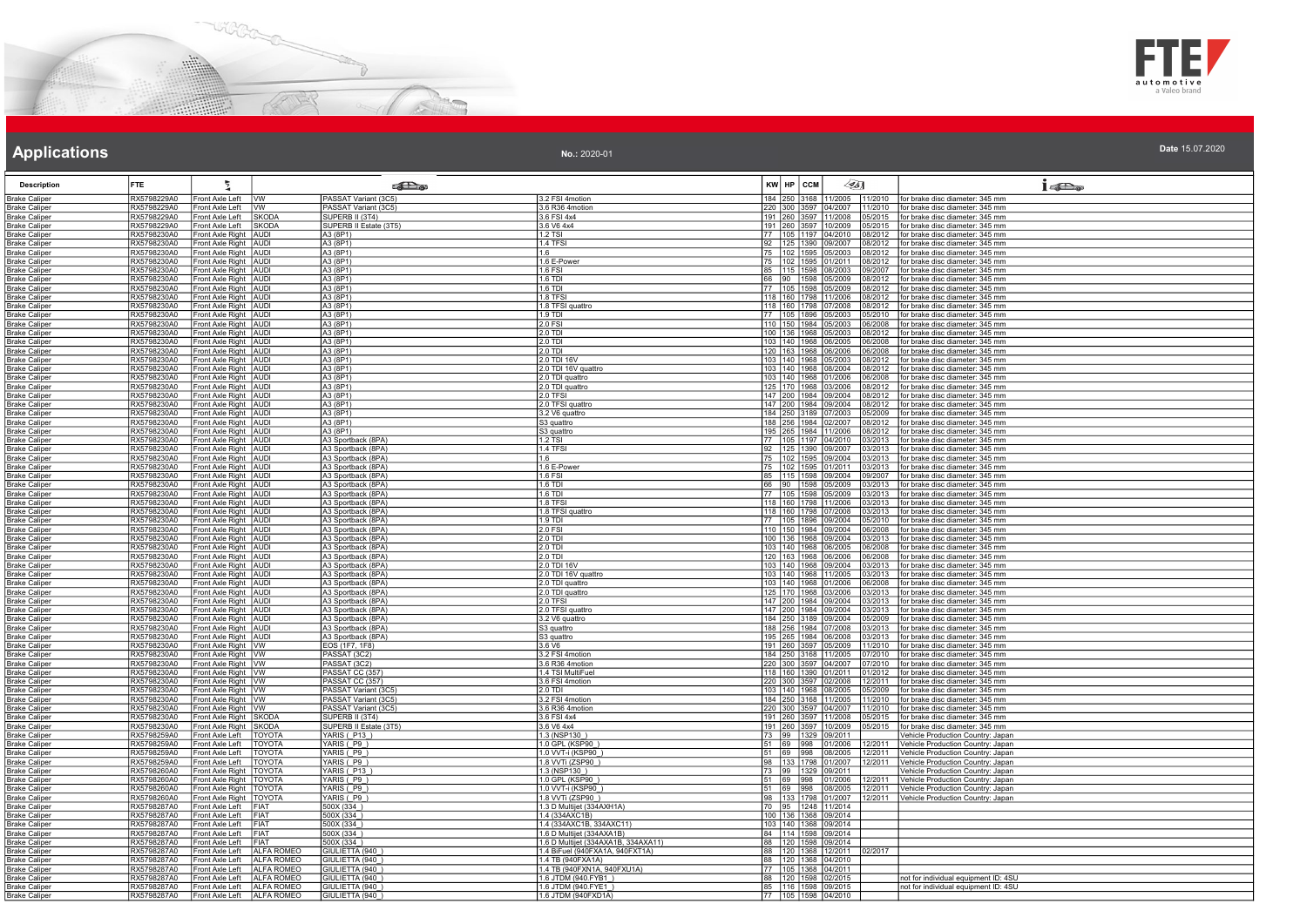# Applications

**No.:** 2020-01

**Date** 15.07.2020

| Description | FTE | | | | | KW | HP | CCM | | | |
|---|---|---|---|---|---|---|---|---|---|---|---|
| Brake Caliper | RX5798229A0 | Front Axle Left | VW | PASSAT Variant (3C5) | 3.2 FSI 4motion | 184 | 250 | 3168 | 11/2005 | 11/2010 | for brake disc diameter: 345 mm |
| Brake Caliper | RX5798229A0 | Front Axle Left | VW | PASSAT Variant (3C5) | 3.6 R36 4motion | 220 | 300 | 3597 | 04/2007 | 11/2010 | for brake disc diameter: 345 mm |
| Brake Caliper | RX5798229A0 | Front Axle Left | SKODA | SUPERB II (3T4) | 3.6 FSI 4x4 | 191 | 260 | 3597 | 11/2008 | 05/2015 | for brake disc diameter: 345 mm |
| Brake Caliper | RX5798229A0 | Front Axle Left | SKODA | SUPERB II Estate (3T5) | 3.6 V6 4x4 | 191 | 260 | 3597 | 10/2009 | 05/2015 | for brake disc diameter: 345 mm |
| Brake Caliper | RX5798230A0 | Front Axle Right | AUDI | A3 (8P1) | 1.2 TSI | 77 | 105 | 1197 | 04/2010 | 08/2012 | for brake disc diameter: 345 mm |
| Brake Caliper | RX5798230A0 | Front Axle Right | AUDI | A3 (8P1) | 1.4 TFSI | 92 | 125 | 1390 | 09/2007 | 08/2012 | for brake disc diameter: 345 mm |
| Brake Caliper | RX5798230A0 | Front Axle Right | AUDI | A3 (8P1) | 1.6 | 75 | 102 | 1595 | 05/2003 | 08/2012 | for brake disc diameter: 345 mm |
| Brake Caliper | RX5798230A0 | Front Axle Right | AUDI | A3 (8P1) | 1.6 E-Power | 75 | 102 | 1595 | 01/2011 | 08/2012 | for brake disc diameter: 345 mm |
| Brake Caliper | RX5798230A0 | Front Axle Right | AUDI | A3 (8P1) | 1.6 FSI | 85 | 115 | 1598 | 08/2003 | 09/2007 | for brake disc diameter: 345 mm |
| Brake Caliper | RX5798230A0 | Front Axle Right | AUDI | A3 (8P1) | 1.6 TDI | 66 | 90 | 1598 | 05/2009 | 08/2012 | for brake disc diameter: 345 mm |
| Brake Caliper | RX5798230A0 | Front Axle Right | AUDI | A3 (8P1) | 1.6 TDI | 77 | 105 | 1598 | 05/2009 | 08/2012 | for brake disc diameter: 345 mm |
| Brake Caliper | RX5798230A0 | Front Axle Right | AUDI | A3 (8P1) | 1.8 TFSI | 118 | 160 | 1798 | 11/2006 | 08/2012 | for brake disc diameter: 345 mm |
| Brake Caliper | RX5798230A0 | Front Axle Right | AUDI | A3 (8P1) | 1.8 TFSI quattro | 118 | 160 | 1798 | 07/2008 | 08/2012 | for brake disc diameter: 345 mm |
| Brake Caliper | RX5798230A0 | Front Axle Right | AUDI | A3 (8P1) | 1.9 TDI | 77 | 105 | 1896 | 05/2003 | 05/2010 | for brake disc diameter: 345 mm |
| Brake Caliper | RX5798230A0 | Front Axle Right | AUDI | A3 (8P1) | 2.0 FSI | 110 | 150 | 1984 | 05/2003 | 06/2008 | for brake disc diameter: 345 mm |
| Brake Caliper | RX5798230A0 | Front Axle Right | AUDI | A3 (8P1) | 2.0 TDI | 100 | 136 | 1968 | 05/2003 | 08/2012 | for brake disc diameter: 345 mm |
| Brake Caliper | RX5798230A0 | Front Axle Right | AUDI | A3 (8P1) | 2.0 TDI | 103 | 140 | 1968 | 06/2005 | 06/2008 | for brake disc diameter: 345 mm |
| Brake Caliper | RX5798230A0 | Front Axle Right | AUDI | A3 (8P1) | 2.0 TDI | 120 | 163 | 1968 | 06/2006 | 06/2008 | for brake disc diameter: 345 mm |
| Brake Caliper | RX5798230A0 | Front Axle Right | AUDI | A3 (8P1) | 2.0 TDI 16V | 103 | 140 | 1968 | 05/2003 | 08/2012 | for brake disc diameter: 345 mm |
| Brake Caliper | RX5798230A0 | Front Axle Right | AUDI | A3 (8P1) | 2.0 TDI 16V quattro | 103 | 140 | 1968 | 08/2004 | 08/2012 | for brake disc diameter: 345 mm |
| Brake Caliper | RX5798230A0 | Front Axle Right | AUDI | A3 (8P1) | 2.0 TDI quattro | 103 | 140 | 1968 | 01/2006 | 06/2008 | for brake disc diameter: 345 mm |
| Brake Caliper | RX5798230A0 | Front Axle Right | AUDI | A3 (8P1) | 2.0 TDI quattro | 125 | 170 | 1968 | 03/2006 | 08/2012 | for brake disc diameter: 345 mm |
| Brake Caliper | RX5798230A0 | Front Axle Right | AUDI | A3 (8P1) | 2.0 TFSI | 147 | 200 | 1984 | 09/2004 | 08/2012 | for brake disc diameter: 345 mm |
| Brake Caliper | RX5798230A0 | Front Axle Right | AUDI | A3 (8P1) | 2.0 TFSI quattro | 147 | 200 | 1984 | 09/2004 | 08/2012 | for brake disc diameter: 345 mm |
| Brake Caliper | RX5798230A0 | Front Axle Right | AUDI | A3 (8P1) | 3.2 V6 quattro | 184 | 250 | 3189 | 07/2003 | 05/2009 | for brake disc diameter: 345 mm |
| Brake Caliper | RX5798230A0 | Front Axle Right | AUDI | A3 (8P1) | S3 quattro | 188 | 256 | 1984 | 02/2007 | 08/2012 | for brake disc diameter: 345 mm |
| Brake Caliper | RX5798230A0 | Front Axle Right | AUDI | A3 (8P1) | S3 quattro | 195 | 265 | 1984 | 11/2006 | 08/2012 | for brake disc diameter: 345 mm |
| Brake Caliper | RX5798230A0 | Front Axle Right | AUDI | A3 Sportback (8PA) | 1.2 TSI | 77 | 105 | 1197 | 04/2010 | 03/2013 | for brake disc diameter: 345 mm |
| Brake Caliper | RX5798230A0 | Front Axle Right | AUDI | A3 Sportback (8PA) | 1.4 TFSI | 92 | 125 | 1390 | 09/2007 | 03/2013 | for brake disc diameter: 345 mm |
| Brake Caliper | RX5798230A0 | Front Axle Right | AUDI | A3 Sportback (8PA) | 1.6 | 75 | 102 | 1595 | 09/2004 | 03/2013 | for brake disc diameter: 345 mm |
| Brake Caliper | RX5798230A0 | Front Axle Right | AUDI | A3 Sportback (8PA) | 1.6 E-Power | 75 | 102 | 1595 | 01/2011 | 03/2013 | for brake disc diameter: 345 mm |
| Brake Caliper | RX5798230A0 | Front Axle Right | AUDI | A3 Sportback (8PA) | 1.6 FSI | 85 | 115 | 1598 | 09/2004 | 09/2007 | for brake disc diameter: 345 mm |
| Brake Caliper | RX5798230A0 | Front Axle Right | AUDI | A3 Sportback (8PA) | 1.6 TDI | 66 | 90 | 1598 | 05/2009 | 03/2013 | for brake disc diameter: 345 mm |
| Brake Caliper | RX5798230A0 | Front Axle Right | AUDI | A3 Sportback (8PA) | 1.6 TDI | 77 | 105 | 1598 | 05/2009 | 03/2013 | for brake disc diameter: 345 mm |
| Brake Caliper | RX5798230A0 | Front Axle Right | AUDI | A3 Sportback (8PA) | 1.8 TFSI | 118 | 160 | 1798 | 11/2006 | 03/2013 | for brake disc diameter: 345 mm |
| Brake Caliper | RX5798230A0 | Front Axle Right | AUDI | A3 Sportback (8PA) | 1.8 TFSI quattro | 118 | 160 | 1798 | 07/2008 | 03/2013 | for brake disc diameter: 345 mm |
| Brake Caliper | RX5798230A0 | Front Axle Right | AUDI | A3 Sportback (8PA) | 1.9 TDI | 77 | 105 | 1896 | 09/2004 | 05/2010 | for brake disc diameter: 345 mm |
| Brake Caliper | RX5798230A0 | Front Axle Right | AUDI | A3 Sportback (8PA) | 2.0 FSI | 110 | 150 | 1984 | 09/2004 | 06/2008 | for brake disc diameter: 345 mm |
| Brake Caliper | RX5798230A0 | Front Axle Right | AUDI | A3 Sportback (8PA) | 2.0 TDI | 100 | 136 | 1968 | 09/2004 | 03/2013 | for brake disc diameter: 345 mm |
| Brake Caliper | RX5798230A0 | Front Axle Right | AUDI | A3 Sportback (8PA) | 2.0 TDI | 103 | 140 | 1968 | 06/2005 | 06/2008 | for brake disc diameter: 345 mm |
| Brake Caliper | RX5798230A0 | Front Axle Right | AUDI | A3 Sportback (8PA) | 2.0 TDI | 120 | 163 | 1968 | 06/2006 | 06/2008 | for brake disc diameter: 345 mm |
| Brake Caliper | RX5798230A0 | Front Axle Right | AUDI | A3 Sportback (8PA) | 2.0 TDI 16V | 103 | 140 | 1968 | 09/2004 | 03/2013 | for brake disc diameter: 345 mm |
| Brake Caliper | RX5798230A0 | Front Axle Right | AUDI | A3 Sportback (8PA) | 2.0 TDI 16V quattro | 103 | 140 | 1968 | 11/2005 | 03/2013 | for brake disc diameter: 345 mm |
| Brake Caliper | RX5798230A0 | Front Axle Right | AUDI | A3 Sportback (8PA) | 2.0 TDI quattro | 103 | 140 | 1968 | 01/2006 | 06/2008 | for brake disc diameter: 345 mm |
| Brake Caliper | RX5798230A0 | Front Axle Right | AUDI | A3 Sportback (8PA) | 2.0 TDI quattro | 125 | 170 | 1968 | 03/2006 | 03/2013 | for brake disc diameter: 345 mm |
| Brake Caliper | RX5798230A0 | Front Axle Right | AUDI | A3 Sportback (8PA) | 2.0 TFSI | 147 | 200 | 1984 | 09/2004 | 03/2013 | for brake disc diameter: 345 mm |
| Brake Caliper | RX5798230A0 | Front Axle Right | AUDI | A3 Sportback (8PA) | 2.0 TFSI quattro | 147 | 200 | 1984 | 09/2004 | 03/2013 | for brake disc diameter: 345 mm |
| Brake Caliper | RX5798230A0 | Front Axle Right | AUDI | A3 Sportback (8PA) | 3.2 V6 quattro | 184 | 250 | 3189 | 09/2004 | 05/2009 | for brake disc diameter: 345 mm |
| Brake Caliper | RX5798230A0 | Front Axle Right | AUDI | A3 Sportback (8PA) | S3 quattro | 188 | 256 | 1984 | 07/2008 | 03/2013 | for brake disc diameter: 345 mm |
| Brake Caliper | RX5798230A0 | Front Axle Right | AUDI | A3 Sportback (8PA) | S3 quattro | 195 | 265 | 1984 | 06/2008 | 03/2013 | for brake disc diameter: 345 mm |
| Brake Caliper | RX5798230A0 | Front Axle Right | VW | EOS (1F7, 1F8) | 3.6 V6 | 191 | 260 | 3597 | 05/2009 | 11/2010 | for brake disc diameter: 345 mm |
| Brake Caliper | RX5798230A0 | Front Axle Right | VW | PASSAT (3C2) | 3.2 FSI 4motion | 184 | 250 | 3168 | 11/2005 | 07/2010 | for brake disc diameter: 345 mm |
| Brake Caliper | RX5798230A0 | Front Axle Right | VW | PASSAT (3C2) | 3.6 R36 4motion | 220 | 300 | 3597 | 04/2007 | 07/2010 | for brake disc diameter: 345 mm |
| Brake Caliper | RX5798230A0 | Front Axle Right | VW | PASSAT CC (357) | 1.4 TSI MultiFuel | 118 | 160 | 1390 | 01/2011 | 01/2012 | for brake disc diameter: 345 mm |
| Brake Caliper | RX5798230A0 | Front Axle Right | VW | PASSAT CC (357) | 3.6 FSI 4motion | 220 | 300 | 3597 | 02/2008 | 12/2011 | for brake disc diameter: 345 mm |
| Brake Caliper | RX5798230A0 | Front Axle Right | VW | PASSAT Variant (3C5) | 2.0 TDI | 103 | 140 | 1968 | 08/2005 | 05/2009 | for brake disc diameter: 345 mm |
| Brake Caliper | RX5798230A0 | Front Axle Right | VW | PASSAT Variant (3C5) | 3.2 FSI 4motion | 184 | 250 | 3168 | 11/2005 | 11/2010 | for brake disc diameter: 345 mm |
| Brake Caliper | RX5798230A0 | Front Axle Right | VW | PASSAT Variant (3C5) | 3.6 R36 4motion | 220 | 300 | 3597 | 04/2007 | 11/2010 | for brake disc diameter: 345 mm |
| Brake Caliper | RX5798230A0 | Front Axle Right | SKODA | SUPERB II (3T4) | 3.6 FSI 4x4 | 191 | 260 | 3597 | 11/2008 | 05/2015 | for brake disc diameter: 345 mm |
| Brake Caliper | RX5798230A0 | Front Axle Right | SKODA | SUPERB II Estate (3T5) | 3.6 V6 4x4 | 191 | 260 | 3597 | 10/2009 | 05/2015 | for brake disc diameter: 345 mm |
| Brake Caliper | RX5798259A0 | Front Axle Left | TOYOTA | YARIS (_P13_) | 1.3 (NSP130_) | 73 | 99 | 1329 | 09/2011 | | Vehicle Production Country: Japan |
| Brake Caliper | RX5798259A0 | Front Axle Left | TOYOTA | YARIS (_P9_) | 1.0 GPL (KSP90_) | 51 | 69 | 998 | 01/2006 | 12/2011 | Vehicle Production Country: Japan |
| Brake Caliper | RX5798259A0 | Front Axle Left | TOYOTA | YARIS (_P9_) | 1.0 VVT-i (KSP90_) | 51 | 69 | 998 | 08/2005 | 12/2011 | Vehicle Production Country: Japan |
| Brake Caliper | RX5798259A0 | Front Axle Left | TOYOTA | YARIS (_P9_) | 1.8 VVTi (ZSP90_) | 98 | 133 | 1798 | 01/2007 | 12/2011 | Vehicle Production Country: Japan |
| Brake Caliper | RX5798260A0 | Front Axle Right | TOYOTA | YARIS (_P13_) | 1.3 (NSP130_) | 73 | 99 | 1329 | 09/2011 | | Vehicle Production Country: Japan |
| Brake Caliper | RX5798260A0 | Front Axle Right | TOYOTA | YARIS (_P9_) | 1.0 GPL (KSP90_) | 51 | 69 | 998 | 01/2006 | 12/2011 | Vehicle Production Country: Japan |
| Brake Caliper | RX5798260A0 | Front Axle Right | TOYOTA | YARIS (_P9_) | 1.0 VVT-i (KSP90_) | 51 | 69 | 998 | 08/2005 | 12/2011 | Vehicle Production Country: Japan |
| Brake Caliper | RX5798260A0 | Front Axle Right | TOYOTA | YARIS (_P9_) | 1.8 VVTi (ZSP90_) | 98 | 133 | 1798 | 01/2007 | 12/2011 | Vehicle Production Country: Japan |
| Brake Caliper | RX5798287A0 | Front Axle Left | FIAT | 500X (334_) | 1.3 D Multijet (334AXH1A) | 70 | 95 | 1248 | 11/2014 | | |
| Brake Caliper | RX5798287A0 | Front Axle Left | FIAT | 500X (334_) | 1.4 (334AXC1B) | 100 | 136 | 1368 | 09/2014 | | |
| Brake Caliper | RX5798287A0 | Front Axle Left | FIAT | 500X (334_) | 1.4 (334AXC1B, 334AXC11) | 103 | 140 | 1368 | 09/2014 | | |
| Brake Caliper | RX5798287A0 | Front Axle Left | FIAT | 500X (334_) | 1.6 D Multijet (334AXA1B) | 84 | 114 | 1598 | 09/2014 | | |
| Brake Caliper | RX5798287A0 | Front Axle Left | FIAT | 500X (334_) | 1.6 D Multijet (334AXA1B, 334AXA11) | 88 | 120 | 1598 | 09/2014 | | |
| Brake Caliper | RX5798287A0 | Front Axle Left | ALFA ROMEO | GIULIETTA (940_) | 1.4 BiFuel (940FXA1A, 940FXT1A) | 88 | 120 | 1368 | 12/2011 | 02/2017 | |
| Brake Caliper | RX5798287A0 | Front Axle Left | ALFA ROMEO | GIULIETTA (940_) | 1.4 TB (940FXA1A) | 88 | 120 | 1368 | 04/2010 | | |
| Brake Caliper | RX5798287A0 | Front Axle Left | ALFA ROMEO | GIULIETTA (940_) | 1.4 TB (940FXN1A, 940FXU1A) | 77 | 105 | 1368 | 04/2011 | | |
| Brake Caliper | RX5798287A0 | Front Axle Left | ALFA ROMEO | GIULIETTA (940_) | 1.6 JTDM (940.FYB1_) | 88 | 120 | 1598 | 02/2015 | | not for individual equipment ID: 4SU |
| Brake Caliper | RX5798287A0 | Front Axle Left | ALFA ROMEO | GIULIETTA (940_) | 1.6 JTDM (940.FYE1_) | 85 | 116 | 1598 | 09/2015 | | not for individual equipment ID: 4SU |
| Brake Caliper | RX5798287A0 | Front Axle Left | ALFA ROMEO | GIULIETTA (940_) | 1.6 JTDM (940FXD1A) | 77 | 105 | 1598 | 04/2010 | | |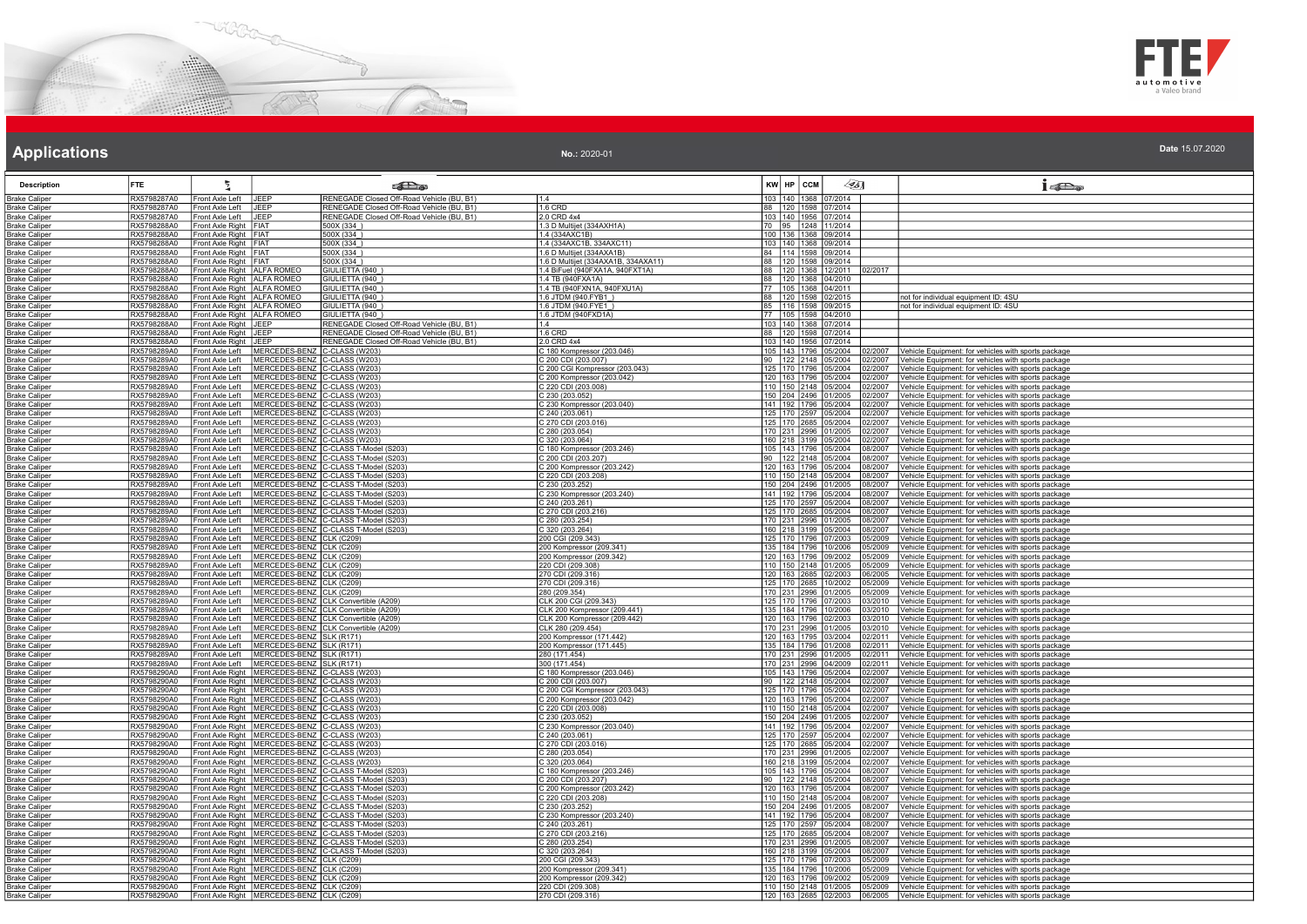# Applications

**No.:** 2020-01

**Date** 15.07.2020

| Description | FTE | | | | | KW | HP | CCM | | | |
|---|---|---|---|---|---|---|---|---|---|---|---|
| Brake Caliper | RX5798287A0 | Front Axle Left | JEEP | RENEGADE Closed Off-Road Vehicle (BU, B1) | 1.4 | 103 | 140 | 1368 | 07/2014 | | |
| Brake Caliper | RX5798287A0 | Front Axle Left | JEEP | RENEGADE Closed Off-Road Vehicle (BU, B1) | 1.6 CRD | 88 | 120 | 1598 | 07/2014 | | |
| Brake Caliper | RX5798287A0 | Front Axle Left | JEEP | RENEGADE Closed Off-Road Vehicle (BU, B1) | 2.0 CRD 4x4 | 103 | 140 | 1956 | 07/2014 | | |
| Brake Caliper | RX5798288A0 | Front Axle Right | FIAT | 500X (334_) | 1.3 D Multijet (334AXH1A) | 70 | 95 | 1248 | 11/2014 | | |
| Brake Caliper | RX5798288A0 | Front Axle Right | FIAT | 500X (334_) | 1.4 (334AXC1B) | 100 | 136 | 1368 | 09/2014 | | |
| Brake Caliper | RX5798288A0 | Front Axle Right | FIAT | 500X (334_) | 1.4 (334AXC1B, 334AXC11) | 103 | 140 | 1368 | 09/2014 | | |
| Brake Caliper | RX5798288A0 | Front Axle Right | FIAT | 500X (334_) | 1.6 D Multijet (334AXA1B) | 84 | 114 | 1598 | 09/2014 | | |
| Brake Caliper | RX5798288A0 | Front Axle Right | FIAT | 500X (334_) | 1.6 D Multijet (334AXA1B, 334AXA11) | 88 | 120 | 1598 | 09/2014 | | |
| Brake Caliper | RX5798288A0 | Front Axle Right | ALFA ROMEO | GIULIETTA (940_) | 1.4 BiFuel (940FXA1A, 940FXT1A) | 88 | 120 | 1368 | 12/2011 | 02/2017 | |
| Brake Caliper | RX5798288A0 | Front Axle Right | ALFA ROMEO | GIULIETTA (940_) | 1.4 TB (940FXA1A) | 88 | 120 | 1368 | 04/2010 | | |
| Brake Caliper | RX5798288A0 | Front Axle Right | ALFA ROMEO | GIULIETTA (940_) | 1.4 TB (940FXN1A, 940FXU1A) | 77 | 105 | 1368 | 04/2011 | | |
| Brake Caliper | RX5798288A0 | Front Axle Right | ALFA ROMEO | GIULIETTA (940_) | 1.6 JTDM (940.FYB1_) | 88 | 120 | 1598 | 02/2015 | | not for individual equipment ID: 4SU |
| Brake Caliper | RX5798288A0 | Front Axle Right | ALFA ROMEO | GIULIETTA (940_) | 1.6 JTDM (940.FYE1_) | 85 | 116 | 1598 | 09/2015 | | not for individual equipment ID: 4SU |
| Brake Caliper | RX5798288A0 | Front Axle Right | ALFA ROMEO | GIULIETTA (940_) | 1.6 JTDM (940FXD1A) | 77 | 105 | 1598 | 04/2010 | | |
| Brake Caliper | RX5798288A0 | Front Axle Right | JEEP | RENEGADE Closed Off-Road Vehicle (BU, B1) | 1.4 | 103 | 140 | 1368 | 07/2014 | | |
| Brake Caliper | RX5798288A0 | Front Axle Right | JEEP | RENEGADE Closed Off-Road Vehicle (BU, B1) | 1.6 CRD | 88 | 120 | 1598 | 07/2014 | | |
| Brake Caliper | RX5798288A0 | Front Axle Right | JEEP | RENEGADE Closed Off-Road Vehicle (BU, B1) | 2.0 CRD 4x4 | 103 | 140 | 1956 | 07/2014 | | |
| Brake Caliper | RX5798289A0 | Front Axle Left | MERCEDES-BENZ | C-CLASS (W203) | C 180 Kompressor (203.046) | 105 | 143 | 1796 | 05/2004 | 02/2007 | Vehicle Equipment: for vehicles with sports package |
| Brake Caliper | RX5798289A0 | Front Axle Left | MERCEDES-BENZ | C-CLASS (W203) | C 200 CDI (203.007) | 90 | 122 | 2148 | 05/2004 | 02/2007 | Vehicle Equipment: for vehicles with sports package |
| Brake Caliper | RX5798289A0 | Front Axle Left | MERCEDES-BENZ | C-CLASS (W203) | C 200 CGI Kompressor (203.043) | 125 | 170 | 1796 | 05/2004 | 02/2007 | Vehicle Equipment: for vehicles with sports package |
| Brake Caliper | RX5798289A0 | Front Axle Left | MERCEDES-BENZ | C-CLASS (W203) | C 200 Kompressor (203.042) | 120 | 163 | 1796 | 05/2004 | 02/2007 | Vehicle Equipment: for vehicles with sports package |
| Brake Caliper | RX5798289A0 | Front Axle Left | MERCEDES-BENZ | C-CLASS (W203) | C 220 CDI (203.008) | 110 | 150 | 2148 | 05/2004 | 02/2007 | Vehicle Equipment: for vehicles with sports package |
| Brake Caliper | RX5798289A0 | Front Axle Left | MERCEDES-BENZ | C-CLASS (W203) | C 230 (203.052) | 150 | 204 | 2496 | 01/2005 | 02/2007 | Vehicle Equipment: for vehicles with sports package |
| Brake Caliper | RX5798289A0 | Front Axle Left | MERCEDES-BENZ | C-CLASS (W203) | C 230 Kompressor (203.040) | 141 | 192 | 1796 | 05/2004 | 02/2007 | Vehicle Equipment: for vehicles with sports package |
| Brake Caliper | RX5798289A0 | Front Axle Left | MERCEDES-BENZ | C-CLASS (W203) | C 240 (203.061) | 125 | 170 | 2597 | 05/2004 | 02/2007 | Vehicle Equipment: for vehicles with sports package |
| Brake Caliper | RX5798289A0 | Front Axle Left | MERCEDES-BENZ | C-CLASS (W203) | C 270 CDI (203.016) | 125 | 170 | 2685 | 05/2004 | 02/2007 | Vehicle Equipment: for vehicles with sports package |
| Brake Caliper | RX5798289A0 | Front Axle Left | MERCEDES-BENZ | C-CLASS (W203) | C 280 (203.054) | 170 | 231 | 2996 | 01/2005 | 02/2007 | Vehicle Equipment: for vehicles with sports package |
| Brake Caliper | RX5798289A0 | Front Axle Left | MERCEDES-BENZ | C-CLASS (W203) | C 320 (203.064) | 160 | 218 | 3199 | 05/2004 | 02/2007 | Vehicle Equipment: for vehicles with sports package |
| Brake Caliper | RX5798289A0 | Front Axle Left | MERCEDES-BENZ | C-CLASS T-Model (S203) | C 180 Kompressor (203.246) | 105 | 143 | 1796 | 05/2004 | 08/2007 | Vehicle Equipment: for vehicles with sports package |
| Brake Caliper | RX5798289A0 | Front Axle Left | MERCEDES-BENZ | C-CLASS T-Model (S203) | C 200 CDI (203.207) | 90 | 122 | 2148 | 05/2004 | 08/2007 | Vehicle Equipment: for vehicles with sports package |
| Brake Caliper | RX5798289A0 | Front Axle Left | MERCEDES-BENZ | C-CLASS T-Model (S203) | C 200 Kompressor (203.242) | 120 | 163 | 1796 | 05/2004 | 08/2007 | Vehicle Equipment: for vehicles with sports package |
| Brake Caliper | RX5798289A0 | Front Axle Left | MERCEDES-BENZ | C-CLASS T-Model (S203) | C 220 CDI (203.208) | 110 | 150 | 2148 | 05/2004 | 08/2007 | Vehicle Equipment: for vehicles with sports package |
| Brake Caliper | RX5798289A0 | Front Axle Left | MERCEDES-BENZ | C-CLASS T-Model (S203) | C 230 (203.252) | 150 | 204 | 2496 | 01/2005 | 08/2007 | Vehicle Equipment: for vehicles with sports package |
| Brake Caliper | RX5798289A0 | Front Axle Left | MERCEDES-BENZ | C-CLASS T-Model (S203) | C 230 Kompressor (203.240) | 141 | 192 | 1796 | 05/2004 | 08/2007 | Vehicle Equipment: for vehicles with sports package |
| Brake Caliper | RX5798289A0 | Front Axle Left | MERCEDES-BENZ | C-CLASS T-Model (S203) | C 240 (203.261) | 125 | 170 | 2597 | 05/2004 | 08/2007 | Vehicle Equipment: for vehicles with sports package |
| Brake Caliper | RX5798289A0 | Front Axle Left | MERCEDES-BENZ | C-CLASS T-Model (S203) | C 270 CDI (203.216) | 125 | 170 | 2685 | 05/2004 | 08/2007 | Vehicle Equipment: for vehicles with sports package |
| Brake Caliper | RX5798289A0 | Front Axle Left | MERCEDES-BENZ | C-CLASS T-Model (S203) | C 280 (203.254) | 170 | 231 | 2996 | 01/2005 | 08/2007 | Vehicle Equipment: for vehicles with sports package |
| Brake Caliper | RX5798289A0 | Front Axle Left | MERCEDES-BENZ | C-CLASS T-Model (S203) | C 320 (203.264) | 160 | 218 | 3199 | 05/2004 | 08/2007 | Vehicle Equipment: for vehicles with sports package |
| Brake Caliper | RX5798289A0 | Front Axle Left | MERCEDES-BENZ | CLK (C209) | 200 CGI (209.343) | 125 | 170 | 1796 | 07/2003 | 05/2009 | Vehicle Equipment: for vehicles with sports package |
| Brake Caliper | RX5798289A0 | Front Axle Left | MERCEDES-BENZ | CLK (C209) | 200 Kompressor (209.341) | 135 | 184 | 1796 | 10/2006 | 05/2009 | Vehicle Equipment: for vehicles with sports package |
| Brake Caliper | RX5798289A0 | Front Axle Left | MERCEDES-BENZ | CLK (C209) | 200 Kompressor (209.342) | 120 | 163 | 1796 | 09/2002 | 05/2009 | Vehicle Equipment: for vehicles with sports package |
| Brake Caliper | RX5798289A0 | Front Axle Left | MERCEDES-BENZ | CLK (C209) | 220 CDI (209.308) | 110 | 150 | 2148 | 01/2005 | 05/2009 | Vehicle Equipment: for vehicles with sports package |
| Brake Caliper | RX5798289A0 | Front Axle Left | MERCEDES-BENZ | CLK (C209) | 270 CDI (209.316) | 120 | 163 | 2685 | 02/2003 | 06/2005 | Vehicle Equipment: for vehicles with sports package |
| Brake Caliper | RX5798289A0 | Front Axle Left | MERCEDES-BENZ | CLK (C209) | 270 CDI (209.316) | 125 | 170 | 2685 | 10/2002 | 05/2009 | Vehicle Equipment: for vehicles with sports package |
| Brake Caliper | RX5798289A0 | Front Axle Left | MERCEDES-BENZ | CLK (C209) | 280 (209.354) | 170 | 231 | 2996 | 01/2005 | 05/2009 | Vehicle Equipment: for vehicles with sports package |
| Brake Caliper | RX5798289A0 | Front Axle Left | MERCEDES-BENZ | CLK Convertible (A209) | CLK 200 CGI (209.343) | 125 | 170 | 1796 | 07/2003 | 03/2010 | Vehicle Equipment: for vehicles with sports package |
| Brake Caliper | RX5798289A0 | Front Axle Left | MERCEDES-BENZ | CLK Convertible (A209) | CLK 200 Kompressor (209.441) | 135 | 184 | 1796 | 10/2006 | 03/2010 | Vehicle Equipment: for vehicles with sports package |
| Brake Caliper | RX5798289A0 | Front Axle Left | MERCEDES-BENZ | CLK Convertible (A209) | CLK 200 Kompressor (209.442) | 120 | 163 | 1796 | 02/2003 | 03/2010 | Vehicle Equipment: for vehicles with sports package |
| Brake Caliper | RX5798289A0 | Front Axle Left | MERCEDES-BENZ | CLK Convertible (A209) | CLK 280 (209.454) | 170 | 231 | 2996 | 01/2005 | 03/2010 | Vehicle Equipment: for vehicles with sports package |
| Brake Caliper | RX5798289A0 | Front Axle Left | MERCEDES-BENZ | SLK (R171) | 200 Kompressor (171.442) | 120 | 163 | 1795 | 03/2004 | 02/2011 | Vehicle Equipment: for vehicles with sports package |
| Brake Caliper | RX5798289A0 | Front Axle Left | MERCEDES-BENZ | SLK (R171) | 200 Kompressor (171.445) | 135 | 184 | 1796 | 01/2008 | 02/2011 | Vehicle Equipment: for vehicles with sports package |
| Brake Caliper | RX5798289A0 | Front Axle Left | MERCEDES-BENZ | SLK (R171) | 280 (171.454) | 170 | 231 | 2996 | 01/2005 | 02/2011 | Vehicle Equipment: for vehicles with sports package |
| Brake Caliper | RX5798289A0 | Front Axle Left | MERCEDES-BENZ | SLK (R171) | 300 (171.454) | 170 | 231 | 2996 | 04/2009 | 02/2011 | Vehicle Equipment: for vehicles with sports package |
| Brake Caliper | RX5798290A0 | Front Axle Right | MERCEDES-BENZ | C-CLASS (W203) | C 180 Kompressor (203.046) | 105 | 143 | 1796 | 05/2004 | 02/2007 | Vehicle Equipment: for vehicles with sports package |
| Brake Caliper | RX5798290A0 | Front Axle Right | MERCEDES-BENZ | C-CLASS (W203) | C 200 CDI (203.007) | 90 | 122 | 2148 | 05/2004 | 02/2007 | Vehicle Equipment: for vehicles with sports package |
| Brake Caliper | RX5798290A0 | Front Axle Right | MERCEDES-BENZ | C-CLASS (W203) | C 200 CGI Kompressor (203.043) | 125 | 170 | 1796 | 05/2004 | 02/2007 | Vehicle Equipment: for vehicles with sports package |
| Brake Caliper | RX5798290A0 | Front Axle Right | MERCEDES-BENZ | C-CLASS (W203) | C 200 Kompressor (203.042) | 120 | 163 | 1796 | 05/2004 | 02/2007 | Vehicle Equipment: for vehicles with sports package |
| Brake Caliper | RX5798290A0 | Front Axle Right | MERCEDES-BENZ | C-CLASS (W203) | C 220 CDI (203.008) | 110 | 150 | 2148 | 05/2004 | 02/2007 | Vehicle Equipment: for vehicles with sports package |
| Brake Caliper | RX5798290A0 | Front Axle Right | MERCEDES-BENZ | C-CLASS (W203) | C 230 (203.052) | 150 | 204 | 2496 | 01/2005 | 02/2007 | Vehicle Equipment: for vehicles with sports package |
| Brake Caliper | RX5798290A0 | Front Axle Right | MERCEDES-BENZ | C-CLASS (W203) | C 230 Kompressor (203.040) | 141 | 192 | 1796 | 05/2004 | 02/2007 | Vehicle Equipment: for vehicles with sports package |
| Brake Caliper | RX5798290A0 | Front Axle Right | MERCEDES-BENZ | C-CLASS (W203) | C 240 (203.061) | 125 | 170 | 2597 | 05/2004 | 02/2007 | Vehicle Equipment: for vehicles with sports package |
| Brake Caliper | RX5798290A0 | Front Axle Right | MERCEDES-BENZ | C-CLASS (W203) | C 270 CDI (203.016) | 125 | 170 | 2685 | 05/2004 | 02/2007 | Vehicle Equipment: for vehicles with sports package |
| Brake Caliper | RX5798290A0 | Front Axle Right | MERCEDES-BENZ | C-CLASS (W203) | C 280 (203.054) | 170 | 231 | 2996 | 01/2005 | 02/2007 | Vehicle Equipment: for vehicles with sports package |
| Brake Caliper | RX5798290A0 | Front Axle Right | MERCEDES-BENZ | C-CLASS (W203) | C 320 (203.064) | 160 | 218 | 3199 | 05/2004 | 02/2007 | Vehicle Equipment: for vehicles with sports package |
| Brake Caliper | RX5798290A0 | Front Axle Right | MERCEDES-BENZ | C-CLASS T-Model (S203) | C 180 Kompressor (203.246) | 105 | 143 | 1796 | 05/2004 | 08/2007 | Vehicle Equipment: for vehicles with sports package |
| Brake Caliper | RX5798290A0 | Front Axle Right | MERCEDES-BENZ | C-CLASS T-Model (S203) | C 200 CDI (203.207) | 90 | 122 | 2148 | 05/2004 | 08/2007 | Vehicle Equipment: for vehicles with sports package |
| Brake Caliper | RX5798290A0 | Front Axle Right | MERCEDES-BENZ | C-CLASS T-Model (S203) | C 200 Kompressor (203.242) | 120 | 163 | 1796 | 05/2004 | 08/2007 | Vehicle Equipment: for vehicles with sports package |
| Brake Caliper | RX5798290A0 | Front Axle Right | MERCEDES-BENZ | C-CLASS T-Model (S203) | C 220 CDI (203.208) | 110 | 150 | 2148 | 05/2004 | 08/2007 | Vehicle Equipment: for vehicles with sports package |
| Brake Caliper | RX5798290A0 | Front Axle Right | MERCEDES-BENZ | C-CLASS T-Model (S203) | C 230 (203.252) | 150 | 204 | 2496 | 01/2005 | 08/2007 | Vehicle Equipment: for vehicles with sports package |
| Brake Caliper | RX5798290A0 | Front Axle Right | MERCEDES-BENZ | C-CLASS T-Model (S203) | C 230 Kompressor (203.240) | 141 | 192 | 1796 | 05/2004 | 08/2007 | Vehicle Equipment: for vehicles with sports package |
| Brake Caliper | RX5798290A0 | Front Axle Right | MERCEDES-BENZ | C-CLASS T-Model (S203) | C 240 (203.261) | 125 | 170 | 2597 | 05/2004 | 08/2007 | Vehicle Equipment: for vehicles with sports package |
| Brake Caliper | RX5798290A0 | Front Axle Right | MERCEDES-BENZ | C-CLASS T-Model (S203) | C 270 CDI (203.216) | 125 | 170 | 2685 | 05/2004 | 08/2007 | Vehicle Equipment: for vehicles with sports package |
| Brake Caliper | RX5798290A0 | Front Axle Right | MERCEDES-BENZ | C-CLASS T-Model (S203) | C 280 (203.254) | 170 | 231 | 2996 | 01/2005 | 08/2007 | Vehicle Equipment: for vehicles with sports package |
| Brake Caliper | RX5798290A0 | Front Axle Right | MERCEDES-BENZ | C-CLASS T-Model (S203) | C 320 (203.264) | 160 | 218 | 3199 | 05/2004 | 08/2007 | Vehicle Equipment: for vehicles with sports package |
| Brake Caliper | RX5798290A0 | Front Axle Right | MERCEDES-BENZ | CLK (C209) | 200 CGI (209.343) | 125 | 170 | 1796 | 07/2003 | 05/2009 | Vehicle Equipment: for vehicles with sports package |
| Brake Caliper | RX5798290A0 | Front Axle Right | MERCEDES-BENZ | CLK (C209) | 200 Kompressor (209.341) | 135 | 184 | 1796 | 10/2006 | 05/2009 | Vehicle Equipment: for vehicles with sports package |
| Brake Caliper | RX5798290A0 | Front Axle Right | MERCEDES-BENZ | CLK (C209) | 200 Kompressor (209.342) | 120 | 163 | 1796 | 09/2002 | 05/2009 | Vehicle Equipment: for vehicles with sports package |
| Brake Caliper | RX5798290A0 | Front Axle Right | MERCEDES-BENZ | CLK (C209) | 220 CDI (209.308) | 110 | 150 | 2148 | 01/2005 | 05/2009 | Vehicle Equipment: for vehicles with sports package |
| Brake Caliper | RX5798290A0 | Front Axle Right | MERCEDES-BENZ | CLK (C209) | 270 CDI (209.316) | 120 | 163 | 2685 | 02/2003 | 06/2005 | Vehicle Equipment: for vehicles with sports package |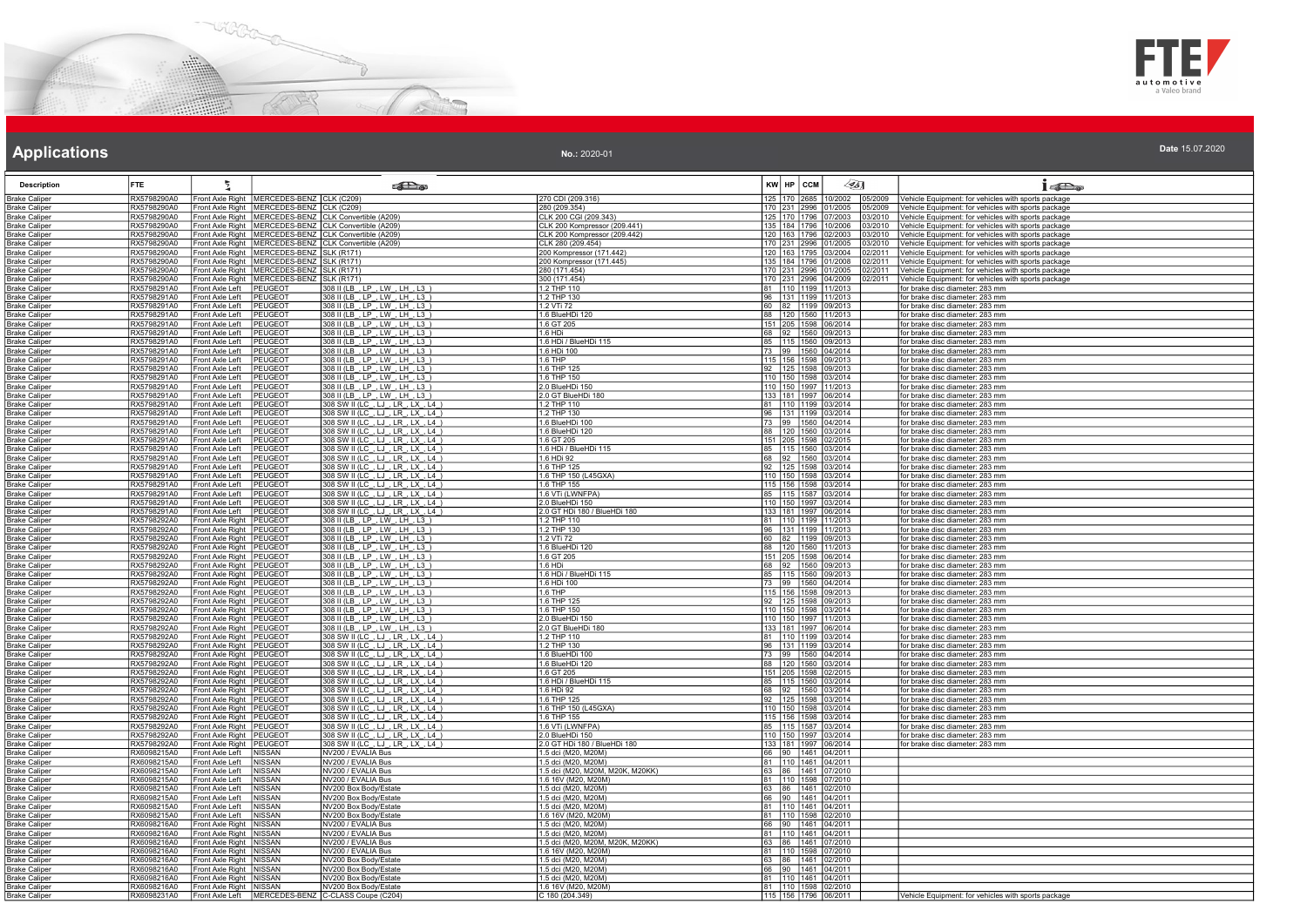# Applications

No.: 2020-01

Date 15.07.2020

| Description | FTE | | | | | KW | HP | CCM | | | |
|---|---|---|---|---|---|---|---|---|---|---|---|
| Brake Caliper | RX5798290A0 | Front Axle Right | MERCEDES-BENZ | CLK (C209) | 270 CDI (209.316) | 125 | 170 | 2685 | 10/2002 | 05/2009 | Vehicle Equipment: for vehicles with sports package |
| Brake Caliper | RX5798290A0 | Front Axle Right | MERCEDES-BENZ | CLK (C209) | 280 (209.354) | 170 | 231 | 2996 | 01/2005 | 05/2009 | Vehicle Equipment: for vehicles with sports package |
| Brake Caliper | RX5798290A0 | Front Axle Right | MERCEDES-BENZ | CLK Convertible (A209) | CLK 200 CGI (209.343) | 125 | 170 | 1796 | 07/2003 | 03/2010 | Vehicle Equipment: for vehicles with sports package |
| Brake Caliper | RX5798290A0 | Front Axle Right | MERCEDES-BENZ | CLK Convertible (A209) | CLK 200 Kompressor (209.441) | 135 | 184 | 1796 | 10/2006 | 03/2010 | Vehicle Equipment: for vehicles with sports package |
| Brake Caliper | RX5798290A0 | Front Axle Right | MERCEDES-BENZ | CLK Convertible (A209) | CLK 200 Kompressor (209.442) | 120 | 163 | 1796 | 02/2003 | 03/2010 | Vehicle Equipment: for vehicles with sports package |
| Brake Caliper | RX5798290A0 | Front Axle Right | MERCEDES-BENZ | CLK Convertible (A209) | CLK 280 (209.454) | 170 | 231 | 2996 | 01/2005 | 03/2010 | Vehicle Equipment: for vehicles with sports package |
| Brake Caliper | RX5798290A0 | Front Axle Right | MERCEDES-BENZ | SLK (R171) | 200 Kompressor (171.442) | 120 | 163 | 1795 | 03/2004 | 02/2011 | Vehicle Equipment: for vehicles with sports package |
| Brake Caliper | RX5798290A0 | Front Axle Right | MERCEDES-BENZ | SLK (R171) | 200 Kompressor (171.445) | 135 | 184 | 1796 | 01/2008 | 02/2011 | Vehicle Equipment: for vehicles with sports package |
| Brake Caliper | RX5798290A0 | Front Axle Right | MERCEDES-BENZ | SLK (R171) | 280 (171.454) | 170 | 231 | 2996 | 01/2005 | 02/2011 | Vehicle Equipment: for vehicles with sports package |
| Brake Caliper | RX5798290A0 | Front Axle Right | MERCEDES-BENZ | SLK (R171) | 300 (171.454) | 170 | 231 | 2996 | 04/2009 | 02/2011 | Vehicle Equipment: for vehicles with sports package |
| Brake Caliper | RX5798291A0 | Front Axle Left | PEUGEOT | 308 II (LB_, LP_, LW_, LH_, L3_) | 1.2 THP 110 | 81 | 110 | 1199 | 11/2013 | | for brake disc diameter: 283 mm |
| Brake Caliper | RX5798291A0 | Front Axle Left | PEUGEOT | 308 II (LB_, LP_, LW_, LH_, L3_) | 1.2 THP 130 | 96 | 131 | 1199 | 11/2013 | | for brake disc diameter: 283 mm |
| Brake Caliper | RX5798291A0 | Front Axle Left | PEUGEOT | 308 II (LB_, LP_, LW_, LH_, L3_) | 1.2 VTi 72 | 60 | 82 | 1199 | 09/2013 | | for brake disc diameter: 283 mm |
| Brake Caliper | RX5798291A0 | Front Axle Left | PEUGEOT | 308 II (LB_, LP_, LW_, LH_, L3_) | 1.6 BlueHDi 120 | 88 | 120 | 1560 | 11/2013 | | for brake disc diameter: 283 mm |
| Brake Caliper | RX5798291A0 | Front Axle Left | PEUGEOT | 308 II (LB_, LP_, LW_, LH_, L3_) | 1.6 GT 205 | 151 | 205 | 1598 | 06/2014 | | for brake disc diameter: 283 mm |
| Brake Caliper | RX5798291A0 | Front Axle Left | PEUGEOT | 308 II (LB_, LP_, LW_, LH_, L3_) | 1.6 HDi | 68 | 92 | 1560 | 09/2013 | | for brake disc diameter: 283 mm |
| Brake Caliper | RX5798291A0 | Front Axle Left | PEUGEOT | 308 II (LB_, LP_, LW_, LH_, L3_) | 1.6 HDi / BlueHDi 115 | 85 | 115 | 1560 | 09/2013 | | for brake disc diameter: 283 mm |
| Brake Caliper | RX5798291A0 | Front Axle Left | PEUGEOT | 308 II (LB_, LP_, LW_, LH_, L3_) | 1.6 HDi 100 | 73 | 99 | 1560 | 04/2014 | | for brake disc diameter: 283 mm |
| Brake Caliper | RX5798291A0 | Front Axle Left | PEUGEOT | 308 II (LB_, LP_, LW_, LH_, L3_) | 1.6 THP | 115 | 156 | 1598 | 09/2013 | | for brake disc diameter: 283 mm |
| Brake Caliper | RX5798291A0 | Front Axle Left | PEUGEOT | 308 II (LB_, LP_, LW_, LH_, L3_) | 1.6 THP 125 | 92 | 125 | 1598 | 09/2013 | | for brake disc diameter: 283 mm |
| Brake Caliper | RX5798291A0 | Front Axle Left | PEUGEOT | 308 II (LB_, LP_, LW_, LH_, L3_) | 1.6 THP 150 | 110 | 150 | 1598 | 03/2014 | | for brake disc diameter: 283 mm |
| Brake Caliper | RX5798291A0 | Front Axle Left | PEUGEOT | 308 II (LB_, LP_, LW_, LH_, L3_) | 2.0 BlueHDi 150 | 110 | 150 | 1997 | 11/2013 | | for brake disc diameter: 283 mm |
| Brake Caliper | RX5798291A0 | Front Axle Left | PEUGEOT | 308 II (LB_, LP_, LW_, LH_, L3_) | 2.0 GT BlueHDi 180 | 133 | 181 | 1997 | 06/2014 | | for brake disc diameter: 283 mm |
| Brake Caliper | RX5798291A0 | Front Axle Left | PEUGEOT | 308 SW II (LC_, LJ_, LR_, LX_, L4_) | 1.2 THP 110 | 81 | 110 | 1199 | 03/2014 | | for brake disc diameter: 283 mm |
| Brake Caliper | RX5798291A0 | Front Axle Left | PEUGEOT | 308 SW II (LC_, LJ_, LR_, LX_, L4_) | 1.2 THP 130 | 96 | 131 | 1199 | 03/2014 | | for brake disc diameter: 283 mm |
| Brake Caliper | RX5798291A0 | Front Axle Left | PEUGEOT | 308 SW II (LC_, LJ_, LR_, LX_, L4_) | 1.6 BlueHDi 100 | 73 | 99 | 1560 | 04/2014 | | for brake disc diameter: 283 mm |
| Brake Caliper | RX5798291A0 | Front Axle Left | PEUGEOT | 308 SW II (LC_, LJ_, LR_, LX_, L4_) | 1.6 BlueHDi 120 | 88 | 120 | 1560 | 03/2014 | | for brake disc diameter: 283 mm |
| Brake Caliper | RX5798291A0 | Front Axle Left | PEUGEOT | 308 SW II (LC_, LJ_, LR_, LX_, L4_) | 1.6 GT 205 | 151 | 205 | 1598 | 02/2015 | | for brake disc diameter: 283 mm |
| Brake Caliper | RX5798291A0 | Front Axle Left | PEUGEOT | 308 SW II (LC_, LJ_, LR_, LX_, L4_) | 1.6 HDi / BlueHDi 115 | 85 | 115 | 1560 | 03/2014 | | for brake disc diameter: 283 mm |
| Brake Caliper | RX5798291A0 | Front Axle Left | PEUGEOT | 308 SW II (LC_, LJ_, LR_, LX_, L4_) | 1.6 HDi 92 | 68 | 92 | 1560 | 03/2014 | | for brake disc diameter: 283 mm |
| Brake Caliper | RX5798291A0 | Front Axle Left | PEUGEOT | 308 SW II (LC_, LJ_, LR_, LX_, L4_) | 1.6 THP 125 | 92 | 125 | 1598 | 03/2014 | | for brake disc diameter: 283 mm |
| Brake Caliper | RX5798291A0 | Front Axle Left | PEUGEOT | 308 SW II (LC_, LJ_, LR_, LX_, L4_) | 1.6 THP 150 (L45GXA) | 110 | 150 | 1598 | 03/2014 | | for brake disc diameter: 283 mm |
| Brake Caliper | RX5798291A0 | Front Axle Left | PEUGEOT | 308 SW II (LC_, LJ_, LR_, LX_, L4_) | 1.6 THP 155 | 115 | 156 | 1598 | 03/2014 | | for brake disc diameter: 283 mm |
| Brake Caliper | RX5798291A0 | Front Axle Left | PEUGEOT | 308 SW II (LC_, LJ_, LR_, LX_, L4_) | 1.6 VTi (LWNFPA) | 85 | 115 | 1587 | 03/2014 | | for brake disc diameter: 283 mm |
| Brake Caliper | RX5798291A0 | Front Axle Left | PEUGEOT | 308 SW II (LC_, LJ_, LR_, LX_, L4_) | 2.0 BlueHDi 150 | 110 | 150 | 1997 | 03/2014 | | for brake disc diameter: 283 mm |
| Brake Caliper | RX5798291A0 | Front Axle Left | PEUGEOT | 308 SW II (LC_, LJ_, LR_, LX_, L4_) | 2.0 GT HDi 180 / BlueHDi 180 | 133 | 181 | 1997 | 06/2014 | | for brake disc diameter: 283 mm |
| Brake Caliper | RX5798292A0 | Front Axle Right | PEUGEOT | 308 II (LB_, LP_, LW_, LH_, L3_) | 1.2 THP 110 | 81 | 110 | 1199 | 11/2013 | | for brake disc diameter: 283 mm |
| Brake Caliper | RX5798292A0 | Front Axle Right | PEUGEOT | 308 II (LB_, LP_, LW_, LH_, L3_) | 1.2 THP 130 | 96 | 131 | 1199 | 11/2013 | | for brake disc diameter: 283 mm |
| Brake Caliper | RX5798292A0 | Front Axle Right | PEUGEOT | 308 II (LB_, LP_, LW_, LH_, L3_) | 1.2 VTi 72 | 60 | 82 | 1199 | 09/2013 | | for brake disc diameter: 283 mm |
| Brake Caliper | RX5798292A0 | Front Axle Right | PEUGEOT | 308 II (LB_, LP_, LW_, LH_, L3_) | 1.6 BlueHDi 120 | 88 | 120 | 1560 | 11/2013 | | for brake disc diameter: 283 mm |
| Brake Caliper | RX5798292A0 | Front Axle Right | PEUGEOT | 308 II (LB_, LP_, LW_, LH_, L3_) | 1.6 GT 205 | 151 | 205 | 1598 | 06/2014 | | for brake disc diameter: 283 mm |
| Brake Caliper | RX5798292A0 | Front Axle Right | PEUGEOT | 308 II (LB_, LP_, LW_, LH_, L3_) | 1.6 HDi | 68 | 92 | 1560 | 09/2013 | | for brake disc diameter: 283 mm |
| Brake Caliper | RX5798292A0 | Front Axle Right | PEUGEOT | 308 II (LB_, LP_, LW_, LH_, L3_) | 1.6 HDi / BlueHDi 115 | 85 | 115 | 1560 | 09/2013 | | for brake disc diameter: 283 mm |
| Brake Caliper | RX5798292A0 | Front Axle Right | PEUGEOT | 308 II (LB_, LP_, LW_, LH_, L3_) | 1.6 HDi 100 | 73 | 99 | 1560 | 04/2014 | | for brake disc diameter: 283 mm |
| Brake Caliper | RX5798292A0 | Front Axle Right | PEUGEOT | 308 II (LB_, LP_, LW_, LH_, L3_) | 1.6 THP | 115 | 156 | 1598 | 09/2013 | | for brake disc diameter: 283 mm |
| Brake Caliper | RX5798292A0 | Front Axle Right | PEUGEOT | 308 II (LB_, LP_, LW_, LH_, L3_) | 1.6 THP 125 | 92 | 125 | 1598 | 09/2013 | | for brake disc diameter: 283 mm |
| Brake Caliper | RX5798292A0 | Front Axle Right | PEUGEOT | 308 II (LB_, LP_, LW_, LH_, L3_) | 1.6 THP 150 | 110 | 150 | 1598 | 03/2014 | | for brake disc diameter: 283 mm |
| Brake Caliper | RX5798292A0 | Front Axle Right | PEUGEOT | 308 II (LB_, LP_, LW_, LH_, L3_) | 2.0 BlueHDi 150 | 110 | 150 | 1997 | 11/2013 | | for brake disc diameter: 283 mm |
| Brake Caliper | RX5798292A0 | Front Axle Right | PEUGEOT | 308 II (LB_, LP_, LW_, LH_, L3_) | 2.0 GT BlueHDi 180 | 133 | 181 | 1997 | 06/2014 | | for brake disc diameter: 283 mm |
| Brake Caliper | RX5798292A0 | Front Axle Right | PEUGEOT | 308 SW II (LC_, LJ_, LR_, LX_, L4_) | 1.2 THP 110 | 81 | 110 | 1199 | 03/2014 | | for brake disc diameter: 283 mm |
| Brake Caliper | RX5798292A0 | Front Axle Right | PEUGEOT | 308 SW II (LC_, LJ_, LR_, LX_, L4_) | 1.2 THP 130 | 96 | 131 | 1199 | 03/2014 | | for brake disc diameter: 283 mm |
| Brake Caliper | RX5798292A0 | Front Axle Right | PEUGEOT | 308 SW II (LC_, LJ_, LR_, LX_, L4_) | 1.6 BlueHDi 100 | 73 | 99 | 1560 | 04/2014 | | for brake disc diameter: 283 mm |
| Brake Caliper | RX5798292A0 | Front Axle Right | PEUGEOT | 308 SW II (LC_, LJ_, LR_, LX_, L4_) | 1.6 BlueHDi 120 | 88 | 120 | 1560 | 03/2014 | | for brake disc diameter: 283 mm |
| Brake Caliper | RX5798292A0 | Front Axle Right | PEUGEOT | 308 SW II (LC_, LJ_, LR_, LX_, L4_) | 1.6 GT 205 | 151 | 205 | 1598 | 02/2015 | | for brake disc diameter: 283 mm |
| Brake Caliper | RX5798292A0 | Front Axle Right | PEUGEOT | 308 SW II (LC_, LJ_, LR_, LX_, L4_) | 1.6 HDi / BlueHDi 115 | 85 | 115 | 1560 | 03/2014 | | for brake disc diameter: 283 mm |
| Brake Caliper | RX5798292A0 | Front Axle Right | PEUGEOT | 308 SW II (LC_, LJ_, LR_, LX_, L4_) | 1.6 HDi 92 | 68 | 92 | 1560 | 03/2014 | | for brake disc diameter: 283 mm |
| Brake Caliper | RX5798292A0 | Front Axle Right | PEUGEOT | 308 SW II (LC_, LJ_, LR_, LX_, L4_) | 1.6 THP 125 | 92 | 125 | 1598 | 03/2014 | | for brake disc diameter: 283 mm |
| Brake Caliper | RX5798292A0 | Front Axle Right | PEUGEOT | 308 SW II (LC_, LJ_, LR_, LX_, L4_) | 1.6 THP 150 (L45GXA) | 110 | 150 | 1598 | 03/2014 | | for brake disc diameter: 283 mm |
| Brake Caliper | RX5798292A0 | Front Axle Right | PEUGEOT | 308 SW II (LC_, LJ_, LR_, LX_, L4_) | 1.6 THP 155 | 115 | 156 | 1598 | 03/2014 | | for brake disc diameter: 283 mm |
| Brake Caliper | RX5798292A0 | Front Axle Right | PEUGEOT | 308 SW II (LC_, LJ_, LR_, LX_, L4_) | 1.6 VTi (LWNFPA) | 85 | 115 | 1587 | 03/2014 | | for brake disc diameter: 283 mm |
| Brake Caliper | RX5798292A0 | Front Axle Right | PEUGEOT | 308 SW II (LC_, LJ_, LR_, LX_, L4_) | 2.0 BlueHDi 150 | 110 | 150 | 1997 | 03/2014 | | for brake disc diameter: 283 mm |
| Brake Caliper | RX5798292A0 | Front Axle Right | PEUGEOT | 308 SW II (LC_, LJ_, LR_, LX_, L4_) | 2.0 GT HDi 180 / BlueHDi 180 | 133 | 181 | 1997 | 06/2014 | | for brake disc diameter: 283 mm |
| Brake Caliper | RX6098215A0 | Front Axle Left | NISSAN | NV200 / EVALIA Bus | 1.5 dci (M20, M20M) | 66 | 90 | 1461 | 04/2011 | | |
| Brake Caliper | RX6098215A0 | Front Axle Left | NISSAN | NV200 / EVALIA Bus | 1.5 dci (M20, M20M) | 81 | 110 | 1461 | 04/2011 | | |
| Brake Caliper | RX6098215A0 | Front Axle Left | NISSAN | NV200 / EVALIA Bus | 1.5 dci (M20, M20M, M20K, M20KK) | 63 | 86 | 1461 | 07/2010 | | |
| Brake Caliper | RX6098215A0 | Front Axle Left | NISSAN | NV200 / EVALIA Bus | 1.6 16V (M20, M20M) | 81 | 110 | 1598 | 07/2010 | | |
| Brake Caliper | RX6098215A0 | Front Axle Left | NISSAN | NV200 Box Body/Estate | 1.5 dci (M20, M20M) | 63 | 86 | 1461 | 02/2010 | | |
| Brake Caliper | RX6098215A0 | Front Axle Left | NISSAN | NV200 Box Body/Estate | 1.5 dci (M20, M20M) | 66 | 90 | 1461 | 04/2011 | | |
| Brake Caliper | RX6098215A0 | Front Axle Left | NISSAN | NV200 Box Body/Estate | 1.5 dci (M20, M20M) | 81 | 110 | 1461 | 04/2011 | | |
| Brake Caliper | RX6098215A0 | Front Axle Left | NISSAN | NV200 Box Body/Estate | 1.6 16V (M20, M20M) | 81 | 110 | 1598 | 02/2010 | | |
| Brake Caliper | RX6098216A0 | Front Axle Right | NISSAN | NV200 / EVALIA Bus | 1.5 dci (M20, M20M) | 66 | 90 | 1461 | 04/2011 | | |
| Brake Caliper | RX6098216A0 | Front Axle Right | NISSAN | NV200 / EVALIA Bus | 1.5 dci (M20, M20M) | 81 | 110 | 1461 | 04/2011 | | |
| Brake Caliper | RX6098216A0 | Front Axle Right | NISSAN | NV200 / EVALIA Bus | 1.5 dci (M20, M20M, M20K, M20KK) | 63 | 86 | 1461 | 07/2010 | | |
| Brake Caliper | RX6098216A0 | Front Axle Right | NISSAN | NV200 / EVALIA Bus | 1.6 16V (M20, M20M) | 81 | 110 | 1598 | 07/2010 | | |
| Brake Caliper | RX6098216A0 | Front Axle Right | NISSAN | NV200 Box Body/Estate | 1.5 dci (M20, M20M) | 63 | 86 | 1461 | 02/2010 | | |
| Brake Caliper | RX6098216A0 | Front Axle Right | NISSAN | NV200 Box Body/Estate | 1.5 dci (M20, M20M) | 66 | 90 | 1461 | 04/2011 | | |
| Brake Caliper | RX6098216A0 | Front Axle Right | NISSAN | NV200 Box Body/Estate | 1.5 dci (M20, M20M) | 81 | 110 | 1461 | 04/2011 | | |
| Brake Caliper | RX6098216A0 | Front Axle Right | NISSAN | NV200 Box Body/Estate | 1.6 16V (M20, M20M) | 81 | 110 | 1598 | 02/2010 | | |
| Brake Caliper | RX6098231A0 | Front Axle Left | MERCEDES-BENZ | C-CLASS Coupe (C204) | C 180 (204.349) | 115 | 156 | 1796 | 06/2011 | | Vehicle Equipment: for vehicles with sports package |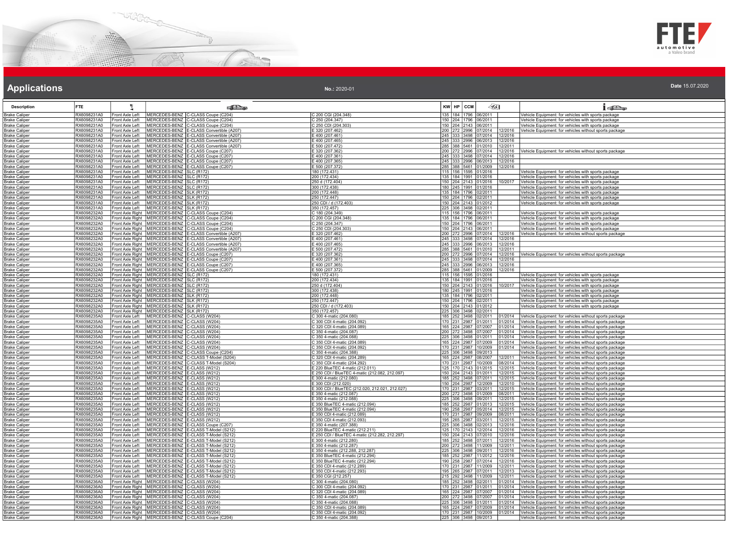## Applications

**No.:** 2020-01

**Date** 15.07.2020

| Description | FTE | | | | | KW | HP | CCM | | | |
|---|---|---|---|---|---|---|---|---|---|---|---|
| Brake Caliper | RX6098231A0 | Front Axle Left | MERCEDES-BENZ | C-CLASS Coupe (C204) | C 200 CGI (204.348) | 135 | 184 | 1796 | 06/2011 | | Vehicle Equipment: for vehicles with sports package |
| Brake Caliper | RX6098231A0 | Front Axle Left | MERCEDES-BENZ | C-CLASS Coupe (C204) | C 250 (204.347) | 150 | 204 | 1796 | 06/2011 | | Vehicle Equipment: for vehicles with sports package |
| Brake Caliper | RX6098231A0 | Front Axle Left | MERCEDES-BENZ | C-CLASS Coupe (C204) | C 250 CDI (204.303) | 150 | 204 | 2143 | 06/2011 | | Vehicle Equipment: for vehicles with sports package |
| Brake Caliper | RX6098231A0 | Front Axle Left | MERCEDES-BENZ | E-CLASS Convertible (A207) | E 320 (207.462) | 200 | 272 | 2996 | 07/2014 | 12/2016 | Vehicle Equipment: for vehicles without sports package |
| Brake Caliper | RX6098231A0 | Front Axle Left | MERCEDES-BENZ | E-CLASS Convertible (A207) | E 400 (207.461) | 245 | 333 | 3498 | 07/2014 | 12/2016 | |
| Brake Caliper | RX6098231A0 | Front Axle Left | MERCEDES-BENZ | E-CLASS Convertible (A207) | E 400 (207.465) | 245 | 333 | 2996 | 06/2013 | 12/2016 | |
| Brake Caliper | RX6098231A0 | Front Axle Left | MERCEDES-BENZ | E-CLASS Convertible (A207) | E 500 (207.472) | 285 | 388 | 5461 | 01/2010 | 12/2011 | |
| Brake Caliper | RX6098231A0 | Front Axle Left | MERCEDES-BENZ | E-CLASS Coupe (C207) | E 320 (207.362) | 200 | 272 | 2996 | 07/2014 | 12/2016 | Vehicle Equipment: for vehicles without sports package |
| Brake Caliper | RX6098231A0 | Front Axle Left | MERCEDES-BENZ | E-CLASS Coupe (C207) | E 400 (207.361) | 245 | 333 | 3498 | 07/2014 | 12/2016 | |
| Brake Caliper | RX6098231A0 | Front Axle Left | MERCEDES-BENZ | E-CLASS Coupe (C207) | E 400 (207.365) | 245 | 333 | 2996 | 06/2013 | 12/2016 | |
| Brake Caliper | RX6098231A0 | Front Axle Left | MERCEDES-BENZ | E-CLASS Coupe (C207) | E 500 (207.372) | 285 | 388 | 5461 | 01/2009 | 12/2016 | |
| Brake Caliper | RX6098231A0 | Front Axle Left | MERCEDES-BENZ | SLC (R172) | 180 (172.431) | 115 | 156 | 1595 | 01/2016 | | Vehicle Equipment: for vehicles with sports package |
| Brake Caliper | RX6098231A0 | Front Axle Left | MERCEDES-BENZ | SLC (R172) | 200 (172.434) | 135 | 184 | 1991 | 01/2016 | | Vehicle Equipment: for vehicles with sports package |
| Brake Caliper | RX6098231A0 | Front Axle Left | MERCEDES-BENZ | SLC (R172) | 250 d (172.404) | 150 | 204 | 2143 | 01/2016 | 10/2017 | Vehicle Equipment: for vehicles with sports package |
| Brake Caliper | RX6098231A0 | Front Axle Left | MERCEDES-BENZ | SLC (R172) | 300 (172.438) | 180 | 245 | 1991 | 01/2016 | | Vehicle Equipment: for vehicles with sports package |
| Brake Caliper | RX6098231A0 | Front Axle Left | MERCEDES-BENZ | SLK (R172) | 200 (172.448) | 135 | 184 | 1796 | 02/2011 | | Vehicle Equipment: for vehicles with sports package |
| Brake Caliper | RX6098231A0 | Front Axle Left | MERCEDES-BENZ | SLK (R172) | 250 (172.447) | 150 | 204 | 1796 | 02/2011 | | Vehicle Equipment: for vehicles with sports package |
| Brake Caliper | RX6098231A0 | Front Axle Left | MERCEDES-BENZ | SLK (R172) | 250 CDI / d (172.403) | 150 | 204 | 2143 | 01/2012 | | Vehicle Equipment: for vehicles with sports package |
| Brake Caliper | RX6098231A0 | Front Axle Left | MERCEDES-BENZ | SLK (R172) | 350 (172.457) | 225 | 306 | 3498 | 02/2011 | | |
| Brake Caliper | RX6098232A0 | Front Axle Right | MERCEDES-BENZ | C-CLASS Coupe (C204) | C 180 (204.349) | 115 | 156 | 1796 | 06/2011 | | Vehicle Equipment: for vehicles with sports package |
| Brake Caliper | RX6098232A0 | Front Axle Right | MERCEDES-BENZ | C-CLASS Coupe (C204) | C 200 CGI (204.348) | 135 | 184 | 1796 | 06/2011 | | Vehicle Equipment: for vehicles with sports package |
| Brake Caliper | RX6098232A0 | Front Axle Right | MERCEDES-BENZ | C-CLASS Coupe (C204) | C 250 (204.347) | 150 | 204 | 1796 | 06/2011 | | Vehicle Equipment: for vehicles with sports package |
| Brake Caliper | RX6098232A0 | Front Axle Right | MERCEDES-BENZ | C-CLASS Coupe (C204) | C 250 CDI (204.303) | 150 | 204 | 2143 | 06/2011 | | Vehicle Equipment: for vehicles with sports package |
| Brake Caliper | RX6098232A0 | Front Axle Right | MERCEDES-BENZ | E-CLASS Convertible (A207) | E 320 (207.462) | 200 | 272 | 2996 | 07/2014 | 12/2016 | Vehicle Equipment: for vehicles without sports package |
| Brake Caliper | RX6098232A0 | Front Axle Right | MERCEDES-BENZ | E-CLASS Convertible (A207) | E 400 (207.461) | 245 | 333 | 3498 | 07/2014 | 12/2016 | |
| Brake Caliper | RX6098232A0 | Front Axle Right | MERCEDES-BENZ | E-CLASS Convertible (A207) | E 400 (207.465) | 245 | 333 | 2996 | 06/2013 | 12/2016 | |
| Brake Caliper | RX6098232A0 | Front Axle Right | MERCEDES-BENZ | E-CLASS Convertible (A207) | E 500 (207.472) | 285 | 388 | 5461 | 01/2010 | 12/2011 | |
| Brake Caliper | RX6098232A0 | Front Axle Right | MERCEDES-BENZ | E-CLASS Coupe (C207) | E 320 (207.362) | 200 | 272 | 2996 | 07/2014 | 12/2016 | Vehicle Equipment: for vehicles without sports package |
| Brake Caliper | RX6098232A0 | Front Axle Right | MERCEDES-BENZ | E-CLASS Coupe (C207) | E 400 (207.361) | 245 | 333 | 3498 | 07/2014 | 12/2016 | |
| Brake Caliper | RX6098232A0 | Front Axle Right | MERCEDES-BENZ | E-CLASS Coupe (C207) | E 400 (207.365) | 245 | 333 | 2996 | 06/2013 | 12/2016 | |
| Brake Caliper | RX6098232A0 | Front Axle Right | MERCEDES-BENZ | E-CLASS Coupe (C207) | E 500 (207.372) | 285 | 388 | 5461 | 01/2009 | 12/2016 | |
| Brake Caliper | RX6098232A0 | Front Axle Right | MERCEDES-BENZ | SLC (R172) | 180 (172.431) | 115 | 156 | 1595 | 01/2016 | | Vehicle Equipment: for vehicles with sports package |
| Brake Caliper | RX6098232A0 | Front Axle Right | MERCEDES-BENZ | SLC (R172) | 200 (172.434) | 135 | 184 | 1991 | 01/2016 | | Vehicle Equipment: for vehicles with sports package |
| Brake Caliper | RX6098232A0 | Front Axle Right | MERCEDES-BENZ | SLC (R172) | 250 d (172.404) | 150 | 204 | 2143 | 01/2016 | 10/2017 | Vehicle Equipment: for vehicles with sports package |
| Brake Caliper | RX6098232A0 | Front Axle Right | MERCEDES-BENZ | SLC (R172) | 300 (172.438) | 180 | 245 | 1991 | 01/2016 | | Vehicle Equipment: for vehicles with sports package |
| Brake Caliper | RX6098232A0 | Front Axle Right | MERCEDES-BENZ | SLK (R172) | 200 (172.448) | 135 | 184 | 1796 | 02/2011 | | Vehicle Equipment: for vehicles with sports package |
| Brake Caliper | RX6098232A0 | Front Axle Right | MERCEDES-BENZ | SLK (R172) | 250 (172.447) | 150 | 204 | 1796 | 02/2011 | | Vehicle Equipment: for vehicles with sports package |
| Brake Caliper | RX6098232A0 | Front Axle Right | MERCEDES-BENZ | SLK (R172) | 250 CDI / d (172.403) | 150 | 204 | 2143 | 01/2012 | | Vehicle Equipment: for vehicles with sports package |
| Brake Caliper | RX6098232A0 | Front Axle Right | MERCEDES-BENZ | SLK (R172) | 350 (172.457) | 225 | 306 | 3498 | 02/2011 | | |
| Brake Caliper | RX6098235A0 | Front Axle Left | MERCEDES-BENZ | C-CLASS (W204) | C 300 4-matic (204.080) | 185 | 252 | 3498 | 02/2011 | 01/2014 | Vehicle Equipment: for vehicles without sports package |
| Brake Caliper | RX6098235A0 | Front Axle Left | MERCEDES-BENZ | C-CLASS (W204) | C 300 CDI 4-matic (204.092) | 170 | 231 | 2987 | 01/2011 | 01/2014 | Vehicle Equipment: for vehicles without sports package |
| Brake Caliper | RX6098235A0 | Front Axle Left | MERCEDES-BENZ | C-CLASS (W204) | C 320 CDI 4-matic (204.089) | 165 | 224 | 2987 | 07/2007 | 01/2014 | Vehicle Equipment: for vehicles without sports package |
| Brake Caliper | RX6098235A0 | Front Axle Left | MERCEDES-BENZ | C-CLASS (W204) | C 350 4-matic (204.087) | 200 | 272 | 3498 | 07/2007 | 01/2014 | Vehicle Equipment: for vehicles without sports package |
| Brake Caliper | RX6098235A0 | Front Axle Left | MERCEDES-BENZ | C-CLASS (W204) | C 350 4-matic (204.088) | 225 | 306 | 3498 | 01/2011 | 01/2014 | Vehicle Equipment: for vehicles without sports package |
| Brake Caliper | RX6098235A0 | Front Axle Left | MERCEDES-BENZ | C-CLASS (W204) | C 350 CDI 4-matic (204.089) | 165 | 224 | 2987 | 07/2009 | 01/2014 | Vehicle Equipment: for vehicles without sports package |
| Brake Caliper | RX6098235A0 | Front Axle Left | MERCEDES-BENZ | C-CLASS (W204) | C 350 CDI 4-matic (204.092) | 170 | 231 | 2987 | 10/2009 | 01/2014 | Vehicle Equipment: for vehicles without sports package |
| Brake Caliper | RX6098235A0 | Front Axle Left | MERCEDES-BENZ | C-CLASS Coupe (C204) | C 350 4-matic (204.388) | 225 | 306 | 3498 | 09/2013 | | Vehicle Equipment: for vehicles without sports package |
| Brake Caliper | RX6098235A0 | Front Axle Left | MERCEDES-BENZ | C-CLASS T-Model (S204) | C 320 CDI 4-matic (204.289) | 165 | 224 | 2987 | 08/2007 | 12/2011 | Vehicle Equipment: for vehicles without sports package |
| Brake Caliper | RX6098235A0 | Front Axle Left | MERCEDES-BENZ | C-CLASS T-Model (S204) | C 350 CDI 4-matic (204.292) | 170 | 231 | 2987 | 10/2009 | 08/2014 | Vehicle Equipment: for vehicles without sports package |
| Brake Caliper | RX6098235A0 | Front Axle Left | MERCEDES-BENZ | E-CLASS (W212) | E 220 BlueTEC 4-matic (212.011) | 125 | 170 | 2143 | 01/2015 | 12/2015 | Vehicle Equipment: for vehicles without sports package |
| Brake Caliper | RX6098235A0 | Front Axle Left | MERCEDES-BENZ | E-CLASS (W212) | E 250 CDI / BlueTEC 4-matic (212.082, 212.097) | 150 | 204 | 2143 | 01/2011 | 12/2015 | Vehicle Equipment: for vehicles without sports package |
| Brake Caliper | RX6098235A0 | Front Axle Left | MERCEDES-BENZ | E-CLASS (W212) | E 300 4-matic (212.080) | 185 | 252 | 3498 | 07/2011 | 12/2015 | Vehicle Equipment: for vehicles without sports package |
| Brake Caliper | RX6098235A0 | Front Axle Left | MERCEDES-BENZ | E-CLASS (W212) | E 300 CDI (212.020) | 150 | 204 | 2987 | 12/2009 | 12/2010 | Vehicle Equipment: for vehicles without sports package |
| Brake Caliper | RX6098235A0 | Front Axle Left | MERCEDES-BENZ | E-CLASS (W212) | E 300 CDI / BlueTEC (212.020, 212.021, 212.027) | 170 | 231 | 2987 | 03/2011 | 12/2015 | Vehicle Equipment: for vehicles without sports package |
| Brake Caliper | RX6098235A0 | Front Axle Left | MERCEDES-BENZ | E-CLASS (W212) | E 350 4-matic (212.087) | 200 | 272 | 3498 | 01/2009 | 08/2011 | Vehicle Equipment: for vehicles without sports package |
| Brake Caliper | RX6098235A0 | Front Axle Left | MERCEDES-BENZ | E-CLASS (W212) | E 350 4-matic (212.088) | 225 | 306 | 3498 | 09/2011 | 12/2015 | Vehicle Equipment: for vehicles without sports package |
| Brake Caliper | RX6098235A0 | Front Axle Left | MERCEDES-BENZ | E-CLASS (W212) | E 350 BlueTEC 4-matic (212.094) | 185 | 252 | 2987 | 01/2013 | 12/2015 | Vehicle Equipment: for vehicles without sports package |
| Brake Caliper | RX6098235A0 | Front Axle Left | MERCEDES-BENZ | E-CLASS (W212) | E 350 BlueTEC 4-matic (212.094) | 190 | 258 | 2987 | 05/2014 | 12/2015 | Vehicle Equipment: for vehicles without sports package |
| Brake Caliper | RX6098235A0 | Front Axle Left | MERCEDES-BENZ | E-CLASS (W212) | E 350 CDI 4-matic (212.089) | 170 | 231 | 2987 | 09/2009 | 08/2011 | Vehicle Equipment: for vehicles without sports package |
| Brake Caliper | RX6098235A0 | Front Axle Left | MERCEDES-BENZ | E-CLASS (W212) | E 350 CDI 4-matic (212.093) | 195 | 265 | 2987 | 03/2011 | 12/2015 | Vehicle Equipment: for vehicles without sports package |
| Brake Caliper | RX6098235A0 | Front Axle Left | MERCEDES-BENZ | E-CLASS Coupe (C207) | E 350 4-matic (207.388) | 225 | 306 | 3498 | 02/2013 | 12/2016 | Vehicle Equipment: for vehicles without sports package |
| Brake Caliper | RX6098235A0 | Front Axle Left | MERCEDES-BENZ | E-CLASS T-Model (S212) | E 220 BlueTEC 4-matic (212.211) | 125 | 170 | 2143 | 12/2014 | 12/2016 | Vehicle Equipment: for vehicles without sports package |
| Brake Caliper | RX6098235A0 | Front Axle Left | MERCEDES-BENZ | E-CLASS T-Model (S212) | E 250 CDI / BlueTEC 4-matic (212.282, 212.297) | 150 | 204 | 2143 | 07/2010 | 12/2016 | Vehicle Equipment: for vehicles without sports package |
| Brake Caliper | RX6098235A0 | Front Axle Left | MERCEDES-BENZ | E-CLASS T-Model (S212) | E 300 4-matic (212.280) | 185 | 252 | 3498 | 07/2011 | 12/2016 | Vehicle Equipment: for vehicles without sports package |
| Brake Caliper | RX6098235A0 | Front Axle Left | MERCEDES-BENZ | E-CLASS T-Model (S212) | E 350 4-matic (212.287) | 200 | 272 | 3498 | 11/2009 | 12/2011 | Vehicle Equipment: for vehicles without sports package |
| Brake Caliper | RX6098235A0 | Front Axle Left | MERCEDES-BENZ | E-CLASS T-Model (S212) | E 350 4-matic (212.288, 212.287) | 225 | 306 | 3498 | 09/2011 | 12/2016 | Vehicle Equipment: for vehicles without sports package |
| Brake Caliper | RX6098235A0 | Front Axle Left | MERCEDES-BENZ | E-CLASS T-Model (S212) | E 350 BlueTEC 4-matic (212.294) | 185 | 252 | 2987 | 11/2012 | 12/2016 | Vehicle Equipment: for vehicles without sports package |
| Brake Caliper | RX6098235A0 | Front Axle Left | MERCEDES-BENZ | E-CLASS T-Model (S212) | E 350 BlueTEC 4-matic (212.294) | 190 | 258 | 2987 | 07/2014 | 12/2016 | Vehicle Equipment: for vehicles without sports package |
| Brake Caliper | RX6098235A0 | Front Axle Left | MERCEDES-BENZ | E-CLASS T-Model (S212) | E 350 CDI 4-matic (212.289) | 170 | 231 | 2987 | 11/2009 | 12/2011 | Vehicle Equipment: for vehicles without sports package |
| Brake Caliper | RX6098235A0 | Front Axle Left | MERCEDES-BENZ | E-CLASS T-Model (S212) | E 350 CDI 4-matic (212.293) | 195 | 265 | 2987 | 07/2011 | 12/2013 | Vehicle Equipment: for vehicles without sports package |
| Brake Caliper | RX6098235A0 | Front Axle Left | MERCEDES-BENZ | E-CLASS T-Model (S212) | E 350 CGI (212.257) | 215 | 292 | 3498 | 11/2009 | 12/2011 | Vehicle Equipment: for vehicles without sports package |
| Brake Caliper | RX6098236A0 | Front Axle Right | MERCEDES-BENZ | C-CLASS (W204) | C 300 4-matic (204.080) | 185 | 252 | 3498 | 02/2011 | 01/2014 | Vehicle Equipment: for vehicles without sports package |
| Brake Caliper | RX6098236A0 | Front Axle Right | MERCEDES-BENZ | C-CLASS (W204) | C 300 CDI 4-matic (204.092) | 170 | 231 | 2987 | 01/2011 | 01/2014 | Vehicle Equipment: for vehicles without sports package |
| Brake Caliper | RX6098236A0 | Front Axle Right | MERCEDES-BENZ | C-CLASS (W204) | C 320 CDI 4-matic (204.089) | 165 | 224 | 2987 | 07/2007 | 01/2014 | Vehicle Equipment: for vehicles without sports package |
| Brake Caliper | RX6098236A0 | Front Axle Right | MERCEDES-BENZ | C-CLASS (W204) | C 350 4-matic (204.087) | 200 | 272 | 3498 | 07/2007 | 01/2014 | Vehicle Equipment: for vehicles without sports package |
| Brake Caliper | RX6098236A0 | Front Axle Right | MERCEDES-BENZ | C-CLASS (W204) | C 350 4-matic (204.088) | 225 | 306 | 3498 | 01/2011 | 01/2014 | Vehicle Equipment: for vehicles without sports package |
| Brake Caliper | RX6098236A0 | Front Axle Right | MERCEDES-BENZ | C-CLASS (W204) | C 350 CDI 4-matic (204.089) | 165 | 224 | 2987 | 07/2009 | 01/2014 | Vehicle Equipment: for vehicles without sports package |
| Brake Caliper | RX6098236A0 | Front Axle Right | MERCEDES-BENZ | C-CLASS (W204) | C 350 CDI 4-matic (204.092) | 170 | 231 | 2987 | 10/2009 | 01/2014 | Vehicle Equipment: for vehicles without sports package |
| Brake Caliper | RX6098236A0 | Front Axle Right | MERCEDES-BENZ | C-CLASS Coupe (C204) | C 350 4-matic (204.388) | 225 | 306 | 3498 | 09/2013 | | Vehicle Equipment: for vehicles without sports package |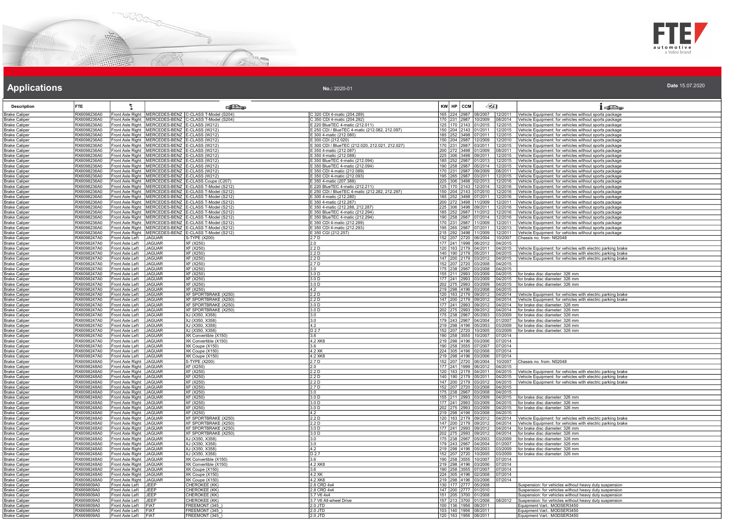## Applications

**No.:** 2020-01

**Date** 15.07.2020

| Description | FTE | | | | | KW | HP | CCM | | | |
|---|---|---|---|---|---|---|---|---|---|---|---|
| Brake Caliper | RX6098236A0 | Front Axle Right | MERCEDES-BENZ | C-CLASS T-Model (S204) | C 320 CDI 4-matic (204.289) | 165 | 224 | 2987 | 08/2007 | 12/2011 | Vehicle Equipment: for vehicles without sports package |
| Brake Caliper | RX6098236A0 | Front Axle Right | MERCEDES-BENZ | C-CLASS T-Model (S204) | C 350 CDI 4-matic (204.292) | 170 | 231 | 2987 | 10/2009 | 08/2014 | Vehicle Equipment: for vehicles without sports package |
| Brake Caliper | RX6098236A0 | Front Axle Right | MERCEDES-BENZ | E-CLASS (W212) | E 220 BlueTEC 4-matic (212.011) | 125 | 170 | 2143 | 01/2015 | 12/2015 | Vehicle Equipment: for vehicles without sports package |
| Brake Caliper | RX6098236A0 | Front Axle Right | MERCEDES-BENZ | E-CLASS (W212) | E 250 CDI / BlueTEC 4-matic (212.082, 212.097) | 150 | 204 | 2143 | 01/2011 | 12/2015 | Vehicle Equipment: for vehicles without sports package |
| Brake Caliper | RX6098236A0 | Front Axle Right | MERCEDES-BENZ | E-CLASS (W212) | E 300 4-matic (212.080) | 185 | 252 | 3498 | 07/2011 | 12/2015 | Vehicle Equipment: for vehicles without sports package |
| Brake Caliper | RX6098236A0 | Front Axle Right | MERCEDES-BENZ | E-CLASS (W212) | E 300 CDI (212.020) | 150 | 204 | 2987 | 12/2009 | 12/2010 | Vehicle Equipment: for vehicles without sports package |
| Brake Caliper | RX6098236A0 | Front Axle Right | MERCEDES-BENZ | E-CLASS (W212) | E 300 CDI / BlueTEC (212.020, 212.021, 212.027) | 170 | 231 | 2987 | 03/2011 | 12/2015 | Vehicle Equipment: for vehicles without sports package |
| Brake Caliper | RX6098236A0 | Front Axle Right | MERCEDES-BENZ | E-CLASS (W212) | E 350 4-matic (212.087) | 200 | 272 | 3498 | 01/2009 | 08/2011 | Vehicle Equipment: for vehicles without sports package |
| Brake Caliper | RX6098236A0 | Front Axle Right | MERCEDES-BENZ | E-CLASS (W212) | E 350 4-matic (212.088) | 225 | 306 | 3498 | 09/2011 | 12/2015 | Vehicle Equipment: for vehicles without sports package |
| Brake Caliper | RX6098236A0 | Front Axle Right | MERCEDES-BENZ | E-CLASS (W212) | E 350 BlueTEC 4-matic (212.094) | 185 | 252 | 2987 | 01/2013 | 12/2015 | Vehicle Equipment: for vehicles without sports package |
| Brake Caliper | RX6098236A0 | Front Axle Right | MERCEDES-BENZ | E-CLASS (W212) | E 350 BlueTEC 4-matic (212.094) | 190 | 258 | 2987 | 05/2014 | 12/2015 | Vehicle Equipment: for vehicles without sports package |
| Brake Caliper | RX6098236A0 | Front Axle Right | MERCEDES-BENZ | E-CLASS (W212) | E 350 CDI 4-matic (212.089) | 170 | 231 | 2987 | 09/2009 | 08/2011 | Vehicle Equipment: for vehicles without sports package |
| Brake Caliper | RX6098236A0 | Front Axle Right | MERCEDES-BENZ | E-CLASS (W212) | E 350 CDI 4-matic (212.093) | 195 | 265 | 2987 | 03/2011 | 12/2015 | Vehicle Equipment: for vehicles without sports package |
| Brake Caliper | RX6098236A0 | Front Axle Right | MERCEDES-BENZ | E-CLASS Coupe (C207) | E 350 4-matic (207.388) | 225 | 306 | 3498 | 02/2013 | 12/2016 | Vehicle Equipment: for vehicles without sports package |
| Brake Caliper | RX6098236A0 | Front Axle Right | MERCEDES-BENZ | E-CLASS T-Model (S212) | E 220 BlueTEC 4-matic (212.211) | 125 | 170 | 2143 | 12/2014 | 12/2016 | Vehicle Equipment: for vehicles without sports package |
| Brake Caliper | RX6098236A0 | Front Axle Right | MERCEDES-BENZ | E-CLASS T-Model (S212) | E 250 CDI / BlueTEC 4-matic (212.282, 212.297) | 150 | 204 | 2143 | 07/2010 | 12/2016 | Vehicle Equipment: for vehicles without sports package |
| Brake Caliper | RX6098236A0 | Front Axle Right | MERCEDES-BENZ | E-CLASS T-Model (S212) | E 300 4-matic (212.280) | 185 | 252 | 3498 | 07/2011 | 12/2016 | Vehicle Equipment: for vehicles without sports package |
| Brake Caliper | RX6098236A0 | Front Axle Right | MERCEDES-BENZ | E-CLASS T-Model (S212) | E 350 4-matic (212.287) | 200 | 272 | 3498 | 11/2009 | 12/2011 | Vehicle Equipment: for vehicles without sports package |
| Brake Caliper | RX6098236A0 | Front Axle Right | MERCEDES-BENZ | E-CLASS T-Model (S212) | E 350 4-matic (212.288, 212.287) | 225 | 306 | 3498 | 09/2011 | 12/2016 | Vehicle Equipment: for vehicles without sports package |
| Brake Caliper | RX6098236A0 | Front Axle Right | MERCEDES-BENZ | E-CLASS T-Model (S212) | E 350 BlueTEC 4-matic (212.294) | 185 | 252 | 2987 | 11/2012 | 12/2016 | Vehicle Equipment: for vehicles without sports package |
| Brake Caliper | RX6098236A0 | Front Axle Right | MERCEDES-BENZ | E-CLASS T-Model (S212) | E 350 BlueTEC 4-matic (212.294) | 190 | 258 | 2987 | 07/2014 | 12/2016 | Vehicle Equipment: for vehicles without sports package |
| Brake Caliper | RX6098236A0 | Front Axle Right | MERCEDES-BENZ | E-CLASS T-Model (S212) | E 350 CDI 4-matic (212.289) | 170 | 231 | 2987 | 11/2009 | 12/2011 | Vehicle Equipment: for vehicles without sports package |
| Brake Caliper | RX6098236A0 | Front Axle Right | MERCEDES-BENZ | E-CLASS T-Model (S212) | E 350 CDI 4-matic (212.293) | 195 | 265 | 2987 | 07/2011 | 12/2013 | Vehicle Equipment: for vehicles without sports package |
| Brake Caliper | RX6098236A0 | Front Axle Right | MERCEDES-BENZ | E-CLASS T-Model (S212) | E 350 CGI (212.257) | 215 | 292 | 3498 | 11/2009 | 12/2011 | Vehicle Equipment: for vehicles without sports package |
| Brake Caliper | RX6098247A0 | Front Axle Left | JAGUAR | S-TYPE (X200) | 2.7 D | 152 | 207 | 2720 | 06/2004 | 10/2007 | Chassis no. from: N52048 |
| Brake Caliper | RX6098247A0 | Front Axle Left | JAGUAR | XF (X250) | 2.0 | 177 | 241 | 1999 | 06/2012 | 04/2015 | |
| Brake Caliper | RX6098247A0 | Front Axle Left | JAGUAR | XF (X250) | 2.2 D | 120 | 163 | 2179 | 04/2011 | 04/2015 | Vehicle Equipment: for vehicles with electric parking brake |
| Brake Caliper | RX6098247A0 | Front Axle Left | JAGUAR | XF (X250) | 2.2 D | 140 | 190 | 2179 | 05/2011 | 04/2015 | Vehicle Equipment: for vehicles with electric parking brake |
| Brake Caliper | RX6098247A0 | Front Axle Left | JAGUAR | XF (X250) | 2.2 D | 147 | 200 | 2179 | 03/2012 | 04/2015 | Vehicle Equipment: for vehicles with electric parking brake |
| Brake Caliper | RX6098247A0 | Front Axle Left | JAGUAR | XF (X250) | 2.7 D | 152 | 207 | 2720 | 03/2008 | 04/2015 | |
| Brake Caliper | RX6098247A0 | Front Axle Left | JAGUAR | XF (X250) | 3.0 | 175 | 238 | 2967 | 03/2008 | 04/2015 | |
| Brake Caliper | RX6098247A0 | Front Axle Left | JAGUAR | XF (X250) | 3.0 D | 155 | 211 | 2993 | 03/2009 | 04/2015 | for brake disc diameter: 326 mm |
| Brake Caliper | RX6098247A0 | Front Axle Left | JAGUAR | XF (X250) | 3.0 D | 177 | 241 | 2993 | 03/2009 | 04/2015 | for brake disc diameter: 326 mm |
| Brake Caliper | RX6098247A0 | Front Axle Left | JAGUAR | XF (X250) | 3.0 D | 202 | 275 | 2993 | 03/2009 | 04/2015 | for brake disc diameter: 326 mm |
| Brake Caliper | RX6098247A0 | Front Axle Left | JAGUAR | XF (X250) | 4.2 | 219 | 298 | 4196 | 03/2008 | 04/2015 | |
| Brake Caliper | RX6098247A0 | Front Axle Left | JAGUAR | XF SPORTBRAKE (X250) | 2.2 D | 120 | 163 | 2179 | 09/2012 | 04/2014 | Vehicle Equipment: for vehicles with electric parking brake |
| Brake Caliper | RX6098247A0 | Front Axle Left | JAGUAR | XF SPORTBRAKE (X250) | 2.2 D | 147 | 200 | 2179 | 09/2012 | 04/2014 | Vehicle Equipment: for vehicles with electric parking brake |
| Brake Caliper | RX6098247A0 | Front Axle Left | JAGUAR | XF SPORTBRAKE (X250) | 3.0 D | 177 | 241 | 2993 | 09/2012 | 04/2014 | for brake disc diameter: 326 mm |
| Brake Caliper | RX6098247A0 | Front Axle Left | JAGUAR | XF SPORTBRAKE (X250) | 3.0 D | 202 | 275 | 2993 | 09/2012 | 04/2014 | for brake disc diameter: 326 mm |
| Brake Caliper | RX6098247A0 | Front Axle Left | JAGUAR | XJ (X350, X358) | 3.0 | 175 | 238 | 2967 | 05/2003 | 03/2009 | for brake disc diameter: 326 mm |
| Brake Caliper | RX6098247A0 | Front Axle Left | JAGUAR | XJ (X350, X358) | 3.0 | 179 | 243 | 2967 | 04/2004 | 01/2007 | for brake disc diameter: 326 mm |
| Brake Caliper | RX6098247A0 | Front Axle Left | JAGUAR | XJ (X350, X358) | 4.2 | 219 | 298 | 4196 | 05/2003 | 03/2009 | for brake disc diameter: 326 mm |
| Brake Caliper | RX6098247A0 | Front Axle Left | JAGUAR | XJ (X350, X358) | D 2.7 | 152 | 207 | 2720 | 10/2005 | 03/2009 | for brake disc diameter: 326 mm |
| Brake Caliper | RX6098247A0 | Front Axle Left | JAGUAR | XK Convertible (X150) | 3.6 | 190 | 258 | 3555 | 10/2007 | 07/2014 | |
| Brake Caliper | RX6098247A0 | Front Axle Left | JAGUAR | XK Convertible (X150) | 4.2 XK8 | 219 | 298 | 4196 | 03/2006 | 07/2014 | |
| Brake Caliper | RX6098247A0 | Front Axle Left | JAGUAR | XK Coupe (X150) | 3.6 | 190 | 258 | 3555 | 07/2007 | 07/2014 | |
| Brake Caliper | RX6098247A0 | Front Axle Left | JAGUAR | XK Coupe (X150) | 4.2 XK | 224 | 305 | 4196 | 02/2008 | 07/2014 | |
| Brake Caliper | RX6098247A0 | Front Axle Left | JAGUAR | XK Coupe (X150) | 4.2 XK8 | 219 | 298 | 4196 | 03/2006 | 07/2014 | |
| Brake Caliper | RX6098248A0 | Front Axle Right | JAGUAR | S-TYPE (X200) | 2.7 D | 152 | 207 | 2720 | 06/2004 | 10/2007 | Chassis no. from: N52048 |
| Brake Caliper | RX6098248A0 | Front Axle Right | JAGUAR | XF (X250) | 2.0 | 177 | 241 | 1999 | 06/2012 | 04/2015 | |
| Brake Caliper | RX6098248A0 | Front Axle Right | JAGUAR | XF (X250) | 2.2 D | 120 | 163 | 2179 | 04/2011 | 04/2015 | Vehicle Equipment: for vehicles with electric parking brake |
| Brake Caliper | RX6098248A0 | Front Axle Right | JAGUAR | XF (X250) | 2.2 D | 140 | 190 | 2179 | 05/2011 | 04/2015 | Vehicle Equipment: for vehicles with electric parking brake |
| Brake Caliper | RX6098248A0 | Front Axle Right | JAGUAR | XF (X250) | 2.2 D | 147 | 200 | 2179 | 03/2012 | 04/2015 | Vehicle Equipment: for vehicles with electric parking brake |
| Brake Caliper | RX6098248A0 | Front Axle Right | JAGUAR | XF (X250) | 2.7 D | 152 | 207 | 2720 | 03/2008 | 04/2015 | |
| Brake Caliper | RX6098248A0 | Front Axle Right | JAGUAR | XF (X250) | 3.0 | 175 | 238 | 2967 | 03/2008 | 04/2015 | |
| Brake Caliper | RX6098248A0 | Front Axle Right | JAGUAR | XF (X250) | 3.0 D | 155 | 211 | 2993 | 03/2009 | 04/2015 | for brake disc diameter: 326 mm |
| Brake Caliper | RX6098248A0 | Front Axle Right | JAGUAR | XF (X250) | 3.0 D | 177 | 241 | 2993 | 03/2009 | 04/2015 | for brake disc diameter: 326 mm |
| Brake Caliper | RX6098248A0 | Front Axle Right | JAGUAR | XF (X250) | 3.0 D | 202 | 275 | 2993 | 03/2009 | 04/2015 | for brake disc diameter: 326 mm |
| Brake Caliper | RX6098248A0 | Front Axle Right | JAGUAR | XF (X250) | 4.2 | 219 | 298 | 4196 | 03/2008 | 04/2015 | |
| Brake Caliper | RX6098248A0 | Front Axle Right | JAGUAR | XF SPORTBRAKE (X250) | 2.2 D | 120 | 163 | 2179 | 09/2012 | 04/2014 | Vehicle Equipment: for vehicles with electric parking brake |
| Brake Caliper | RX6098248A0 | Front Axle Right | JAGUAR | XF SPORTBRAKE (X250) | 2.2 D | 147 | 200 | 2179 | 09/2012 | 04/2014 | Vehicle Equipment: for vehicles with electric parking brake |
| Brake Caliper | RX6098248A0 | Front Axle Right | JAGUAR | XF SPORTBRAKE (X250) | 3.0 D | 177 | 241 | 2993 | 09/2012 | 04/2014 | for brake disc diameter: 326 mm |
| Brake Caliper | RX6098248A0 | Front Axle Right | JAGUAR | XF SPORTBRAKE (X250) | 3.0 D | 202 | 275 | 2993 | 09/2012 | 04/2014 | for brake disc diameter: 326 mm |
| Brake Caliper | RX6098248A0 | Front Axle Right | JAGUAR | XJ (X350, X358) | 3.0 | 175 | 238 | 2967 | 05/2003 | 03/2009 | for brake disc diameter: 326 mm |
| Brake Caliper | RX6098248A0 | Front Axle Right | JAGUAR | XJ (X350, X358) | 3.0 | 179 | 243 | 2967 | 04/2004 | 01/2007 | for brake disc diameter: 326 mm |
| Brake Caliper | RX6098248A0 | Front Axle Right | JAGUAR | XJ (X350, X358) | 4.2 | 219 | 298 | 4196 | 05/2003 | 03/2009 | for brake disc diameter: 326 mm |
| Brake Caliper | RX6098248A0 | Front Axle Right | JAGUAR | XJ (X350, X358) | D 2.7 | 152 | 207 | 2720 | 10/2005 | 03/2009 | for brake disc diameter: 326 mm |
| Brake Caliper | RX6098248A0 | Front Axle Right | JAGUAR | XK Convertible (X150) | 3.6 | 190 | 258 | 3555 | 10/2007 | 07/2014 | |
| Brake Caliper | RX6098248A0 | Front Axle Right | JAGUAR | XK Convertible (X150) | 4.2 XK8 | 219 | 298 | 4196 | 03/2006 | 07/2014 | |
| Brake Caliper | RX6098248A0 | Front Axle Right | JAGUAR | XK Coupe (X150) | 3.6 | 190 | 258 | 3555 | 07/2007 | 07/2014 | |
| Brake Caliper | RX6098248A0 | Front Axle Right | JAGUAR | XK Coupe (X150) | 4.2 XK | 224 | 305 | 4196 | 02/2008 | 07/2014 | |
| Brake Caliper | RX6098248A0 | Front Axle Right | JAGUAR | XK Coupe (X150) | 4.2 XK8 | 219 | 298 | 4196 | 03/2006 | 07/2014 | |
| Brake Caliper | RX669809A0 | Front Axle Left | JEEP | CHEROKEE (KK) | 2.8 CRD 4x4 | 130 | 177 | 2777 | 05/2008 | | Suspension: for vehicles without heavy duty suspension |
| Brake Caliper | RX669809A0 | Front Axle Left | JEEP | CHEROKEE (KK) | 2.8 CRD 4x4 | 147 | 200 | 2777 | 01/2010 | | Suspension: for vehicles without heavy duty suspension |
| Brake Caliper | RX669809A0 | Front Axle Left | JEEP | CHEROKEE (KK) | 3.7 V6 4x4 | 151 | 205 | 3700 | 01/2008 | | Suspension: for vehicles without heavy duty suspension |
| Brake Caliper | RX669809A0 | Front Axle Left | JEEP | CHEROKEE (KK) | 3.7 V6 All-wheel Drive | 157 | 213 | 3700 | 01/2008 | 08/2012 | Suspension: for vehicles without heavy duty suspension |
| Brake Caliper | RX669809A0 | Front Axle Left | FIAT | FREEMONT (345_) | 2.0 JTD | 100 | 136 | 1956 | 08/2011 | | Equipment Vart.: MODSER3450 |
| Brake Caliper | RX669809A0 | Front Axle Left | FIAT | FREEMONT (345_) | 2.0 JTD | 103 | 140 | 1956 | 08/2011 | | Equipment Vart.: MODSER3450 |
| Brake Caliper | RX669809A0 | Front Axle Left | FIAT | FREEMONT (345_) | 2.0 JTD | 120 | 163 | 1956 | 08/2011 | | Equipment Vart.: MODSER3450 |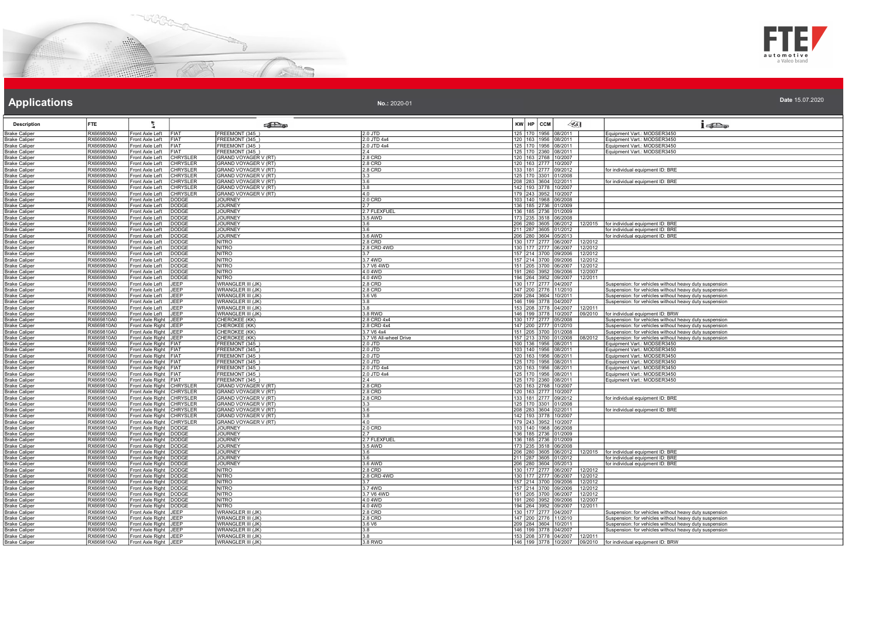# Applications

**No.:** 2020-01

**Date** 15.07.2020

| Description | FTE | | | | | KW | HP | CCM | | | |
|---|---|---|---|---|---|---|---|---|---|---|---|
| Brake Caliper | RX669809A0 | Front Axle Left | FIAT | FREEMONT (345_) | 2.0 JTD | 125 | 170 | 1956 | 08/2011 | | Equipment Vart.: MODSER3450 |
| Brake Caliper | RX669809A0 | Front Axle Left | FIAT | FREEMONT (345_) | 2.0 JTD 4x4 | 120 | 163 | 1956 | 08/2011 | | Equipment Vart.: MODSER3450 |
| Brake Caliper | RX669809A0 | Front Axle Left | FIAT | FREEMONT (345_) | 2.0 JTD 4x4 | 125 | 170 | 1956 | 08/2011 | | Equipment Vart.: MODSER3450 |
| Brake Caliper | RX669809A0 | Front Axle Left | FIAT | FREEMONT (345_) | 2.4 | 125 | 170 | 2360 | 08/2011 | | Equipment Vart.: MODSER3450 |
| Brake Caliper | RX669809A0 | Front Axle Left | CHRYSLER | GRAND VOYAGER V (RT) | 2.8 CRD | 120 | 163 | 2768 | 10/2007 | | |
| Brake Caliper | RX669809A0 | Front Axle Left | CHRYSLER | GRAND VOYAGER V (RT) | 2.8 CRD | 120 | 163 | 2777 | 10/2007 | | |
| Brake Caliper | RX669809A0 | Front Axle Left | CHRYSLER | GRAND VOYAGER V (RT) | 2.8 CRD | 133 | 181 | 2777 | 09/2012 | | for individual equipment ID: BRE |
| Brake Caliper | RX669809A0 | Front Axle Left | CHRYSLER | GRAND VOYAGER V (RT) | 3.3 | 125 | 170 | 3301 | 01/2008 | | |
| Brake Caliper | RX669809A0 | Front Axle Left | CHRYSLER | GRAND VOYAGER V (RT) | 3.6 | 208 | 283 | 3604 | 02/2011 | | for individual equipment ID: BRE |
| Brake Caliper | RX669809A0 | Front Axle Left | CHRYSLER | GRAND VOYAGER V (RT) | 3.8 | 142 | 193 | 3778 | 10/2007 | | |
| Brake Caliper | RX669809A0 | Front Axle Left | CHRYSLER | GRAND VOYAGER V (RT) | 4.0 | 179 | 243 | 3952 | 10/2007 | | |
| Brake Caliper | RX669809A0 | Front Axle Left | DODGE | JOURNEY | 2.0 CRD | 103 | 140 | 1968 | 06/2008 | | |
| Brake Caliper | RX669809A0 | Front Axle Left | DODGE | JOURNEY | 2.7 | 136 | 185 | 2736 | 01/2009 | | |
| Brake Caliper | RX669809A0 | Front Axle Left | DODGE | JOURNEY | 2.7 FLEXFUEL | 136 | 185 | 2736 | 01/2009 | | |
| Brake Caliper | RX669809A0 | Front Axle Left | DODGE | JOURNEY | 3.5 AWD | 173 | 235 | 3518 | 06/2008 | | |
| Brake Caliper | RX669809A0 | Front Axle Left | DODGE | JOURNEY | 3.6 | 206 | 280 | 3605 | 06/2012 | 12/2015 | for individual equipment ID: BRE |
| Brake Caliper | RX669809A0 | Front Axle Left | DODGE | JOURNEY | 3.6 | 211 | 287 | 3605 | 01/2012 | | for individual equipment ID: BRE |
| Brake Caliper | RX669809A0 | Front Axle Left | DODGE | JOURNEY | 3.6 AWD | 206 | 280 | 3604 | 05/2013 | | for individual equipment ID: BRE |
| Brake Caliper | RX669809A0 | Front Axle Left | DODGE | NITRO | 2.8 CRD | 130 | 177 | 2777 | 06/2007 | 12/2012 | |
| Brake Caliper | RX669809A0 | Front Axle Left | DODGE | NITRO | 2.8 CRD 4WD | 130 | 177 | 2777 | 06/2007 | 12/2012 | |
| Brake Caliper | RX669809A0 | Front Axle Left | DODGE | NITRO | 3.7 | 157 | 214 | 3700 | 09/2006 | 12/2012 | |
| Brake Caliper | RX669809A0 | Front Axle Left | DODGE | NITRO | 3.7 4WD | 157 | 214 | 3700 | 09/2006 | 12/2012 | |
| Brake Caliper | RX669809A0 | Front Axle Left | DODGE | NITRO | 3.7 V6 4WD | 151 | 205 | 3700 | 06/2007 | 12/2012 | |
| Brake Caliper | RX669809A0 | Front Axle Left | DODGE | NITRO | 4.0 4WD | 191 | 260 | 3952 | 09/2006 | 12/2007 | |
| Brake Caliper | RX669809A0 | Front Axle Left | DODGE | NITRO | 4.0 4WD | 194 | 264 | 3952 | 09/2007 | 12/2011 | |
| Brake Caliper | RX669809A0 | Front Axle Left | JEEP | WRANGLER III (JK) | 2.8 CRD | 130 | 177 | 2777 | 04/2007 | | Suspension: for vehicles without heavy duty suspension |
| Brake Caliper | RX669809A0 | Front Axle Left | JEEP | WRANGLER III (JK) | 2.8 CRD | 147 | 200 | 2776 | 11/2010 | | Suspension: for vehicles without heavy duty suspension |
| Brake Caliper | RX669809A0 | Front Axle Left | JEEP | WRANGLER III (JK) | 3.6 V6 | 209 | 284 | 3604 | 10/2011 | | Suspension: for vehicles without heavy duty suspension |
| Brake Caliper | RX669809A0 | Front Axle Left | JEEP | WRANGLER III (JK) | 3.8 | 146 | 199 | 3778 | 04/2007 | | Suspension: for vehicles without heavy duty suspension |
| Brake Caliper | RX669809A0 | Front Axle Left | JEEP | WRANGLER III (JK) | 3.8 | 153 | 208 | 3778 | 04/2007 | 12/2011 | |
| Brake Caliper | RX669809A0 | Front Axle Left | JEEP | WRANGLER III (JK) | 3.8 RWD | 146 | 199 | 3778 | 10/2007 | 09/2010 | for individual equipment ID: BRW |
| Brake Caliper | RX669810A0 | Front Axle Right | JEEP | CHEROKEE (KK) | 2.8 CRD 4x4 | 130 | 177 | 2777 | 05/2008 | | Suspension: for vehicles without heavy duty suspension |
| Brake Caliper | RX669810A0 | Front Axle Right | JEEP | CHEROKEE (KK) | 2.8 CRD 4x4 | 147 | 200 | 2777 | 01/2010 | | Suspension: for vehicles without heavy duty suspension |
| Brake Caliper | RX669810A0 | Front Axle Right | JEEP | CHEROKEE (KK) | 3.7 V6 4x4 | 151 | 205 | 3700 | 01/2008 | | Suspension: for vehicles without heavy duty suspension |
| Brake Caliper | RX669810A0 | Front Axle Right | JEEP | CHEROKEE (KK) | 3.7 V6 All-wheel Drive | 157 | 213 | 3700 | 01/2008 | 08/2012 | Suspension: for vehicles without heavy duty suspension |
| Brake Caliper | RX669810A0 | Front Axle Right | FIAT | FREEMONT (345_) | 2.0 JTD | 100 | 136 | 1956 | 08/2011 | | Equipment Vart.: MODSER3450 |
| Brake Caliper | RX669810A0 | Front Axle Right | FIAT | FREEMONT (345_) | 2.0 JTD | 103 | 140 | 1956 | 08/2011 | | Equipment Vart.: MODSER3450 |
| Brake Caliper | RX669810A0 | Front Axle Right | FIAT | FREEMONT (345_) | 2.0 JTD | 120 | 163 | 1956 | 08/2011 | | Equipment Vart.: MODSER3450 |
| Brake Caliper | RX669810A0 | Front Axle Right | FIAT | FREEMONT (345_) | 2.0 JTD | 125 | 170 | 1956 | 08/2011 | | Equipment Vart.: MODSER3450 |
| Brake Caliper | RX669810A0 | Front Axle Right | FIAT | FREEMONT (345_) | 2.0 JTD 4x4 | 120 | 163 | 1956 | 08/2011 | | Equipment Vart.: MODSER3450 |
| Brake Caliper | RX669810A0 | Front Axle Right | FIAT | FREEMONT (345_) | 2.0 JTD 4x4 | 125 | 170 | 1956 | 08/2011 | | Equipment Vart.: MODSER3450 |
| Brake Caliper | RX669810A0 | Front Axle Right | FIAT | FREEMONT (345_) | 2.4 | 125 | 170 | 2360 | 08/2011 | | Equipment Vart.: MODSER3450 |
| Brake Caliper | RX669810A0 | Front Axle Right | CHRYSLER | GRAND VOYAGER V (RT) | 2.8 CRD | 120 | 163 | 2768 | 10/2007 | | |
| Brake Caliper | RX669810A0 | Front Axle Right | CHRYSLER | GRAND VOYAGER V (RT) | 2.8 CRD | 120 | 163 | 2777 | 10/2007 | | |
| Brake Caliper | RX669810A0 | Front Axle Right | CHRYSLER | GRAND VOYAGER V (RT) | 2.8 CRD | 133 | 181 | 2777 | 09/2012 | | for individual equipment ID: BRE |
| Brake Caliper | RX669810A0 | Front Axle Right | CHRYSLER | GRAND VOYAGER V (RT) | 3.3 | 125 | 170 | 3301 | 01/2008 | | |
| Brake Caliper | RX669810A0 | Front Axle Right | CHRYSLER | GRAND VOYAGER V (RT) | 3.6 | 208 | 283 | 3604 | 02/2011 | | for individual equipment ID: BRE |
| Brake Caliper | RX669810A0 | Front Axle Right | CHRYSLER | GRAND VOYAGER V (RT) | 3.8 | 142 | 193 | 3778 | 10/2007 | | |
| Brake Caliper | RX669810A0 | Front Axle Right | CHRYSLER | GRAND VOYAGER V (RT) | 4.0 | 179 | 243 | 3952 | 10/2007 | | |
| Brake Caliper | RX669810A0 | Front Axle Right | DODGE | JOURNEY | 2.0 CRD | 103 | 140 | 1968 | 06/2008 | | |
| Brake Caliper | RX669810A0 | Front Axle Right | DODGE | JOURNEY | 2.7 | 136 | 185 | 2736 | 01/2009 | | |
| Brake Caliper | RX669810A0 | Front Axle Right | DODGE | JOURNEY | 2.7 FLEXFUEL | 136 | 185 | 2736 | 01/2009 | | |
| Brake Caliper | RX669810A0 | Front Axle Right | DODGE | JOURNEY | 3.5 AWD | 173 | 235 | 3518 | 06/2008 | | |
| Brake Caliper | RX669810A0 | Front Axle Right | DODGE | JOURNEY | 3.6 | 206 | 280 | 3605 | 06/2012 | 12/2015 | for individual equipment ID: BRE |
| Brake Caliper | RX669810A0 | Front Axle Right | DODGE | JOURNEY | 3.6 | 211 | 287 | 3605 | 01/2012 | | for individual equipment ID: BRE |
| Brake Caliper | RX669810A0 | Front Axle Right | DODGE | JOURNEY | 3.6 AWD | 206 | 280 | 3604 | 05/2013 | | for individual equipment ID: BRE |
| Brake Caliper | RX669810A0 | Front Axle Right | DODGE | NITRO | 2.8 CRD | 130 | 177 | 2777 | 06/2007 | 12/2012 | |
| Brake Caliper | RX669810A0 | Front Axle Right | DODGE | NITRO | 2.8 CRD 4WD | 130 | 177 | 2777 | 06/2007 | 12/2012 | |
| Brake Caliper | RX669810A0 | Front Axle Right | DODGE | NITRO | 3.7 | 157 | 214 | 3700 | 09/2006 | 12/2012 | |
| Brake Caliper | RX669810A0 | Front Axle Right | DODGE | NITRO | 3.7 4WD | 157 | 214 | 3700 | 09/2006 | 12/2012 | |
| Brake Caliper | RX669810A0 | Front Axle Right | DODGE | NITRO | 3.7 V6 4WD | 151 | 205 | 3700 | 06/2007 | 12/2012 | |
| Brake Caliper | RX669810A0 | Front Axle Right | DODGE | NITRO | 4.0 4WD | 191 | 260 | 3952 | 09/2006 | 12/2007 | |
| Brake Caliper | RX669810A0 | Front Axle Right | DODGE | NITRO | 4.0 4WD | 194 | 264 | 3952 | 09/2007 | 12/2011 | |
| Brake Caliper | RX669810A0 | Front Axle Right | JEEP | WRANGLER III (JK) | 2.8 CRD | 130 | 177 | 2777 | 04/2007 | | Suspension: for vehicles without heavy duty suspension |
| Brake Caliper | RX669810A0 | Front Axle Right | JEEP | WRANGLER III (JK) | 2.8 CRD | 147 | 200 | 2776 | 11/2010 | | Suspension: for vehicles without heavy duty suspension |
| Brake Caliper | RX669810A0 | Front Axle Right | JEEP | WRANGLER III (JK) | 3.6 V6 | 209 | 284 | 3604 | 10/2011 | | Suspension: for vehicles without heavy duty suspension |
| Brake Caliper | RX669810A0 | Front Axle Right | JEEP | WRANGLER III (JK) | 3.8 | 146 | 199 | 3778 | 04/2007 | | Suspension: for vehicles without heavy duty suspension |
| Brake Caliper | RX669810A0 | Front Axle Right | JEEP | WRANGLER III (JK) | 3.8 | 153 | 208 | 3778 | 04/2007 | 12/2011 | |
| Brake Caliper | RX669810A0 | Front Axle Right | JEEP | WRANGLER III (JK) | 3.8 RWD | 146 | 199 | 3778 | 10/2007 | 09/2010 | for individual equipment ID: BRW |